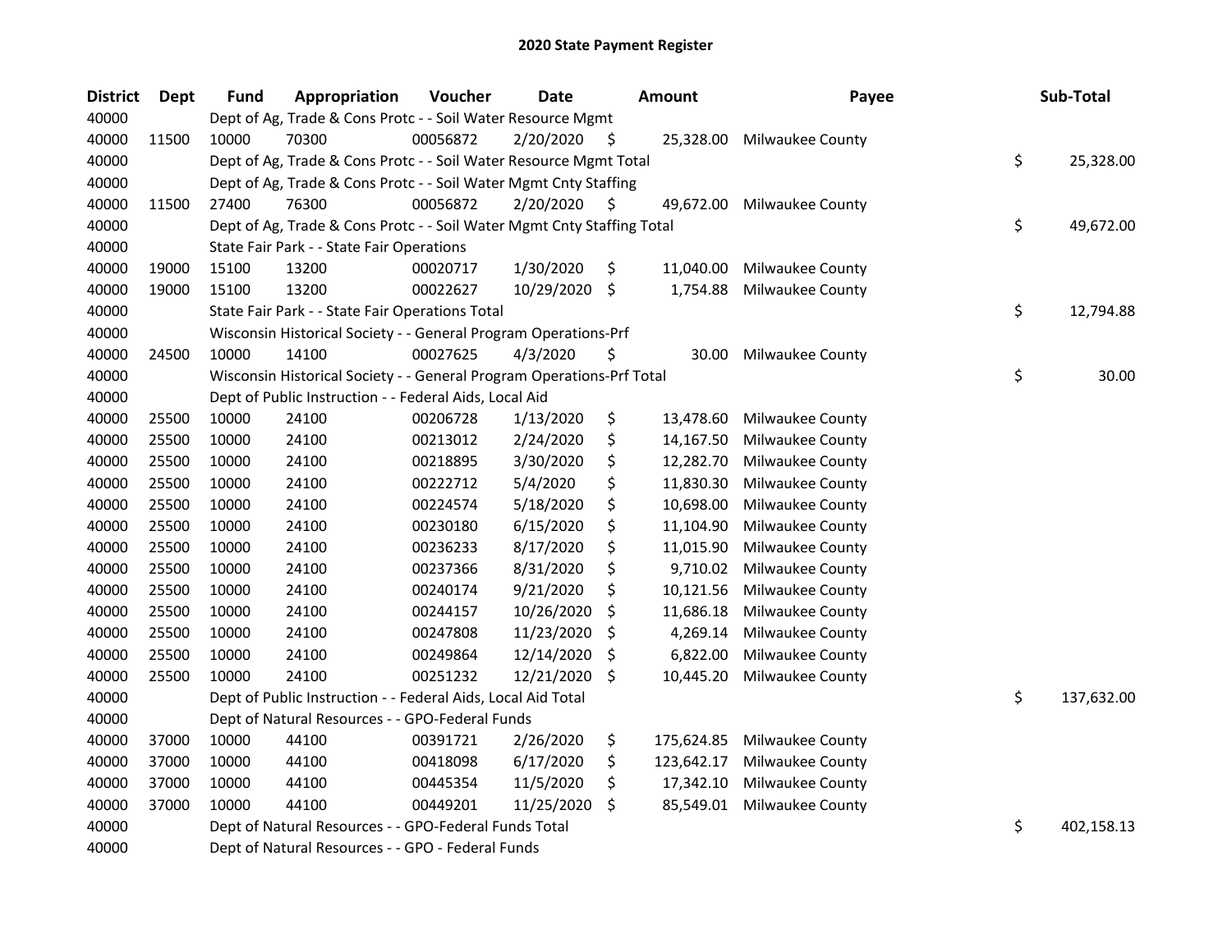# 2020 State Payment Register

| District | Dept | Fund | Appropriation | Voucher | Date | Amount | Payee | Sub-Total |
|---|---|---|---|---|---|---|---|---|
| 40000 | | Dept of Ag, Trade & Cons Protc - - Soil Water Resource Mgmt | | | | | | |
| 40000 | 11500 | 10000 | 70300 | 00056872 | 2/20/2020 | $ 25,328.00 | Milwaukee County | |
| 40000 | | Dept of Ag, Trade & Cons Protc - - Soil Water Resource Mgmt Total | | | | | | $ 25,328.00 |
| 40000 | | Dept of Ag, Trade & Cons Protc - - Soil Water Mgmt Cnty Staffing | | | | | | |
| 40000 | 11500 | 27400 | 76300 | 00056872 | 2/20/2020 | $ 49,672.00 | Milwaukee County | |
| 40000 | | Dept of Ag, Trade & Cons Protc - - Soil Water Mgmt Cnty Staffing Total | | | | | | $ 49,672.00 |
| 40000 | | State Fair Park - - State Fair Operations | | | | | | |
| 40000 | 19000 | 15100 | 13200 | 00020717 | 1/30/2020 | $ 11,040.00 | Milwaukee County | |
| 40000 | 19000 | 15100 | 13200 | 00022627 | 10/29/2020 | $ 1,754.88 | Milwaukee County | |
| 40000 | | State Fair Park - - State Fair Operations Total | | | | | | $ 12,794.88 |
| 40000 | | Wisconsin Historical Society - - General Program Operations-Prf | | | | | | |
| 40000 | 24500 | 10000 | 14100 | 00027625 | 4/3/2020 | $ 30.00 | Milwaukee County | |
| 40000 | | Wisconsin Historical Society - - General Program Operations-Prf Total | | | | | | $ 30.00 |
| 40000 | | Dept of Public Instruction - - Federal Aids, Local Aid | | | | | | |
| 40000 | 25500 | 10000 | 24100 | 00206728 | 1/13/2020 | $ 13,478.60 | Milwaukee County | |
| 40000 | 25500 | 10000 | 24100 | 00213012 | 2/24/2020 | $ 14,167.50 | Milwaukee County | |
| 40000 | 25500 | 10000 | 24100 | 00218895 | 3/30/2020 | $ 12,282.70 | Milwaukee County | |
| 40000 | 25500 | 10000 | 24100 | 00222712 | 5/4/2020 | $ 11,830.30 | Milwaukee County | |
| 40000 | 25500 | 10000 | 24100 | 00224574 | 5/18/2020 | $ 10,698.00 | Milwaukee County | |
| 40000 | 25500 | 10000 | 24100 | 00230180 | 6/15/2020 | $ 11,104.90 | Milwaukee County | |
| 40000 | 25500 | 10000 | 24100 | 00236233 | 8/17/2020 | $ 11,015.90 | Milwaukee County | |
| 40000 | 25500 | 10000 | 24100 | 00237366 | 8/31/2020 | $ 9,710.02 | Milwaukee County | |
| 40000 | 25500 | 10000 | 24100 | 00240174 | 9/21/2020 | $ 10,121.56 | Milwaukee County | |
| 40000 | 25500 | 10000 | 24100 | 00244157 | 10/26/2020 | $ 11,686.18 | Milwaukee County | |
| 40000 | 25500 | 10000 | 24100 | 00247808 | 11/23/2020 | $ 4,269.14 | Milwaukee County | |
| 40000 | 25500 | 10000 | 24100 | 00249864 | 12/14/2020 | $ 6,822.00 | Milwaukee County | |
| 40000 | 25500 | 10000 | 24100 | 00251232 | 12/21/2020 | $ 10,445.20 | Milwaukee County | |
| 40000 | | Dept of Public Instruction - - Federal Aids, Local Aid Total | | | | | | $ 137,632.00 |
| 40000 | | Dept of Natural Resources - - GPO-Federal Funds | | | | | | |
| 40000 | 37000 | 10000 | 44100 | 00391721 | 2/26/2020 | $ 175,624.85 | Milwaukee County | |
| 40000 | 37000 | 10000 | 44100 | 00418098 | 6/17/2020 | $ 123,642.17 | Milwaukee County | |
| 40000 | 37000 | 10000 | 44100 | 00445354 | 11/5/2020 | $ 17,342.10 | Milwaukee County | |
| 40000 | 37000 | 10000 | 44100 | 00449201 | 11/25/2020 | $ 85,549.01 | Milwaukee County | |
| 40000 | | Dept of Natural Resources - - GPO-Federal Funds Total | | | | | | $ 402,158.13 |
| 40000 | | Dept of Natural Resources - - GPO - Federal Funds | | | | | | |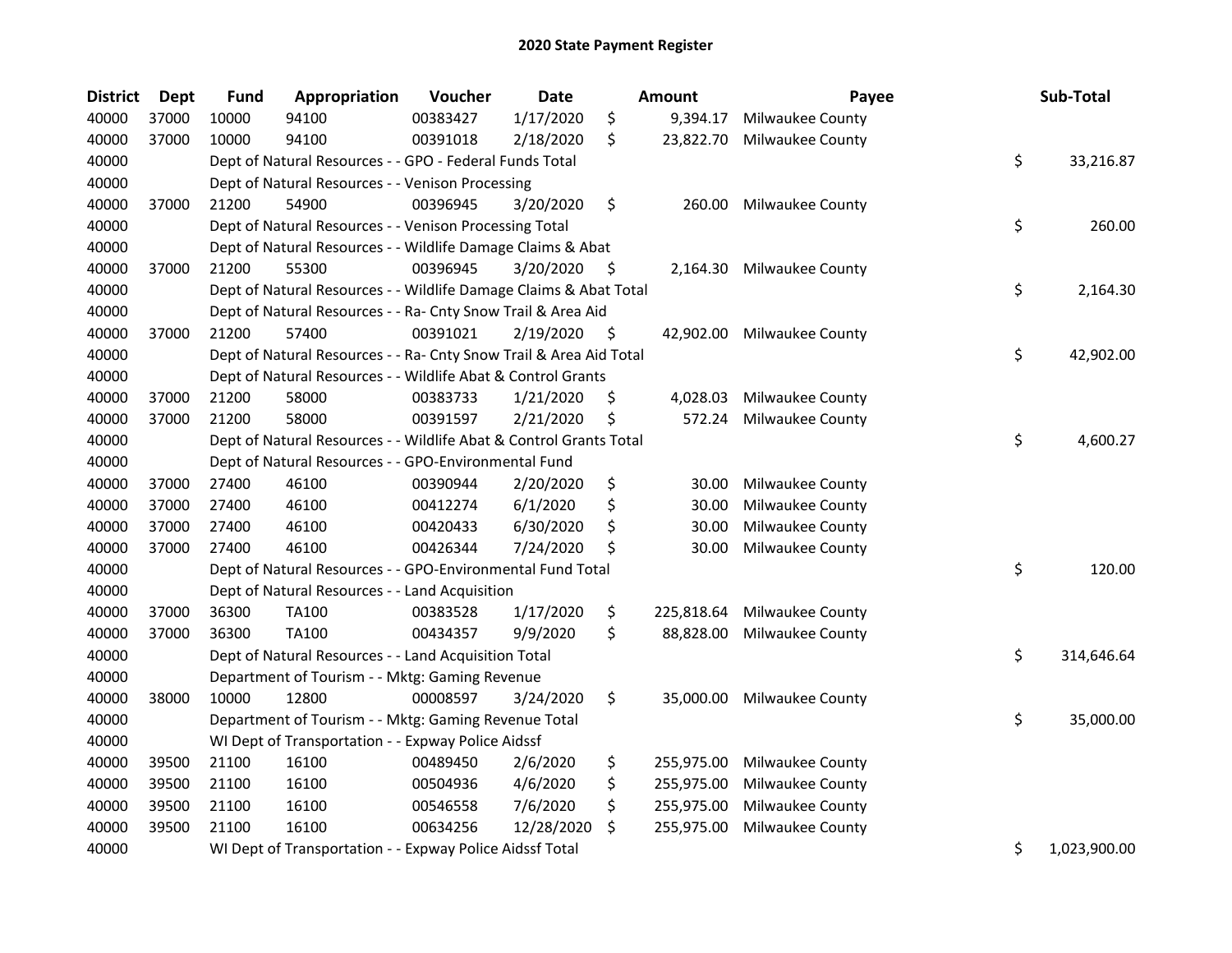# 2020 State Payment Register

| District | Dept | Fund | Appropriation | Voucher | Date | | Amount | Payee | | Sub-Total |
|---|---|---|---|---|---|---|---|---|---|---|
| 40000 | 37000 | 10000 | 94100 | 00383427 | 1/17/2020 | $ | 9,394.17 | Milwaukee County | | |
| 40000 | 37000 | 10000 | 94100 | 00391018 | 2/18/2020 | $ | 23,822.70 | Milwaukee County | | |
| 40000 | | Dept of Natural Resources - - GPO - Federal Funds Total | | | | | | | $ | 33,216.87 |
| 40000 | | Dept of Natural Resources - - Venison Processing | | | | | | | | |
| 40000 | 37000 | 21200 | 54900 | 00396945 | 3/20/2020 | $ | 260.00 | Milwaukee County | | |
| 40000 | | Dept of Natural Resources - - Venison Processing Total | | | | | | | $ | 260.00 |
| 40000 | | Dept of Natural Resources - - Wildlife Damage Claims & Abat | | | | | | | | |
| 40000 | 37000 | 21200 | 55300 | 00396945 | 3/20/2020 | $ | 2,164.30 | Milwaukee County | | |
| 40000 | | Dept of Natural Resources - - Wildlife Damage Claims & Abat Total | | | | | | | $ | 2,164.30 |
| 40000 | | Dept of Natural Resources - - Ra- Cnty Snow Trail & Area Aid | | | | | | | | |
| 40000 | 37000 | 21200 | 57400 | 00391021 | 2/19/2020 | $ | 42,902.00 | Milwaukee County | | |
| 40000 | | Dept of Natural Resources - - Ra- Cnty Snow Trail & Area Aid Total | | | | | | | $ | 42,902.00 |
| 40000 | | Dept of Natural Resources - - Wildlife Abat & Control Grants | | | | | | | | |
| 40000 | 37000 | 21200 | 58000 | 00383733 | 1/21/2020 | $ | 4,028.03 | Milwaukee County | | |
| 40000 | 37000 | 21200 | 58000 | 00391597 | 2/21/2020 | $ | 572.24 | Milwaukee County | | |
| 40000 | | Dept of Natural Resources - - Wildlife Abat & Control Grants Total | | | | | | | $ | 4,600.27 |
| 40000 | | Dept of Natural Resources - - GPO-Environmental Fund | | | | | | | | |
| 40000 | 37000 | 27400 | 46100 | 00390944 | 2/20/2020 | $ | 30.00 | Milwaukee County | | |
| 40000 | 37000 | 27400 | 46100 | 00412274 | 6/1/2020 | $ | 30.00 | Milwaukee County | | |
| 40000 | 37000 | 27400 | 46100 | 00420433 | 6/30/2020 | $ | 30.00 | Milwaukee County | | |
| 40000 | 37000 | 27400 | 46100 | 00426344 | 7/24/2020 | $ | 30.00 | Milwaukee County | | |
| 40000 | | Dept of Natural Resources - - GPO-Environmental Fund Total | | | | | | | $ | 120.00 |
| 40000 | | Dept of Natural Resources - - Land Acquisition | | | | | | | | |
| 40000 | 37000 | 36300 | TA100 | 00383528 | 1/17/2020 | $ | 225,818.64 | Milwaukee County | | |
| 40000 | 37000 | 36300 | TA100 | 00434357 | 9/9/2020 | $ | 88,828.00 | Milwaukee County | | |
| 40000 | | Dept of Natural Resources - - Land Acquisition Total | | | | | | | $ | 314,646.64 |
| 40000 | | Department of Tourism - - Mktg: Gaming Revenue | | | | | | | | |
| 40000 | 38000 | 10000 | 12800 | 00008597 | 3/24/2020 | $ | 35,000.00 | Milwaukee County | | |
| 40000 | | Department of Tourism - - Mktg: Gaming Revenue Total | | | | | | | $ | 35,000.00 |
| 40000 | | WI Dept of Transportation - - Expway Police Aidssf | | | | | | | | |
| 40000 | 39500 | 21100 | 16100 | 00489450 | 2/6/2020 | $ | 255,975.00 | Milwaukee County | | |
| 40000 | 39500 | 21100 | 16100 | 00504936 | 4/6/2020 | $ | 255,975.00 | Milwaukee County | | |
| 40000 | 39500 | 21100 | 16100 | 00546558 | 7/6/2020 | $ | 255,975.00 | Milwaukee County | | |
| 40000 | 39500 | 21100 | 16100 | 00634256 | 12/28/2020 | $ | 255,975.00 | Milwaukee County | | |
| 40000 | | WI Dept of Transportation - - Expway Police Aidssf Total | | | | | | | $ | 1,023,900.00 |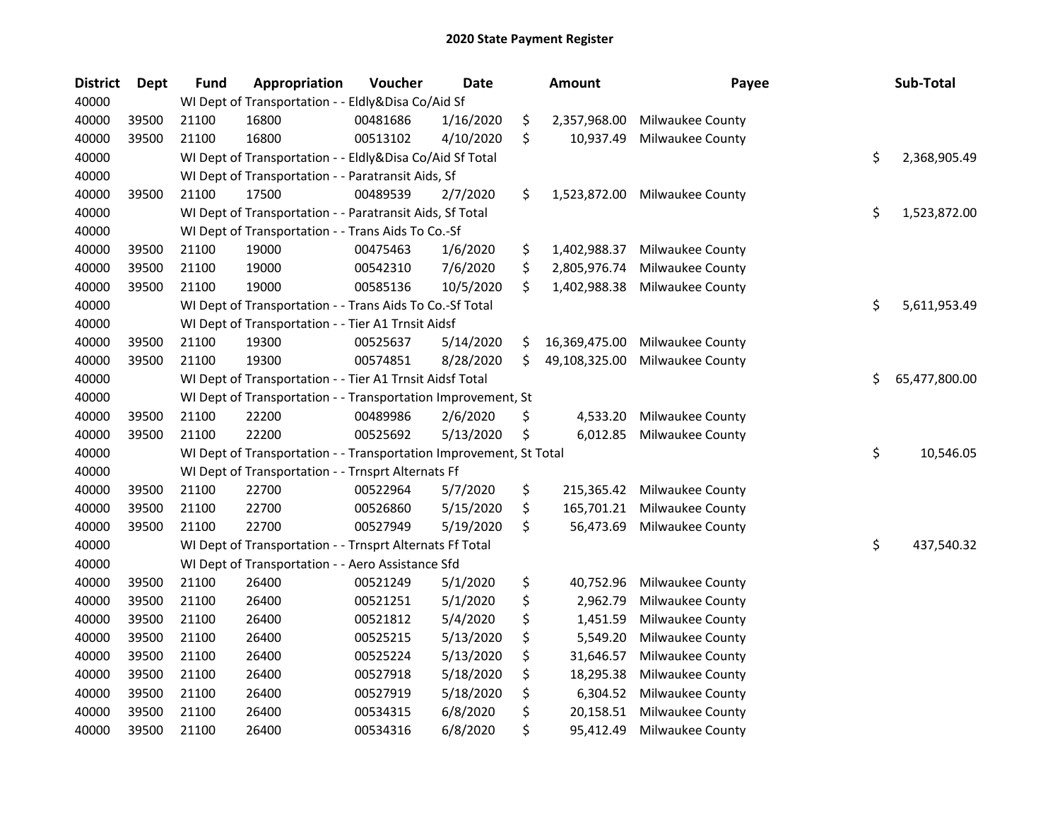## 2020 State Payment Register

| District | Dept | Fund | Appropriation | Voucher | Date | Amount | Payee | Sub-Total |
|---|---|---|---|---|---|---|---|---|
| 40000 | | WI Dept of Transportation - - Eldly&Disa Co/Aid Sf | | | | | | |
| 40000 | 39500 | 21100 | 16800 | 00481686 | 1/16/2020 | $ 2,357,968.00 | Milwaukee County | |
| 40000 | 39500 | 21100 | 16800 | 00513102 | 4/10/2020 | $ 10,937.49 | Milwaukee County | |
| 40000 | | WI Dept of Transportation - - Eldly&Disa Co/Aid Sf Total | | | | | | $ 2,368,905.49 |
| 40000 | | WI Dept of Transportation - - Paratransit Aids, Sf | | | | | | |
| 40000 | 39500 | 21100 | 17500 | 00489539 | 2/7/2020 | $ 1,523,872.00 | Milwaukee County | |
| 40000 | | WI Dept of Transportation - - Paratransit Aids, Sf Total | | | | | | $ 1,523,872.00 |
| 40000 | | WI Dept of Transportation - - Trans Aids To Co.-Sf | | | | | | |
| 40000 | 39500 | 21100 | 19000 | 00475463 | 1/6/2020 | $ 1,402,988.37 | Milwaukee County | |
| 40000 | 39500 | 21100 | 19000 | 00542310 | 7/6/2020 | $ 2,805,976.74 | Milwaukee County | |
| 40000 | 39500 | 21100 | 19000 | 00585136 | 10/5/2020 | $ 1,402,988.38 | Milwaukee County | |
| 40000 | | WI Dept of Transportation - - Trans Aids To Co.-Sf Total | | | | | | $ 5,611,953.49 |
| 40000 | | WI Dept of Transportation - - Tier A1 Trnsit Aidsf | | | | | | |
| 40000 | 39500 | 21100 | 19300 | 00525637 | 5/14/2020 | $ 16,369,475.00 | Milwaukee County | |
| 40000 | 39500 | 21100 | 19300 | 00574851 | 8/28/2020 | $ 49,108,325.00 | Milwaukee County | |
| 40000 | | WI Dept of Transportation - - Tier A1 Trnsit Aidsf Total | | | | | | $ 65,477,800.00 |
| 40000 | | WI Dept of Transportation - - Transportation Improvement, St | | | | | | |
| 40000 | 39500 | 21100 | 22200 | 00489986 | 2/6/2020 | $ 4,533.20 | Milwaukee County | |
| 40000 | 39500 | 21100 | 22200 | 00525692 | 5/13/2020 | $ 6,012.85 | Milwaukee County | |
| 40000 | | WI Dept of Transportation - - Transportation Improvement, St Total | | | | | | $ 10,546.05 |
| 40000 | | WI Dept of Transportation - - Trnsprt Alternats Ff | | | | | | |
| 40000 | 39500 | 21100 | 22700 | 00522964 | 5/7/2020 | $ 215,365.42 | Milwaukee County | |
| 40000 | 39500 | 21100 | 22700 | 00526860 | 5/15/2020 | $ 165,701.21 | Milwaukee County | |
| 40000 | 39500 | 21100 | 22700 | 00527949 | 5/19/2020 | $ 56,473.69 | Milwaukee County | |
| 40000 | | WI Dept of Transportation - - Trnsprt Alternats Ff Total | | | | | | $ 437,540.32 |
| 40000 | | WI Dept of Transportation - - Aero Assistance Sfd | | | | | | |
| 40000 | 39500 | 21100 | 26400 | 00521249 | 5/1/2020 | $ 40,752.96 | Milwaukee County | |
| 40000 | 39500 | 21100 | 26400 | 00521251 | 5/1/2020 | $ 2,962.79 | Milwaukee County | |
| 40000 | 39500 | 21100 | 26400 | 00521812 | 5/4/2020 | $ 1,451.59 | Milwaukee County | |
| 40000 | 39500 | 21100 | 26400 | 00525215 | 5/13/2020 | $ 5,549.20 | Milwaukee County | |
| 40000 | 39500 | 21100 | 26400 | 00525224 | 5/13/2020 | $ 31,646.57 | Milwaukee County | |
| 40000 | 39500 | 21100 | 26400 | 00527918 | 5/18/2020 | $ 18,295.38 | Milwaukee County | |
| 40000 | 39500 | 21100 | 26400 | 00527919 | 5/18/2020 | $ 6,304.52 | Milwaukee County | |
| 40000 | 39500 | 21100 | 26400 | 00534315 | 6/8/2020 | $ 20,158.51 | Milwaukee County | |
| 40000 | 39500 | 21100 | 26400 | 00534316 | 6/8/2020 | $ 95,412.49 | Milwaukee County | |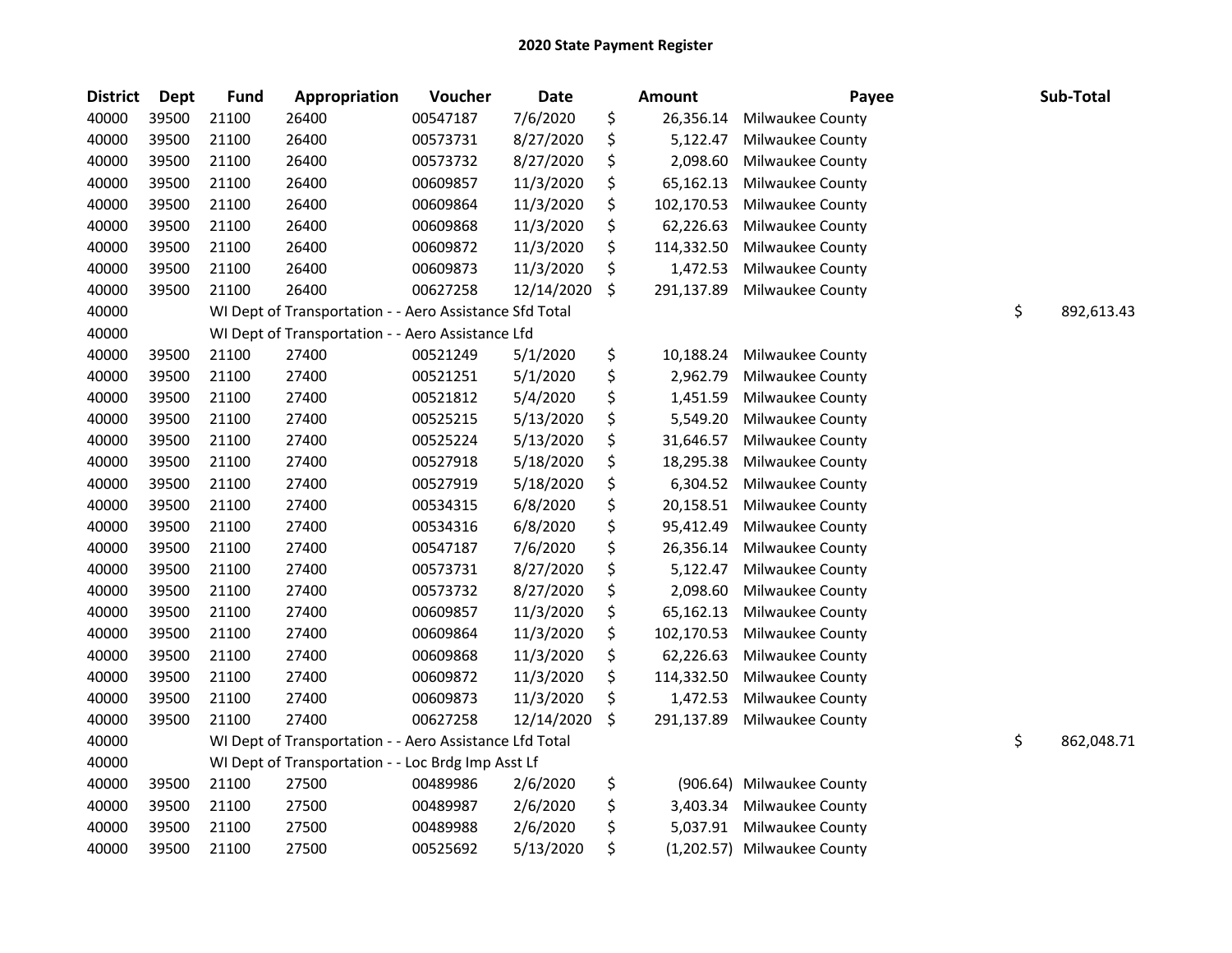# 2020 State Payment Register

| District | Dept | Fund | Appropriation | Voucher | Date | Amount | Payee | Sub-Total |
|---|---|---|---|---|---|---|---|---|
| 40000 | 39500 | 21100 | 26400 | 00547187 | 7/6/2020 | $ 26,356.14 | Milwaukee County | |
| 40000 | 39500 | 21100 | 26400 | 00573731 | 8/27/2020 | $ 5,122.47 | Milwaukee County | |
| 40000 | 39500 | 21100 | 26400 | 00573732 | 8/27/2020 | $ 2,098.60 | Milwaukee County | |
| 40000 | 39500 | 21100 | 26400 | 00609857 | 11/3/2020 | $ 65,162.13 | Milwaukee County | |
| 40000 | 39500 | 21100 | 26400 | 00609864 | 11/3/2020 | $ 102,170.53 | Milwaukee County | |
| 40000 | 39500 | 21100 | 26400 | 00609868 | 11/3/2020 | $ 62,226.63 | Milwaukee County | |
| 40000 | 39500 | 21100 | 26400 | 00609872 | 11/3/2020 | $ 114,332.50 | Milwaukee County | |
| 40000 | 39500 | 21100 | 26400 | 00609873 | 11/3/2020 | $ 1,472.53 | Milwaukee County | |
| 40000 | 39500 | 21100 | 26400 | 00627258 | 12/14/2020 | $ 291,137.89 | Milwaukee County | |
| 40000 | | WI Dept of Transportation - - Aero Assistance Sfd Total | | | | | | $ 892,613.43 |
| 40000 | | WI Dept of Transportation - - Aero Assistance Lfd | | | | | | |
| 40000 | 39500 | 21100 | 27400 | 00521249 | 5/1/2020 | $ 10,188.24 | Milwaukee County | |
| 40000 | 39500 | 21100 | 27400 | 00521251 | 5/1/2020 | $ 2,962.79 | Milwaukee County | |
| 40000 | 39500 | 21100 | 27400 | 00521812 | 5/4/2020 | $ 1,451.59 | Milwaukee County | |
| 40000 | 39500 | 21100 | 27400 | 00525215 | 5/13/2020 | $ 5,549.20 | Milwaukee County | |
| 40000 | 39500 | 21100 | 27400 | 00525224 | 5/13/2020 | $ 31,646.57 | Milwaukee County | |
| 40000 | 39500 | 21100 | 27400 | 00527918 | 5/18/2020 | $ 18,295.38 | Milwaukee County | |
| 40000 | 39500 | 21100 | 27400 | 00527919 | 5/18/2020 | $ 6,304.52 | Milwaukee County | |
| 40000 | 39500 | 21100 | 27400 | 00534315 | 6/8/2020 | $ 20,158.51 | Milwaukee County | |
| 40000 | 39500 | 21100 | 27400 | 00534316 | 6/8/2020 | $ 95,412.49 | Milwaukee County | |
| 40000 | 39500 | 21100 | 27400 | 00547187 | 7/6/2020 | $ 26,356.14 | Milwaukee County | |
| 40000 | 39500 | 21100 | 27400 | 00573731 | 8/27/2020 | $ 5,122.47 | Milwaukee County | |
| 40000 | 39500 | 21100 | 27400 | 00573732 | 8/27/2020 | $ 2,098.60 | Milwaukee County | |
| 40000 | 39500 | 21100 | 27400 | 00609857 | 11/3/2020 | $ 65,162.13 | Milwaukee County | |
| 40000 | 39500 | 21100 | 27400 | 00609864 | 11/3/2020 | $ 102,170.53 | Milwaukee County | |
| 40000 | 39500 | 21100 | 27400 | 00609868 | 11/3/2020 | $ 62,226.63 | Milwaukee County | |
| 40000 | 39500 | 21100 | 27400 | 00609872 | 11/3/2020 | $ 114,332.50 | Milwaukee County | |
| 40000 | 39500 | 21100 | 27400 | 00609873 | 11/3/2020 | $ 1,472.53 | Milwaukee County | |
| 40000 | 39500 | 21100 | 27400 | 00627258 | 12/14/2020 | $ 291,137.89 | Milwaukee County | |
| 40000 | | WI Dept of Transportation - - Aero Assistance Lfd Total | | | | | | $ 862,048.71 |
| 40000 | | WI Dept of Transportation - - Loc Brdg Imp Asst Lf | | | | | | |
| 40000 | 39500 | 21100 | 27500 | 00489986 | 2/6/2020 | $ (906.64) | Milwaukee County | |
| 40000 | 39500 | 21100 | 27500 | 00489987 | 2/6/2020 | $ 3,403.34 | Milwaukee County | |
| 40000 | 39500 | 21100 | 27500 | 00489988 | 2/6/2020 | $ 5,037.91 | Milwaukee County | |
| 40000 | 39500 | 21100 | 27500 | 00525692 | 5/13/2020 | $ (1,202.57) | Milwaukee County | |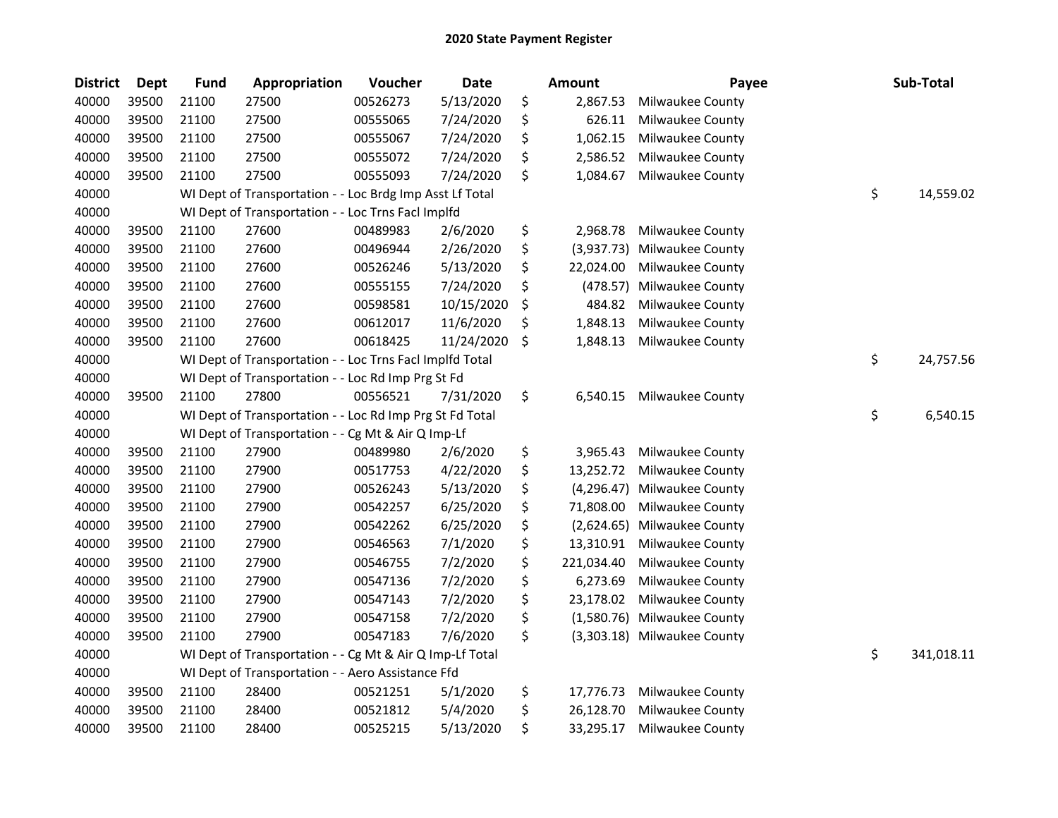# 2020 State Payment Register

| District | Dept | Fund | Appropriation | Voucher | Date | Amount | Payee | Sub-Total |
|---|---|---|---|---|---|---|---|---|
| 40000 | 39500 | 21100 | 27500 | 00526273 | 5/13/2020 | $ 2,867.53 | Milwaukee County | |
| 40000 | 39500 | 21100 | 27500 | 00555065 | 7/24/2020 | $ 626.11 | Milwaukee County | |
| 40000 | 39500 | 21100 | 27500 | 00555067 | 7/24/2020 | $ 1,062.15 | Milwaukee County | |
| 40000 | 39500 | 21100 | 27500 | 00555072 | 7/24/2020 | $ 2,586.52 | Milwaukee County | |
| 40000 | 39500 | 21100 | 27500 | 00555093 | 7/24/2020 | $ 1,084.67 | Milwaukee County | |
| 40000 | | WI Dept of Transportation - - Loc Brdg Imp Asst Lf Total | | | | | | $ 14,559.02 |
| 40000 | | WI Dept of Transportation - - Loc Trns Facl Implfd | | | | | | |
| 40000 | 39500 | 21100 | 27600 | 00489983 | 2/6/2020 | $ 2,968.78 | Milwaukee County | |
| 40000 | 39500 | 21100 | 27600 | 00496944 | 2/26/2020 | $ (3,937.73) | Milwaukee County | |
| 40000 | 39500 | 21100 | 27600 | 00526246 | 5/13/2020 | $ 22,024.00 | Milwaukee County | |
| 40000 | 39500 | 21100 | 27600 | 00555155 | 7/24/2020 | $ (478.57) | Milwaukee County | |
| 40000 | 39500 | 21100 | 27600 | 00598581 | 10/15/2020 | $ 484.82 | Milwaukee County | |
| 40000 | 39500 | 21100 | 27600 | 00612017 | 11/6/2020 | $ 1,848.13 | Milwaukee County | |
| 40000 | 39500 | 21100 | 27600 | 00618425 | 11/24/2020 | $ 1,848.13 | Milwaukee County | |
| 40000 | | WI Dept of Transportation - - Loc Trns Facl Implfd Total | | | | | | $ 24,757.56 |
| 40000 | | WI Dept of Transportation - - Loc Rd Imp Prg St Fd | | | | | | |
| 40000 | 39500 | 21100 | 27800 | 00556521 | 7/31/2020 | $ 6,540.15 | Milwaukee County | |
| 40000 | | WI Dept of Transportation - - Loc Rd Imp Prg St Fd Total | | | | | | $ 6,540.15 |
| 40000 | | WI Dept of Transportation - - Cg Mt & Air Q Imp-Lf | | | | | | |
| 40000 | 39500 | 21100 | 27900 | 00489980 | 2/6/2020 | $ 3,965.43 | Milwaukee County | |
| 40000 | 39500 | 21100 | 27900 | 00517753 | 4/22/2020 | $ 13,252.72 | Milwaukee County | |
| 40000 | 39500 | 21100 | 27900 | 00526243 | 5/13/2020 | $ (4,296.47) | Milwaukee County | |
| 40000 | 39500 | 21100 | 27900 | 00542257 | 6/25/2020 | $ 71,808.00 | Milwaukee County | |
| 40000 | 39500 | 21100 | 27900 | 00542262 | 6/25/2020 | $ (2,624.65) | Milwaukee County | |
| 40000 | 39500 | 21100 | 27900 | 00546563 | 7/1/2020 | $ 13,310.91 | Milwaukee County | |
| 40000 | 39500 | 21100 | 27900 | 00546755 | 7/2/2020 | $ 221,034.40 | Milwaukee County | |
| 40000 | 39500 | 21100 | 27900 | 00547136 | 7/2/2020 | $ 6,273.69 | Milwaukee County | |
| 40000 | 39500 | 21100 | 27900 | 00547143 | 7/2/2020 | $ 23,178.02 | Milwaukee County | |
| 40000 | 39500 | 21100 | 27900 | 00547158 | 7/2/2020 | $ (1,580.76) | Milwaukee County | |
| 40000 | 39500 | 21100 | 27900 | 00547183 | 7/6/2020 | $ (3,303.18) | Milwaukee County | |
| 40000 | | WI Dept of Transportation - - Cg Mt & Air Q Imp-Lf Total | | | | | | $ 341,018.11 |
| 40000 | | WI Dept of Transportation - - Aero Assistance Ffd | | | | | | |
| 40000 | 39500 | 21100 | 28400 | 00521251 | 5/1/2020 | $ 17,776.73 | Milwaukee County | |
| 40000 | 39500 | 21100 | 28400 | 00521812 | 5/4/2020 | $ 26,128.70 | Milwaukee County | |
| 40000 | 39500 | 21100 | 28400 | 00525215 | 5/13/2020 | $ 33,295.17 | Milwaukee County | |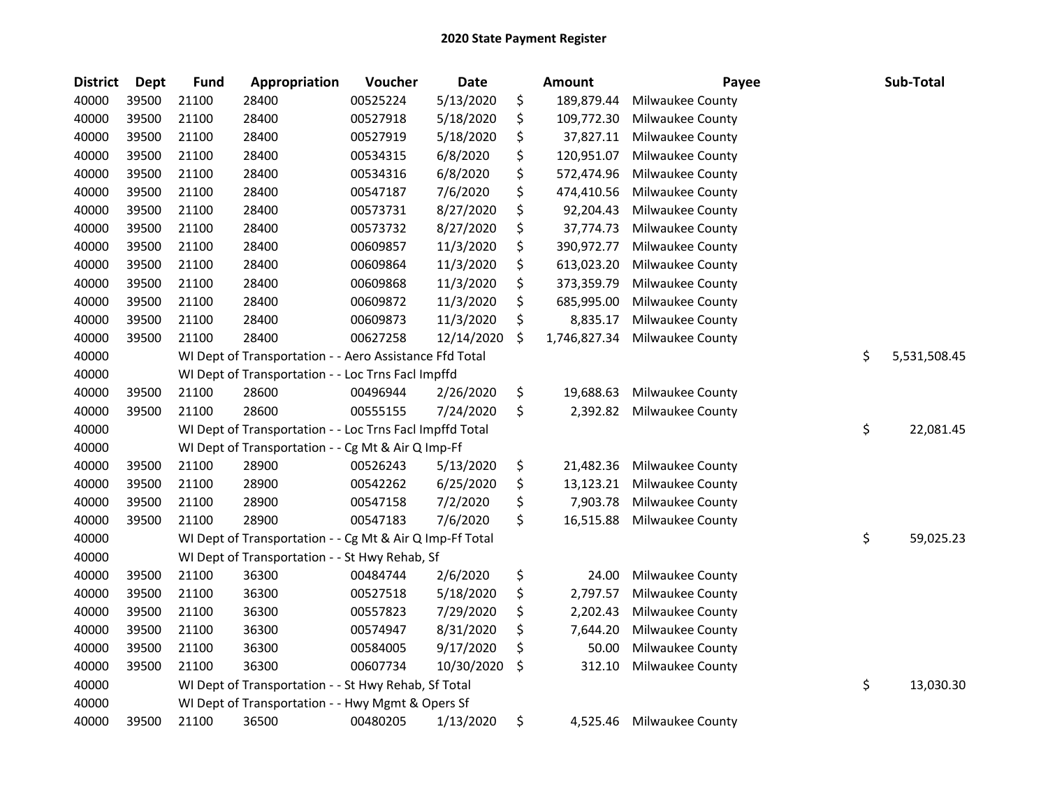## 2020 State Payment Register

| District | Dept | Fund | Appropriation | Voucher | Date | Amount | Payee | Sub-Total |
|---|---|---|---|---|---|---|---|---|
| 40000 | 39500 | 21100 | 28400 | 00525224 | 5/13/2020 | $ 189,879.44 | Milwaukee County | |
| 40000 | 39500 | 21100 | 28400 | 00527918 | 5/18/2020 | $ 109,772.30 | Milwaukee County | |
| 40000 | 39500 | 21100 | 28400 | 00527919 | 5/18/2020 | $ 37,827.11 | Milwaukee County | |
| 40000 | 39500 | 21100 | 28400 | 00534315 | 6/8/2020 | $ 120,951.07 | Milwaukee County | |
| 40000 | 39500 | 21100 | 28400 | 00534316 | 6/8/2020 | $ 572,474.96 | Milwaukee County | |
| 40000 | 39500 | 21100 | 28400 | 00547187 | 7/6/2020 | $ 474,410.56 | Milwaukee County | |
| 40000 | 39500 | 21100 | 28400 | 00573731 | 8/27/2020 | $ 92,204.43 | Milwaukee County | |
| 40000 | 39500 | 21100 | 28400 | 00573732 | 8/27/2020 | $ 37,774.73 | Milwaukee County | |
| 40000 | 39500 | 21100 | 28400 | 00609857 | 11/3/2020 | $ 390,972.77 | Milwaukee County | |
| 40000 | 39500 | 21100 | 28400 | 00609864 | 11/3/2020 | $ 613,023.20 | Milwaukee County | |
| 40000 | 39500 | 21100 | 28400 | 00609868 | 11/3/2020 | $ 373,359.79 | Milwaukee County | |
| 40000 | 39500 | 21100 | 28400 | 00609872 | 11/3/2020 | $ 685,995.00 | Milwaukee County | |
| 40000 | 39500 | 21100 | 28400 | 00609873 | 11/3/2020 | $ 8,835.17 | Milwaukee County | |
| 40000 | 39500 | 21100 | 28400 | 00627258 | 12/14/2020 | $ 1,746,827.34 | Milwaukee County | |
| 40000 | | | WI Dept of Transportation - - Aero Assistance Ffd Total | | | | | $ 5,531,508.45 |
| 40000 | | | WI Dept of Transportation - - Loc Trns Facl Impffd | | | | | |
| 40000 | 39500 | 21100 | 28600 | 00496944 | 2/26/2020 | $ 19,688.63 | Milwaukee County | |
| 40000 | 39500 | 21100 | 28600 | 00555155 | 7/24/2020 | $ 2,392.82 | Milwaukee County | |
| 40000 | | | WI Dept of Transportation - - Loc Trns Facl Impffd Total | | | | | $ 22,081.45 |
| 40000 | | | WI Dept of Transportation - - Cg Mt & Air Q Imp-Ff | | | | | |
| 40000 | 39500 | 21100 | 28900 | 00526243 | 5/13/2020 | $ 21,482.36 | Milwaukee County | |
| 40000 | 39500 | 21100 | 28900 | 00542262 | 6/25/2020 | $ 13,123.21 | Milwaukee County | |
| 40000 | 39500 | 21100 | 28900 | 00547158 | 7/2/2020 | $ 7,903.78 | Milwaukee County | |
| 40000 | 39500 | 21100 | 28900 | 00547183 | 7/6/2020 | $ 16,515.88 | Milwaukee County | |
| 40000 | | | WI Dept of Transportation - - Cg Mt & Air Q Imp-Ff Total | | | | | $ 59,025.23 |
| 40000 | | | WI Dept of Transportation - - St Hwy Rehab, Sf | | | | | |
| 40000 | 39500 | 21100 | 36300 | 00484744 | 2/6/2020 | $ 24.00 | Milwaukee County | |
| 40000 | 39500 | 21100 | 36300 | 00527518 | 5/18/2020 | $ 2,797.57 | Milwaukee County | |
| 40000 | 39500 | 21100 | 36300 | 00557823 | 7/29/2020 | $ 2,202.43 | Milwaukee County | |
| 40000 | 39500 | 21100 | 36300 | 00574947 | 8/31/2020 | $ 7,644.20 | Milwaukee County | |
| 40000 | 39500 | 21100 | 36300 | 00584005 | 9/17/2020 | $ 50.00 | Milwaukee County | |
| 40000 | 39500 | 21100 | 36300 | 00607734 | 10/30/2020 | $ 312.10 | Milwaukee County | |
| 40000 | | | WI Dept of Transportation - - St Hwy Rehab, Sf Total | | | | | $ 13,030.30 |
| 40000 | | | WI Dept of Transportation - - Hwy Mgmt & Opers Sf | | | | | |
| 40000 | 39500 | 21100 | 36500 | 00480205 | 1/13/2020 | $ 4,525.46 | Milwaukee County | |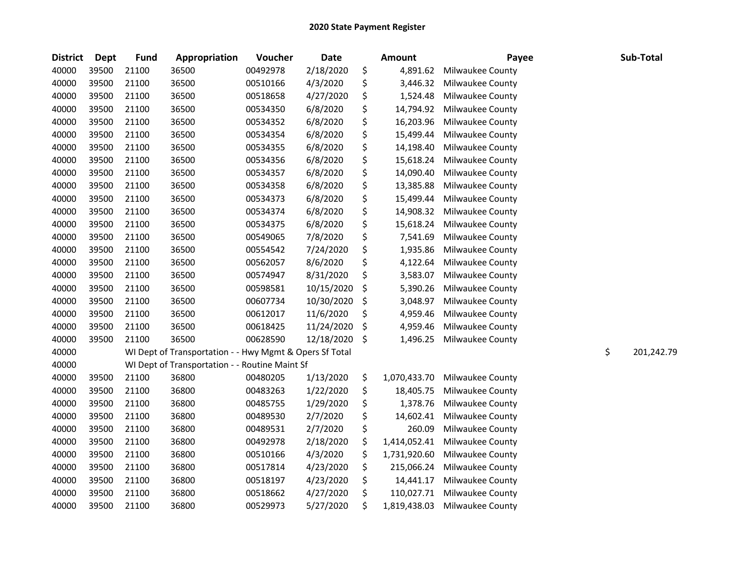# 2020 State Payment Register

| District | Dept | Fund | Appropriation | Voucher | Date | Amount | Payee | Sub-Total |
|---|---|---|---|---|---|---|---|---|
| 40000 | 39500 | 21100 | 36500 | 00492978 | 2/18/2020 | $ 4,891.62 | Milwaukee County | |
| 40000 | 39500 | 21100 | 36500 | 00510166 | 4/3/2020 | $ 3,446.32 | Milwaukee County | |
| 40000 | 39500 | 21100 | 36500 | 00518658 | 4/27/2020 | $ 1,524.48 | Milwaukee County | |
| 40000 | 39500 | 21100 | 36500 | 00534350 | 6/8/2020 | $ 14,794.92 | Milwaukee County | |
| 40000 | 39500 | 21100 | 36500 | 00534352 | 6/8/2020 | $ 16,203.96 | Milwaukee County | |
| 40000 | 39500 | 21100 | 36500 | 00534354 | 6/8/2020 | $ 15,499.44 | Milwaukee County | |
| 40000 | 39500 | 21100 | 36500 | 00534355 | 6/8/2020 | $ 14,198.40 | Milwaukee County | |
| 40000 | 39500 | 21100 | 36500 | 00534356 | 6/8/2020 | $ 15,618.24 | Milwaukee County | |
| 40000 | 39500 | 21100 | 36500 | 00534357 | 6/8/2020 | $ 14,090.40 | Milwaukee County | |
| 40000 | 39500 | 21100 | 36500 | 00534358 | 6/8/2020 | $ 13,385.88 | Milwaukee County | |
| 40000 | 39500 | 21100 | 36500 | 00534373 | 6/8/2020 | $ 15,499.44 | Milwaukee County | |
| 40000 | 39500 | 21100 | 36500 | 00534374 | 6/8/2020 | $ 14,908.32 | Milwaukee County | |
| 40000 | 39500 | 21100 | 36500 | 00534375 | 6/8/2020 | $ 15,618.24 | Milwaukee County | |
| 40000 | 39500 | 21100 | 36500 | 00549065 | 7/8/2020 | $ 7,541.69 | Milwaukee County | |
| 40000 | 39500 | 21100 | 36500 | 00554542 | 7/24/2020 | $ 1,935.86 | Milwaukee County | |
| 40000 | 39500 | 21100 | 36500 | 00562057 | 8/6/2020 | $ 4,122.64 | Milwaukee County | |
| 40000 | 39500 | 21100 | 36500 | 00574947 | 8/31/2020 | $ 3,583.07 | Milwaukee County | |
| 40000 | 39500 | 21100 | 36500 | 00598581 | 10/15/2020 | $ 5,390.26 | Milwaukee County | |
| 40000 | 39500 | 21100 | 36500 | 00607734 | 10/30/2020 | $ 3,048.97 | Milwaukee County | |
| 40000 | 39500 | 21100 | 36500 | 00612017 | 11/6/2020 | $ 4,959.46 | Milwaukee County | |
| 40000 | 39500 | 21100 | 36500 | 00618425 | 11/24/2020 | $ 4,959.46 | Milwaukee County | |
| 40000 | 39500 | 21100 | 36500 | 00628590 | 12/18/2020 | $ 1,496.25 | Milwaukee County | |
| 40000 | | WI Dept of Transportation - - Hwy Mgmt & Opers Sf Total | | | | | | $ 201,242.79 |
| 40000 | | WI Dept of Transportation - - Routine Maint Sf | | | | | | |
| 40000 | 39500 | 21100 | 36800 | 00480205 | 1/13/2020 | $ 1,070,433.70 | Milwaukee County | |
| 40000 | 39500 | 21100 | 36800 | 00483263 | 1/22/2020 | $ 18,405.75 | Milwaukee County | |
| 40000 | 39500 | 21100 | 36800 | 00485755 | 1/29/2020 | $ 1,378.76 | Milwaukee County | |
| 40000 | 39500 | 21100 | 36800 | 00489530 | 2/7/2020 | $ 14,602.41 | Milwaukee County | |
| 40000 | 39500 | 21100 | 36800 | 00489531 | 2/7/2020 | $ 260.09 | Milwaukee County | |
| 40000 | 39500 | 21100 | 36800 | 00492978 | 2/18/2020 | $ 1,414,052.41 | Milwaukee County | |
| 40000 | 39500 | 21100 | 36800 | 00510166 | 4/3/2020 | $ 1,731,920.60 | Milwaukee County | |
| 40000 | 39500 | 21100 | 36800 | 00517814 | 4/23/2020 | $ 215,066.24 | Milwaukee County | |
| 40000 | 39500 | 21100 | 36800 | 00518197 | 4/23/2020 | $ 14,441.17 | Milwaukee County | |
| 40000 | 39500 | 21100 | 36800 | 00518662 | 4/27/2020 | $ 110,027.71 | Milwaukee County | |
| 40000 | 39500 | 21100 | 36800 | 00529973 | 5/27/2020 | $ 1,819,438.03 | Milwaukee County | |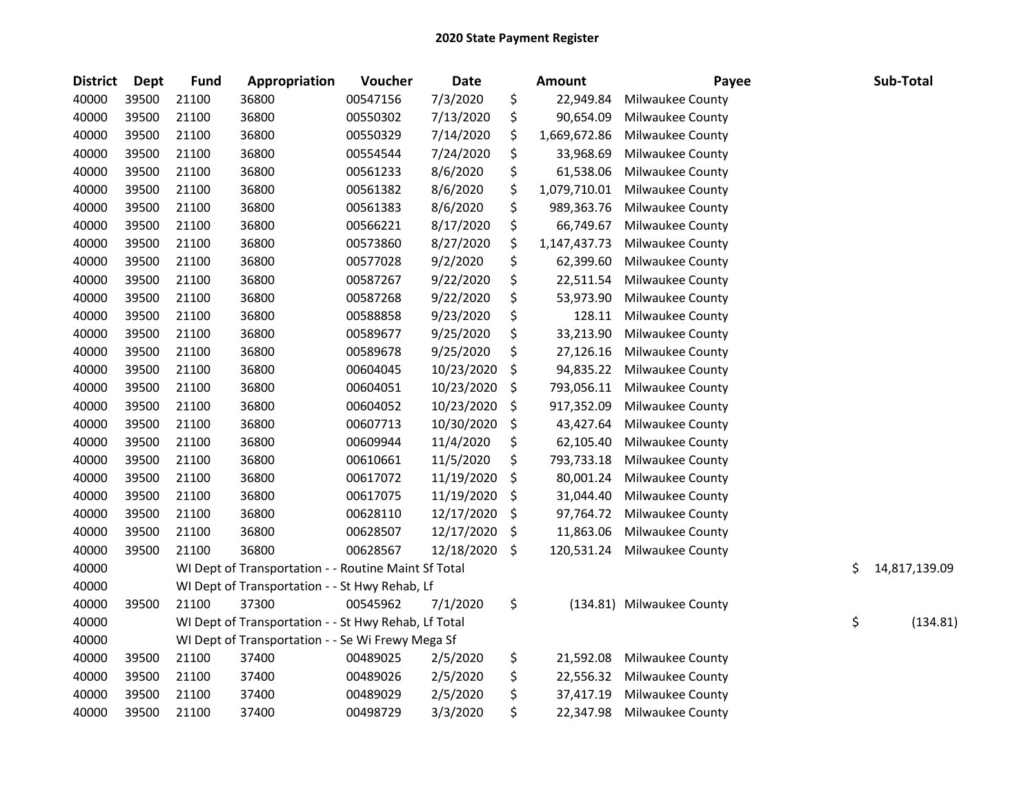# 2020 State Payment Register

| District | Dept | Fund | Appropriation | Voucher | Date | Amount | Payee | Sub-Total |
|---|---|---|---|---|---|---|---|---|
| 40000 | 39500 | 21100 | 36800 | 00547156 | 7/3/2020 | $ 22,949.84 | Milwaukee County | |
| 40000 | 39500 | 21100 | 36800 | 00550302 | 7/13/2020 | $ 90,654.09 | Milwaukee County | |
| 40000 | 39500 | 21100 | 36800 | 00550329 | 7/14/2020 | $ 1,669,672.86 | Milwaukee County | |
| 40000 | 39500 | 21100 | 36800 | 00554544 | 7/24/2020 | $ 33,968.69 | Milwaukee County | |
| 40000 | 39500 | 21100 | 36800 | 00561233 | 8/6/2020 | $ 61,538.06 | Milwaukee County | |
| 40000 | 39500 | 21100 | 36800 | 00561382 | 8/6/2020 | $ 1,079,710.01 | Milwaukee County | |
| 40000 | 39500 | 21100 | 36800 | 00561383 | 8/6/2020 | $ 989,363.76 | Milwaukee County | |
| 40000 | 39500 | 21100 | 36800 | 00566221 | 8/17/2020 | $ 66,749.67 | Milwaukee County | |
| 40000 | 39500 | 21100 | 36800 | 00573860 | 8/27/2020 | $ 1,147,437.73 | Milwaukee County | |
| 40000 | 39500 | 21100 | 36800 | 00577028 | 9/2/2020 | $ 62,399.60 | Milwaukee County | |
| 40000 | 39500 | 21100 | 36800 | 00587267 | 9/22/2020 | $ 22,511.54 | Milwaukee County | |
| 40000 | 39500 | 21100 | 36800 | 00587268 | 9/22/2020 | $ 53,973.90 | Milwaukee County | |
| 40000 | 39500 | 21100 | 36800 | 00588858 | 9/23/2020 | $ 128.11 | Milwaukee County | |
| 40000 | 39500 | 21100 | 36800 | 00589677 | 9/25/2020 | $ 33,213.90 | Milwaukee County | |
| 40000 | 39500 | 21100 | 36800 | 00589678 | 9/25/2020 | $ 27,126.16 | Milwaukee County | |
| 40000 | 39500 | 21100 | 36800 | 00604045 | 10/23/2020 | $ 94,835.22 | Milwaukee County | |
| 40000 | 39500 | 21100 | 36800 | 00604051 | 10/23/2020 | $ 793,056.11 | Milwaukee County | |
| 40000 | 39500 | 21100 | 36800 | 00604052 | 10/23/2020 | $ 917,352.09 | Milwaukee County | |
| 40000 | 39500 | 21100 | 36800 | 00607713 | 10/30/2020 | $ 43,427.64 | Milwaukee County | |
| 40000 | 39500 | 21100 | 36800 | 00609944 | 11/4/2020 | $ 62,105.40 | Milwaukee County | |
| 40000 | 39500 | 21100 | 36800 | 00610661 | 11/5/2020 | $ 793,733.18 | Milwaukee County | |
| 40000 | 39500 | 21100 | 36800 | 00617072 | 11/19/2020 | $ 80,001.24 | Milwaukee County | |
| 40000 | 39500 | 21100 | 36800 | 00617075 | 11/19/2020 | $ 31,044.40 | Milwaukee County | |
| 40000 | 39500 | 21100 | 36800 | 00628110 | 12/17/2020 | $ 97,764.72 | Milwaukee County | |
| 40000 | 39500 | 21100 | 36800 | 00628507 | 12/17/2020 | $ 11,863.06 | Milwaukee County | |
| 40000 | 39500 | 21100 | 36800 | 00628567 | 12/18/2020 | $ 120,531.24 | Milwaukee County | |
| 40000 | | WI Dept of Transportation - - Routine Maint Sf Total | | | | | | $ 14,817,139.09 |
| 40000 | | WI Dept of Transportation - - St Hwy Rehab, Lf | | | | | | |
| 40000 | 39500 | 21100 | 37300 | 00545962 | 7/1/2020 | $ (134.81) | Milwaukee County | |
| 40000 | | WI Dept of Transportation - - St Hwy Rehab, Lf Total | | | | | | $ (134.81) |
| 40000 | | WI Dept of Transportation - - Se Wi Frewy Mega Sf | | | | | | |
| 40000 | 39500 | 21100 | 37400 | 00489025 | 2/5/2020 | $ 21,592.08 | Milwaukee County | |
| 40000 | 39500 | 21100 | 37400 | 00489026 | 2/5/2020 | $ 22,556.32 | Milwaukee County | |
| 40000 | 39500 | 21100 | 37400 | 00489029 | 2/5/2020 | $ 37,417.19 | Milwaukee County | |
| 40000 | 39500 | 21100 | 37400 | 00498729 | 3/3/2020 | $ 22,347.98 | Milwaukee County | |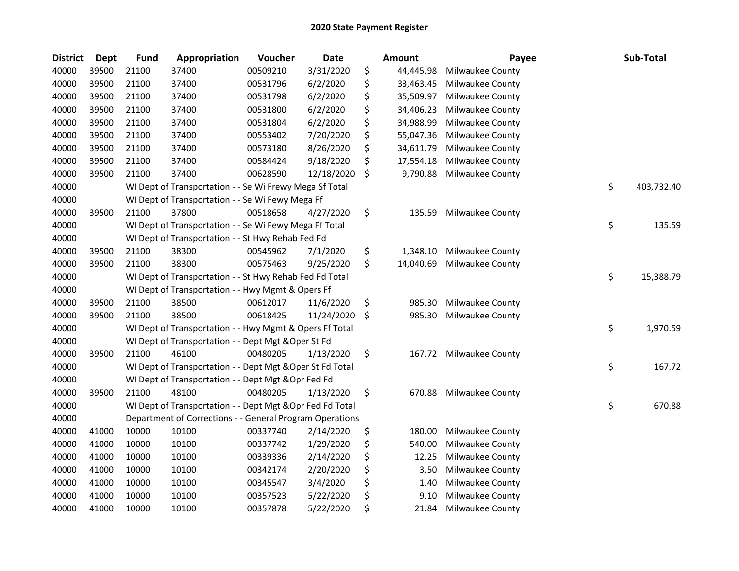# 2020 State Payment Register

| District | Dept | Fund | Appropriation | Voucher | Date | Amount | Payee | Sub-Total |
|---|---|---|---|---|---|---|---|---|
| 40000 | 39500 | 21100 | 37400 | 00509210 | 3/31/2020 | $ 44,445.98 | Milwaukee County | |
| 40000 | 39500 | 21100 | 37400 | 00531796 | 6/2/2020 | $ 33,463.45 | Milwaukee County | |
| 40000 | 39500 | 21100 | 37400 | 00531798 | 6/2/2020 | $ 35,509.97 | Milwaukee County | |
| 40000 | 39500 | 21100 | 37400 | 00531800 | 6/2/2020 | $ 34,406.23 | Milwaukee County | |
| 40000 | 39500 | 21100 | 37400 | 00531804 | 6/2/2020 | $ 34,988.99 | Milwaukee County | |
| 40000 | 39500 | 21100 | 37400 | 00553402 | 7/20/2020 | $ 55,047.36 | Milwaukee County | |
| 40000 | 39500 | 21100 | 37400 | 00573180 | 8/26/2020 | $ 34,611.79 | Milwaukee County | |
| 40000 | 39500 | 21100 | 37400 | 00584424 | 9/18/2020 | $ 17,554.18 | Milwaukee County | |
| 40000 | 39500 | 21100 | 37400 | 00628590 | 12/18/2020 | $ 9,790.88 | Milwaukee County | |
| 40000 | | WI Dept of Transportation - - Se Wi Frewy Mega Sf Total | | | | | | $ 403,732.40 |
| 40000 | | WI Dept of Transportation - - Se Wi Fewy Mega Ff | | | | | | |
| 40000 | 39500 | 21100 | 37800 | 00518658 | 4/27/2020 | $ 135.59 | Milwaukee County | |
| 40000 | | WI Dept of Transportation - - Se Wi Fewy Mega Ff Total | | | | | | $ 135.59 |
| 40000 | | WI Dept of Transportation - - St Hwy Rehab Fed Fd | | | | | | |
| 40000 | 39500 | 21100 | 38300 | 00545962 | 7/1/2020 | $ 1,348.10 | Milwaukee County | |
| 40000 | 39500 | 21100 | 38300 | 00575463 | 9/25/2020 | $ 14,040.69 | Milwaukee County | |
| 40000 | | WI Dept of Transportation - - St Hwy Rehab Fed Fd Total | | | | | | $ 15,388.79 |
| 40000 | | WI Dept of Transportation - - Hwy Mgmt & Opers Ff | | | | | | |
| 40000 | 39500 | 21100 | 38500 | 00612017 | 11/6/2020 | $ 985.30 | Milwaukee County | |
| 40000 | 39500 | 21100 | 38500 | 00618425 | 11/24/2020 | $ 985.30 | Milwaukee County | |
| 40000 | | WI Dept of Transportation - - Hwy Mgmt & Opers Ff Total | | | | | | $ 1,970.59 |
| 40000 | | WI Dept of Transportation - - Dept Mgt &Oper St Fd | | | | | | |
| 40000 | 39500 | 21100 | 46100 | 00480205 | 1/13/2020 | $ 167.72 | Milwaukee County | |
| 40000 | | WI Dept of Transportation - - Dept Mgt &Oper St Fd Total | | | | | | $ 167.72 |
| 40000 | | WI Dept of Transportation - - Dept Mgt &Opr Fed Fd | | | | | | |
| 40000 | 39500 | 21100 | 48100 | 00480205 | 1/13/2020 | $ 670.88 | Milwaukee County | |
| 40000 | | WI Dept of Transportation - - Dept Mgt &Opr Fed Fd Total | | | | | | $ 670.88 |
| 40000 | | Department of Corrections - - General Program Operations | | | | | | |
| 40000 | 41000 | 10000 | 10100 | 00337740 | 2/14/2020 | $ 180.00 | Milwaukee County | |
| 40000 | 41000 | 10000 | 10100 | 00337742 | 1/29/2020 | $ 540.00 | Milwaukee County | |
| 40000 | 41000 | 10000 | 10100 | 00339336 | 2/14/2020 | $ 12.25 | Milwaukee County | |
| 40000 | 41000 | 10000 | 10100 | 00342174 | 2/20/2020 | $ 3.50 | Milwaukee County | |
| 40000 | 41000 | 10000 | 10100 | 00345547 | 3/4/2020 | $ 1.40 | Milwaukee County | |
| 40000 | 41000 | 10000 | 10100 | 00357523 | 5/22/2020 | $ 9.10 | Milwaukee County | |
| 40000 | 41000 | 10000 | 10100 | 00357878 | 5/22/2020 | $ 21.84 | Milwaukee County | |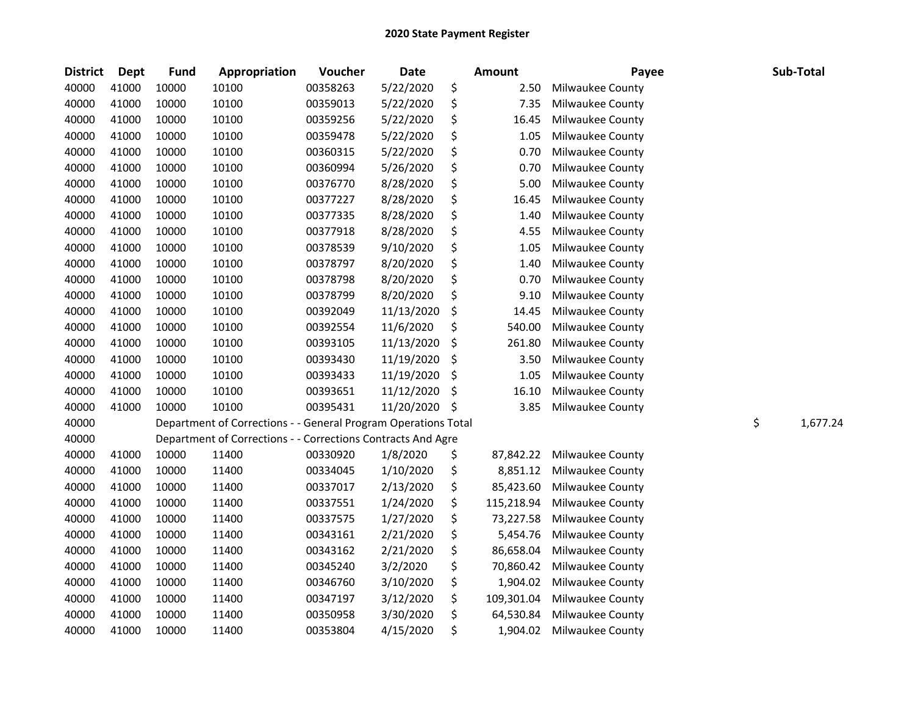# 2020 State Payment Register

| District | Dept | Fund | Appropriation | Voucher | Date | Amount | Payee | Sub-Total |
|---|---|---|---|---|---|---|---|---|
| 40000 | 41000 | 10000 | 10100 | 00358263 | 5/22/2020 | $ 2.50 | Milwaukee County | |
| 40000 | 41000 | 10000 | 10100 | 00359013 | 5/22/2020 | $ 7.35 | Milwaukee County | |
| 40000 | 41000 | 10000 | 10100 | 00359256 | 5/22/2020 | $ 16.45 | Milwaukee County | |
| 40000 | 41000 | 10000 | 10100 | 00359478 | 5/22/2020 | $ 1.05 | Milwaukee County | |
| 40000 | 41000 | 10000 | 10100 | 00360315 | 5/22/2020 | $ 0.70 | Milwaukee County | |
| 40000 | 41000 | 10000 | 10100 | 00360994 | 5/26/2020 | $ 0.70 | Milwaukee County | |
| 40000 | 41000 | 10000 | 10100 | 00376770 | 8/28/2020 | $ 5.00 | Milwaukee County | |
| 40000 | 41000 | 10000 | 10100 | 00377227 | 8/28/2020 | $ 16.45 | Milwaukee County | |
| 40000 | 41000 | 10000 | 10100 | 00377335 | 8/28/2020 | $ 1.40 | Milwaukee County | |
| 40000 | 41000 | 10000 | 10100 | 00377918 | 8/28/2020 | $ 4.55 | Milwaukee County | |
| 40000 | 41000 | 10000 | 10100 | 00378539 | 9/10/2020 | $ 1.05 | Milwaukee County | |
| 40000 | 41000 | 10000 | 10100 | 00378797 | 8/20/2020 | $ 1.40 | Milwaukee County | |
| 40000 | 41000 | 10000 | 10100 | 00378798 | 8/20/2020 | $ 0.70 | Milwaukee County | |
| 40000 | 41000 | 10000 | 10100 | 00378799 | 8/20/2020 | $ 9.10 | Milwaukee County | |
| 40000 | 41000 | 10000 | 10100 | 00392049 | 11/13/2020 | $ 14.45 | Milwaukee County | |
| 40000 | 41000 | 10000 | 10100 | 00392554 | 11/6/2020 | $ 540.00 | Milwaukee County | |
| 40000 | 41000 | 10000 | 10100 | 00393105 | 11/13/2020 | $ 261.80 | Milwaukee County | |
| 40000 | 41000 | 10000 | 10100 | 00393430 | 11/19/2020 | $ 3.50 | Milwaukee County | |
| 40000 | 41000 | 10000 | 10100 | 00393433 | 11/19/2020 | $ 1.05 | Milwaukee County | |
| 40000 | 41000 | 10000 | 10100 | 00393651 | 11/12/2020 | $ 16.10 | Milwaukee County | |
| 40000 | 41000 | 10000 | 10100 | 00395431 | 11/20/2020 | $ 3.85 | Milwaukee County | |
| 40000 | | Department of Corrections - - General Program Operations Total | | | | | | $ 1,677.24 |
| 40000 | | Department of Corrections - - Corrections Contracts And Agre | | | | | | |
| 40000 | 41000 | 10000 | 11400 | 00330920 | 1/8/2020 | $ 87,842.22 | Milwaukee County | |
| 40000 | 41000 | 10000 | 11400 | 00334045 | 1/10/2020 | $ 8,851.12 | Milwaukee County | |
| 40000 | 41000 | 10000 | 11400 | 00337017 | 2/13/2020 | $ 85,423.60 | Milwaukee County | |
| 40000 | 41000 | 10000 | 11400 | 00337551 | 1/24/2020 | $ 115,218.94 | Milwaukee County | |
| 40000 | 41000 | 10000 | 11400 | 00337575 | 1/27/2020 | $ 73,227.58 | Milwaukee County | |
| 40000 | 41000 | 10000 | 11400 | 00343161 | 2/21/2020 | $ 5,454.76 | Milwaukee County | |
| 40000 | 41000 | 10000 | 11400 | 00343162 | 2/21/2020 | $ 86,658.04 | Milwaukee County | |
| 40000 | 41000 | 10000 | 11400 | 00345240 | 3/2/2020 | $ 70,860.42 | Milwaukee County | |
| 40000 | 41000 | 10000 | 11400 | 00346760 | 3/10/2020 | $ 1,904.02 | Milwaukee County | |
| 40000 | 41000 | 10000 | 11400 | 00347197 | 3/12/2020 | $ 109,301.04 | Milwaukee County | |
| 40000 | 41000 | 10000 | 11400 | 00350958 | 3/30/2020 | $ 64,530.84 | Milwaukee County | |
| 40000 | 41000 | 10000 | 11400 | 00353804 | 4/15/2020 | $ 1,904.02 | Milwaukee County | |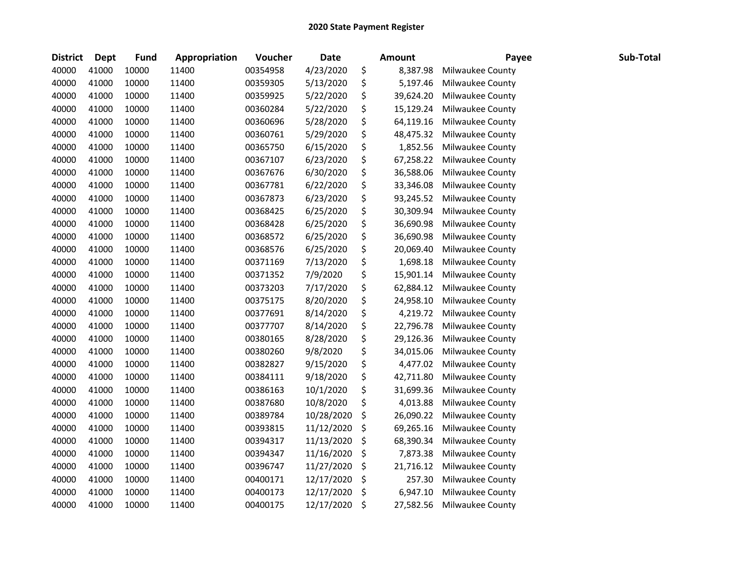# 2020 State Payment Register

| District | Dept | Fund | Appropriation | Voucher | Date | Amount | Payee | Sub-Total |
|---|---|---|---|---|---|---|---|---|
| 40000 | 41000 | 10000 | 11400 | 00354958 | 4/23/2020 | $ 8,387.98 | Milwaukee County | |
| 40000 | 41000 | 10000 | 11400 | 00359305 | 5/13/2020 | $ 5,197.46 | Milwaukee County | |
| 40000 | 41000 | 10000 | 11400 | 00359925 | 5/22/2020 | $ 39,624.20 | Milwaukee County | |
| 40000 | 41000 | 10000 | 11400 | 00360284 | 5/22/2020 | $ 15,129.24 | Milwaukee County | |
| 40000 | 41000 | 10000 | 11400 | 00360696 | 5/28/2020 | $ 64,119.16 | Milwaukee County | |
| 40000 | 41000 | 10000 | 11400 | 00360761 | 5/29/2020 | $ 48,475.32 | Milwaukee County | |
| 40000 | 41000 | 10000 | 11400 | 00365750 | 6/15/2020 | $ 1,852.56 | Milwaukee County | |
| 40000 | 41000 | 10000 | 11400 | 00367107 | 6/23/2020 | $ 67,258.22 | Milwaukee County | |
| 40000 | 41000 | 10000 | 11400 | 00367676 | 6/30/2020 | $ 36,588.06 | Milwaukee County | |
| 40000 | 41000 | 10000 | 11400 | 00367781 | 6/22/2020 | $ 33,346.08 | Milwaukee County | |
| 40000 | 41000 | 10000 | 11400 | 00367873 | 6/23/2020 | $ 93,245.52 | Milwaukee County | |
| 40000 | 41000 | 10000 | 11400 | 00368425 | 6/25/2020 | $ 30,309.94 | Milwaukee County | |
| 40000 | 41000 | 10000 | 11400 | 00368428 | 6/25/2020 | $ 36,690.98 | Milwaukee County | |
| 40000 | 41000 | 10000 | 11400 | 00368572 | 6/25/2020 | $ 36,690.98 | Milwaukee County | |
| 40000 | 41000 | 10000 | 11400 | 00368576 | 6/25/2020 | $ 20,069.40 | Milwaukee County | |
| 40000 | 41000 | 10000 | 11400 | 00371169 | 7/13/2020 | $ 1,698.18 | Milwaukee County | |
| 40000 | 41000 | 10000 | 11400 | 00371352 | 7/9/2020 | $ 15,901.14 | Milwaukee County | |
| 40000 | 41000 | 10000 | 11400 | 00373203 | 7/17/2020 | $ 62,884.12 | Milwaukee County | |
| 40000 | 41000 | 10000 | 11400 | 00375175 | 8/20/2020 | $ 24,958.10 | Milwaukee County | |
| 40000 | 41000 | 10000 | 11400 | 00377691 | 8/14/2020 | $ 4,219.72 | Milwaukee County | |
| 40000 | 41000 | 10000 | 11400 | 00377707 | 8/14/2020 | $ 22,796.78 | Milwaukee County | |
| 40000 | 41000 | 10000 | 11400 | 00380165 | 8/28/2020 | $ 29,126.36 | Milwaukee County | |
| 40000 | 41000 | 10000 | 11400 | 00380260 | 9/8/2020 | $ 34,015.06 | Milwaukee County | |
| 40000 | 41000 | 10000 | 11400 | 00382827 | 9/15/2020 | $ 4,477.02 | Milwaukee County | |
| 40000 | 41000 | 10000 | 11400 | 00384111 | 9/18/2020 | $ 42,711.80 | Milwaukee County | |
| 40000 | 41000 | 10000 | 11400 | 00386163 | 10/1/2020 | $ 31,699.36 | Milwaukee County | |
| 40000 | 41000 | 10000 | 11400 | 00387680 | 10/8/2020 | $ 4,013.88 | Milwaukee County | |
| 40000 | 41000 | 10000 | 11400 | 00389784 | 10/28/2020 | $ 26,090.22 | Milwaukee County | |
| 40000 | 41000 | 10000 | 11400 | 00393815 | 11/12/2020 | $ 69,265.16 | Milwaukee County | |
| 40000 | 41000 | 10000 | 11400 | 00394317 | 11/13/2020 | $ 68,390.34 | Milwaukee County | |
| 40000 | 41000 | 10000 | 11400 | 00394347 | 11/16/2020 | $ 7,873.38 | Milwaukee County | |
| 40000 | 41000 | 10000 | 11400 | 00396747 | 11/27/2020 | $ 21,716.12 | Milwaukee County | |
| 40000 | 41000 | 10000 | 11400 | 00400171 | 12/17/2020 | $ 257.30 | Milwaukee County | |
| 40000 | 41000 | 10000 | 11400 | 00400173 | 12/17/2020 | $ 6,947.10 | Milwaukee County | |
| 40000 | 41000 | 10000 | 11400 | 00400175 | 12/17/2020 | $ 27,582.56 | Milwaukee County | |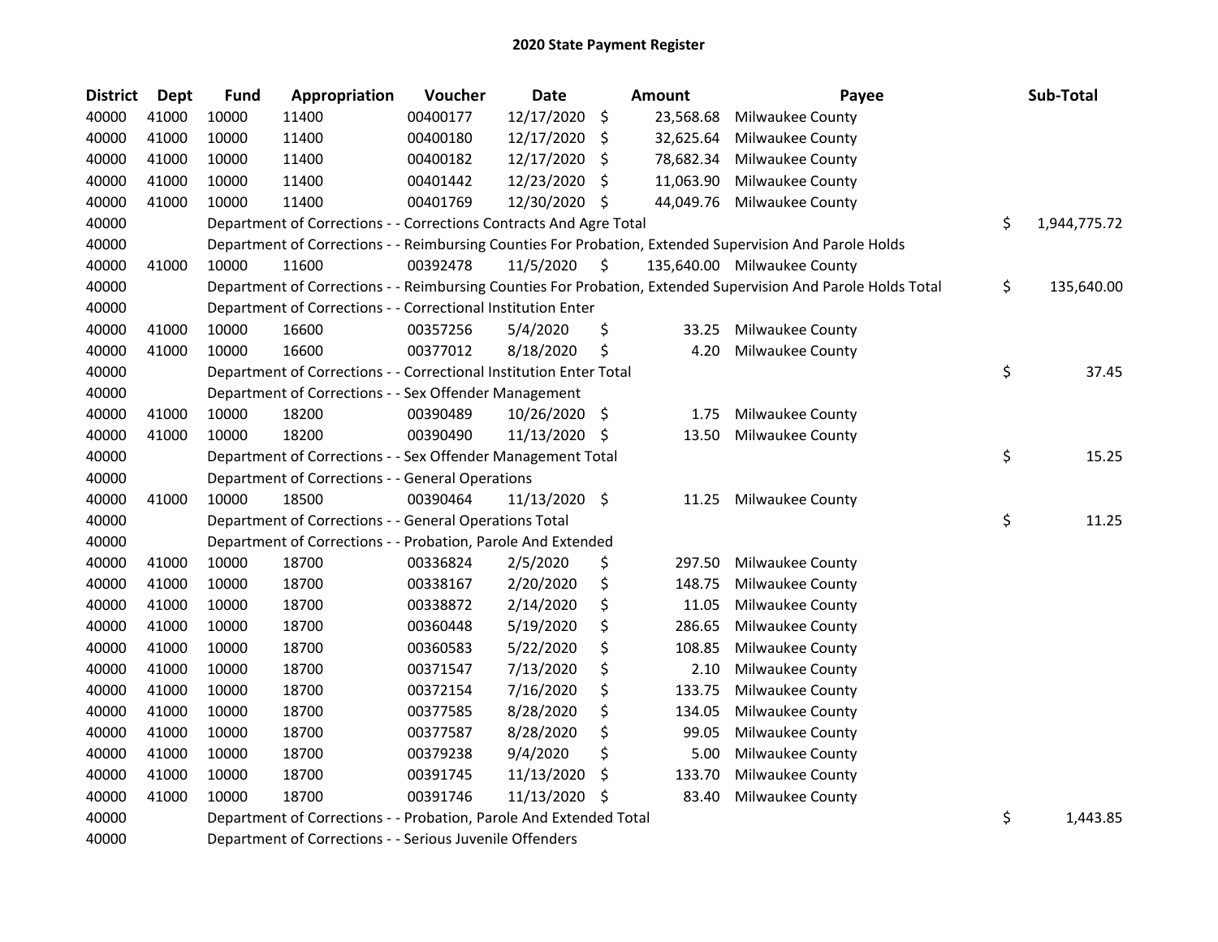# 2020 State Payment Register

| District | Dept | Fund | Appropriation | Voucher | Date | Amount | Payee | Sub-Total |
|---|---|---|---|---|---|---|---|---|
| 40000 | 41000 | 10000 | 11400 | 00400177 | 12/17/2020 | $ 23,568.68 | Milwaukee County | |
| 40000 | 41000 | 10000 | 11400 | 00400180 | 12/17/2020 | $ 32,625.64 | Milwaukee County | |
| 40000 | 41000 | 10000 | 11400 | 00400182 | 12/17/2020 | $ 78,682.34 | Milwaukee County | |
| 40000 | 41000 | 10000 | 11400 | 00401442 | 12/23/2020 | $ 11,063.90 | Milwaukee County | |
| 40000 | 41000 | 10000 | 11400 | 00401769 | 12/30/2020 | $ 44,049.76 | Milwaukee County | |
| 40000 | | Department of Corrections - - Corrections Contracts And Agre Total | | | | | | $ 1,944,775.72 |
| 40000 | | Department of Corrections - - Reimbursing Counties For Probation, Extended Supervision And Parole Holds | | | | | | |
| 40000 | 41000 | 10000 | 11600 | 00392478 | 11/5/2020 | $ 135,640.00 | Milwaukee County | |
| 40000 | | Department of Corrections - - Reimbursing Counties For Probation, Extended Supervision And Parole Holds Total | | | | | | $ 135,640.00 |
| 40000 | | Department of Corrections - - Correctional Institution Enter | | | | | | |
| 40000 | 41000 | 10000 | 16600 | 00357256 | 5/4/2020 | $ 33.25 | Milwaukee County | |
| 40000 | 41000 | 10000 | 16600 | 00377012 | 8/18/2020 | $ 4.20 | Milwaukee County | |
| 40000 | | Department of Corrections - - Correctional Institution Enter Total | | | | | | $ 37.45 |
| 40000 | | Department of Corrections - - Sex Offender Management | | | | | | |
| 40000 | 41000 | 10000 | 18200 | 00390489 | 10/26/2020 | $ 1.75 | Milwaukee County | |
| 40000 | 41000 | 10000 | 18200 | 00390490 | 11/13/2020 | $ 13.50 | Milwaukee County | |
| 40000 | | Department of Corrections - - Sex Offender Management Total | | | | | | $ 15.25 |
| 40000 | | Department of Corrections - - General Operations | | | | | | |
| 40000 | 41000 | 10000 | 18500 | 00390464 | 11/13/2020 | $ 11.25 | Milwaukee County | |
| 40000 | | Department of Corrections - - General Operations Total | | | | | | $ 11.25 |
| 40000 | | Department of Corrections - - Probation, Parole And Extended | | | | | | |
| 40000 | 41000 | 10000 | 18700 | 00336824 | 2/5/2020 | $ 297.50 | Milwaukee County | |
| 40000 | 41000 | 10000 | 18700 | 00338167 | 2/20/2020 | $ 148.75 | Milwaukee County | |
| 40000 | 41000 | 10000 | 18700 | 00338872 | 2/14/2020 | $ 11.05 | Milwaukee County | |
| 40000 | 41000 | 10000 | 18700 | 00360448 | 5/19/2020 | $ 286.65 | Milwaukee County | |
| 40000 | 41000 | 10000 | 18700 | 00360583 | 5/22/2020 | $ 108.85 | Milwaukee County | |
| 40000 | 41000 | 10000 | 18700 | 00371547 | 7/13/2020 | $ 2.10 | Milwaukee County | |
| 40000 | 41000 | 10000 | 18700 | 00372154 | 7/16/2020 | $ 133.75 | Milwaukee County | |
| 40000 | 41000 | 10000 | 18700 | 00377585 | 8/28/2020 | $ 134.05 | Milwaukee County | |
| 40000 | 41000 | 10000 | 18700 | 00377587 | 8/28/2020 | $ 99.05 | Milwaukee County | |
| 40000 | 41000 | 10000 | 18700 | 00379238 | 9/4/2020 | $ 5.00 | Milwaukee County | |
| 40000 | 41000 | 10000 | 18700 | 00391745 | 11/13/2020 | $ 133.70 | Milwaukee County | |
| 40000 | 41000 | 10000 | 18700 | 00391746 | 11/13/2020 | $ 83.40 | Milwaukee County | |
| 40000 | | Department of Corrections - - Probation, Parole And Extended Total | | | | | | $ 1,443.85 |
| 40000 | | Department of Corrections - - Serious Juvenile Offenders | | | | | | |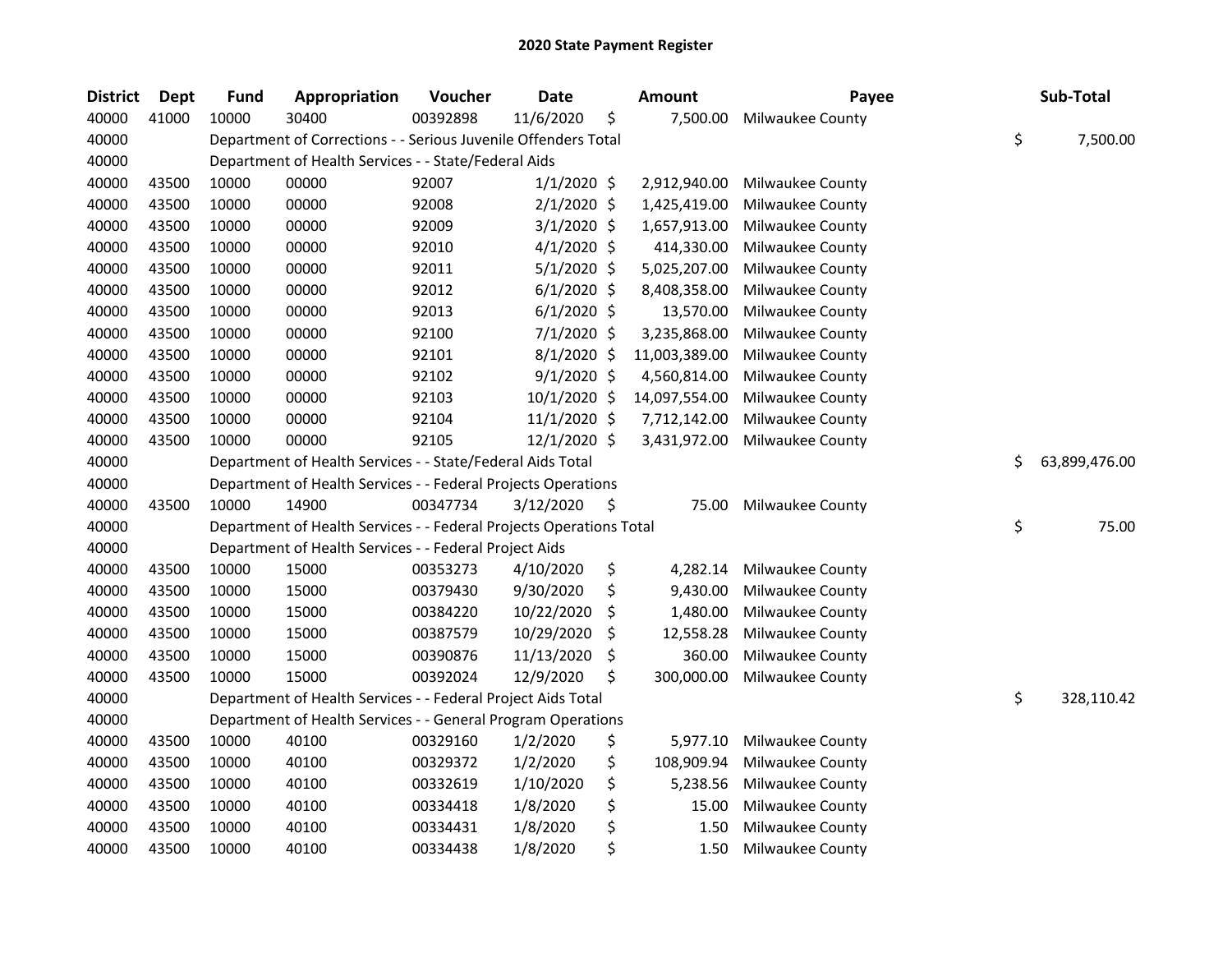# 2020 State Payment Register

| District | Dept | Fund | Appropriation | Voucher | Date | Amount | Payee | Sub-Total |
|---|---|---|---|---|---|---|---|---|
| 40000 | 41000 | 10000 | 30400 | 00392898 | 11/6/2020 | $ 7,500.00 | Milwaukee County | |
| 40000 | | Department of Corrections - - Serious Juvenile Offenders Total | | | | | | $ 7,500.00 |
| 40000 | | Department of Health Services - - State/Federal Aids | | | | | | |
| 40000 | 43500 | 10000 | 00000 | 92007 | 1/1/2020 | $ 2,912,940.00 | Milwaukee County | |
| 40000 | 43500 | 10000 | 00000 | 92008 | 2/1/2020 | $ 1,425,419.00 | Milwaukee County | |
| 40000 | 43500 | 10000 | 00000 | 92009 | 3/1/2020 | $ 1,657,913.00 | Milwaukee County | |
| 40000 | 43500 | 10000 | 00000 | 92010 | 4/1/2020 | $ 414,330.00 | Milwaukee County | |
| 40000 | 43500 | 10000 | 00000 | 92011 | 5/1/2020 | $ 5,025,207.00 | Milwaukee County | |
| 40000 | 43500 | 10000 | 00000 | 92012 | 6/1/2020 | $ 8,408,358.00 | Milwaukee County | |
| 40000 | 43500 | 10000 | 00000 | 92013 | 6/1/2020 | $ 13,570.00 | Milwaukee County | |
| 40000 | 43500 | 10000 | 00000 | 92100 | 7/1/2020 | $ 3,235,868.00 | Milwaukee County | |
| 40000 | 43500 | 10000 | 00000 | 92101 | 8/1/2020 | $ 11,003,389.00 | Milwaukee County | |
| 40000 | 43500 | 10000 | 00000 | 92102 | 9/1/2020 | $ 4,560,814.00 | Milwaukee County | |
| 40000 | 43500 | 10000 | 00000 | 92103 | 10/1/2020 | $ 14,097,554.00 | Milwaukee County | |
| 40000 | 43500 | 10000 | 00000 | 92104 | 11/1/2020 | $ 7,712,142.00 | Milwaukee County | |
| 40000 | 43500 | 10000 | 00000 | 92105 | 12/1/2020 | $ 3,431,972.00 | Milwaukee County | |
| 40000 | | Department of Health Services - - State/Federal Aids Total | | | | | | $ 63,899,476.00 |
| 40000 | | Department of Health Services - - Federal Projects Operations | | | | | | |
| 40000 | 43500 | 10000 | 14900 | 00347734 | 3/12/2020 | $ 75.00 | Milwaukee County | |
| 40000 | | Department of Health Services - - Federal Projects Operations Total | | | | | | $ 75.00 |
| 40000 | | Department of Health Services - - Federal Project Aids | | | | | | |
| 40000 | 43500 | 10000 | 15000 | 00353273 | 4/10/2020 | $ 4,282.14 | Milwaukee County | |
| 40000 | 43500 | 10000 | 15000 | 00379430 | 9/30/2020 | $ 9,430.00 | Milwaukee County | |
| 40000 | 43500 | 10000 | 15000 | 00384220 | 10/22/2020 | $ 1,480.00 | Milwaukee County | |
| 40000 | 43500 | 10000 | 15000 | 00387579 | 10/29/2020 | $ 12,558.28 | Milwaukee County | |
| 40000 | 43500 | 10000 | 15000 | 00390876 | 11/13/2020 | $ 360.00 | Milwaukee County | |
| 40000 | 43500 | 10000 | 15000 | 00392024 | 12/9/2020 | $ 300,000.00 | Milwaukee County | |
| 40000 | | Department of Health Services - - Federal Project Aids Total | | | | | | $ 328,110.42 |
| 40000 | | Department of Health Services - - General Program Operations | | | | | | |
| 40000 | 43500 | 10000 | 40100 | 00329160 | 1/2/2020 | $ 5,977.10 | Milwaukee County | |
| 40000 | 43500 | 10000 | 40100 | 00329372 | 1/2/2020 | $ 108,909.94 | Milwaukee County | |
| 40000 | 43500 | 10000 | 40100 | 00332619 | 1/10/2020 | $ 5,238.56 | Milwaukee County | |
| 40000 | 43500 | 10000 | 40100 | 00334418 | 1/8/2020 | $ 15.00 | Milwaukee County | |
| 40000 | 43500 | 10000 | 40100 | 00334431 | 1/8/2020 | $ 1.50 | Milwaukee County | |
| 40000 | 43500 | 10000 | 40100 | 00334438 | 1/8/2020 | $ 1.50 | Milwaukee County | |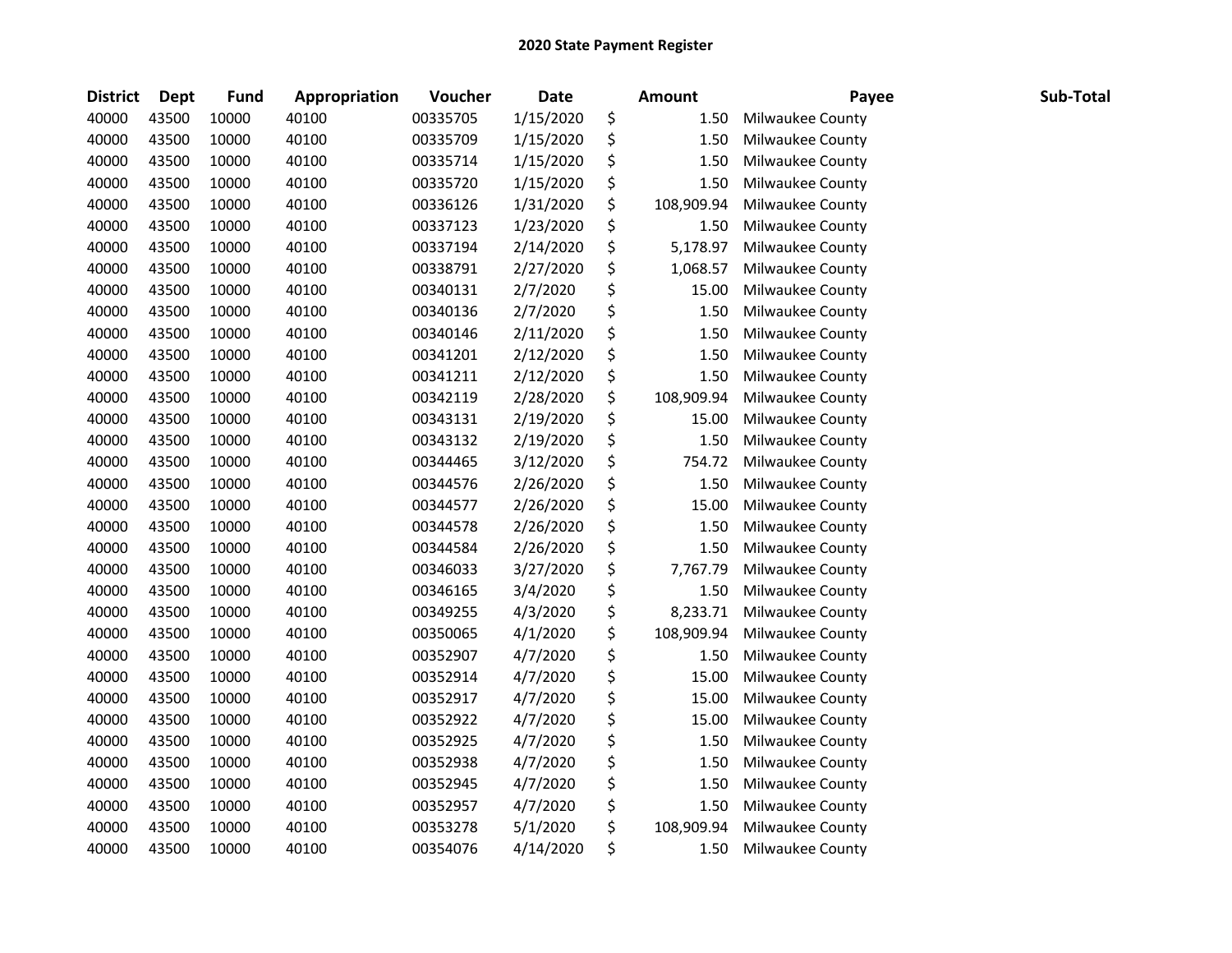# 2020 State Payment Register

| District | Dept | Fund | Appropriation | Voucher | Date | Amount | Payee | Sub-Total |
|---|---|---|---|---|---|---|---|---|
| 40000 | 43500 | 10000 | 40100 | 00335705 | 1/15/2020 | $ 1.50 | Milwaukee County | |
| 40000 | 43500 | 10000 | 40100 | 00335709 | 1/15/2020 | $ 1.50 | Milwaukee County | |
| 40000 | 43500 | 10000 | 40100 | 00335714 | 1/15/2020 | $ 1.50 | Milwaukee County | |
| 40000 | 43500 | 10000 | 40100 | 00335720 | 1/15/2020 | $ 1.50 | Milwaukee County | |
| 40000 | 43500 | 10000 | 40100 | 00336126 | 1/31/2020 | $ 108,909.94 | Milwaukee County | |
| 40000 | 43500 | 10000 | 40100 | 00337123 | 1/23/2020 | $ 1.50 | Milwaukee County | |
| 40000 | 43500 | 10000 | 40100 | 00337194 | 2/14/2020 | $ 5,178.97 | Milwaukee County | |
| 40000 | 43500 | 10000 | 40100 | 00338791 | 2/27/2020 | $ 1,068.57 | Milwaukee County | |
| 40000 | 43500 | 10000 | 40100 | 00340131 | 2/7/2020 | $ 15.00 | Milwaukee County | |
| 40000 | 43500 | 10000 | 40100 | 00340136 | 2/7/2020 | $ 1.50 | Milwaukee County | |
| 40000 | 43500 | 10000 | 40100 | 00340146 | 2/11/2020 | $ 1.50 | Milwaukee County | |
| 40000 | 43500 | 10000 | 40100 | 00341201 | 2/12/2020 | $ 1.50 | Milwaukee County | |
| 40000 | 43500 | 10000 | 40100 | 00341211 | 2/12/2020 | $ 1.50 | Milwaukee County | |
| 40000 | 43500 | 10000 | 40100 | 00342119 | 2/28/2020 | $ 108,909.94 | Milwaukee County | |
| 40000 | 43500 | 10000 | 40100 | 00343131 | 2/19/2020 | $ 15.00 | Milwaukee County | |
| 40000 | 43500 | 10000 | 40100 | 00343132 | 2/19/2020 | $ 1.50 | Milwaukee County | |
| 40000 | 43500 | 10000 | 40100 | 00344465 | 3/12/2020 | $ 754.72 | Milwaukee County | |
| 40000 | 43500 | 10000 | 40100 | 00344576 | 2/26/2020 | $ 1.50 | Milwaukee County | |
| 40000 | 43500 | 10000 | 40100 | 00344577 | 2/26/2020 | $ 15.00 | Milwaukee County | |
| 40000 | 43500 | 10000 | 40100 | 00344578 | 2/26/2020 | $ 1.50 | Milwaukee County | |
| 40000 | 43500 | 10000 | 40100 | 00344584 | 2/26/2020 | $ 1.50 | Milwaukee County | |
| 40000 | 43500 | 10000 | 40100 | 00346033 | 3/27/2020 | $ 7,767.79 | Milwaukee County | |
| 40000 | 43500 | 10000 | 40100 | 00346165 | 3/4/2020 | $ 1.50 | Milwaukee County | |
| 40000 | 43500 | 10000 | 40100 | 00349255 | 4/3/2020 | $ 8,233.71 | Milwaukee County | |
| 40000 | 43500 | 10000 | 40100 | 00350065 | 4/1/2020 | $ 108,909.94 | Milwaukee County | |
| 40000 | 43500 | 10000 | 40100 | 00352907 | 4/7/2020 | $ 1.50 | Milwaukee County | |
| 40000 | 43500 | 10000 | 40100 | 00352914 | 4/7/2020 | $ 15.00 | Milwaukee County | |
| 40000 | 43500 | 10000 | 40100 | 00352917 | 4/7/2020 | $ 15.00 | Milwaukee County | |
| 40000 | 43500 | 10000 | 40100 | 00352922 | 4/7/2020 | $ 15.00 | Milwaukee County | |
| 40000 | 43500 | 10000 | 40100 | 00352925 | 4/7/2020 | $ 1.50 | Milwaukee County | |
| 40000 | 43500 | 10000 | 40100 | 00352938 | 4/7/2020 | $ 1.50 | Milwaukee County | |
| 40000 | 43500 | 10000 | 40100 | 00352945 | 4/7/2020 | $ 1.50 | Milwaukee County | |
| 40000 | 43500 | 10000 | 40100 | 00352957 | 4/7/2020 | $ 1.50 | Milwaukee County | |
| 40000 | 43500 | 10000 | 40100 | 00353278 | 5/1/2020 | $ 108,909.94 | Milwaukee County | |
| 40000 | 43500 | 10000 | 40100 | 00354076 | 4/14/2020 | $ 1.50 | Milwaukee County | |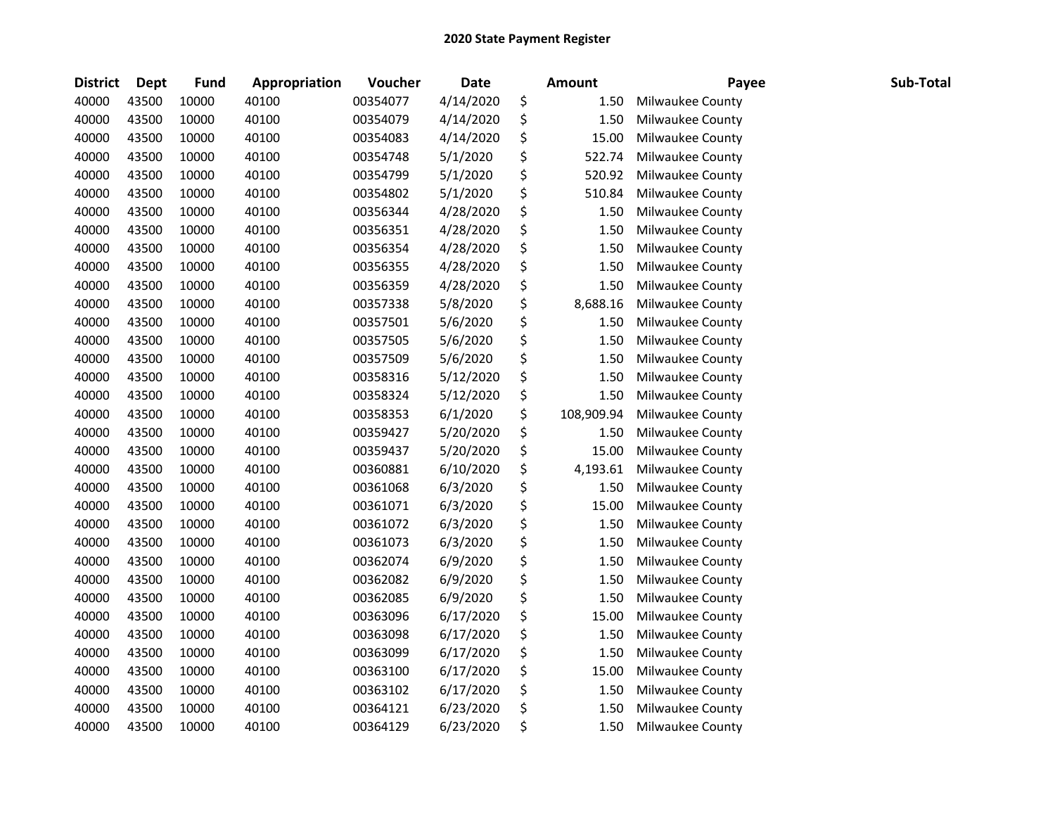# 2020 State Payment Register

| District | Dept | Fund | Appropriation | Voucher | Date | Amount | Payee | Sub-Total |
|---|---|---|---|---|---|---|---|---|
| 40000 | 43500 | 10000 | 40100 | 00354077 | 4/14/2020 | $ 1.50 | Milwaukee County | |
| 40000 | 43500 | 10000 | 40100 | 00354079 | 4/14/2020 | $ 1.50 | Milwaukee County | |
| 40000 | 43500 | 10000 | 40100 | 00354083 | 4/14/2020 | $ 15.00 | Milwaukee County | |
| 40000 | 43500 | 10000 | 40100 | 00354748 | 5/1/2020 | $ 522.74 | Milwaukee County | |
| 40000 | 43500 | 10000 | 40100 | 00354799 | 5/1/2020 | $ 520.92 | Milwaukee County | |
| 40000 | 43500 | 10000 | 40100 | 00354802 | 5/1/2020 | $ 510.84 | Milwaukee County | |
| 40000 | 43500 | 10000 | 40100 | 00356344 | 4/28/2020 | $ 1.50 | Milwaukee County | |
| 40000 | 43500 | 10000 | 40100 | 00356351 | 4/28/2020 | $ 1.50 | Milwaukee County | |
| 40000 | 43500 | 10000 | 40100 | 00356354 | 4/28/2020 | $ 1.50 | Milwaukee County | |
| 40000 | 43500 | 10000 | 40100 | 00356355 | 4/28/2020 | $ 1.50 | Milwaukee County | |
| 40000 | 43500 | 10000 | 40100 | 00356359 | 4/28/2020 | $ 1.50 | Milwaukee County | |
| 40000 | 43500 | 10000 | 40100 | 00357338 | 5/8/2020 | $ 8,688.16 | Milwaukee County | |
| 40000 | 43500 | 10000 | 40100 | 00357501 | 5/6/2020 | $ 1.50 | Milwaukee County | |
| 40000 | 43500 | 10000 | 40100 | 00357505 | 5/6/2020 | $ 1.50 | Milwaukee County | |
| 40000 | 43500 | 10000 | 40100 | 00357509 | 5/6/2020 | $ 1.50 | Milwaukee County | |
| 40000 | 43500 | 10000 | 40100 | 00358316 | 5/12/2020 | $ 1.50 | Milwaukee County | |
| 40000 | 43500 | 10000 | 40100 | 00358324 | 5/12/2020 | $ 1.50 | Milwaukee County | |
| 40000 | 43500 | 10000 | 40100 | 00358353 | 6/1/2020 | $ 108,909.94 | Milwaukee County | |
| 40000 | 43500 | 10000 | 40100 | 00359427 | 5/20/2020 | $ 1.50 | Milwaukee County | |
| 40000 | 43500 | 10000 | 40100 | 00359437 | 5/20/2020 | $ 15.00 | Milwaukee County | |
| 40000 | 43500 | 10000 | 40100 | 00360881 | 6/10/2020 | $ 4,193.61 | Milwaukee County | |
| 40000 | 43500 | 10000 | 40100 | 00361068 | 6/3/2020 | $ 1.50 | Milwaukee County | |
| 40000 | 43500 | 10000 | 40100 | 00361071 | 6/3/2020 | $ 15.00 | Milwaukee County | |
| 40000 | 43500 | 10000 | 40100 | 00361072 | 6/3/2020 | $ 1.50 | Milwaukee County | |
| 40000 | 43500 | 10000 | 40100 | 00361073 | 6/3/2020 | $ 1.50 | Milwaukee County | |
| 40000 | 43500 | 10000 | 40100 | 00362074 | 6/9/2020 | $ 1.50 | Milwaukee County | |
| 40000 | 43500 | 10000 | 40100 | 00362082 | 6/9/2020 | $ 1.50 | Milwaukee County | |
| 40000 | 43500 | 10000 | 40100 | 00362085 | 6/9/2020 | $ 1.50 | Milwaukee County | |
| 40000 | 43500 | 10000 | 40100 | 00363096 | 6/17/2020 | $ 15.00 | Milwaukee County | |
| 40000 | 43500 | 10000 | 40100 | 00363098 | 6/17/2020 | $ 1.50 | Milwaukee County | |
| 40000 | 43500 | 10000 | 40100 | 00363099 | 6/17/2020 | $ 1.50 | Milwaukee County | |
| 40000 | 43500 | 10000 | 40100 | 00363100 | 6/17/2020 | $ 15.00 | Milwaukee County | |
| 40000 | 43500 | 10000 | 40100 | 00363102 | 6/17/2020 | $ 1.50 | Milwaukee County | |
| 40000 | 43500 | 10000 | 40100 | 00364121 | 6/23/2020 | $ 1.50 | Milwaukee County | |
| 40000 | 43500 | 10000 | 40100 | 00364129 | 6/23/2020 | $ 1.50 | Milwaukee County | |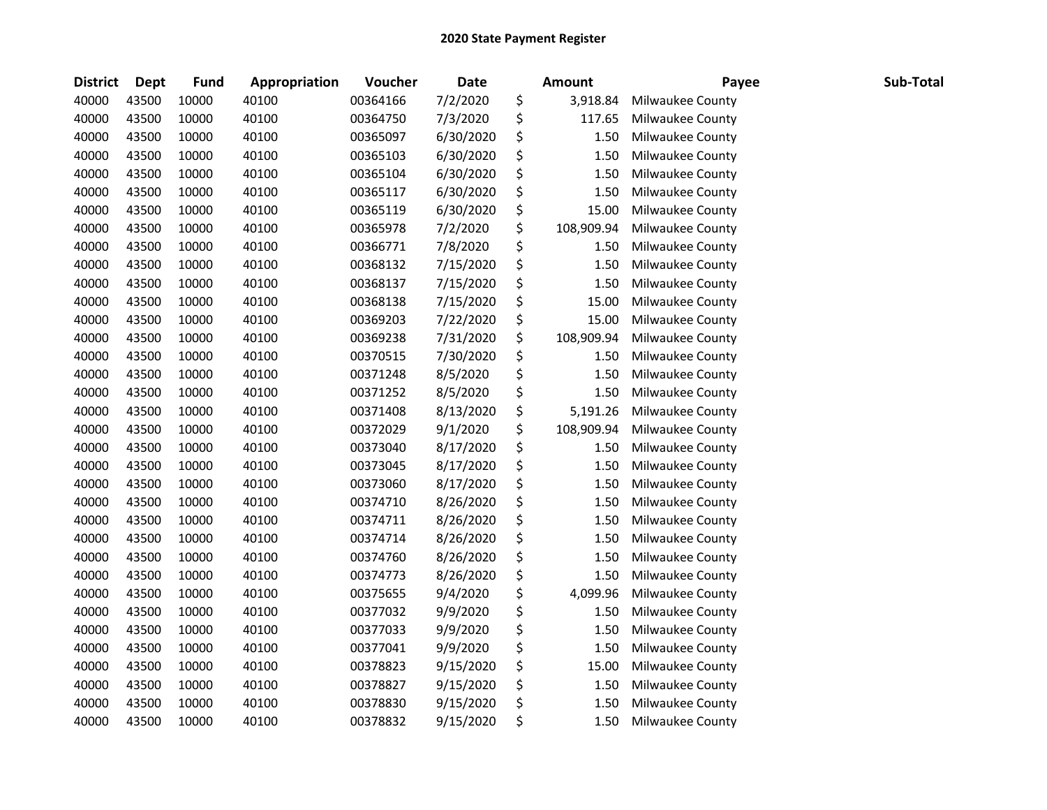# 2020 State Payment Register

| District | Dept | Fund | Appropriation | Voucher | Date | Amount | Payee | Sub-Total |
|---|---|---|---|---|---|---|---|---|
| 40000 | 43500 | 10000 | 40100 | 00364166 | 7/2/2020 | $ 3,918.84 | Milwaukee County | |
| 40000 | 43500 | 10000 | 40100 | 00364750 | 7/3/2020 | $ 117.65 | Milwaukee County | |
| 40000 | 43500 | 10000 | 40100 | 00365097 | 6/30/2020 | $ 1.50 | Milwaukee County | |
| 40000 | 43500 | 10000 | 40100 | 00365103 | 6/30/2020 | $ 1.50 | Milwaukee County | |
| 40000 | 43500 | 10000 | 40100 | 00365104 | 6/30/2020 | $ 1.50 | Milwaukee County | |
| 40000 | 43500 | 10000 | 40100 | 00365117 | 6/30/2020 | $ 1.50 | Milwaukee County | |
| 40000 | 43500 | 10000 | 40100 | 00365119 | 6/30/2020 | $ 15.00 | Milwaukee County | |
| 40000 | 43500 | 10000 | 40100 | 00365978 | 7/2/2020 | $ 108,909.94 | Milwaukee County | |
| 40000 | 43500 | 10000 | 40100 | 00366771 | 7/8/2020 | $ 1.50 | Milwaukee County | |
| 40000 | 43500 | 10000 | 40100 | 00368132 | 7/15/2020 | $ 1.50 | Milwaukee County | |
| 40000 | 43500 | 10000 | 40100 | 00368137 | 7/15/2020 | $ 1.50 | Milwaukee County | |
| 40000 | 43500 | 10000 | 40100 | 00368138 | 7/15/2020 | $ 15.00 | Milwaukee County | |
| 40000 | 43500 | 10000 | 40100 | 00369203 | 7/22/2020 | $ 15.00 | Milwaukee County | |
| 40000 | 43500 | 10000 | 40100 | 00369238 | 7/31/2020 | $ 108,909.94 | Milwaukee County | |
| 40000 | 43500 | 10000 | 40100 | 00370515 | 7/30/2020 | $ 1.50 | Milwaukee County | |
| 40000 | 43500 | 10000 | 40100 | 00371248 | 8/5/2020 | $ 1.50 | Milwaukee County | |
| 40000 | 43500 | 10000 | 40100 | 00371252 | 8/5/2020 | $ 1.50 | Milwaukee County | |
| 40000 | 43500 | 10000 | 40100 | 00371408 | 8/13/2020 | $ 5,191.26 | Milwaukee County | |
| 40000 | 43500 | 10000 | 40100 | 00372029 | 9/1/2020 | $ 108,909.94 | Milwaukee County | |
| 40000 | 43500 | 10000 | 40100 | 00373040 | 8/17/2020 | $ 1.50 | Milwaukee County | |
| 40000 | 43500 | 10000 | 40100 | 00373045 | 8/17/2020 | $ 1.50 | Milwaukee County | |
| 40000 | 43500 | 10000 | 40100 | 00373060 | 8/17/2020 | $ 1.50 | Milwaukee County | |
| 40000 | 43500 | 10000 | 40100 | 00374710 | 8/26/2020 | $ 1.50 | Milwaukee County | |
| 40000 | 43500 | 10000 | 40100 | 00374711 | 8/26/2020 | $ 1.50 | Milwaukee County | |
| 40000 | 43500 | 10000 | 40100 | 00374714 | 8/26/2020 | $ 1.50 | Milwaukee County | |
| 40000 | 43500 | 10000 | 40100 | 00374760 | 8/26/2020 | $ 1.50 | Milwaukee County | |
| 40000 | 43500 | 10000 | 40100 | 00374773 | 8/26/2020 | $ 1.50 | Milwaukee County | |
| 40000 | 43500 | 10000 | 40100 | 00375655 | 9/4/2020 | $ 4,099.96 | Milwaukee County | |
| 40000 | 43500 | 10000 | 40100 | 00377032 | 9/9/2020 | $ 1.50 | Milwaukee County | |
| 40000 | 43500 | 10000 | 40100 | 00377033 | 9/9/2020 | $ 1.50 | Milwaukee County | |
| 40000 | 43500 | 10000 | 40100 | 00377041 | 9/9/2020 | $ 1.50 | Milwaukee County | |
| 40000 | 43500 | 10000 | 40100 | 00378823 | 9/15/2020 | $ 15.00 | Milwaukee County | |
| 40000 | 43500 | 10000 | 40100 | 00378827 | 9/15/2020 | $ 1.50 | Milwaukee County | |
| 40000 | 43500 | 10000 | 40100 | 00378830 | 9/15/2020 | $ 1.50 | Milwaukee County | |
| 40000 | 43500 | 10000 | 40100 | 00378832 | 9/15/2020 | $ 1.50 | Milwaukee County | |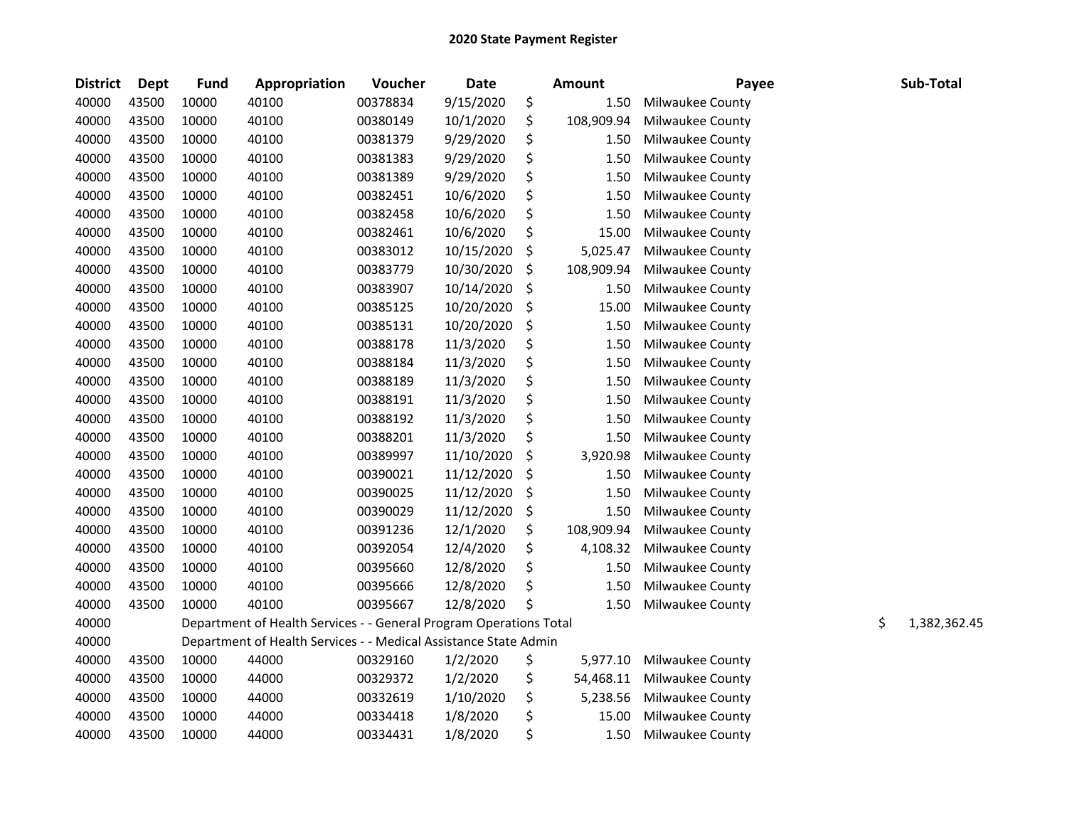# 2020 State Payment Register

| District | Dept | Fund | Appropriation | Voucher | Date | Amount | Payee | Sub-Total |
|---|---|---|---|---|---|---|---|---|
| 40000 | 43500 | 10000 | 40100 | 00378834 | 9/15/2020 | $ 1.50 | Milwaukee County | |
| 40000 | 43500 | 10000 | 40100 | 00380149 | 10/1/2020 | $ 108,909.94 | Milwaukee County | |
| 40000 | 43500 | 10000 | 40100 | 00381379 | 9/29/2020 | $ 1.50 | Milwaukee County | |
| 40000 | 43500 | 10000 | 40100 | 00381383 | 9/29/2020 | $ 1.50 | Milwaukee County | |
| 40000 | 43500 | 10000 | 40100 | 00381389 | 9/29/2020 | $ 1.50 | Milwaukee County | |
| 40000 | 43500 | 10000 | 40100 | 00382451 | 10/6/2020 | $ 1.50 | Milwaukee County | |
| 40000 | 43500 | 10000 | 40100 | 00382458 | 10/6/2020 | $ 1.50 | Milwaukee County | |
| 40000 | 43500 | 10000 | 40100 | 00382461 | 10/6/2020 | $ 15.00 | Milwaukee County | |
| 40000 | 43500 | 10000 | 40100 | 00383012 | 10/15/2020 | $ 5,025.47 | Milwaukee County | |
| 40000 | 43500 | 10000 | 40100 | 00383779 | 10/30/2020 | $ 108,909.94 | Milwaukee County | |
| 40000 | 43500 | 10000 | 40100 | 00383907 | 10/14/2020 | $ 1.50 | Milwaukee County | |
| 40000 | 43500 | 10000 | 40100 | 00385125 | 10/20/2020 | $ 15.00 | Milwaukee County | |
| 40000 | 43500 | 10000 | 40100 | 00385131 | 10/20/2020 | $ 1.50 | Milwaukee County | |
| 40000 | 43500 | 10000 | 40100 | 00388178 | 11/3/2020 | $ 1.50 | Milwaukee County | |
| 40000 | 43500 | 10000 | 40100 | 00388184 | 11/3/2020 | $ 1.50 | Milwaukee County | |
| 40000 | 43500 | 10000 | 40100 | 00388189 | 11/3/2020 | $ 1.50 | Milwaukee County | |
| 40000 | 43500 | 10000 | 40100 | 00388191 | 11/3/2020 | $ 1.50 | Milwaukee County | |
| 40000 | 43500 | 10000 | 40100 | 00388192 | 11/3/2020 | $ 1.50 | Milwaukee County | |
| 40000 | 43500 | 10000 | 40100 | 00388201 | 11/3/2020 | $ 1.50 | Milwaukee County | |
| 40000 | 43500 | 10000 | 40100 | 00389997 | 11/10/2020 | $ 3,920.98 | Milwaukee County | |
| 40000 | 43500 | 10000 | 40100 | 00390021 | 11/12/2020 | $ 1.50 | Milwaukee County | |
| 40000 | 43500 | 10000 | 40100 | 00390025 | 11/12/2020 | $ 1.50 | Milwaukee County | |
| 40000 | 43500 | 10000 | 40100 | 00390029 | 11/12/2020 | $ 1.50 | Milwaukee County | |
| 40000 | 43500 | 10000 | 40100 | 00391236 | 12/1/2020 | $ 108,909.94 | Milwaukee County | |
| 40000 | 43500 | 10000 | 40100 | 00392054 | 12/4/2020 | $ 4,108.32 | Milwaukee County | |
| 40000 | 43500 | 10000 | 40100 | 00395660 | 12/8/2020 | $ 1.50 | Milwaukee County | |
| 40000 | 43500 | 10000 | 40100 | 00395666 | 12/8/2020 | $ 1.50 | Milwaukee County | |
| 40000 | 43500 | 10000 | 40100 | 00395667 | 12/8/2020 | $ 1.50 | Milwaukee County | |
| 40000 | | Department of Health Services - - General Program Operations Total | | | | | | $ 1,382,362.45 |
| 40000 | | Department of Health Services - - Medical Assistance State Admin | | | | | | |
| 40000 | 43500 | 10000 | 44000 | 00329160 | 1/2/2020 | $ 5,977.10 | Milwaukee County | |
| 40000 | 43500 | 10000 | 44000 | 00329372 | 1/2/2020 | $ 54,468.11 | Milwaukee County | |
| 40000 | 43500 | 10000 | 44000 | 00332619 | 1/10/2020 | $ 5,238.56 | Milwaukee County | |
| 40000 | 43500 | 10000 | 44000 | 00334418 | 1/8/2020 | $ 15.00 | Milwaukee County | |
| 40000 | 43500 | 10000 | 44000 | 00334431 | 1/8/2020 | $ 1.50 | Milwaukee County | |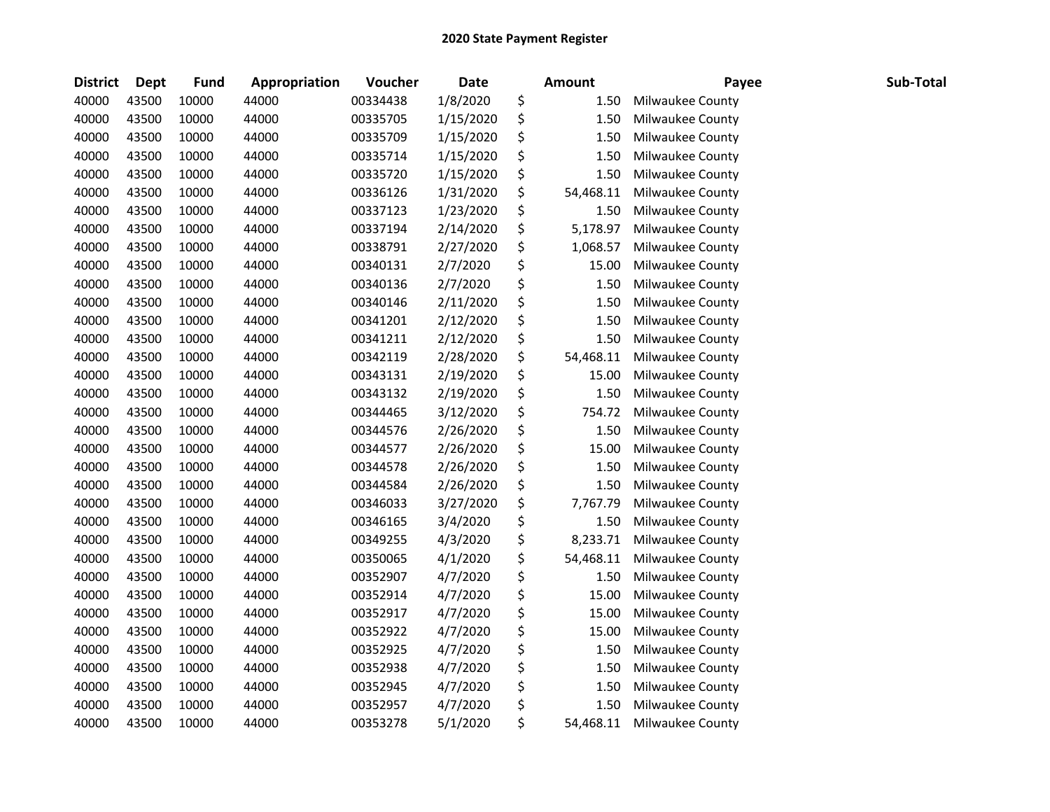**2020 State Payment Register**

| District | Dept | Fund | Appropriation | Voucher | Date | Amount | Payee | Sub-Total |
|---|---|---|---|---|---|---|---|---|
| 40000 | 43500 | 10000 | 44000 | 00334438 | 1/8/2020 | $ 1.50 | Milwaukee County | |
| 40000 | 43500 | 10000 | 44000 | 00335705 | 1/15/2020 | $ 1.50 | Milwaukee County | |
| 40000 | 43500 | 10000 | 44000 | 00335709 | 1/15/2020 | $ 1.50 | Milwaukee County | |
| 40000 | 43500 | 10000 | 44000 | 00335714 | 1/15/2020 | $ 1.50 | Milwaukee County | |
| 40000 | 43500 | 10000 | 44000 | 00335720 | 1/15/2020 | $ 1.50 | Milwaukee County | |
| 40000 | 43500 | 10000 | 44000 | 00336126 | 1/31/2020 | $ 54,468.11 | Milwaukee County | |
| 40000 | 43500 | 10000 | 44000 | 00337123 | 1/23/2020 | $ 1.50 | Milwaukee County | |
| 40000 | 43500 | 10000 | 44000 | 00337194 | 2/14/2020 | $ 5,178.97 | Milwaukee County | |
| 40000 | 43500 | 10000 | 44000 | 00338791 | 2/27/2020 | $ 1,068.57 | Milwaukee County | |
| 40000 | 43500 | 10000 | 44000 | 00340131 | 2/7/2020 | $ 15.00 | Milwaukee County | |
| 40000 | 43500 | 10000 | 44000 | 00340136 | 2/7/2020 | $ 1.50 | Milwaukee County | |
| 40000 | 43500 | 10000 | 44000 | 00340146 | 2/11/2020 | $ 1.50 | Milwaukee County | |
| 40000 | 43500 | 10000 | 44000 | 00341201 | 2/12/2020 | $ 1.50 | Milwaukee County | |
| 40000 | 43500 | 10000 | 44000 | 00341211 | 2/12/2020 | $ 1.50 | Milwaukee County | |
| 40000 | 43500 | 10000 | 44000 | 00342119 | 2/28/2020 | $ 54,468.11 | Milwaukee County | |
| 40000 | 43500 | 10000 | 44000 | 00343131 | 2/19/2020 | $ 15.00 | Milwaukee County | |
| 40000 | 43500 | 10000 | 44000 | 00343132 | 2/19/2020 | $ 1.50 | Milwaukee County | |
| 40000 | 43500 | 10000 | 44000 | 00344465 | 3/12/2020 | $ 754.72 | Milwaukee County | |
| 40000 | 43500 | 10000 | 44000 | 00344576 | 2/26/2020 | $ 1.50 | Milwaukee County | |
| 40000 | 43500 | 10000 | 44000 | 00344577 | 2/26/2020 | $ 15.00 | Milwaukee County | |
| 40000 | 43500 | 10000 | 44000 | 00344578 | 2/26/2020 | $ 1.50 | Milwaukee County | |
| 40000 | 43500 | 10000 | 44000 | 00344584 | 2/26/2020 | $ 1.50 | Milwaukee County | |
| 40000 | 43500 | 10000 | 44000 | 00346033 | 3/27/2020 | $ 7,767.79 | Milwaukee County | |
| 40000 | 43500 | 10000 | 44000 | 00346165 | 3/4/2020 | $ 1.50 | Milwaukee County | |
| 40000 | 43500 | 10000 | 44000 | 00349255 | 4/3/2020 | $ 8,233.71 | Milwaukee County | |
| 40000 | 43500 | 10000 | 44000 | 00350065 | 4/1/2020 | $ 54,468.11 | Milwaukee County | |
| 40000 | 43500 | 10000 | 44000 | 00352907 | 4/7/2020 | $ 1.50 | Milwaukee County | |
| 40000 | 43500 | 10000 | 44000 | 00352914 | 4/7/2020 | $ 15.00 | Milwaukee County | |
| 40000 | 43500 | 10000 | 44000 | 00352917 | 4/7/2020 | $ 15.00 | Milwaukee County | |
| 40000 | 43500 | 10000 | 44000 | 00352922 | 4/7/2020 | $ 15.00 | Milwaukee County | |
| 40000 | 43500 | 10000 | 44000 | 00352925 | 4/7/2020 | $ 1.50 | Milwaukee County | |
| 40000 | 43500 | 10000 | 44000 | 00352938 | 4/7/2020 | $ 1.50 | Milwaukee County | |
| 40000 | 43500 | 10000 | 44000 | 00352945 | 4/7/2020 | $ 1.50 | Milwaukee County | |
| 40000 | 43500 | 10000 | 44000 | 00352957 | 4/7/2020 | $ 1.50 | Milwaukee County | |
| 40000 | 43500 | 10000 | 44000 | 00353278 | 5/1/2020 | $ 54,468.11 | Milwaukee County | |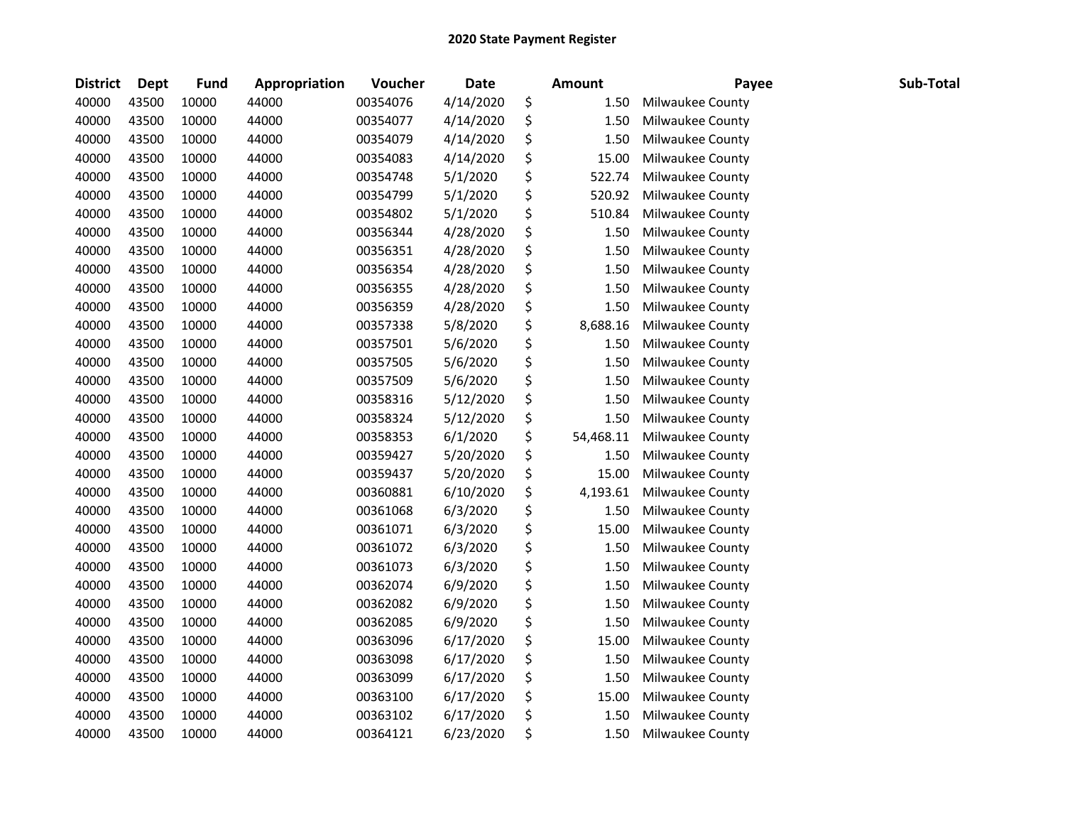# 2020 State Payment Register

| District | Dept | Fund | Appropriation | Voucher | Date | Amount | Payee | Sub-Total |
|---|---|---|---|---|---|---|---|---|
| 40000 | 43500 | 10000 | 44000 | 00354076 | 4/14/2020 | $ 1.50 | Milwaukee County | |
| 40000 | 43500 | 10000 | 44000 | 00354077 | 4/14/2020 | $ 1.50 | Milwaukee County | |
| 40000 | 43500 | 10000 | 44000 | 00354079 | 4/14/2020 | $ 1.50 | Milwaukee County | |
| 40000 | 43500 | 10000 | 44000 | 00354083 | 4/14/2020 | $ 15.00 | Milwaukee County | |
| 40000 | 43500 | 10000 | 44000 | 00354748 | 5/1/2020 | $ 522.74 | Milwaukee County | |
| 40000 | 43500 | 10000 | 44000 | 00354799 | 5/1/2020 | $ 520.92 | Milwaukee County | |
| 40000 | 43500 | 10000 | 44000 | 00354802 | 5/1/2020 | $ 510.84 | Milwaukee County | |
| 40000 | 43500 | 10000 | 44000 | 00356344 | 4/28/2020 | $ 1.50 | Milwaukee County | |
| 40000 | 43500 | 10000 | 44000 | 00356351 | 4/28/2020 | $ 1.50 | Milwaukee County | |
| 40000 | 43500 | 10000 | 44000 | 00356354 | 4/28/2020 | $ 1.50 | Milwaukee County | |
| 40000 | 43500 | 10000 | 44000 | 00356355 | 4/28/2020 | $ 1.50 | Milwaukee County | |
| 40000 | 43500 | 10000 | 44000 | 00356359 | 4/28/2020 | $ 1.50 | Milwaukee County | |
| 40000 | 43500 | 10000 | 44000 | 00357338 | 5/8/2020 | $ 8,688.16 | Milwaukee County | |
| 40000 | 43500 | 10000 | 44000 | 00357501 | 5/6/2020 | $ 1.50 | Milwaukee County | |
| 40000 | 43500 | 10000 | 44000 | 00357505 | 5/6/2020 | $ 1.50 | Milwaukee County | |
| 40000 | 43500 | 10000 | 44000 | 00357509 | 5/6/2020 | $ 1.50 | Milwaukee County | |
| 40000 | 43500 | 10000 | 44000 | 00358316 | 5/12/2020 | $ 1.50 | Milwaukee County | |
| 40000 | 43500 | 10000 | 44000 | 00358324 | 5/12/2020 | $ 1.50 | Milwaukee County | |
| 40000 | 43500 | 10000 | 44000 | 00358353 | 6/1/2020 | $ 54,468.11 | Milwaukee County | |
| 40000 | 43500 | 10000 | 44000 | 00359427 | 5/20/2020 | $ 1.50 | Milwaukee County | |
| 40000 | 43500 | 10000 | 44000 | 00359437 | 5/20/2020 | $ 15.00 | Milwaukee County | |
| 40000 | 43500 | 10000 | 44000 | 00360881 | 6/10/2020 | $ 4,193.61 | Milwaukee County | |
| 40000 | 43500 | 10000 | 44000 | 00361068 | 6/3/2020 | $ 1.50 | Milwaukee County | |
| 40000 | 43500 | 10000 | 44000 | 00361071 | 6/3/2020 | $ 15.00 | Milwaukee County | |
| 40000 | 43500 | 10000 | 44000 | 00361072 | 6/3/2020 | $ 1.50 | Milwaukee County | |
| 40000 | 43500 | 10000 | 44000 | 00361073 | 6/3/2020 | $ 1.50 | Milwaukee County | |
| 40000 | 43500 | 10000 | 44000 | 00362074 | 6/9/2020 | $ 1.50 | Milwaukee County | |
| 40000 | 43500 | 10000 | 44000 | 00362082 | 6/9/2020 | $ 1.50 | Milwaukee County | |
| 40000 | 43500 | 10000 | 44000 | 00362085 | 6/9/2020 | $ 1.50 | Milwaukee County | |
| 40000 | 43500 | 10000 | 44000 | 00363096 | 6/17/2020 | $ 15.00 | Milwaukee County | |
| 40000 | 43500 | 10000 | 44000 | 00363098 | 6/17/2020 | $ 1.50 | Milwaukee County | |
| 40000 | 43500 | 10000 | 44000 | 00363099 | 6/17/2020 | $ 1.50 | Milwaukee County | |
| 40000 | 43500 | 10000 | 44000 | 00363100 | 6/17/2020 | $ 15.00 | Milwaukee County | |
| 40000 | 43500 | 10000 | 44000 | 00363102 | 6/17/2020 | $ 1.50 | Milwaukee County | |
| 40000 | 43500 | 10000 | 44000 | 00364121 | 6/23/2020 | $ 1.50 | Milwaukee County | |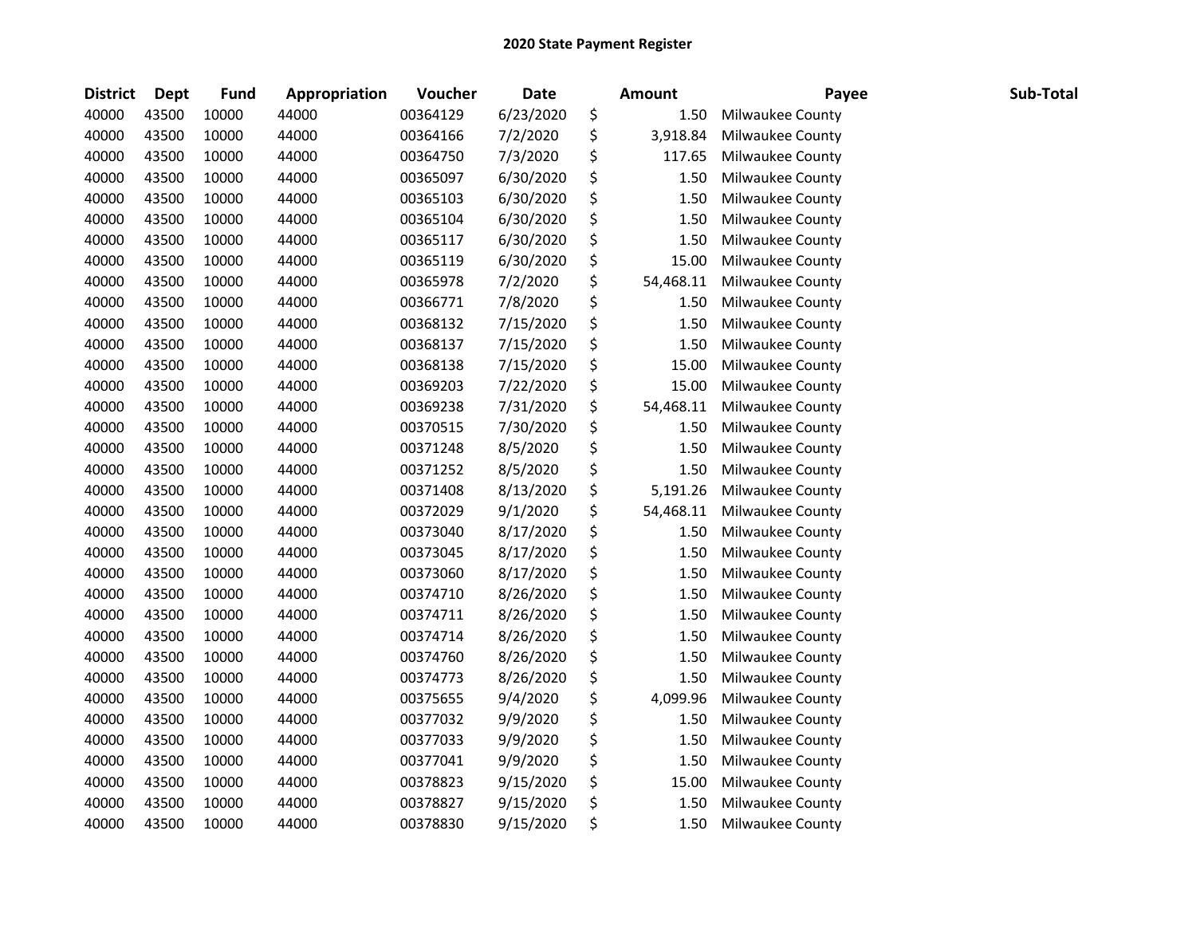# 2020 State Payment Register

| District | Dept | Fund | Appropriation | Voucher | Date | Amount | Payee | Sub-Total |
|---|---|---|---|---|---|---|---|---|
| 40000 | 43500 | 10000 | 44000 | 00364129 | 6/23/2020 | $ 1.50 | Milwaukee County | |
| 40000 | 43500 | 10000 | 44000 | 00364166 | 7/2/2020 | $ 3,918.84 | Milwaukee County | |
| 40000 | 43500 | 10000 | 44000 | 00364750 | 7/3/2020 | $ 117.65 | Milwaukee County | |
| 40000 | 43500 | 10000 | 44000 | 00365097 | 6/30/2020 | $ 1.50 | Milwaukee County | |
| 40000 | 43500 | 10000 | 44000 | 00365103 | 6/30/2020 | $ 1.50 | Milwaukee County | |
| 40000 | 43500 | 10000 | 44000 | 00365104 | 6/30/2020 | $ 1.50 | Milwaukee County | |
| 40000 | 43500 | 10000 | 44000 | 00365117 | 6/30/2020 | $ 1.50 | Milwaukee County | |
| 40000 | 43500 | 10000 | 44000 | 00365119 | 6/30/2020 | $ 15.00 | Milwaukee County | |
| 40000 | 43500 | 10000 | 44000 | 00365978 | 7/2/2020 | $ 54,468.11 | Milwaukee County | |
| 40000 | 43500 | 10000 | 44000 | 00366771 | 7/8/2020 | $ 1.50 | Milwaukee County | |
| 40000 | 43500 | 10000 | 44000 | 00368132 | 7/15/2020 | $ 1.50 | Milwaukee County | |
| 40000 | 43500 | 10000 | 44000 | 00368137 | 7/15/2020 | $ 1.50 | Milwaukee County | |
| 40000 | 43500 | 10000 | 44000 | 00368138 | 7/15/2020 | $ 15.00 | Milwaukee County | |
| 40000 | 43500 | 10000 | 44000 | 00369203 | 7/22/2020 | $ 15.00 | Milwaukee County | |
| 40000 | 43500 | 10000 | 44000 | 00369238 | 7/31/2020 | $ 54,468.11 | Milwaukee County | |
| 40000 | 43500 | 10000 | 44000 | 00370515 | 7/30/2020 | $ 1.50 | Milwaukee County | |
| 40000 | 43500 | 10000 | 44000 | 00371248 | 8/5/2020 | $ 1.50 | Milwaukee County | |
| 40000 | 43500 | 10000 | 44000 | 00371252 | 8/5/2020 | $ 1.50 | Milwaukee County | |
| 40000 | 43500 | 10000 | 44000 | 00371408 | 8/13/2020 | $ 5,191.26 | Milwaukee County | |
| 40000 | 43500 | 10000 | 44000 | 00372029 | 9/1/2020 | $ 54,468.11 | Milwaukee County | |
| 40000 | 43500 | 10000 | 44000 | 00373040 | 8/17/2020 | $ 1.50 | Milwaukee County | |
| 40000 | 43500 | 10000 | 44000 | 00373045 | 8/17/2020 | $ 1.50 | Milwaukee County | |
| 40000 | 43500 | 10000 | 44000 | 00373060 | 8/17/2020 | $ 1.50 | Milwaukee County | |
| 40000 | 43500 | 10000 | 44000 | 00374710 | 8/26/2020 | $ 1.50 | Milwaukee County | |
| 40000 | 43500 | 10000 | 44000 | 00374711 | 8/26/2020 | $ 1.50 | Milwaukee County | |
| 40000 | 43500 | 10000 | 44000 | 00374714 | 8/26/2020 | $ 1.50 | Milwaukee County | |
| 40000 | 43500 | 10000 | 44000 | 00374760 | 8/26/2020 | $ 1.50 | Milwaukee County | |
| 40000 | 43500 | 10000 | 44000 | 00374773 | 8/26/2020 | $ 1.50 | Milwaukee County | |
| 40000 | 43500 | 10000 | 44000 | 00375655 | 9/4/2020 | $ 4,099.96 | Milwaukee County | |
| 40000 | 43500 | 10000 | 44000 | 00377032 | 9/9/2020 | $ 1.50 | Milwaukee County | |
| 40000 | 43500 | 10000 | 44000 | 00377033 | 9/9/2020 | $ 1.50 | Milwaukee County | |
| 40000 | 43500 | 10000 | 44000 | 00377041 | 9/9/2020 | $ 1.50 | Milwaukee County | |
| 40000 | 43500 | 10000 | 44000 | 00378823 | 9/15/2020 | $ 15.00 | Milwaukee County | |
| 40000 | 43500 | 10000 | 44000 | 00378827 | 9/15/2020 | $ 1.50 | Milwaukee County | |
| 40000 | 43500 | 10000 | 44000 | 00378830 | 9/15/2020 | $ 1.50 | Milwaukee County | |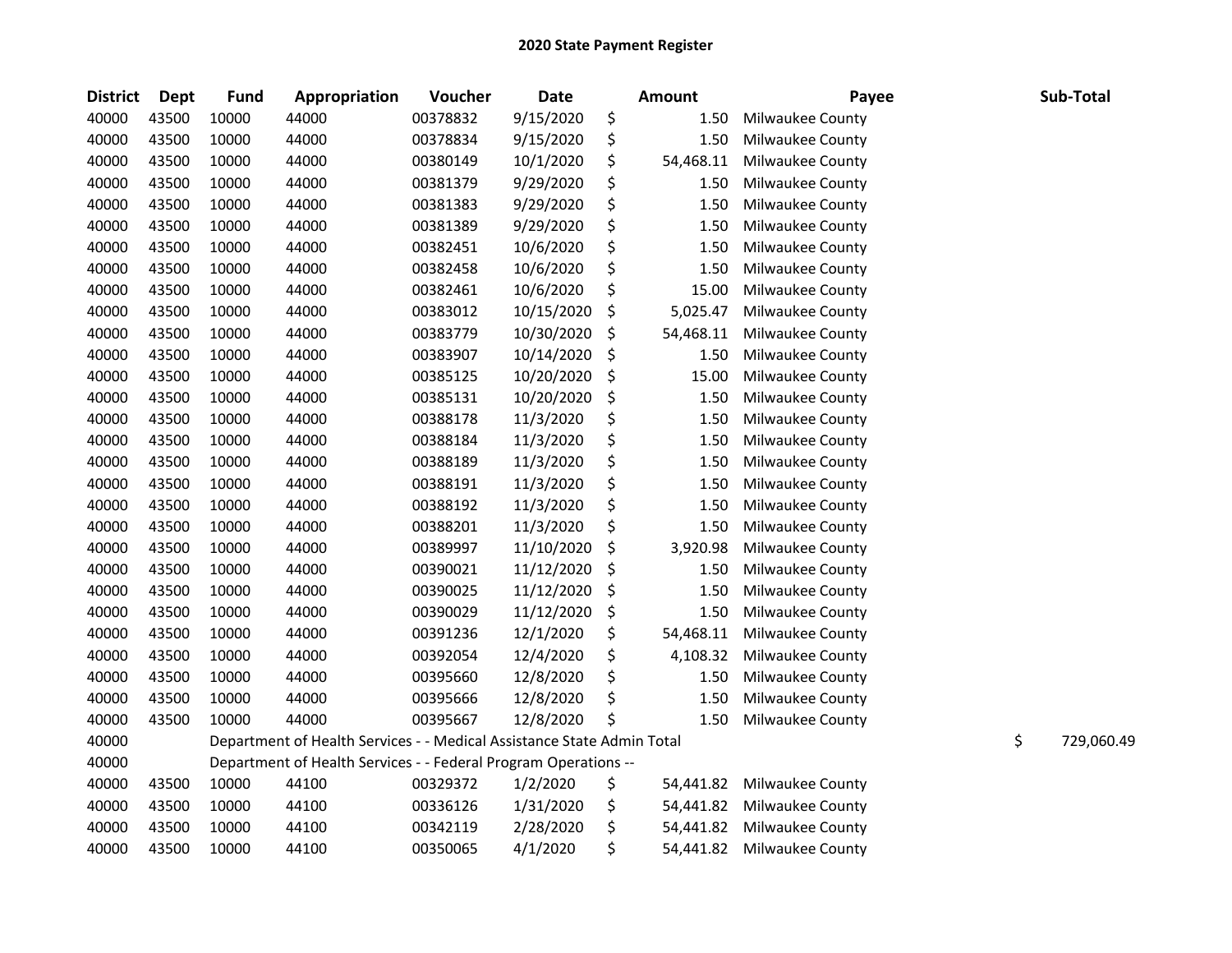# 2020 State Payment Register

| District | Dept | Fund | Appropriation | Voucher | Date | Amount | Payee | Sub-Total |
|---|---|---|---|---|---|---|---|---|
| 40000 | 43500 | 10000 | 44000 | 00378832 | 9/15/2020 | $ 1.50 | Milwaukee County | |
| 40000 | 43500 | 10000 | 44000 | 00378834 | 9/15/2020 | $ 1.50 | Milwaukee County | |
| 40000 | 43500 | 10000 | 44000 | 00380149 | 10/1/2020 | $ 54,468.11 | Milwaukee County | |
| 40000 | 43500 | 10000 | 44000 | 00381379 | 9/29/2020 | $ 1.50 | Milwaukee County | |
| 40000 | 43500 | 10000 | 44000 | 00381383 | 9/29/2020 | $ 1.50 | Milwaukee County | |
| 40000 | 43500 | 10000 | 44000 | 00381389 | 9/29/2020 | $ 1.50 | Milwaukee County | |
| 40000 | 43500 | 10000 | 44000 | 00382451 | 10/6/2020 | $ 1.50 | Milwaukee County | |
| 40000 | 43500 | 10000 | 44000 | 00382458 | 10/6/2020 | $ 1.50 | Milwaukee County | |
| 40000 | 43500 | 10000 | 44000 | 00382461 | 10/6/2020 | $ 15.00 | Milwaukee County | |
| 40000 | 43500 | 10000 | 44000 | 00383012 | 10/15/2020 | $ 5,025.47 | Milwaukee County | |
| 40000 | 43500 | 10000 | 44000 | 00383779 | 10/30/2020 | $ 54,468.11 | Milwaukee County | |
| 40000 | 43500 | 10000 | 44000 | 00383907 | 10/14/2020 | $ 1.50 | Milwaukee County | |
| 40000 | 43500 | 10000 | 44000 | 00385125 | 10/20/2020 | $ 15.00 | Milwaukee County | |
| 40000 | 43500 | 10000 | 44000 | 00385131 | 10/20/2020 | $ 1.50 | Milwaukee County | |
| 40000 | 43500 | 10000 | 44000 | 00388178 | 11/3/2020 | $ 1.50 | Milwaukee County | |
| 40000 | 43500 | 10000 | 44000 | 00388184 | 11/3/2020 | $ 1.50 | Milwaukee County | |
| 40000 | 43500 | 10000 | 44000 | 00388189 | 11/3/2020 | $ 1.50 | Milwaukee County | |
| 40000 | 43500 | 10000 | 44000 | 00388191 | 11/3/2020 | $ 1.50 | Milwaukee County | |
| 40000 | 43500 | 10000 | 44000 | 00388192 | 11/3/2020 | $ 1.50 | Milwaukee County | |
| 40000 | 43500 | 10000 | 44000 | 00388201 | 11/3/2020 | $ 1.50 | Milwaukee County | |
| 40000 | 43500 | 10000 | 44000 | 00389997 | 11/10/2020 | $ 3,920.98 | Milwaukee County | |
| 40000 | 43500 | 10000 | 44000 | 00390021 | 11/12/2020 | $ 1.50 | Milwaukee County | |
| 40000 | 43500 | 10000 | 44000 | 00390025 | 11/12/2020 | $ 1.50 | Milwaukee County | |
| 40000 | 43500 | 10000 | 44000 | 00390029 | 11/12/2020 | $ 1.50 | Milwaukee County | |
| 40000 | 43500 | 10000 | 44000 | 00391236 | 12/1/2020 | $ 54,468.11 | Milwaukee County | |
| 40000 | 43500 | 10000 | 44000 | 00392054 | 12/4/2020 | $ 4,108.32 | Milwaukee County | |
| 40000 | 43500 | 10000 | 44000 | 00395660 | 12/8/2020 | $ 1.50 | Milwaukee County | |
| 40000 | 43500 | 10000 | 44000 | 00395666 | 12/8/2020 | $ 1.50 | Milwaukee County | |
| 40000 | 43500 | 10000 | 44000 | 00395667 | 12/8/2020 | $ 1.50 | Milwaukee County | |
| 40000 | | Department of Health Services - - Medical Assistance State Admin Total | | | | | | $ 729,060.49 |
| 40000 | | Department of Health Services - - Federal Program Operations -- | | | | | | |
| 40000 | 43500 | 10000 | 44100 | 00329372 | 1/2/2020 | $ 54,441.82 | Milwaukee County | |
| 40000 | 43500 | 10000 | 44100 | 00336126 | 1/31/2020 | $ 54,441.82 | Milwaukee County | |
| 40000 | 43500 | 10000 | 44100 | 00342119 | 2/28/2020 | $ 54,441.82 | Milwaukee County | |
| 40000 | 43500 | 10000 | 44100 | 00350065 | 4/1/2020 | $ 54,441.82 | Milwaukee County | |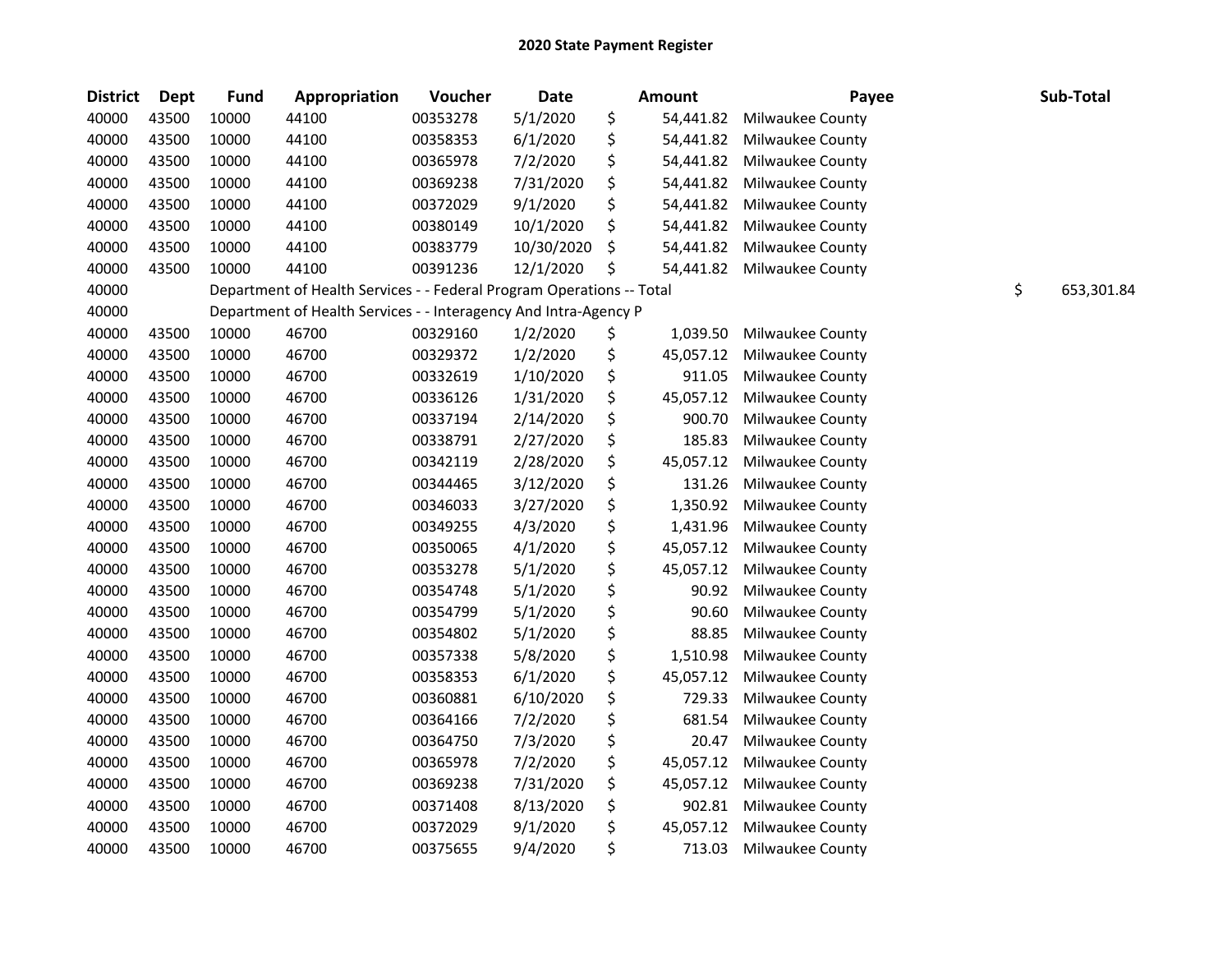# 2020 State Payment Register

| District | Dept | Fund | Appropriation | Voucher | Date | Amount | Payee | Sub-Total |
|---|---|---|---|---|---|---|---|---|
| 40000 | 43500 | 10000 | 44100 | 00353278 | 5/1/2020 | $ 54,441.82 | Milwaukee County | |
| 40000 | 43500 | 10000 | 44100 | 00358353 | 6/1/2020 | $ 54,441.82 | Milwaukee County | |
| 40000 | 43500 | 10000 | 44100 | 00365978 | 7/2/2020 | $ 54,441.82 | Milwaukee County | |
| 40000 | 43500 | 10000 | 44100 | 00369238 | 7/31/2020 | $ 54,441.82 | Milwaukee County | |
| 40000 | 43500 | 10000 | 44100 | 00372029 | 9/1/2020 | $ 54,441.82 | Milwaukee County | |
| 40000 | 43500 | 10000 | 44100 | 00380149 | 10/1/2020 | $ 54,441.82 | Milwaukee County | |
| 40000 | 43500 | 10000 | 44100 | 00383779 | 10/30/2020 | $ 54,441.82 | Milwaukee County | |
| 40000 | 43500 | 10000 | 44100 | 00391236 | 12/1/2020 | $ 54,441.82 | Milwaukee County | |
| 40000 | | Department of Health Services - - Federal Program Operations -- Total | | | | | | $ 653,301.84 |
| 40000 | | Department of Health Services - - Interagency And Intra-Agency P | | | | | | |
| 40000 | 43500 | 10000 | 46700 | 00329160 | 1/2/2020 | $ 1,039.50 | Milwaukee County | |
| 40000 | 43500 | 10000 | 46700 | 00329372 | 1/2/2020 | $ 45,057.12 | Milwaukee County | |
| 40000 | 43500 | 10000 | 46700 | 00332619 | 1/10/2020 | $ 911.05 | Milwaukee County | |
| 40000 | 43500 | 10000 | 46700 | 00336126 | 1/31/2020 | $ 45,057.12 | Milwaukee County | |
| 40000 | 43500 | 10000 | 46700 | 00337194 | 2/14/2020 | $ 900.70 | Milwaukee County | |
| 40000 | 43500 | 10000 | 46700 | 00338791 | 2/27/2020 | $ 185.83 | Milwaukee County | |
| 40000 | 43500 | 10000 | 46700 | 00342119 | 2/28/2020 | $ 45,057.12 | Milwaukee County | |
| 40000 | 43500 | 10000 | 46700 | 00344465 | 3/12/2020 | $ 131.26 | Milwaukee County | |
| 40000 | 43500 | 10000 | 46700 | 00346033 | 3/27/2020 | $ 1,350.92 | Milwaukee County | |
| 40000 | 43500 | 10000 | 46700 | 00349255 | 4/3/2020 | $ 1,431.96 | Milwaukee County | |
| 40000 | 43500 | 10000 | 46700 | 00350065 | 4/1/2020 | $ 45,057.12 | Milwaukee County | |
| 40000 | 43500 | 10000 | 46700 | 00353278 | 5/1/2020 | $ 45,057.12 | Milwaukee County | |
| 40000 | 43500 | 10000 | 46700 | 00354748 | 5/1/2020 | $ 90.92 | Milwaukee County | |
| 40000 | 43500 | 10000 | 46700 | 00354799 | 5/1/2020 | $ 90.60 | Milwaukee County | |
| 40000 | 43500 | 10000 | 46700 | 00354802 | 5/1/2020 | $ 88.85 | Milwaukee County | |
| 40000 | 43500 | 10000 | 46700 | 00357338 | 5/8/2020 | $ 1,510.98 | Milwaukee County | |
| 40000 | 43500 | 10000 | 46700 | 00358353 | 6/1/2020 | $ 45,057.12 | Milwaukee County | |
| 40000 | 43500 | 10000 | 46700 | 00360881 | 6/10/2020 | $ 729.33 | Milwaukee County | |
| 40000 | 43500 | 10000 | 46700 | 00364166 | 7/2/2020 | $ 681.54 | Milwaukee County | |
| 40000 | 43500 | 10000 | 46700 | 00364750 | 7/3/2020 | $ 20.47 | Milwaukee County | |
| 40000 | 43500 | 10000 | 46700 | 00365978 | 7/2/2020 | $ 45,057.12 | Milwaukee County | |
| 40000 | 43500 | 10000 | 46700 | 00369238 | 7/31/2020 | $ 45,057.12 | Milwaukee County | |
| 40000 | 43500 | 10000 | 46700 | 00371408 | 8/13/2020 | $ 902.81 | Milwaukee County | |
| 40000 | 43500 | 10000 | 46700 | 00372029 | 9/1/2020 | $ 45,057.12 | Milwaukee County | |
| 40000 | 43500 | 10000 | 46700 | 00375655 | 9/4/2020 | $ 713.03 | Milwaukee County | |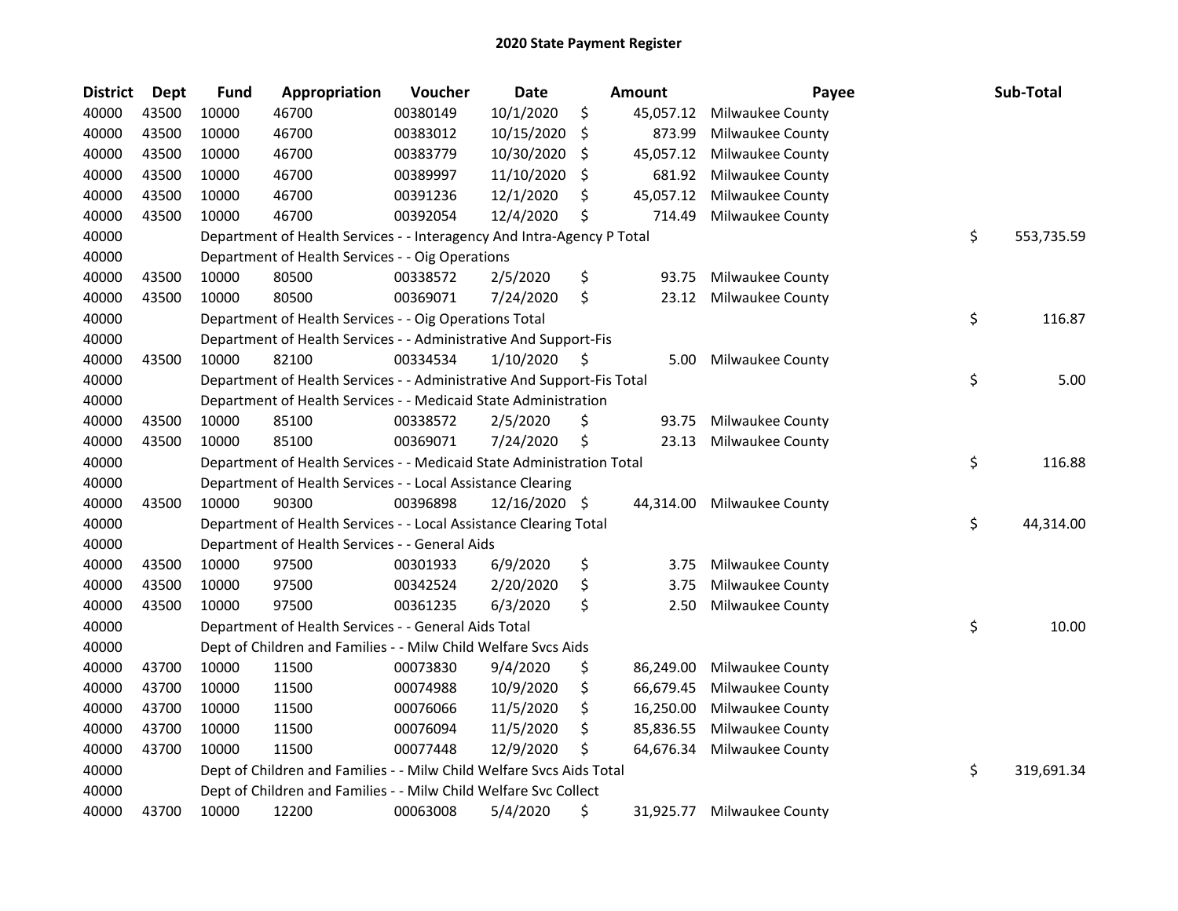# 2020 State Payment Register

| District | Dept | Fund | Appropriation | Voucher | Date | Amount | Payee | Sub-Total |
|---|---|---|---|---|---|---|---|---|
| 40000 | 43500 | 10000 | 46700 | 00380149 | 10/1/2020 | $ 45,057.12 | Milwaukee County | |
| 40000 | 43500 | 10000 | 46700 | 00383012 | 10/15/2020 | $ 873.99 | Milwaukee County | |
| 40000 | 43500 | 10000 | 46700 | 00383779 | 10/30/2020 | $ 45,057.12 | Milwaukee County | |
| 40000 | 43500 | 10000 | 46700 | 00389997 | 11/10/2020 | $ 681.92 | Milwaukee County | |
| 40000 | 43500 | 10000 | 46700 | 00391236 | 12/1/2020 | $ 45,057.12 | Milwaukee County | |
| 40000 | 43500 | 10000 | 46700 | 00392054 | 12/4/2020 | $ 714.49 | Milwaukee County | |
| 40000 | | Department of Health Services - - Interagency And Intra-Agency P Total | | | | | | $ 553,735.59 |
| 40000 | | Department of Health Services - - Oig Operations | | | | | | |
| 40000 | 43500 | 10000 | 80500 | 00338572 | 2/5/2020 | $ 93.75 | Milwaukee County | |
| 40000 | 43500 | 10000 | 80500 | 00369071 | 7/24/2020 | $ 23.12 | Milwaukee County | |
| 40000 | | Department of Health Services - - Oig Operations Total | | | | | | $ 116.87 |
| 40000 | | Department of Health Services - - Administrative And Support-Fis | | | | | | |
| 40000 | 43500 | 10000 | 82100 | 00334534 | 1/10/2020 | $ 5.00 | Milwaukee County | |
| 40000 | | Department of Health Services - - Administrative And Support-Fis Total | | | | | | $ 5.00 |
| 40000 | | Department of Health Services - - Medicaid State Administration | | | | | | |
| 40000 | 43500 | 10000 | 85100 | 00338572 | 2/5/2020 | $ 93.75 | Milwaukee County | |
| 40000 | 43500 | 10000 | 85100 | 00369071 | 7/24/2020 | $ 23.13 | Milwaukee County | |
| 40000 | | Department of Health Services - - Medicaid State Administration Total | | | | | | $ 116.88 |
| 40000 | | Department of Health Services - - Local Assistance Clearing | | | | | | |
| 40000 | 43500 | 10000 | 90300 | 00396898 | 12/16/2020 | $ 44,314.00 | Milwaukee County | |
| 40000 | | Department of Health Services - - Local Assistance Clearing Total | | | | | | $ 44,314.00 |
| 40000 | | Department of Health Services - - General Aids | | | | | | |
| 40000 | 43500 | 10000 | 97500 | 00301933 | 6/9/2020 | $ 3.75 | Milwaukee County | |
| 40000 | 43500 | 10000 | 97500 | 00342524 | 2/20/2020 | $ 3.75 | Milwaukee County | |
| 40000 | 43500 | 10000 | 97500 | 00361235 | 6/3/2020 | $ 2.50 | Milwaukee County | |
| 40000 | | Department of Health Services - - General Aids Total | | | | | | $ 10.00 |
| 40000 | | Dept of Children and Families - - Milw Child Welfare Svcs Aids | | | | | | |
| 40000 | 43700 | 10000 | 11500 | 00073830 | 9/4/2020 | $ 86,249.00 | Milwaukee County | |
| 40000 | 43700 | 10000 | 11500 | 00074988 | 10/9/2020 | $ 66,679.45 | Milwaukee County | |
| 40000 | 43700 | 10000 | 11500 | 00076066 | 11/5/2020 | $ 16,250.00 | Milwaukee County | |
| 40000 | 43700 | 10000 | 11500 | 00076094 | 11/5/2020 | $ 85,836.55 | Milwaukee County | |
| 40000 | 43700 | 10000 | 11500 | 00077448 | 12/9/2020 | $ 64,676.34 | Milwaukee County | |
| 40000 | | Dept of Children and Families - - Milw Child Welfare Svcs Aids Total | | | | | | $ 319,691.34 |
| 40000 | | Dept of Children and Families - - Milw Child Welfare Svc Collect | | | | | | |
| 40000 | 43700 | 10000 | 12200 | 00063008 | 5/4/2020 | $ 31,925.77 | Milwaukee County | |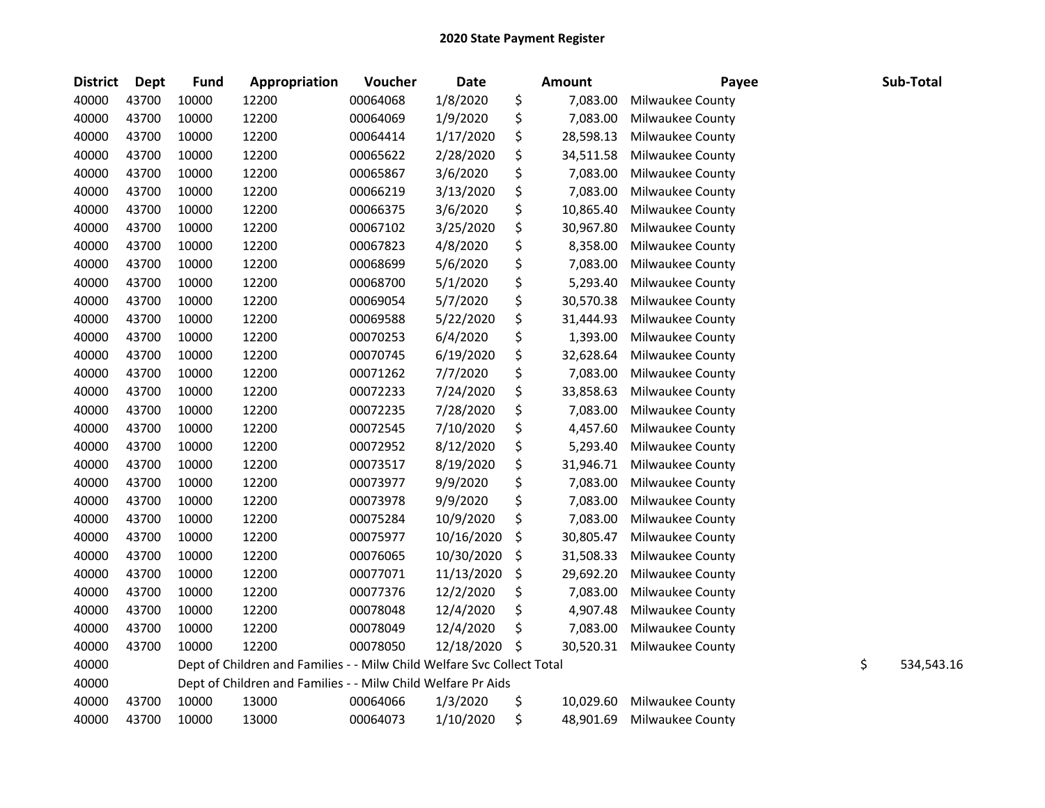# 2020 State Payment Register

| District | Dept | Fund | Appropriation | Voucher | Date | Amount | Payee | Sub-Total |
|---|---|---|---|---|---|---|---|---|
| 40000 | 43700 | 10000 | 12200 | 00064068 | 1/8/2020 | $ 7,083.00 | Milwaukee County | |
| 40000 | 43700 | 10000 | 12200 | 00064069 | 1/9/2020 | $ 7,083.00 | Milwaukee County | |
| 40000 | 43700 | 10000 | 12200 | 00064414 | 1/17/2020 | $ 28,598.13 | Milwaukee County | |
| 40000 | 43700 | 10000 | 12200 | 00065622 | 2/28/2020 | $ 34,511.58 | Milwaukee County | |
| 40000 | 43700 | 10000 | 12200 | 00065867 | 3/6/2020 | $ 7,083.00 | Milwaukee County | |
| 40000 | 43700 | 10000 | 12200 | 00066219 | 3/13/2020 | $ 7,083.00 | Milwaukee County | |
| 40000 | 43700 | 10000 | 12200 | 00066375 | 3/6/2020 | $ 10,865.40 | Milwaukee County | |
| 40000 | 43700 | 10000 | 12200 | 00067102 | 3/25/2020 | $ 30,967.80 | Milwaukee County | |
| 40000 | 43700 | 10000 | 12200 | 00067823 | 4/8/2020 | $ 8,358.00 | Milwaukee County | |
| 40000 | 43700 | 10000 | 12200 | 00068699 | 5/6/2020 | $ 7,083.00 | Milwaukee County | |
| 40000 | 43700 | 10000 | 12200 | 00068700 | 5/1/2020 | $ 5,293.40 | Milwaukee County | |
| 40000 | 43700 | 10000 | 12200 | 00069054 | 5/7/2020 | $ 30,570.38 | Milwaukee County | |
| 40000 | 43700 | 10000 | 12200 | 00069588 | 5/22/2020 | $ 31,444.93 | Milwaukee County | |
| 40000 | 43700 | 10000 | 12200 | 00070253 | 6/4/2020 | $ 1,393.00 | Milwaukee County | |
| 40000 | 43700 | 10000 | 12200 | 00070745 | 6/19/2020 | $ 32,628.64 | Milwaukee County | |
| 40000 | 43700 | 10000 | 12200 | 00071262 | 7/7/2020 | $ 7,083.00 | Milwaukee County | |
| 40000 | 43700 | 10000 | 12200 | 00072233 | 7/24/2020 | $ 33,858.63 | Milwaukee County | |
| 40000 | 43700 | 10000 | 12200 | 00072235 | 7/28/2020 | $ 7,083.00 | Milwaukee County | |
| 40000 | 43700 | 10000 | 12200 | 00072545 | 7/10/2020 | $ 4,457.60 | Milwaukee County | |
| 40000 | 43700 | 10000 | 12200 | 00072952 | 8/12/2020 | $ 5,293.40 | Milwaukee County | |
| 40000 | 43700 | 10000 | 12200 | 00073517 | 8/19/2020 | $ 31,946.71 | Milwaukee County | |
| 40000 | 43700 | 10000 | 12200 | 00073977 | 9/9/2020 | $ 7,083.00 | Milwaukee County | |
| 40000 | 43700 | 10000 | 12200 | 00073978 | 9/9/2020 | $ 7,083.00 | Milwaukee County | |
| 40000 | 43700 | 10000 | 12200 | 00075284 | 10/9/2020 | $ 7,083.00 | Milwaukee County | |
| 40000 | 43700 | 10000 | 12200 | 00075977 | 10/16/2020 | $ 30,805.47 | Milwaukee County | |
| 40000 | 43700 | 10000 | 12200 | 00076065 | 10/30/2020 | $ 31,508.33 | Milwaukee County | |
| 40000 | 43700 | 10000 | 12200 | 00077071 | 11/13/2020 | $ 29,692.20 | Milwaukee County | |
| 40000 | 43700 | 10000 | 12200 | 00077376 | 12/2/2020 | $ 7,083.00 | Milwaukee County | |
| 40000 | 43700 | 10000 | 12200 | 00078048 | 12/4/2020 | $ 4,907.48 | Milwaukee County | |
| 40000 | 43700 | 10000 | 12200 | 00078049 | 12/4/2020 | $ 7,083.00 | Milwaukee County | |
| 40000 | 43700 | 10000 | 12200 | 00078050 | 12/18/2020 | $ 30,520.31 | Milwaukee County | |
| 40000 | | Dept of Children and Families - - Milw Child Welfare Svc Collect Total | | | | | | $ 534,543.16 |
| 40000 | | Dept of Children and Families - - Milw Child Welfare Pr Aids | | | | | | |
| 40000 | 43700 | 10000 | 13000 | 00064066 | 1/3/2020 | $ 10,029.60 | Milwaukee County | |
| 40000 | 43700 | 10000 | 13000 | 00064073 | 1/10/2020 | $ 48,901.69 | Milwaukee County | |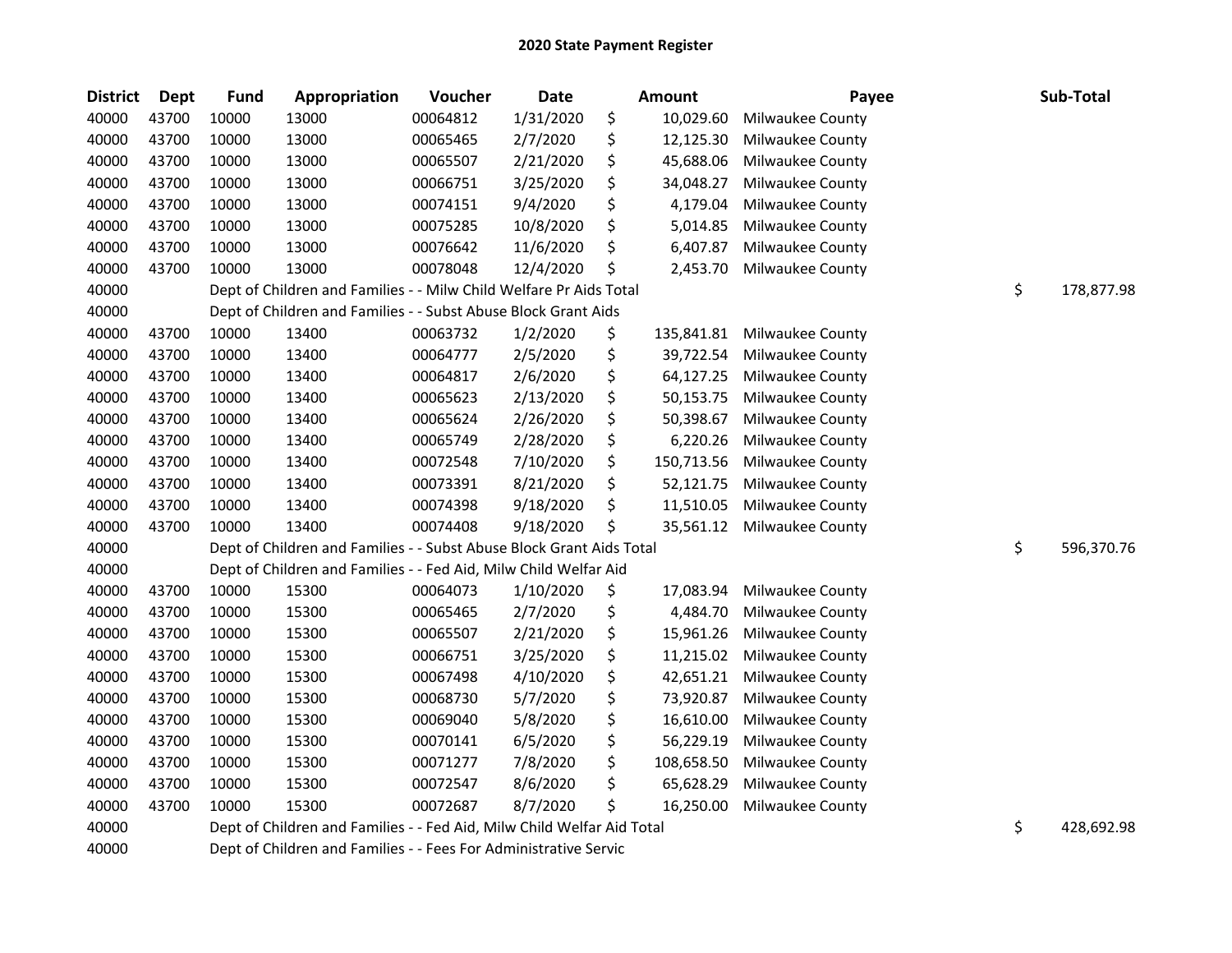# 2020 State Payment Register

| District | Dept | Fund | Appropriation | Voucher | Date | Amount | Payee | Sub-Total |
|---|---|---|---|---|---|---|---|---|
| 40000 | 43700 | 10000 | 13000 | 00064812 | 1/31/2020 | $ 10,029.60 | Milwaukee County | |
| 40000 | 43700 | 10000 | 13000 | 00065465 | 2/7/2020 | $ 12,125.30 | Milwaukee County | |
| 40000 | 43700 | 10000 | 13000 | 00065507 | 2/21/2020 | $ 45,688.06 | Milwaukee County | |
| 40000 | 43700 | 10000 | 13000 | 00066751 | 3/25/2020 | $ 34,048.27 | Milwaukee County | |
| 40000 | 43700 | 10000 | 13000 | 00074151 | 9/4/2020 | $ 4,179.04 | Milwaukee County | |
| 40000 | 43700 | 10000 | 13000 | 00075285 | 10/8/2020 | $ 5,014.85 | Milwaukee County | |
| 40000 | 43700 | 10000 | 13000 | 00076642 | 11/6/2020 | $ 6,407.87 | Milwaukee County | |
| 40000 | 43700 | 10000 | 13000 | 00078048 | 12/4/2020 | $ 2,453.70 | Milwaukee County | |
| 40000 | | Dept of Children and Families - - Milw Child Welfare Pr Aids Total | | | | | | $ 178,877.98 |
| 40000 | | Dept of Children and Families - - Subst Abuse Block Grant Aids | | | | | | |
| 40000 | 43700 | 10000 | 13400 | 00063732 | 1/2/2020 | $ 135,841.81 | Milwaukee County | |
| 40000 | 43700 | 10000 | 13400 | 00064777 | 2/5/2020 | $ 39,722.54 | Milwaukee County | |
| 40000 | 43700 | 10000 | 13400 | 00064817 | 2/6/2020 | $ 64,127.25 | Milwaukee County | |
| 40000 | 43700 | 10000 | 13400 | 00065623 | 2/13/2020 | $ 50,153.75 | Milwaukee County | |
| 40000 | 43700 | 10000 | 13400 | 00065624 | 2/26/2020 | $ 50,398.67 | Milwaukee County | |
| 40000 | 43700 | 10000 | 13400 | 00065749 | 2/28/2020 | $ 6,220.26 | Milwaukee County | |
| 40000 | 43700 | 10000 | 13400 | 00072548 | 7/10/2020 | $ 150,713.56 | Milwaukee County | |
| 40000 | 43700 | 10000 | 13400 | 00073391 | 8/21/2020 | $ 52,121.75 | Milwaukee County | |
| 40000 | 43700 | 10000 | 13400 | 00074398 | 9/18/2020 | $ 11,510.05 | Milwaukee County | |
| 40000 | 43700 | 10000 | 13400 | 00074408 | 9/18/2020 | $ 35,561.12 | Milwaukee County | |
| 40000 | | Dept of Children and Families - - Subst Abuse Block Grant Aids Total | | | | | | $ 596,370.76 |
| 40000 | | Dept of Children and Families - - Fed Aid, Milw Child Welfar Aid | | | | | | |
| 40000 | 43700 | 10000 | 15300 | 00064073 | 1/10/2020 | $ 17,083.94 | Milwaukee County | |
| 40000 | 43700 | 10000 | 15300 | 00065465 | 2/7/2020 | $ 4,484.70 | Milwaukee County | |
| 40000 | 43700 | 10000 | 15300 | 00065507 | 2/21/2020 | $ 15,961.26 | Milwaukee County | |
| 40000 | 43700 | 10000 | 15300 | 00066751 | 3/25/2020 | $ 11,215.02 | Milwaukee County | |
| 40000 | 43700 | 10000 | 15300 | 00067498 | 4/10/2020 | $ 42,651.21 | Milwaukee County | |
| 40000 | 43700 | 10000 | 15300 | 00068730 | 5/7/2020 | $ 73,920.87 | Milwaukee County | |
| 40000 | 43700 | 10000 | 15300 | 00069040 | 5/8/2020 | $ 16,610.00 | Milwaukee County | |
| 40000 | 43700 | 10000 | 15300 | 00070141 | 6/5/2020 | $ 56,229.19 | Milwaukee County | |
| 40000 | 43700 | 10000 | 15300 | 00071277 | 7/8/2020 | $ 108,658.50 | Milwaukee County | |
| 40000 | 43700 | 10000 | 15300 | 00072547 | 8/6/2020 | $ 65,628.29 | Milwaukee County | |
| 40000 | 43700 | 10000 | 15300 | 00072687 | 8/7/2020 | $ 16,250.00 | Milwaukee County | |
| 40000 | | Dept of Children and Families - - Fed Aid, Milw Child Welfar Aid Total | | | | | | $ 428,692.98 |
| 40000 | | Dept of Children and Families - - Fees For Administrative Servic | | | | | | |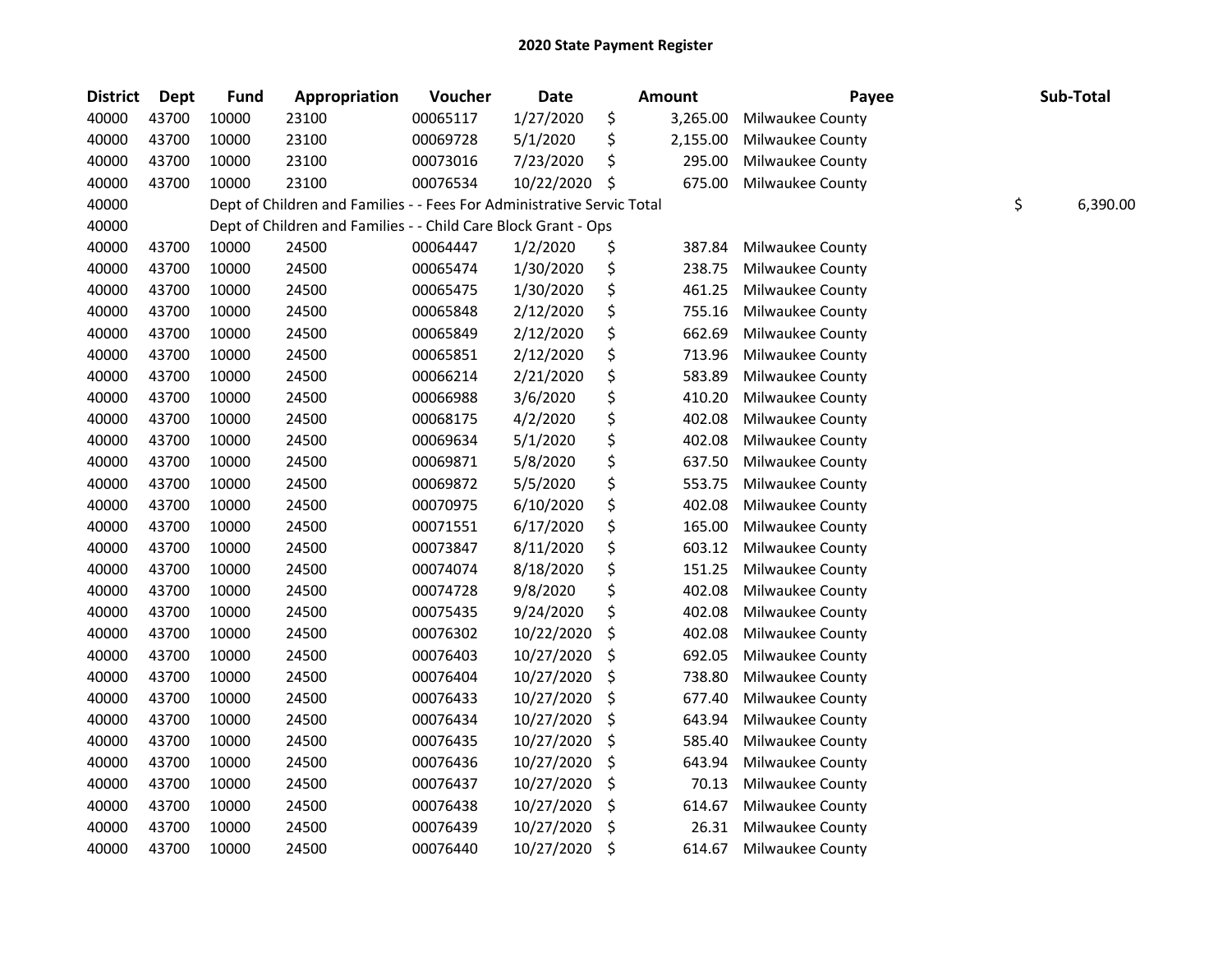## 2020 State Payment Register

| District | Dept | Fund | Appropriation | Voucher | Date | Amount | Payee | Sub-Total |
|---|---|---|---|---|---|---|---|---|
| 40000 | 43700 | 10000 | 23100 | 00065117 | 1/27/2020 | $ 3,265.00 | Milwaukee County | |
| 40000 | 43700 | 10000 | 23100 | 00069728 | 5/1/2020 | $ 2,155.00 | Milwaukee County | |
| 40000 | 43700 | 10000 | 23100 | 00073016 | 7/23/2020 | $ 295.00 | Milwaukee County | |
| 40000 | 43700 | 10000 | 23100 | 00076534 | 10/22/2020 | $ 675.00 | Milwaukee County | |
| 40000 | | Dept of Children and Families - - Fees For Administrative Servic Total | | | | | | $ 6,390.00 |
| 40000 | | Dept of Children and Families - - Child Care Block Grant - Ops | | | | | | |
| 40000 | 43700 | 10000 | 24500 | 00064447 | 1/2/2020 | $ 387.84 | Milwaukee County | |
| 40000 | 43700 | 10000 | 24500 | 00065474 | 1/30/2020 | $ 238.75 | Milwaukee County | |
| 40000 | 43700 | 10000 | 24500 | 00065475 | 1/30/2020 | $ 461.25 | Milwaukee County | |
| 40000 | 43700 | 10000 | 24500 | 00065848 | 2/12/2020 | $ 755.16 | Milwaukee County | |
| 40000 | 43700 | 10000 | 24500 | 00065849 | 2/12/2020 | $ 662.69 | Milwaukee County | |
| 40000 | 43700 | 10000 | 24500 | 00065851 | 2/12/2020 | $ 713.96 | Milwaukee County | |
| 40000 | 43700 | 10000 | 24500 | 00066214 | 2/21/2020 | $ 583.89 | Milwaukee County | |
| 40000 | 43700 | 10000 | 24500 | 00066988 | 3/6/2020 | $ 410.20 | Milwaukee County | |
| 40000 | 43700 | 10000 | 24500 | 00068175 | 4/2/2020 | $ 402.08 | Milwaukee County | |
| 40000 | 43700 | 10000 | 24500 | 00069634 | 5/1/2020 | $ 402.08 | Milwaukee County | |
| 40000 | 43700 | 10000 | 24500 | 00069871 | 5/8/2020 | $ 637.50 | Milwaukee County | |
| 40000 | 43700 | 10000 | 24500 | 00069872 | 5/5/2020 | $ 553.75 | Milwaukee County | |
| 40000 | 43700 | 10000 | 24500 | 00070975 | 6/10/2020 | $ 402.08 | Milwaukee County | |
| 40000 | 43700 | 10000 | 24500 | 00071551 | 6/17/2020 | $ 165.00 | Milwaukee County | |
| 40000 | 43700 | 10000 | 24500 | 00073847 | 8/11/2020 | $ 603.12 | Milwaukee County | |
| 40000 | 43700 | 10000 | 24500 | 00074074 | 8/18/2020 | $ 151.25 | Milwaukee County | |
| 40000 | 43700 | 10000 | 24500 | 00074728 | 9/8/2020 | $ 402.08 | Milwaukee County | |
| 40000 | 43700 | 10000 | 24500 | 00075435 | 9/24/2020 | $ 402.08 | Milwaukee County | |
| 40000 | 43700 | 10000 | 24500 | 00076302 | 10/22/2020 | $ 402.08 | Milwaukee County | |
| 40000 | 43700 | 10000 | 24500 | 00076403 | 10/27/2020 | $ 692.05 | Milwaukee County | |
| 40000 | 43700 | 10000 | 24500 | 00076404 | 10/27/2020 | $ 738.80 | Milwaukee County | |
| 40000 | 43700 | 10000 | 24500 | 00076433 | 10/27/2020 | $ 677.40 | Milwaukee County | |
| 40000 | 43700 | 10000 | 24500 | 00076434 | 10/27/2020 | $ 643.94 | Milwaukee County | |
| 40000 | 43700 | 10000 | 24500 | 00076435 | 10/27/2020 | $ 585.40 | Milwaukee County | |
| 40000 | 43700 | 10000 | 24500 | 00076436 | 10/27/2020 | $ 643.94 | Milwaukee County | |
| 40000 | 43700 | 10000 | 24500 | 00076437 | 10/27/2020 | $ 70.13 | Milwaukee County | |
| 40000 | 43700 | 10000 | 24500 | 00076438 | 10/27/2020 | $ 614.67 | Milwaukee County | |
| 40000 | 43700 | 10000 | 24500 | 00076439 | 10/27/2020 | $ 26.31 | Milwaukee County | |
| 40000 | 43700 | 10000 | 24500 | 00076440 | 10/27/2020 | $ 614.67 | Milwaukee County | |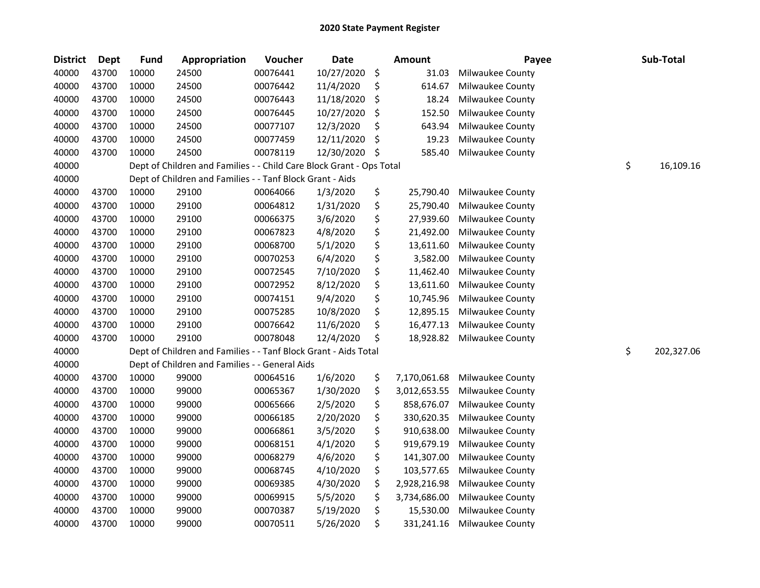# 2020 State Payment Register

| District | Dept | Fund | Appropriation | Voucher | Date | Amount | Payee | Sub-Total |
|---|---|---|---|---|---|---|---|---|
| 40000 | 43700 | 10000 | 24500 | 00076441 | 10/27/2020 | $ 31.03 | Milwaukee County | |
| 40000 | 43700 | 10000 | 24500 | 00076442 | 11/4/2020 | $ 614.67 | Milwaukee County | |
| 40000 | 43700 | 10000 | 24500 | 00076443 | 11/18/2020 | $ 18.24 | Milwaukee County | |
| 40000 | 43700 | 10000 | 24500 | 00076445 | 10/27/2020 | $ 152.50 | Milwaukee County | |
| 40000 | 43700 | 10000 | 24500 | 00077107 | 12/3/2020 | $ 643.94 | Milwaukee County | |
| 40000 | 43700 | 10000 | 24500 | 00077459 | 12/11/2020 | $ 19.23 | Milwaukee County | |
| 40000 | 43700 | 10000 | 24500 | 00078119 | 12/30/2020 | $ 585.40 | Milwaukee County | |
| 40000 | | Dept of Children and Families - - Child Care Block Grant - Ops Total | | | | | | $ 16,109.16 |
| 40000 | | Dept of Children and Families - - Tanf Block Grant - Aids | | | | | | |
| 40000 | 43700 | 10000 | 29100 | 00064066 | 1/3/2020 | $ 25,790.40 | Milwaukee County | |
| 40000 | 43700 | 10000 | 29100 | 00064812 | 1/31/2020 | $ 25,790.40 | Milwaukee County | |
| 40000 | 43700 | 10000 | 29100 | 00066375 | 3/6/2020 | $ 27,939.60 | Milwaukee County | |
| 40000 | 43700 | 10000 | 29100 | 00067823 | 4/8/2020 | $ 21,492.00 | Milwaukee County | |
| 40000 | 43700 | 10000 | 29100 | 00068700 | 5/1/2020 | $ 13,611.60 | Milwaukee County | |
| 40000 | 43700 | 10000 | 29100 | 00070253 | 6/4/2020 | $ 3,582.00 | Milwaukee County | |
| 40000 | 43700 | 10000 | 29100 | 00072545 | 7/10/2020 | $ 11,462.40 | Milwaukee County | |
| 40000 | 43700 | 10000 | 29100 | 00072952 | 8/12/2020 | $ 13,611.60 | Milwaukee County | |
| 40000 | 43700 | 10000 | 29100 | 00074151 | 9/4/2020 | $ 10,745.96 | Milwaukee County | |
| 40000 | 43700 | 10000 | 29100 | 00075285 | 10/8/2020 | $ 12,895.15 | Milwaukee County | |
| 40000 | 43700 | 10000 | 29100 | 00076642 | 11/6/2020 | $ 16,477.13 | Milwaukee County | |
| 40000 | 43700 | 10000 | 29100 | 00078048 | 12/4/2020 | $ 18,928.82 | Milwaukee County | |
| 40000 | | Dept of Children and Families - - Tanf Block Grant - Aids Total | | | | | | $ 202,327.06 |
| 40000 | | Dept of Children and Families - - General Aids | | | | | | |
| 40000 | 43700 | 10000 | 99000 | 00064516 | 1/6/2020 | $ 7,170,061.68 | Milwaukee County | |
| 40000 | 43700 | 10000 | 99000 | 00065367 | 1/30/2020 | $ 3,012,653.55 | Milwaukee County | |
| 40000 | 43700 | 10000 | 99000 | 00065666 | 2/5/2020 | $ 858,676.07 | Milwaukee County | |
| 40000 | 43700 | 10000 | 99000 | 00066185 | 2/20/2020 | $ 330,620.35 | Milwaukee County | |
| 40000 | 43700 | 10000 | 99000 | 00066861 | 3/5/2020 | $ 910,638.00 | Milwaukee County | |
| 40000 | 43700 | 10000 | 99000 | 00068151 | 4/1/2020 | $ 919,679.19 | Milwaukee County | |
| 40000 | 43700 | 10000 | 99000 | 00068279 | 4/6/2020 | $ 141,307.00 | Milwaukee County | |
| 40000 | 43700 | 10000 | 99000 | 00068745 | 4/10/2020 | $ 103,577.65 | Milwaukee County | |
| 40000 | 43700 | 10000 | 99000 | 00069385 | 4/30/2020 | $ 2,928,216.98 | Milwaukee County | |
| 40000 | 43700 | 10000 | 99000 | 00069915 | 5/5/2020 | $ 3,734,686.00 | Milwaukee County | |
| 40000 | 43700 | 10000 | 99000 | 00070387 | 5/19/2020 | $ 15,530.00 | Milwaukee County | |
| 40000 | 43700 | 10000 | 99000 | 00070511 | 5/26/2020 | $ 331,241.16 | Milwaukee County | |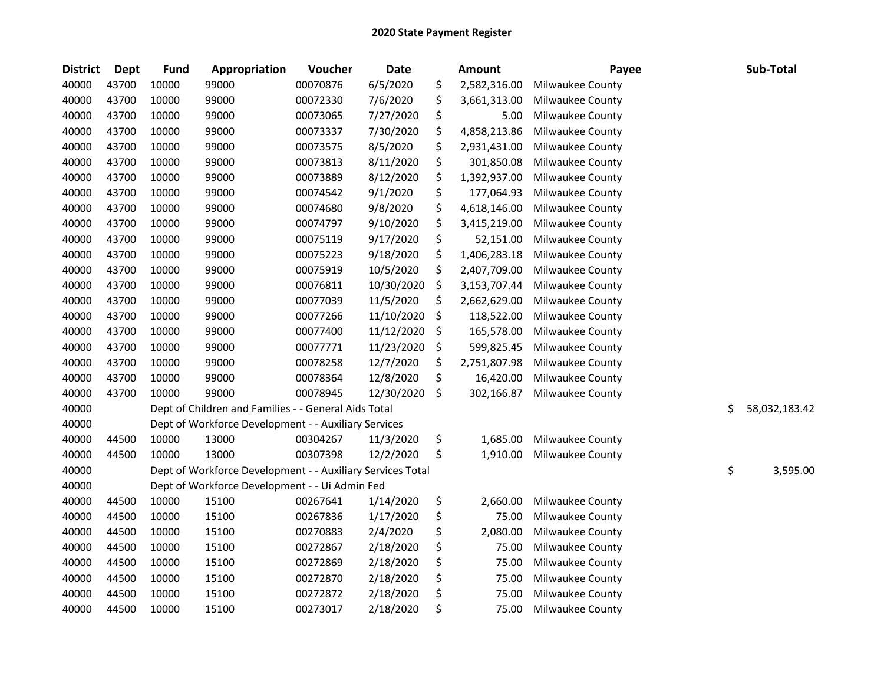# 2020 State Payment Register

| District | Dept | Fund | Appropriation | Voucher | Date | Amount | Payee | Sub-Total |
|---|---|---|---|---|---|---|---|---|
| 40000 | 43700 | 10000 | 99000 | 00070876 | 6/5/2020 | $ 2,582,316.00 | Milwaukee County | |
| 40000 | 43700 | 10000 | 99000 | 00072330 | 7/6/2020 | $ 3,661,313.00 | Milwaukee County | |
| 40000 | 43700 | 10000 | 99000 | 00073065 | 7/27/2020 | $ 5.00 | Milwaukee County | |
| 40000 | 43700 | 10000 | 99000 | 00073337 | 7/30/2020 | $ 4,858,213.86 | Milwaukee County | |
| 40000 | 43700 | 10000 | 99000 | 00073575 | 8/5/2020 | $ 2,931,431.00 | Milwaukee County | |
| 40000 | 43700 | 10000 | 99000 | 00073813 | 8/11/2020 | $ 301,850.08 | Milwaukee County | |
| 40000 | 43700 | 10000 | 99000 | 00073889 | 8/12/2020 | $ 1,392,937.00 | Milwaukee County | |
| 40000 | 43700 | 10000 | 99000 | 00074542 | 9/1/2020 | $ 177,064.93 | Milwaukee County | |
| 40000 | 43700 | 10000 | 99000 | 00074680 | 9/8/2020 | $ 4,618,146.00 | Milwaukee County | |
| 40000 | 43700 | 10000 | 99000 | 00074797 | 9/10/2020 | $ 3,415,219.00 | Milwaukee County | |
| 40000 | 43700 | 10000 | 99000 | 00075119 | 9/17/2020 | $ 52,151.00 | Milwaukee County | |
| 40000 | 43700 | 10000 | 99000 | 00075223 | 9/18/2020 | $ 1,406,283.18 | Milwaukee County | |
| 40000 | 43700 | 10000 | 99000 | 00075919 | 10/5/2020 | $ 2,407,709.00 | Milwaukee County | |
| 40000 | 43700 | 10000 | 99000 | 00076811 | 10/30/2020 | $ 3,153,707.44 | Milwaukee County | |
| 40000 | 43700 | 10000 | 99000 | 00077039 | 11/5/2020 | $ 2,662,629.00 | Milwaukee County | |
| 40000 | 43700 | 10000 | 99000 | 00077266 | 11/10/2020 | $ 118,522.00 | Milwaukee County | |
| 40000 | 43700 | 10000 | 99000 | 00077400 | 11/12/2020 | $ 165,578.00 | Milwaukee County | |
| 40000 | 43700 | 10000 | 99000 | 00077771 | 11/23/2020 | $ 599,825.45 | Milwaukee County | |
| 40000 | 43700 | 10000 | 99000 | 00078258 | 12/7/2020 | $ 2,751,807.98 | Milwaukee County | |
| 40000 | 43700 | 10000 | 99000 | 00078364 | 12/8/2020 | $ 16,420.00 | Milwaukee County | |
| 40000 | 43700 | 10000 | 99000 | 00078945 | 12/30/2020 | $ 302,166.87 | Milwaukee County | |
| 40000 | | Dept of Children and Families - - General Aids Total | | | | | | $ 58,032,183.42 |
| 40000 | | Dept of Workforce Development - - Auxiliary Services | | | | | | |
| 40000 | 44500 | 10000 | 13000 | 00304267 | 11/3/2020 | $ 1,685.00 | Milwaukee County | |
| 40000 | 44500 | 10000 | 13000 | 00307398 | 12/2/2020 | $ 1,910.00 | Milwaukee County | |
| 40000 | | Dept of Workforce Development - - Auxiliary Services Total | | | | | | $ 3,595.00 |
| 40000 | | Dept of Workforce Development - - Ui Admin Fed | | | | | | |
| 40000 | 44500 | 10000 | 15100 | 00267641 | 1/14/2020 | $ 2,660.00 | Milwaukee County | |
| 40000 | 44500 | 10000 | 15100 | 00267836 | 1/17/2020 | $ 75.00 | Milwaukee County | |
| 40000 | 44500 | 10000 | 15100 | 00270883 | 2/4/2020 | $ 2,080.00 | Milwaukee County | |
| 40000 | 44500 | 10000 | 15100 | 00272867 | 2/18/2020 | $ 75.00 | Milwaukee County | |
| 40000 | 44500 | 10000 | 15100 | 00272869 | 2/18/2020 | $ 75.00 | Milwaukee County | |
| 40000 | 44500 | 10000 | 15100 | 00272870 | 2/18/2020 | $ 75.00 | Milwaukee County | |
| 40000 | 44500 | 10000 | 15100 | 00272872 | 2/18/2020 | $ 75.00 | Milwaukee County | |
| 40000 | 44500 | 10000 | 15100 | 00273017 | 2/18/2020 | $ 75.00 | Milwaukee County | |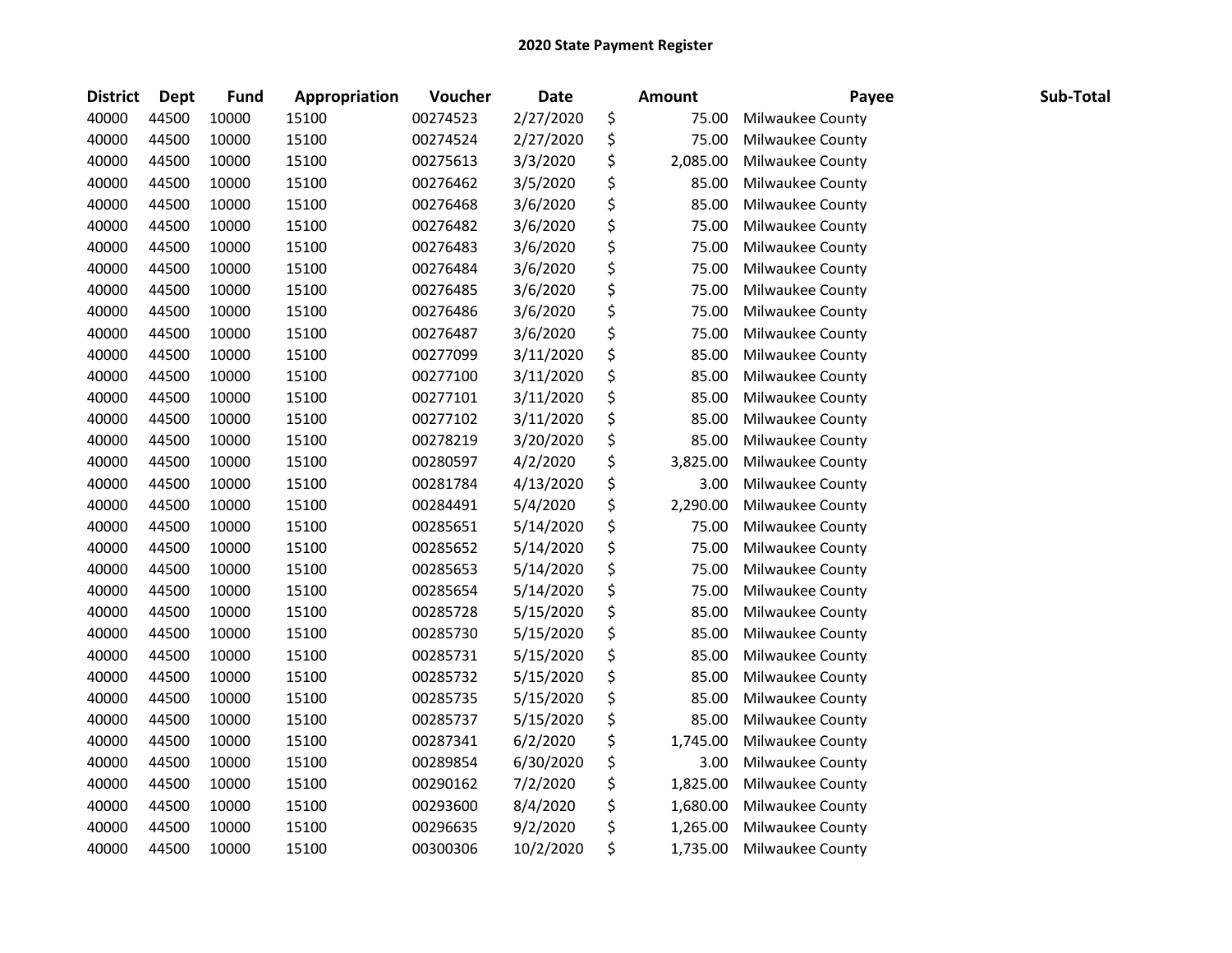# 2020 State Payment Register

| District | Dept | Fund | Appropriation | Voucher | Date | Amount | Payee | Sub-Total |
|---|---|---|---|---|---|---|---|---|
| 40000 | 44500 | 10000 | 15100 | 00274523 | 2/27/2020 | $ 75.00 | Milwaukee County | |
| 40000 | 44500 | 10000 | 15100 | 00274524 | 2/27/2020 | $ 75.00 | Milwaukee County | |
| 40000 | 44500 | 10000 | 15100 | 00275613 | 3/3/2020 | $ 2,085.00 | Milwaukee County | |
| 40000 | 44500 | 10000 | 15100 | 00276462 | 3/5/2020 | $ 85.00 | Milwaukee County | |
| 40000 | 44500 | 10000 | 15100 | 00276468 | 3/6/2020 | $ 85.00 | Milwaukee County | |
| 40000 | 44500 | 10000 | 15100 | 00276482 | 3/6/2020 | $ 75.00 | Milwaukee County | |
| 40000 | 44500 | 10000 | 15100 | 00276483 | 3/6/2020 | $ 75.00 | Milwaukee County | |
| 40000 | 44500 | 10000 | 15100 | 00276484 | 3/6/2020 | $ 75.00 | Milwaukee County | |
| 40000 | 44500 | 10000 | 15100 | 00276485 | 3/6/2020 | $ 75.00 | Milwaukee County | |
| 40000 | 44500 | 10000 | 15100 | 00276486 | 3/6/2020 | $ 75.00 | Milwaukee County | |
| 40000 | 44500 | 10000 | 15100 | 00276487 | 3/6/2020 | $ 75.00 | Milwaukee County | |
| 40000 | 44500 | 10000 | 15100 | 00277099 | 3/11/2020 | $ 85.00 | Milwaukee County | |
| 40000 | 44500 | 10000 | 15100 | 00277100 | 3/11/2020 | $ 85.00 | Milwaukee County | |
| 40000 | 44500 | 10000 | 15100 | 00277101 | 3/11/2020 | $ 85.00 | Milwaukee County | |
| 40000 | 44500 | 10000 | 15100 | 00277102 | 3/11/2020 | $ 85.00 | Milwaukee County | |
| 40000 | 44500 | 10000 | 15100 | 00278219 | 3/20/2020 | $ 85.00 | Milwaukee County | |
| 40000 | 44500 | 10000 | 15100 | 00280597 | 4/2/2020 | $ 3,825.00 | Milwaukee County | |
| 40000 | 44500 | 10000 | 15100 | 00281784 | 4/13/2020 | $ 3.00 | Milwaukee County | |
| 40000 | 44500 | 10000 | 15100 | 00284491 | 5/4/2020 | $ 2,290.00 | Milwaukee County | |
| 40000 | 44500 | 10000 | 15100 | 00285651 | 5/14/2020 | $ 75.00 | Milwaukee County | |
| 40000 | 44500 | 10000 | 15100 | 00285652 | 5/14/2020 | $ 75.00 | Milwaukee County | |
| 40000 | 44500 | 10000 | 15100 | 00285653 | 5/14/2020 | $ 75.00 | Milwaukee County | |
| 40000 | 44500 | 10000 | 15100 | 00285654 | 5/14/2020 | $ 75.00 | Milwaukee County | |
| 40000 | 44500 | 10000 | 15100 | 00285728 | 5/15/2020 | $ 85.00 | Milwaukee County | |
| 40000 | 44500 | 10000 | 15100 | 00285730 | 5/15/2020 | $ 85.00 | Milwaukee County | |
| 40000 | 44500 | 10000 | 15100 | 00285731 | 5/15/2020 | $ 85.00 | Milwaukee County | |
| 40000 | 44500 | 10000 | 15100 | 00285732 | 5/15/2020 | $ 85.00 | Milwaukee County | |
| 40000 | 44500 | 10000 | 15100 | 00285735 | 5/15/2020 | $ 85.00 | Milwaukee County | |
| 40000 | 44500 | 10000 | 15100 | 00285737 | 5/15/2020 | $ 85.00 | Milwaukee County | |
| 40000 | 44500 | 10000 | 15100 | 00287341 | 6/2/2020 | $ 1,745.00 | Milwaukee County | |
| 40000 | 44500 | 10000 | 15100 | 00289854 | 6/30/2020 | $ 3.00 | Milwaukee County | |
| 40000 | 44500 | 10000 | 15100 | 00290162 | 7/2/2020 | $ 1,825.00 | Milwaukee County | |
| 40000 | 44500 | 10000 | 15100 | 00293600 | 8/4/2020 | $ 1,680.00 | Milwaukee County | |
| 40000 | 44500 | 10000 | 15100 | 00296635 | 9/2/2020 | $ 1,265.00 | Milwaukee County | |
| 40000 | 44500 | 10000 | 15100 | 00300306 | 10/2/2020 | $ 1,735.00 | Milwaukee County | |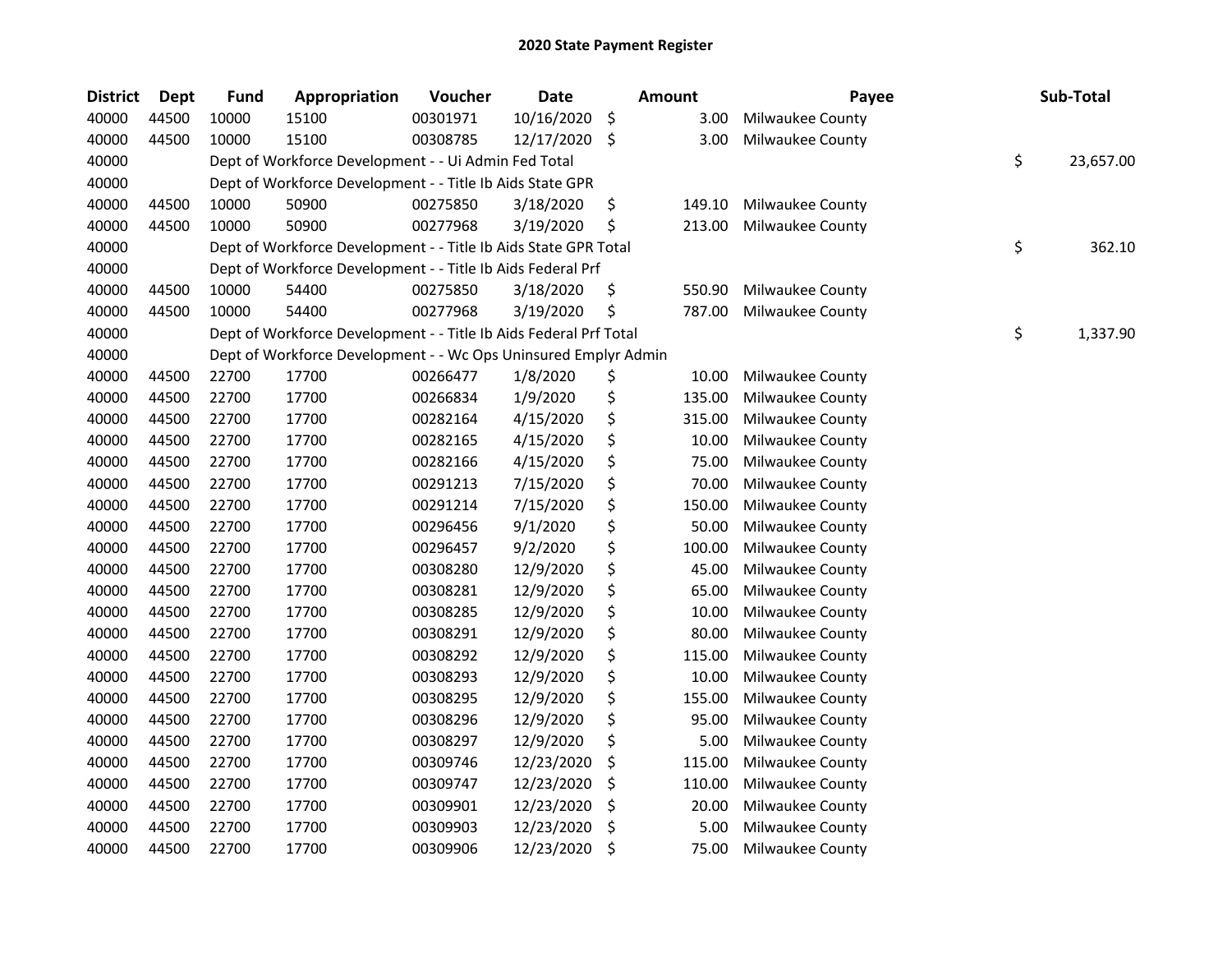# 2020 State Payment Register

| District | Dept | Fund | Appropriation | Voucher | Date | Amount | Payee | Sub-Total |
|---|---|---|---|---|---|---|---|---|
| 40000 | 44500 | 10000 | 15100 | 00301971 | 10/16/2020 | $ 3.00 | Milwaukee County | |
| 40000 | 44500 | 10000 | 15100 | 00308785 | 12/17/2020 | $ 3.00 | Milwaukee County | |
| 40000 | | Dept of Workforce Development - - Ui Admin Fed Total | | | | | | $ 23,657.00 |
| 40000 | | Dept of Workforce Development - - Title Ib Aids State GPR | | | | | | |
| 40000 | 44500 | 10000 | 50900 | 00275850 | 3/18/2020 | $ 149.10 | Milwaukee County | |
| 40000 | 44500 | 10000 | 50900 | 00277968 | 3/19/2020 | $ 213.00 | Milwaukee County | |
| 40000 | | Dept of Workforce Development - - Title Ib Aids State GPR Total | | | | | | $ 362.10 |
| 40000 | | Dept of Workforce Development - - Title Ib Aids Federal Prf | | | | | | |
| 40000 | 44500 | 10000 | 54400 | 00275850 | 3/18/2020 | $ 550.90 | Milwaukee County | |
| 40000 | 44500 | 10000 | 54400 | 00277968 | 3/19/2020 | $ 787.00 | Milwaukee County | |
| 40000 | | Dept of Workforce Development - - Title Ib Aids Federal Prf Total | | | | | | $ 1,337.90 |
| 40000 | | Dept of Workforce Development - - Wc Ops Uninsured Emplyr Admin | | | | | | |
| 40000 | 44500 | 22700 | 17700 | 00266477 | 1/8/2020 | $ 10.00 | Milwaukee County | |
| 40000 | 44500 | 22700 | 17700 | 00266834 | 1/9/2020 | $ 135.00 | Milwaukee County | |
| 40000 | 44500 | 22700 | 17700 | 00282164 | 4/15/2020 | $ 315.00 | Milwaukee County | |
| 40000 | 44500 | 22700 | 17700 | 00282165 | 4/15/2020 | $ 10.00 | Milwaukee County | |
| 40000 | 44500 | 22700 | 17700 | 00282166 | 4/15/2020 | $ 75.00 | Milwaukee County | |
| 40000 | 44500 | 22700 | 17700 | 00291213 | 7/15/2020 | $ 70.00 | Milwaukee County | |
| 40000 | 44500 | 22700 | 17700 | 00291214 | 7/15/2020 | $ 150.00 | Milwaukee County | |
| 40000 | 44500 | 22700 | 17700 | 00296456 | 9/1/2020 | $ 50.00 | Milwaukee County | |
| 40000 | 44500 | 22700 | 17700 | 00296457 | 9/2/2020 | $ 100.00 | Milwaukee County | |
| 40000 | 44500 | 22700 | 17700 | 00308280 | 12/9/2020 | $ 45.00 | Milwaukee County | |
| 40000 | 44500 | 22700 | 17700 | 00308281 | 12/9/2020 | $ 65.00 | Milwaukee County | |
| 40000 | 44500 | 22700 | 17700 | 00308285 | 12/9/2020 | $ 10.00 | Milwaukee County | |
| 40000 | 44500 | 22700 | 17700 | 00308291 | 12/9/2020 | $ 80.00 | Milwaukee County | |
| 40000 | 44500 | 22700 | 17700 | 00308292 | 12/9/2020 | $ 115.00 | Milwaukee County | |
| 40000 | 44500 | 22700 | 17700 | 00308293 | 12/9/2020 | $ 10.00 | Milwaukee County | |
| 40000 | 44500 | 22700 | 17700 | 00308295 | 12/9/2020 | $ 155.00 | Milwaukee County | |
| 40000 | 44500 | 22700 | 17700 | 00308296 | 12/9/2020 | $ 95.00 | Milwaukee County | |
| 40000 | 44500 | 22700 | 17700 | 00308297 | 12/9/2020 | $ 5.00 | Milwaukee County | |
| 40000 | 44500 | 22700 | 17700 | 00309746 | 12/23/2020 | $ 115.00 | Milwaukee County | |
| 40000 | 44500 | 22700 | 17700 | 00309747 | 12/23/2020 | $ 110.00 | Milwaukee County | |
| 40000 | 44500 | 22700 | 17700 | 00309901 | 12/23/2020 | $ 20.00 | Milwaukee County | |
| 40000 | 44500 | 22700 | 17700 | 00309903 | 12/23/2020 | $ 5.00 | Milwaukee County | |
| 40000 | 44500 | 22700 | 17700 | 00309906 | 12/23/2020 | $ 75.00 | Milwaukee County | |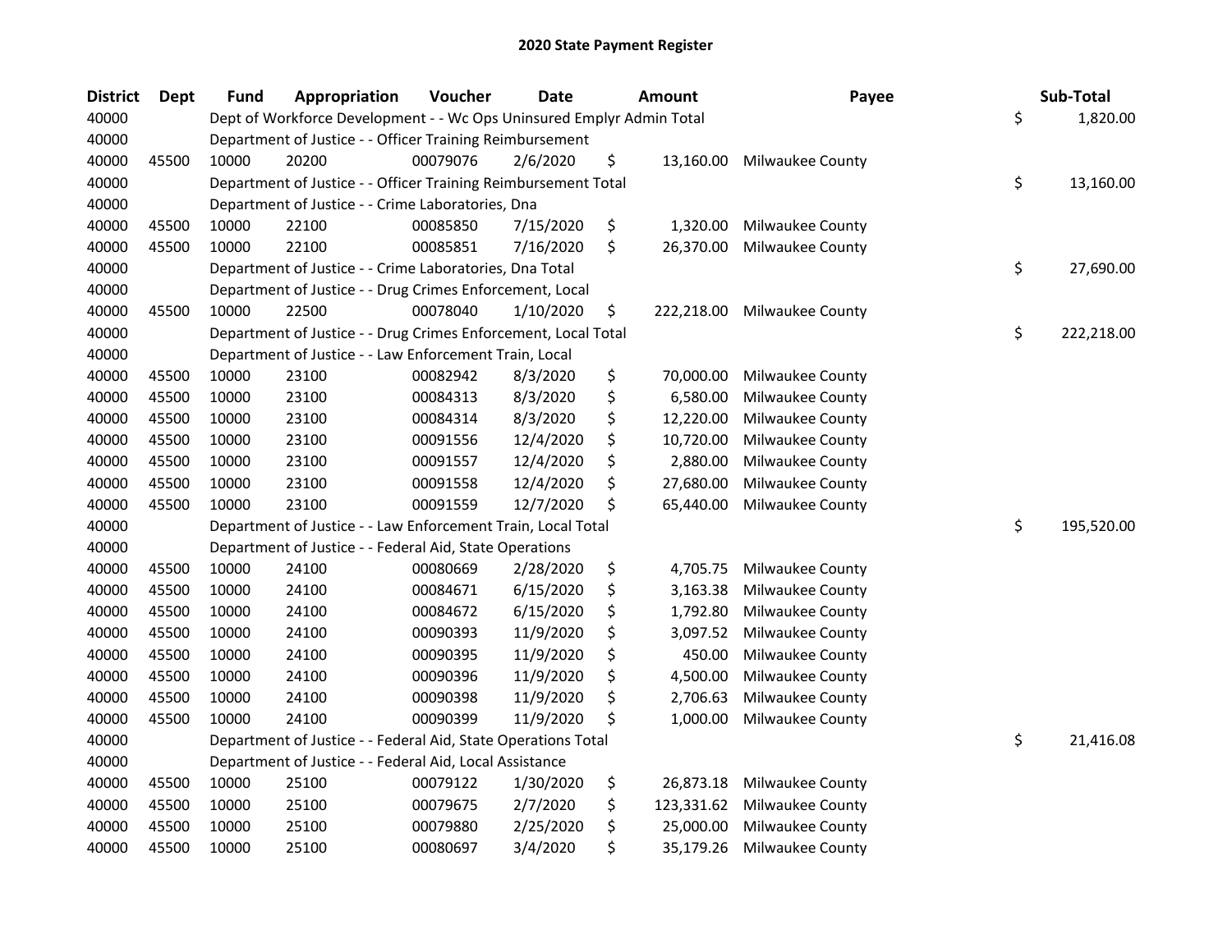# 2020 State Payment Register

| District | Dept | Fund | Appropriation | Voucher | Date | Amount | Payee | Sub-Total |
|---|---|---|---|---|---|---|---|---|
| 40000 | | Dept of Workforce Development - - Wc Ops Uninsured Emplyr Admin Total | | | | | | $ 1,820.00 |
| 40000 | | Department of Justice - - Officer Training Reimbursement | | | | | | |
| 40000 | 45500 | 10000 | 20200 | 00079076 | 2/6/2020 | $ 13,160.00 | Milwaukee County | |
| 40000 | | Department of Justice - - Officer Training Reimbursement Total | | | | | | $ 13,160.00 |
| 40000 | | Department of Justice - - Crime Laboratories, Dna | | | | | | |
| 40000 | 45500 | 10000 | 22100 | 00085850 | 7/15/2020 | $ 1,320.00 | Milwaukee County | |
| 40000 | 45500 | 10000 | 22100 | 00085851 | 7/16/2020 | $ 26,370.00 | Milwaukee County | |
| 40000 | | Department of Justice - - Crime Laboratories, Dna Total | | | | | | $ 27,690.00 |
| 40000 | | Department of Justice - - Drug Crimes Enforcement, Local | | | | | | |
| 40000 | 45500 | 10000 | 22500 | 00078040 | 1/10/2020 | $ 222,218.00 | Milwaukee County | |
| 40000 | | Department of Justice - - Drug Crimes Enforcement, Local Total | | | | | | $ 222,218.00 |
| 40000 | | Department of Justice - - Law Enforcement Train, Local | | | | | | |
| 40000 | 45500 | 10000 | 23100 | 00082942 | 8/3/2020 | $ 70,000.00 | Milwaukee County | |
| 40000 | 45500 | 10000 | 23100 | 00084313 | 8/3/2020 | $ 6,580.00 | Milwaukee County | |
| 40000 | 45500 | 10000 | 23100 | 00084314 | 8/3/2020 | $ 12,220.00 | Milwaukee County | |
| 40000 | 45500 | 10000 | 23100 | 00091556 | 12/4/2020 | $ 10,720.00 | Milwaukee County | |
| 40000 | 45500 | 10000 | 23100 | 00091557 | 12/4/2020 | $ 2,880.00 | Milwaukee County | |
| 40000 | 45500 | 10000 | 23100 | 00091558 | 12/4/2020 | $ 27,680.00 | Milwaukee County | |
| 40000 | 45500 | 10000 | 23100 | 00091559 | 12/7/2020 | $ 65,440.00 | Milwaukee County | |
| 40000 | | Department of Justice - - Law Enforcement Train, Local Total | | | | | | $ 195,520.00 |
| 40000 | | Department of Justice - - Federal Aid, State Operations | | | | | | |
| 40000 | 45500 | 10000 | 24100 | 00080669 | 2/28/2020 | $ 4,705.75 | Milwaukee County | |
| 40000 | 45500 | 10000 | 24100 | 00084671 | 6/15/2020 | $ 3,163.38 | Milwaukee County | |
| 40000 | 45500 | 10000 | 24100 | 00084672 | 6/15/2020 | $ 1,792.80 | Milwaukee County | |
| 40000 | 45500 | 10000 | 24100 | 00090393 | 11/9/2020 | $ 3,097.52 | Milwaukee County | |
| 40000 | 45500 | 10000 | 24100 | 00090395 | 11/9/2020 | $ 450.00 | Milwaukee County | |
| 40000 | 45500 | 10000 | 24100 | 00090396 | 11/9/2020 | $ 4,500.00 | Milwaukee County | |
| 40000 | 45500 | 10000 | 24100 | 00090398 | 11/9/2020 | $ 2,706.63 | Milwaukee County | |
| 40000 | 45500 | 10000 | 24100 | 00090399 | 11/9/2020 | $ 1,000.00 | Milwaukee County | |
| 40000 | | Department of Justice - - Federal Aid, State Operations Total | | | | | | $ 21,416.08 |
| 40000 | | Department of Justice - - Federal Aid, Local Assistance | | | | | | |
| 40000 | 45500 | 10000 | 25100 | 00079122 | 1/30/2020 | $ 26,873.18 | Milwaukee County | |
| 40000 | 45500 | 10000 | 25100 | 00079675 | 2/7/2020 | $ 123,331.62 | Milwaukee County | |
| 40000 | 45500 | 10000 | 25100 | 00079880 | 2/25/2020 | $ 25,000.00 | Milwaukee County | |
| 40000 | 45500 | 10000 | 25100 | 00080697 | 3/4/2020 | $ 35,179.26 | Milwaukee County | |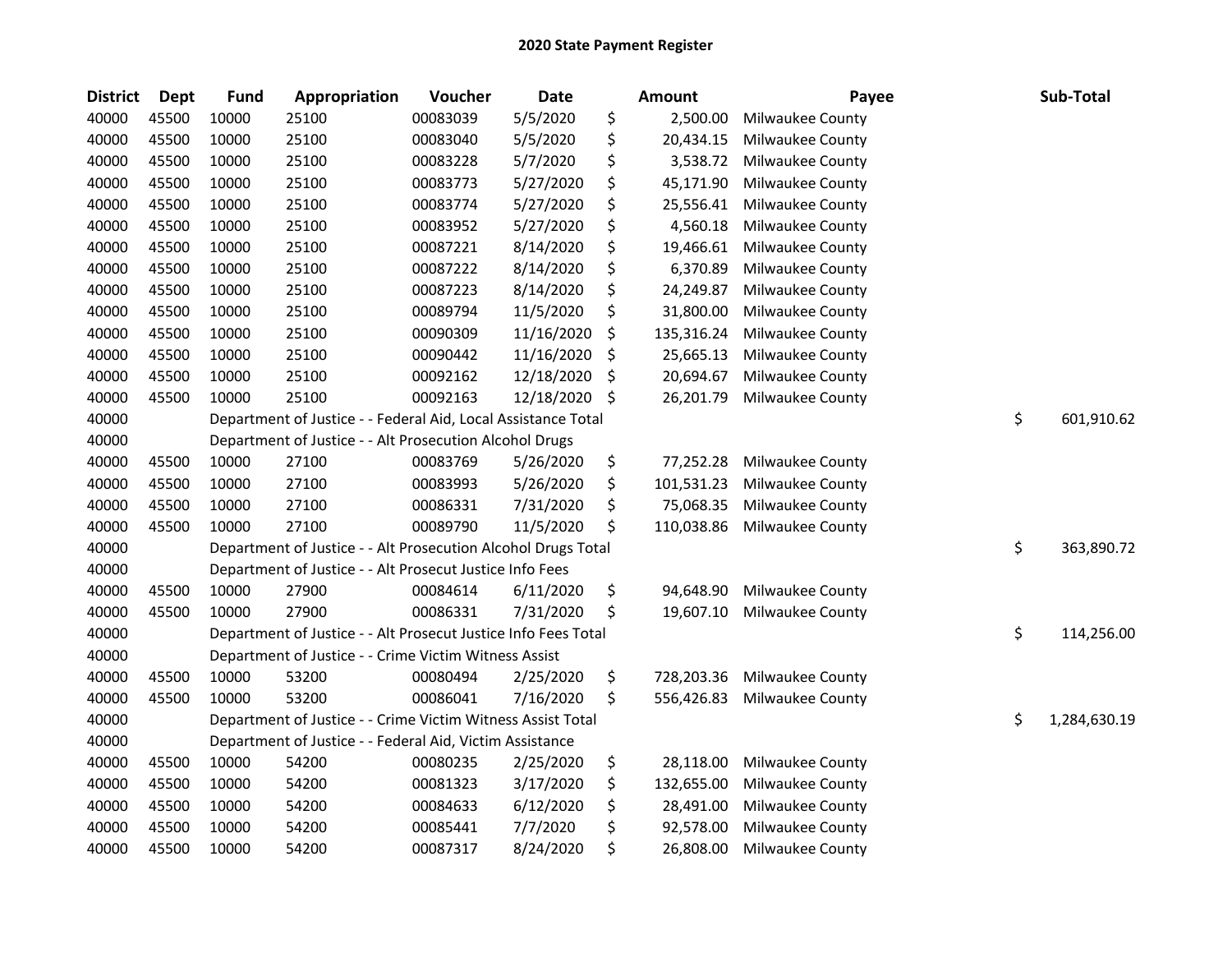# 2020 State Payment Register

| District | Dept | Fund | Appropriation | Voucher | Date | Amount | Payee | Sub-Total |
|---|---|---|---|---|---|---|---|---|
| 40000 | 45500 | 10000 | 25100 | 00083039 | 5/5/2020 | $ 2,500.00 | Milwaukee County | |
| 40000 | 45500 | 10000 | 25100 | 00083040 | 5/5/2020 | $ 20,434.15 | Milwaukee County | |
| 40000 | 45500 | 10000 | 25100 | 00083228 | 5/7/2020 | $ 3,538.72 | Milwaukee County | |
| 40000 | 45500 | 10000 | 25100 | 00083773 | 5/27/2020 | $ 45,171.90 | Milwaukee County | |
| 40000 | 45500 | 10000 | 25100 | 00083774 | 5/27/2020 | $ 25,556.41 | Milwaukee County | |
| 40000 | 45500 | 10000 | 25100 | 00083952 | 5/27/2020 | $ 4,560.18 | Milwaukee County | |
| 40000 | 45500 | 10000 | 25100 | 00087221 | 8/14/2020 | $ 19,466.61 | Milwaukee County | |
| 40000 | 45500 | 10000 | 25100 | 00087222 | 8/14/2020 | $ 6,370.89 | Milwaukee County | |
| 40000 | 45500 | 10000 | 25100 | 00087223 | 8/14/2020 | $ 24,249.87 | Milwaukee County | |
| 40000 | 45500 | 10000 | 25100 | 00089794 | 11/5/2020 | $ 31,800.00 | Milwaukee County | |
| 40000 | 45500 | 10000 | 25100 | 00090309 | 11/16/2020 | $ 135,316.24 | Milwaukee County | |
| 40000 | 45500 | 10000 | 25100 | 00090442 | 11/16/2020 | $ 25,665.13 | Milwaukee County | |
| 40000 | 45500 | 10000 | 25100 | 00092162 | 12/18/2020 | $ 20,694.67 | Milwaukee County | |
| 40000 | 45500 | 10000 | 25100 | 00092163 | 12/18/2020 | $ 26,201.79 | Milwaukee County | |
| 40000 | | | Department of Justice - - Federal Aid, Local Assistance Total | | | | | $ 601,910.62 |
| 40000 | | | Department of Justice - - Alt Prosecution Alcohol Drugs | | | | | |
| 40000 | 45500 | 10000 | 27100 | 00083769 | 5/26/2020 | $ 77,252.28 | Milwaukee County | |
| 40000 | 45500 | 10000 | 27100 | 00083993 | 5/26/2020 | $ 101,531.23 | Milwaukee County | |
| 40000 | 45500 | 10000 | 27100 | 00086331 | 7/31/2020 | $ 75,068.35 | Milwaukee County | |
| 40000 | 45500 | 10000 | 27100 | 00089790 | 11/5/2020 | $ 110,038.86 | Milwaukee County | |
| 40000 | | | Department of Justice - - Alt Prosecution Alcohol Drugs Total | | | | | $ 363,890.72 |
| 40000 | | | Department of Justice - - Alt Prosecut Justice Info Fees | | | | | |
| 40000 | 45500 | 10000 | 27900 | 00084614 | 6/11/2020 | $ 94,648.90 | Milwaukee County | |
| 40000 | 45500 | 10000 | 27900 | 00086331 | 7/31/2020 | $ 19,607.10 | Milwaukee County | |
| 40000 | | | Department of Justice - - Alt Prosecut Justice Info Fees Total | | | | | $ 114,256.00 |
| 40000 | | | Department of Justice - - Crime Victim Witness Assist | | | | | |
| 40000 | 45500 | 10000 | 53200 | 00080494 | 2/25/2020 | $ 728,203.36 | Milwaukee County | |
| 40000 | 45500 | 10000 | 53200 | 00086041 | 7/16/2020 | $ 556,426.83 | Milwaukee County | |
| 40000 | | | Department of Justice - - Crime Victim Witness Assist Total | | | | | $ 1,284,630.19 |
| 40000 | | | Department of Justice - - Federal Aid, Victim Assistance | | | | | |
| 40000 | 45500 | 10000 | 54200 | 00080235 | 2/25/2020 | $ 28,118.00 | Milwaukee County | |
| 40000 | 45500 | 10000 | 54200 | 00081323 | 3/17/2020 | $ 132,655.00 | Milwaukee County | |
| 40000 | 45500 | 10000 | 54200 | 00084633 | 6/12/2020 | $ 28,491.00 | Milwaukee County | |
| 40000 | 45500 | 10000 | 54200 | 00085441 | 7/7/2020 | $ 92,578.00 | Milwaukee County | |
| 40000 | 45500 | 10000 | 54200 | 00087317 | 8/24/2020 | $ 26,808.00 | Milwaukee County | |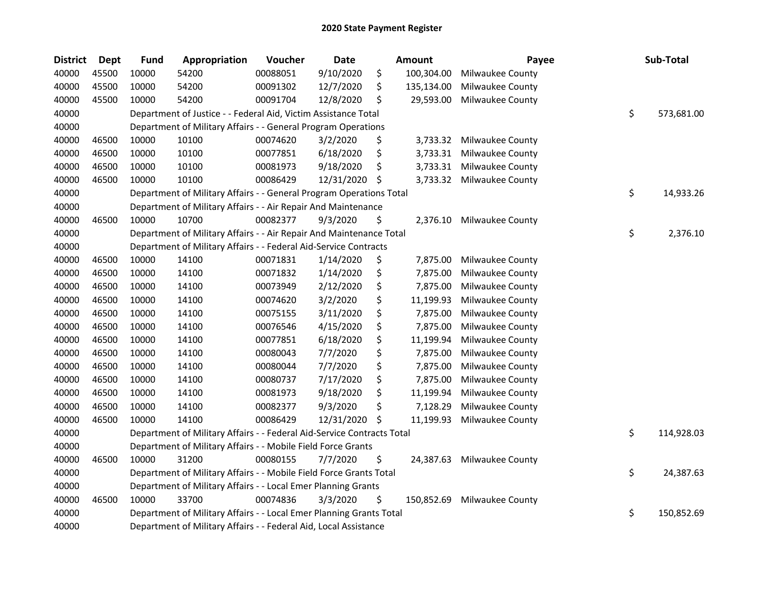# 2020 State Payment Register

| District | Dept | Fund | Appropriation | Voucher | Date | Amount | Payee | Sub-Total |
|---|---|---|---|---|---|---|---|---|
| 40000 | 45500 | 10000 | 54200 | 00088051 | 9/10/2020 | $ 100,304.00 | Milwaukee County | |
| 40000 | 45500 | 10000 | 54200 | 00091302 | 12/7/2020 | $ 135,134.00 | Milwaukee County | |
| 40000 | 45500 | 10000 | 54200 | 00091704 | 12/8/2020 | $ 29,593.00 | Milwaukee County | |
| 40000 | | | Department of Justice - - Federal Aid, Victim Assistance Total | | | | | $ 573,681.00 |
| 40000 | | | Department of Military Affairs - - General Program Operations | | | | | |
| 40000 | 46500 | 10000 | 10100 | 00074620 | 3/2/2020 | $ 3,733.32 | Milwaukee County | |
| 40000 | 46500 | 10000 | 10100 | 00077851 | 6/18/2020 | $ 3,733.31 | Milwaukee County | |
| 40000 | 46500 | 10000 | 10100 | 00081973 | 9/18/2020 | $ 3,733.31 | Milwaukee County | |
| 40000 | 46500 | 10000 | 10100 | 00086429 | 12/31/2020 | $ 3,733.32 | Milwaukee County | |
| 40000 | | | Department of Military Affairs - - General Program Operations Total | | | | | $ 14,933.26 |
| 40000 | | | Department of Military Affairs - - Air Repair And Maintenance | | | | | |
| 40000 | 46500 | 10000 | 10700 | 00082377 | 9/3/2020 | $ 2,376.10 | Milwaukee County | |
| 40000 | | | Department of Military Affairs - - Air Repair And Maintenance Total | | | | | $ 2,376.10 |
| 40000 | | | Department of Military Affairs - - Federal Aid-Service Contracts | | | | | |
| 40000 | 46500 | 10000 | 14100 | 00071831 | 1/14/2020 | $ 7,875.00 | Milwaukee County | |
| 40000 | 46500 | 10000 | 14100 | 00071832 | 1/14/2020 | $ 7,875.00 | Milwaukee County | |
| 40000 | 46500 | 10000 | 14100 | 00073949 | 2/12/2020 | $ 7,875.00 | Milwaukee County | |
| 40000 | 46500 | 10000 | 14100 | 00074620 | 3/2/2020 | $ 11,199.93 | Milwaukee County | |
| 40000 | 46500 | 10000 | 14100 | 00075155 | 3/11/2020 | $ 7,875.00 | Milwaukee County | |
| 40000 | 46500 | 10000 | 14100 | 00076546 | 4/15/2020 | $ 7,875.00 | Milwaukee County | |
| 40000 | 46500 | 10000 | 14100 | 00077851 | 6/18/2020 | $ 11,199.94 | Milwaukee County | |
| 40000 | 46500 | 10000 | 14100 | 00080043 | 7/7/2020 | $ 7,875.00 | Milwaukee County | |
| 40000 | 46500 | 10000 | 14100 | 00080044 | 7/7/2020 | $ 7,875.00 | Milwaukee County | |
| 40000 | 46500 | 10000 | 14100 | 00080737 | 7/17/2020 | $ 7,875.00 | Milwaukee County | |
| 40000 | 46500 | 10000 | 14100 | 00081973 | 9/18/2020 | $ 11,199.94 | Milwaukee County | |
| 40000 | 46500 | 10000 | 14100 | 00082377 | 9/3/2020 | $ 7,128.29 | Milwaukee County | |
| 40000 | 46500 | 10000 | 14100 | 00086429 | 12/31/2020 | $ 11,199.93 | Milwaukee County | |
| 40000 | | | Department of Military Affairs - - Federal Aid-Service Contracts Total | | | | | $ 114,928.03 |
| 40000 | | | Department of Military Affairs - - Mobile Field Force Grants | | | | | |
| 40000 | 46500 | 10000 | 31200 | 00080155 | 7/7/2020 | $ 24,387.63 | Milwaukee County | |
| 40000 | | | Department of Military Affairs - - Mobile Field Force Grants Total | | | | | $ 24,387.63 |
| 40000 | | | Department of Military Affairs - - Local Emer Planning Grants | | | | | |
| 40000 | 46500 | 10000 | 33700 | 00074836 | 3/3/2020 | $ 150,852.69 | Milwaukee County | |
| 40000 | | | Department of Military Affairs - - Local Emer Planning Grants Total | | | | | $ 150,852.69 |
| 40000 | | | Department of Military Affairs - - Federal Aid, Local Assistance | | | | | |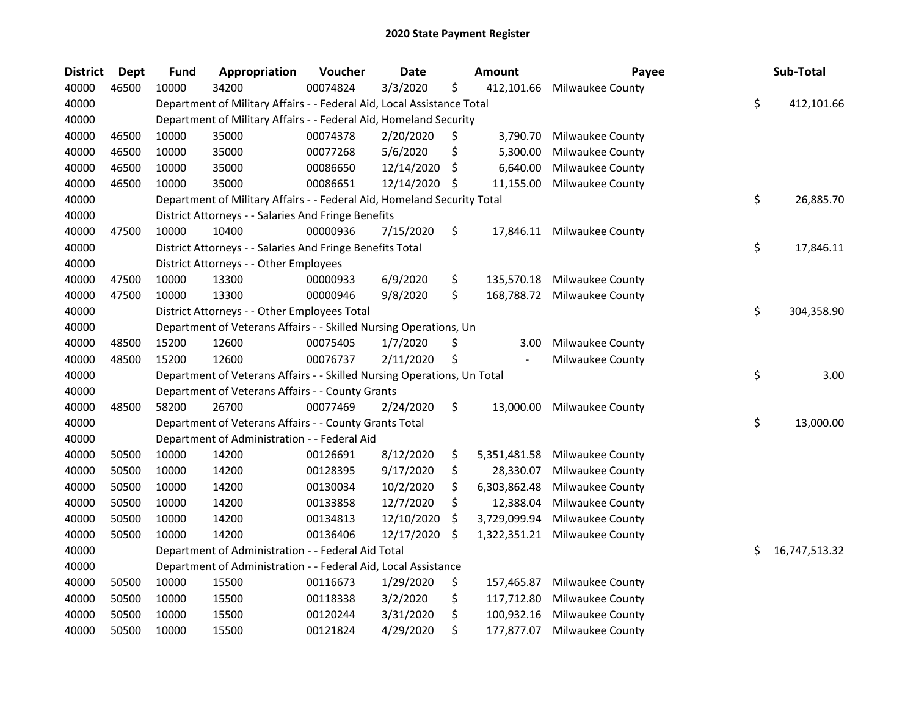# 2020 State Payment Register

| District | Dept | Fund | Appropriation | Voucher | Date | Amount | Payee | Sub-Total |
|---|---|---|---|---|---|---|---|---|
| 40000 | 46500 | 10000 | 34200 | 00074824 | 3/3/2020 | $ 412,101.66 | Milwaukee County | |
| 40000 | | Department of Military Affairs - - Federal Aid, Local Assistance Total | | | | | | $ 412,101.66 |
| 40000 | | Department of Military Affairs - - Federal Aid, Homeland Security | | | | | | |
| 40000 | 46500 | 10000 | 35000 | 00074378 | 2/20/2020 | $ 3,790.70 | Milwaukee County | |
| 40000 | 46500 | 10000 | 35000 | 00077268 | 5/6/2020 | $ 5,300.00 | Milwaukee County | |
| 40000 | 46500 | 10000 | 35000 | 00086650 | 12/14/2020 | $ 6,640.00 | Milwaukee County | |
| 40000 | 46500 | 10000 | 35000 | 00086651 | 12/14/2020 | $ 11,155.00 | Milwaukee County | |
| 40000 | | Department of Military Affairs - - Federal Aid, Homeland Security Total | | | | | | $ 26,885.70 |
| 40000 | | District Attorneys - - Salaries And Fringe Benefits | | | | | | |
| 40000 | 47500 | 10000 | 10400 | 00000936 | 7/15/2020 | $ 17,846.11 | Milwaukee County | |
| 40000 | | District Attorneys - - Salaries And Fringe Benefits Total | | | | | | $ 17,846.11 |
| 40000 | | District Attorneys - - Other Employees | | | | | | |
| 40000 | 47500 | 10000 | 13300 | 00000933 | 6/9/2020 | $ 135,570.18 | Milwaukee County | |
| 40000 | 47500 | 10000 | 13300 | 00000946 | 9/8/2020 | $ 168,788.72 | Milwaukee County | |
| 40000 | | District Attorneys - - Other Employees Total | | | | | | $ 304,358.90 |
| 40000 | | Department of Veterans Affairs - - Skilled Nursing Operations, Un | | | | | | |
| 40000 | 48500 | 15200 | 12600 | 00075405 | 1/7/2020 | $ 3.00 | Milwaukee County | |
| 40000 | 48500 | 15200 | 12600 | 00076737 | 2/11/2020 | $ - | Milwaukee County | |
| 40000 | | Department of Veterans Affairs - - Skilled Nursing Operations, Un Total | | | | | | $ 3.00 |
| 40000 | | Department of Veterans Affairs - - County Grants | | | | | | |
| 40000 | 48500 | 58200 | 26700 | 00077469 | 2/24/2020 | $ 13,000.00 | Milwaukee County | |
| 40000 | | Department of Veterans Affairs - - County Grants Total | | | | | | $ 13,000.00 |
| 40000 | | Department of Administration - - Federal Aid | | | | | | |
| 40000 | 50500 | 10000 | 14200 | 00126691 | 8/12/2020 | $ 5,351,481.58 | Milwaukee County | |
| 40000 | 50500 | 10000 | 14200 | 00128395 | 9/17/2020 | $ 28,330.07 | Milwaukee County | |
| 40000 | 50500 | 10000 | 14200 | 00130034 | 10/2/2020 | $ 6,303,862.48 | Milwaukee County | |
| 40000 | 50500 | 10000 | 14200 | 00133858 | 12/7/2020 | $ 12,388.04 | Milwaukee County | |
| 40000 | 50500 | 10000 | 14200 | 00134813 | 12/10/2020 | $ 3,729,099.94 | Milwaukee County | |
| 40000 | 50500 | 10000 | 14200 | 00136406 | 12/17/2020 | $ 1,322,351.21 | Milwaukee County | |
| 40000 | | Department of Administration - - Federal Aid Total | | | | | | $ 16,747,513.32 |
| 40000 | | Department of Administration - - Federal Aid, Local Assistance | | | | | | |
| 40000 | 50500 | 10000 | 15500 | 00116673 | 1/29/2020 | $ 157,465.87 | Milwaukee County | |
| 40000 | 50500 | 10000 | 15500 | 00118338 | 3/2/2020 | $ 117,712.80 | Milwaukee County | |
| 40000 | 50500 | 10000 | 15500 | 00120244 | 3/31/2020 | $ 100,932.16 | Milwaukee County | |
| 40000 | 50500 | 10000 | 15500 | 00121824 | 4/29/2020 | $ 177,877.07 | Milwaukee County | |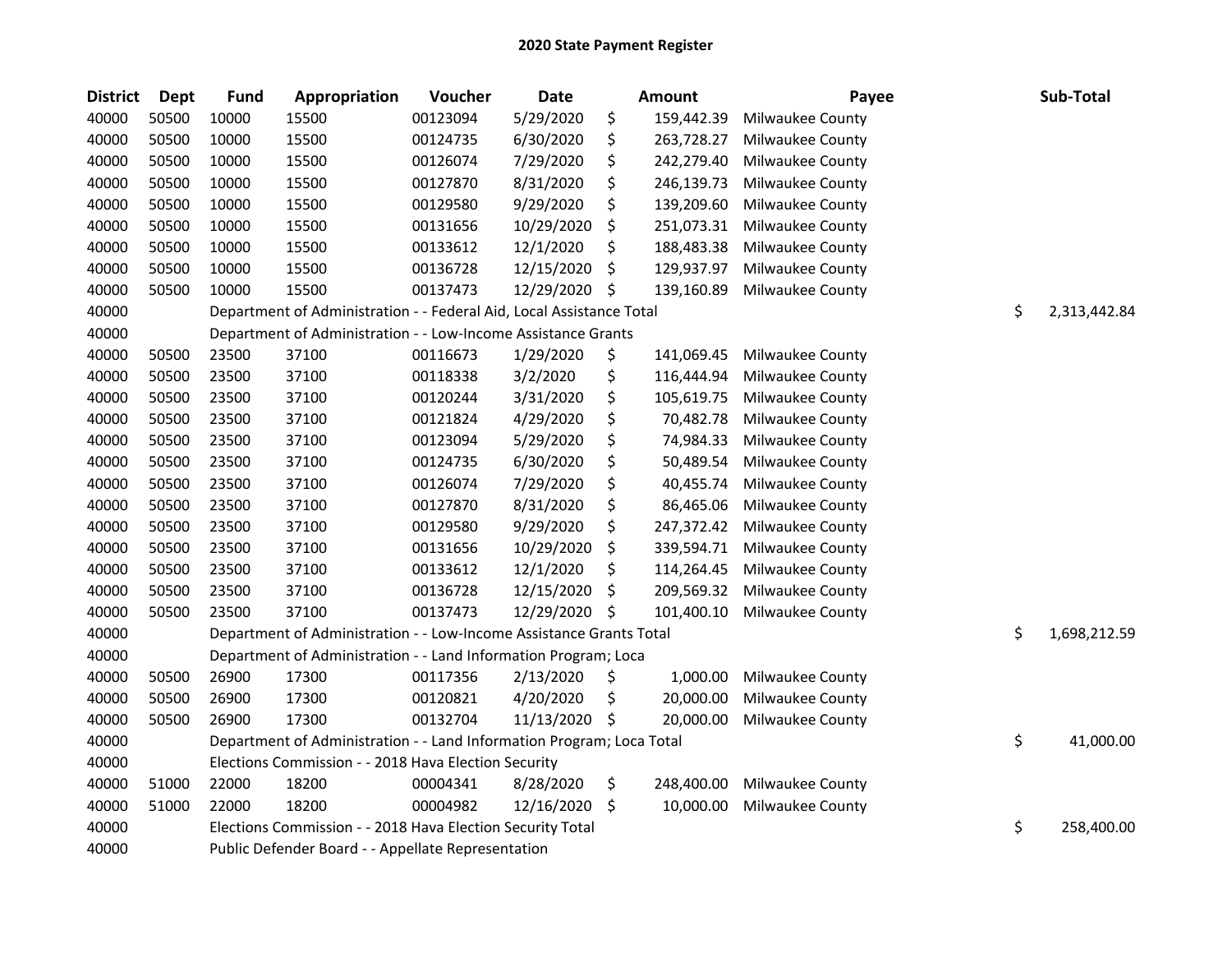# 2020 State Payment Register

| District | Dept | Fund | Appropriation | Voucher | Date | Amount | Payee | Sub-Total |
|---|---|---|---|---|---|---|---|---|
| 40000 | 50500 | 10000 | 15500 | 00123094 | 5/29/2020 | $ 159,442.39 | Milwaukee County | |
| 40000 | 50500 | 10000 | 15500 | 00124735 | 6/30/2020 | $ 263,728.27 | Milwaukee County | |
| 40000 | 50500 | 10000 | 15500 | 00126074 | 7/29/2020 | $ 242,279.40 | Milwaukee County | |
| 40000 | 50500 | 10000 | 15500 | 00127870 | 8/31/2020 | $ 246,139.73 | Milwaukee County | |
| 40000 | 50500 | 10000 | 15500 | 00129580 | 9/29/2020 | $ 139,209.60 | Milwaukee County | |
| 40000 | 50500 | 10000 | 15500 | 00131656 | 10/29/2020 | $ 251,073.31 | Milwaukee County | |
| 40000 | 50500 | 10000 | 15500 | 00133612 | 12/1/2020 | $ 188,483.38 | Milwaukee County | |
| 40000 | 50500 | 10000 | 15500 | 00136728 | 12/15/2020 | $ 129,937.97 | Milwaukee County | |
| 40000 | 50500 | 10000 | 15500 | 00137473 | 12/29/2020 | $ 139,160.89 | Milwaukee County | |
| 40000 | | Department of Administration - - Federal Aid, Local Assistance Total | | | | | | $ 2,313,442.84 |
| 40000 | | Department of Administration - - Low-Income Assistance Grants | | | | | | |
| 40000 | 50500 | 23500 | 37100 | 00116673 | 1/29/2020 | $ 141,069.45 | Milwaukee County | |
| 40000 | 50500 | 23500 | 37100 | 00118338 | 3/2/2020 | $ 116,444.94 | Milwaukee County | |
| 40000 | 50500 | 23500 | 37100 | 00120244 | 3/31/2020 | $ 105,619.75 | Milwaukee County | |
| 40000 | 50500 | 23500 | 37100 | 00121824 | 4/29/2020 | $ 70,482.78 | Milwaukee County | |
| 40000 | 50500 | 23500 | 37100 | 00123094 | 5/29/2020 | $ 74,984.33 | Milwaukee County | |
| 40000 | 50500 | 23500 | 37100 | 00124735 | 6/30/2020 | $ 50,489.54 | Milwaukee County | |
| 40000 | 50500 | 23500 | 37100 | 00126074 | 7/29/2020 | $ 40,455.74 | Milwaukee County | |
| 40000 | 50500 | 23500 | 37100 | 00127870 | 8/31/2020 | $ 86,465.06 | Milwaukee County | |
| 40000 | 50500 | 23500 | 37100 | 00129580 | 9/29/2020 | $ 247,372.42 | Milwaukee County | |
| 40000 | 50500 | 23500 | 37100 | 00131656 | 10/29/2020 | $ 339,594.71 | Milwaukee County | |
| 40000 | 50500 | 23500 | 37100 | 00133612 | 12/1/2020 | $ 114,264.45 | Milwaukee County | |
| 40000 | 50500 | 23500 | 37100 | 00136728 | 12/15/2020 | $ 209,569.32 | Milwaukee County | |
| 40000 | 50500 | 23500 | 37100 | 00137473 | 12/29/2020 | $ 101,400.10 | Milwaukee County | |
| 40000 | | Department of Administration - - Low-Income Assistance Grants Total | | | | | | $ 1,698,212.59 |
| 40000 | | Department of Administration - - Land Information Program; Loca | | | | | | |
| 40000 | 50500 | 26900 | 17300 | 00117356 | 2/13/2020 | $ 1,000.00 | Milwaukee County | |
| 40000 | 50500 | 26900 | 17300 | 00120821 | 4/20/2020 | $ 20,000.00 | Milwaukee County | |
| 40000 | 50500 | 26900 | 17300 | 00132704 | 11/13/2020 | $ 20,000.00 | Milwaukee County | |
| 40000 | | Department of Administration - - Land Information Program; Loca Total | | | | | | $ 41,000.00 |
| 40000 | | Elections Commission - - 2018 Hava Election Security | | | | | | |
| 40000 | 51000 | 22000 | 18200 | 00004341 | 8/28/2020 | $ 248,400.00 | Milwaukee County | |
| 40000 | 51000 | 22000 | 18200 | 00004982 | 12/16/2020 | $ 10,000.00 | Milwaukee County | |
| 40000 | | Elections Commission - - 2018 Hava Election Security Total | | | | | | $ 258,400.00 |
| 40000 | | Public Defender Board - - Appellate Representation | | | | | | |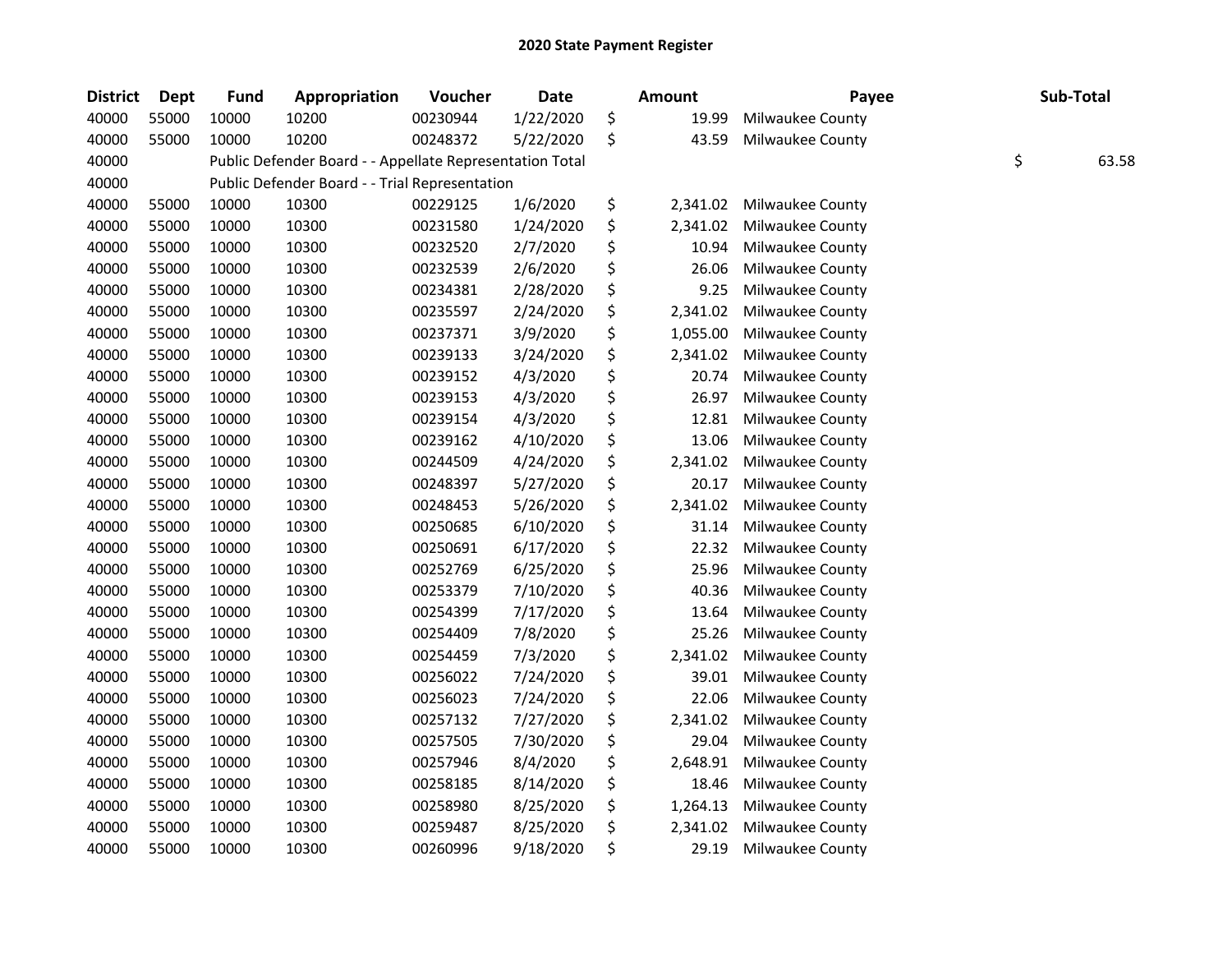# 2020 State Payment Register

| District | Dept | Fund | Appropriation | Voucher | Date | Amount | Payee | Sub-Total |
|---|---|---|---|---|---|---|---|---|
| 40000 | 55000 | 10000 | 10200 | 00230944 | 1/22/2020 | $ 19.99 | Milwaukee County | |
| 40000 | 55000 | 10000 | 10200 | 00248372 | 5/22/2020 | $ 43.59 | Milwaukee County | |
| 40000 | | Public Defender Board - - Appellate Representation Total | | | | | | $ 63.58 |
| 40000 | | Public Defender Board - - Trial Representation | | | | | | |
| 40000 | 55000 | 10000 | 10300 | 00229125 | 1/6/2020 | $ 2,341.02 | Milwaukee County | |
| 40000 | 55000 | 10000 | 10300 | 00231580 | 1/24/2020 | $ 2,341.02 | Milwaukee County | |
| 40000 | 55000 | 10000 | 10300 | 00232520 | 2/7/2020 | $ 10.94 | Milwaukee County | |
| 40000 | 55000 | 10000 | 10300 | 00232539 | 2/6/2020 | $ 26.06 | Milwaukee County | |
| 40000 | 55000 | 10000 | 10300 | 00234381 | 2/28/2020 | $ 9.25 | Milwaukee County | |
| 40000 | 55000 | 10000 | 10300 | 00235597 | 2/24/2020 | $ 2,341.02 | Milwaukee County | |
| 40000 | 55000 | 10000 | 10300 | 00237371 | 3/9/2020 | $ 1,055.00 | Milwaukee County | |
| 40000 | 55000 | 10000 | 10300 | 00239133 | 3/24/2020 | $ 2,341.02 | Milwaukee County | |
| 40000 | 55000 | 10000 | 10300 | 00239152 | 4/3/2020 | $ 20.74 | Milwaukee County | |
| 40000 | 55000 | 10000 | 10300 | 00239153 | 4/3/2020 | $ 26.97 | Milwaukee County | |
| 40000 | 55000 | 10000 | 10300 | 00239154 | 4/3/2020 | $ 12.81 | Milwaukee County | |
| 40000 | 55000 | 10000 | 10300 | 00239162 | 4/10/2020 | $ 13.06 | Milwaukee County | |
| 40000 | 55000 | 10000 | 10300 | 00244509 | 4/24/2020 | $ 2,341.02 | Milwaukee County | |
| 40000 | 55000 | 10000 | 10300 | 00248397 | 5/27/2020 | $ 20.17 | Milwaukee County | |
| 40000 | 55000 | 10000 | 10300 | 00248453 | 5/26/2020 | $ 2,341.02 | Milwaukee County | |
| 40000 | 55000 | 10000 | 10300 | 00250685 | 6/10/2020 | $ 31.14 | Milwaukee County | |
| 40000 | 55000 | 10000 | 10300 | 00250691 | 6/17/2020 | $ 22.32 | Milwaukee County | |
| 40000 | 55000 | 10000 | 10300 | 00252769 | 6/25/2020 | $ 25.96 | Milwaukee County | |
| 40000 | 55000 | 10000 | 10300 | 00253379 | 7/10/2020 | $ 40.36 | Milwaukee County | |
| 40000 | 55000 | 10000 | 10300 | 00254399 | 7/17/2020 | $ 13.64 | Milwaukee County | |
| 40000 | 55000 | 10000 | 10300 | 00254409 | 7/8/2020 | $ 25.26 | Milwaukee County | |
| 40000 | 55000 | 10000 | 10300 | 00254459 | 7/3/2020 | $ 2,341.02 | Milwaukee County | |
| 40000 | 55000 | 10000 | 10300 | 00256022 | 7/24/2020 | $ 39.01 | Milwaukee County | |
| 40000 | 55000 | 10000 | 10300 | 00256023 | 7/24/2020 | $ 22.06 | Milwaukee County | |
| 40000 | 55000 | 10000 | 10300 | 00257132 | 7/27/2020 | $ 2,341.02 | Milwaukee County | |
| 40000 | 55000 | 10000 | 10300 | 00257505 | 7/30/2020 | $ 29.04 | Milwaukee County | |
| 40000 | 55000 | 10000 | 10300 | 00257946 | 8/4/2020 | $ 2,648.91 | Milwaukee County | |
| 40000 | 55000 | 10000 | 10300 | 00258185 | 8/14/2020 | $ 18.46 | Milwaukee County | |
| 40000 | 55000 | 10000 | 10300 | 00258980 | 8/25/2020 | $ 1,264.13 | Milwaukee County | |
| 40000 | 55000 | 10000 | 10300 | 00259487 | 8/25/2020 | $ 2,341.02 | Milwaukee County | |
| 40000 | 55000 | 10000 | 10300 | 00260996 | 9/18/2020 | $ 29.19 | Milwaukee County | |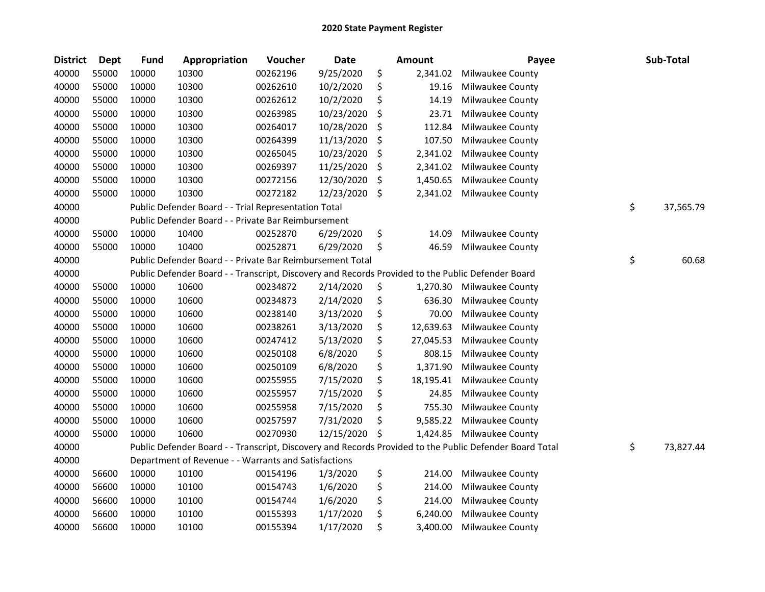# 2020 State Payment Register

| District | Dept | Fund | Appropriation | Voucher | Date | Amount | Payee | Sub-Total |
|---|---|---|---|---|---|---|---|---|
| 40000 | 55000 | 10000 | 10300 | 00262196 | 9/25/2020 | $ 2,341.02 | Milwaukee County | |
| 40000 | 55000 | 10000 | 10300 | 00262610 | 10/2/2020 | $ 19.16 | Milwaukee County | |
| 40000 | 55000 | 10000 | 10300 | 00262612 | 10/2/2020 | $ 14.19 | Milwaukee County | |
| 40000 | 55000 | 10000 | 10300 | 00263985 | 10/23/2020 | $ 23.71 | Milwaukee County | |
| 40000 | 55000 | 10000 | 10300 | 00264017 | 10/28/2020 | $ 112.84 | Milwaukee County | |
| 40000 | 55000 | 10000 | 10300 | 00264399 | 11/13/2020 | $ 107.50 | Milwaukee County | |
| 40000 | 55000 | 10000 | 10300 | 00265045 | 10/23/2020 | $ 2,341.02 | Milwaukee County | |
| 40000 | 55000 | 10000 | 10300 | 00269397 | 11/25/2020 | $ 2,341.02 | Milwaukee County | |
| 40000 | 55000 | 10000 | 10300 | 00272156 | 12/30/2020 | $ 1,450.65 | Milwaukee County | |
| 40000 | 55000 | 10000 | 10300 | 00272182 | 12/23/2020 | $ 2,341.02 | Milwaukee County | |
| 40000 | | Public Defender Board - - Trial Representation Total | | | | | | $ 37,565.79 |
| 40000 | | Public Defender Board - - Private Bar Reimbursement | | | | | | |
| 40000 | 55000 | 10000 | 10400 | 00252870 | 6/29/2020 | $ 14.09 | Milwaukee County | |
| 40000 | 55000 | 10000 | 10400 | 00252871 | 6/29/2020 | $ 46.59 | Milwaukee County | |
| 40000 | | Public Defender Board - - Private Bar Reimbursement Total | | | | | | $ 60.68 |
| 40000 | | Public Defender Board - - Transcript, Discovery and Records Provided to the Public Defender Board | | | | | | |
| 40000 | 55000 | 10000 | 10600 | 00234872 | 2/14/2020 | $ 1,270.30 | Milwaukee County | |
| 40000 | 55000 | 10000 | 10600 | 00234873 | 2/14/2020 | $ 636.30 | Milwaukee County | |
| 40000 | 55000 | 10000 | 10600 | 00238140 | 3/13/2020 | $ 70.00 | Milwaukee County | |
| 40000 | 55000 | 10000 | 10600 | 00238261 | 3/13/2020 | $ 12,639.63 | Milwaukee County | |
| 40000 | 55000 | 10000 | 10600 | 00247412 | 5/13/2020 | $ 27,045.53 | Milwaukee County | |
| 40000 | 55000 | 10000 | 10600 | 00250108 | 6/8/2020 | $ 808.15 | Milwaukee County | |
| 40000 | 55000 | 10000 | 10600 | 00250109 | 6/8/2020 | $ 1,371.90 | Milwaukee County | |
| 40000 | 55000 | 10000 | 10600 | 00255955 | 7/15/2020 | $ 18,195.41 | Milwaukee County | |
| 40000 | 55000 | 10000 | 10600 | 00255957 | 7/15/2020 | $ 24.85 | Milwaukee County | |
| 40000 | 55000 | 10000 | 10600 | 00255958 | 7/15/2020 | $ 755.30 | Milwaukee County | |
| 40000 | 55000 | 10000 | 10600 | 00257597 | 7/31/2020 | $ 9,585.22 | Milwaukee County | |
| 40000 | 55000 | 10000 | 10600 | 00270930 | 12/15/2020 | $ 1,424.85 | Milwaukee County | |
| 40000 | | Public Defender Board - - Transcript, Discovery and Records Provided to the Public Defender Board Total | | | | | | $ 73,827.44 |
| 40000 | | Department of Revenue - - Warrants and Satisfactions | | | | | | |
| 40000 | 56600 | 10000 | 10100 | 00154196 | 1/3/2020 | $ 214.00 | Milwaukee County | |
| 40000 | 56600 | 10000 | 10100 | 00154743 | 1/6/2020 | $ 214.00 | Milwaukee County | |
| 40000 | 56600 | 10000 | 10100 | 00154744 | 1/6/2020 | $ 214.00 | Milwaukee County | |
| 40000 | 56600 | 10000 | 10100 | 00155393 | 1/17/2020 | $ 6,240.00 | Milwaukee County | |
| 40000 | 56600 | 10000 | 10100 | 00155394 | 1/17/2020 | $ 3,400.00 | Milwaukee County | |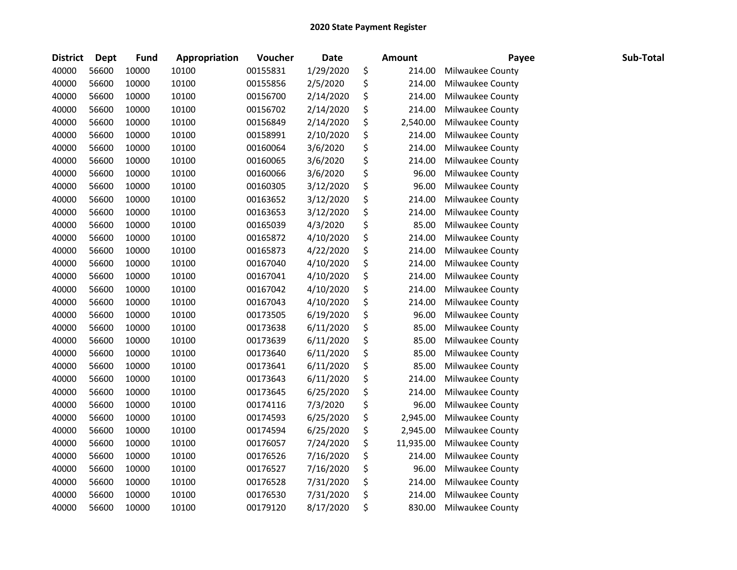## 2020 State Payment Register

| District | Dept | Fund | Appropriation | Voucher | Date | Amount | Payee | Sub-Total |
|---|---|---|---|---|---|---|---|---|
| 40000 | 56600 | 10000 | 10100 | 00155831 | 1/29/2020 | $ 214.00 | Milwaukee County | |
| 40000 | 56600 | 10000 | 10100 | 00155856 | 2/5/2020 | $ 214.00 | Milwaukee County | |
| 40000 | 56600 | 10000 | 10100 | 00156700 | 2/14/2020 | $ 214.00 | Milwaukee County | |
| 40000 | 56600 | 10000 | 10100 | 00156702 | 2/14/2020 | $ 214.00 | Milwaukee County | |
| 40000 | 56600 | 10000 | 10100 | 00156849 | 2/14/2020 | $ 2,540.00 | Milwaukee County | |
| 40000 | 56600 | 10000 | 10100 | 00158991 | 2/10/2020 | $ 214.00 | Milwaukee County | |
| 40000 | 56600 | 10000 | 10100 | 00160064 | 3/6/2020 | $ 214.00 | Milwaukee County | |
| 40000 | 56600 | 10000 | 10100 | 00160065 | 3/6/2020 | $ 214.00 | Milwaukee County | |
| 40000 | 56600 | 10000 | 10100 | 00160066 | 3/6/2020 | $ 96.00 | Milwaukee County | |
| 40000 | 56600 | 10000 | 10100 | 00160305 | 3/12/2020 | $ 96.00 | Milwaukee County | |
| 40000 | 56600 | 10000 | 10100 | 00163652 | 3/12/2020 | $ 214.00 | Milwaukee County | |
| 40000 | 56600 | 10000 | 10100 | 00163653 | 3/12/2020 | $ 214.00 | Milwaukee County | |
| 40000 | 56600 | 10000 | 10100 | 00165039 | 4/3/2020 | $ 85.00 | Milwaukee County | |
| 40000 | 56600 | 10000 | 10100 | 00165872 | 4/10/2020 | $ 214.00 | Milwaukee County | |
| 40000 | 56600 | 10000 | 10100 | 00165873 | 4/22/2020 | $ 214.00 | Milwaukee County | |
| 40000 | 56600 | 10000 | 10100 | 00167040 | 4/10/2020 | $ 214.00 | Milwaukee County | |
| 40000 | 56600 | 10000 | 10100 | 00167041 | 4/10/2020 | $ 214.00 | Milwaukee County | |
| 40000 | 56600 | 10000 | 10100 | 00167042 | 4/10/2020 | $ 214.00 | Milwaukee County | |
| 40000 | 56600 | 10000 | 10100 | 00167043 | 4/10/2020 | $ 214.00 | Milwaukee County | |
| 40000 | 56600 | 10000 | 10100 | 00173505 | 6/19/2020 | $ 96.00 | Milwaukee County | |
| 40000 | 56600 | 10000 | 10100 | 00173638 | 6/11/2020 | $ 85.00 | Milwaukee County | |
| 40000 | 56600 | 10000 | 10100 | 00173639 | 6/11/2020 | $ 85.00 | Milwaukee County | |
| 40000 | 56600 | 10000 | 10100 | 00173640 | 6/11/2020 | $ 85.00 | Milwaukee County | |
| 40000 | 56600 | 10000 | 10100 | 00173641 | 6/11/2020 | $ 85.00 | Milwaukee County | |
| 40000 | 56600 | 10000 | 10100 | 00173643 | 6/11/2020 | $ 214.00 | Milwaukee County | |
| 40000 | 56600 | 10000 | 10100 | 00173645 | 6/25/2020 | $ 214.00 | Milwaukee County | |
| 40000 | 56600 | 10000 | 10100 | 00174116 | 7/3/2020 | $ 96.00 | Milwaukee County | |
| 40000 | 56600 | 10000 | 10100 | 00174593 | 6/25/2020 | $ 2,945.00 | Milwaukee County | |
| 40000 | 56600 | 10000 | 10100 | 00174594 | 6/25/2020 | $ 2,945.00 | Milwaukee County | |
| 40000 | 56600 | 10000 | 10100 | 00176057 | 7/24/2020 | $ 11,935.00 | Milwaukee County | |
| 40000 | 56600 | 10000 | 10100 | 00176526 | 7/16/2020 | $ 214.00 | Milwaukee County | |
| 40000 | 56600 | 10000 | 10100 | 00176527 | 7/16/2020 | $ 96.00 | Milwaukee County | |
| 40000 | 56600 | 10000 | 10100 | 00176528 | 7/31/2020 | $ 214.00 | Milwaukee County | |
| 40000 | 56600 | 10000 | 10100 | 00176530 | 7/31/2020 | $ 214.00 | Milwaukee County | |
| 40000 | 56600 | 10000 | 10100 | 00179120 | 8/17/2020 | $ 830.00 | Milwaukee County | |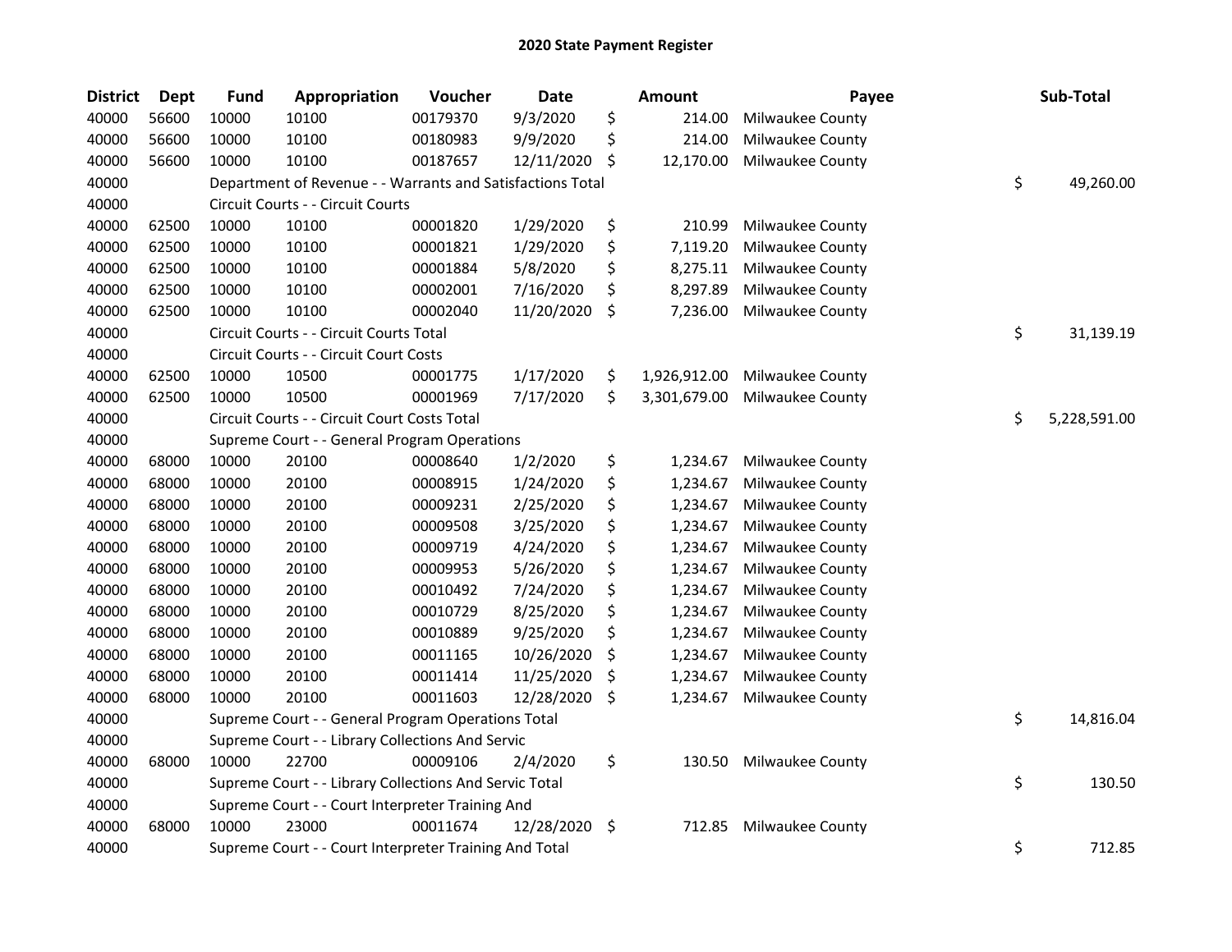# 2020 State Payment Register

| District | Dept | Fund | Appropriation | Voucher | Date | Amount | Payee | Sub-Total |
|---|---|---|---|---|---|---|---|---|
| 40000 | 56600 | 10000 | 10100 | 00179370 | 9/3/2020 | $ 214.00 | Milwaukee County | |
| 40000 | 56600 | 10000 | 10100 | 00180983 | 9/9/2020 | $ 214.00 | Milwaukee County | |
| 40000 | 56600 | 10000 | 10100 | 00187657 | 12/11/2020 | $ 12,170.00 | Milwaukee County | |
| 40000 | | Department of Revenue - - Warrants and Satisfactions Total | | | | | | $ 49,260.00 |
| 40000 | | Circuit Courts - - Circuit Courts | | | | | | |
| 40000 | 62500 | 10000 | 10100 | 00001820 | 1/29/2020 | $ 210.99 | Milwaukee County | |
| 40000 | 62500 | 10000 | 10100 | 00001821 | 1/29/2020 | $ 7,119.20 | Milwaukee County | |
| 40000 | 62500 | 10000 | 10100 | 00001884 | 5/8/2020 | $ 8,275.11 | Milwaukee County | |
| 40000 | 62500 | 10000 | 10100 | 00002001 | 7/16/2020 | $ 8,297.89 | Milwaukee County | |
| 40000 | 62500 | 10000 | 10100 | 00002040 | 11/20/2020 | $ 7,236.00 | Milwaukee County | |
| 40000 | | Circuit Courts - - Circuit Courts Total | | | | | | $ 31,139.19 |
| 40000 | | Circuit Courts - - Circuit Court Costs | | | | | | |
| 40000 | 62500 | 10000 | 10500 | 00001775 | 1/17/2020 | $ 1,926,912.00 | Milwaukee County | |
| 40000 | 62500 | 10000 | 10500 | 00001969 | 7/17/2020 | $ 3,301,679.00 | Milwaukee County | |
| 40000 | | Circuit Courts - - Circuit Court Costs Total | | | | | | $ 5,228,591.00 |
| 40000 | | Supreme Court - - General Program Operations | | | | | | |
| 40000 | 68000 | 10000 | 20100 | 00008640 | 1/2/2020 | $ 1,234.67 | Milwaukee County | |
| 40000 | 68000 | 10000 | 20100 | 00008915 | 1/24/2020 | $ 1,234.67 | Milwaukee County | |
| 40000 | 68000 | 10000 | 20100 | 00009231 | 2/25/2020 | $ 1,234.67 | Milwaukee County | |
| 40000 | 68000 | 10000 | 20100 | 00009508 | 3/25/2020 | $ 1,234.67 | Milwaukee County | |
| 40000 | 68000 | 10000 | 20100 | 00009719 | 4/24/2020 | $ 1,234.67 | Milwaukee County | |
| 40000 | 68000 | 10000 | 20100 | 00009953 | 5/26/2020 | $ 1,234.67 | Milwaukee County | |
| 40000 | 68000 | 10000 | 20100 | 00010492 | 7/24/2020 | $ 1,234.67 | Milwaukee County | |
| 40000 | 68000 | 10000 | 20100 | 00010729 | 8/25/2020 | $ 1,234.67 | Milwaukee County | |
| 40000 | 68000 | 10000 | 20100 | 00010889 | 9/25/2020 | $ 1,234.67 | Milwaukee County | |
| 40000 | 68000 | 10000 | 20100 | 00011165 | 10/26/2020 | $ 1,234.67 | Milwaukee County | |
| 40000 | 68000 | 10000 | 20100 | 00011414 | 11/25/2020 | $ 1,234.67 | Milwaukee County | |
| 40000 | 68000 | 10000 | 20100 | 00011603 | 12/28/2020 | $ 1,234.67 | Milwaukee County | |
| 40000 | | Supreme Court - - General Program Operations Total | | | | | | $ 14,816.04 |
| 40000 | | Supreme Court - - Library Collections And Servic | | | | | | |
| 40000 | 68000 | 10000 | 22700 | 00009106 | 2/4/2020 | $ 130.50 | Milwaukee County | |
| 40000 | | Supreme Court - - Library Collections And Servic Total | | | | | | $ 130.50 |
| 40000 | | Supreme Court - - Court Interpreter Training And | | | | | | |
| 40000 | 68000 | 10000 | 23000 | 00011674 | 12/28/2020 | $ 712.85 | Milwaukee County | |
| 40000 | | Supreme Court - - Court Interpreter Training And Total | | | | | | $ 712.85 |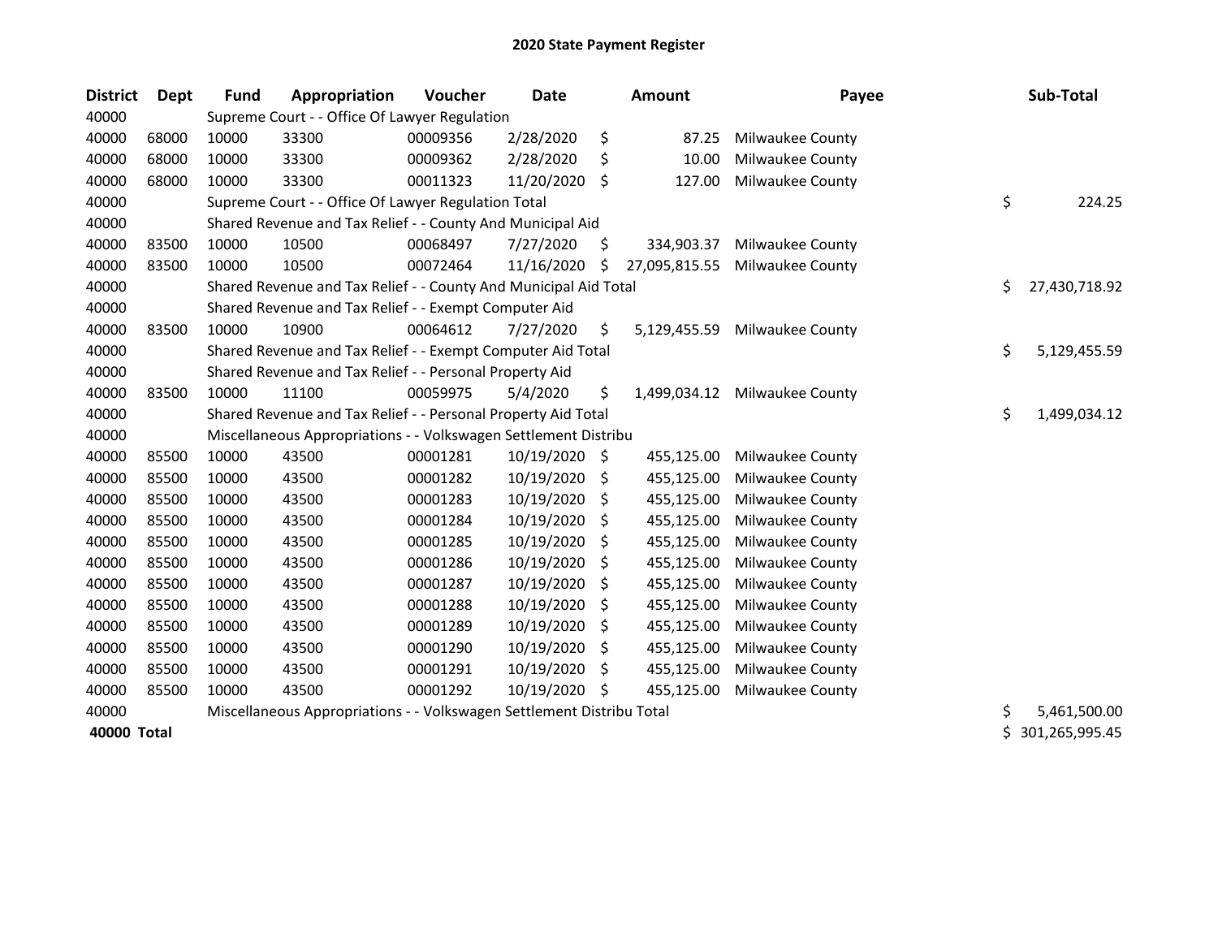# 2020 State Payment Register

| District | Dept | Fund | Appropriation | Voucher | Date | Amount | Payee | Sub-Total |
|---|---|---|---|---|---|---|---|---|
| 40000 | | Supreme Court - - Office Of Lawyer Regulation | | | | | | |
| 40000 | 68000 | 10000 | 33300 | 00009356 | 2/28/2020 | $ 87.25 | Milwaukee County | |
| 40000 | 68000 | 10000 | 33300 | 00009362 | 2/28/2020 | $ 10.00 | Milwaukee County | |
| 40000 | 68000 | 10000 | 33300 | 00011323 | 11/20/2020 | $ 127.00 | Milwaukee County | |
| 40000 | | Supreme Court - - Office Of Lawyer Regulation Total | | | | | | $ 224.25 |
| 40000 | | Shared Revenue and Tax Relief - - County And Municipal Aid | | | | | | |
| 40000 | 83500 | 10000 | 10500 | 00068497 | 7/27/2020 | $ 334,903.37 | Milwaukee County | |
| 40000 | 83500 | 10000 | 10500 | 00072464 | 11/16/2020 | $ 27,095,815.55 | Milwaukee County | |
| 40000 | | Shared Revenue and Tax Relief - - County And Municipal Aid Total | | | | | | $ 27,430,718.92 |
| 40000 | | Shared Revenue and Tax Relief - - Exempt Computer Aid | | | | | | |
| 40000 | 83500 | 10000 | 10900 | 00064612 | 7/27/2020 | $ 5,129,455.59 | Milwaukee County | |
| 40000 | | Shared Revenue and Tax Relief - - Exempt Computer Aid Total | | | | | | $ 5,129,455.59 |
| 40000 | | Shared Revenue and Tax Relief - - Personal Property Aid | | | | | | |
| 40000 | 83500 | 10000 | 11100 | 00059975 | 5/4/2020 | $ 1,499,034.12 | Milwaukee County | |
| 40000 | | Shared Revenue and Tax Relief - - Personal Property Aid Total | | | | | | $ 1,499,034.12 |
| 40000 | | Miscellaneous Appropriations - - Volkswagen Settlement Distribu | | | | | | |
| 40000 | 85500 | 10000 | 43500 | 00001281 | 10/19/2020 | $ 455,125.00 | Milwaukee County | |
| 40000 | 85500 | 10000 | 43500 | 00001282 | 10/19/2020 | $ 455,125.00 | Milwaukee County | |
| 40000 | 85500 | 10000 | 43500 | 00001283 | 10/19/2020 | $ 455,125.00 | Milwaukee County | |
| 40000 | 85500 | 10000 | 43500 | 00001284 | 10/19/2020 | $ 455,125.00 | Milwaukee County | |
| 40000 | 85500 | 10000 | 43500 | 00001285 | 10/19/2020 | $ 455,125.00 | Milwaukee County | |
| 40000 | 85500 | 10000 | 43500 | 00001286 | 10/19/2020 | $ 455,125.00 | Milwaukee County | |
| 40000 | 85500 | 10000 | 43500 | 00001287 | 10/19/2020 | $ 455,125.00 | Milwaukee County | |
| 40000 | 85500 | 10000 | 43500 | 00001288 | 10/19/2020 | $ 455,125.00 | Milwaukee County | |
| 40000 | 85500 | 10000 | 43500 | 00001289 | 10/19/2020 | $ 455,125.00 | Milwaukee County | |
| 40000 | 85500 | 10000 | 43500 | 00001290 | 10/19/2020 | $ 455,125.00 | Milwaukee County | |
| 40000 | 85500 | 10000 | 43500 | 00001291 | 10/19/2020 | $ 455,125.00 | Milwaukee County | |
| 40000 | 85500 | 10000 | 43500 | 00001292 | 10/19/2020 | $ 455,125.00 | Milwaukee County | |
| 40000 | | Miscellaneous Appropriations - - Volkswagen Settlement Distribu Total | | | | | | $ 5,461,500.00 |
| **40000 Total** | | | | | | | | $ 301,265,995.45 |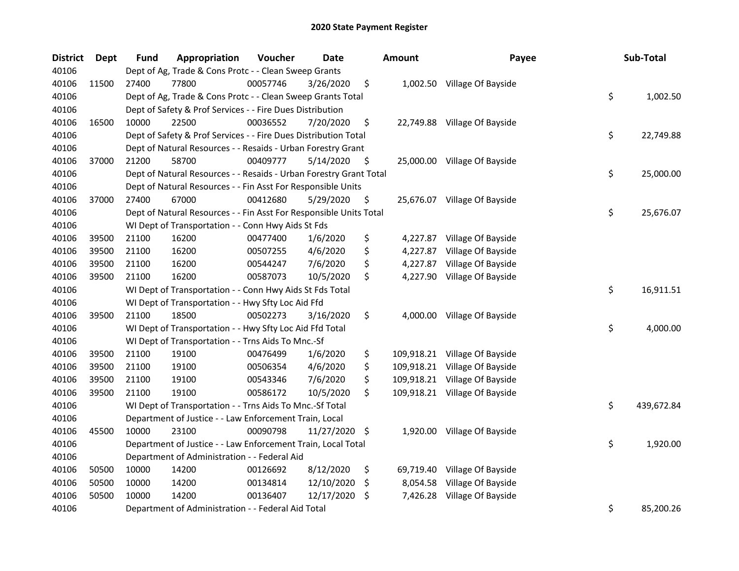## 2020 State Payment Register

| District | Dept | Fund | Appropriation | Voucher | Date | Amount | Payee | Sub-Total |
|---|---|---|---|---|---|---|---|---|
| 40106 | | Dept of Ag, Trade & Cons Protc - - Clean Sweep Grants | | | | | | |
| 40106 | 11500 | 27400 | 77800 | 00057746 | 3/26/2020 | $ 1,002.50 | Village Of Bayside | |
| 40106 | | Dept of Ag, Trade & Cons Protc - - Clean Sweep Grants Total | | | | | | $ 1,002.50 |
| 40106 | | Dept of Safety & Prof Services - - Fire Dues Distribution | | | | | | |
| 40106 | 16500 | 10000 | 22500 | 00036552 | 7/20/2020 | $ 22,749.88 | Village Of Bayside | |
| 40106 | | Dept of Safety & Prof Services - - Fire Dues Distribution Total | | | | | | $ 22,749.88 |
| 40106 | | Dept of Natural Resources - - Resaids - Urban Forestry Grant | | | | | | |
| 40106 | 37000 | 21200 | 58700 | 00409777 | 5/14/2020 | $ 25,000.00 | Village Of Bayside | |
| 40106 | | Dept of Natural Resources - - Resaids - Urban Forestry Grant Total | | | | | | $ 25,000.00 |
| 40106 | | Dept of Natural Resources - - Fin Asst For Responsible Units | | | | | | |
| 40106 | 37000 | 27400 | 67000 | 00412680 | 5/29/2020 | $ 25,676.07 | Village Of Bayside | |
| 40106 | | Dept of Natural Resources - - Fin Asst For Responsible Units Total | | | | | | $ 25,676.07 |
| 40106 | | WI Dept of Transportation - - Conn Hwy Aids St Fds | | | | | | |
| 40106 | 39500 | 21100 | 16200 | 00477400 | 1/6/2020 | $ 4,227.87 | Village Of Bayside | |
| 40106 | 39500 | 21100 | 16200 | 00507255 | 4/6/2020 | $ 4,227.87 | Village Of Bayside | |
| 40106 | 39500 | 21100 | 16200 | 00544247 | 7/6/2020 | $ 4,227.87 | Village Of Bayside | |
| 40106 | 39500 | 21100 | 16200 | 00587073 | 10/5/2020 | $ 4,227.90 | Village Of Bayside | |
| 40106 | | WI Dept of Transportation - - Conn Hwy Aids St Fds Total | | | | | | $ 16,911.51 |
| 40106 | | WI Dept of Transportation - - Hwy Sfty Loc Aid Ffd | | | | | | |
| 40106 | 39500 | 21100 | 18500 | 00502273 | 3/16/2020 | $ 4,000.00 | Village Of Bayside | |
| 40106 | | WI Dept of Transportation - - Hwy Sfty Loc Aid Ffd Total | | | | | | $ 4,000.00 |
| 40106 | | WI Dept of Transportation - - Trns Aids To Mnc.-Sf | | | | | | |
| 40106 | 39500 | 21100 | 19100 | 00476499 | 1/6/2020 | $ 109,918.21 | Village Of Bayside | |
| 40106 | 39500 | 21100 | 19100 | 00506354 | 4/6/2020 | $ 109,918.21 | Village Of Bayside | |
| 40106 | 39500 | 21100 | 19100 | 00543346 | 7/6/2020 | $ 109,918.21 | Village Of Bayside | |
| 40106 | 39500 | 21100 | 19100 | 00586172 | 10/5/2020 | $ 109,918.21 | Village Of Bayside | |
| 40106 | | WI Dept of Transportation - - Trns Aids To Mnc.-Sf Total | | | | | | $ 439,672.84 |
| 40106 | | Department of Justice - - Law Enforcement Train, Local | | | | | | |
| 40106 | 45500 | 10000 | 23100 | 00090798 | 11/27/2020 | $ 1,920.00 | Village Of Bayside | |
| 40106 | | Department of Justice - - Law Enforcement Train, Local Total | | | | | | $ 1,920.00 |
| 40106 | | Department of Administration - - Federal Aid | | | | | | |
| 40106 | 50500 | 10000 | 14200 | 00126692 | 8/12/2020 | $ 69,719.40 | Village Of Bayside | |
| 40106 | 50500 | 10000 | 14200 | 00134814 | 12/10/2020 | $ 8,054.58 | Village Of Bayside | |
| 40106 | 50500 | 10000 | 14200 | 00136407 | 12/17/2020 | $ 7,426.28 | Village Of Bayside | |
| 40106 | | Department of Administration - - Federal Aid Total | | | | | | $ 85,200.26 |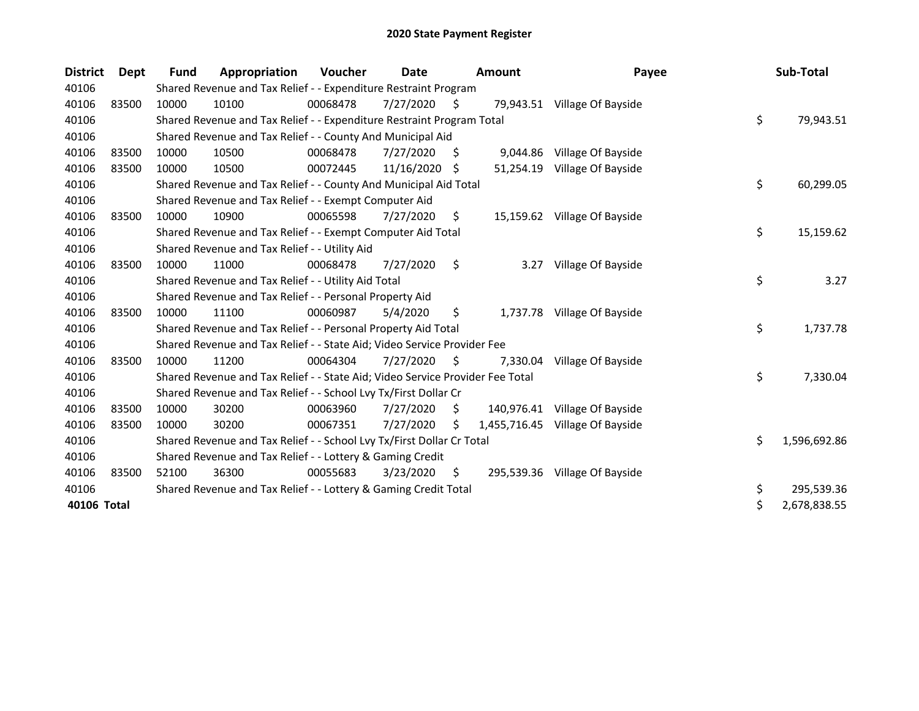# 2020 State Payment Register

| District | Dept | Fund | Appropriation | Voucher | Date | Amount | Payee | Sub-Total |
|---|---|---|---|---|---|---|---|---|
| 40106 | | Shared Revenue and Tax Relief - - Expenditure Restraint Program | | | | | | |
| 40106 | 83500 | 10000 | 10100 | 00068478 | 7/27/2020 | $ 79,943.51 | Village Of Bayside | |
| 40106 | | Shared Revenue and Tax Relief - - Expenditure Restraint Program Total | | | | | | $ 79,943.51 |
| 40106 | | Shared Revenue and Tax Relief - - County And Municipal Aid | | | | | | |
| 40106 | 83500 | 10000 | 10500 | 00068478 | 7/27/2020 | $ 9,044.86 | Village Of Bayside | |
| 40106 | 83500 | 10000 | 10500 | 00072445 | 11/16/2020 | $ 51,254.19 | Village Of Bayside | |
| 40106 | | Shared Revenue and Tax Relief - - County And Municipal Aid Total | | | | | | $ 60,299.05 |
| 40106 | | Shared Revenue and Tax Relief - - Exempt Computer Aid | | | | | | |
| 40106 | 83500 | 10000 | 10900 | 00065598 | 7/27/2020 | $ 15,159.62 | Village Of Bayside | |
| 40106 | | Shared Revenue and Tax Relief - - Exempt Computer Aid Total | | | | | | $ 15,159.62 |
| 40106 | | Shared Revenue and Tax Relief - - Utility Aid | | | | | | |
| 40106 | 83500 | 10000 | 11000 | 00068478 | 7/27/2020 | $ 3.27 | Village Of Bayside | |
| 40106 | | Shared Revenue and Tax Relief - - Utility Aid Total | | | | | | $ 3.27 |
| 40106 | | Shared Revenue and Tax Relief - - Personal Property Aid | | | | | | |
| 40106 | 83500 | 10000 | 11100 | 00060987 | 5/4/2020 | $ 1,737.78 | Village Of Bayside | |
| 40106 | | Shared Revenue and Tax Relief - - Personal Property Aid Total | | | | | | $ 1,737.78 |
| 40106 | | Shared Revenue and Tax Relief - - State Aid; Video Service Provider Fee | | | | | | |
| 40106 | 83500 | 10000 | 11200 | 00064304 | 7/27/2020 | $ 7,330.04 | Village Of Bayside | |
| 40106 | | Shared Revenue and Tax Relief - - State Aid; Video Service Provider Fee Total | | | | | | $ 7,330.04 |
| 40106 | | Shared Revenue and Tax Relief - - School Lvy Tx/First Dollar Cr | | | | | | |
| 40106 | 83500 | 10000 | 30200 | 00063960 | 7/27/2020 | $ 140,976.41 | Village Of Bayside | |
| 40106 | 83500 | 10000 | 30200 | 00067351 | 7/27/2020 | $ 1,455,716.45 | Village Of Bayside | |
| 40106 | | Shared Revenue and Tax Relief - - School Lvy Tx/First Dollar Cr Total | | | | | | $ 1,596,692.86 |
| 40106 | | Shared Revenue and Tax Relief - - Lottery & Gaming Credit | | | | | | |
| 40106 | 83500 | 52100 | 36300 | 00055683 | 3/23/2020 | $ 295,539.36 | Village Of Bayside | |
| 40106 | | Shared Revenue and Tax Relief - - Lottery & Gaming Credit Total | | | | | | $ 295,539.36 |
| **40106 Total** | | | | | | | | $ 2,678,838.55 |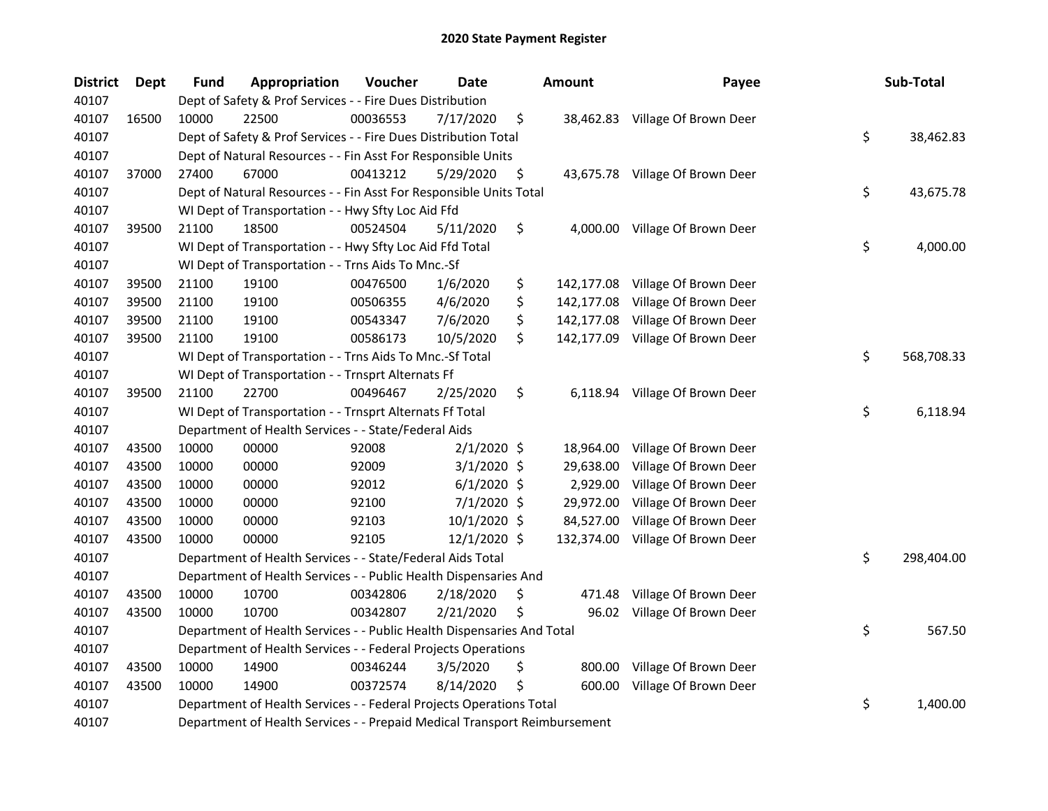# 2020 State Payment Register

| District | Dept | Fund | Appropriation | Voucher | Date | Amount | Payee | Sub-Total |
|---|---|---|---|---|---|---|---|---|
| 40107 | | Dept of Safety & Prof Services - - Fire Dues Distribution | | | | | | |
| 40107 | 16500 | 10000 | 22500 | 00036553 | 7/17/2020 | $ 38,462.83 | Village Of Brown Deer | |
| 40107 | | Dept of Safety & Prof Services - - Fire Dues Distribution Total | | | | | | $ 38,462.83 |
| 40107 | | Dept of Natural Resources - - Fin Asst For Responsible Units | | | | | | |
| 40107 | 37000 | 27400 | 67000 | 00413212 | 5/29/2020 | $ 43,675.78 | Village Of Brown Deer | |
| 40107 | | Dept of Natural Resources - - Fin Asst For Responsible Units Total | | | | | | $ 43,675.78 |
| 40107 | | WI Dept of Transportation - - Hwy Sfty Loc Aid Ffd | | | | | | |
| 40107 | 39500 | 21100 | 18500 | 00524504 | 5/11/2020 | $ 4,000.00 | Village Of Brown Deer | |
| 40107 | | WI Dept of Transportation - - Hwy Sfty Loc Aid Ffd Total | | | | | | $ 4,000.00 |
| 40107 | | WI Dept of Transportation - - Trns Aids To Mnc.-Sf | | | | | | |
| 40107 | 39500 | 21100 | 19100 | 00476500 | 1/6/2020 | $ 142,177.08 | Village Of Brown Deer | |
| 40107 | 39500 | 21100 | 19100 | 00506355 | 4/6/2020 | $ 142,177.08 | Village Of Brown Deer | |
| 40107 | 39500 | 21100 | 19100 | 00543347 | 7/6/2020 | $ 142,177.08 | Village Of Brown Deer | |
| 40107 | 39500 | 21100 | 19100 | 00586173 | 10/5/2020 | $ 142,177.09 | Village Of Brown Deer | |
| 40107 | | WI Dept of Transportation - - Trns Aids To Mnc.-Sf Total | | | | | | $ 568,708.33 |
| 40107 | | WI Dept of Transportation - - Trnsprt Alternats Ff | | | | | | |
| 40107 | 39500 | 21100 | 22700 | 00496467 | 2/25/2020 | $ 6,118.94 | Village Of Brown Deer | |
| 40107 | | WI Dept of Transportation - - Trnsprt Alternats Ff Total | | | | | | $ 6,118.94 |
| 40107 | | Department of Health Services - - State/Federal Aids | | | | | | |
| 40107 | 43500 | 10000 | 00000 | 92008 | 2/1/2020 | $ 18,964.00 | Village Of Brown Deer | |
| 40107 | 43500 | 10000 | 00000 | 92009 | 3/1/2020 | $ 29,638.00 | Village Of Brown Deer | |
| 40107 | 43500 | 10000 | 00000 | 92012 | 6/1/2020 | $ 2,929.00 | Village Of Brown Deer | |
| 40107 | 43500 | 10000 | 00000 | 92100 | 7/1/2020 | $ 29,972.00 | Village Of Brown Deer | |
| 40107 | 43500 | 10000 | 00000 | 92103 | 10/1/2020 | $ 84,527.00 | Village Of Brown Deer | |
| 40107 | 43500 | 10000 | 00000 | 92105 | 12/1/2020 | $ 132,374.00 | Village Of Brown Deer | |
| 40107 | | Department of Health Services - - State/Federal Aids Total | | | | | | $ 298,404.00 |
| 40107 | | Department of Health Services - - Public Health Dispensaries And | | | | | | |
| 40107 | 43500 | 10000 | 10700 | 00342806 | 2/18/2020 | $ 471.48 | Village Of Brown Deer | |
| 40107 | 43500 | 10000 | 10700 | 00342807 | 2/21/2020 | $ 96.02 | Village Of Brown Deer | |
| 40107 | | Department of Health Services - - Public Health Dispensaries And Total | | | | | | $ 567.50 |
| 40107 | | Department of Health Services - - Federal Projects Operations | | | | | | |
| 40107 | 43500 | 10000 | 14900 | 00346244 | 3/5/2020 | $ 800.00 | Village Of Brown Deer | |
| 40107 | 43500 | 10000 | 14900 | 00372574 | 8/14/2020 | $ 600.00 | Village Of Brown Deer | |
| 40107 | | Department of Health Services - - Federal Projects Operations Total | | | | | | $ 1,400.00 |
| 40107 | | Department of Health Services - - Prepaid Medical Transport Reimbursement | | | | | | |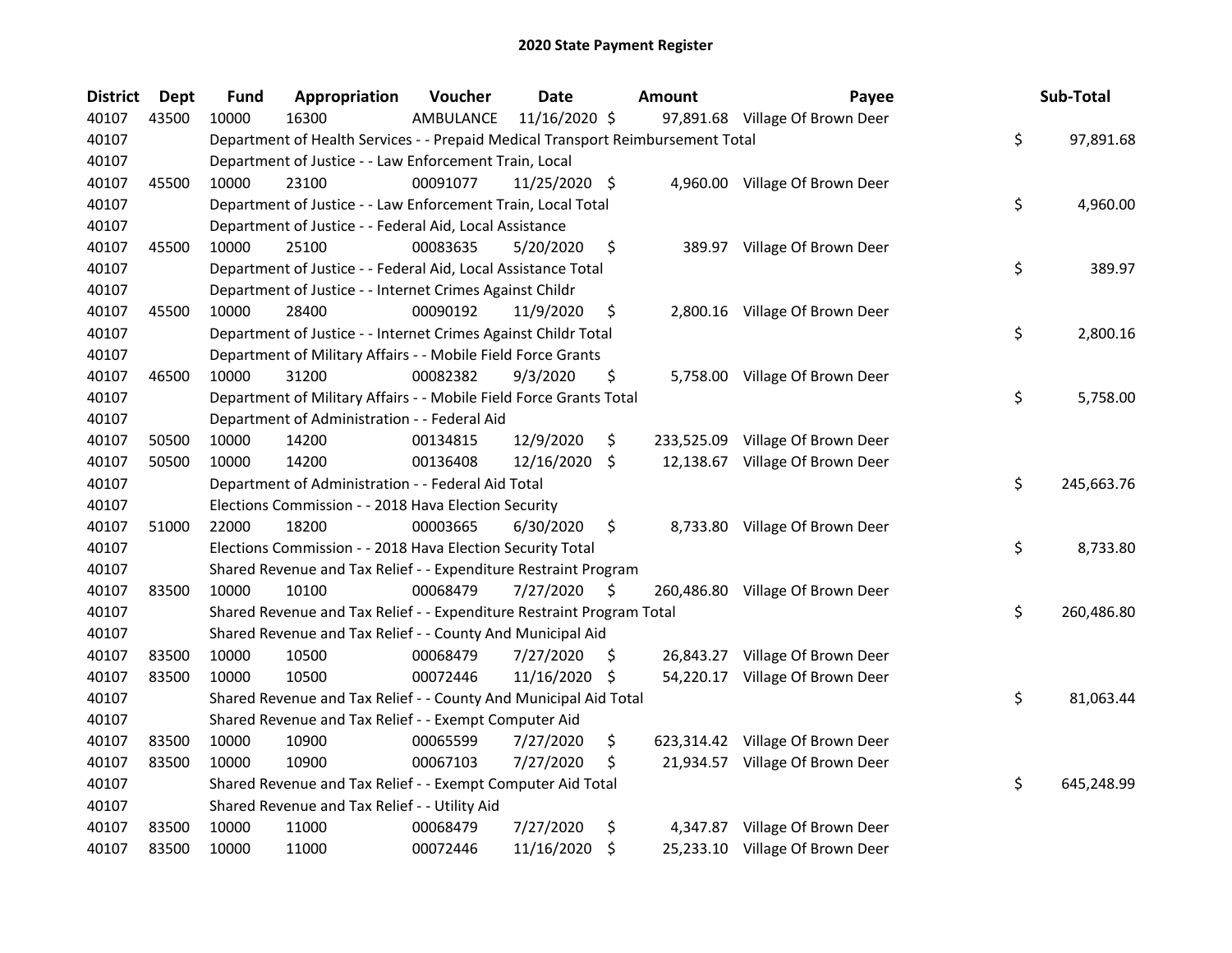# 2020 State Payment Register

| District | Dept | Fund | Appropriation | Voucher | Date | Amount | Payee | Sub-Total |
|---|---|---|---|---|---|---|---|---|
| 40107 | 43500 | 10000 | 16300 | AMBULANCE | 11/16/2020 | $ 97,891.68 | Village Of Brown Deer | |
| 40107 | | Department of Health Services - - Prepaid Medical Transport Reimbursement Total | | | | | | $ 97,891.68 |
| 40107 | | Department of Justice - - Law Enforcement Train, Local | | | | | | |
| 40107 | 45500 | 10000 | 23100 | 00091077 | 11/25/2020 | $ 4,960.00 | Village Of Brown Deer | |
| 40107 | | Department of Justice - - Law Enforcement Train, Local Total | | | | | | $ 4,960.00 |
| 40107 | | Department of Justice - - Federal Aid, Local Assistance | | | | | | |
| 40107 | 45500 | 10000 | 25100 | 00083635 | 5/20/2020 | $ 389.97 | Village Of Brown Deer | |
| 40107 | | Department of Justice - - Federal Aid, Local Assistance Total | | | | | | $ 389.97 |
| 40107 | | Department of Justice - - Internet Crimes Against Childr | | | | | | |
| 40107 | 45500 | 10000 | 28400 | 00090192 | 11/9/2020 | $ 2,800.16 | Village Of Brown Deer | |
| 40107 | | Department of Justice - - Internet Crimes Against Childr Total | | | | | | $ 2,800.16 |
| 40107 | | Department of Military Affairs - - Mobile Field Force Grants | | | | | | |
| 40107 | 46500 | 10000 | 31200 | 00082382 | 9/3/2020 | $ 5,758.00 | Village Of Brown Deer | |
| 40107 | | Department of Military Affairs - - Mobile Field Force Grants Total | | | | | | $ 5,758.00 |
| 40107 | | Department of Administration - - Federal Aid | | | | | | |
| 40107 | 50500 | 10000 | 14200 | 00134815 | 12/9/2020 | $ 233,525.09 | Village Of Brown Deer | |
| 40107 | 50500 | 10000 | 14200 | 00136408 | 12/16/2020 | $ 12,138.67 | Village Of Brown Deer | |
| 40107 | | Department of Administration - - Federal Aid Total | | | | | | $ 245,663.76 |
| 40107 | | Elections Commission - - 2018 Hava Election Security | | | | | | |
| 40107 | 51000 | 22000 | 18200 | 00003665 | 6/30/2020 | $ 8,733.80 | Village Of Brown Deer | |
| 40107 | | Elections Commission - - 2018 Hava Election Security Total | | | | | | $ 8,733.80 |
| 40107 | | Shared Revenue and Tax Relief - - Expenditure Restraint Program | | | | | | |
| 40107 | 83500 | 10000 | 10100 | 00068479 | 7/27/2020 | $ 260,486.80 | Village Of Brown Deer | |
| 40107 | | Shared Revenue and Tax Relief - - Expenditure Restraint Program Total | | | | | | $ 260,486.80 |
| 40107 | | Shared Revenue and Tax Relief - - County And Municipal Aid | | | | | | |
| 40107 | 83500 | 10000 | 10500 | 00068479 | 7/27/2020 | $ 26,843.27 | Village Of Brown Deer | |
| 40107 | 83500 | 10000 | 10500 | 00072446 | 11/16/2020 | $ 54,220.17 | Village Of Brown Deer | |
| 40107 | | Shared Revenue and Tax Relief - - County And Municipal Aid Total | | | | | | $ 81,063.44 |
| 40107 | | Shared Revenue and Tax Relief - - Exempt Computer Aid | | | | | | |
| 40107 | 83500 | 10000 | 10900 | 00065599 | 7/27/2020 | $ 623,314.42 | Village Of Brown Deer | |
| 40107 | 83500 | 10000 | 10900 | 00067103 | 7/27/2020 | $ 21,934.57 | Village Of Brown Deer | |
| 40107 | | Shared Revenue and Tax Relief - - Exempt Computer Aid Total | | | | | | $ 645,248.99 |
| 40107 | | Shared Revenue and Tax Relief - - Utility Aid | | | | | | |
| 40107 | 83500 | 10000 | 11000 | 00068479 | 7/27/2020 | $ 4,347.87 | Village Of Brown Deer | |
| 40107 | 83500 | 10000 | 11000 | 00072446 | 11/16/2020 | $ 25,233.10 | Village Of Brown Deer | |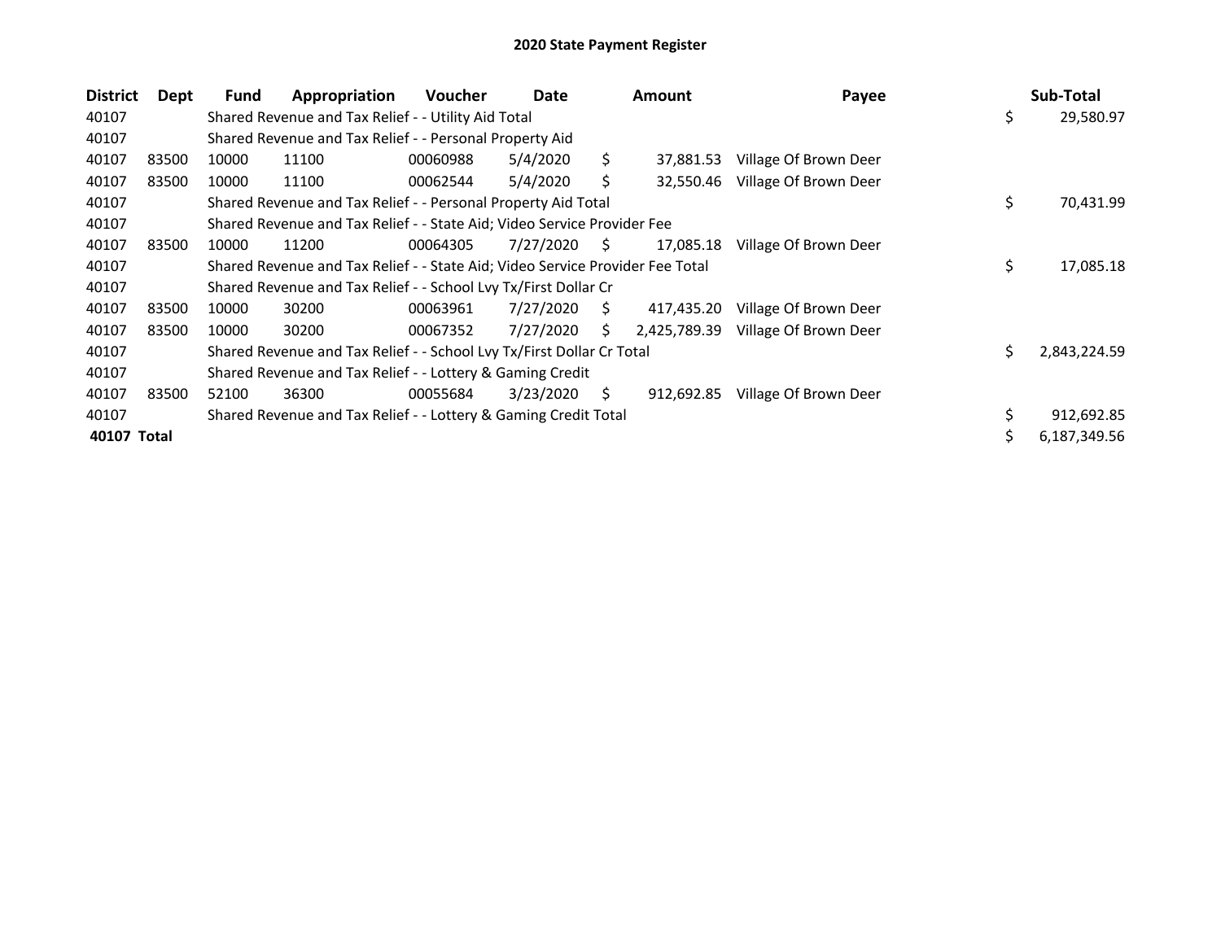# 2020 State Payment Register

| District | Dept | Fund | Appropriation | Voucher | Date | Amount | Payee | Sub-Total |
|---|---|---|---|---|---|---|---|---|
| 40107 | | Shared Revenue and Tax Relief - - Utility Aid Total | | | | | | $ 29,580.97 |
| 40107 | | Shared Revenue and Tax Relief - - Personal Property Aid | | | | | | |
| 40107 | 83500 | 10000 | 11100 | 00060988 | 5/4/2020 | $ 37,881.53 | Village Of Brown Deer | |
| 40107 | 83500 | 10000 | 11100 | 00062544 | 5/4/2020 | $ 32,550.46 | Village Of Brown Deer | |
| 40107 | | Shared Revenue and Tax Relief - - Personal Property Aid Total | | | | | | $ 70,431.99 |
| 40107 | | Shared Revenue and Tax Relief - - State Aid; Video Service Provider Fee | | | | | | |
| 40107 | 83500 | 10000 | 11200 | 00064305 | 7/27/2020 | $ 17,085.18 | Village Of Brown Deer | |
| 40107 | | Shared Revenue and Tax Relief - - State Aid; Video Service Provider Fee Total | | | | | | $ 17,085.18 |
| 40107 | | Shared Revenue and Tax Relief - - School Lvy Tx/First Dollar Cr | | | | | | |
| 40107 | 83500 | 10000 | 30200 | 00063961 | 7/27/2020 | $ 417,435.20 | Village Of Brown Deer | |
| 40107 | 83500 | 10000 | 30200 | 00067352 | 7/27/2020 | $ 2,425,789.39 | Village Of Brown Deer | |
| 40107 | | Shared Revenue and Tax Relief - - School Lvy Tx/First Dollar Cr Total | | | | | | $ 2,843,224.59 |
| 40107 | | Shared Revenue and Tax Relief - - Lottery & Gaming Credit | | | | | | |
| 40107 | 83500 | 52100 | 36300 | 00055684 | 3/23/2020 | $ 912,692.85 | Village Of Brown Deer | |
| 40107 | | Shared Revenue and Tax Relief - - Lottery & Gaming Credit Total | | | | | | $ 912,692.85 |
| **40107 Total** | | | | | | | | $ 6,187,349.56 |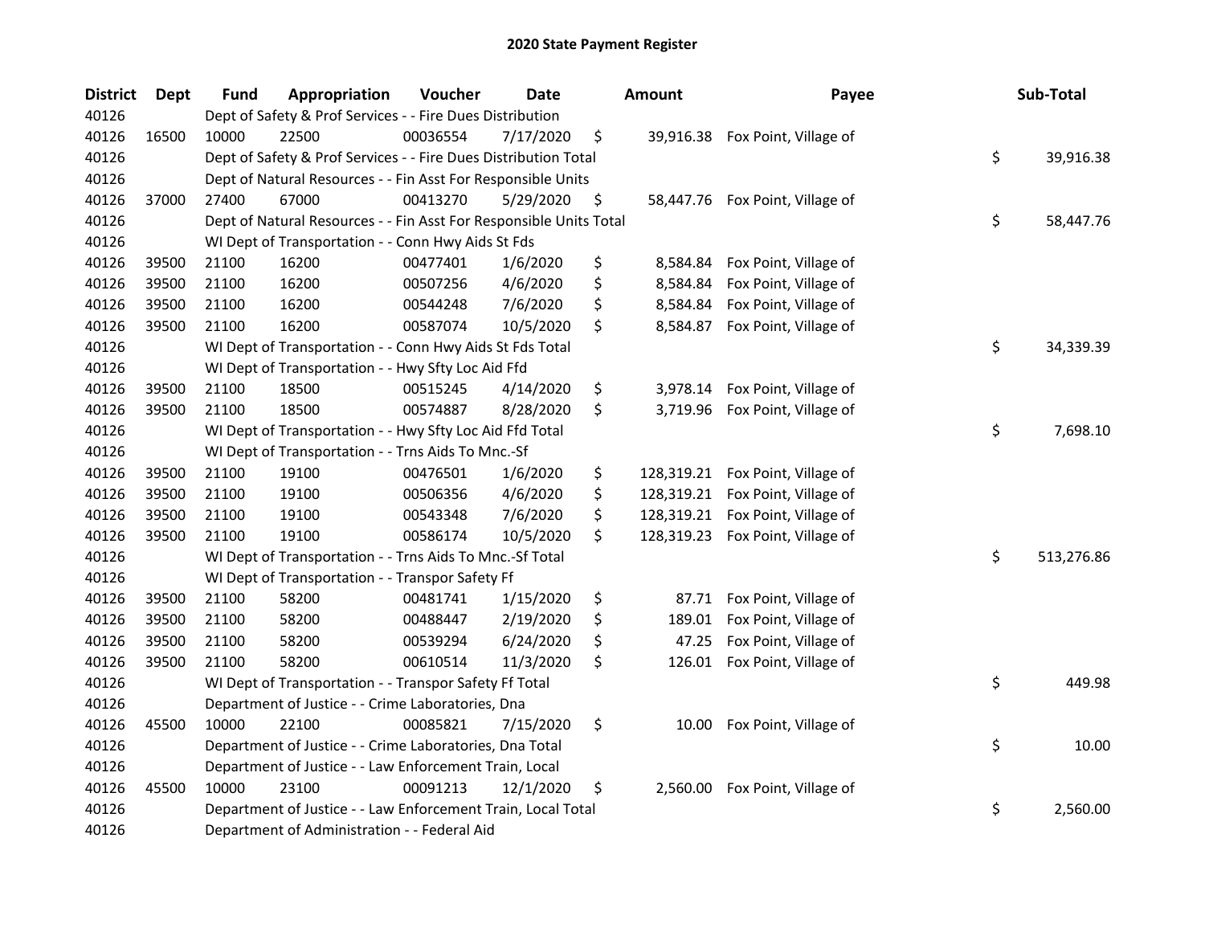# 2020 State Payment Register

| District | Dept | Fund | Appropriation | Voucher | Date | Amount | Payee | Sub-Total |
|---|---|---|---|---|---|---|---|---|
| 40126 | | Dept of Safety & Prof Services - - Fire Dues Distribution | | | | | | |
| 40126 | 16500 | 10000 | 22500 | 00036554 | 7/17/2020 | $ 39,916.38 | Fox Point, Village of | |
| 40126 | | Dept of Safety & Prof Services - - Fire Dues Distribution Total | | | | | | $ 39,916.38 |
| 40126 | | Dept of Natural Resources - - Fin Asst For Responsible Units | | | | | | |
| 40126 | 37000 | 27400 | 67000 | 00413270 | 5/29/2020 | $ 58,447.76 | Fox Point, Village of | |
| 40126 | | Dept of Natural Resources - - Fin Asst For Responsible Units Total | | | | | | $ 58,447.76 |
| 40126 | | WI Dept of Transportation - - Conn Hwy Aids St Fds | | | | | | |
| 40126 | 39500 | 21100 | 16200 | 00477401 | 1/6/2020 | $ 8,584.84 | Fox Point, Village of | |
| 40126 | 39500 | 21100 | 16200 | 00507256 | 4/6/2020 | $ 8,584.84 | Fox Point, Village of | |
| 40126 | 39500 | 21100 | 16200 | 00544248 | 7/6/2020 | $ 8,584.84 | Fox Point, Village of | |
| 40126 | 39500 | 21100 | 16200 | 00587074 | 10/5/2020 | $ 8,584.87 | Fox Point, Village of | |
| 40126 | | WI Dept of Transportation - - Conn Hwy Aids St Fds Total | | | | | | $ 34,339.39 |
| 40126 | | WI Dept of Transportation - - Hwy Sfty Loc Aid Ffd | | | | | | |
| 40126 | 39500 | 21100 | 18500 | 00515245 | 4/14/2020 | $ 3,978.14 | Fox Point, Village of | |
| 40126 | 39500 | 21100 | 18500 | 00574887 | 8/28/2020 | $ 3,719.96 | Fox Point, Village of | |
| 40126 | | WI Dept of Transportation - - Hwy Sfty Loc Aid Ffd Total | | | | | | $ 7,698.10 |
| 40126 | | WI Dept of Transportation - - Trns Aids To Mnc.-Sf | | | | | | |
| 40126 | 39500 | 21100 | 19100 | 00476501 | 1/6/2020 | $ 128,319.21 | Fox Point, Village of | |
| 40126 | 39500 | 21100 | 19100 | 00506356 | 4/6/2020 | $ 128,319.21 | Fox Point, Village of | |
| 40126 | 39500 | 21100 | 19100 | 00543348 | 7/6/2020 | $ 128,319.21 | Fox Point, Village of | |
| 40126 | 39500 | 21100 | 19100 | 00586174 | 10/5/2020 | $ 128,319.23 | Fox Point, Village of | |
| 40126 | | WI Dept of Transportation - - Trns Aids To Mnc.-Sf Total | | | | | | $ 513,276.86 |
| 40126 | | WI Dept of Transportation - - Transpor Safety Ff | | | | | | |
| 40126 | 39500 | 21100 | 58200 | 00481741 | 1/15/2020 | $ 87.71 | Fox Point, Village of | |
| 40126 | 39500 | 21100 | 58200 | 00488447 | 2/19/2020 | $ 189.01 | Fox Point, Village of | |
| 40126 | 39500 | 21100 | 58200 | 00539294 | 6/24/2020 | $ 47.25 | Fox Point, Village of | |
| 40126 | 39500 | 21100 | 58200 | 00610514 | 11/3/2020 | $ 126.01 | Fox Point, Village of | |
| 40126 | | WI Dept of Transportation - - Transpor Safety Ff Total | | | | | | $ 449.98 |
| 40126 | | Department of Justice - - Crime Laboratories, Dna | | | | | | |
| 40126 | 45500 | 10000 | 22100 | 00085821 | 7/15/2020 | $ 10.00 | Fox Point, Village of | |
| 40126 | | Department of Justice - - Crime Laboratories, Dna Total | | | | | | $ 10.00 |
| 40126 | | Department of Justice - - Law Enforcement Train, Local | | | | | | |
| 40126 | 45500 | 10000 | 23100 | 00091213 | 12/1/2020 | $ 2,560.00 | Fox Point, Village of | |
| 40126 | | Department of Justice - - Law Enforcement Train, Local Total | | | | | | $ 2,560.00 |
| 40126 | | Department of Administration - - Federal Aid | | | | | | |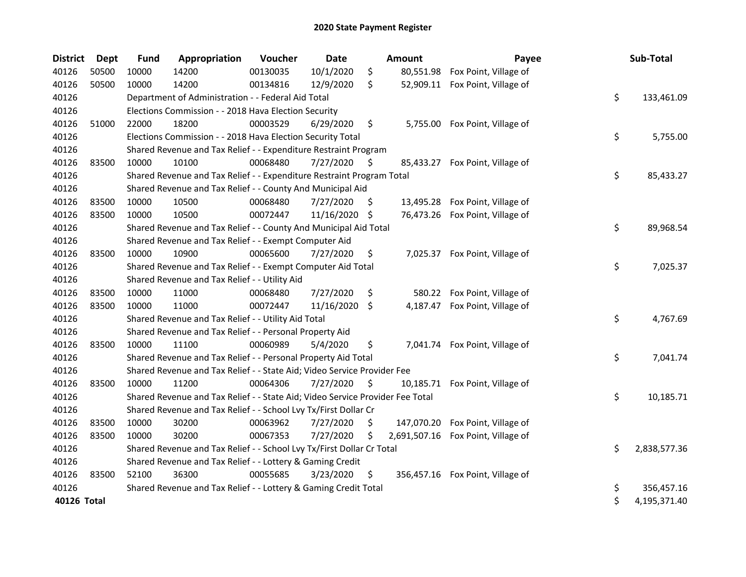# 2020 State Payment Register

| District | Dept | Fund | Appropriation | Voucher | Date | Amount | Payee | Sub-Total |
|---|---|---|---|---|---|---|---|---|
| 40126 | 50500 | 10000 | 14200 | 00130035 | 10/1/2020 | $ 80,551.98 | Fox Point, Village of | |
| 40126 | 50500 | 10000 | 14200 | 00134816 | 12/9/2020 | $ 52,909.11 | Fox Point, Village of | |
| 40126 | | Department of Administration - - Federal Aid Total | | | | | | $ 133,461.09 |
| 40126 | | Elections Commission - - 2018 Hava Election Security | | | | | | |
| 40126 | 51000 | 22000 | 18200 | 00003529 | 6/29/2020 | $ 5,755.00 | Fox Point, Village of | |
| 40126 | | Elections Commission - - 2018 Hava Election Security Total | | | | | | $ 5,755.00 |
| 40126 | | Shared Revenue and Tax Relief - - Expenditure Restraint Program | | | | | | |
| 40126 | 83500 | 10000 | 10100 | 00068480 | 7/27/2020 | $ 85,433.27 | Fox Point, Village of | |
| 40126 | | Shared Revenue and Tax Relief - - Expenditure Restraint Program Total | | | | | | $ 85,433.27 |
| 40126 | | Shared Revenue and Tax Relief - - County And Municipal Aid | | | | | | |
| 40126 | 83500 | 10000 | 10500 | 00068480 | 7/27/2020 | $ 13,495.28 | Fox Point, Village of | |
| 40126 | 83500 | 10000 | 10500 | 00072447 | 11/16/2020 | $ 76,473.26 | Fox Point, Village of | |
| 40126 | | Shared Revenue and Tax Relief - - County And Municipal Aid Total | | | | | | $ 89,968.54 |
| 40126 | | Shared Revenue and Tax Relief - - Exempt Computer Aid | | | | | | |
| 40126 | 83500 | 10000 | 10900 | 00065600 | 7/27/2020 | $ 7,025.37 | Fox Point, Village of | |
| 40126 | | Shared Revenue and Tax Relief - - Exempt Computer Aid Total | | | | | | $ 7,025.37 |
| 40126 | | Shared Revenue and Tax Relief - - Utility Aid | | | | | | |
| 40126 | 83500 | 10000 | 11000 | 00068480 | 7/27/2020 | $ 580.22 | Fox Point, Village of | |
| 40126 | 83500 | 10000 | 11000 | 00072447 | 11/16/2020 | $ 4,187.47 | Fox Point, Village of | |
| 40126 | | Shared Revenue and Tax Relief - - Utility Aid Total | | | | | | $ 4,767.69 |
| 40126 | | Shared Revenue and Tax Relief - - Personal Property Aid | | | | | | |
| 40126 | 83500 | 10000 | 11100 | 00060989 | 5/4/2020 | $ 7,041.74 | Fox Point, Village of | |
| 40126 | | Shared Revenue and Tax Relief - - Personal Property Aid Total | | | | | | $ 7,041.74 |
| 40126 | | Shared Revenue and Tax Relief - - State Aid; Video Service Provider Fee | | | | | | |
| 40126 | 83500 | 10000 | 11200 | 00064306 | 7/27/2020 | $ 10,185.71 | Fox Point, Village of | |
| 40126 | | Shared Revenue and Tax Relief - - State Aid; Video Service Provider Fee Total | | | | | | $ 10,185.71 |
| 40126 | | Shared Revenue and Tax Relief - - School Lvy Tx/First Dollar Cr | | | | | | |
| 40126 | 83500 | 10000 | 30200 | 00063962 | 7/27/2020 | $ 147,070.20 | Fox Point, Village of | |
| 40126 | 83500 | 10000 | 30200 | 00067353 | 7/27/2020 | $ 2,691,507.16 | Fox Point, Village of | |
| 40126 | | Shared Revenue and Tax Relief - - School Lvy Tx/First Dollar Cr Total | | | | | | $ 2,838,577.36 |
| 40126 | | Shared Revenue and Tax Relief - - Lottery & Gaming Credit | | | | | | |
| 40126 | 83500 | 52100 | 36300 | 00055685 | 3/23/2020 | $ 356,457.16 | Fox Point, Village of | |
| 40126 | | Shared Revenue and Tax Relief - - Lottery & Gaming Credit Total | | | | | | $ 356,457.16 |
| **40126 Total** | | | | | | | | $ 4,195,371.40 |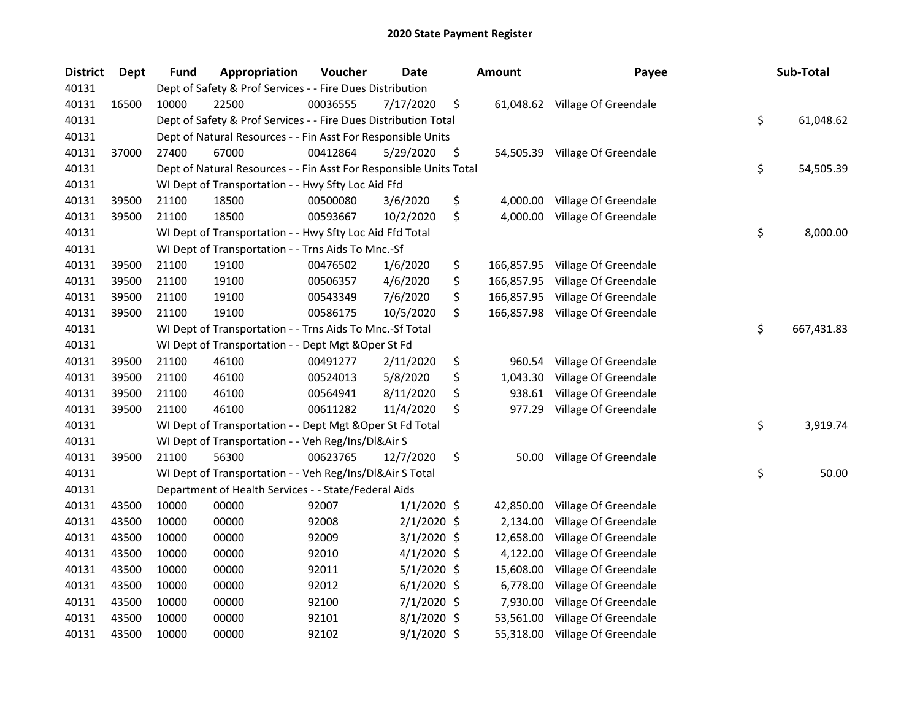# 2020 State Payment Register

| District | Dept | Fund | Appropriation | Voucher | Date | Amount | Payee | Sub-Total |
|---|---|---|---|---|---|---|---|---|
| 40131 | | Dept of Safety & Prof Services - - Fire Dues Distribution | | | | | | |
| 40131 | 16500 | 10000 | 22500 | 00036555 | 7/17/2020 | $ 61,048.62 | Village Of Greendale | |
| 40131 | | Dept of Safety & Prof Services - - Fire Dues Distribution Total | | | | | | $ 61,048.62 |
| 40131 | | Dept of Natural Resources - - Fin Asst For Responsible Units | | | | | | |
| 40131 | 37000 | 27400 | 67000 | 00412864 | 5/29/2020 | $ 54,505.39 | Village Of Greendale | |
| 40131 | | Dept of Natural Resources - - Fin Asst For Responsible Units Total | | | | | | $ 54,505.39 |
| 40131 | | WI Dept of Transportation - - Hwy Sfty Loc Aid Ffd | | | | | | |
| 40131 | 39500 | 21100 | 18500 | 00500080 | 3/6/2020 | $ 4,000.00 | Village Of Greendale | |
| 40131 | 39500 | 21100 | 18500 | 00593667 | 10/2/2020 | $ 4,000.00 | Village Of Greendale | |
| 40131 | | WI Dept of Transportation - - Hwy Sfty Loc Aid Ffd Total | | | | | | $ 8,000.00 |
| 40131 | | WI Dept of Transportation - - Trns Aids To Mnc.-Sf | | | | | | |
| 40131 | 39500 | 21100 | 19100 | 00476502 | 1/6/2020 | $ 166,857.95 | Village Of Greendale | |
| 40131 | 39500 | 21100 | 19100 | 00506357 | 4/6/2020 | $ 166,857.95 | Village Of Greendale | |
| 40131 | 39500 | 21100 | 19100 | 00543349 | 7/6/2020 | $ 166,857.95 | Village Of Greendale | |
| 40131 | 39500 | 21100 | 19100 | 00586175 | 10/5/2020 | $ 166,857.98 | Village Of Greendale | |
| 40131 | | WI Dept of Transportation - - Trns Aids To Mnc.-Sf Total | | | | | | $ 667,431.83 |
| 40131 | | WI Dept of Transportation - - Dept Mgt &Oper St Fd | | | | | | |
| 40131 | 39500 | 21100 | 46100 | 00491277 | 2/11/2020 | $ 960.54 | Village Of Greendale | |
| 40131 | 39500 | 21100 | 46100 | 00524013 | 5/8/2020 | $ 1,043.30 | Village Of Greendale | |
| 40131 | 39500 | 21100 | 46100 | 00564941 | 8/11/2020 | $ 938.61 | Village Of Greendale | |
| 40131 | 39500 | 21100 | 46100 | 00611282 | 11/4/2020 | $ 977.29 | Village Of Greendale | |
| 40131 | | WI Dept of Transportation - - Dept Mgt &Oper St Fd Total | | | | | | $ 3,919.74 |
| 40131 | | WI Dept of Transportation - - Veh Reg/Ins/Dl&Air S | | | | | | |
| 40131 | 39500 | 21100 | 56300 | 00623765 | 12/7/2020 | $ 50.00 | Village Of Greendale | |
| 40131 | | WI Dept of Transportation - - Veh Reg/Ins/Dl&Air S Total | | | | | | $ 50.00 |
| 40131 | | Department of Health Services - - State/Federal Aids | | | | | | |
| 40131 | 43500 | 10000 | 00000 | 92007 | 1/1/2020 | $ 42,850.00 | Village Of Greendale | |
| 40131 | 43500 | 10000 | 00000 | 92008 | 2/1/2020 | $ 2,134.00 | Village Of Greendale | |
| 40131 | 43500 | 10000 | 00000 | 92009 | 3/1/2020 | $ 12,658.00 | Village Of Greendale | |
| 40131 | 43500 | 10000 | 00000 | 92010 | 4/1/2020 | $ 4,122.00 | Village Of Greendale | |
| 40131 | 43500 | 10000 | 00000 | 92011 | 5/1/2020 | $ 15,608.00 | Village Of Greendale | |
| 40131 | 43500 | 10000 | 00000 | 92012 | 6/1/2020 | $ 6,778.00 | Village Of Greendale | |
| 40131 | 43500 | 10000 | 00000 | 92100 | 7/1/2020 | $ 7,930.00 | Village Of Greendale | |
| 40131 | 43500 | 10000 | 00000 | 92101 | 8/1/2020 | $ 53,561.00 | Village Of Greendale | |
| 40131 | 43500 | 10000 | 00000 | 92102 | 9/1/2020 | $ 55,318.00 | Village Of Greendale | |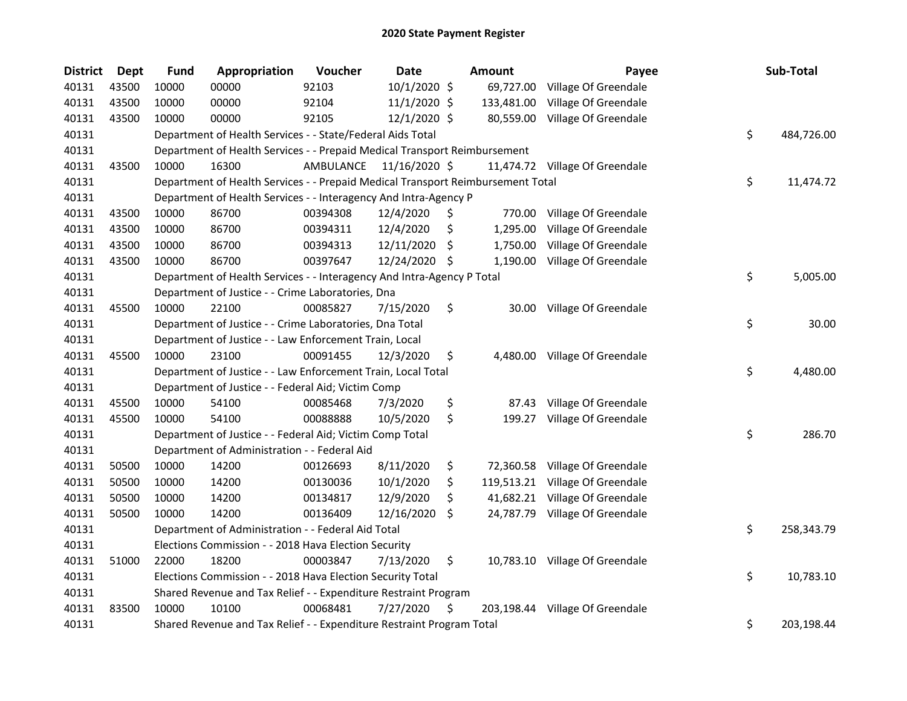# 2020 State Payment Register

| District | Dept | Fund | Appropriation | Voucher | Date | Amount | Payee | Sub-Total |
|---|---|---|---|---|---|---|---|---|
| 40131 | 43500 | 10000 | 00000 | 92103 | 10/1/2020 | $ 69,727.00 | Village Of Greendale | |
| 40131 | 43500 | 10000 | 00000 | 92104 | 11/1/2020 | $ 133,481.00 | Village Of Greendale | |
| 40131 | 43500 | 10000 | 00000 | 92105 | 12/1/2020 | $ 80,559.00 | Village Of Greendale | |
| 40131 | | Department of Health Services - - State/Federal Aids Total | | | | | | $ 484,726.00 |
| 40131 | | Department of Health Services - - Prepaid Medical Transport Reimbursement | | | | | | |
| 40131 | 43500 | 10000 | 16300 | AMBULANCE | 11/16/2020 | $ 11,474.72 | Village Of Greendale | |
| 40131 | | Department of Health Services - - Prepaid Medical Transport Reimbursement Total | | | | | | $ 11,474.72 |
| 40131 | | Department of Health Services - - Interagency And Intra-Agency P | | | | | | |
| 40131 | 43500 | 10000 | 86700 | 00394308 | 12/4/2020 | $ 770.00 | Village Of Greendale | |
| 40131 | 43500 | 10000 | 86700 | 00394311 | 12/4/2020 | $ 1,295.00 | Village Of Greendale | |
| 40131 | 43500 | 10000 | 86700 | 00394313 | 12/11/2020 | $ 1,750.00 | Village Of Greendale | |
| 40131 | 43500 | 10000 | 86700 | 00397647 | 12/24/2020 | $ 1,190.00 | Village Of Greendale | |
| 40131 | | Department of Health Services - - Interagency And Intra-Agency P Total | | | | | | $ 5,005.00 |
| 40131 | | Department of Justice - - Crime Laboratories, Dna | | | | | | |
| 40131 | 45500 | 10000 | 22100 | 00085827 | 7/15/2020 | $ 30.00 | Village Of Greendale | |
| 40131 | | Department of Justice - - Crime Laboratories, Dna Total | | | | | | $ 30.00 |
| 40131 | | Department of Justice - - Law Enforcement Train, Local | | | | | | |
| 40131 | 45500 | 10000 | 23100 | 00091455 | 12/3/2020 | $ 4,480.00 | Village Of Greendale | |
| 40131 | | Department of Justice - - Law Enforcement Train, Local Total | | | | | | $ 4,480.00 |
| 40131 | | Department of Justice - - Federal Aid; Victim Comp | | | | | | |
| 40131 | 45500 | 10000 | 54100 | 00085468 | 7/3/2020 | $ 87.43 | Village Of Greendale | |
| 40131 | 45500 | 10000 | 54100 | 00088888 | 10/5/2020 | $ 199.27 | Village Of Greendale | |
| 40131 | | Department of Justice - - Federal Aid; Victim Comp Total | | | | | | $ 286.70 |
| 40131 | | Department of Administration - - Federal Aid | | | | | | |
| 40131 | 50500 | 10000 | 14200 | 00126693 | 8/11/2020 | $ 72,360.58 | Village Of Greendale | |
| 40131 | 50500 | 10000 | 14200 | 00130036 | 10/1/2020 | $ 119,513.21 | Village Of Greendale | |
| 40131 | 50500 | 10000 | 14200 | 00134817 | 12/9/2020 | $ 41,682.21 | Village Of Greendale | |
| 40131 | 50500 | 10000 | 14200 | 00136409 | 12/16/2020 | $ 24,787.79 | Village Of Greendale | |
| 40131 | | Department of Administration - - Federal Aid Total | | | | | | $ 258,343.79 |
| 40131 | | Elections Commission - - 2018 Hava Election Security | | | | | | |
| 40131 | 51000 | 22000 | 18200 | 00003847 | 7/13/2020 | $ 10,783.10 | Village Of Greendale | |
| 40131 | | Elections Commission - - 2018 Hava Election Security Total | | | | | | $ 10,783.10 |
| 40131 | | Shared Revenue and Tax Relief - - Expenditure Restraint Program | | | | | | |
| 40131 | 83500 | 10000 | 10100 | 00068481 | 7/27/2020 | $ 203,198.44 | Village Of Greendale | |
| 40131 | | Shared Revenue and Tax Relief - - Expenditure Restraint Program Total | | | | | | $ 203,198.44 |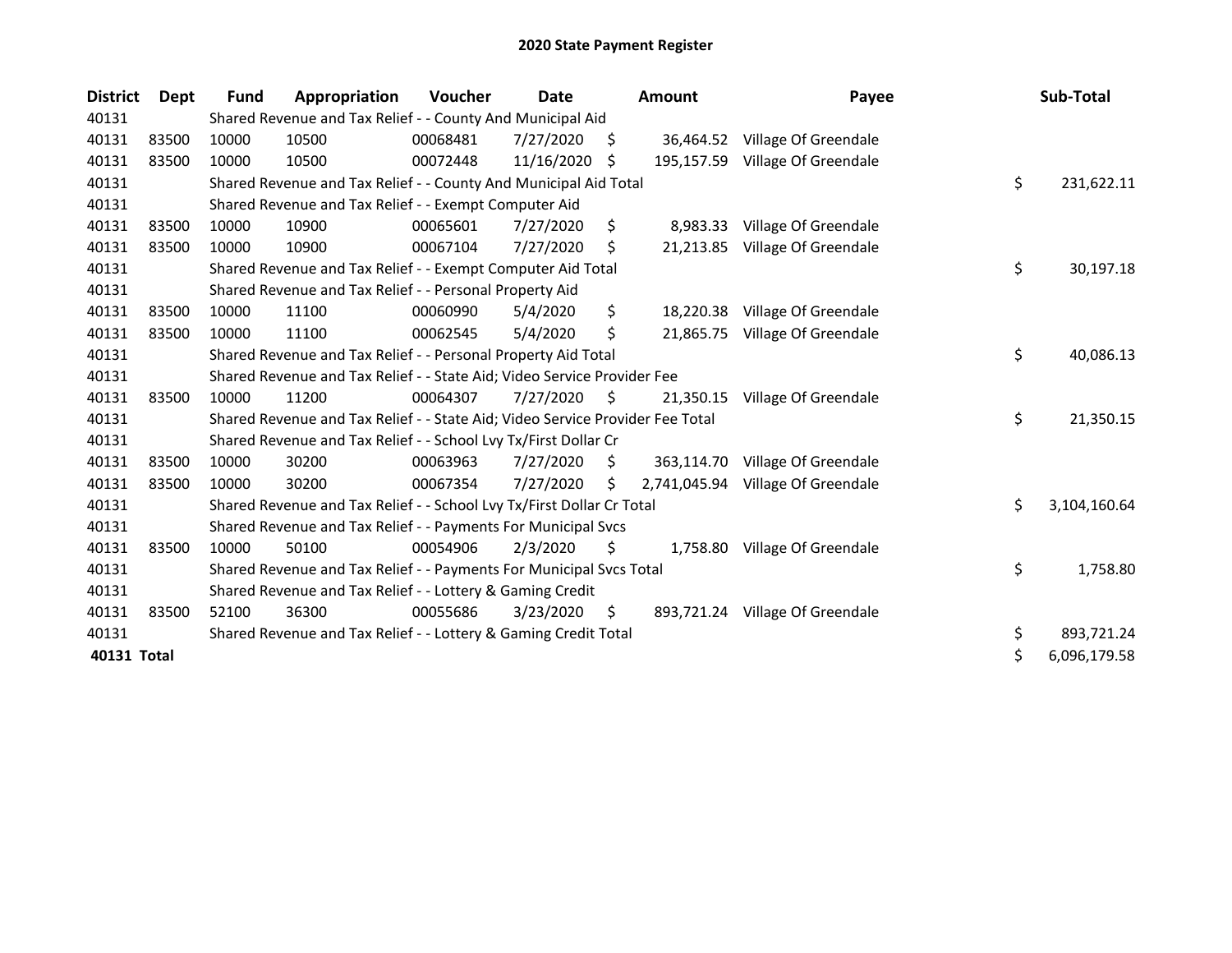# 2020 State Payment Register

| District | Dept | Fund | Appropriation | Voucher | Date | Amount | Payee | Sub-Total |
|---|---|---|---|---|---|---|---|---|
| 40131 | | Shared Revenue and Tax Relief - - County And Municipal Aid | | | | | | |
| 40131 | 83500 | 10000 | 10500 | 00068481 | 7/27/2020 | $ 36,464.52 | Village Of Greendale | |
| 40131 | 83500 | 10000 | 10500 | 00072448 | 11/16/2020 | $ 195,157.59 | Village Of Greendale | |
| 40131 | | Shared Revenue and Tax Relief - - County And Municipal Aid Total | | | | | | $ 231,622.11 |
| 40131 | | Shared Revenue and Tax Relief - - Exempt Computer Aid | | | | | | |
| 40131 | 83500 | 10000 | 10900 | 00065601 | 7/27/2020 | $ 8,983.33 | Village Of Greendale | |
| 40131 | 83500 | 10000 | 10900 | 00067104 | 7/27/2020 | $ 21,213.85 | Village Of Greendale | |
| 40131 | | Shared Revenue and Tax Relief - - Exempt Computer Aid Total | | | | | | $ 30,197.18 |
| 40131 | | Shared Revenue and Tax Relief - - Personal Property Aid | | | | | | |
| 40131 | 83500 | 10000 | 11100 | 00060990 | 5/4/2020 | $ 18,220.38 | Village Of Greendale | |
| 40131 | 83500 | 10000 | 11100 | 00062545 | 5/4/2020 | $ 21,865.75 | Village Of Greendale | |
| 40131 | | Shared Revenue and Tax Relief - - Personal Property Aid Total | | | | | | $ 40,086.13 |
| 40131 | | Shared Revenue and Tax Relief - - State Aid; Video Service Provider Fee | | | | | | |
| 40131 | 83500 | 10000 | 11200 | 00064307 | 7/27/2020 | $ 21,350.15 | Village Of Greendale | |
| 40131 | | Shared Revenue and Tax Relief - - State Aid; Video Service Provider Fee Total | | | | | | $ 21,350.15 |
| 40131 | | Shared Revenue and Tax Relief - - School Lvy Tx/First Dollar Cr | | | | | | |
| 40131 | 83500 | 10000 | 30200 | 00063963 | 7/27/2020 | $ 363,114.70 | Village Of Greendale | |
| 40131 | 83500 | 10000 | 30200 | 00067354 | 7/27/2020 | $ 2,741,045.94 | Village Of Greendale | |
| 40131 | | Shared Revenue and Tax Relief - - School Lvy Tx/First Dollar Cr Total | | | | | | $ 3,104,160.64 |
| 40131 | | Shared Revenue and Tax Relief - - Payments For Municipal Svcs | | | | | | |
| 40131 | 83500 | 10000 | 50100 | 00054906 | 2/3/2020 | $ 1,758.80 | Village Of Greendale | |
| 40131 | | Shared Revenue and Tax Relief - - Payments For Municipal Svcs Total | | | | | | $ 1,758.80 |
| 40131 | | Shared Revenue and Tax Relief - - Lottery & Gaming Credit | | | | | | |
| 40131 | 83500 | 52100 | 36300 | 00055686 | 3/23/2020 | $ 893,721.24 | Village Of Greendale | |
| 40131 | | Shared Revenue and Tax Relief - - Lottery & Gaming Credit Total | | | | | | $ 893,721.24 |
| **40131 Total** | | | | | | | | $ 6,096,179.58 |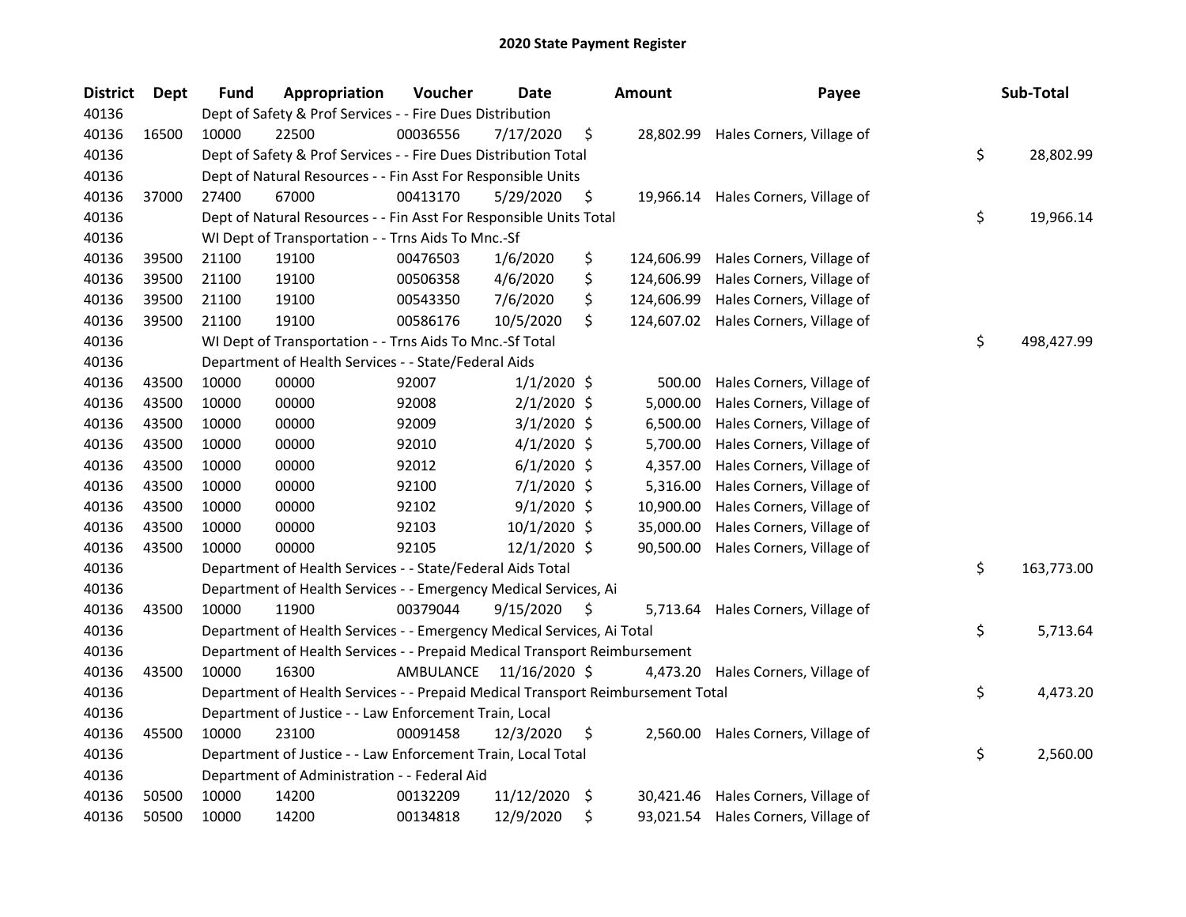# 2020 State Payment Register

| District | Dept | Fund | Appropriation | Voucher | Date | Amount | Payee | Sub-Total |
|---|---|---|---|---|---|---|---|---|
| 40136 | | Dept of Safety & Prof Services - - Fire Dues Distribution | | | | | | |
| 40136 | 16500 | 10000 | 22500 | 00036556 | 7/17/2020 | $ 28,802.99 | Hales Corners, Village of | |
| 40136 | | Dept of Safety & Prof Services - - Fire Dues Distribution Total | | | | | | $ 28,802.99 |
| 40136 | | Dept of Natural Resources - - Fin Asst For Responsible Units | | | | | | |
| 40136 | 37000 | 27400 | 67000 | 00413170 | 5/29/2020 | $ 19,966.14 | Hales Corners, Village of | |
| 40136 | | Dept of Natural Resources - - Fin Asst For Responsible Units Total | | | | | | $ 19,966.14 |
| 40136 | | WI Dept of Transportation - - Trns Aids To Mnc.-Sf | | | | | | |
| 40136 | 39500 | 21100 | 19100 | 00476503 | 1/6/2020 | $ 124,606.99 | Hales Corners, Village of | |
| 40136 | 39500 | 21100 | 19100 | 00506358 | 4/6/2020 | $ 124,606.99 | Hales Corners, Village of | |
| 40136 | 39500 | 21100 | 19100 | 00543350 | 7/6/2020 | $ 124,606.99 | Hales Corners, Village of | |
| 40136 | 39500 | 21100 | 19100 | 00586176 | 10/5/2020 | $ 124,607.02 | Hales Corners, Village of | |
| 40136 | | WI Dept of Transportation - - Trns Aids To Mnc.-Sf Total | | | | | | $ 498,427.99 |
| 40136 | | Department of Health Services - - State/Federal Aids | | | | | | |
| 40136 | 43500 | 10000 | 00000 | 92007 | 1/1/2020 | $ 500.00 | Hales Corners, Village of | |
| 40136 | 43500 | 10000 | 00000 | 92008 | 2/1/2020 | $ 5,000.00 | Hales Corners, Village of | |
| 40136 | 43500 | 10000 | 00000 | 92009 | 3/1/2020 | $ 6,500.00 | Hales Corners, Village of | |
| 40136 | 43500 | 10000 | 00000 | 92010 | 4/1/2020 | $ 5,700.00 | Hales Corners, Village of | |
| 40136 | 43500 | 10000 | 00000 | 92012 | 6/1/2020 | $ 4,357.00 | Hales Corners, Village of | |
| 40136 | 43500 | 10000 | 00000 | 92100 | 7/1/2020 | $ 5,316.00 | Hales Corners, Village of | |
| 40136 | 43500 | 10000 | 00000 | 92102 | 9/1/2020 | $ 10,900.00 | Hales Corners, Village of | |
| 40136 | 43500 | 10000 | 00000 | 92103 | 10/1/2020 | $ 35,000.00 | Hales Corners, Village of | |
| 40136 | 43500 | 10000 | 00000 | 92105 | 12/1/2020 | $ 90,500.00 | Hales Corners, Village of | |
| 40136 | | Department of Health Services - - State/Federal Aids Total | | | | | | $ 163,773.00 |
| 40136 | | Department of Health Services - - Emergency Medical Services, Ai | | | | | | |
| 40136 | 43500 | 10000 | 11900 | 00379044 | 9/15/2020 | $ 5,713.64 | Hales Corners, Village of | |
| 40136 | | Department of Health Services - - Emergency Medical Services, Ai Total | | | | | | $ 5,713.64 |
| 40136 | | Department of Health Services - - Prepaid Medical Transport Reimbursement | | | | | | |
| 40136 | 43500 | 10000 | 16300 | AMBULANCE | 11/16/2020 | $ 4,473.20 | Hales Corners, Village of | |
| 40136 | | Department of Health Services - - Prepaid Medical Transport Reimbursement Total | | | | | | $ 4,473.20 |
| 40136 | | Department of Justice - - Law Enforcement Train, Local | | | | | | |
| 40136 | 45500 | 10000 | 23100 | 00091458 | 12/3/2020 | $ 2,560.00 | Hales Corners, Village of | |
| 40136 | | Department of Justice - - Law Enforcement Train, Local Total | | | | | | $ 2,560.00 |
| 40136 | | Department of Administration - - Federal Aid | | | | | | |
| 40136 | 50500 | 10000 | 14200 | 00132209 | 11/12/2020 | $ 30,421.46 | Hales Corners, Village of | |
| 40136 | 50500 | 10000 | 14200 | 00134818 | 12/9/2020 | $ 93,021.54 | Hales Corners, Village of | |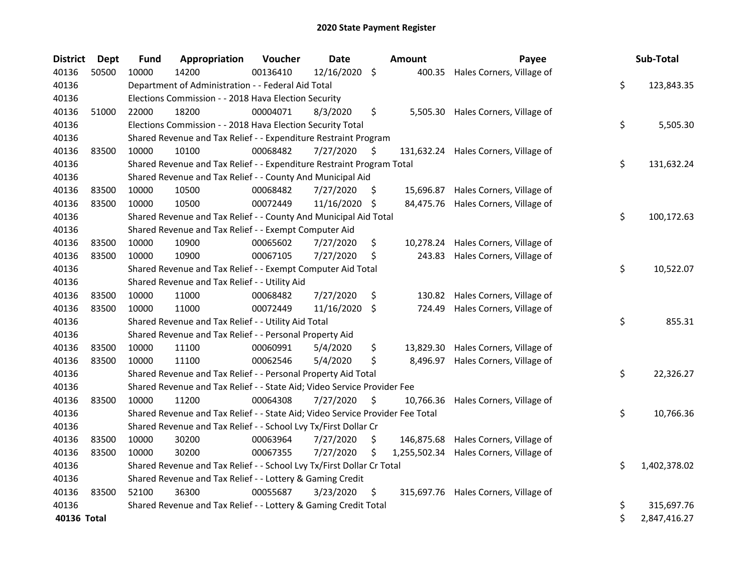## 2020 State Payment Register

| District | Dept | Fund | Appropriation | Voucher | Date | Amount | Payee | Sub-Total |
|---|---|---|---|---|---|---|---|---|
| 40136 | 50500 | 10000 | 14200 | 00136410 | 12/16/2020 | $ 400.35 | Hales Corners, Village of | |
| 40136 | | Department of Administration - - Federal Aid Total | | | | | | $ 123,843.35 |
| 40136 | | Elections Commission - - 2018 Hava Election Security | | | | | | |
| 40136 | 51000 | 22000 | 18200 | 00004071 | 8/3/2020 | $ 5,505.30 | Hales Corners, Village of | |
| 40136 | | Elections Commission - - 2018 Hava Election Security Total | | | | | | $ 5,505.30 |
| 40136 | | Shared Revenue and Tax Relief - - Expenditure Restraint Program | | | | | | |
| 40136 | 83500 | 10000 | 10100 | 00068482 | 7/27/2020 | $ 131,632.24 | Hales Corners, Village of | |
| 40136 | | Shared Revenue and Tax Relief - - Expenditure Restraint Program Total | | | | | | $ 131,632.24 |
| 40136 | | Shared Revenue and Tax Relief - - County And Municipal Aid | | | | | | |
| 40136 | 83500 | 10000 | 10500 | 00068482 | 7/27/2020 | $ 15,696.87 | Hales Corners, Village of | |
| 40136 | 83500 | 10000 | 10500 | 00072449 | 11/16/2020 | $ 84,475.76 | Hales Corners, Village of | |
| 40136 | | Shared Revenue and Tax Relief - - County And Municipal Aid Total | | | | | | $ 100,172.63 |
| 40136 | | Shared Revenue and Tax Relief - - Exempt Computer Aid | | | | | | |
| 40136 | 83500 | 10000 | 10900 | 00065602 | 7/27/2020 | $ 10,278.24 | Hales Corners, Village of | |
| 40136 | 83500 | 10000 | 10900 | 00067105 | 7/27/2020 | $ 243.83 | Hales Corners, Village of | |
| 40136 | | Shared Revenue and Tax Relief - - Exempt Computer Aid Total | | | | | | $ 10,522.07 |
| 40136 | | Shared Revenue and Tax Relief - - Utility Aid | | | | | | |
| 40136 | 83500 | 10000 | 11000 | 00068482 | 7/27/2020 | $ 130.82 | Hales Corners, Village of | |
| 40136 | 83500 | 10000 | 11000 | 00072449 | 11/16/2020 | $ 724.49 | Hales Corners, Village of | |
| 40136 | | Shared Revenue and Tax Relief - - Utility Aid Total | | | | | | $ 855.31 |
| 40136 | | Shared Revenue and Tax Relief - - Personal Property Aid | | | | | | |
| 40136 | 83500 | 10000 | 11100 | 00060991 | 5/4/2020 | $ 13,829.30 | Hales Corners, Village of | |
| 40136 | 83500 | 10000 | 11100 | 00062546 | 5/4/2020 | $ 8,496.97 | Hales Corners, Village of | |
| 40136 | | Shared Revenue and Tax Relief - - Personal Property Aid Total | | | | | | $ 22,326.27 |
| 40136 | | Shared Revenue and Tax Relief - - State Aid; Video Service Provider Fee | | | | | | |
| 40136 | 83500 | 10000 | 11200 | 00064308 | 7/27/2020 | $ 10,766.36 | Hales Corners, Village of | |
| 40136 | | Shared Revenue and Tax Relief - - State Aid; Video Service Provider Fee Total | | | | | | $ 10,766.36 |
| 40136 | | Shared Revenue and Tax Relief - - School Lvy Tx/First Dollar Cr | | | | | | |
| 40136 | 83500 | 10000 | 30200 | 00063964 | 7/27/2020 | $ 146,875.68 | Hales Corners, Village of | |
| 40136 | 83500 | 10000 | 30200 | 00067355 | 7/27/2020 | $ 1,255,502.34 | Hales Corners, Village of | |
| 40136 | | Shared Revenue and Tax Relief - - School Lvy Tx/First Dollar Cr Total | | | | | | $ 1,402,378.02 |
| 40136 | | Shared Revenue and Tax Relief - - Lottery & Gaming Credit | | | | | | |
| 40136 | 83500 | 52100 | 36300 | 00055687 | 3/23/2020 | $ 315,697.76 | Hales Corners, Village of | |
| 40136 | | Shared Revenue and Tax Relief - - Lottery & Gaming Credit Total | | | | | | $ 315,697.76 |
| **40136 Total** | | | | | | | | $ 2,847,416.27 |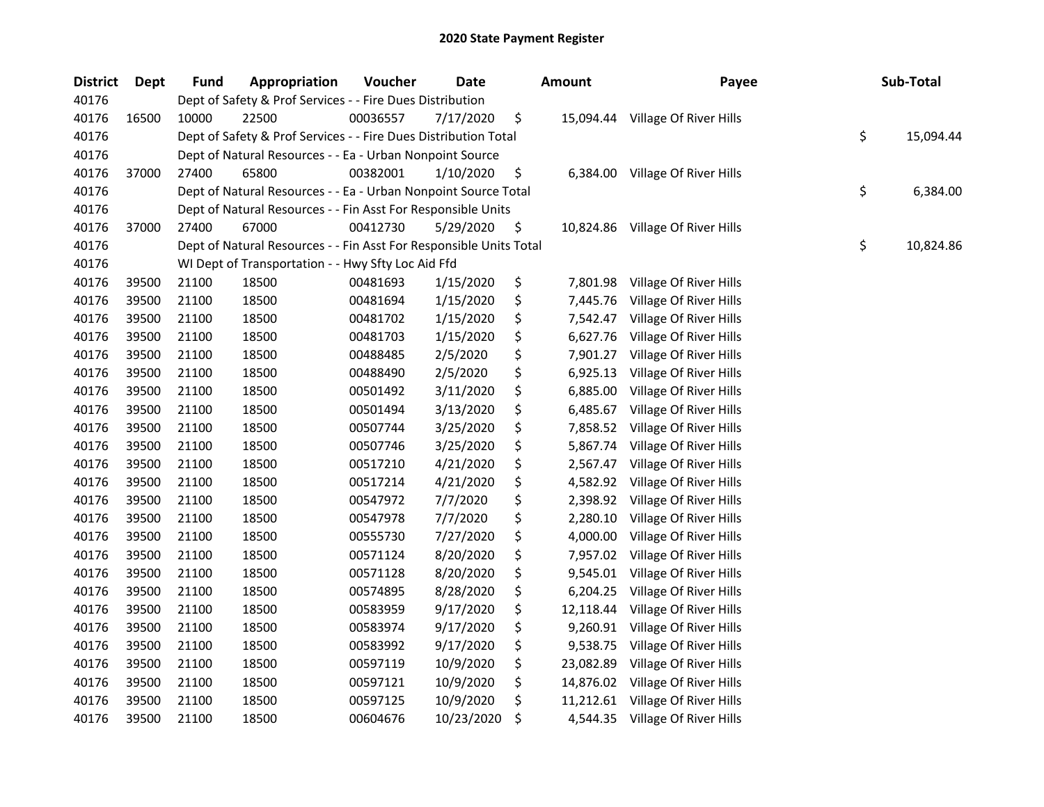# 2020 State Payment Register

| District | Dept | Fund | Appropriation | Voucher | Date | Amount | Payee | Sub-Total |
|---|---|---|---|---|---|---|---|---|
| 40176 | | Dept of Safety & Prof Services - - Fire Dues Distribution | | | | | | |
| 40176 | 16500 | 10000 | 22500 | 00036557 | 7/17/2020 | $ 15,094.44 | Village Of River Hills | |
| 40176 | | Dept of Safety & Prof Services - - Fire Dues Distribution Total | | | | | | $ 15,094.44 |
| 40176 | | Dept of Natural Resources - - Ea - Urban Nonpoint Source | | | | | | |
| 40176 | 37000 | 27400 | 65800 | 00382001 | 1/10/2020 | $ 6,384.00 | Village Of River Hills | |
| 40176 | | Dept of Natural Resources - - Ea - Urban Nonpoint Source Total | | | | | | $ 6,384.00 |
| 40176 | | Dept of Natural Resources - - Fin Asst For Responsible Units | | | | | | |
| 40176 | 37000 | 27400 | 67000 | 00412730 | 5/29/2020 | $ 10,824.86 | Village Of River Hills | |
| 40176 | | Dept of Natural Resources - - Fin Asst For Responsible Units Total | | | | | | $ 10,824.86 |
| 40176 | | WI Dept of Transportation - - Hwy Sfty Loc Aid Ffd | | | | | | |
| 40176 | 39500 | 21100 | 18500 | 00481693 | 1/15/2020 | $ 7,801.98 | Village Of River Hills | |
| 40176 | 39500 | 21100 | 18500 | 00481694 | 1/15/2020 | $ 7,445.76 | Village Of River Hills | |
| 40176 | 39500 | 21100 | 18500 | 00481702 | 1/15/2020 | $ 7,542.47 | Village Of River Hills | |
| 40176 | 39500 | 21100 | 18500 | 00481703 | 1/15/2020 | $ 6,627.76 | Village Of River Hills | |
| 40176 | 39500 | 21100 | 18500 | 00488485 | 2/5/2020 | $ 7,901.27 | Village Of River Hills | |
| 40176 | 39500 | 21100 | 18500 | 00488490 | 2/5/2020 | $ 6,925.13 | Village Of River Hills | |
| 40176 | 39500 | 21100 | 18500 | 00501492 | 3/11/2020 | $ 6,885.00 | Village Of River Hills | |
| 40176 | 39500 | 21100 | 18500 | 00501494 | 3/13/2020 | $ 6,485.67 | Village Of River Hills | |
| 40176 | 39500 | 21100 | 18500 | 00507744 | 3/25/2020 | $ 7,858.52 | Village Of River Hills | |
| 40176 | 39500 | 21100 | 18500 | 00507746 | 3/25/2020 | $ 5,867.74 | Village Of River Hills | |
| 40176 | 39500 | 21100 | 18500 | 00517210 | 4/21/2020 | $ 2,567.47 | Village Of River Hills | |
| 40176 | 39500 | 21100 | 18500 | 00517214 | 4/21/2020 | $ 4,582.92 | Village Of River Hills | |
| 40176 | 39500 | 21100 | 18500 | 00547972 | 7/7/2020 | $ 2,398.92 | Village Of River Hills | |
| 40176 | 39500 | 21100 | 18500 | 00547978 | 7/7/2020 | $ 2,280.10 | Village Of River Hills | |
| 40176 | 39500 | 21100 | 18500 | 00555730 | 7/27/2020 | $ 4,000.00 | Village Of River Hills | |
| 40176 | 39500 | 21100 | 18500 | 00571124 | 8/20/2020 | $ 7,957.02 | Village Of River Hills | |
| 40176 | 39500 | 21100 | 18500 | 00571128 | 8/20/2020 | $ 9,545.01 | Village Of River Hills | |
| 40176 | 39500 | 21100 | 18500 | 00574895 | 8/28/2020 | $ 6,204.25 | Village Of River Hills | |
| 40176 | 39500 | 21100 | 18500 | 00583959 | 9/17/2020 | $ 12,118.44 | Village Of River Hills | |
| 40176 | 39500 | 21100 | 18500 | 00583974 | 9/17/2020 | $ 9,260.91 | Village Of River Hills | |
| 40176 | 39500 | 21100 | 18500 | 00583992 | 9/17/2020 | $ 9,538.75 | Village Of River Hills | |
| 40176 | 39500 | 21100 | 18500 | 00597119 | 10/9/2020 | $ 23,082.89 | Village Of River Hills | |
| 40176 | 39500 | 21100 | 18500 | 00597121 | 10/9/2020 | $ 14,876.02 | Village Of River Hills | |
| 40176 | 39500 | 21100 | 18500 | 00597125 | 10/9/2020 | $ 11,212.61 | Village Of River Hills | |
| 40176 | 39500 | 21100 | 18500 | 00604676 | 10/23/2020 | $ 4,544.35 | Village Of River Hills | |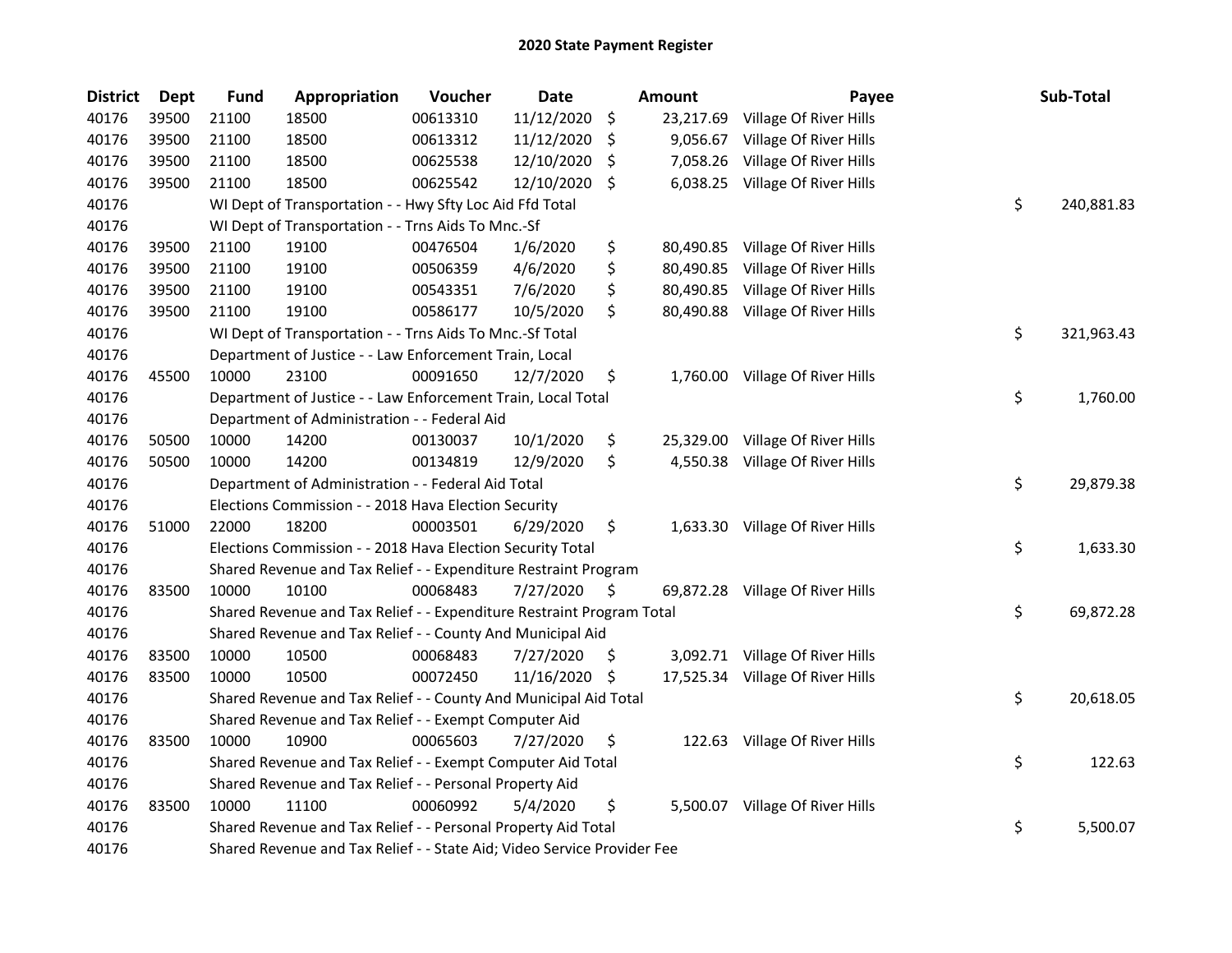## 2020 State Payment Register

| District | Dept | Fund | Appropriation | Voucher | Date | Amount | Payee | Sub-Total |
|---|---|---|---|---|---|---|---|---|
| 40176 | 39500 | 21100 | 18500 | 00613310 | 11/12/2020 | $ 23,217.69 | Village Of River Hills | |
| 40176 | 39500 | 21100 | 18500 | 00613312 | 11/12/2020 | $ 9,056.67 | Village Of River Hills | |
| 40176 | 39500 | 21100 | 18500 | 00625538 | 12/10/2020 | $ 7,058.26 | Village Of River Hills | |
| 40176 | 39500 | 21100 | 18500 | 00625542 | 12/10/2020 | $ 6,038.25 | Village Of River Hills | |
| 40176 | | WI Dept of Transportation - - Hwy Sfty Loc Aid Ffd Total | | | | | | $ 240,881.83 |
| 40176 | | WI Dept of Transportation - - Trns Aids To Mnc.-Sf | | | | | | |
| 40176 | 39500 | 21100 | 19100 | 00476504 | 1/6/2020 | $ 80,490.85 | Village Of River Hills | |
| 40176 | 39500 | 21100 | 19100 | 00506359 | 4/6/2020 | $ 80,490.85 | Village Of River Hills | |
| 40176 | 39500 | 21100 | 19100 | 00543351 | 7/6/2020 | $ 80,490.85 | Village Of River Hills | |
| 40176 | 39500 | 21100 | 19100 | 00586177 | 10/5/2020 | $ 80,490.88 | Village Of River Hills | |
| 40176 | | WI Dept of Transportation - - Trns Aids To Mnc.-Sf Total | | | | | | $ 321,963.43 |
| 40176 | | Department of Justice - - Law Enforcement Train, Local | | | | | | |
| 40176 | 45500 | 10000 | 23100 | 00091650 | 12/7/2020 | $ 1,760.00 | Village Of River Hills | |
| 40176 | | Department of Justice - - Law Enforcement Train, Local Total | | | | | | $ 1,760.00 |
| 40176 | | Department of Administration - - Federal Aid | | | | | | |
| 40176 | 50500 | 10000 | 14200 | 00130037 | 10/1/2020 | $ 25,329.00 | Village Of River Hills | |
| 40176 | 50500 | 10000 | 14200 | 00134819 | 12/9/2020 | $ 4,550.38 | Village Of River Hills | |
| 40176 | | Department of Administration - - Federal Aid Total | | | | | | $ 29,879.38 |
| 40176 | | Elections Commission - - 2018 Hava Election Security | | | | | | |
| 40176 | 51000 | 22000 | 18200 | 00003501 | 6/29/2020 | $ 1,633.30 | Village Of River Hills | |
| 40176 | | Elections Commission - - 2018 Hava Election Security Total | | | | | | $ 1,633.30 |
| 40176 | | Shared Revenue and Tax Relief - - Expenditure Restraint Program | | | | | | |
| 40176 | 83500 | 10000 | 10100 | 00068483 | 7/27/2020 | $ 69,872.28 | Village Of River Hills | |
| 40176 | | Shared Revenue and Tax Relief - - Expenditure Restraint Program Total | | | | | | $ 69,872.28 |
| 40176 | | Shared Revenue and Tax Relief - - County And Municipal Aid | | | | | | |
| 40176 | 83500 | 10000 | 10500 | 00068483 | 7/27/2020 | $ 3,092.71 | Village Of River Hills | |
| 40176 | 83500 | 10000 | 10500 | 00072450 | 11/16/2020 | $ 17,525.34 | Village Of River Hills | |
| 40176 | | Shared Revenue and Tax Relief - - County And Municipal Aid Total | | | | | | $ 20,618.05 |
| 40176 | | Shared Revenue and Tax Relief - - Exempt Computer Aid | | | | | | |
| 40176 | 83500 | 10000 | 10900 | 00065603 | 7/27/2020 | $ 122.63 | Village Of River Hills | |
| 40176 | | Shared Revenue and Tax Relief - - Exempt Computer Aid Total | | | | | | $ 122.63 |
| 40176 | | Shared Revenue and Tax Relief - - Personal Property Aid | | | | | | |
| 40176 | 83500 | 10000 | 11100 | 00060992 | 5/4/2020 | $ 5,500.07 | Village Of River Hills | |
| 40176 | | Shared Revenue and Tax Relief - - Personal Property Aid Total | | | | | | $ 5,500.07 |
| 40176 | | Shared Revenue and Tax Relief - - State Aid; Video Service Provider Fee | | | | | | |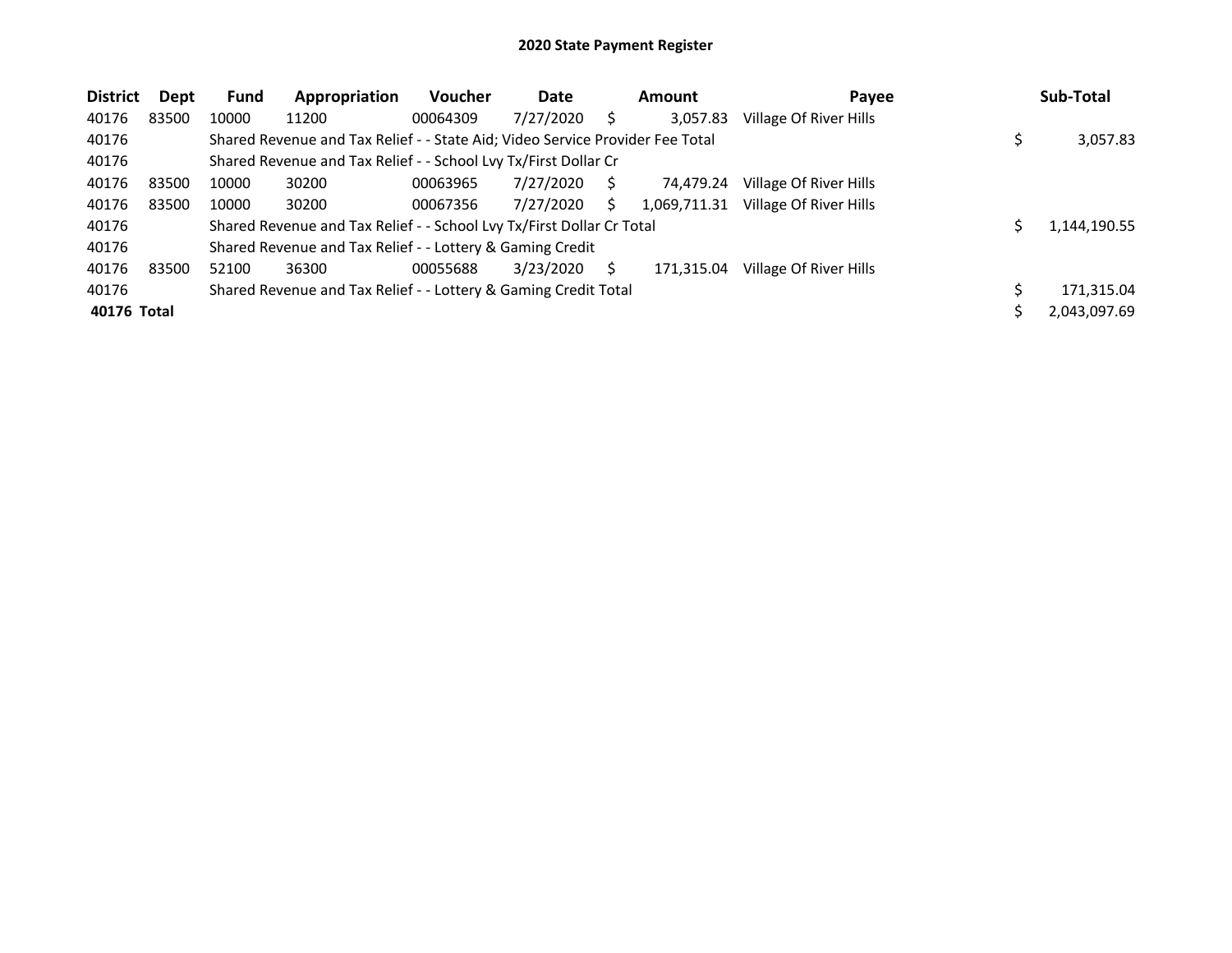# 2020 State Payment Register

| District | Dept | Fund | Appropriation | Voucher | Date | Amount | Payee | Sub-Total |
|---|---|---|---|---|---|---|---|---|
| 40176 | 83500 | 10000 | 11200 | 00064309 | 7/27/2020 | $ 3,057.83 | Village Of River Hills | |
| 40176 | | Shared Revenue and Tax Relief - - State Aid; Video Service Provider Fee Total | | | | | | $ 3,057.83 |
| 40176 | | Shared Revenue and Tax Relief - - School Lvy Tx/First Dollar Cr | | | | | | |
| 40176 | 83500 | 10000 | 30200 | 00063965 | 7/27/2020 | $ 74,479.24 | Village Of River Hills | |
| 40176 | 83500 | 10000 | 30200 | 00067356 | 7/27/2020 | $ 1,069,711.31 | Village Of River Hills | |
| 40176 | | Shared Revenue and Tax Relief - - School Lvy Tx/First Dollar Cr Total | | | | | | $ 1,144,190.55 |
| 40176 | | Shared Revenue and Tax Relief - - Lottery & Gaming Credit | | | | | | |
| 40176 | 83500 | 52100 | 36300 | 00055688 | 3/23/2020 | $ 171,315.04 | Village Of River Hills | |
| 40176 | | Shared Revenue and Tax Relief - - Lottery & Gaming Credit Total | | | | | | $ 171,315.04 |
| **40176 Total** | | | | | | | | $ 2,043,097.69 |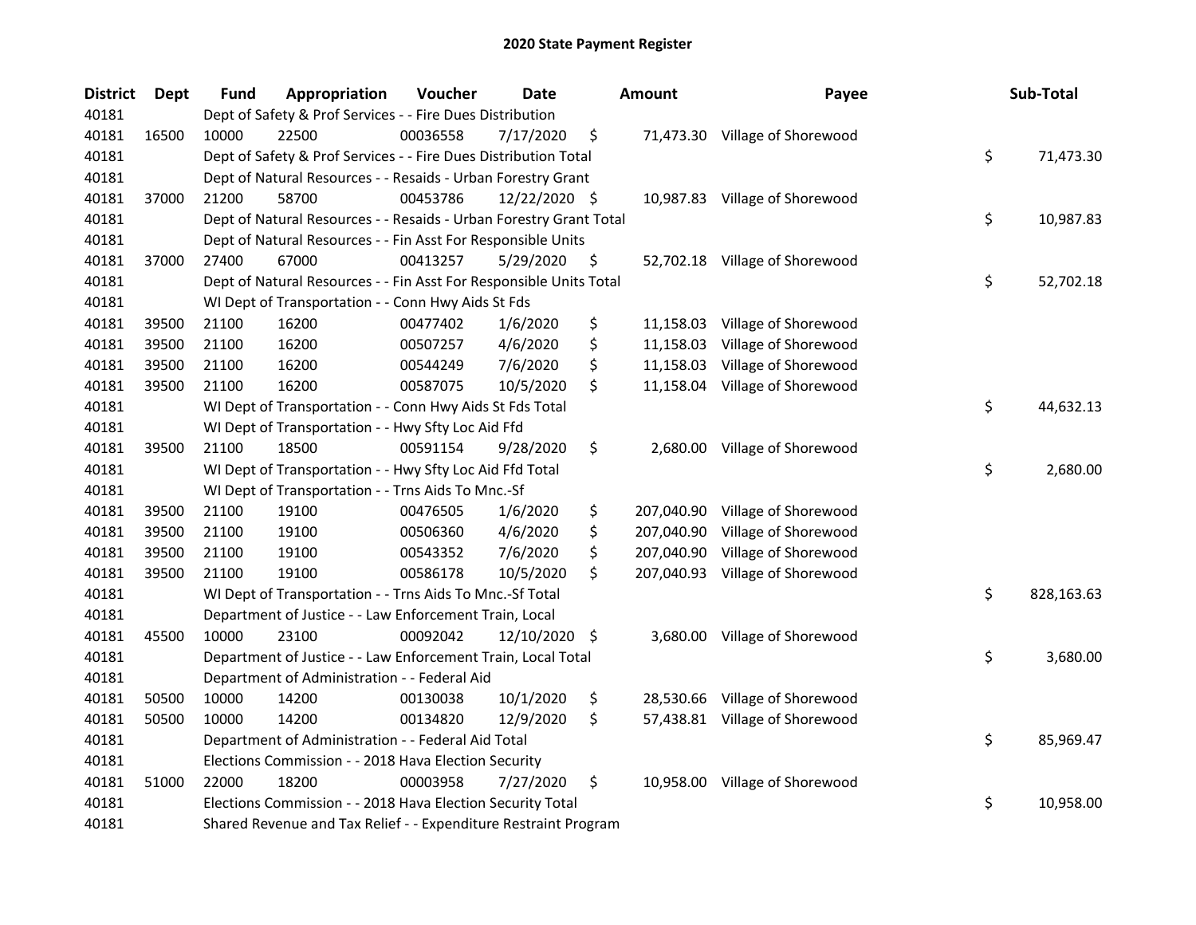# 2020 State Payment Register

| District | Dept | Fund | Appropriation | Voucher | Date | Amount | Payee | Sub-Total |
|---|---|---|---|---|---|---|---|---|
| 40181 | | Dept of Safety & Prof Services - - Fire Dues Distribution | | | | | | |
| 40181 | 16500 | 10000 | 22500 | 00036558 | 7/17/2020 | $ 71,473.30 | Village of Shorewood | |
| 40181 | | Dept of Safety & Prof Services - - Fire Dues Distribution Total | | | | | | $ 71,473.30 |
| 40181 | | Dept of Natural Resources - - Resaids - Urban Forestry Grant | | | | | | |
| 40181 | 37000 | 21200 | 58700 | 00453786 | 12/22/2020 | $ 10,987.83 | Village of Shorewood | |
| 40181 | | Dept of Natural Resources - - Resaids - Urban Forestry Grant Total | | | | | | $ 10,987.83 |
| 40181 | | Dept of Natural Resources - - Fin Asst For Responsible Units | | | | | | |
| 40181 | 37000 | 27400 | 67000 | 00413257 | 5/29/2020 | $ 52,702.18 | Village of Shorewood | |
| 40181 | | Dept of Natural Resources - - Fin Asst For Responsible Units Total | | | | | | $ 52,702.18 |
| 40181 | | WI Dept of Transportation - - Conn Hwy Aids St Fds | | | | | | |
| 40181 | 39500 | 21100 | 16200 | 00477402 | 1/6/2020 | $ 11,158.03 | Village of Shorewood | |
| 40181 | 39500 | 21100 | 16200 | 00507257 | 4/6/2020 | $ 11,158.03 | Village of Shorewood | |
| 40181 | 39500 | 21100 | 16200 | 00544249 | 7/6/2020 | $ 11,158.03 | Village of Shorewood | |
| 40181 | 39500 | 21100 | 16200 | 00587075 | 10/5/2020 | $ 11,158.04 | Village of Shorewood | |
| 40181 | | WI Dept of Transportation - - Conn Hwy Aids St Fds Total | | | | | | $ 44,632.13 |
| 40181 | | WI Dept of Transportation - - Hwy Sfty Loc Aid Ffd | | | | | | |
| 40181 | 39500 | 21100 | 18500 | 00591154 | 9/28/2020 | $ 2,680.00 | Village of Shorewood | |
| 40181 | | WI Dept of Transportation - - Hwy Sfty Loc Aid Ffd Total | | | | | | $ 2,680.00 |
| 40181 | | WI Dept of Transportation - - Trns Aids To Mnc.-Sf | | | | | | |
| 40181 | 39500 | 21100 | 19100 | 00476505 | 1/6/2020 | $ 207,040.90 | Village of Shorewood | |
| 40181 | 39500 | 21100 | 19100 | 00506360 | 4/6/2020 | $ 207,040.90 | Village of Shorewood | |
| 40181 | 39500 | 21100 | 19100 | 00543352 | 7/6/2020 | $ 207,040.90 | Village of Shorewood | |
| 40181 | 39500 | 21100 | 19100 | 00586178 | 10/5/2020 | $ 207,040.93 | Village of Shorewood | |
| 40181 | | WI Dept of Transportation - - Trns Aids To Mnc.-Sf Total | | | | | | $ 828,163.63 |
| 40181 | | Department of Justice - - Law Enforcement Train, Local | | | | | | |
| 40181 | 45500 | 10000 | 23100 | 00092042 | 12/10/2020 | $ 3,680.00 | Village of Shorewood | |
| 40181 | | Department of Justice - - Law Enforcement Train, Local Total | | | | | | $ 3,680.00 |
| 40181 | | Department of Administration - - Federal Aid | | | | | | |
| 40181 | 50500 | 10000 | 14200 | 00130038 | 10/1/2020 | $ 28,530.66 | Village of Shorewood | |
| 40181 | 50500 | 10000 | 14200 | 00134820 | 12/9/2020 | $ 57,438.81 | Village of Shorewood | |
| 40181 | | Department of Administration - - Federal Aid Total | | | | | | $ 85,969.47 |
| 40181 | | Elections Commission - - 2018 Hava Election Security | | | | | | |
| 40181 | 51000 | 22000 | 18200 | 00003958 | 7/27/2020 | $ 10,958.00 | Village of Shorewood | |
| 40181 | | Elections Commission - - 2018 Hava Election Security Total | | | | | | $ 10,958.00 |
| 40181 | | Shared Revenue and Tax Relief - - Expenditure Restraint Program | | | | | | |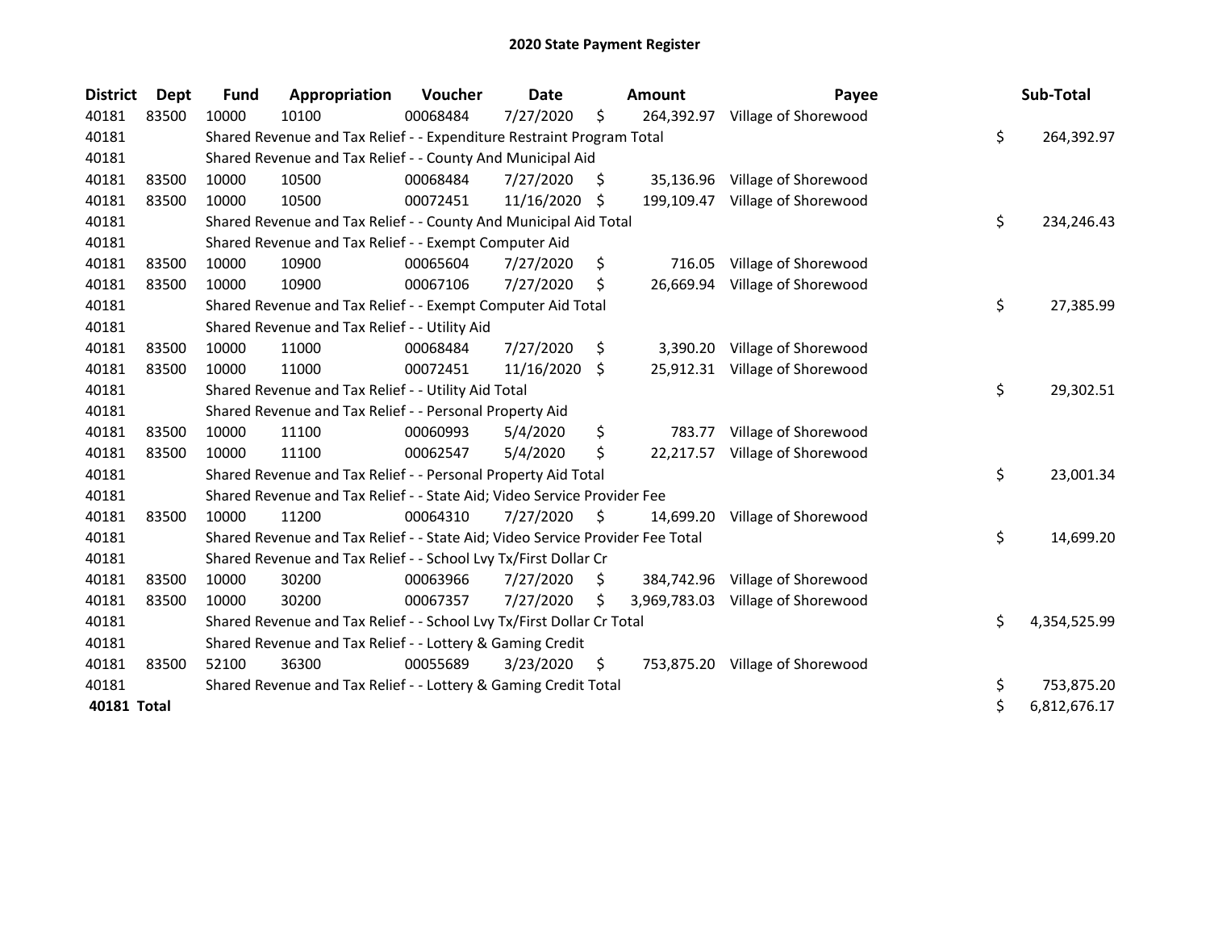# 2020 State Payment Register

| District | Dept | Fund | Appropriation | Voucher | Date | Amount | Payee | Sub-Total |
|---|---|---|---|---|---|---|---|---|
| 40181 | 83500 | 10000 | 10100 | 00068484 | 7/27/2020 | $ 264,392.97 | Village of Shorewood | |
| 40181 | | Shared Revenue and Tax Relief - - Expenditure Restraint Program Total | | | | | | $ 264,392.97 |
| 40181 | | Shared Revenue and Tax Relief - - County And Municipal Aid | | | | | | |
| 40181 | 83500 | 10000 | 10500 | 00068484 | 7/27/2020 | $ 35,136.96 | Village of Shorewood | |
| 40181 | 83500 | 10000 | 10500 | 00072451 | 11/16/2020 | $ 199,109.47 | Village of Shorewood | |
| 40181 | | Shared Revenue and Tax Relief - - County And Municipal Aid Total | | | | | | $ 234,246.43 |
| 40181 | | Shared Revenue and Tax Relief - - Exempt Computer Aid | | | | | | |
| 40181 | 83500 | 10000 | 10900 | 00065604 | 7/27/2020 | $ 716.05 | Village of Shorewood | |
| 40181 | 83500 | 10000 | 10900 | 00067106 | 7/27/2020 | $ 26,669.94 | Village of Shorewood | |
| 40181 | | Shared Revenue and Tax Relief - - Exempt Computer Aid Total | | | | | | $ 27,385.99 |
| 40181 | | Shared Revenue and Tax Relief - - Utility Aid | | | | | | |
| 40181 | 83500 | 10000 | 11000 | 00068484 | 7/27/2020 | $ 3,390.20 | Village of Shorewood | |
| 40181 | 83500 | 10000 | 11000 | 00072451 | 11/16/2020 | $ 25,912.31 | Village of Shorewood | |
| 40181 | | Shared Revenue and Tax Relief - - Utility Aid Total | | | | | | $ 29,302.51 |
| 40181 | | Shared Revenue and Tax Relief - - Personal Property Aid | | | | | | |
| 40181 | 83500 | 10000 | 11100 | 00060993 | 5/4/2020 | $ 783.77 | Village of Shorewood | |
| 40181 | 83500 | 10000 | 11100 | 00062547 | 5/4/2020 | $ 22,217.57 | Village of Shorewood | |
| 40181 | | Shared Revenue and Tax Relief - - Personal Property Aid Total | | | | | | $ 23,001.34 |
| 40181 | | Shared Revenue and Tax Relief - - State Aid; Video Service Provider Fee | | | | | | |
| 40181 | 83500 | 10000 | 11200 | 00064310 | 7/27/2020 | $ 14,699.20 | Village of Shorewood | |
| 40181 | | Shared Revenue and Tax Relief - - State Aid; Video Service Provider Fee Total | | | | | | $ 14,699.20 |
| 40181 | | Shared Revenue and Tax Relief - - School Lvy Tx/First Dollar Cr | | | | | | |
| 40181 | 83500 | 10000 | 30200 | 00063966 | 7/27/2020 | $ 384,742.96 | Village of Shorewood | |
| 40181 | 83500 | 10000 | 30200 | 00067357 | 7/27/2020 | $ 3,969,783.03 | Village of Shorewood | |
| 40181 | | Shared Revenue and Tax Relief - - School Lvy Tx/First Dollar Cr Total | | | | | | $ 4,354,525.99 |
| 40181 | | Shared Revenue and Tax Relief - - Lottery & Gaming Credit | | | | | | |
| 40181 | 83500 | 52100 | 36300 | 00055689 | 3/23/2020 | $ 753,875.20 | Village of Shorewood | |
| 40181 | | Shared Revenue and Tax Relief - - Lottery & Gaming Credit Total | | | | | | $ 753,875.20 |
| **40181 Total** | | | | | | | | $ 6,812,676.17 |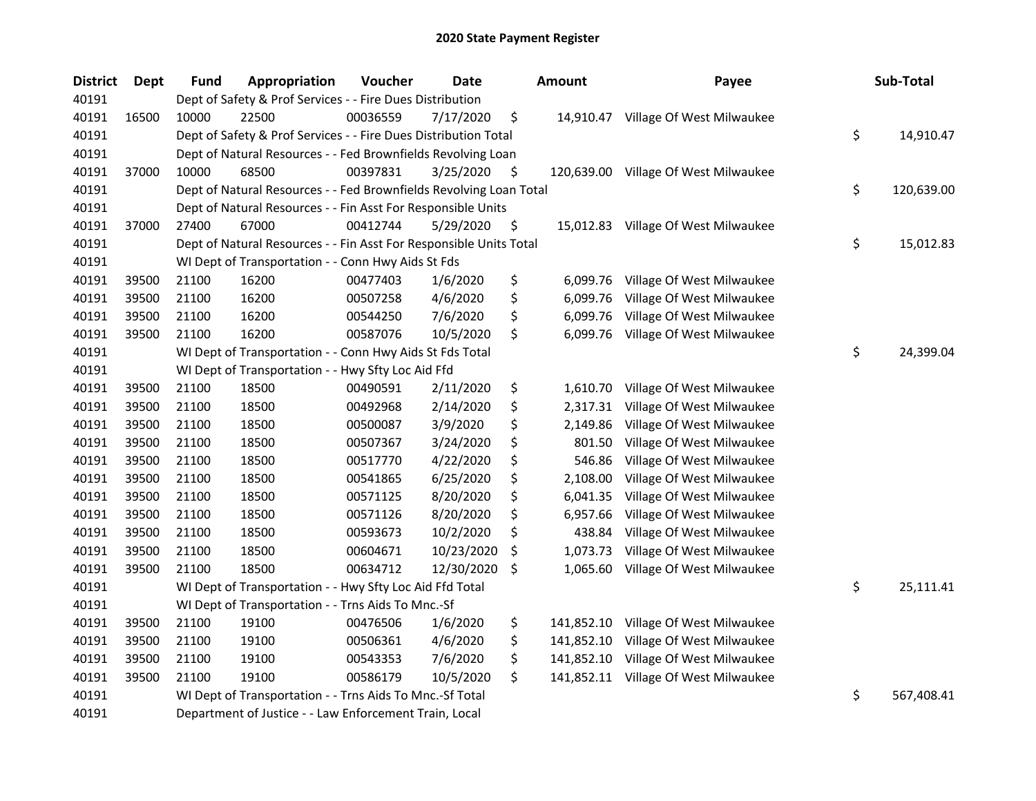# 2020 State Payment Register

| District | Dept | Fund | Appropriation | Voucher | Date | Amount | Payee | Sub-Total |
|---|---|---|---|---|---|---|---|---|
| 40191 | | Dept of Safety & Prof Services - - Fire Dues Distribution | | | | | | |
| 40191 | 16500 | 10000 | 22500 | 00036559 | 7/17/2020 | $ 14,910.47 | Village Of West Milwaukee | |
| 40191 | | Dept of Safety & Prof Services - - Fire Dues Distribution Total | | | | | | $ 14,910.47 |
| 40191 | | Dept of Natural Resources - - Fed Brownfields Revolving Loan | | | | | | |
| 40191 | 37000 | 10000 | 68500 | 00397831 | 3/25/2020 | $ 120,639.00 | Village Of West Milwaukee | |
| 40191 | | Dept of Natural Resources - - Fed Brownfields Revolving Loan Total | | | | | | $ 120,639.00 |
| 40191 | | Dept of Natural Resources - - Fin Asst For Responsible Units | | | | | | |
| 40191 | 37000 | 27400 | 67000 | 00412744 | 5/29/2020 | $ 15,012.83 | Village Of West Milwaukee | |
| 40191 | | Dept of Natural Resources - - Fin Asst For Responsible Units Total | | | | | | $ 15,012.83 |
| 40191 | | WI Dept of Transportation - - Conn Hwy Aids St Fds | | | | | | |
| 40191 | 39500 | 21100 | 16200 | 00477403 | 1/6/2020 | $ 6,099.76 | Village Of West Milwaukee | |
| 40191 | 39500 | 21100 | 16200 | 00507258 | 4/6/2020 | $ 6,099.76 | Village Of West Milwaukee | |
| 40191 | 39500 | 21100 | 16200 | 00544250 | 7/6/2020 | $ 6,099.76 | Village Of West Milwaukee | |
| 40191 | 39500 | 21100 | 16200 | 00587076 | 10/5/2020 | $ 6,099.76 | Village Of West Milwaukee | |
| 40191 | | WI Dept of Transportation - - Conn Hwy Aids St Fds Total | | | | | | $ 24,399.04 |
| 40191 | | WI Dept of Transportation - - Hwy Sfty Loc Aid Ffd | | | | | | |
| 40191 | 39500 | 21100 | 18500 | 00490591 | 2/11/2020 | $ 1,610.70 | Village Of West Milwaukee | |
| 40191 | 39500 | 21100 | 18500 | 00492968 | 2/14/2020 | $ 2,317.31 | Village Of West Milwaukee | |
| 40191 | 39500 | 21100 | 18500 | 00500087 | 3/9/2020 | $ 2,149.86 | Village Of West Milwaukee | |
| 40191 | 39500 | 21100 | 18500 | 00507367 | 3/24/2020 | $ 801.50 | Village Of West Milwaukee | |
| 40191 | 39500 | 21100 | 18500 | 00517770 | 4/22/2020 | $ 546.86 | Village Of West Milwaukee | |
| 40191 | 39500 | 21100 | 18500 | 00541865 | 6/25/2020 | $ 2,108.00 | Village Of West Milwaukee | |
| 40191 | 39500 | 21100 | 18500 | 00571125 | 8/20/2020 | $ 6,041.35 | Village Of West Milwaukee | |
| 40191 | 39500 | 21100 | 18500 | 00571126 | 8/20/2020 | $ 6,957.66 | Village Of West Milwaukee | |
| 40191 | 39500 | 21100 | 18500 | 00593673 | 10/2/2020 | $ 438.84 | Village Of West Milwaukee | |
| 40191 | 39500 | 21100 | 18500 | 00604671 | 10/23/2020 | $ 1,073.73 | Village Of West Milwaukee | |
| 40191 | 39500 | 21100 | 18500 | 00634712 | 12/30/2020 | $ 1,065.60 | Village Of West Milwaukee | |
| 40191 | | WI Dept of Transportation - - Hwy Sfty Loc Aid Ffd Total | | | | | | $ 25,111.41 |
| 40191 | | WI Dept of Transportation - - Trns Aids To Mnc.-Sf | | | | | | |
| 40191 | 39500 | 21100 | 19100 | 00476506 | 1/6/2020 | $ 141,852.10 | Village Of West Milwaukee | |
| 40191 | 39500 | 21100 | 19100 | 00506361 | 4/6/2020 | $ 141,852.10 | Village Of West Milwaukee | |
| 40191 | 39500 | 21100 | 19100 | 00543353 | 7/6/2020 | $ 141,852.10 | Village Of West Milwaukee | |
| 40191 | 39500 | 21100 | 19100 | 00586179 | 10/5/2020 | $ 141,852.11 | Village Of West Milwaukee | |
| 40191 | | WI Dept of Transportation - - Trns Aids To Mnc.-Sf Total | | | | | | $ 567,408.41 |
| 40191 | | Department of Justice - - Law Enforcement Train, Local | | | | | | |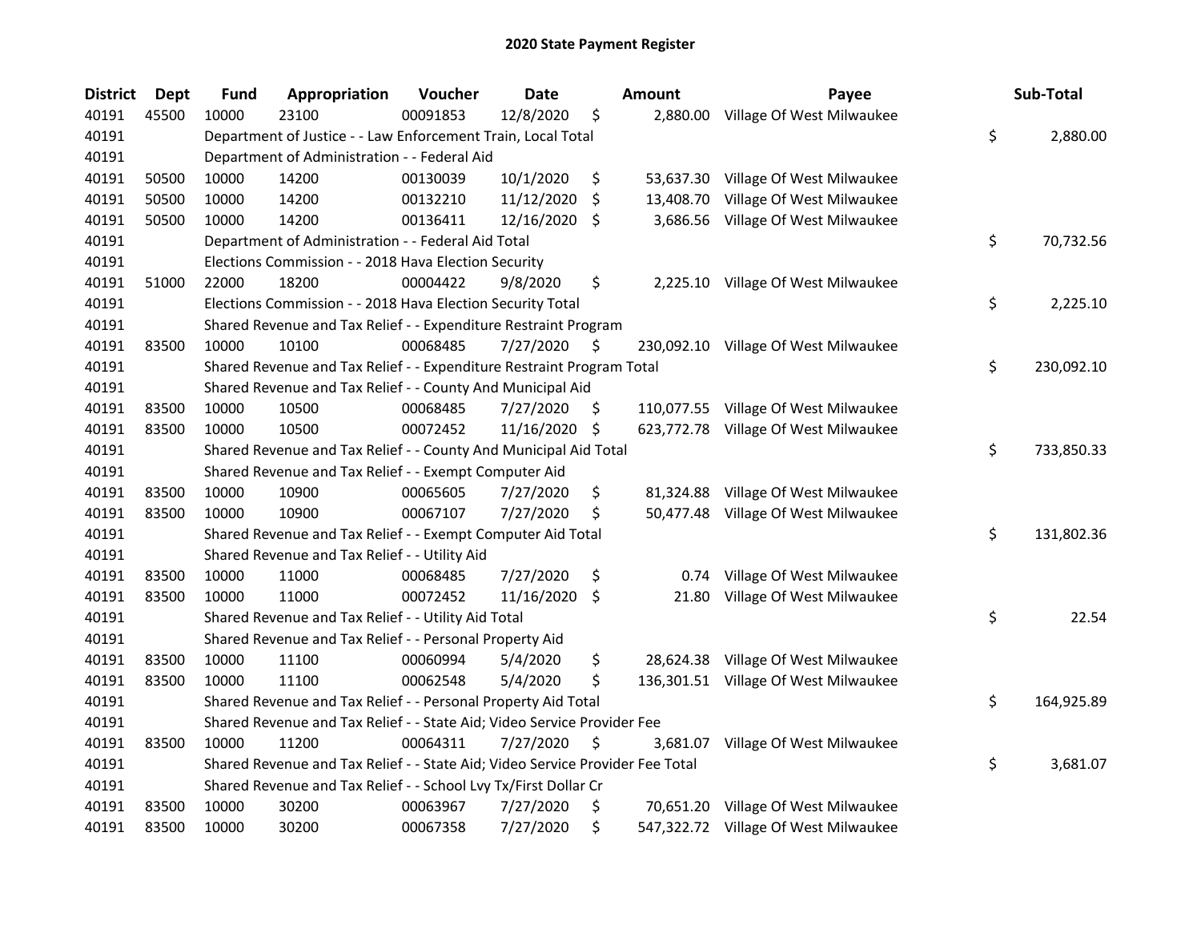# 2020 State Payment Register

| District | Dept | Fund | Appropriation | Voucher | Date | Amount | Payee | Sub-Total |
|---|---|---|---|---|---|---|---|---|
| 40191 | 45500 | 10000 | 23100 | 00091853 | 12/8/2020 | $ 2,880.00 | Village Of West Milwaukee | |
| 40191 | | Department of Justice - - Law Enforcement Train, Local Total | | | | | | $ 2,880.00 |
| 40191 | | Department of Administration - - Federal Aid | | | | | | |
| 40191 | 50500 | 10000 | 14200 | 00130039 | 10/1/2020 | $ 53,637.30 | Village Of West Milwaukee | |
| 40191 | 50500 | 10000 | 14200 | 00132210 | 11/12/2020 | $ 13,408.70 | Village Of West Milwaukee | |
| 40191 | 50500 | 10000 | 14200 | 00136411 | 12/16/2020 | $ 3,686.56 | Village Of West Milwaukee | |
| 40191 | | Department of Administration - - Federal Aid Total | | | | | | $ 70,732.56 |
| 40191 | | Elections Commission - - 2018 Hava Election Security | | | | | | |
| 40191 | 51000 | 22000 | 18200 | 00004422 | 9/8/2020 | $ 2,225.10 | Village Of West Milwaukee | |
| 40191 | | Elections Commission - - 2018 Hava Election Security Total | | | | | | $ 2,225.10 |
| 40191 | | Shared Revenue and Tax Relief - - Expenditure Restraint Program | | | | | | |
| 40191 | 83500 | 10000 | 10100 | 00068485 | 7/27/2020 | $ 230,092.10 | Village Of West Milwaukee | |
| 40191 | | Shared Revenue and Tax Relief - - Expenditure Restraint Program Total | | | | | | $ 230,092.10 |
| 40191 | | Shared Revenue and Tax Relief - - County And Municipal Aid | | | | | | |
| 40191 | 83500 | 10000 | 10500 | 00068485 | 7/27/2020 | $ 110,077.55 | Village Of West Milwaukee | |
| 40191 | 83500 | 10000 | 10500 | 00072452 | 11/16/2020 | $ 623,772.78 | Village Of West Milwaukee | |
| 40191 | | Shared Revenue and Tax Relief - - County And Municipal Aid Total | | | | | | $ 733,850.33 |
| 40191 | | Shared Revenue and Tax Relief - - Exempt Computer Aid | | | | | | |
| 40191 | 83500 | 10000 | 10900 | 00065605 | 7/27/2020 | $ 81,324.88 | Village Of West Milwaukee | |
| 40191 | 83500 | 10000 | 10900 | 00067107 | 7/27/2020 | $ 50,477.48 | Village Of West Milwaukee | |
| 40191 | | Shared Revenue and Tax Relief - - Exempt Computer Aid Total | | | | | | $ 131,802.36 |
| 40191 | | Shared Revenue and Tax Relief - - Utility Aid | | | | | | |
| 40191 | 83500 | 10000 | 11000 | 00068485 | 7/27/2020 | $ 0.74 | Village Of West Milwaukee | |
| 40191 | 83500 | 10000 | 11000 | 00072452 | 11/16/2020 | $ 21.80 | Village Of West Milwaukee | |
| 40191 | | Shared Revenue and Tax Relief - - Utility Aid Total | | | | | | $ 22.54 |
| 40191 | | Shared Revenue and Tax Relief - - Personal Property Aid | | | | | | |
| 40191 | 83500 | 10000 | 11100 | 00060994 | 5/4/2020 | $ 28,624.38 | Village Of West Milwaukee | |
| 40191 | 83500 | 10000 | 11100 | 00062548 | 5/4/2020 | $ 136,301.51 | Village Of West Milwaukee | |
| 40191 | | Shared Revenue and Tax Relief - - Personal Property Aid Total | | | | | | $ 164,925.89 |
| 40191 | | Shared Revenue and Tax Relief - - State Aid; Video Service Provider Fee | | | | | | |
| 40191 | 83500 | 10000 | 11200 | 00064311 | 7/27/2020 | $ 3,681.07 | Village Of West Milwaukee | |
| 40191 | | Shared Revenue and Tax Relief - - State Aid; Video Service Provider Fee Total | | | | | | $ 3,681.07 |
| 40191 | | Shared Revenue and Tax Relief - - School Lvy Tx/First Dollar Cr | | | | | | |
| 40191 | 83500 | 10000 | 30200 | 00063967 | 7/27/2020 | $ 70,651.20 | Village Of West Milwaukee | |
| 40191 | 83500 | 10000 | 30200 | 00067358 | 7/27/2020 | $ 547,322.72 | Village Of West Milwaukee | |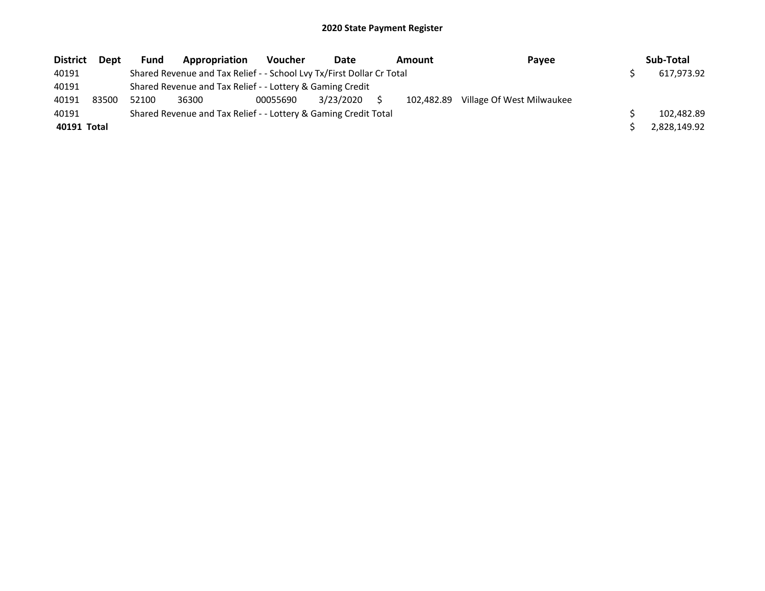# 2020 State Payment Register

| District | Dept | Fund | Appropriation | Voucher | Date | Amount | Payee | Sub-Total |
|---|---|---|---|---|---|---|---|---|
| 40191 | | Shared Revenue and Tax Relief - - School Lvy Tx/First Dollar Cr Total | | | | | | $ 617,973.92 |
| 40191 | | Shared Revenue and Tax Relief - - Lottery & Gaming Credit | | | | | | |
| 40191 | 83500 | 52100 | 36300 | 00055690 | 3/23/2020 | $ 102,482.89 | Village Of West Milwaukee | |
| 40191 | | Shared Revenue and Tax Relief - - Lottery & Gaming Credit Total | | | | | | $ 102,482.89 |
| **40191 Total** | | | | | | | | $ 2,828,149.92 |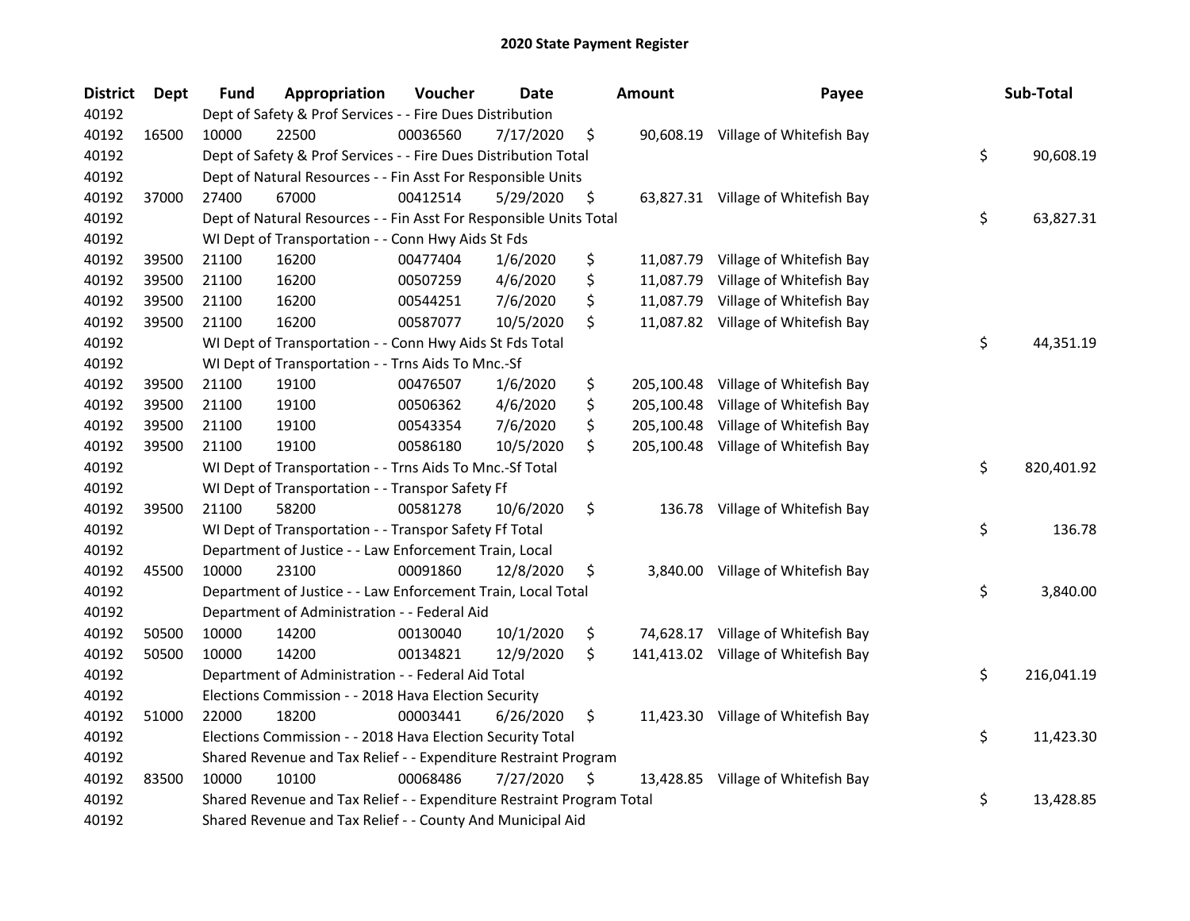# 2020 State Payment Register

| District | Dept | Fund | Appropriation | Voucher | Date | Amount | Payee | Sub-Total |
|---|---|---|---|---|---|---|---|---|
| 40192 | | Dept of Safety & Prof Services - - Fire Dues Distribution | | | | | | |
| 40192 | 16500 | 10000 | 22500 | 00036560 | 7/17/2020 | $ 90,608.19 | Village of Whitefish Bay | |
| 40192 | | Dept of Safety & Prof Services - - Fire Dues Distribution Total | | | | | | $ 90,608.19 |
| 40192 | | Dept of Natural Resources - - Fin Asst For Responsible Units | | | | | | |
| 40192 | 37000 | 27400 | 67000 | 00412514 | 5/29/2020 | $ 63,827.31 | Village of Whitefish Bay | |
| 40192 | | Dept of Natural Resources - - Fin Asst For Responsible Units Total | | | | | | $ 63,827.31 |
| 40192 | | WI Dept of Transportation - - Conn Hwy Aids St Fds | | | | | | |
| 40192 | 39500 | 21100 | 16200 | 00477404 | 1/6/2020 | $ 11,087.79 | Village of Whitefish Bay | |
| 40192 | 39500 | 21100 | 16200 | 00507259 | 4/6/2020 | $ 11,087.79 | Village of Whitefish Bay | |
| 40192 | 39500 | 21100 | 16200 | 00544251 | 7/6/2020 | $ 11,087.79 | Village of Whitefish Bay | |
| 40192 | 39500 | 21100 | 16200 | 00587077 | 10/5/2020 | $ 11,087.82 | Village of Whitefish Bay | |
| 40192 | | WI Dept of Transportation - - Conn Hwy Aids St Fds Total | | | | | | $ 44,351.19 |
| 40192 | | WI Dept of Transportation - - Trns Aids To Mnc.-Sf | | | | | | |
| 40192 | 39500 | 21100 | 19100 | 00476507 | 1/6/2020 | $ 205,100.48 | Village of Whitefish Bay | |
| 40192 | 39500 | 21100 | 19100 | 00506362 | 4/6/2020 | $ 205,100.48 | Village of Whitefish Bay | |
| 40192 | 39500 | 21100 | 19100 | 00543354 | 7/6/2020 | $ 205,100.48 | Village of Whitefish Bay | |
| 40192 | 39500 | 21100 | 19100 | 00586180 | 10/5/2020 | $ 205,100.48 | Village of Whitefish Bay | |
| 40192 | | WI Dept of Transportation - - Trns Aids To Mnc.-Sf Total | | | | | | $ 820,401.92 |
| 40192 | | WI Dept of Transportation - - Transpor Safety Ff | | | | | | |
| 40192 | 39500 | 21100 | 58200 | 00581278 | 10/6/2020 | $ 136.78 | Village of Whitefish Bay | |
| 40192 | | WI Dept of Transportation - - Transpor Safety Ff Total | | | | | | $ 136.78 |
| 40192 | | Department of Justice - - Law Enforcement Train, Local | | | | | | |
| 40192 | 45500 | 10000 | 23100 | 00091860 | 12/8/2020 | $ 3,840.00 | Village of Whitefish Bay | |
| 40192 | | Department of Justice - - Law Enforcement Train, Local Total | | | | | | $ 3,840.00 |
| 40192 | | Department of Administration - - Federal Aid | | | | | | |
| 40192 | 50500 | 10000 | 14200 | 00130040 | 10/1/2020 | $ 74,628.17 | Village of Whitefish Bay | |
| 40192 | 50500 | 10000 | 14200 | 00134821 | 12/9/2020 | $ 141,413.02 | Village of Whitefish Bay | |
| 40192 | | Department of Administration - - Federal Aid Total | | | | | | $ 216,041.19 |
| 40192 | | Elections Commission - - 2018 Hava Election Security | | | | | | |
| 40192 | 51000 | 22000 | 18200 | 00003441 | 6/26/2020 | $ 11,423.30 | Village of Whitefish Bay | |
| 40192 | | Elections Commission - - 2018 Hava Election Security Total | | | | | | $ 11,423.30 |
| 40192 | | Shared Revenue and Tax Relief - - Expenditure Restraint Program | | | | | | |
| 40192 | 83500 | 10000 | 10100 | 00068486 | 7/27/2020 | $ 13,428.85 | Village of Whitefish Bay | |
| 40192 | | Shared Revenue and Tax Relief - - Expenditure Restraint Program Total | | | | | | $ 13,428.85 |
| 40192 | | Shared Revenue and Tax Relief - - County And Municipal Aid | | | | | | |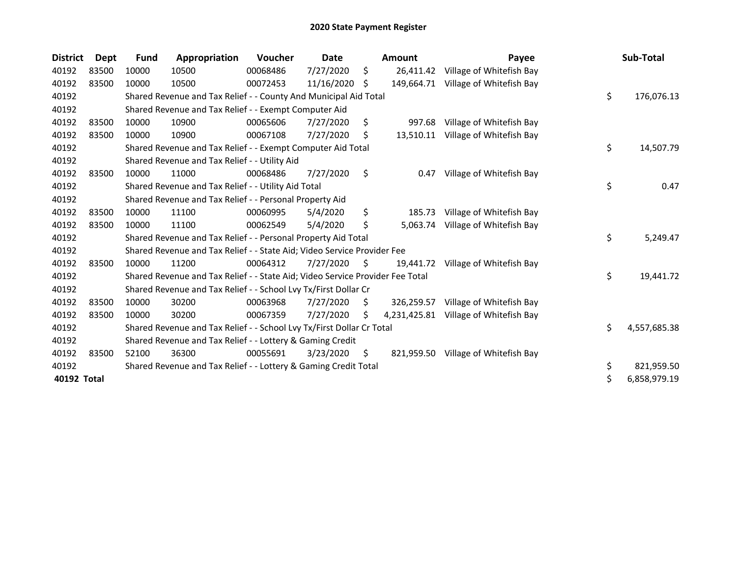# 2020 State Payment Register

| District | Dept | Fund | Appropriation | Voucher | Date | Amount | Payee | Sub-Total |
|---|---|---|---|---|---|---|---|---|
| 40192 | 83500 | 10000 | 10500 | 00068486 | 7/27/2020 | $ 26,411.42 | Village of Whitefish Bay | |
| 40192 | 83500 | 10000 | 10500 | 00072453 | 11/16/2020 | $ 149,664.71 | Village of Whitefish Bay | |
| 40192 | | Shared Revenue and Tax Relief - - County And Municipal Aid Total | | | | | | $ 176,076.13 |
| 40192 | | Shared Revenue and Tax Relief - - Exempt Computer Aid | | | | | | |
| 40192 | 83500 | 10000 | 10900 | 00065606 | 7/27/2020 | $ 997.68 | Village of Whitefish Bay | |
| 40192 | 83500 | 10000 | 10900 | 00067108 | 7/27/2020 | $ 13,510.11 | Village of Whitefish Bay | |
| 40192 | | Shared Revenue and Tax Relief - - Exempt Computer Aid Total | | | | | | $ 14,507.79 |
| 40192 | | Shared Revenue and Tax Relief - - Utility Aid | | | | | | |
| 40192 | 83500 | 10000 | 11000 | 00068486 | 7/27/2020 | $ 0.47 | Village of Whitefish Bay | |
| 40192 | | Shared Revenue and Tax Relief - - Utility Aid Total | | | | | | $ 0.47 |
| 40192 | | Shared Revenue and Tax Relief - - Personal Property Aid | | | | | | |
| 40192 | 83500 | 10000 | 11100 | 00060995 | 5/4/2020 | $ 185.73 | Village of Whitefish Bay | |
| 40192 | 83500 | 10000 | 11100 | 00062549 | 5/4/2020 | $ 5,063.74 | Village of Whitefish Bay | |
| 40192 | | Shared Revenue and Tax Relief - - Personal Property Aid Total | | | | | | $ 5,249.47 |
| 40192 | | Shared Revenue and Tax Relief - - State Aid; Video Service Provider Fee | | | | | | |
| 40192 | 83500 | 10000 | 11200 | 00064312 | 7/27/2020 | $ 19,441.72 | Village of Whitefish Bay | |
| 40192 | | Shared Revenue and Tax Relief - - State Aid; Video Service Provider Fee Total | | | | | | $ 19,441.72 |
| 40192 | | Shared Revenue and Tax Relief - - School Lvy Tx/First Dollar Cr | | | | | | |
| 40192 | 83500 | 10000 | 30200 | 00063968 | 7/27/2020 | $ 326,259.57 | Village of Whitefish Bay | |
| 40192 | 83500 | 10000 | 30200 | 00067359 | 7/27/2020 | $ 4,231,425.81 | Village of Whitefish Bay | |
| 40192 | | Shared Revenue and Tax Relief - - School Lvy Tx/First Dollar Cr Total | | | | | | $ 4,557,685.38 |
| 40192 | | Shared Revenue and Tax Relief - - Lottery & Gaming Credit | | | | | | |
| 40192 | 83500 | 52100 | 36300 | 00055691 | 3/23/2020 | $ 821,959.50 | Village of Whitefish Bay | |
| 40192 | | Shared Revenue and Tax Relief - - Lottery & Gaming Credit Total | | | | | | $ 821,959.50 |
| **40192 Total** | | | | | | | | $ 6,858,979.19 |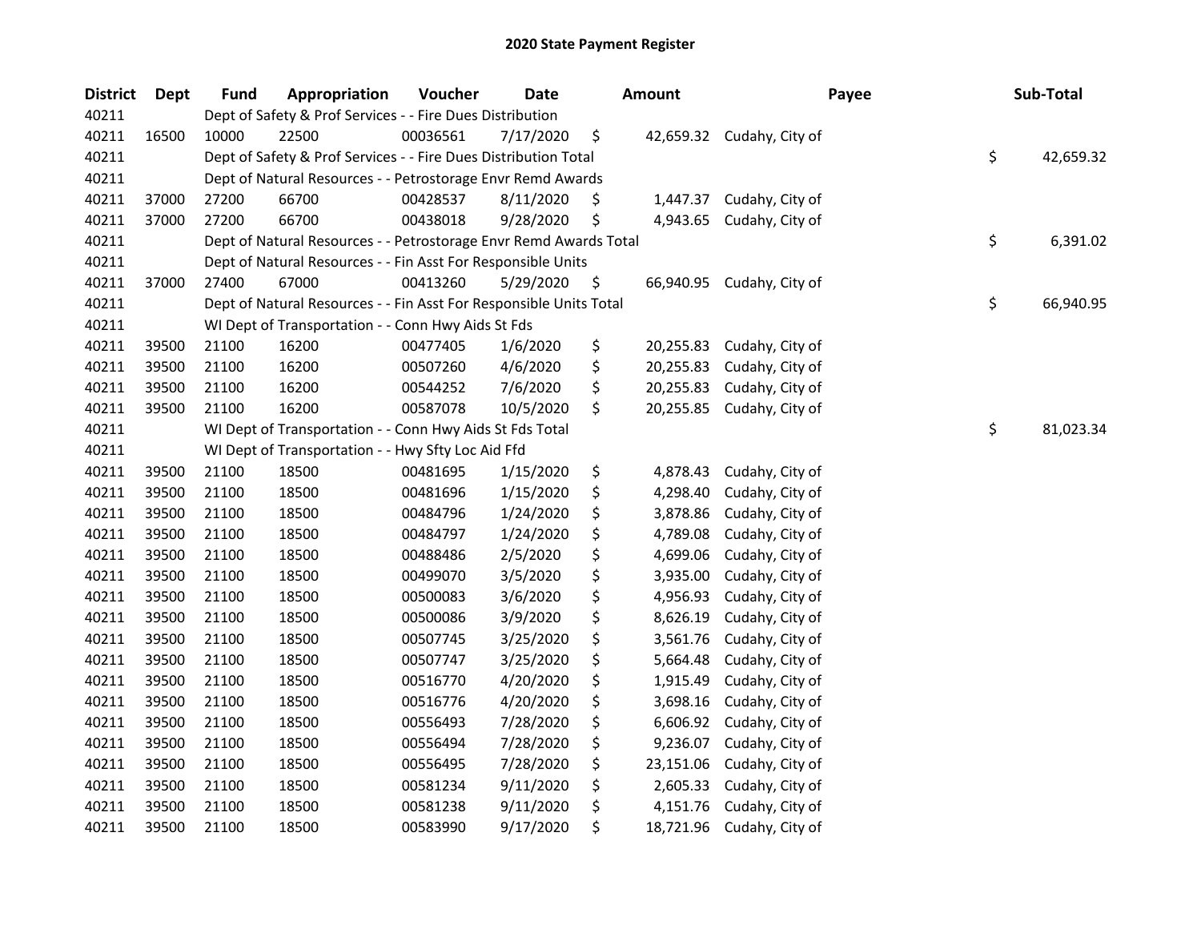# 2020 State Payment Register

| District | Dept | Fund | Appropriation | Voucher | Date | Amount | Payee | Sub-Total |
|---|---|---|---|---|---|---|---|---|
| 40211 | | Dept of Safety & Prof Services - - Fire Dues Distribution | | | | | | |
| 40211 | 16500 | 10000 | 22500 | 00036561 | 7/17/2020 | $ 42,659.32 | Cudahy, City of | |
| 40211 | | Dept of Safety & Prof Services - - Fire Dues Distribution Total | | | | | | $ 42,659.32 |
| 40211 | | Dept of Natural Resources - - Petrostorage Envr Remd Awards | | | | | | |
| 40211 | 37000 | 27200 | 66700 | 00428537 | 8/11/2020 | $ 1,447.37 | Cudahy, City of | |
| 40211 | 37000 | 27200 | 66700 | 00438018 | 9/28/2020 | $ 4,943.65 | Cudahy, City of | |
| 40211 | | Dept of Natural Resources - - Petrostorage Envr Remd Awards Total | | | | | | $ 6,391.02 |
| 40211 | | Dept of Natural Resources - - Fin Asst For Responsible Units | | | | | | |
| 40211 | 37000 | 27400 | 67000 | 00413260 | 5/29/2020 | $ 66,940.95 | Cudahy, City of | |
| 40211 | | Dept of Natural Resources - - Fin Asst For Responsible Units Total | | | | | | $ 66,940.95 |
| 40211 | | WI Dept of Transportation - - Conn Hwy Aids St Fds | | | | | | |
| 40211 | 39500 | 21100 | 16200 | 00477405 | 1/6/2020 | $ 20,255.83 | Cudahy, City of | |
| 40211 | 39500 | 21100 | 16200 | 00507260 | 4/6/2020 | $ 20,255.83 | Cudahy, City of | |
| 40211 | 39500 | 21100 | 16200 | 00544252 | 7/6/2020 | $ 20,255.83 | Cudahy, City of | |
| 40211 | 39500 | 21100 | 16200 | 00587078 | 10/5/2020 | $ 20,255.85 | Cudahy, City of | |
| 40211 | | WI Dept of Transportation - - Conn Hwy Aids St Fds Total | | | | | | $ 81,023.34 |
| 40211 | | WI Dept of Transportation - - Hwy Sfty Loc Aid Ffd | | | | | | |
| 40211 | 39500 | 21100 | 18500 | 00481695 | 1/15/2020 | $ 4,878.43 | Cudahy, City of | |
| 40211 | 39500 | 21100 | 18500 | 00481696 | 1/15/2020 | $ 4,298.40 | Cudahy, City of | |
| 40211 | 39500 | 21100 | 18500 | 00484796 | 1/24/2020 | $ 3,878.86 | Cudahy, City of | |
| 40211 | 39500 | 21100 | 18500 | 00484797 | 1/24/2020 | $ 4,789.08 | Cudahy, City of | |
| 40211 | 39500 | 21100 | 18500 | 00488486 | 2/5/2020 | $ 4,699.06 | Cudahy, City of | |
| 40211 | 39500 | 21100 | 18500 | 00499070 | 3/5/2020 | $ 3,935.00 | Cudahy, City of | |
| 40211 | 39500 | 21100 | 18500 | 00500083 | 3/6/2020 | $ 4,956.93 | Cudahy, City of | |
| 40211 | 39500 | 21100 | 18500 | 00500086 | 3/9/2020 | $ 8,626.19 | Cudahy, City of | |
| 40211 | 39500 | 21100 | 18500 | 00507745 | 3/25/2020 | $ 3,561.76 | Cudahy, City of | |
| 40211 | 39500 | 21100 | 18500 | 00507747 | 3/25/2020 | $ 5,664.48 | Cudahy, City of | |
| 40211 | 39500 | 21100 | 18500 | 00516770 | 4/20/2020 | $ 1,915.49 | Cudahy, City of | |
| 40211 | 39500 | 21100 | 18500 | 00516776 | 4/20/2020 | $ 3,698.16 | Cudahy, City of | |
| 40211 | 39500 | 21100 | 18500 | 00556493 | 7/28/2020 | $ 6,606.92 | Cudahy, City of | |
| 40211 | 39500 | 21100 | 18500 | 00556494 | 7/28/2020 | $ 9,236.07 | Cudahy, City of | |
| 40211 | 39500 | 21100 | 18500 | 00556495 | 7/28/2020 | $ 23,151.06 | Cudahy, City of | |
| 40211 | 39500 | 21100 | 18500 | 00581234 | 9/11/2020 | $ 2,605.33 | Cudahy, City of | |
| 40211 | 39500 | 21100 | 18500 | 00581238 | 9/11/2020 | $ 4,151.76 | Cudahy, City of | |
| 40211 | 39500 | 21100 | 18500 | 00583990 | 9/17/2020 | $ 18,721.96 | Cudahy, City of | |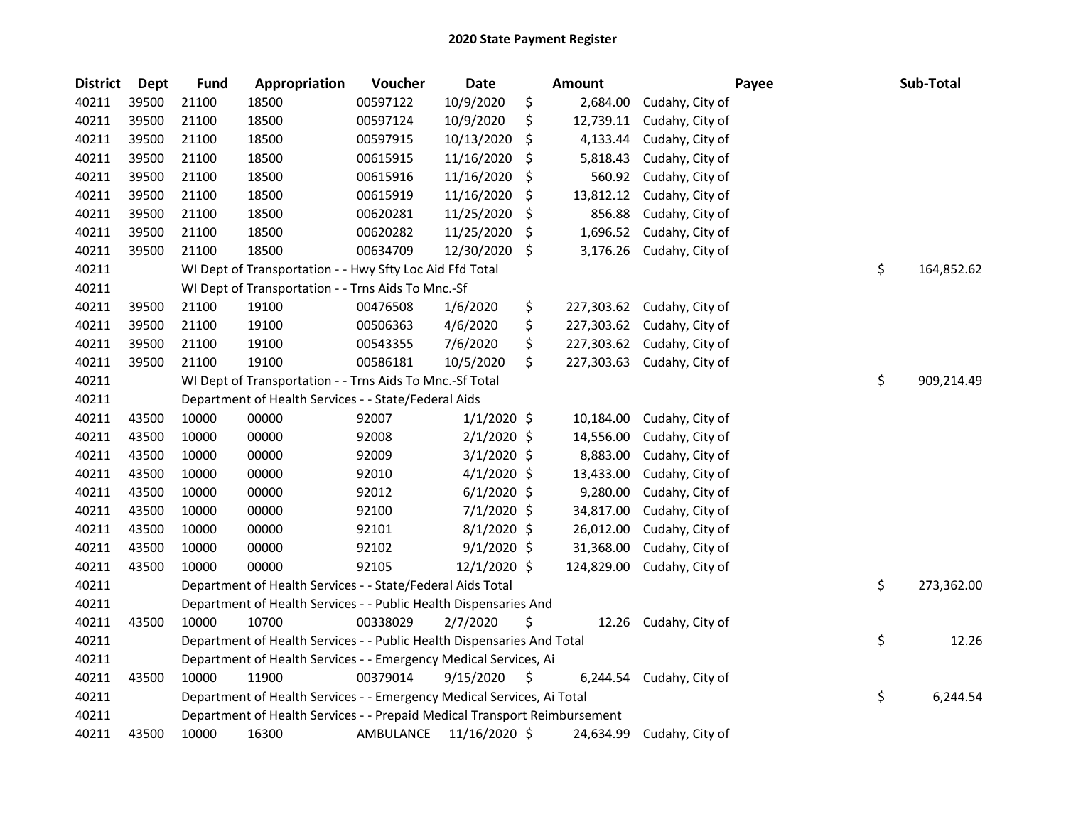# 2020 State Payment Register

| District | Dept | Fund | Appropriation | Voucher | Date | Amount | Payee | Sub-Total |
|---|---|---|---|---|---|---|---|---|
| 40211 | 39500 | 21100 | 18500 | 00597122 | 10/9/2020 | $ 2,684.00 | Cudahy, City of | |
| 40211 | 39500 | 21100 | 18500 | 00597124 | 10/9/2020 | $ 12,739.11 | Cudahy, City of | |
| 40211 | 39500 | 21100 | 18500 | 00597915 | 10/13/2020 | $ 4,133.44 | Cudahy, City of | |
| 40211 | 39500 | 21100 | 18500 | 00615915 | 11/16/2020 | $ 5,818.43 | Cudahy, City of | |
| 40211 | 39500 | 21100 | 18500 | 00615916 | 11/16/2020 | $ 560.92 | Cudahy, City of | |
| 40211 | 39500 | 21100 | 18500 | 00615919 | 11/16/2020 | $ 13,812.12 | Cudahy, City of | |
| 40211 | 39500 | 21100 | 18500 | 00620281 | 11/25/2020 | $ 856.88 | Cudahy, City of | |
| 40211 | 39500 | 21100 | 18500 | 00620282 | 11/25/2020 | $ 1,696.52 | Cudahy, City of | |
| 40211 | 39500 | 21100 | 18500 | 00634709 | 12/30/2020 | $ 3,176.26 | Cudahy, City of | |
| 40211 | | WI Dept of Transportation - - Hwy Sfty Loc Aid Ffd Total | | | | | | $ 164,852.62 |
| 40211 | | WI Dept of Transportation - - Trns Aids To Mnc.-Sf | | | | | | |
| 40211 | 39500 | 21100 | 19100 | 00476508 | 1/6/2020 | $ 227,303.62 | Cudahy, City of | |
| 40211 | 39500 | 21100 | 19100 | 00506363 | 4/6/2020 | $ 227,303.62 | Cudahy, City of | |
| 40211 | 39500 | 21100 | 19100 | 00543355 | 7/6/2020 | $ 227,303.62 | Cudahy, City of | |
| 40211 | 39500 | 21100 | 19100 | 00586181 | 10/5/2020 | $ 227,303.63 | Cudahy, City of | |
| 40211 | | WI Dept of Transportation - - Trns Aids To Mnc.-Sf Total | | | | | | $ 909,214.49 |
| 40211 | | Department of Health Services - - State/Federal Aids | | | | | | |
| 40211 | 43500 | 10000 | 00000 | 92007 | 1/1/2020 | $ 10,184.00 | Cudahy, City of | |
| 40211 | 43500 | 10000 | 00000 | 92008 | 2/1/2020 | $ 14,556.00 | Cudahy, City of | |
| 40211 | 43500 | 10000 | 00000 | 92009 | 3/1/2020 | $ 8,883.00 | Cudahy, City of | |
| 40211 | 43500 | 10000 | 00000 | 92010 | 4/1/2020 | $ 13,433.00 | Cudahy, City of | |
| 40211 | 43500 | 10000 | 00000 | 92012 | 6/1/2020 | $ 9,280.00 | Cudahy, City of | |
| 40211 | 43500 | 10000 | 00000 | 92100 | 7/1/2020 | $ 34,817.00 | Cudahy, City of | |
| 40211 | 43500 | 10000 | 00000 | 92101 | 8/1/2020 | $ 26,012.00 | Cudahy, City of | |
| 40211 | 43500 | 10000 | 00000 | 92102 | 9/1/2020 | $ 31,368.00 | Cudahy, City of | |
| 40211 | 43500 | 10000 | 00000 | 92105 | 12/1/2020 | $ 124,829.00 | Cudahy, City of | |
| 40211 | | Department of Health Services - - State/Federal Aids Total | | | | | | $ 273,362.00 |
| 40211 | | Department of Health Services - - Public Health Dispensaries And | | | | | | |
| 40211 | 43500 | 10000 | 10700 | 00338029 | 2/7/2020 | $ 12.26 | Cudahy, City of | |
| 40211 | | Department of Health Services - - Public Health Dispensaries And Total | | | | | | $ 12.26 |
| 40211 | | Department of Health Services - - Emergency Medical Services, Ai | | | | | | |
| 40211 | 43500 | 10000 | 11900 | 00379014 | 9/15/2020 | $ 6,244.54 | Cudahy, City of | |
| 40211 | | Department of Health Services - - Emergency Medical Services, Ai Total | | | | | | $ 6,244.54 |
| 40211 | | Department of Health Services - - Prepaid Medical Transport Reimbursement | | | | | | |
| 40211 | 43500 | 10000 | 16300 | AMBULANCE | 11/16/2020 | $ 24,634.99 | Cudahy, City of | |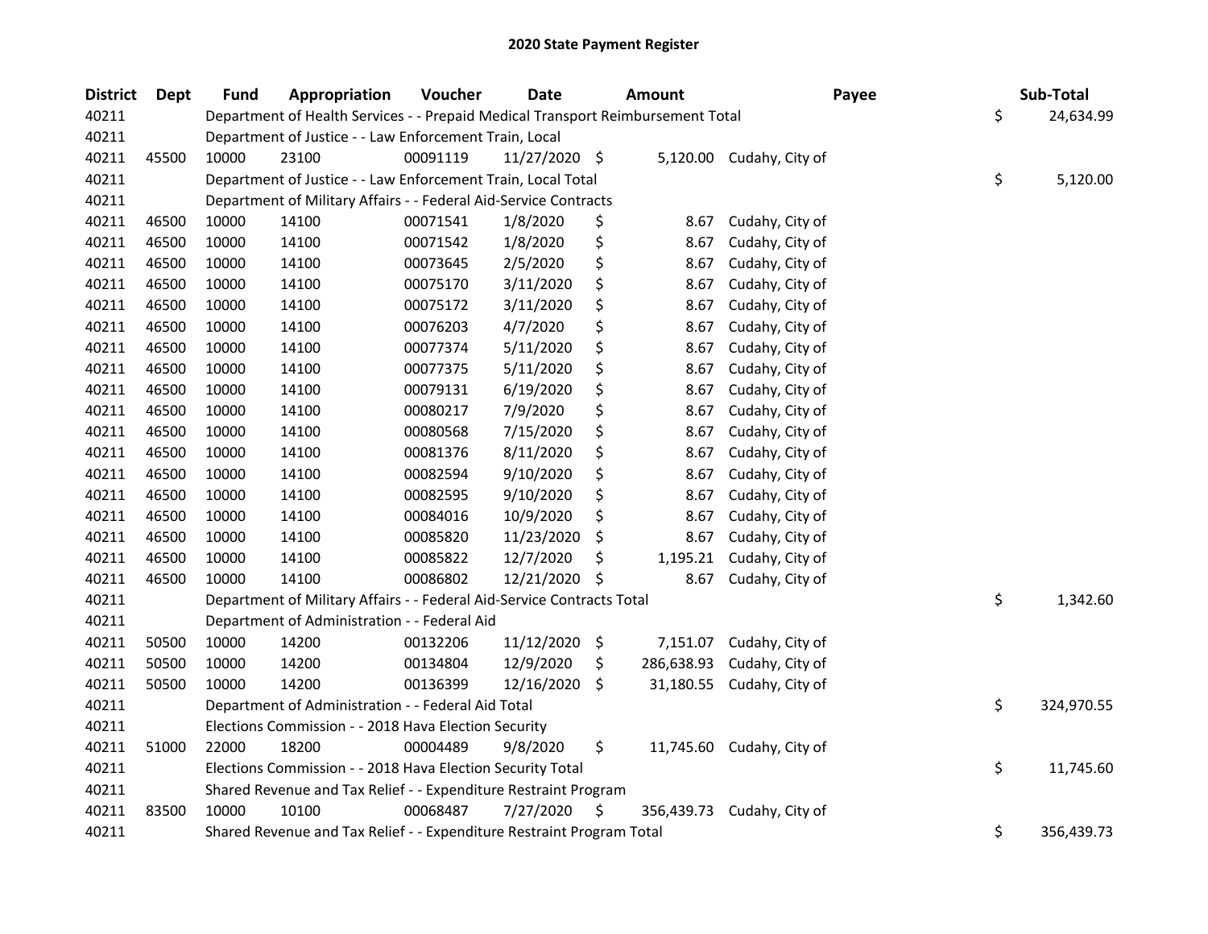# 2020 State Payment Register

| District | Dept | Fund | Appropriation | Voucher | Date | Amount | Payee | Sub-Total |
|---|---|---|---|---|---|---|---|---|
| 40211 | | Department of Health Services - - Prepaid Medical Transport Reimbursement Total | | | | | | $ 24,634.99 |
| 40211 | | Department of Justice - - Law Enforcement Train, Local | | | | | | |
| 40211 | 45500 | 10000 | 23100 | 00091119 | 11/27/2020 | $ 5,120.00 | Cudahy, City of | |
| 40211 | | Department of Justice - - Law Enforcement Train, Local Total | | | | | | $ 5,120.00 |
| 40211 | | Department of Military Affairs - - Federal Aid-Service Contracts | | | | | | |
| 40211 | 46500 | 10000 | 14100 | 00071541 | 1/8/2020 | $ 8.67 | Cudahy, City of | |
| 40211 | 46500 | 10000 | 14100 | 00071542 | 1/8/2020 | $ 8.67 | Cudahy, City of | |
| 40211 | 46500 | 10000 | 14100 | 00073645 | 2/5/2020 | $ 8.67 | Cudahy, City of | |
| 40211 | 46500 | 10000 | 14100 | 00075170 | 3/11/2020 | $ 8.67 | Cudahy, City of | |
| 40211 | 46500 | 10000 | 14100 | 00075172 | 3/11/2020 | $ 8.67 | Cudahy, City of | |
| 40211 | 46500 | 10000 | 14100 | 00076203 | 4/7/2020 | $ 8.67 | Cudahy, City of | |
| 40211 | 46500 | 10000 | 14100 | 00077374 | 5/11/2020 | $ 8.67 | Cudahy, City of | |
| 40211 | 46500 | 10000 | 14100 | 00077375 | 5/11/2020 | $ 8.67 | Cudahy, City of | |
| 40211 | 46500 | 10000 | 14100 | 00079131 | 6/19/2020 | $ 8.67 | Cudahy, City of | |
| 40211 | 46500 | 10000 | 14100 | 00080217 | 7/9/2020 | $ 8.67 | Cudahy, City of | |
| 40211 | 46500 | 10000 | 14100 | 00080568 | 7/15/2020 | $ 8.67 | Cudahy, City of | |
| 40211 | 46500 | 10000 | 14100 | 00081376 | 8/11/2020 | $ 8.67 | Cudahy, City of | |
| 40211 | 46500 | 10000 | 14100 | 00082594 | 9/10/2020 | $ 8.67 | Cudahy, City of | |
| 40211 | 46500 | 10000 | 14100 | 00082595 | 9/10/2020 | $ 8.67 | Cudahy, City of | |
| 40211 | 46500 | 10000 | 14100 | 00084016 | 10/9/2020 | $ 8.67 | Cudahy, City of | |
| 40211 | 46500 | 10000 | 14100 | 00085820 | 11/23/2020 | $ 8.67 | Cudahy, City of | |
| 40211 | 46500 | 10000 | 14100 | 00085822 | 12/7/2020 | $ 1,195.21 | Cudahy, City of | |
| 40211 | 46500 | 10000 | 14100 | 00086802 | 12/21/2020 | $ 8.67 | Cudahy, City of | |
| 40211 | | Department of Military Affairs - - Federal Aid-Service Contracts Total | | | | | | $ 1,342.60 |
| 40211 | | Department of Administration - - Federal Aid | | | | | | |
| 40211 | 50500 | 10000 | 14200 | 00132206 | 11/12/2020 | $ 7,151.07 | Cudahy, City of | |
| 40211 | 50500 | 10000 | 14200 | 00134804 | 12/9/2020 | $ 286,638.93 | Cudahy, City of | |
| 40211 | 50500 | 10000 | 14200 | 00136399 | 12/16/2020 | $ 31,180.55 | Cudahy, City of | |
| 40211 | | Department of Administration - - Federal Aid Total | | | | | | $ 324,970.55 |
| 40211 | | Elections Commission - - 2018 Hava Election Security | | | | | | |
| 40211 | 51000 | 22000 | 18200 | 00004489 | 9/8/2020 | $ 11,745.60 | Cudahy, City of | |
| 40211 | | Elections Commission - - 2018 Hava Election Security Total | | | | | | $ 11,745.60 |
| 40211 | | Shared Revenue and Tax Relief - - Expenditure Restraint Program | | | | | | |
| 40211 | 83500 | 10000 | 10100 | 00068487 | 7/27/2020 | $ 356,439.73 | Cudahy, City of | |
| 40211 | | Shared Revenue and Tax Relief - - Expenditure Restraint Program Total | | | | | | $ 356,439.73 |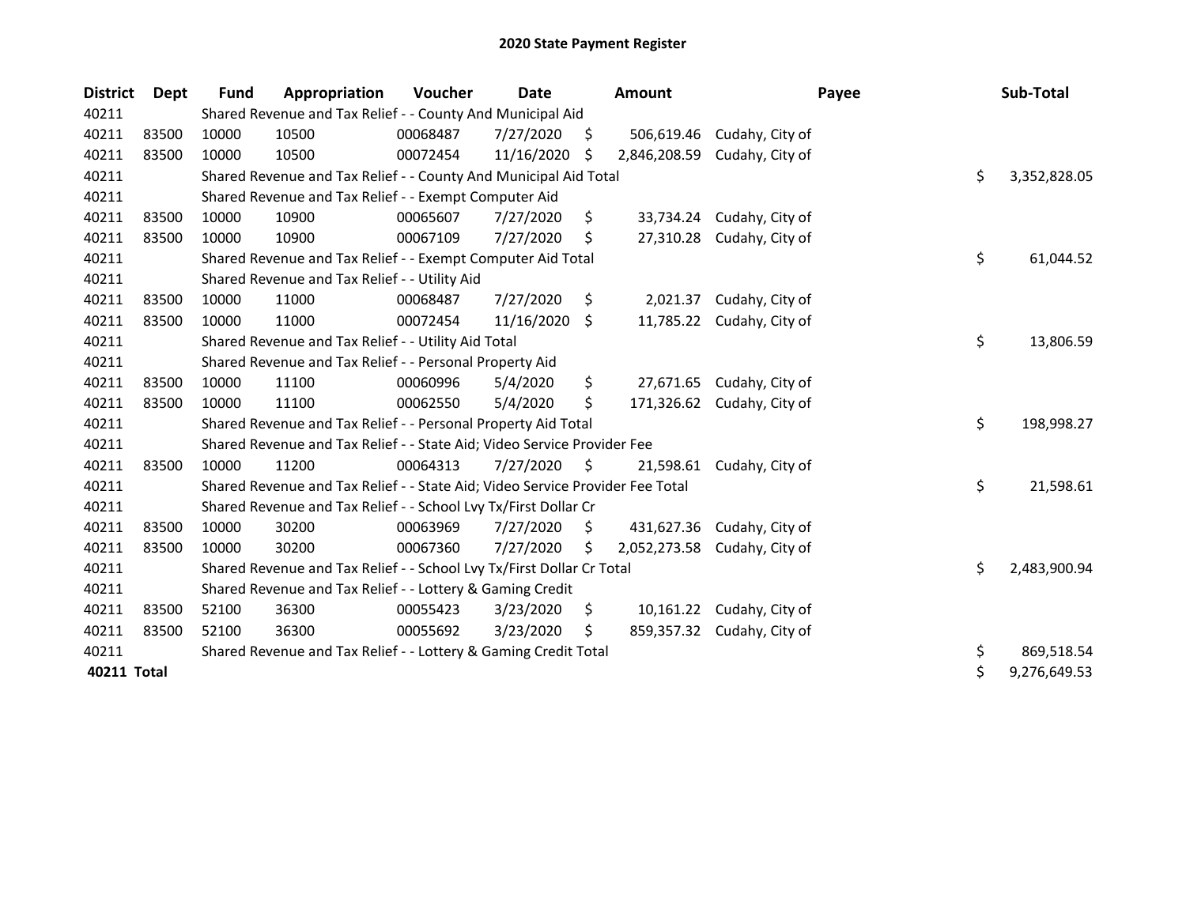# 2020 State Payment Register

| District | Dept | Fund | Appropriation | Voucher | Date | Amount | Payee | Sub-Total |
|---|---|---|---|---|---|---|---|---|
| 40211 | | Shared Revenue and Tax Relief - - County And Municipal Aid | | | | | | |
| 40211 | 83500 | 10000 | 10500 | 00068487 | 7/27/2020 | $ 506,619.46 | Cudahy, City of | |
| 40211 | 83500 | 10000 | 10500 | 00072454 | 11/16/2020 | $ 2,846,208.59 | Cudahy, City of | |
| 40211 | | Shared Revenue and Tax Relief - - County And Municipal Aid Total | | | | | | $ 3,352,828.05 |
| 40211 | | Shared Revenue and Tax Relief - - Exempt Computer Aid | | | | | | |
| 40211 | 83500 | 10000 | 10900 | 00065607 | 7/27/2020 | $ 33,734.24 | Cudahy, City of | |
| 40211 | 83500 | 10000 | 10900 | 00067109 | 7/27/2020 | $ 27,310.28 | Cudahy, City of | |
| 40211 | | Shared Revenue and Tax Relief - - Exempt Computer Aid Total | | | | | | $ 61,044.52 |
| 40211 | | Shared Revenue and Tax Relief - - Utility Aid | | | | | | |
| 40211 | 83500 | 10000 | 11000 | 00068487 | 7/27/2020 | $ 2,021.37 | Cudahy, City of | |
| 40211 | 83500 | 10000 | 11000 | 00072454 | 11/16/2020 | $ 11,785.22 | Cudahy, City of | |
| 40211 | | Shared Revenue and Tax Relief - - Utility Aid Total | | | | | | $ 13,806.59 |
| 40211 | | Shared Revenue and Tax Relief - - Personal Property Aid | | | | | | |
| 40211 | 83500 | 10000 | 11100 | 00060996 | 5/4/2020 | $ 27,671.65 | Cudahy, City of | |
| 40211 | 83500 | 10000 | 11100 | 00062550 | 5/4/2020 | $ 171,326.62 | Cudahy, City of | |
| 40211 | | Shared Revenue and Tax Relief - - Personal Property Aid Total | | | | | | $ 198,998.27 |
| 40211 | | Shared Revenue and Tax Relief - - State Aid; Video Service Provider Fee | | | | | | |
| 40211 | 83500 | 10000 | 11200 | 00064313 | 7/27/2020 | $ 21,598.61 | Cudahy, City of | |
| 40211 | | Shared Revenue and Tax Relief - - State Aid; Video Service Provider Fee Total | | | | | | $ 21,598.61 |
| 40211 | | Shared Revenue and Tax Relief - - School Lvy Tx/First Dollar Cr | | | | | | |
| 40211 | 83500 | 10000 | 30200 | 00063969 | 7/27/2020 | $ 431,627.36 | Cudahy, City of | |
| 40211 | 83500 | 10000 | 30200 | 00067360 | 7/27/2020 | $ 2,052,273.58 | Cudahy, City of | |
| 40211 | | Shared Revenue and Tax Relief - - School Lvy Tx/First Dollar Cr Total | | | | | | $ 2,483,900.94 |
| 40211 | | Shared Revenue and Tax Relief - - Lottery & Gaming Credit | | | | | | |
| 40211 | 83500 | 52100 | 36300 | 00055423 | 3/23/2020 | $ 10,161.22 | Cudahy, City of | |
| 40211 | 83500 | 52100 | 36300 | 00055692 | 3/23/2020 | $ 859,357.32 | Cudahy, City of | |
| 40211 | | Shared Revenue and Tax Relief - - Lottery & Gaming Credit Total | | | | | | $ 869,518.54 |
| **40211 Total** | | | | | | | | $ 9,276,649.53 |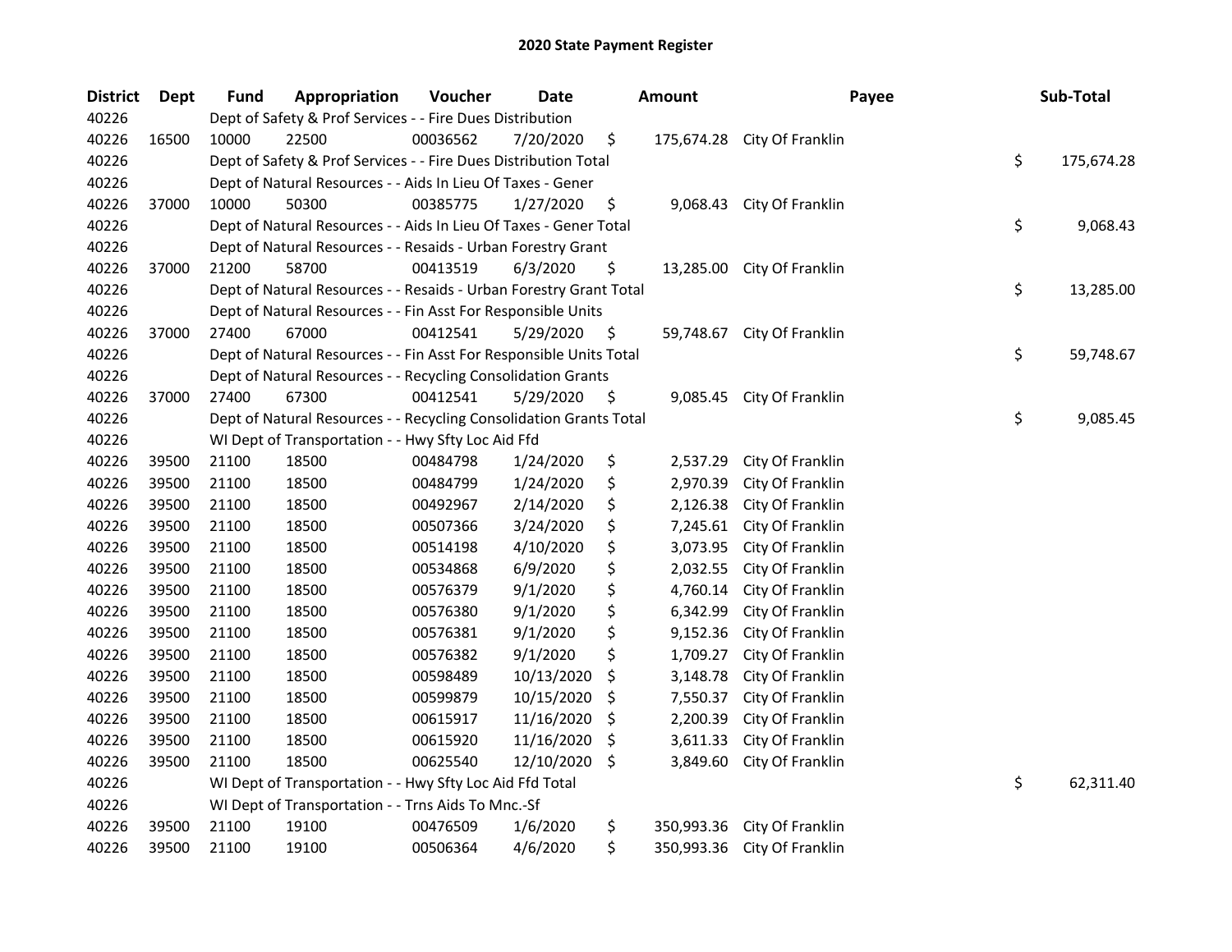# 2020 State Payment Register

| District | Dept | Fund | Appropriation | Voucher | Date | Amount | Payee | Sub-Total |
|---|---|---|---|---|---|---|---|---|
| 40226 | | Dept of Safety & Prof Services - - Fire Dues Distribution | | | | | | |
| 40226 | 16500 | 10000 | 22500 | 00036562 | 7/20/2020 | $ 175,674.28 | City Of Franklin | |
| 40226 | | Dept of Safety & Prof Services - - Fire Dues Distribution Total | | | | | | $ 175,674.28 |
| 40226 | | Dept of Natural Resources - - Aids In Lieu Of Taxes - Gener | | | | | | |
| 40226 | 37000 | 10000 | 50300 | 00385775 | 1/27/2020 | $ 9,068.43 | City Of Franklin | |
| 40226 | | Dept of Natural Resources - - Aids In Lieu Of Taxes - Gener Total | | | | | | $ 9,068.43 |
| 40226 | | Dept of Natural Resources - - Resaids - Urban Forestry Grant | | | | | | |
| 40226 | 37000 | 21200 | 58700 | 00413519 | 6/3/2020 | $ 13,285.00 | City Of Franklin | |
| 40226 | | Dept of Natural Resources - - Resaids - Urban Forestry Grant Total | | | | | | $ 13,285.00 |
| 40226 | | Dept of Natural Resources - - Fin Asst For Responsible Units | | | | | | |
| 40226 | 37000 | 27400 | 67000 | 00412541 | 5/29/2020 | $ 59,748.67 | City Of Franklin | |
| 40226 | | Dept of Natural Resources - - Fin Asst For Responsible Units Total | | | | | | $ 59,748.67 |
| 40226 | | Dept of Natural Resources - - Recycling Consolidation Grants | | | | | | |
| 40226 | 37000 | 27400 | 67300 | 00412541 | 5/29/2020 | $ 9,085.45 | City Of Franklin | |
| 40226 | | Dept of Natural Resources - - Recycling Consolidation Grants Total | | | | | | $ 9,085.45 |
| 40226 | | WI Dept of Transportation - - Hwy Sfty Loc Aid Ffd | | | | | | |
| 40226 | 39500 | 21100 | 18500 | 00484798 | 1/24/2020 | $ 2,537.29 | City Of Franklin | |
| 40226 | 39500 | 21100 | 18500 | 00484799 | 1/24/2020 | $ 2,970.39 | City Of Franklin | |
| 40226 | 39500 | 21100 | 18500 | 00492967 | 2/14/2020 | $ 2,126.38 | City Of Franklin | |
| 40226 | 39500 | 21100 | 18500 | 00507366 | 3/24/2020 | $ 7,245.61 | City Of Franklin | |
| 40226 | 39500 | 21100 | 18500 | 00514198 | 4/10/2020 | $ 3,073.95 | City Of Franklin | |
| 40226 | 39500 | 21100 | 18500 | 00534868 | 6/9/2020 | $ 2,032.55 | City Of Franklin | |
| 40226 | 39500 | 21100 | 18500 | 00576379 | 9/1/2020 | $ 4,760.14 | City Of Franklin | |
| 40226 | 39500 | 21100 | 18500 | 00576380 | 9/1/2020 | $ 6,342.99 | City Of Franklin | |
| 40226 | 39500 | 21100 | 18500 | 00576381 | 9/1/2020 | $ 9,152.36 | City Of Franklin | |
| 40226 | 39500 | 21100 | 18500 | 00576382 | 9/1/2020 | $ 1,709.27 | City Of Franklin | |
| 40226 | 39500 | 21100 | 18500 | 00598489 | 10/13/2020 | $ 3,148.78 | City Of Franklin | |
| 40226 | 39500 | 21100 | 18500 | 00599879 | 10/15/2020 | $ 7,550.37 | City Of Franklin | |
| 40226 | 39500 | 21100 | 18500 | 00615917 | 11/16/2020 | $ 2,200.39 | City Of Franklin | |
| 40226 | 39500 | 21100 | 18500 | 00615920 | 11/16/2020 | $ 3,611.33 | City Of Franklin | |
| 40226 | 39500 | 21100 | 18500 | 00625540 | 12/10/2020 | $ 3,849.60 | City Of Franklin | |
| 40226 | | WI Dept of Transportation - - Hwy Sfty Loc Aid Ffd Total | | | | | | $ 62,311.40 |
| 40226 | | WI Dept of Transportation - - Trns Aids To Mnc.-Sf | | | | | | |
| 40226 | 39500 | 21100 | 19100 | 00476509 | 1/6/2020 | $ 350,993.36 | City Of Franklin | |
| 40226 | 39500 | 21100 | 19100 | 00506364 | 4/6/2020 | $ 350,993.36 | City Of Franklin | |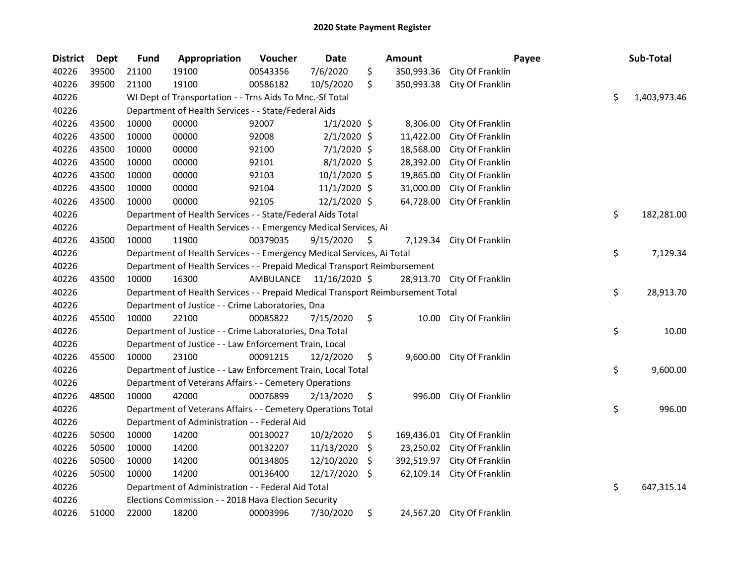# 2020 State Payment Register

| District | Dept | Fund | Appropriation | Voucher | Date | Amount | Payee | Sub-Total |
|---|---|---|---|---|---|---|---|---|
| 40226 | 39500 | 21100 | 19100 | 00543356 | 7/6/2020 | $ 350,993.36 | City Of Franklin | |
| 40226 | 39500 | 21100 | 19100 | 00586182 | 10/5/2020 | $ 350,993.38 | City Of Franklin | |
| 40226 | | WI Dept of Transportation - - Trns Aids To Mnc.-Sf Total | | | | | | $ 1,403,973.46 |
| 40226 | | Department of Health Services - - State/Federal Aids | | | | | | |
| 40226 | 43500 | 10000 | 00000 | 92007 | 1/1/2020 | $ 8,306.00 | City Of Franklin | |
| 40226 | 43500 | 10000 | 00000 | 92008 | 2/1/2020 | $ 11,422.00 | City Of Franklin | |
| 40226 | 43500 | 10000 | 00000 | 92100 | 7/1/2020 | $ 18,568.00 | City Of Franklin | |
| 40226 | 43500 | 10000 | 00000 | 92101 | 8/1/2020 | $ 28,392.00 | City Of Franklin | |
| 40226 | 43500 | 10000 | 00000 | 92103 | 10/1/2020 | $ 19,865.00 | City Of Franklin | |
| 40226 | 43500 | 10000 | 00000 | 92104 | 11/1/2020 | $ 31,000.00 | City Of Franklin | |
| 40226 | 43500 | 10000 | 00000 | 92105 | 12/1/2020 | $ 64,728.00 | City Of Franklin | |
| 40226 | | Department of Health Services - - State/Federal Aids Total | | | | | | $ 182,281.00 |
| 40226 | | Department of Health Services - - Emergency Medical Services, Ai | | | | | | |
| 40226 | 43500 | 10000 | 11900 | 00379035 | 9/15/2020 | $ 7,129.34 | City Of Franklin | |
| 40226 | | Department of Health Services - - Emergency Medical Services, Ai Total | | | | | | $ 7,129.34 |
| 40226 | | Department of Health Services - - Prepaid Medical Transport Reimbursement | | | | | | |
| 40226 | 43500 | 10000 | 16300 | AMBULANCE | 11/16/2020 | $ 28,913.70 | City Of Franklin | |
| 40226 | | Department of Health Services - - Prepaid Medical Transport Reimbursement Total | | | | | | $ 28,913.70 |
| 40226 | | Department of Justice - - Crime Laboratories, Dna | | | | | | |
| 40226 | 45500 | 10000 | 22100 | 00085822 | 7/15/2020 | $ 10.00 | City Of Franklin | |
| 40226 | | Department of Justice - - Crime Laboratories, Dna Total | | | | | | $ 10.00 |
| 40226 | | Department of Justice - - Law Enforcement Train, Local | | | | | | |
| 40226 | 45500 | 10000 | 23100 | 00091215 | 12/2/2020 | $ 9,600.00 | City Of Franklin | |
| 40226 | | Department of Justice - - Law Enforcement Train, Local Total | | | | | | $ 9,600.00 |
| 40226 | | Department of Veterans Affairs - - Cemetery Operations | | | | | | |
| 40226 | 48500 | 10000 | 42000 | 00076899 | 2/13/2020 | $ 996.00 | City Of Franklin | |
| 40226 | | Department of Veterans Affairs - - Cemetery Operations Total | | | | | | $ 996.00 |
| 40226 | | Department of Administration - - Federal Aid | | | | | | |
| 40226 | 50500 | 10000 | 14200 | 00130027 | 10/2/2020 | $ 169,436.01 | City Of Franklin | |
| 40226 | 50500 | 10000 | 14200 | 00132207 | 11/13/2020 | $ 23,250.02 | City Of Franklin | |
| 40226 | 50500 | 10000 | 14200 | 00134805 | 12/10/2020 | $ 392,519.97 | City Of Franklin | |
| 40226 | 50500 | 10000 | 14200 | 00136400 | 12/17/2020 | $ 62,109.14 | City Of Franklin | |
| 40226 | | Department of Administration - - Federal Aid Total | | | | | | $ 647,315.14 |
| 40226 | | Elections Commission - - 2018 Hava Election Security | | | | | | |
| 40226 | 51000 | 22000 | 18200 | 00003996 | 7/30/2020 | $ 24,567.20 | City Of Franklin | |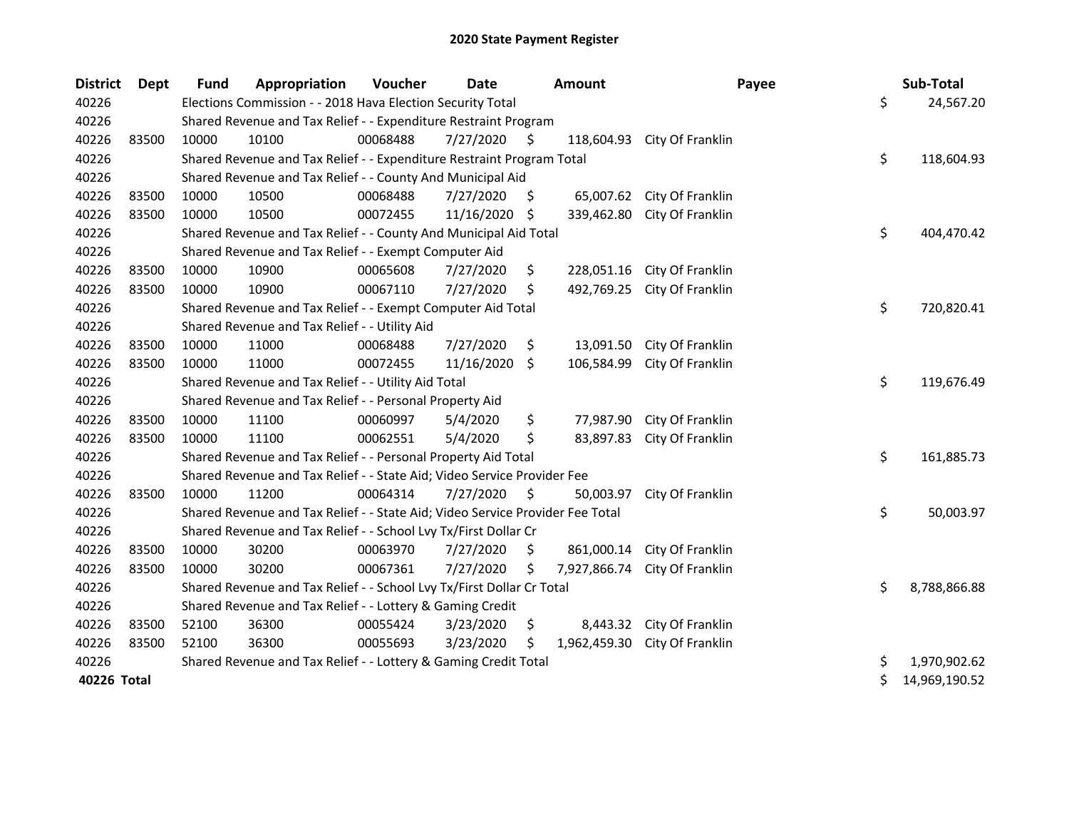# 2020 State Payment Register

| District | Dept | Fund | Appropriation | Voucher | Date | Amount | Payee | Sub-Total |
|---|---|---|---|---|---|---|---|---|
| 40226 | | Elections Commission - - 2018 Hava Election Security Total | | | | | | $ 24,567.20 |
| 40226 | | Shared Revenue and Tax Relief - - Expenditure Restraint Program | | | | | | |
| 40226 | 83500 | 10000 | 10100 | 00068488 | 7/27/2020 | $ 118,604.93 | City Of Franklin | |
| 40226 | | Shared Revenue and Tax Relief - - Expenditure Restraint Program Total | | | | | | $ 118,604.93 |
| 40226 | | Shared Revenue and Tax Relief - - County And Municipal Aid | | | | | | |
| 40226 | 83500 | 10000 | 10500 | 00068488 | 7/27/2020 | $ 65,007.62 | City Of Franklin | |
| 40226 | 83500 | 10000 | 10500 | 00072455 | 11/16/2020 | $ 339,462.80 | City Of Franklin | |
| 40226 | | Shared Revenue and Tax Relief - - County And Municipal Aid Total | | | | | | $ 404,470.42 |
| 40226 | | Shared Revenue and Tax Relief - - Exempt Computer Aid | | | | | | |
| 40226 | 83500 | 10000 | 10900 | 00065608 | 7/27/2020 | $ 228,051.16 | City Of Franklin | |
| 40226 | 83500 | 10000 | 10900 | 00067110 | 7/27/2020 | $ 492,769.25 | City Of Franklin | |
| 40226 | | Shared Revenue and Tax Relief - - Exempt Computer Aid Total | | | | | | $ 720,820.41 |
| 40226 | | Shared Revenue and Tax Relief - - Utility Aid | | | | | | |
| 40226 | 83500 | 10000 | 11000 | 00068488 | 7/27/2020 | $ 13,091.50 | City Of Franklin | |
| 40226 | 83500 | 10000 | 11000 | 00072455 | 11/16/2020 | $ 106,584.99 | City Of Franklin | |
| 40226 | | Shared Revenue and Tax Relief - - Utility Aid Total | | | | | | $ 119,676.49 |
| 40226 | | Shared Revenue and Tax Relief - - Personal Property Aid | | | | | | |
| 40226 | 83500 | 10000 | 11100 | 00060997 | 5/4/2020 | $ 77,987.90 | City Of Franklin | |
| 40226 | 83500 | 10000 | 11100 | 00062551 | 5/4/2020 | $ 83,897.83 | City Of Franklin | |
| 40226 | | Shared Revenue and Tax Relief - - Personal Property Aid Total | | | | | | $ 161,885.73 |
| 40226 | | Shared Revenue and Tax Relief - - State Aid; Video Service Provider Fee | | | | | | |
| 40226 | 83500 | 10000 | 11200 | 00064314 | 7/27/2020 | $ 50,003.97 | City Of Franklin | |
| 40226 | | Shared Revenue and Tax Relief - - State Aid; Video Service Provider Fee Total | | | | | | $ 50,003.97 |
| 40226 | | Shared Revenue and Tax Relief - - School Lvy Tx/First Dollar Cr | | | | | | |
| 40226 | 83500 | 10000 | 30200 | 00063970 | 7/27/2020 | $ 861,000.14 | City Of Franklin | |
| 40226 | 83500 | 10000 | 30200 | 00067361 | 7/27/2020 | $ 7,927,866.74 | City Of Franklin | |
| 40226 | | Shared Revenue and Tax Relief - - School Lvy Tx/First Dollar Cr Total | | | | | | $ 8,788,866.88 |
| 40226 | | Shared Revenue and Tax Relief - - Lottery & Gaming Credit | | | | | | |
| 40226 | 83500 | 52100 | 36300 | 00055424 | 3/23/2020 | $ 8,443.32 | City Of Franklin | |
| 40226 | 83500 | 52100 | 36300 | 00055693 | 3/23/2020 | $ 1,962,459.30 | City Of Franklin | |
| 40226 | | Shared Revenue and Tax Relief - - Lottery & Gaming Credit Total | | | | | | $ 1,970,902.62 |
| **40226 Total** | | | | | | | | $ 14,969,190.52 |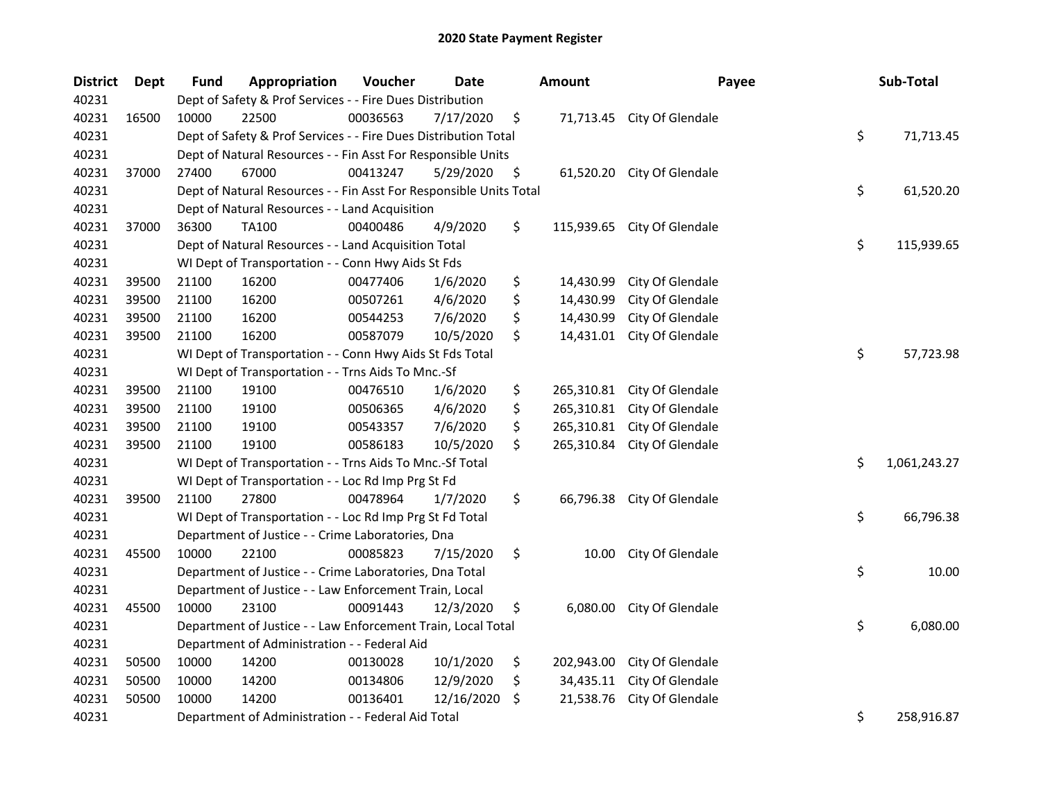# 2020 State Payment Register

| District | Dept | Fund | Appropriation | Voucher | Date | Amount | Payee | Sub-Total |
|---|---|---|---|---|---|---|---|---|
| 40231 | | Dept of Safety & Prof Services - - Fire Dues Distribution | | | | | | |
| 40231 | 16500 | 10000 | 22500 | 00036563 | 7/17/2020 | $ 71,713.45 | City Of Glendale | |
| 40231 | | Dept of Safety & Prof Services - - Fire Dues Distribution Total | | | | | | $ 71,713.45 |
| 40231 | | Dept of Natural Resources - - Fin Asst For Responsible Units | | | | | | |
| 40231 | 37000 | 27400 | 67000 | 00413247 | 5/29/2020 | $ 61,520.20 | City Of Glendale | |
| 40231 | | Dept of Natural Resources - - Fin Asst For Responsible Units Total | | | | | | $ 61,520.20 |
| 40231 | | Dept of Natural Resources - - Land Acquisition | | | | | | |
| 40231 | 37000 | 36300 | TA100 | 00400486 | 4/9/2020 | $ 115,939.65 | City Of Glendale | |
| 40231 | | Dept of Natural Resources - - Land Acquisition Total | | | | | | $ 115,939.65 |
| 40231 | | WI Dept of Transportation - - Conn Hwy Aids St Fds | | | | | | |
| 40231 | 39500 | 21100 | 16200 | 00477406 | 1/6/2020 | $ 14,430.99 | City Of Glendale | |
| 40231 | 39500 | 21100 | 16200 | 00507261 | 4/6/2020 | $ 14,430.99 | City Of Glendale | |
| 40231 | 39500 | 21100 | 16200 | 00544253 | 7/6/2020 | $ 14,430.99 | City Of Glendale | |
| 40231 | 39500 | 21100 | 16200 | 00587079 | 10/5/2020 | $ 14,431.01 | City Of Glendale | |
| 40231 | | WI Dept of Transportation - - Conn Hwy Aids St Fds Total | | | | | | $ 57,723.98 |
| 40231 | | WI Dept of Transportation - - Trns Aids To Mnc.-Sf | | | | | | |
| 40231 | 39500 | 21100 | 19100 | 00476510 | 1/6/2020 | $ 265,310.81 | City Of Glendale | |
| 40231 | 39500 | 21100 | 19100 | 00506365 | 4/6/2020 | $ 265,310.81 | City Of Glendale | |
| 40231 | 39500 | 21100 | 19100 | 00543357 | 7/6/2020 | $ 265,310.81 | City Of Glendale | |
| 40231 | 39500 | 21100 | 19100 | 00586183 | 10/5/2020 | $ 265,310.84 | City Of Glendale | |
| 40231 | | WI Dept of Transportation - - Trns Aids To Mnc.-Sf Total | | | | | | $ 1,061,243.27 |
| 40231 | | WI Dept of Transportation - - Loc Rd Imp Prg St Fd | | | | | | |
| 40231 | 39500 | 21100 | 27800 | 00478964 | 1/7/2020 | $ 66,796.38 | City Of Glendale | |
| 40231 | | WI Dept of Transportation - - Loc Rd Imp Prg St Fd Total | | | | | | $ 66,796.38 |
| 40231 | | Department of Justice - - Crime Laboratories, Dna | | | | | | |
| 40231 | 45500 | 10000 | 22100 | 00085823 | 7/15/2020 | $ 10.00 | City Of Glendale | |
| 40231 | | Department of Justice - - Crime Laboratories, Dna Total | | | | | | $ 10.00 |
| 40231 | | Department of Justice - - Law Enforcement Train, Local | | | | | | |
| 40231 | 45500 | 10000 | 23100 | 00091443 | 12/3/2020 | $ 6,080.00 | City Of Glendale | |
| 40231 | | Department of Justice - - Law Enforcement Train, Local Total | | | | | | $ 6,080.00 |
| 40231 | | Department of Administration - - Federal Aid | | | | | | |
| 40231 | 50500 | 10000 | 14200 | 00130028 | 10/1/2020 | $ 202,943.00 | City Of Glendale | |
| 40231 | 50500 | 10000 | 14200 | 00134806 | 12/9/2020 | $ 34,435.11 | City Of Glendale | |
| 40231 | 50500 | 10000 | 14200 | 00136401 | 12/16/2020 | $ 21,538.76 | City Of Glendale | |
| 40231 | | Department of Administration - - Federal Aid Total | | | | | | $ 258,916.87 |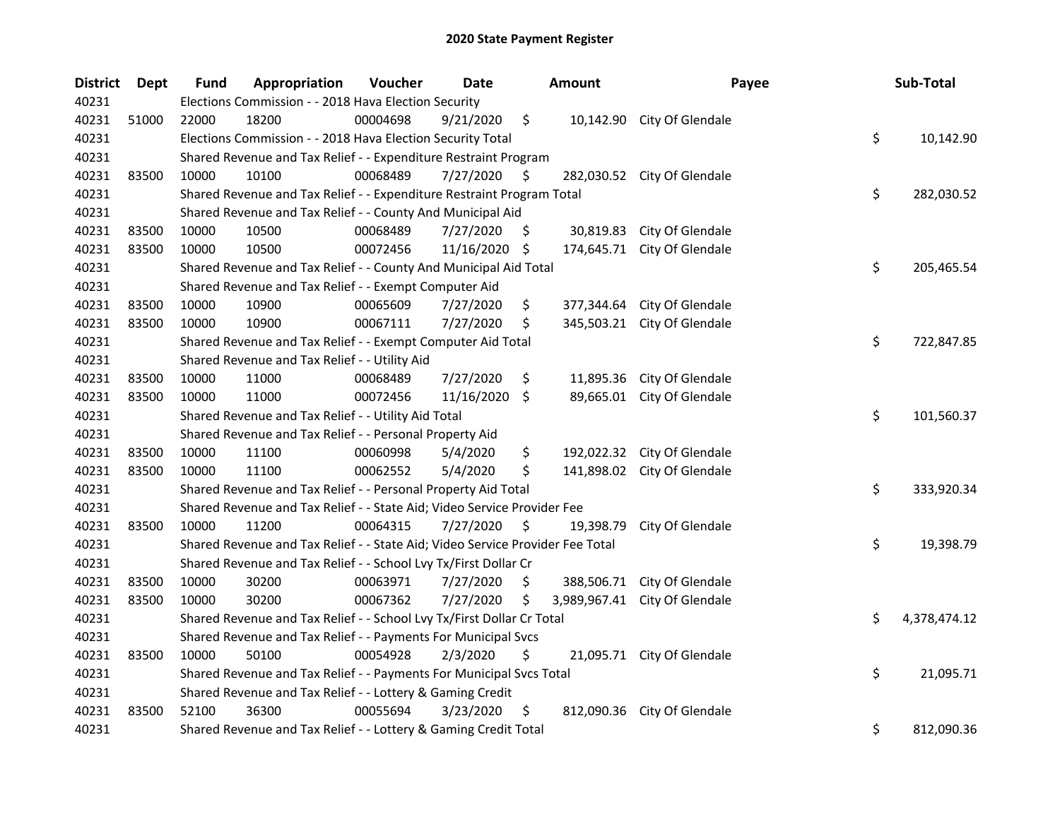## 2020 State Payment Register

| District | Dept | Fund | Appropriation | Voucher | Date | Amount | Payee | Sub-Total |
|---|---|---|---|---|---|---|---|---|
| 40231 | | Elections Commission - - 2018 Hava Election Security | | | | | | |
| 40231 | 51000 | 22000 | 18200 | 00004698 | 9/21/2020 | $ 10,142.90 | City Of Glendale | |
| 40231 | | Elections Commission - - 2018 Hava Election Security Total | | | | | | $ 10,142.90 |
| 40231 | | Shared Revenue and Tax Relief - - Expenditure Restraint Program | | | | | | |
| 40231 | 83500 | 10000 | 10100 | 00068489 | 7/27/2020 | $ 282,030.52 | City Of Glendale | |
| 40231 | | Shared Revenue and Tax Relief - - Expenditure Restraint Program Total | | | | | | $ 282,030.52 |
| 40231 | | Shared Revenue and Tax Relief - - County And Municipal Aid | | | | | | |
| 40231 | 83500 | 10000 | 10500 | 00068489 | 7/27/2020 | $ 30,819.83 | City Of Glendale | |
| 40231 | 83500 | 10000 | 10500 | 00072456 | 11/16/2020 | $ 174,645.71 | City Of Glendale | |
| 40231 | | Shared Revenue and Tax Relief - - County And Municipal Aid Total | | | | | | $ 205,465.54 |
| 40231 | | Shared Revenue and Tax Relief - - Exempt Computer Aid | | | | | | |
| 40231 | 83500 | 10000 | 10900 | 00065609 | 7/27/2020 | $ 377,344.64 | City Of Glendale | |
| 40231 | 83500 | 10000 | 10900 | 00067111 | 7/27/2020 | $ 345,503.21 | City Of Glendale | |
| 40231 | | Shared Revenue and Tax Relief - - Exempt Computer Aid Total | | | | | | $ 722,847.85 |
| 40231 | | Shared Revenue and Tax Relief - - Utility Aid | | | | | | |
| 40231 | 83500 | 10000 | 11000 | 00068489 | 7/27/2020 | $ 11,895.36 | City Of Glendale | |
| 40231 | 83500 | 10000 | 11000 | 00072456 | 11/16/2020 | $ 89,665.01 | City Of Glendale | |
| 40231 | | Shared Revenue and Tax Relief - - Utility Aid Total | | | | | | $ 101,560.37 |
| 40231 | | Shared Revenue and Tax Relief - - Personal Property Aid | | | | | | |
| 40231 | 83500 | 10000 | 11100 | 00060998 | 5/4/2020 | $ 192,022.32 | City Of Glendale | |
| 40231 | 83500 | 10000 | 11100 | 00062552 | 5/4/2020 | $ 141,898.02 | City Of Glendale | |
| 40231 | | Shared Revenue and Tax Relief - - Personal Property Aid Total | | | | | | $ 333,920.34 |
| 40231 | | Shared Revenue and Tax Relief - - State Aid; Video Service Provider Fee | | | | | | |
| 40231 | 83500 | 10000 | 11200 | 00064315 | 7/27/2020 | $ 19,398.79 | City Of Glendale | |
| 40231 | | Shared Revenue and Tax Relief - - State Aid; Video Service Provider Fee Total | | | | | | $ 19,398.79 |
| 40231 | | Shared Revenue and Tax Relief - - School Lvy Tx/First Dollar Cr | | | | | | |
| 40231 | 83500 | 10000 | 30200 | 00063971 | 7/27/2020 | $ 388,506.71 | City Of Glendale | |
| 40231 | 83500 | 10000 | 30200 | 00067362 | 7/27/2020 | $ 3,989,967.41 | City Of Glendale | |
| 40231 | | Shared Revenue and Tax Relief - - School Lvy Tx/First Dollar Cr Total | | | | | | $ 4,378,474.12 |
| 40231 | | Shared Revenue and Tax Relief - - Payments For Municipal Svcs | | | | | | |
| 40231 | 83500 | 10000 | 50100 | 00054928 | 2/3/2020 | $ 21,095.71 | City Of Glendale | |
| 40231 | | Shared Revenue and Tax Relief - - Payments For Municipal Svcs Total | | | | | | $ 21,095.71 |
| 40231 | | Shared Revenue and Tax Relief - - Lottery & Gaming Credit | | | | | | |
| 40231 | 83500 | 52100 | 36300 | 00055694 | 3/23/2020 | $ 812,090.36 | City Of Glendale | |
| 40231 | | Shared Revenue and Tax Relief - - Lottery & Gaming Credit Total | | | | | | $ 812,090.36 |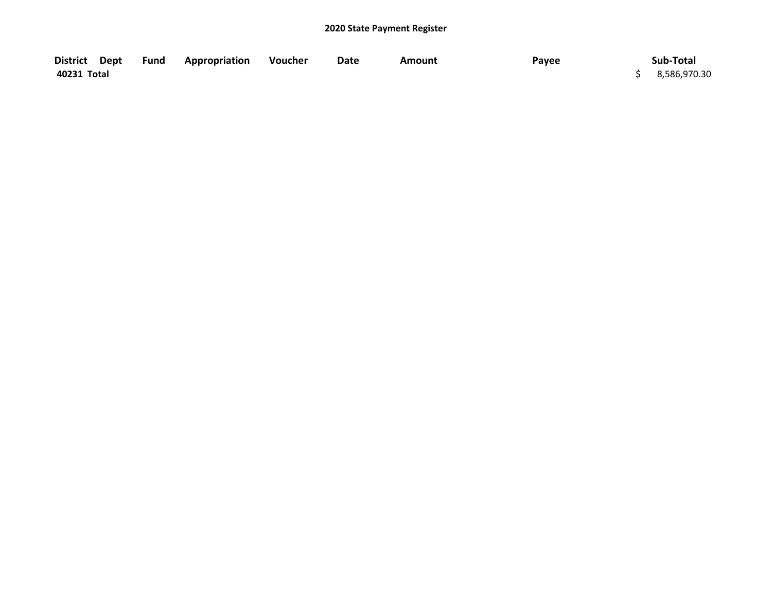# 2020 State Payment Register

| District | Dept | Fund | Appropriation | Voucher | Date | Amount | Payee | Sub-Total |
|---|---|---|---|---|---|---|---|---|
| 40231 Total | | | | | | | | $ 8,586,970.30 |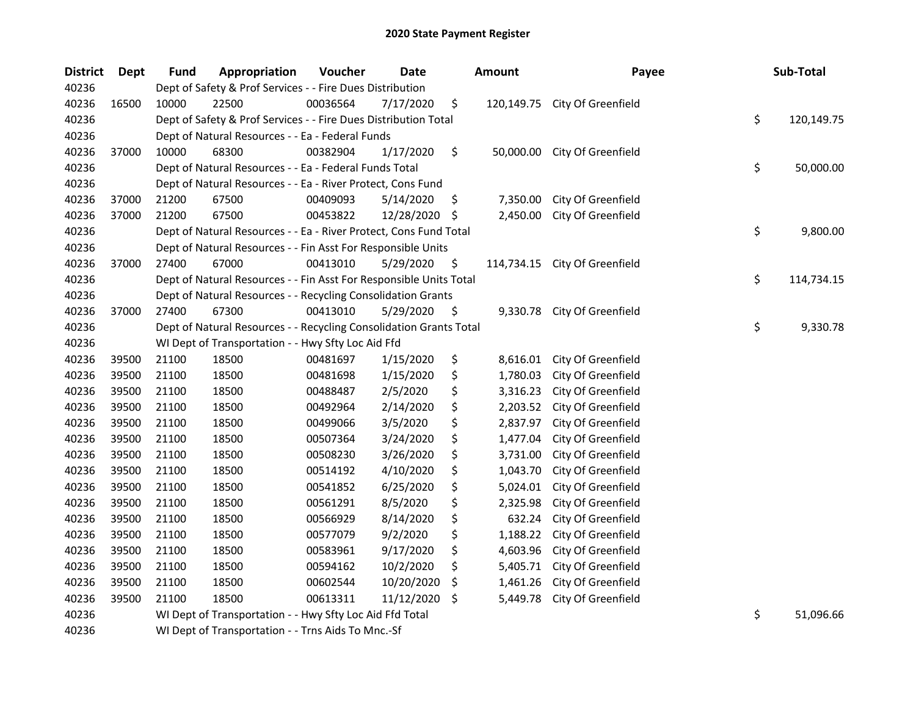# 2020 State Payment Register

| District | Dept | Fund | Appropriation | Voucher | Date | Amount | Payee | Sub-Total |
|---|---|---|---|---|---|---|---|---|
| 40236 | | Dept of Safety & Prof Services - - Fire Dues Distribution | | | | | | |
| 40236 | 16500 | 10000 | 22500 | 00036564 | 7/17/2020 | $ 120,149.75 | City Of Greenfield | |
| 40236 | | Dept of Safety & Prof Services - - Fire Dues Distribution Total | | | | | | $ 120,149.75 |
| 40236 | | Dept of Natural Resources - - Ea - Federal Funds | | | | | | |
| 40236 | 37000 | 10000 | 68300 | 00382904 | 1/17/2020 | $ 50,000.00 | City Of Greenfield | |
| 40236 | | Dept of Natural Resources - - Ea - Federal Funds Total | | | | | | $ 50,000.00 |
| 40236 | | Dept of Natural Resources - - Ea - River Protect, Cons Fund | | | | | | |
| 40236 | 37000 | 21200 | 67500 | 00409093 | 5/14/2020 | $ 7,350.00 | City Of Greenfield | |
| 40236 | 37000 | 21200 | 67500 | 00453822 | 12/28/2020 | $ 2,450.00 | City Of Greenfield | |
| 40236 | | Dept of Natural Resources - - Ea - River Protect, Cons Fund Total | | | | | | $ 9,800.00 |
| 40236 | | Dept of Natural Resources - - Fin Asst For Responsible Units | | | | | | |
| 40236 | 37000 | 27400 | 67000 | 00413010 | 5/29/2020 | $ 114,734.15 | City Of Greenfield | |
| 40236 | | Dept of Natural Resources - - Fin Asst For Responsible Units Total | | | | | | $ 114,734.15 |
| 40236 | | Dept of Natural Resources - - Recycling Consolidation Grants | | | | | | |
| 40236 | 37000 | 27400 | 67300 | 00413010 | 5/29/2020 | $ 9,330.78 | City Of Greenfield | |
| 40236 | | Dept of Natural Resources - - Recycling Consolidation Grants Total | | | | | | $ 9,330.78 |
| 40236 | | WI Dept of Transportation - - Hwy Sfty Loc Aid Ffd | | | | | | |
| 40236 | 39500 | 21100 | 18500 | 00481697 | 1/15/2020 | $ 8,616.01 | City Of Greenfield | |
| 40236 | 39500 | 21100 | 18500 | 00481698 | 1/15/2020 | $ 1,780.03 | City Of Greenfield | |
| 40236 | 39500 | 21100 | 18500 | 00488487 | 2/5/2020 | $ 3,316.23 | City Of Greenfield | |
| 40236 | 39500 | 21100 | 18500 | 00492964 | 2/14/2020 | $ 2,203.52 | City Of Greenfield | |
| 40236 | 39500 | 21100 | 18500 | 00499066 | 3/5/2020 | $ 2,837.97 | City Of Greenfield | |
| 40236 | 39500 | 21100 | 18500 | 00507364 | 3/24/2020 | $ 1,477.04 | City Of Greenfield | |
| 40236 | 39500 | 21100 | 18500 | 00508230 | 3/26/2020 | $ 3,731.00 | City Of Greenfield | |
| 40236 | 39500 | 21100 | 18500 | 00514192 | 4/10/2020 | $ 1,043.70 | City Of Greenfield | |
| 40236 | 39500 | 21100 | 18500 | 00541852 | 6/25/2020 | $ 5,024.01 | City Of Greenfield | |
| 40236 | 39500 | 21100 | 18500 | 00561291 | 8/5/2020 | $ 2,325.98 | City Of Greenfield | |
| 40236 | 39500 | 21100 | 18500 | 00566929 | 8/14/2020 | $ 632.24 | City Of Greenfield | |
| 40236 | 39500 | 21100 | 18500 | 00577079 | 9/2/2020 | $ 1,188.22 | City Of Greenfield | |
| 40236 | 39500 | 21100 | 18500 | 00583961 | 9/17/2020 | $ 4,603.96 | City Of Greenfield | |
| 40236 | 39500 | 21100 | 18500 | 00594162 | 10/2/2020 | $ 5,405.71 | City Of Greenfield | |
| 40236 | 39500 | 21100 | 18500 | 00602544 | 10/20/2020 | $ 1,461.26 | City Of Greenfield | |
| 40236 | 39500 | 21100 | 18500 | 00613311 | 11/12/2020 | $ 5,449.78 | City Of Greenfield | |
| 40236 | | WI Dept of Transportation - - Hwy Sfty Loc Aid Ffd Total | | | | | | $ 51,096.66 |
| 40236 | | WI Dept of Transportation - - Trns Aids To Mnc.-Sf | | | | | | |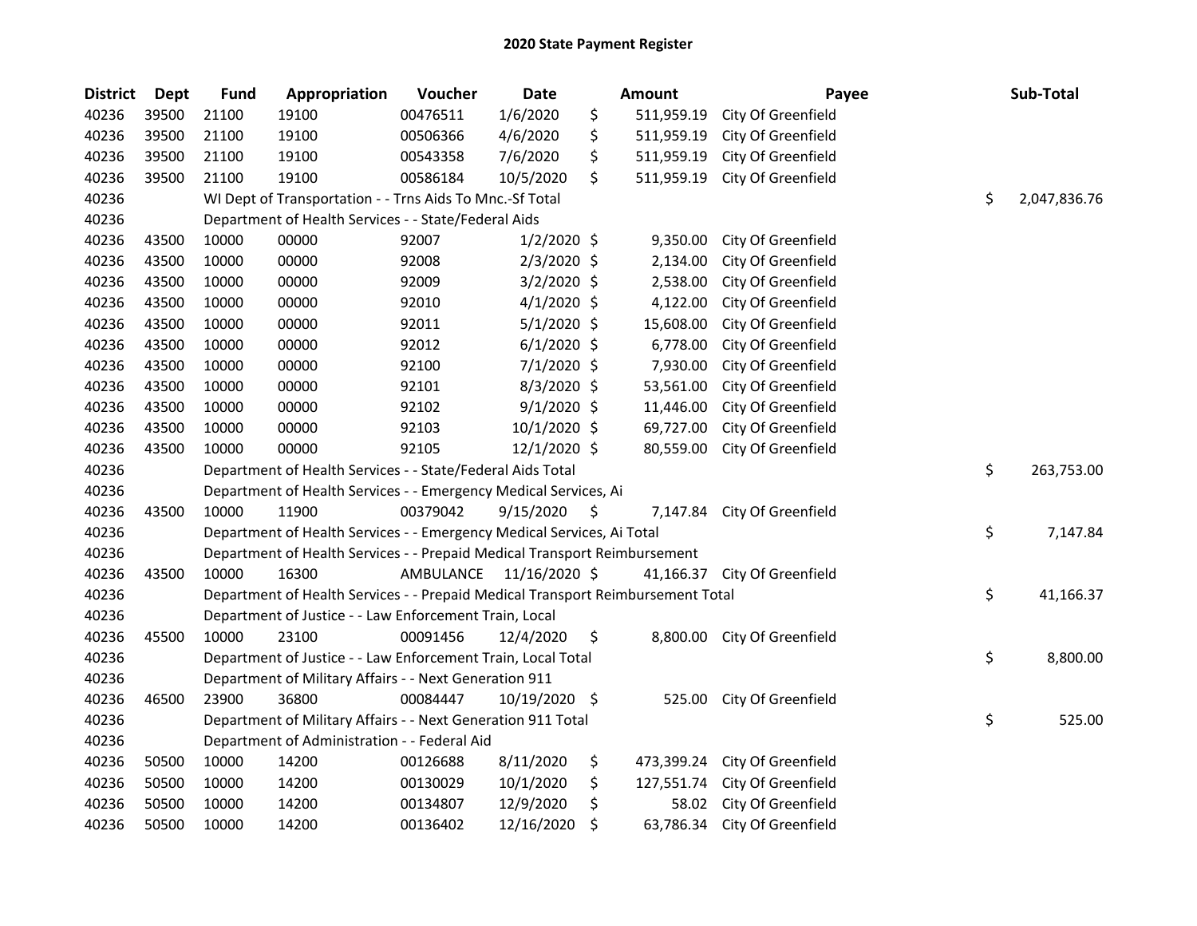# 2020 State Payment Register

| District | Dept | Fund | Appropriation | Voucher | Date | Amount | Payee | Sub-Total |
|---|---|---|---|---|---|---|---|---|
| 40236 | 39500 | 21100 | 19100 | 00476511 | 1/6/2020 | $ 511,959.19 | City Of Greenfield | |
| 40236 | 39500 | 21100 | 19100 | 00506366 | 4/6/2020 | $ 511,959.19 | City Of Greenfield | |
| 40236 | 39500 | 21100 | 19100 | 00543358 | 7/6/2020 | $ 511,959.19 | City Of Greenfield | |
| 40236 | 39500 | 21100 | 19100 | 00586184 | 10/5/2020 | $ 511,959.19 | City Of Greenfield | |
| 40236 | | WI Dept of Transportation - - Trns Aids To Mnc.-Sf Total | | | | | | $ 2,047,836.76 |
| 40236 | | Department of Health Services - - State/Federal Aids | | | | | | |
| 40236 | 43500 | 10000 | 00000 | 92007 | 1/2/2020 | $ 9,350.00 | City Of Greenfield | |
| 40236 | 43500 | 10000 | 00000 | 92008 | 2/3/2020 | $ 2,134.00 | City Of Greenfield | |
| 40236 | 43500 | 10000 | 00000 | 92009 | 3/2/2020 | $ 2,538.00 | City Of Greenfield | |
| 40236 | 43500 | 10000 | 00000 | 92010 | 4/1/2020 | $ 4,122.00 | City Of Greenfield | |
| 40236 | 43500 | 10000 | 00000 | 92011 | 5/1/2020 | $ 15,608.00 | City Of Greenfield | |
| 40236 | 43500 | 10000 | 00000 | 92012 | 6/1/2020 | $ 6,778.00 | City Of Greenfield | |
| 40236 | 43500 | 10000 | 00000 | 92100 | 7/1/2020 | $ 7,930.00 | City Of Greenfield | |
| 40236 | 43500 | 10000 | 00000 | 92101 | 8/3/2020 | $ 53,561.00 | City Of Greenfield | |
| 40236 | 43500 | 10000 | 00000 | 92102 | 9/1/2020 | $ 11,446.00 | City Of Greenfield | |
| 40236 | 43500 | 10000 | 00000 | 92103 | 10/1/2020 | $ 69,727.00 | City Of Greenfield | |
| 40236 | 43500 | 10000 | 00000 | 92105 | 12/1/2020 | $ 80,559.00 | City Of Greenfield | |
| 40236 | | Department of Health Services - - State/Federal Aids Total | | | | | | $ 263,753.00 |
| 40236 | | Department of Health Services - - Emergency Medical Services, Ai | | | | | | |
| 40236 | 43500 | 10000 | 11900 | 00379042 | 9/15/2020 | $ 7,147.84 | City Of Greenfield | |
| 40236 | | Department of Health Services - - Emergency Medical Services, Ai Total | | | | | | $ 7,147.84 |
| 40236 | | Department of Health Services - - Prepaid Medical Transport Reimbursement | | | | | | |
| 40236 | 43500 | 10000 | 16300 | AMBULANCE | 11/16/2020 | $ 41,166.37 | City Of Greenfield | |
| 40236 | | Department of Health Services - - Prepaid Medical Transport Reimbursement Total | | | | | | $ 41,166.37 |
| 40236 | | Department of Justice - - Law Enforcement Train, Local | | | | | | |
| 40236 | 45500 | 10000 | 23100 | 00091456 | 12/4/2020 | $ 8,800.00 | City Of Greenfield | |
| 40236 | | Department of Justice - - Law Enforcement Train, Local Total | | | | | | $ 8,800.00 |
| 40236 | | Department of Military Affairs - - Next Generation 911 | | | | | | |
| 40236 | 46500 | 23900 | 36800 | 00084447 | 10/19/2020 | $ 525.00 | City Of Greenfield | |
| 40236 | | Department of Military Affairs - - Next Generation 911 Total | | | | | | $ 525.00 |
| 40236 | | Department of Administration - - Federal Aid | | | | | | |
| 40236 | 50500 | 10000 | 14200 | 00126688 | 8/11/2020 | $ 473,399.24 | City Of Greenfield | |
| 40236 | 50500 | 10000 | 14200 | 00130029 | 10/1/2020 | $ 127,551.74 | City Of Greenfield | |
| 40236 | 50500 | 10000 | 14200 | 00134807 | 12/9/2020 | $ 58.02 | City Of Greenfield | |
| 40236 | 50500 | 10000 | 14200 | 00136402 | 12/16/2020 | $ 63,786.34 | City Of Greenfield | |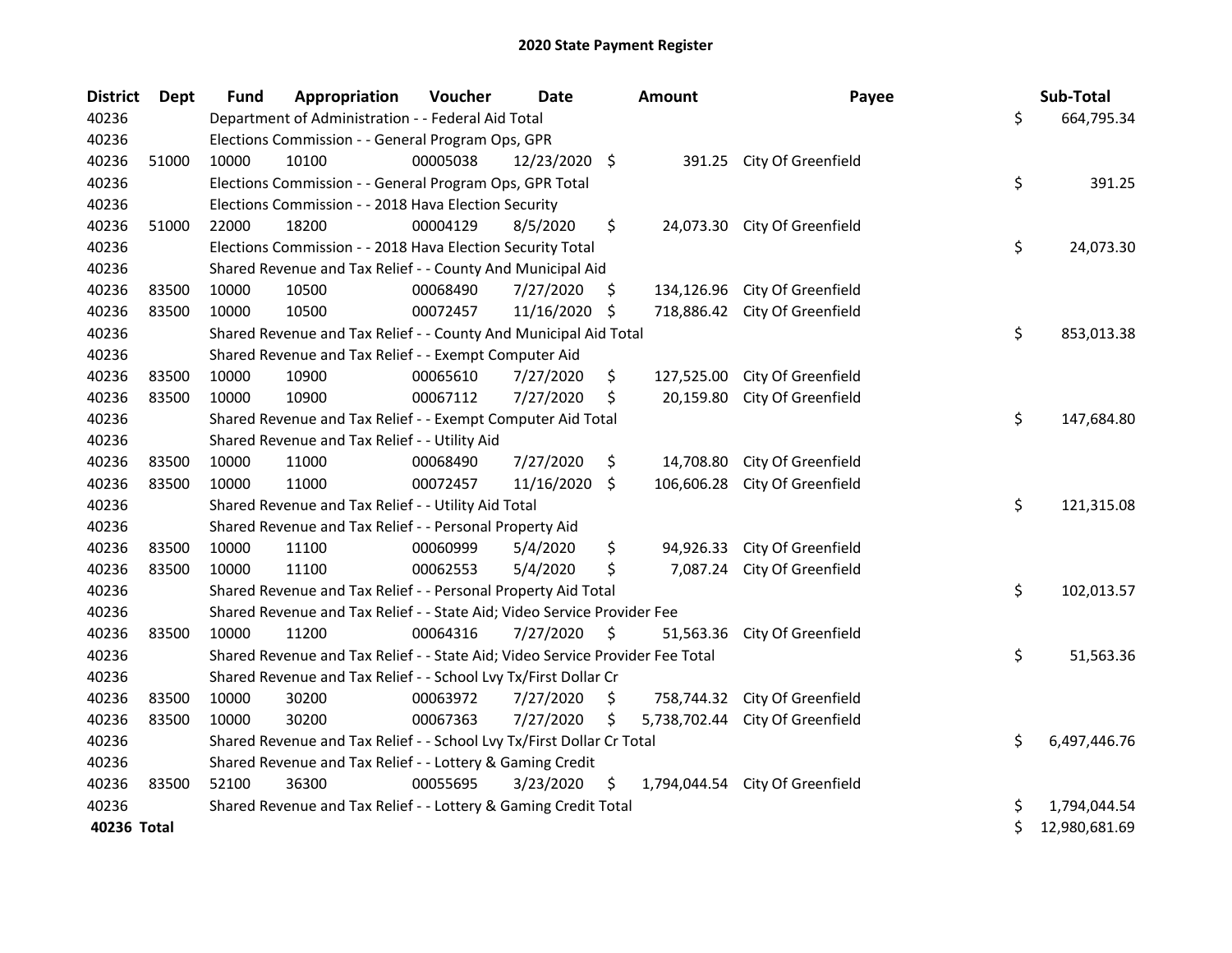# 2020 State Payment Register

| District | Dept | Fund | Appropriation | Voucher | Date | Amount | Payee | Sub-Total |
|---|---|---|---|---|---|---|---|---|
| 40236 | | Department of Administration - - Federal Aid Total | | | | | | $ 664,795.34 |
| 40236 | | Elections Commission - - General Program Ops, GPR | | | | | | |
| 40236 | 51000 | 10000 | 10100 | 00005038 | 12/23/2020 | $ 391.25 | City Of Greenfield | |
| 40236 | | Elections Commission - - General Program Ops, GPR Total | | | | | | $ 391.25 |
| 40236 | | Elections Commission - - 2018 Hava Election Security | | | | | | |
| 40236 | 51000 | 22000 | 18200 | 00004129 | 8/5/2020 | $ 24,073.30 | City Of Greenfield | |
| 40236 | | Elections Commission - - 2018 Hava Election Security Total | | | | | | $ 24,073.30 |
| 40236 | | Shared Revenue and Tax Relief - - County And Municipal Aid | | | | | | |
| 40236 | 83500 | 10000 | 10500 | 00068490 | 7/27/2020 | $ 134,126.96 | City Of Greenfield | |
| 40236 | 83500 | 10000 | 10500 | 00072457 | 11/16/2020 | $ 718,886.42 | City Of Greenfield | |
| 40236 | | Shared Revenue and Tax Relief - - County And Municipal Aid Total | | | | | | $ 853,013.38 |
| 40236 | | Shared Revenue and Tax Relief - - Exempt Computer Aid | | | | | | |
| 40236 | 83500 | 10000 | 10900 | 00065610 | 7/27/2020 | $ 127,525.00 | City Of Greenfield | |
| 40236 | 83500 | 10000 | 10900 | 00067112 | 7/27/2020 | $ 20,159.80 | City Of Greenfield | |
| 40236 | | Shared Revenue and Tax Relief - - Exempt Computer Aid Total | | | | | | $ 147,684.80 |
| 40236 | | Shared Revenue and Tax Relief - - Utility Aid | | | | | | |
| 40236 | 83500 | 10000 | 11000 | 00068490 | 7/27/2020 | $ 14,708.80 | City Of Greenfield | |
| 40236 | 83500 | 10000 | 11000 | 00072457 | 11/16/2020 | $ 106,606.28 | City Of Greenfield | |
| 40236 | | Shared Revenue and Tax Relief - - Utility Aid Total | | | | | | $ 121,315.08 |
| 40236 | | Shared Revenue and Tax Relief - - Personal Property Aid | | | | | | |
| 40236 | 83500 | 10000 | 11100 | 00060999 | 5/4/2020 | $ 94,926.33 | City Of Greenfield | |
| 40236 | 83500 | 10000 | 11100 | 00062553 | 5/4/2020 | $ 7,087.24 | City Of Greenfield | |
| 40236 | | Shared Revenue and Tax Relief - - Personal Property Aid Total | | | | | | $ 102,013.57 |
| 40236 | | Shared Revenue and Tax Relief - - State Aid; Video Service Provider Fee | | | | | | |
| 40236 | 83500 | 10000 | 11200 | 00064316 | 7/27/2020 | $ 51,563.36 | City Of Greenfield | |
| 40236 | | Shared Revenue and Tax Relief - - State Aid; Video Service Provider Fee Total | | | | | | $ 51,563.36 |
| 40236 | | Shared Revenue and Tax Relief - - School Lvy Tx/First Dollar Cr | | | | | | |
| 40236 | 83500 | 10000 | 30200 | 00063972 | 7/27/2020 | $ 758,744.32 | City Of Greenfield | |
| 40236 | 83500 | 10000 | 30200 | 00067363 | 7/27/2020 | $ 5,738,702.44 | City Of Greenfield | |
| 40236 | | Shared Revenue and Tax Relief - - School Lvy Tx/First Dollar Cr Total | | | | | | $ 6,497,446.76 |
| 40236 | | Shared Revenue and Tax Relief - - Lottery & Gaming Credit | | | | | | |
| 40236 | 83500 | 52100 | 36300 | 00055695 | 3/23/2020 | $ 1,794,044.54 | City Of Greenfield | |
| 40236 | | Shared Revenue and Tax Relief - - Lottery & Gaming Credit Total | | | | | | $ 1,794,044.54 |
| **40236 Total** | | | | | | | | $ 12,980,681.69 |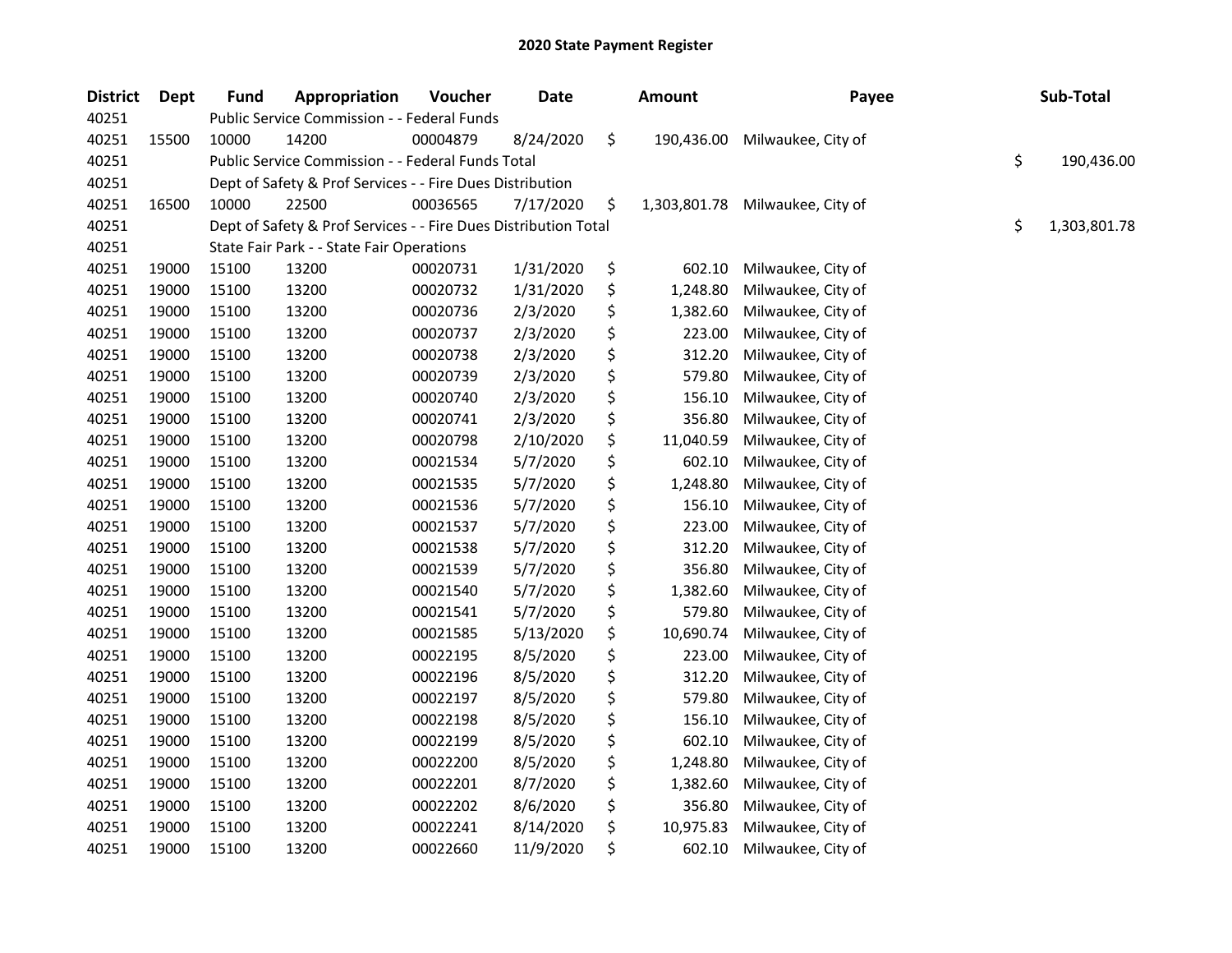# 2020 State Payment Register

| District | Dept | Fund | Appropriation | Voucher | Date | Amount | Payee | Sub-Total |
|---|---|---|---|---|---|---|---|---|
| 40251 | | Public Service Commission - - Federal Funds | | | | | | |
| 40251 | 15500 | 10000 | 14200 | 00004879 | 8/24/2020 | $ 190,436.00 | Milwaukee, City of | |
| 40251 | | Public Service Commission - - Federal Funds Total | | | | | | $ 190,436.00 |
| 40251 | | Dept of Safety & Prof Services - - Fire Dues Distribution | | | | | | |
| 40251 | 16500 | 10000 | 22500 | 00036565 | 7/17/2020 | $ 1,303,801.78 | Milwaukee, City of | |
| 40251 | | Dept of Safety & Prof Services - - Fire Dues Distribution Total | | | | | | $ 1,303,801.78 |
| 40251 | | State Fair Park - - State Fair Operations | | | | | | |
| 40251 | 19000 | 15100 | 13200 | 00020731 | 1/31/2020 | $ 602.10 | Milwaukee, City of | |
| 40251 | 19000 | 15100 | 13200 | 00020732 | 1/31/2020 | $ 1,248.80 | Milwaukee, City of | |
| 40251 | 19000 | 15100 | 13200 | 00020736 | 2/3/2020 | $ 1,382.60 | Milwaukee, City of | |
| 40251 | 19000 | 15100 | 13200 | 00020737 | 2/3/2020 | $ 223.00 | Milwaukee, City of | |
| 40251 | 19000 | 15100 | 13200 | 00020738 | 2/3/2020 | $ 312.20 | Milwaukee, City of | |
| 40251 | 19000 | 15100 | 13200 | 00020739 | 2/3/2020 | $ 579.80 | Milwaukee, City of | |
| 40251 | 19000 | 15100 | 13200 | 00020740 | 2/3/2020 | $ 156.10 | Milwaukee, City of | |
| 40251 | 19000 | 15100 | 13200 | 00020741 | 2/3/2020 | $ 356.80 | Milwaukee, City of | |
| 40251 | 19000 | 15100 | 13200 | 00020798 | 2/10/2020 | $ 11,040.59 | Milwaukee, City of | |
| 40251 | 19000 | 15100 | 13200 | 00021534 | 5/7/2020 | $ 602.10 | Milwaukee, City of | |
| 40251 | 19000 | 15100 | 13200 | 00021535 | 5/7/2020 | $ 1,248.80 | Milwaukee, City of | |
| 40251 | 19000 | 15100 | 13200 | 00021536 | 5/7/2020 | $ 156.10 | Milwaukee, City of | |
| 40251 | 19000 | 15100 | 13200 | 00021537 | 5/7/2020 | $ 223.00 | Milwaukee, City of | |
| 40251 | 19000 | 15100 | 13200 | 00021538 | 5/7/2020 | $ 312.20 | Milwaukee, City of | |
| 40251 | 19000 | 15100 | 13200 | 00021539 | 5/7/2020 | $ 356.80 | Milwaukee, City of | |
| 40251 | 19000 | 15100 | 13200 | 00021540 | 5/7/2020 | $ 1,382.60 | Milwaukee, City of | |
| 40251 | 19000 | 15100 | 13200 | 00021541 | 5/7/2020 | $ 579.80 | Milwaukee, City of | |
| 40251 | 19000 | 15100 | 13200 | 00021585 | 5/13/2020 | $ 10,690.74 | Milwaukee, City of | |
| 40251 | 19000 | 15100 | 13200 | 00022195 | 8/5/2020 | $ 223.00 | Milwaukee, City of | |
| 40251 | 19000 | 15100 | 13200 | 00022196 | 8/5/2020 | $ 312.20 | Milwaukee, City of | |
| 40251 | 19000 | 15100 | 13200 | 00022197 | 8/5/2020 | $ 579.80 | Milwaukee, City of | |
| 40251 | 19000 | 15100 | 13200 | 00022198 | 8/5/2020 | $ 156.10 | Milwaukee, City of | |
| 40251 | 19000 | 15100 | 13200 | 00022199 | 8/5/2020 | $ 602.10 | Milwaukee, City of | |
| 40251 | 19000 | 15100 | 13200 | 00022200 | 8/5/2020 | $ 1,248.80 | Milwaukee, City of | |
| 40251 | 19000 | 15100 | 13200 | 00022201 | 8/7/2020 | $ 1,382.60 | Milwaukee, City of | |
| 40251 | 19000 | 15100 | 13200 | 00022202 | 8/6/2020 | $ 356.80 | Milwaukee, City of | |
| 40251 | 19000 | 15100 | 13200 | 00022241 | 8/14/2020 | $ 10,975.83 | Milwaukee, City of | |
| 40251 | 19000 | 15100 | 13200 | 00022660 | 11/9/2020 | $ 602.10 | Milwaukee, City of | |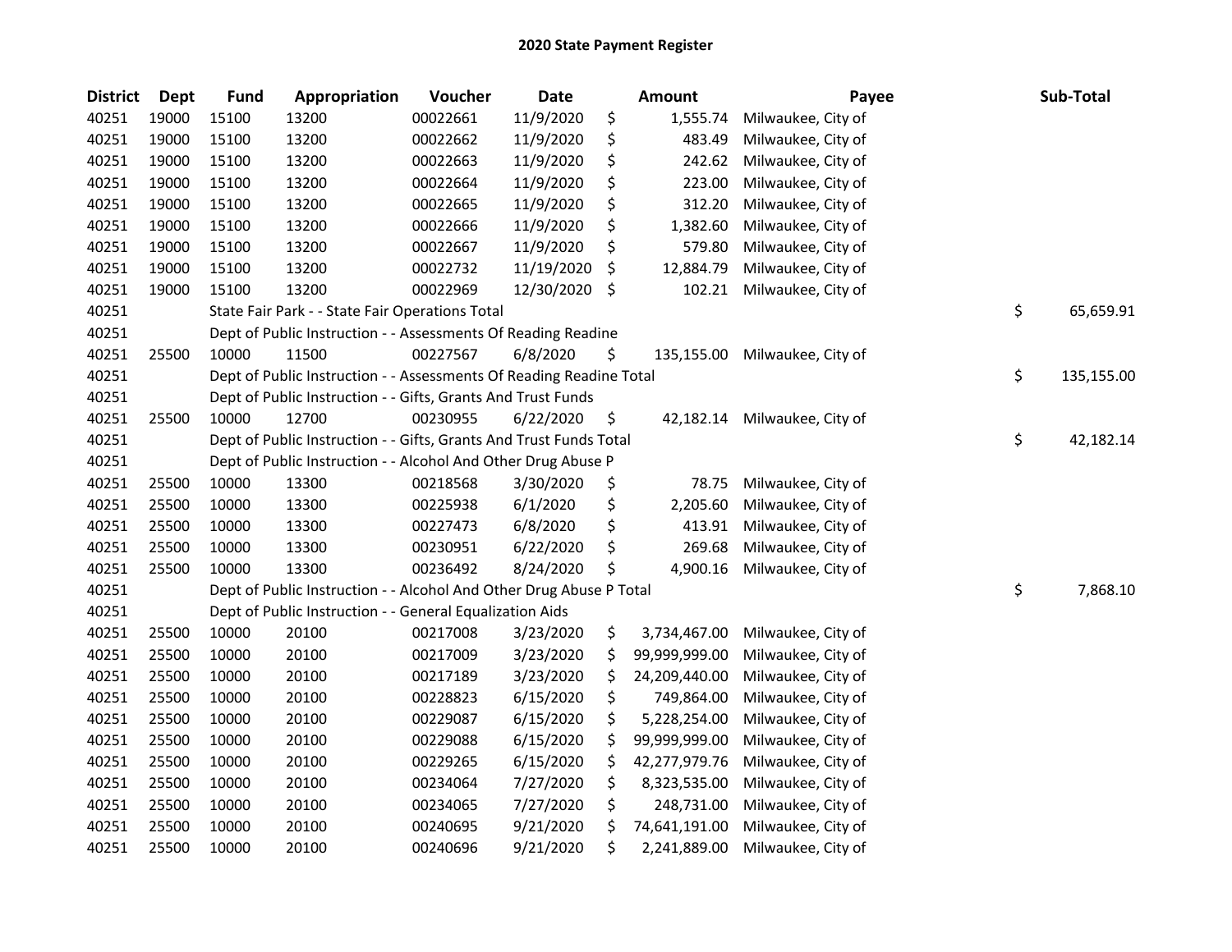# 2020 State Payment Register

| District | Dept | Fund | Appropriation | Voucher | Date | Amount | Payee | Sub-Total |
|---|---|---|---|---|---|---|---|---|
| 40251 | 19000 | 15100 | 13200 | 00022661 | 11/9/2020 | $ 1,555.74 | Milwaukee, City of | |
| 40251 | 19000 | 15100 | 13200 | 00022662 | 11/9/2020 | $ 483.49 | Milwaukee, City of | |
| 40251 | 19000 | 15100 | 13200 | 00022663 | 11/9/2020 | $ 242.62 | Milwaukee, City of | |
| 40251 | 19000 | 15100 | 13200 | 00022664 | 11/9/2020 | $ 223.00 | Milwaukee, City of | |
| 40251 | 19000 | 15100 | 13200 | 00022665 | 11/9/2020 | $ 312.20 | Milwaukee, City of | |
| 40251 | 19000 | 15100 | 13200 | 00022666 | 11/9/2020 | $ 1,382.60 | Milwaukee, City of | |
| 40251 | 19000 | 15100 | 13200 | 00022667 | 11/9/2020 | $ 579.80 | Milwaukee, City of | |
| 40251 | 19000 | 15100 | 13200 | 00022732 | 11/19/2020 | $ 12,884.79 | Milwaukee, City of | |
| 40251 | 19000 | 15100 | 13200 | 00022969 | 12/30/2020 | $ 102.21 | Milwaukee, City of | |
| 40251 | | State Fair Park - - State Fair Operations Total | | | | | | $ 65,659.91 |
| 40251 | | Dept of Public Instruction - - Assessments Of Reading Readine | | | | | | |
| 40251 | 25500 | 10000 | 11500 | 00227567 | 6/8/2020 | $ 135,155.00 | Milwaukee, City of | |
| 40251 | | Dept of Public Instruction - - Assessments Of Reading Readine Total | | | | | | $ 135,155.00 |
| 40251 | | Dept of Public Instruction - - Gifts, Grants And Trust Funds | | | | | | |
| 40251 | 25500 | 10000 | 12700 | 00230955 | 6/22/2020 | $ 42,182.14 | Milwaukee, City of | |
| 40251 | | Dept of Public Instruction - - Gifts, Grants And Trust Funds Total | | | | | | $ 42,182.14 |
| 40251 | | Dept of Public Instruction - - Alcohol And Other Drug Abuse P | | | | | | |
| 40251 | 25500 | 10000 | 13300 | 00218568 | 3/30/2020 | $ 78.75 | Milwaukee, City of | |
| 40251 | 25500 | 10000 | 13300 | 00225938 | 6/1/2020 | $ 2,205.60 | Milwaukee, City of | |
| 40251 | 25500 | 10000 | 13300 | 00227473 | 6/8/2020 | $ 413.91 | Milwaukee, City of | |
| 40251 | 25500 | 10000 | 13300 | 00230951 | 6/22/2020 | $ 269.68 | Milwaukee, City of | |
| 40251 | 25500 | 10000 | 13300 | 00236492 | 8/24/2020 | $ 4,900.16 | Milwaukee, City of | |
| 40251 | | Dept of Public Instruction - - Alcohol And Other Drug Abuse P Total | | | | | | $ 7,868.10 |
| 40251 | | Dept of Public Instruction - - General Equalization Aids | | | | | | |
| 40251 | 25500 | 10000 | 20100 | 00217008 | 3/23/2020 | $ 3,734,467.00 | Milwaukee, City of | |
| 40251 | 25500 | 10000 | 20100 | 00217009 | 3/23/2020 | $ 99,999,999.00 | Milwaukee, City of | |
| 40251 | 25500 | 10000 | 20100 | 00217189 | 3/23/2020 | $ 24,209,440.00 | Milwaukee, City of | |
| 40251 | 25500 | 10000 | 20100 | 00228823 | 6/15/2020 | $ 749,864.00 | Milwaukee, City of | |
| 40251 | 25500 | 10000 | 20100 | 00229087 | 6/15/2020 | $ 5,228,254.00 | Milwaukee, City of | |
| 40251 | 25500 | 10000 | 20100 | 00229088 | 6/15/2020 | $ 99,999,999.00 | Milwaukee, City of | |
| 40251 | 25500 | 10000 | 20100 | 00229265 | 6/15/2020 | $ 42,277,979.76 | Milwaukee, City of | |
| 40251 | 25500 | 10000 | 20100 | 00234064 | 7/27/2020 | $ 8,323,535.00 | Milwaukee, City of | |
| 40251 | 25500 | 10000 | 20100 | 00234065 | 7/27/2020 | $ 248,731.00 | Milwaukee, City of | |
| 40251 | 25500 | 10000 | 20100 | 00240695 | 9/21/2020 | $ 74,641,191.00 | Milwaukee, City of | |
| 40251 | 25500 | 10000 | 20100 | 00240696 | 9/21/2020 | $ 2,241,889.00 | Milwaukee, City of | |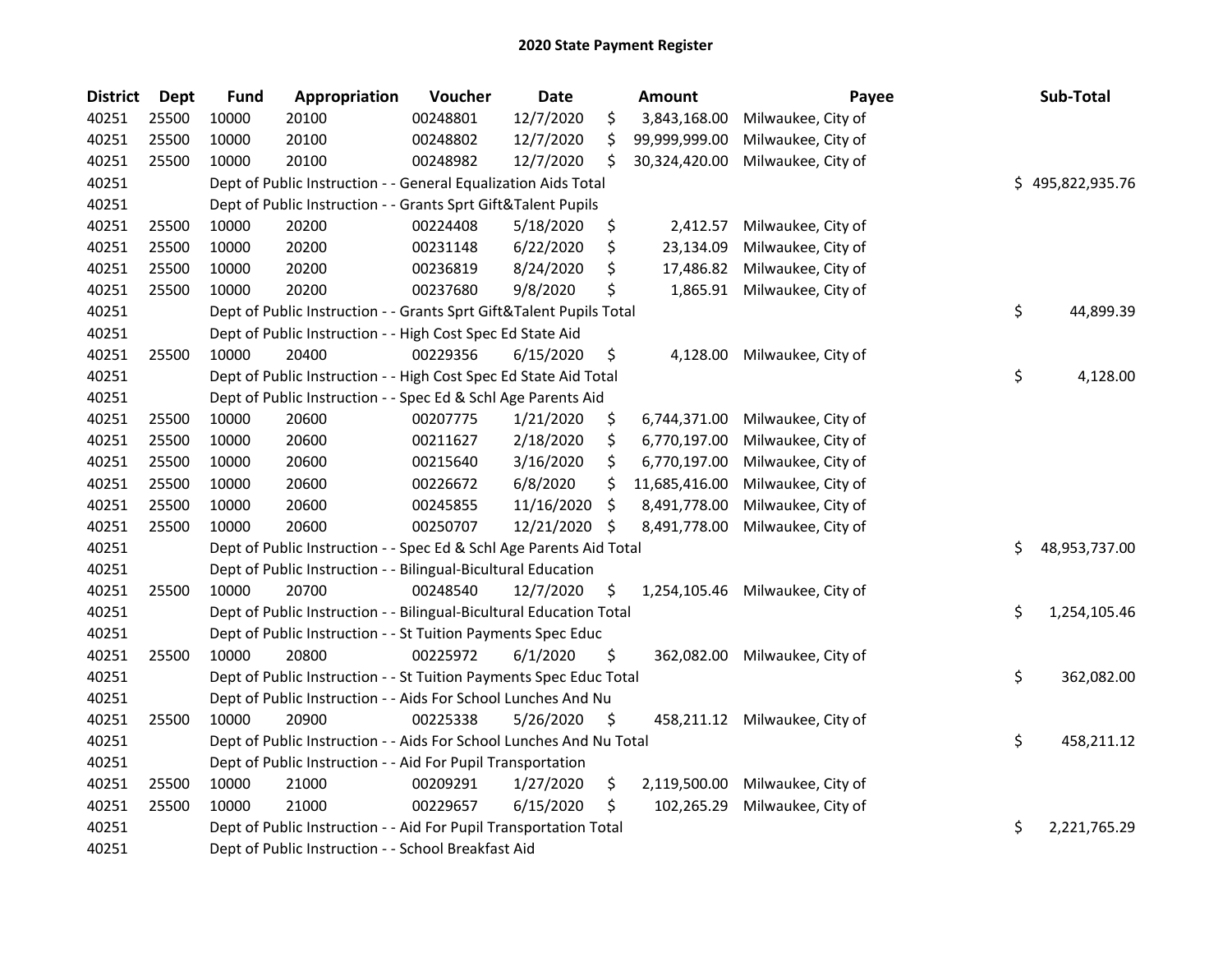# 2020 State Payment Register

| District | Dept | Fund | Appropriation | Voucher | Date | Amount | Payee | Sub-Total |
|---|---|---|---|---|---|---|---|---|
| 40251 | 25500 | 10000 | 20100 | 00248801 | 12/7/2020 | $ 3,843,168.00 | Milwaukee, City of | |
| 40251 | 25500 | 10000 | 20100 | 00248802 | 12/7/2020 | $ 99,999,999.00 | Milwaukee, City of | |
| 40251 | 25500 | 10000 | 20100 | 00248982 | 12/7/2020 | $ 30,324,420.00 | Milwaukee, City of | |
| 40251 | | Dept of Public Instruction - - General Equalization Aids Total | | | | | | $ 495,822,935.76 |
| 40251 | | Dept of Public Instruction - - Grants Sprt Gift&Talent Pupils | | | | | | |
| 40251 | 25500 | 10000 | 20200 | 00224408 | 5/18/2020 | $ 2,412.57 | Milwaukee, City of | |
| 40251 | 25500 | 10000 | 20200 | 00231148 | 6/22/2020 | $ 23,134.09 | Milwaukee, City of | |
| 40251 | 25500 | 10000 | 20200 | 00236819 | 8/24/2020 | $ 17,486.82 | Milwaukee, City of | |
| 40251 | 25500 | 10000 | 20200 | 00237680 | 9/8/2020 | $ 1,865.91 | Milwaukee, City of | |
| 40251 | | Dept of Public Instruction - - Grants Sprt Gift&Talent Pupils Total | | | | | | $ 44,899.39 |
| 40251 | | Dept of Public Instruction - - High Cost Spec Ed State Aid | | | | | | |
| 40251 | 25500 | 10000 | 20400 | 00229356 | 6/15/2020 | $ 4,128.00 | Milwaukee, City of | |
| 40251 | | Dept of Public Instruction - - High Cost Spec Ed State Aid Total | | | | | | $ 4,128.00 |
| 40251 | | Dept of Public Instruction - - Spec Ed & Schl Age Parents Aid | | | | | | |
| 40251 | 25500 | 10000 | 20600 | 00207775 | 1/21/2020 | $ 6,744,371.00 | Milwaukee, City of | |
| 40251 | 25500 | 10000 | 20600 | 00211627 | 2/18/2020 | $ 6,770,197.00 | Milwaukee, City of | |
| 40251 | 25500 | 10000 | 20600 | 00215640 | 3/16/2020 | $ 6,770,197.00 | Milwaukee, City of | |
| 40251 | 25500 | 10000 | 20600 | 00226672 | 6/8/2020 | $ 11,685,416.00 | Milwaukee, City of | |
| 40251 | 25500 | 10000 | 20600 | 00245855 | 11/16/2020 | $ 8,491,778.00 | Milwaukee, City of | |
| 40251 | 25500 | 10000 | 20600 | 00250707 | 12/21/2020 | $ 8,491,778.00 | Milwaukee, City of | |
| 40251 | | Dept of Public Instruction - - Spec Ed & Schl Age Parents Aid Total | | | | | | $ 48,953,737.00 |
| 40251 | | Dept of Public Instruction - - Bilingual-Bicultural Education | | | | | | |
| 40251 | 25500 | 10000 | 20700 | 00248540 | 12/7/2020 | $ 1,254,105.46 | Milwaukee, City of | |
| 40251 | | Dept of Public Instruction - - Bilingual-Bicultural Education Total | | | | | | $ 1,254,105.46 |
| 40251 | | Dept of Public Instruction - - St Tuition Payments Spec Educ | | | | | | |
| 40251 | 25500 | 10000 | 20800 | 00225972 | 6/1/2020 | $ 362,082.00 | Milwaukee, City of | |
| 40251 | | Dept of Public Instruction - - St Tuition Payments Spec Educ Total | | | | | | $ 362,082.00 |
| 40251 | | Dept of Public Instruction - - Aids For School Lunches And Nu | | | | | | |
| 40251 | 25500 | 10000 | 20900 | 00225338 | 5/26/2020 | $ 458,211.12 | Milwaukee, City of | |
| 40251 | | Dept of Public Instruction - - Aids For School Lunches And Nu Total | | | | | | $ 458,211.12 |
| 40251 | | Dept of Public Instruction - - Aid For Pupil Transportation | | | | | | |
| 40251 | 25500 | 10000 | 21000 | 00209291 | 1/27/2020 | $ 2,119,500.00 | Milwaukee, City of | |
| 40251 | 25500 | 10000 | 21000 | 00229657 | 6/15/2020 | $ 102,265.29 | Milwaukee, City of | |
| 40251 | | Dept of Public Instruction - - Aid For Pupil Transportation Total | | | | | | $ 2,221,765.29 |
| 40251 | | Dept of Public Instruction - - School Breakfast Aid | | | | | | |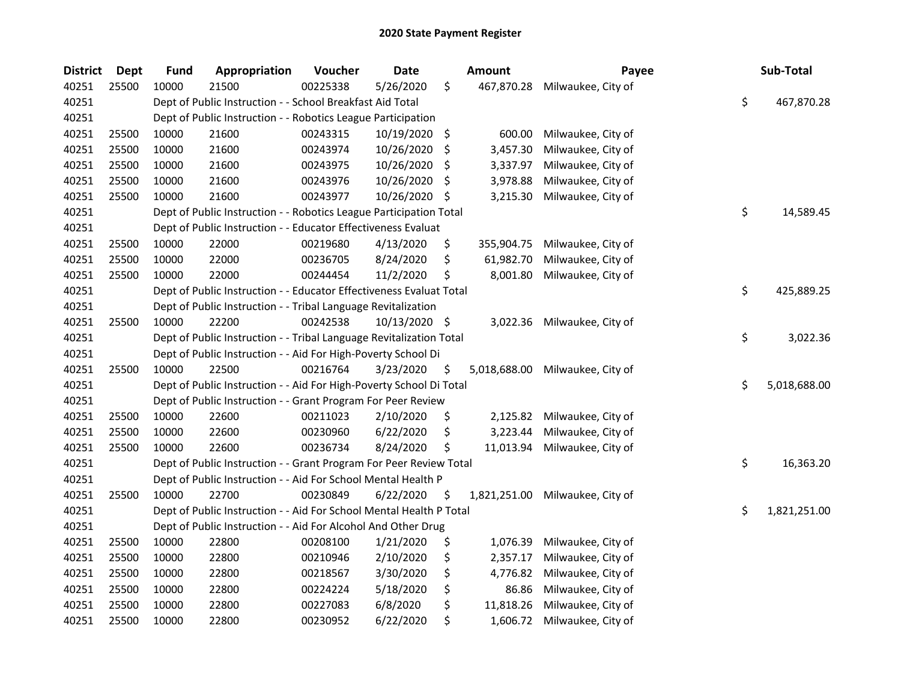# 2020 State Payment Register

| District | Dept | Fund | Appropriation | Voucher | Date | Amount | Payee | Sub-Total |
|---|---|---|---|---|---|---|---|---|
| 40251 | 25500 | 10000 | 21500 | 00225338 | 5/26/2020 | $ 467,870.28 | Milwaukee, City of | |
| 40251 | | Dept of Public Instruction - - School Breakfast Aid Total | | | | | | $ 467,870.28 |
| 40251 | | Dept of Public Instruction - - Robotics League Participation | | | | | | |
| 40251 | 25500 | 10000 | 21600 | 00243315 | 10/19/2020 | $ 600.00 | Milwaukee, City of | |
| 40251 | 25500 | 10000 | 21600 | 00243974 | 10/26/2020 | $ 3,457.30 | Milwaukee, City of | |
| 40251 | 25500 | 10000 | 21600 | 00243975 | 10/26/2020 | $ 3,337.97 | Milwaukee, City of | |
| 40251 | 25500 | 10000 | 21600 | 00243976 | 10/26/2020 | $ 3,978.88 | Milwaukee, City of | |
| 40251 | 25500 | 10000 | 21600 | 00243977 | 10/26/2020 | $ 3,215.30 | Milwaukee, City of | |
| 40251 | | Dept of Public Instruction - - Robotics League Participation Total | | | | | | $ 14,589.45 |
| 40251 | | Dept of Public Instruction - - Educator Effectiveness Evaluat | | | | | | |
| 40251 | 25500 | 10000 | 22000 | 00219680 | 4/13/2020 | $ 355,904.75 | Milwaukee, City of | |
| 40251 | 25500 | 10000 | 22000 | 00236705 | 8/24/2020 | $ 61,982.70 | Milwaukee, City of | |
| 40251 | 25500 | 10000 | 22000 | 00244454 | 11/2/2020 | $ 8,001.80 | Milwaukee, City of | |
| 40251 | | Dept of Public Instruction - - Educator Effectiveness Evaluat Total | | | | | | $ 425,889.25 |
| 40251 | | Dept of Public Instruction - - Tribal Language Revitalization | | | | | | |
| 40251 | 25500 | 10000 | 22200 | 00242538 | 10/13/2020 | $ 3,022.36 | Milwaukee, City of | |
| 40251 | | Dept of Public Instruction - - Tribal Language Revitalization Total | | | | | | $ 3,022.36 |
| 40251 | | Dept of Public Instruction - - Aid For High-Poverty School Di | | | | | | |
| 40251 | 25500 | 10000 | 22500 | 00216764 | 3/23/2020 | $ 5,018,688.00 | Milwaukee, City of | |
| 40251 | | Dept of Public Instruction - - Aid For High-Poverty School Di Total | | | | | | $ 5,018,688.00 |
| 40251 | | Dept of Public Instruction - - Grant Program For Peer Review | | | | | | |
| 40251 | 25500 | 10000 | 22600 | 00211023 | 2/10/2020 | $ 2,125.82 | Milwaukee, City of | |
| 40251 | 25500 | 10000 | 22600 | 00230960 | 6/22/2020 | $ 3,223.44 | Milwaukee, City of | |
| 40251 | 25500 | 10000 | 22600 | 00236734 | 8/24/2020 | $ 11,013.94 | Milwaukee, City of | |
| 40251 | | Dept of Public Instruction - - Grant Program For Peer Review Total | | | | | | $ 16,363.20 |
| 40251 | | Dept of Public Instruction - - Aid For School Mental Health P | | | | | | |
| 40251 | 25500 | 10000 | 22700 | 00230849 | 6/22/2020 | $ 1,821,251.00 | Milwaukee, City of | |
| 40251 | | Dept of Public Instruction - - Aid For School Mental Health P Total | | | | | | $ 1,821,251.00 |
| 40251 | | Dept of Public Instruction - - Aid For Alcohol And Other Drug | | | | | | |
| 40251 | 25500 | 10000 | 22800 | 00208100 | 1/21/2020 | $ 1,076.39 | Milwaukee, City of | |
| 40251 | 25500 | 10000 | 22800 | 00210946 | 2/10/2020 | $ 2,357.17 | Milwaukee, City of | |
| 40251 | 25500 | 10000 | 22800 | 00218567 | 3/30/2020 | $ 4,776.82 | Milwaukee, City of | |
| 40251 | 25500 | 10000 | 22800 | 00224224 | 5/18/2020 | $ 86.86 | Milwaukee, City of | |
| 40251 | 25500 | 10000 | 22800 | 00227083 | 6/8/2020 | $ 11,818.26 | Milwaukee, City of | |
| 40251 | 25500 | 10000 | 22800 | 00230952 | 6/22/2020 | $ 1,606.72 | Milwaukee, City of | |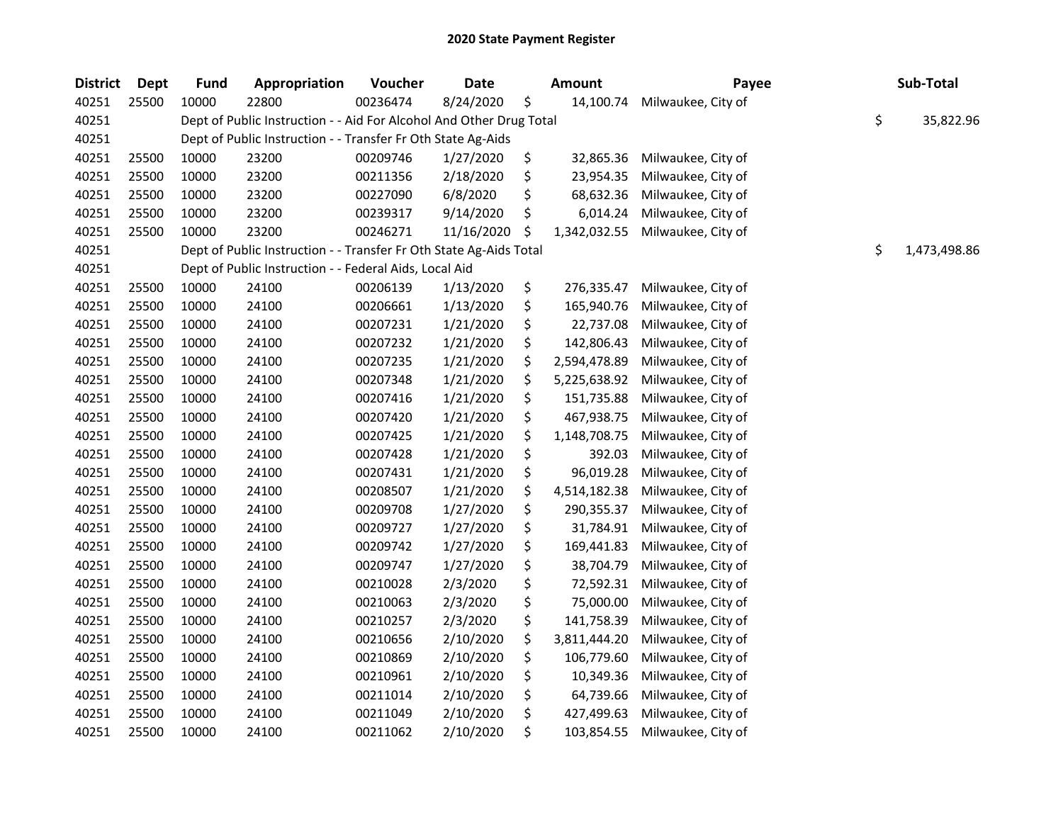# 2020 State Payment Register

| District | Dept | Fund | Appropriation | Voucher | Date | Amount | Payee | Sub-Total |
|---|---|---|---|---|---|---|---|---|
| 40251 | 25500 | 10000 | 22800 | 00236474 | 8/24/2020 | $ 14,100.74 | Milwaukee, City of | |
| 40251 | | Dept of Public Instruction - - Aid For Alcohol And Other Drug Total | | | | | | $ 35,822.96 |
| 40251 | | Dept of Public Instruction - - Transfer Fr Oth State Ag-Aids | | | | | | |
| 40251 | 25500 | 10000 | 23200 | 00209746 | 1/27/2020 | $ 32,865.36 | Milwaukee, City of | |
| 40251 | 25500 | 10000 | 23200 | 00211356 | 2/18/2020 | $ 23,954.35 | Milwaukee, City of | |
| 40251 | 25500 | 10000 | 23200 | 00227090 | 6/8/2020 | $ 68,632.36 | Milwaukee, City of | |
| 40251 | 25500 | 10000 | 23200 | 00239317 | 9/14/2020 | $ 6,014.24 | Milwaukee, City of | |
| 40251 | 25500 | 10000 | 23200 | 00246271 | 11/16/2020 | $ 1,342,032.55 | Milwaukee, City of | |
| 40251 | | Dept of Public Instruction - - Transfer Fr Oth State Ag-Aids Total | | | | | | $ 1,473,498.86 |
| 40251 | | Dept of Public Instruction - - Federal Aids, Local Aid | | | | | | |
| 40251 | 25500 | 10000 | 24100 | 00206139 | 1/13/2020 | $ 276,335.47 | Milwaukee, City of | |
| 40251 | 25500 | 10000 | 24100 | 00206661 | 1/13/2020 | $ 165,940.76 | Milwaukee, City of | |
| 40251 | 25500 | 10000 | 24100 | 00207231 | 1/21/2020 | $ 22,737.08 | Milwaukee, City of | |
| 40251 | 25500 | 10000 | 24100 | 00207232 | 1/21/2020 | $ 142,806.43 | Milwaukee, City of | |
| 40251 | 25500 | 10000 | 24100 | 00207235 | 1/21/2020 | $ 2,594,478.89 | Milwaukee, City of | |
| 40251 | 25500 | 10000 | 24100 | 00207348 | 1/21/2020 | $ 5,225,638.92 | Milwaukee, City of | |
| 40251 | 25500 | 10000 | 24100 | 00207416 | 1/21/2020 | $ 151,735.88 | Milwaukee, City of | |
| 40251 | 25500 | 10000 | 24100 | 00207420 | 1/21/2020 | $ 467,938.75 | Milwaukee, City of | |
| 40251 | 25500 | 10000 | 24100 | 00207425 | 1/21/2020 | $ 1,148,708.75 | Milwaukee, City of | |
| 40251 | 25500 | 10000 | 24100 | 00207428 | 1/21/2020 | $ 392.03 | Milwaukee, City of | |
| 40251 | 25500 | 10000 | 24100 | 00207431 | 1/21/2020 | $ 96,019.28 | Milwaukee, City of | |
| 40251 | 25500 | 10000 | 24100 | 00208507 | 1/21/2020 | $ 4,514,182.38 | Milwaukee, City of | |
| 40251 | 25500 | 10000 | 24100 | 00209708 | 1/27/2020 | $ 290,355.37 | Milwaukee, City of | |
| 40251 | 25500 | 10000 | 24100 | 00209727 | 1/27/2020 | $ 31,784.91 | Milwaukee, City of | |
| 40251 | 25500 | 10000 | 24100 | 00209742 | 1/27/2020 | $ 169,441.83 | Milwaukee, City of | |
| 40251 | 25500 | 10000 | 24100 | 00209747 | 1/27/2020 | $ 38,704.79 | Milwaukee, City of | |
| 40251 | 25500 | 10000 | 24100 | 00210028 | 2/3/2020 | $ 72,592.31 | Milwaukee, City of | |
| 40251 | 25500 | 10000 | 24100 | 00210063 | 2/3/2020 | $ 75,000.00 | Milwaukee, City of | |
| 40251 | 25500 | 10000 | 24100 | 00210257 | 2/3/2020 | $ 141,758.39 | Milwaukee, City of | |
| 40251 | 25500 | 10000 | 24100 | 00210656 | 2/10/2020 | $ 3,811,444.20 | Milwaukee, City of | |
| 40251 | 25500 | 10000 | 24100 | 00210869 | 2/10/2020 | $ 106,779.60 | Milwaukee, City of | |
| 40251 | 25500 | 10000 | 24100 | 00210961 | 2/10/2020 | $ 10,349.36 | Milwaukee, City of | |
| 40251 | 25500 | 10000 | 24100 | 00211014 | 2/10/2020 | $ 64,739.66 | Milwaukee, City of | |
| 40251 | 25500 | 10000 | 24100 | 00211049 | 2/10/2020 | $ 427,499.63 | Milwaukee, City of | |
| 40251 | 25500 | 10000 | 24100 | 00211062 | 2/10/2020 | $ 103,854.55 | Milwaukee, City of | |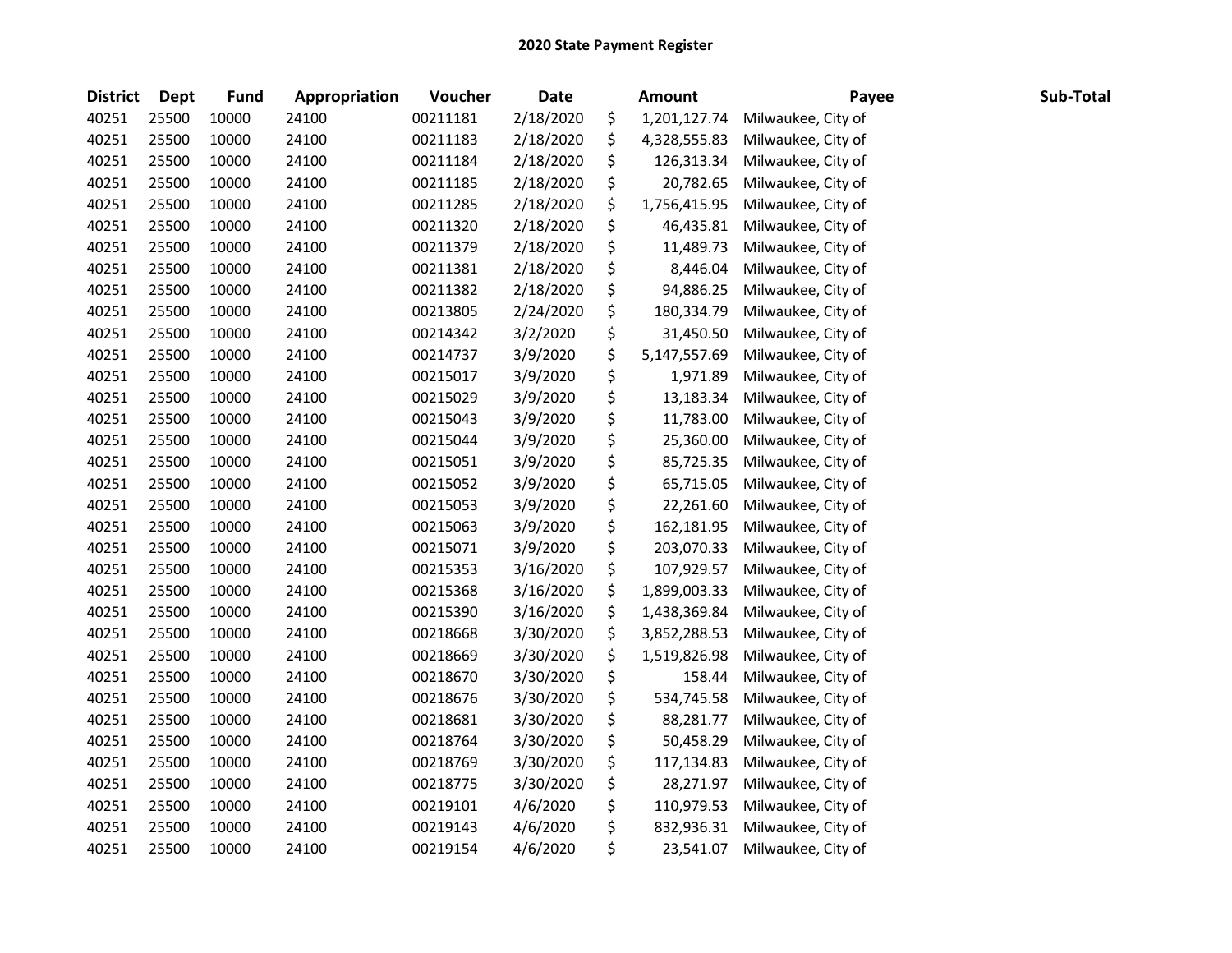# 2020 State Payment Register

| District | Dept | Fund | Appropriation | Voucher | Date | Amount | Payee | Sub-Total |
|---|---|---|---|---|---|---|---|---|
| 40251 | 25500 | 10000 | 24100 | 00211181 | 2/18/2020 | $ 1,201,127.74 | Milwaukee, City of | |
| 40251 | 25500 | 10000 | 24100 | 00211183 | 2/18/2020 | $ 4,328,555.83 | Milwaukee, City of | |
| 40251 | 25500 | 10000 | 24100 | 00211184 | 2/18/2020 | $ 126,313.34 | Milwaukee, City of | |
| 40251 | 25500 | 10000 | 24100 | 00211185 | 2/18/2020 | $ 20,782.65 | Milwaukee, City of | |
| 40251 | 25500 | 10000 | 24100 | 00211285 | 2/18/2020 | $ 1,756,415.95 | Milwaukee, City of | |
| 40251 | 25500 | 10000 | 24100 | 00211320 | 2/18/2020 | $ 46,435.81 | Milwaukee, City of | |
| 40251 | 25500 | 10000 | 24100 | 00211379 | 2/18/2020 | $ 11,489.73 | Milwaukee, City of | |
| 40251 | 25500 | 10000 | 24100 | 00211381 | 2/18/2020 | $ 8,446.04 | Milwaukee, City of | |
| 40251 | 25500 | 10000 | 24100 | 00211382 | 2/18/2020 | $ 94,886.25 | Milwaukee, City of | |
| 40251 | 25500 | 10000 | 24100 | 00213805 | 2/24/2020 | $ 180,334.79 | Milwaukee, City of | |
| 40251 | 25500 | 10000 | 24100 | 00214342 | 3/2/2020 | $ 31,450.50 | Milwaukee, City of | |
| 40251 | 25500 | 10000 | 24100 | 00214737 | 3/9/2020 | $ 5,147,557.69 | Milwaukee, City of | |
| 40251 | 25500 | 10000 | 24100 | 00215017 | 3/9/2020 | $ 1,971.89 | Milwaukee, City of | |
| 40251 | 25500 | 10000 | 24100 | 00215029 | 3/9/2020 | $ 13,183.34 | Milwaukee, City of | |
| 40251 | 25500 | 10000 | 24100 | 00215043 | 3/9/2020 | $ 11,783.00 | Milwaukee, City of | |
| 40251 | 25500 | 10000 | 24100 | 00215044 | 3/9/2020 | $ 25,360.00 | Milwaukee, City of | |
| 40251 | 25500 | 10000 | 24100 | 00215051 | 3/9/2020 | $ 85,725.35 | Milwaukee, City of | |
| 40251 | 25500 | 10000 | 24100 | 00215052 | 3/9/2020 | $ 65,715.05 | Milwaukee, City of | |
| 40251 | 25500 | 10000 | 24100 | 00215053 | 3/9/2020 | $ 22,261.60 | Milwaukee, City of | |
| 40251 | 25500 | 10000 | 24100 | 00215063 | 3/9/2020 | $ 162,181.95 | Milwaukee, City of | |
| 40251 | 25500 | 10000 | 24100 | 00215071 | 3/9/2020 | $ 203,070.33 | Milwaukee, City of | |
| 40251 | 25500 | 10000 | 24100 | 00215353 | 3/16/2020 | $ 107,929.57 | Milwaukee, City of | |
| 40251 | 25500 | 10000 | 24100 | 00215368 | 3/16/2020 | $ 1,899,003.33 | Milwaukee, City of | |
| 40251 | 25500 | 10000 | 24100 | 00215390 | 3/16/2020 | $ 1,438,369.84 | Milwaukee, City of | |
| 40251 | 25500 | 10000 | 24100 | 00218668 | 3/30/2020 | $ 3,852,288.53 | Milwaukee, City of | |
| 40251 | 25500 | 10000 | 24100 | 00218669 | 3/30/2020 | $ 1,519,826.98 | Milwaukee, City of | |
| 40251 | 25500 | 10000 | 24100 | 00218670 | 3/30/2020 | $ 158.44 | Milwaukee, City of | |
| 40251 | 25500 | 10000 | 24100 | 00218676 | 3/30/2020 | $ 534,745.58 | Milwaukee, City of | |
| 40251 | 25500 | 10000 | 24100 | 00218681 | 3/30/2020 | $ 88,281.77 | Milwaukee, City of | |
| 40251 | 25500 | 10000 | 24100 | 00218764 | 3/30/2020 | $ 50,458.29 | Milwaukee, City of | |
| 40251 | 25500 | 10000 | 24100 | 00218769 | 3/30/2020 | $ 117,134.83 | Milwaukee, City of | |
| 40251 | 25500 | 10000 | 24100 | 00218775 | 3/30/2020 | $ 28,271.97 | Milwaukee, City of | |
| 40251 | 25500 | 10000 | 24100 | 00219101 | 4/6/2020 | $ 110,979.53 | Milwaukee, City of | |
| 40251 | 25500 | 10000 | 24100 | 00219143 | 4/6/2020 | $ 832,936.31 | Milwaukee, City of | |
| 40251 | 25500 | 10000 | 24100 | 00219154 | 4/6/2020 | $ 23,541.07 | Milwaukee, City of | |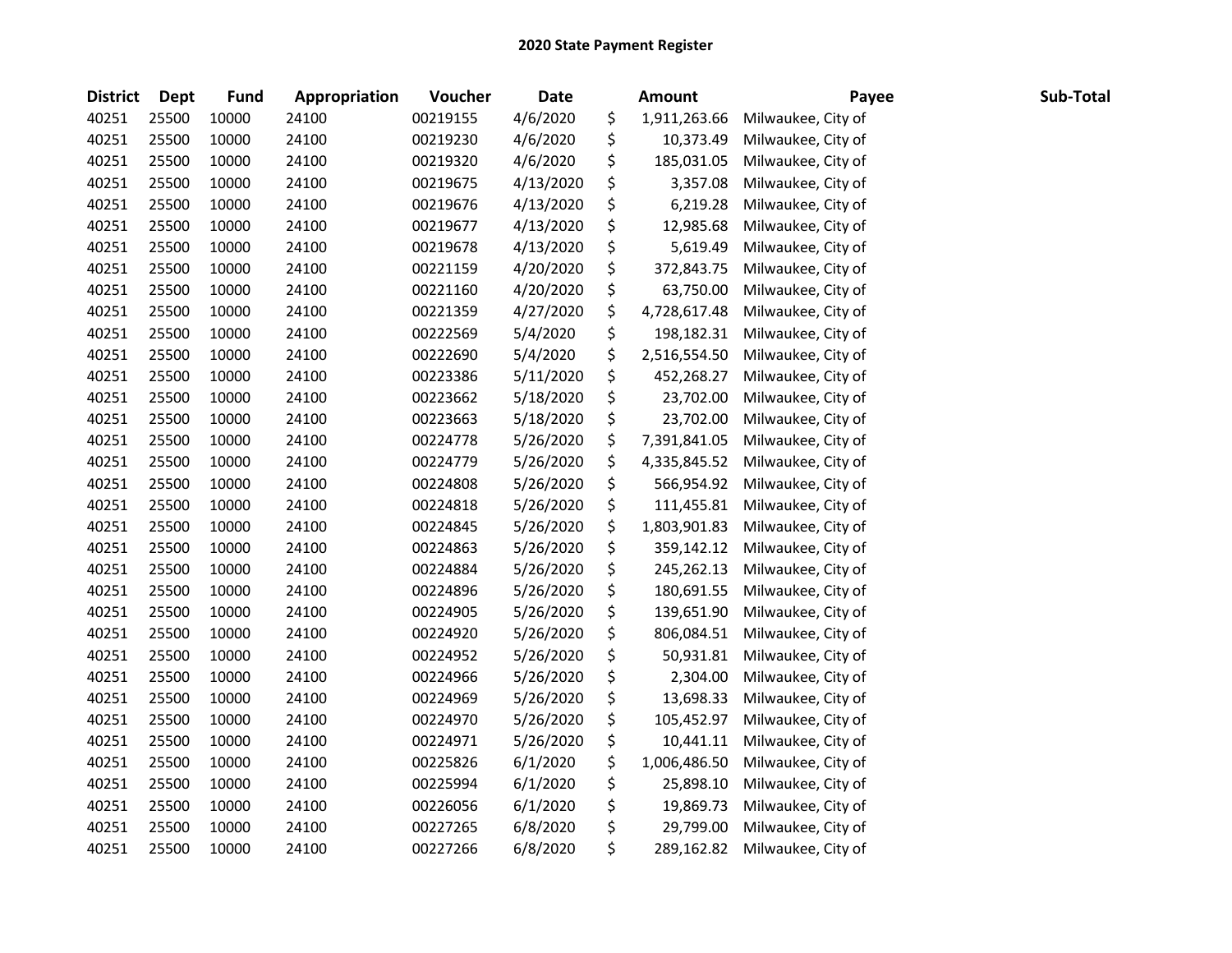# 2020 State Payment Register

| District | Dept | Fund | Appropriation | Voucher | Date | Amount | Payee | Sub-Total |
|---|---|---|---|---|---|---|---|---|
| 40251 | 25500 | 10000 | 24100 | 00219155 | 4/6/2020 | $ 1,911,263.66 | Milwaukee, City of | |
| 40251 | 25500 | 10000 | 24100 | 00219230 | 4/6/2020 | $ 10,373.49 | Milwaukee, City of | |
| 40251 | 25500 | 10000 | 24100 | 00219320 | 4/6/2020 | $ 185,031.05 | Milwaukee, City of | |
| 40251 | 25500 | 10000 | 24100 | 00219675 | 4/13/2020 | $ 3,357.08 | Milwaukee, City of | |
| 40251 | 25500 | 10000 | 24100 | 00219676 | 4/13/2020 | $ 6,219.28 | Milwaukee, City of | |
| 40251 | 25500 | 10000 | 24100 | 00219677 | 4/13/2020 | $ 12,985.68 | Milwaukee, City of | |
| 40251 | 25500 | 10000 | 24100 | 00219678 | 4/13/2020 | $ 5,619.49 | Milwaukee, City of | |
| 40251 | 25500 | 10000 | 24100 | 00221159 | 4/20/2020 | $ 372,843.75 | Milwaukee, City of | |
| 40251 | 25500 | 10000 | 24100 | 00221160 | 4/20/2020 | $ 63,750.00 | Milwaukee, City of | |
| 40251 | 25500 | 10000 | 24100 | 00221359 | 4/27/2020 | $ 4,728,617.48 | Milwaukee, City of | |
| 40251 | 25500 | 10000 | 24100 | 00222569 | 5/4/2020 | $ 198,182.31 | Milwaukee, City of | |
| 40251 | 25500 | 10000 | 24100 | 00222690 | 5/4/2020 | $ 2,516,554.50 | Milwaukee, City of | |
| 40251 | 25500 | 10000 | 24100 | 00223386 | 5/11/2020 | $ 452,268.27 | Milwaukee, City of | |
| 40251 | 25500 | 10000 | 24100 | 00223662 | 5/18/2020 | $ 23,702.00 | Milwaukee, City of | |
| 40251 | 25500 | 10000 | 24100 | 00223663 | 5/18/2020 | $ 23,702.00 | Milwaukee, City of | |
| 40251 | 25500 | 10000 | 24100 | 00224778 | 5/26/2020 | $ 7,391,841.05 | Milwaukee, City of | |
| 40251 | 25500 | 10000 | 24100 | 00224779 | 5/26/2020 | $ 4,335,845.52 | Milwaukee, City of | |
| 40251 | 25500 | 10000 | 24100 | 00224808 | 5/26/2020 | $ 566,954.92 | Milwaukee, City of | |
| 40251 | 25500 | 10000 | 24100 | 00224818 | 5/26/2020 | $ 111,455.81 | Milwaukee, City of | |
| 40251 | 25500 | 10000 | 24100 | 00224845 | 5/26/2020 | $ 1,803,901.83 | Milwaukee, City of | |
| 40251 | 25500 | 10000 | 24100 | 00224863 | 5/26/2020 | $ 359,142.12 | Milwaukee, City of | |
| 40251 | 25500 | 10000 | 24100 | 00224884 | 5/26/2020 | $ 245,262.13 | Milwaukee, City of | |
| 40251 | 25500 | 10000 | 24100 | 00224896 | 5/26/2020 | $ 180,691.55 | Milwaukee, City of | |
| 40251 | 25500 | 10000 | 24100 | 00224905 | 5/26/2020 | $ 139,651.90 | Milwaukee, City of | |
| 40251 | 25500 | 10000 | 24100 | 00224920 | 5/26/2020 | $ 806,084.51 | Milwaukee, City of | |
| 40251 | 25500 | 10000 | 24100 | 00224952 | 5/26/2020 | $ 50,931.81 | Milwaukee, City of | |
| 40251 | 25500 | 10000 | 24100 | 00224966 | 5/26/2020 | $ 2,304.00 | Milwaukee, City of | |
| 40251 | 25500 | 10000 | 24100 | 00224969 | 5/26/2020 | $ 13,698.33 | Milwaukee, City of | |
| 40251 | 25500 | 10000 | 24100 | 00224970 | 5/26/2020 | $ 105,452.97 | Milwaukee, City of | |
| 40251 | 25500 | 10000 | 24100 | 00224971 | 5/26/2020 | $ 10,441.11 | Milwaukee, City of | |
| 40251 | 25500 | 10000 | 24100 | 00225826 | 6/1/2020 | $ 1,006,486.50 | Milwaukee, City of | |
| 40251 | 25500 | 10000 | 24100 | 00225994 | 6/1/2020 | $ 25,898.10 | Milwaukee, City of | |
| 40251 | 25500 | 10000 | 24100 | 00226056 | 6/1/2020 | $ 19,869.73 | Milwaukee, City of | |
| 40251 | 25500 | 10000 | 24100 | 00227265 | 6/8/2020 | $ 29,799.00 | Milwaukee, City of | |
| 40251 | 25500 | 10000 | 24100 | 00227266 | 6/8/2020 | $ 289,162.82 | Milwaukee, City of | |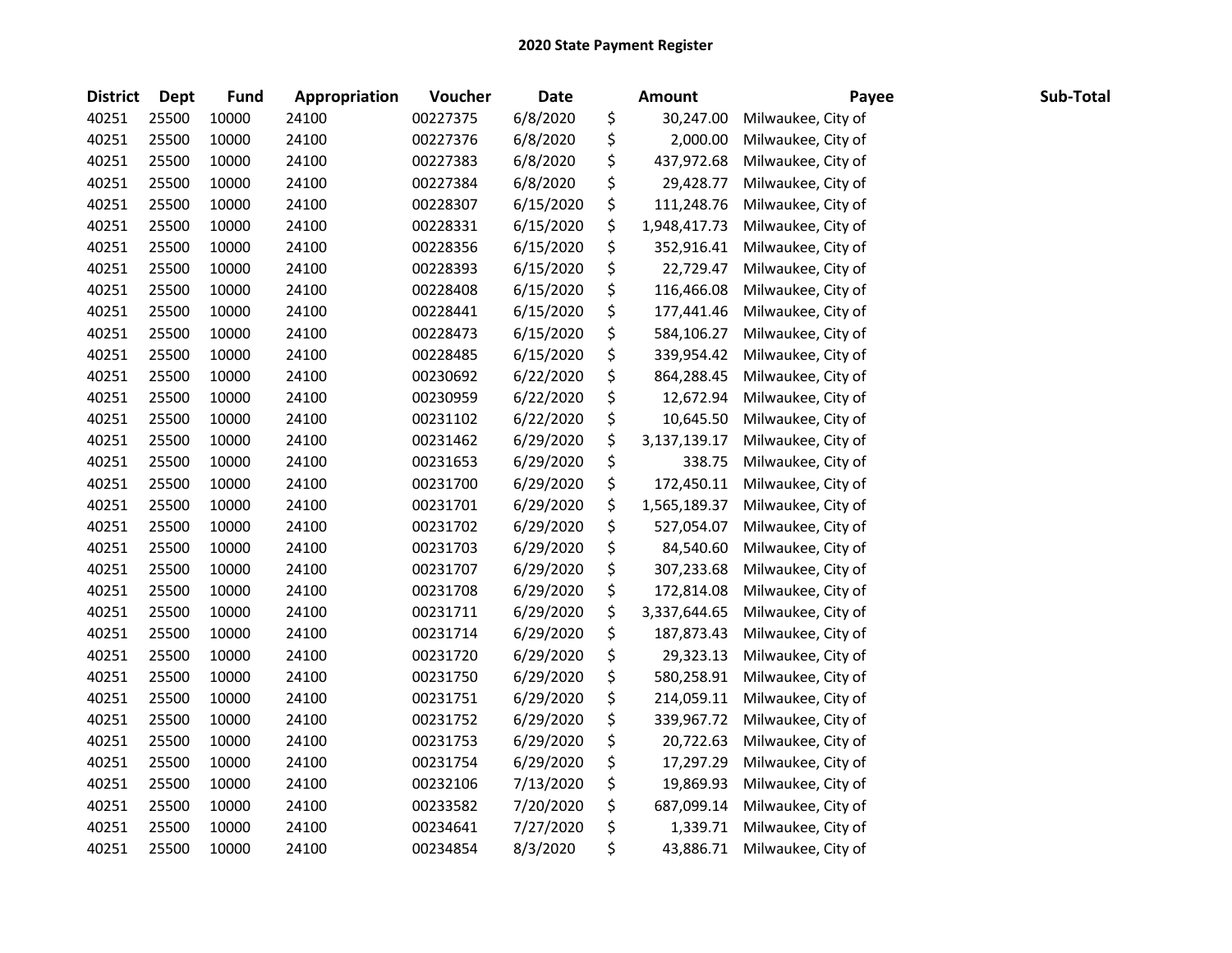# 2020 State Payment Register

| District | Dept | Fund | Appropriation | Voucher | Date | Amount | Payee | Sub-Total |
|---|---|---|---|---|---|---|---|---|
| 40251 | 25500 | 10000 | 24100 | 00227375 | 6/8/2020 | $ 30,247.00 | Milwaukee, City of | |
| 40251 | 25500 | 10000 | 24100 | 00227376 | 6/8/2020 | $ 2,000.00 | Milwaukee, City of | |
| 40251 | 25500 | 10000 | 24100 | 00227383 | 6/8/2020 | $ 437,972.68 | Milwaukee, City of | |
| 40251 | 25500 | 10000 | 24100 | 00227384 | 6/8/2020 | $ 29,428.77 | Milwaukee, City of | |
| 40251 | 25500 | 10000 | 24100 | 00228307 | 6/15/2020 | $ 111,248.76 | Milwaukee, City of | |
| 40251 | 25500 | 10000 | 24100 | 00228331 | 6/15/2020 | $ 1,948,417.73 | Milwaukee, City of | |
| 40251 | 25500 | 10000 | 24100 | 00228356 | 6/15/2020 | $ 352,916.41 | Milwaukee, City of | |
| 40251 | 25500 | 10000 | 24100 | 00228393 | 6/15/2020 | $ 22,729.47 | Milwaukee, City of | |
| 40251 | 25500 | 10000 | 24100 | 00228408 | 6/15/2020 | $ 116,466.08 | Milwaukee, City of | |
| 40251 | 25500 | 10000 | 24100 | 00228441 | 6/15/2020 | $ 177,441.46 | Milwaukee, City of | |
| 40251 | 25500 | 10000 | 24100 | 00228473 | 6/15/2020 | $ 584,106.27 | Milwaukee, City of | |
| 40251 | 25500 | 10000 | 24100 | 00228485 | 6/15/2020 | $ 339,954.42 | Milwaukee, City of | |
| 40251 | 25500 | 10000 | 24100 | 00230692 | 6/22/2020 | $ 864,288.45 | Milwaukee, City of | |
| 40251 | 25500 | 10000 | 24100 | 00230959 | 6/22/2020 | $ 12,672.94 | Milwaukee, City of | |
| 40251 | 25500 | 10000 | 24100 | 00231102 | 6/22/2020 | $ 10,645.50 | Milwaukee, City of | |
| 40251 | 25500 | 10000 | 24100 | 00231462 | 6/29/2020 | $ 3,137,139.17 | Milwaukee, City of | |
| 40251 | 25500 | 10000 | 24100 | 00231653 | 6/29/2020 | $ 338.75 | Milwaukee, City of | |
| 40251 | 25500 | 10000 | 24100 | 00231700 | 6/29/2020 | $ 172,450.11 | Milwaukee, City of | |
| 40251 | 25500 | 10000 | 24100 | 00231701 | 6/29/2020 | $ 1,565,189.37 | Milwaukee, City of | |
| 40251 | 25500 | 10000 | 24100 | 00231702 | 6/29/2020 | $ 527,054.07 | Milwaukee, City of | |
| 40251 | 25500 | 10000 | 24100 | 00231703 | 6/29/2020 | $ 84,540.60 | Milwaukee, City of | |
| 40251 | 25500 | 10000 | 24100 | 00231707 | 6/29/2020 | $ 307,233.68 | Milwaukee, City of | |
| 40251 | 25500 | 10000 | 24100 | 00231708 | 6/29/2020 | $ 172,814.08 | Milwaukee, City of | |
| 40251 | 25500 | 10000 | 24100 | 00231711 | 6/29/2020 | $ 3,337,644.65 | Milwaukee, City of | |
| 40251 | 25500 | 10000 | 24100 | 00231714 | 6/29/2020 | $ 187,873.43 | Milwaukee, City of | |
| 40251 | 25500 | 10000 | 24100 | 00231720 | 6/29/2020 | $ 29,323.13 | Milwaukee, City of | |
| 40251 | 25500 | 10000 | 24100 | 00231750 | 6/29/2020 | $ 580,258.91 | Milwaukee, City of | |
| 40251 | 25500 | 10000 | 24100 | 00231751 | 6/29/2020 | $ 214,059.11 | Milwaukee, City of | |
| 40251 | 25500 | 10000 | 24100 | 00231752 | 6/29/2020 | $ 339,967.72 | Milwaukee, City of | |
| 40251 | 25500 | 10000 | 24100 | 00231753 | 6/29/2020 | $ 20,722.63 | Milwaukee, City of | |
| 40251 | 25500 | 10000 | 24100 | 00231754 | 6/29/2020 | $ 17,297.29 | Milwaukee, City of | |
| 40251 | 25500 | 10000 | 24100 | 00232106 | 7/13/2020 | $ 19,869.93 | Milwaukee, City of | |
| 40251 | 25500 | 10000 | 24100 | 00233582 | 7/20/2020 | $ 687,099.14 | Milwaukee, City of | |
| 40251 | 25500 | 10000 | 24100 | 00234641 | 7/27/2020 | $ 1,339.71 | Milwaukee, City of | |
| 40251 | 25500 | 10000 | 24100 | 00234854 | 8/3/2020 | $ 43,886.71 | Milwaukee, City of | |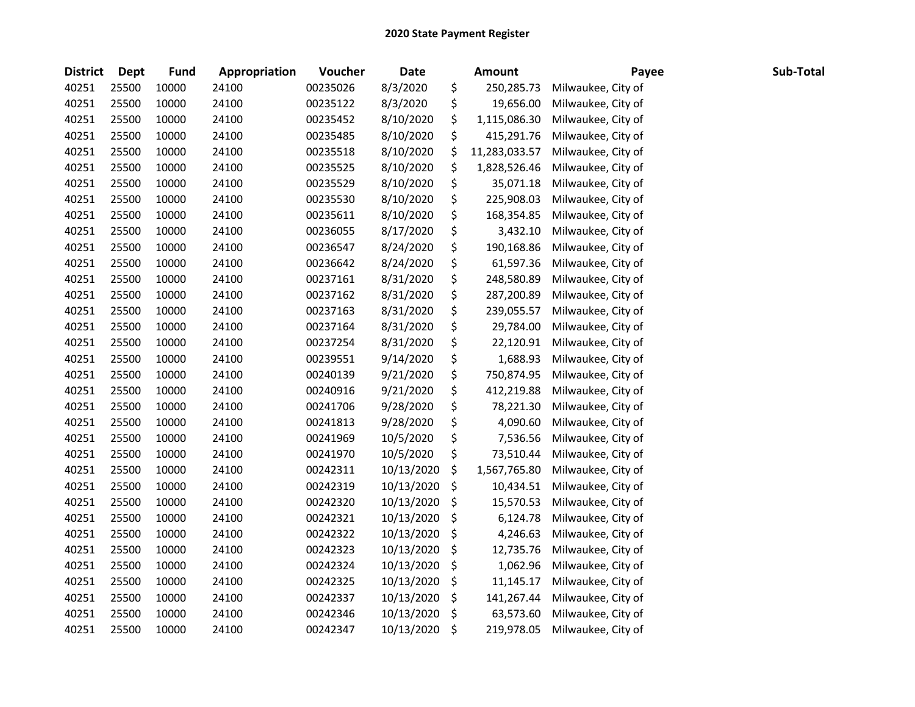# 2020 State Payment Register

| District | Dept | Fund | Appropriation | Voucher | Date | Amount | Payee | Sub-Total |
|---|---|---|---|---|---|---|---|---|
| 40251 | 25500 | 10000 | 24100 | 00235026 | 8/3/2020 | $ 250,285.73 | Milwaukee, City of | |
| 40251 | 25500 | 10000 | 24100 | 00235122 | 8/3/2020 | $ 19,656.00 | Milwaukee, City of | |
| 40251 | 25500 | 10000 | 24100 | 00235452 | 8/10/2020 | $ 1,115,086.30 | Milwaukee, City of | |
| 40251 | 25500 | 10000 | 24100 | 00235485 | 8/10/2020 | $ 415,291.76 | Milwaukee, City of | |
| 40251 | 25500 | 10000 | 24100 | 00235518 | 8/10/2020 | $ 11,283,033.57 | Milwaukee, City of | |
| 40251 | 25500 | 10000 | 24100 | 00235525 | 8/10/2020 | $ 1,828,526.46 | Milwaukee, City of | |
| 40251 | 25500 | 10000 | 24100 | 00235529 | 8/10/2020 | $ 35,071.18 | Milwaukee, City of | |
| 40251 | 25500 | 10000 | 24100 | 00235530 | 8/10/2020 | $ 225,908.03 | Milwaukee, City of | |
| 40251 | 25500 | 10000 | 24100 | 00235611 | 8/10/2020 | $ 168,354.85 | Milwaukee, City of | |
| 40251 | 25500 | 10000 | 24100 | 00236055 | 8/17/2020 | $ 3,432.10 | Milwaukee, City of | |
| 40251 | 25500 | 10000 | 24100 | 00236547 | 8/24/2020 | $ 190,168.86 | Milwaukee, City of | |
| 40251 | 25500 | 10000 | 24100 | 00236642 | 8/24/2020 | $ 61,597.36 | Milwaukee, City of | |
| 40251 | 25500 | 10000 | 24100 | 00237161 | 8/31/2020 | $ 248,580.89 | Milwaukee, City of | |
| 40251 | 25500 | 10000 | 24100 | 00237162 | 8/31/2020 | $ 287,200.89 | Milwaukee, City of | |
| 40251 | 25500 | 10000 | 24100 | 00237163 | 8/31/2020 | $ 239,055.57 | Milwaukee, City of | |
| 40251 | 25500 | 10000 | 24100 | 00237164 | 8/31/2020 | $ 29,784.00 | Milwaukee, City of | |
| 40251 | 25500 | 10000 | 24100 | 00237254 | 8/31/2020 | $ 22,120.91 | Milwaukee, City of | |
| 40251 | 25500 | 10000 | 24100 | 00239551 | 9/14/2020 | $ 1,688.93 | Milwaukee, City of | |
| 40251 | 25500 | 10000 | 24100 | 00240139 | 9/21/2020 | $ 750,874.95 | Milwaukee, City of | |
| 40251 | 25500 | 10000 | 24100 | 00240916 | 9/21/2020 | $ 412,219.88 | Milwaukee, City of | |
| 40251 | 25500 | 10000 | 24100 | 00241706 | 9/28/2020 | $ 78,221.30 | Milwaukee, City of | |
| 40251 | 25500 | 10000 | 24100 | 00241813 | 9/28/2020 | $ 4,090.60 | Milwaukee, City of | |
| 40251 | 25500 | 10000 | 24100 | 00241969 | 10/5/2020 | $ 7,536.56 | Milwaukee, City of | |
| 40251 | 25500 | 10000 | 24100 | 00241970 | 10/5/2020 | $ 73,510.44 | Milwaukee, City of | |
| 40251 | 25500 | 10000 | 24100 | 00242311 | 10/13/2020 | $ 1,567,765.80 | Milwaukee, City of | |
| 40251 | 25500 | 10000 | 24100 | 00242319 | 10/13/2020 | $ 10,434.51 | Milwaukee, City of | |
| 40251 | 25500 | 10000 | 24100 | 00242320 | 10/13/2020 | $ 15,570.53 | Milwaukee, City of | |
| 40251 | 25500 | 10000 | 24100 | 00242321 | 10/13/2020 | $ 6,124.78 | Milwaukee, City of | |
| 40251 | 25500 | 10000 | 24100 | 00242322 | 10/13/2020 | $ 4,246.63 | Milwaukee, City of | |
| 40251 | 25500 | 10000 | 24100 | 00242323 | 10/13/2020 | $ 12,735.76 | Milwaukee, City of | |
| 40251 | 25500 | 10000 | 24100 | 00242324 | 10/13/2020 | $ 1,062.96 | Milwaukee, City of | |
| 40251 | 25500 | 10000 | 24100 | 00242325 | 10/13/2020 | $ 11,145.17 | Milwaukee, City of | |
| 40251 | 25500 | 10000 | 24100 | 00242337 | 10/13/2020 | $ 141,267.44 | Milwaukee, City of | |
| 40251 | 25500 | 10000 | 24100 | 00242346 | 10/13/2020 | $ 63,573.60 | Milwaukee, City of | |
| 40251 | 25500 | 10000 | 24100 | 00242347 | 10/13/2020 | $ 219,978.05 | Milwaukee, City of | |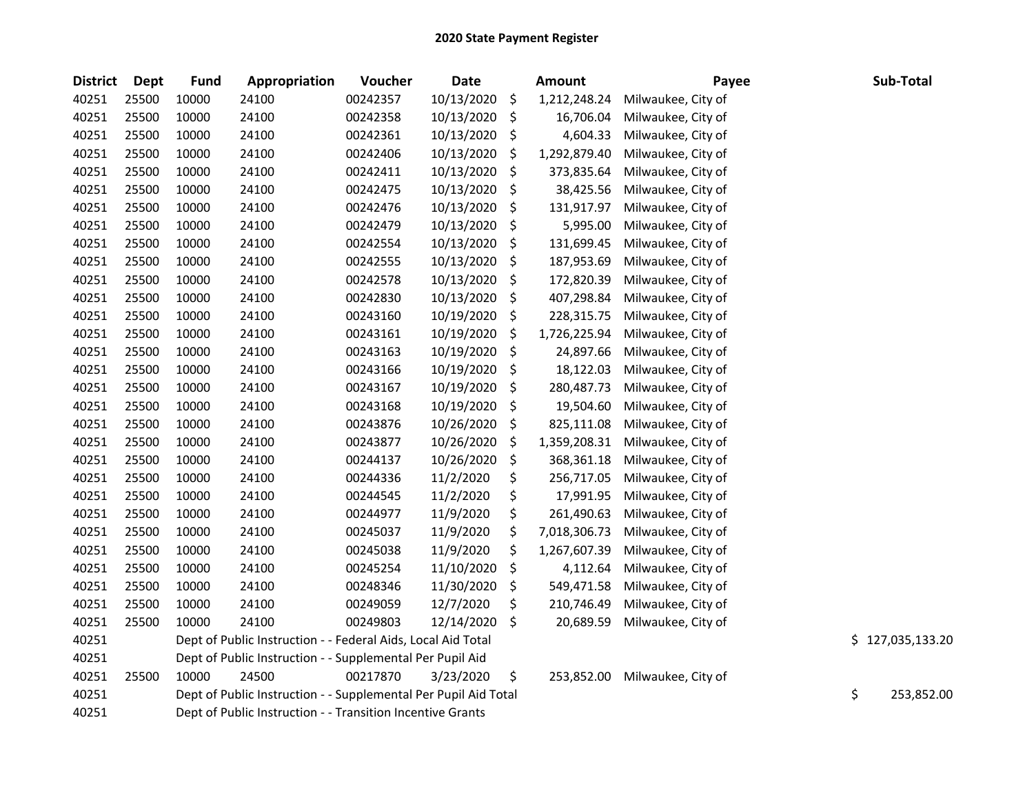# 2020 State Payment Register

| District | Dept | Fund | Appropriation | Voucher | Date | Amount | Payee | Sub-Total |
|---|---|---|---|---|---|---|---|---|
| 40251 | 25500 | 10000 | 24100 | 00242357 | 10/13/2020 | $ 1,212,248.24 | Milwaukee, City of | |
| 40251 | 25500 | 10000 | 24100 | 00242358 | 10/13/2020 | $ 16,706.04 | Milwaukee, City of | |
| 40251 | 25500 | 10000 | 24100 | 00242361 | 10/13/2020 | $ 4,604.33 | Milwaukee, City of | |
| 40251 | 25500 | 10000 | 24100 | 00242406 | 10/13/2020 | $ 1,292,879.40 | Milwaukee, City of | |
| 40251 | 25500 | 10000 | 24100 | 00242411 | 10/13/2020 | $ 373,835.64 | Milwaukee, City of | |
| 40251 | 25500 | 10000 | 24100 | 00242475 | 10/13/2020 | $ 38,425.56 | Milwaukee, City of | |
| 40251 | 25500 | 10000 | 24100 | 00242476 | 10/13/2020 | $ 131,917.97 | Milwaukee, City of | |
| 40251 | 25500 | 10000 | 24100 | 00242479 | 10/13/2020 | $ 5,995.00 | Milwaukee, City of | |
| 40251 | 25500 | 10000 | 24100 | 00242554 | 10/13/2020 | $ 131,699.45 | Milwaukee, City of | |
| 40251 | 25500 | 10000 | 24100 | 00242555 | 10/13/2020 | $ 187,953.69 | Milwaukee, City of | |
| 40251 | 25500 | 10000 | 24100 | 00242578 | 10/13/2020 | $ 172,820.39 | Milwaukee, City of | |
| 40251 | 25500 | 10000 | 24100 | 00242830 | 10/13/2020 | $ 407,298.84 | Milwaukee, City of | |
| 40251 | 25500 | 10000 | 24100 | 00243160 | 10/19/2020 | $ 228,315.75 | Milwaukee, City of | |
| 40251 | 25500 | 10000 | 24100 | 00243161 | 10/19/2020 | $ 1,726,225.94 | Milwaukee, City of | |
| 40251 | 25500 | 10000 | 24100 | 00243163 | 10/19/2020 | $ 24,897.66 | Milwaukee, City of | |
| 40251 | 25500 | 10000 | 24100 | 00243166 | 10/19/2020 | $ 18,122.03 | Milwaukee, City of | |
| 40251 | 25500 | 10000 | 24100 | 00243167 | 10/19/2020 | $ 280,487.73 | Milwaukee, City of | |
| 40251 | 25500 | 10000 | 24100 | 00243168 | 10/19/2020 | $ 19,504.60 | Milwaukee, City of | |
| 40251 | 25500 | 10000 | 24100 | 00243876 | 10/26/2020 | $ 825,111.08 | Milwaukee, City of | |
| 40251 | 25500 | 10000 | 24100 | 00243877 | 10/26/2020 | $ 1,359,208.31 | Milwaukee, City of | |
| 40251 | 25500 | 10000 | 24100 | 00244137 | 10/26/2020 | $ 368,361.18 | Milwaukee, City of | |
| 40251 | 25500 | 10000 | 24100 | 00244336 | 11/2/2020 | $ 256,717.05 | Milwaukee, City of | |
| 40251 | 25500 | 10000 | 24100 | 00244545 | 11/2/2020 | $ 17,991.95 | Milwaukee, City of | |
| 40251 | 25500 | 10000 | 24100 | 00244977 | 11/9/2020 | $ 261,490.63 | Milwaukee, City of | |
| 40251 | 25500 | 10000 | 24100 | 00245037 | 11/9/2020 | $ 7,018,306.73 | Milwaukee, City of | |
| 40251 | 25500 | 10000 | 24100 | 00245038 | 11/9/2020 | $ 1,267,607.39 | Milwaukee, City of | |
| 40251 | 25500 | 10000 | 24100 | 00245254 | 11/10/2020 | $ 4,112.64 | Milwaukee, City of | |
| 40251 | 25500 | 10000 | 24100 | 00248346 | 11/30/2020 | $ 549,471.58 | Milwaukee, City of | |
| 40251 | 25500 | 10000 | 24100 | 00249059 | 12/7/2020 | $ 210,746.49 | Milwaukee, City of | |
| 40251 | 25500 | 10000 | 24100 | 00249803 | 12/14/2020 | $ 20,689.59 | Milwaukee, City of | |
| 40251 | | Dept of Public Instruction - - Federal Aids, Local Aid Total | | | | | | $ 127,035,133.20 |
| 40251 | | Dept of Public Instruction - - Supplemental Per Pupil Aid | | | | | | |
| 40251 | 25500 | 10000 | 24500 | 00217870 | 3/23/2020 | $ 253,852.00 | Milwaukee, City of | |
| 40251 | | Dept of Public Instruction - - Supplemental Per Pupil Aid Total | | | | | | $ 253,852.00 |
| 40251 | | Dept of Public Instruction - - Transition Incentive Grants | | | | | | |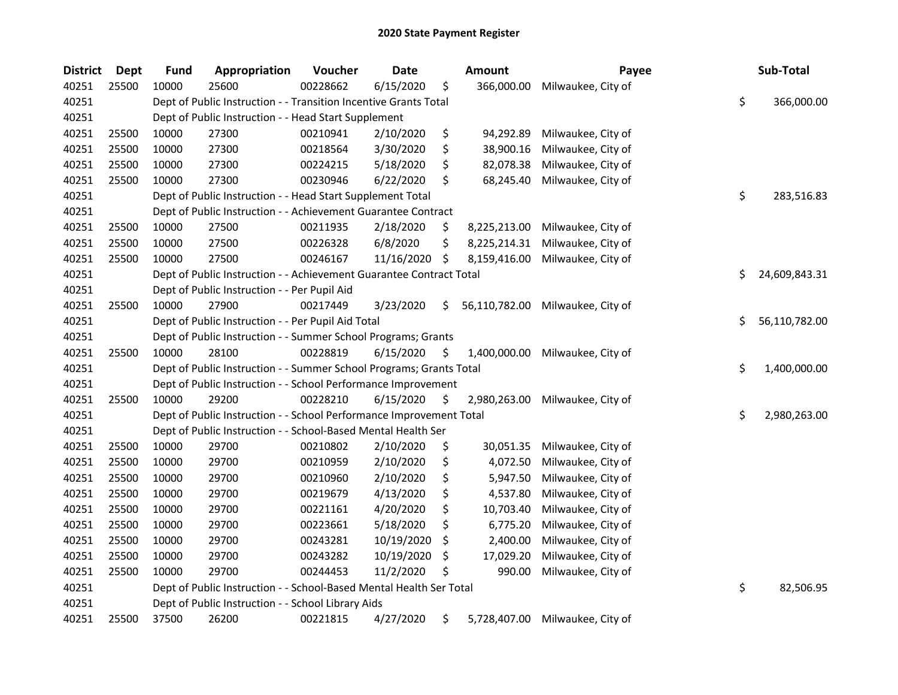## 2020 State Payment Register

| District | Dept | Fund | Appropriation | Voucher | Date | Amount | Payee | Sub-Total |
|---|---|---|---|---|---|---|---|---|
| 40251 | 25500 | 10000 | 25600 | 00228662 | 6/15/2020 | $ 366,000.00 | Milwaukee, City of | |
| 40251 | | Dept of Public Instruction - - Transition Incentive Grants Total | | | | | | $ 366,000.00 |
| 40251 | | Dept of Public Instruction - - Head Start Supplement | | | | | | |
| 40251 | 25500 | 10000 | 27300 | 00210941 | 2/10/2020 | $ 94,292.89 | Milwaukee, City of | |
| 40251 | 25500 | 10000 | 27300 | 00218564 | 3/30/2020 | $ 38,900.16 | Milwaukee, City of | |
| 40251 | 25500 | 10000 | 27300 | 00224215 | 5/18/2020 | $ 82,078.38 | Milwaukee, City of | |
| 40251 | 25500 | 10000 | 27300 | 00230946 | 6/22/2020 | $ 68,245.40 | Milwaukee, City of | |
| 40251 | | Dept of Public Instruction - - Head Start Supplement Total | | | | | | $ 283,516.83 |
| 40251 | | Dept of Public Instruction - - Achievement Guarantee Contract | | | | | | |
| 40251 | 25500 | 10000 | 27500 | 00211935 | 2/18/2020 | $ 8,225,213.00 | Milwaukee, City of | |
| 40251 | 25500 | 10000 | 27500 | 00226328 | 6/8/2020 | $ 8,225,214.31 | Milwaukee, City of | |
| 40251 | 25500 | 10000 | 27500 | 00246167 | 11/16/2020 | $ 8,159,416.00 | Milwaukee, City of | |
| 40251 | | Dept of Public Instruction - - Achievement Guarantee Contract Total | | | | | | $ 24,609,843.31 |
| 40251 | | Dept of Public Instruction - - Per Pupil Aid | | | | | | |
| 40251 | 25500 | 10000 | 27900 | 00217449 | 3/23/2020 | $ 56,110,782.00 | Milwaukee, City of | |
| 40251 | | Dept of Public Instruction - - Per Pupil Aid Total | | | | | | $ 56,110,782.00 |
| 40251 | | Dept of Public Instruction - - Summer School Programs; Grants | | | | | | |
| 40251 | 25500 | 10000 | 28100 | 00228819 | 6/15/2020 | $ 1,400,000.00 | Milwaukee, City of | |
| 40251 | | Dept of Public Instruction - - Summer School Programs; Grants Total | | | | | | $ 1,400,000.00 |
| 40251 | | Dept of Public Instruction - - School Performance Improvement | | | | | | |
| 40251 | 25500 | 10000 | 29200 | 00228210 | 6/15/2020 | $ 2,980,263.00 | Milwaukee, City of | |
| 40251 | | Dept of Public Instruction - - School Performance Improvement Total | | | | | | $ 2,980,263.00 |
| 40251 | | Dept of Public Instruction - - School-Based Mental Health Ser | | | | | | |
| 40251 | 25500 | 10000 | 29700 | 00210802 | 2/10/2020 | $ 30,051.35 | Milwaukee, City of | |
| 40251 | 25500 | 10000 | 29700 | 00210959 | 2/10/2020 | $ 4,072.50 | Milwaukee, City of | |
| 40251 | 25500 | 10000 | 29700 | 00210960 | 2/10/2020 | $ 5,947.50 | Milwaukee, City of | |
| 40251 | 25500 | 10000 | 29700 | 00219679 | 4/13/2020 | $ 4,537.80 | Milwaukee, City of | |
| 40251 | 25500 | 10000 | 29700 | 00221161 | 4/20/2020 | $ 10,703.40 | Milwaukee, City of | |
| 40251 | 25500 | 10000 | 29700 | 00223661 | 5/18/2020 | $ 6,775.20 | Milwaukee, City of | |
| 40251 | 25500 | 10000 | 29700 | 00243281 | 10/19/2020 | $ 2,400.00 | Milwaukee, City of | |
| 40251 | 25500 | 10000 | 29700 | 00243282 | 10/19/2020 | $ 17,029.20 | Milwaukee, City of | |
| 40251 | 25500 | 10000 | 29700 | 00244453 | 11/2/2020 | $ 990.00 | Milwaukee, City of | |
| 40251 | | Dept of Public Instruction - - School-Based Mental Health Ser Total | | | | | | $ 82,506.95 |
| 40251 | | Dept of Public Instruction - - School Library Aids | | | | | | |
| 40251 | 25500 | 37500 | 26200 | 00221815 | 4/27/2020 | $ 5,728,407.00 | Milwaukee, City of | |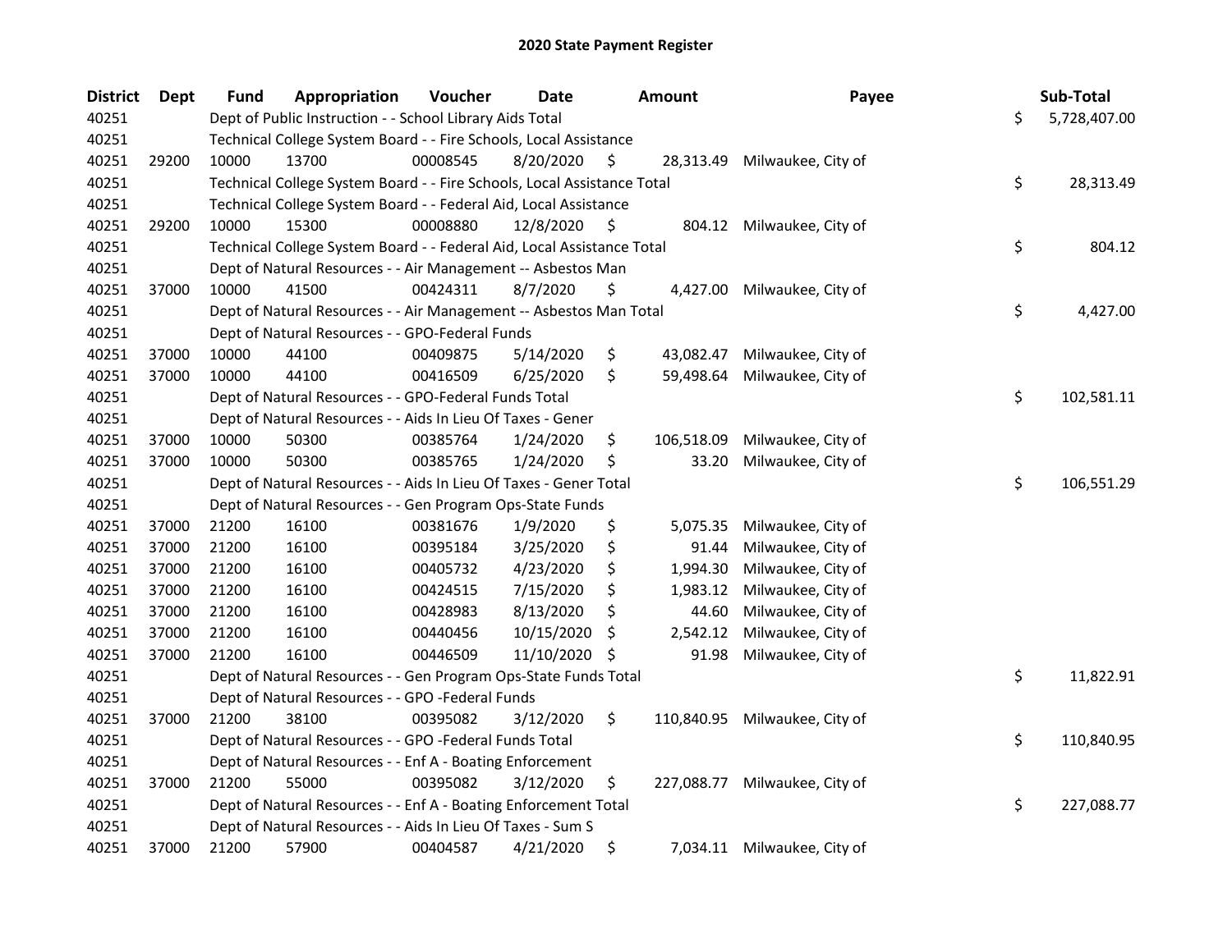# 2020 State Payment Register

| District | Dept | Fund | Appropriation | Voucher | Date | Amount | Payee | Sub-Total |
|---|---|---|---|---|---|---|---|---|
| 40251 | | Dept of Public Instruction - - School Library Aids Total | | | | | | $ 5,728,407.00 |
| 40251 | | Technical College System Board - - Fire Schools, Local Assistance | | | | | | |
| 40251 | 29200 | 10000 | 13700 | 00008545 | 8/20/2020 | $ 28,313.49 | Milwaukee, City of | |
| 40251 | | Technical College System Board - - Fire Schools, Local Assistance Total | | | | | | $ 28,313.49 |
| 40251 | | Technical College System Board - - Federal Aid, Local Assistance | | | | | | |
| 40251 | 29200 | 10000 | 15300 | 00008880 | 12/8/2020 | $ 804.12 | Milwaukee, City of | |
| 40251 | | Technical College System Board - - Federal Aid, Local Assistance Total | | | | | | $ 804.12 |
| 40251 | | Dept of Natural Resources - - Air Management -- Asbestos Man | | | | | | |
| 40251 | 37000 | 10000 | 41500 | 00424311 | 8/7/2020 | $ 4,427.00 | Milwaukee, City of | |
| 40251 | | Dept of Natural Resources - - Air Management -- Asbestos Man Total | | | | | | $ 4,427.00 |
| 40251 | | Dept of Natural Resources - - GPO-Federal Funds | | | | | | |
| 40251 | 37000 | 10000 | 44100 | 00409875 | 5/14/2020 | $ 43,082.47 | Milwaukee, City of | |
| 40251 | 37000 | 10000 | 44100 | 00416509 | 6/25/2020 | $ 59,498.64 | Milwaukee, City of | |
| 40251 | | Dept of Natural Resources - - GPO-Federal Funds Total | | | | | | $ 102,581.11 |
| 40251 | | Dept of Natural Resources - - Aids In Lieu Of Taxes - Gener | | | | | | |
| 40251 | 37000 | 10000 | 50300 | 00385764 | 1/24/2020 | $ 106,518.09 | Milwaukee, City of | |
| 40251 | 37000 | 10000 | 50300 | 00385765 | 1/24/2020 | $ 33.20 | Milwaukee, City of | |
| 40251 | | Dept of Natural Resources - - Aids In Lieu Of Taxes - Gener Total | | | | | | $ 106,551.29 |
| 40251 | | Dept of Natural Resources - - Gen Program Ops-State Funds | | | | | | |
| 40251 | 37000 | 21200 | 16100 | 00381676 | 1/9/2020 | $ 5,075.35 | Milwaukee, City of | |
| 40251 | 37000 | 21200 | 16100 | 00395184 | 3/25/2020 | $ 91.44 | Milwaukee, City of | |
| 40251 | 37000 | 21200 | 16100 | 00405732 | 4/23/2020 | $ 1,994.30 | Milwaukee, City of | |
| 40251 | 37000 | 21200 | 16100 | 00424515 | 7/15/2020 | $ 1,983.12 | Milwaukee, City of | |
| 40251 | 37000 | 21200 | 16100 | 00428983 | 8/13/2020 | $ 44.60 | Milwaukee, City of | |
| 40251 | 37000 | 21200 | 16100 | 00440456 | 10/15/2020 | $ 2,542.12 | Milwaukee, City of | |
| 40251 | 37000 | 21200 | 16100 | 00446509 | 11/10/2020 | $ 91.98 | Milwaukee, City of | |
| 40251 | | Dept of Natural Resources - - Gen Program Ops-State Funds Total | | | | | | $ 11,822.91 |
| 40251 | | Dept of Natural Resources - - GPO -Federal Funds | | | | | | |
| 40251 | 37000 | 21200 | 38100 | 00395082 | 3/12/2020 | $ 110,840.95 | Milwaukee, City of | |
| 40251 | | Dept of Natural Resources - - GPO -Federal Funds Total | | | | | | $ 110,840.95 |
| 40251 | | Dept of Natural Resources - - Enf A - Boating Enforcement | | | | | | |
| 40251 | 37000 | 21200 | 55000 | 00395082 | 3/12/2020 | $ 227,088.77 | Milwaukee, City of | |
| 40251 | | Dept of Natural Resources - - Enf A - Boating Enforcement Total | | | | | | $ 227,088.77 |
| 40251 | | Dept of Natural Resources - - Aids In Lieu Of Taxes - Sum S | | | | | | |
| 40251 | 37000 | 21200 | 57900 | 00404587 | 4/21/2020 | $ 7,034.11 | Milwaukee, City of | |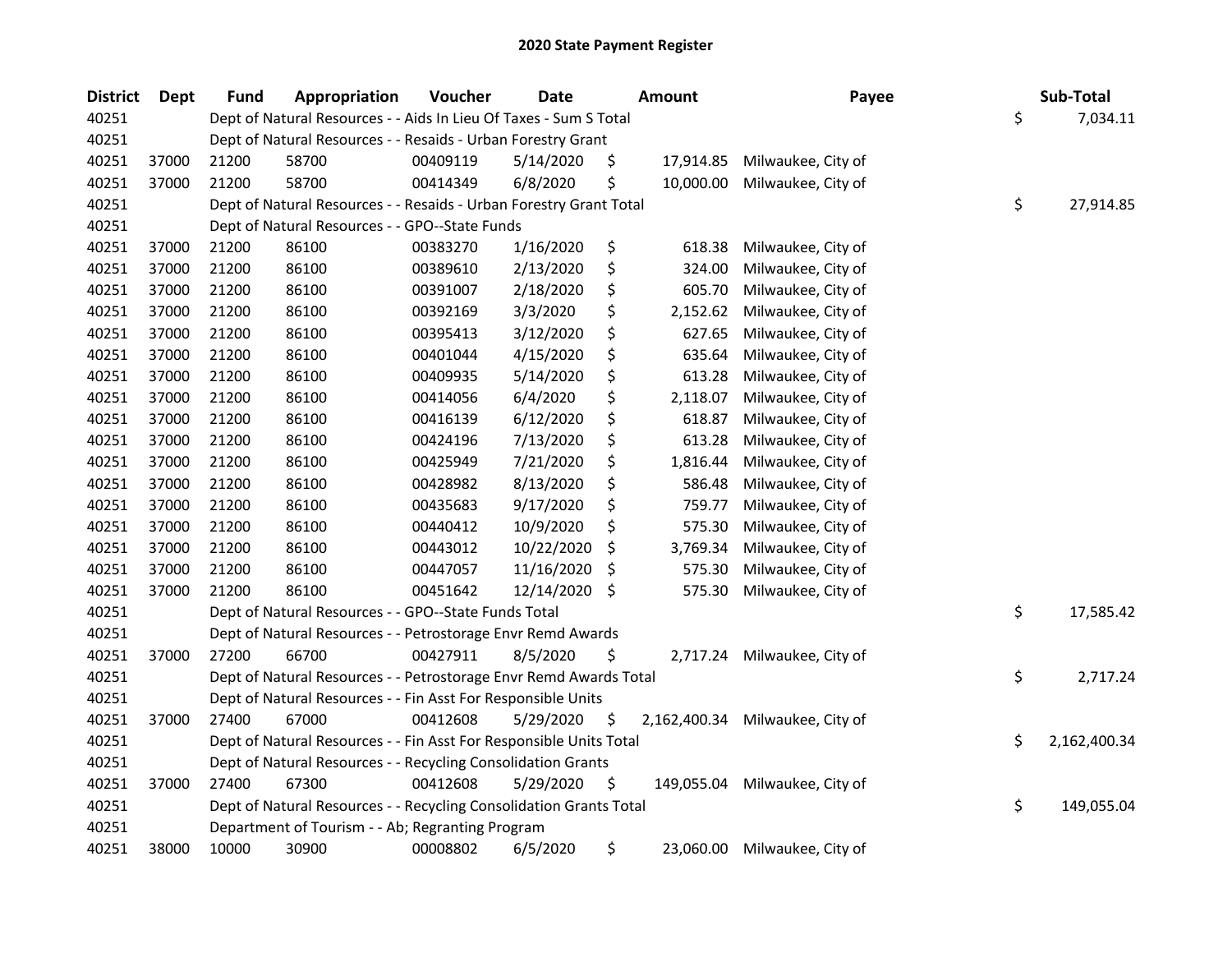# 2020 State Payment Register

| District | Dept | Fund | Appropriation | Voucher | Date | Amount | Payee | Sub-Total |
|---|---|---|---|---|---|---|---|---|
| 40251 | | Dept of Natural Resources - - Aids In Lieu Of Taxes - Sum S Total | | | | | | $ 7,034.11 |
| 40251 | | Dept of Natural Resources - - Resaids - Urban Forestry Grant | | | | | | |
| 40251 | 37000 | 21200 | 58700 | 00409119 | 5/14/2020 | $ 17,914.85 | Milwaukee, City of | |
| 40251 | 37000 | 21200 | 58700 | 00414349 | 6/8/2020 | $ 10,000.00 | Milwaukee, City of | |
| 40251 | | Dept of Natural Resources - - Resaids - Urban Forestry Grant Total | | | | | | $ 27,914.85 |
| 40251 | | Dept of Natural Resources - - GPO--State Funds | | | | | | |
| 40251 | 37000 | 21200 | 86100 | 00383270 | 1/16/2020 | $ 618.38 | Milwaukee, City of | |
| 40251 | 37000 | 21200 | 86100 | 00389610 | 2/13/2020 | $ 324.00 | Milwaukee, City of | |
| 40251 | 37000 | 21200 | 86100 | 00391007 | 2/18/2020 | $ 605.70 | Milwaukee, City of | |
| 40251 | 37000 | 21200 | 86100 | 00392169 | 3/3/2020 | $ 2,152.62 | Milwaukee, City of | |
| 40251 | 37000 | 21200 | 86100 | 00395413 | 3/12/2020 | $ 627.65 | Milwaukee, City of | |
| 40251 | 37000 | 21200 | 86100 | 00401044 | 4/15/2020 | $ 635.64 | Milwaukee, City of | |
| 40251 | 37000 | 21200 | 86100 | 00409935 | 5/14/2020 | $ 613.28 | Milwaukee, City of | |
| 40251 | 37000 | 21200 | 86100 | 00414056 | 6/4/2020 | $ 2,118.07 | Milwaukee, City of | |
| 40251 | 37000 | 21200 | 86100 | 00416139 | 6/12/2020 | $ 618.87 | Milwaukee, City of | |
| 40251 | 37000 | 21200 | 86100 | 00424196 | 7/13/2020 | $ 613.28 | Milwaukee, City of | |
| 40251 | 37000 | 21200 | 86100 | 00425949 | 7/21/2020 | $ 1,816.44 | Milwaukee, City of | |
| 40251 | 37000 | 21200 | 86100 | 00428982 | 8/13/2020 | $ 586.48 | Milwaukee, City of | |
| 40251 | 37000 | 21200 | 86100 | 00435683 | 9/17/2020 | $ 759.77 | Milwaukee, City of | |
| 40251 | 37000 | 21200 | 86100 | 00440412 | 10/9/2020 | $ 575.30 | Milwaukee, City of | |
| 40251 | 37000 | 21200 | 86100 | 00443012 | 10/22/2020 | $ 3,769.34 | Milwaukee, City of | |
| 40251 | 37000 | 21200 | 86100 | 00447057 | 11/16/2020 | $ 575.30 | Milwaukee, City of | |
| 40251 | 37000 | 21200 | 86100 | 00451642 | 12/14/2020 | $ 575.30 | Milwaukee, City of | |
| 40251 | | Dept of Natural Resources - - GPO--State Funds Total | | | | | | $ 17,585.42 |
| 40251 | | Dept of Natural Resources - - Petrostorage Envr Remd Awards | | | | | | |
| 40251 | 37000 | 27200 | 66700 | 00427911 | 8/5/2020 | $ 2,717.24 | Milwaukee, City of | |
| 40251 | | Dept of Natural Resources - - Petrostorage Envr Remd Awards Total | | | | | | $ 2,717.24 |
| 40251 | | Dept of Natural Resources - - Fin Asst For Responsible Units | | | | | | |
| 40251 | 37000 | 27400 | 67000 | 00412608 | 5/29/2020 | $ 2,162,400.34 | Milwaukee, City of | |
| 40251 | | Dept of Natural Resources - - Fin Asst For Responsible Units Total | | | | | | $ 2,162,400.34 |
| 40251 | | Dept of Natural Resources - - Recycling Consolidation Grants | | | | | | |
| 40251 | 37000 | 27400 | 67300 | 00412608 | 5/29/2020 | $ 149,055.04 | Milwaukee, City of | |
| 40251 | | Dept of Natural Resources - - Recycling Consolidation Grants Total | | | | | | $ 149,055.04 |
| 40251 | | Department of Tourism - - Ab; Regranting Program | | | | | | |
| 40251 | 38000 | 10000 | 30900 | 00008802 | 6/5/2020 | $ 23,060.00 | Milwaukee, City of | |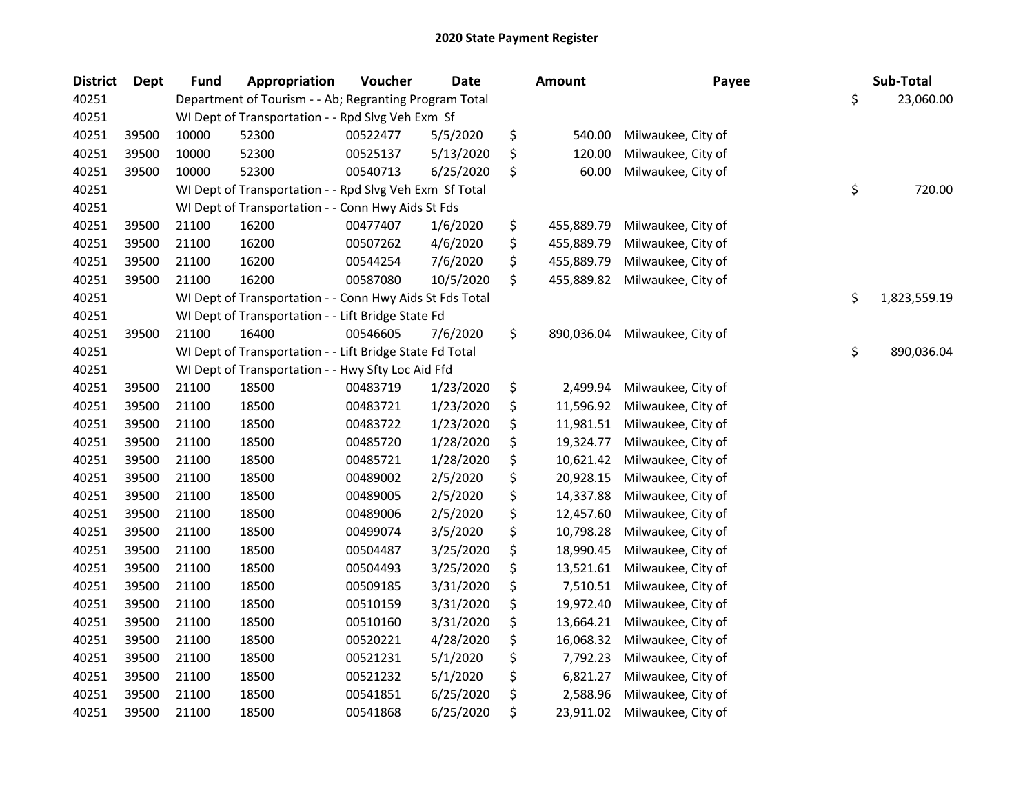# 2020 State Payment Register

| District | Dept | Fund | Appropriation | Voucher | Date | Amount | Payee | Sub-Total |
|---|---|---|---|---|---|---|---|---|
| 40251 | | Department of Tourism - - Ab; Regranting Program Total | | | | | | $ 23,060.00 |
| 40251 | | WI Dept of Transportation - - Rpd Slvg Veh Exm Sf | | | | | | |
| 40251 | 39500 | 10000 | 52300 | 00522477 | 5/5/2020 | $ 540.00 | Milwaukee, City of | |
| 40251 | 39500 | 10000 | 52300 | 00525137 | 5/13/2020 | $ 120.00 | Milwaukee, City of | |
| 40251 | 39500 | 10000 | 52300 | 00540713 | 6/25/2020 | $ 60.00 | Milwaukee, City of | |
| 40251 | | WI Dept of Transportation - - Rpd Slvg Veh Exm Sf Total | | | | | | $ 720.00 |
| 40251 | | WI Dept of Transportation - - Conn Hwy Aids St Fds | | | | | | |
| 40251 | 39500 | 21100 | 16200 | 00477407 | 1/6/2020 | $ 455,889.79 | Milwaukee, City of | |
| 40251 | 39500 | 21100 | 16200 | 00507262 | 4/6/2020 | $ 455,889.79 | Milwaukee, City of | |
| 40251 | 39500 | 21100 | 16200 | 00544254 | 7/6/2020 | $ 455,889.79 | Milwaukee, City of | |
| 40251 | 39500 | 21100 | 16200 | 00587080 | 10/5/2020 | $ 455,889.82 | Milwaukee, City of | |
| 40251 | | WI Dept of Transportation - - Conn Hwy Aids St Fds Total | | | | | | $ 1,823,559.19 |
| 40251 | | WI Dept of Transportation - - Lift Bridge State Fd | | | | | | |
| 40251 | 39500 | 21100 | 16400 | 00546605 | 7/6/2020 | $ 890,036.04 | Milwaukee, City of | |
| 40251 | | WI Dept of Transportation - - Lift Bridge State Fd Total | | | | | | $ 890,036.04 |
| 40251 | | WI Dept of Transportation - - Hwy Sfty Loc Aid Ffd | | | | | | |
| 40251 | 39500 | 21100 | 18500 | 00483719 | 1/23/2020 | $ 2,499.94 | Milwaukee, City of | |
| 40251 | 39500 | 21100 | 18500 | 00483721 | 1/23/2020 | $ 11,596.92 | Milwaukee, City of | |
| 40251 | 39500 | 21100 | 18500 | 00483722 | 1/23/2020 | $ 11,981.51 | Milwaukee, City of | |
| 40251 | 39500 | 21100 | 18500 | 00485720 | 1/28/2020 | $ 19,324.77 | Milwaukee, City of | |
| 40251 | 39500 | 21100 | 18500 | 00485721 | 1/28/2020 | $ 10,621.42 | Milwaukee, City of | |
| 40251 | 39500 | 21100 | 18500 | 00489002 | 2/5/2020 | $ 20,928.15 | Milwaukee, City of | |
| 40251 | 39500 | 21100 | 18500 | 00489005 | 2/5/2020 | $ 14,337.88 | Milwaukee, City of | |
| 40251 | 39500 | 21100 | 18500 | 00489006 | 2/5/2020 | $ 12,457.60 | Milwaukee, City of | |
| 40251 | 39500 | 21100 | 18500 | 00499074 | 3/5/2020 | $ 10,798.28 | Milwaukee, City of | |
| 40251 | 39500 | 21100 | 18500 | 00504487 | 3/25/2020 | $ 18,990.45 | Milwaukee, City of | |
| 40251 | 39500 | 21100 | 18500 | 00504493 | 3/25/2020 | $ 13,521.61 | Milwaukee, City of | |
| 40251 | 39500 | 21100 | 18500 | 00509185 | 3/31/2020 | $ 7,510.51 | Milwaukee, City of | |
| 40251 | 39500 | 21100 | 18500 | 00510159 | 3/31/2020 | $ 19,972.40 | Milwaukee, City of | |
| 40251 | 39500 | 21100 | 18500 | 00510160 | 3/31/2020 | $ 13,664.21 | Milwaukee, City of | |
| 40251 | 39500 | 21100 | 18500 | 00520221 | 4/28/2020 | $ 16,068.32 | Milwaukee, City of | |
| 40251 | 39500 | 21100 | 18500 | 00521231 | 5/1/2020 | $ 7,792.23 | Milwaukee, City of | |
| 40251 | 39500 | 21100 | 18500 | 00521232 | 5/1/2020 | $ 6,821.27 | Milwaukee, City of | |
| 40251 | 39500 | 21100 | 18500 | 00541851 | 6/25/2020 | $ 2,588.96 | Milwaukee, City of | |
| 40251 | 39500 | 21100 | 18500 | 00541868 | 6/25/2020 | $ 23,911.02 | Milwaukee, City of | |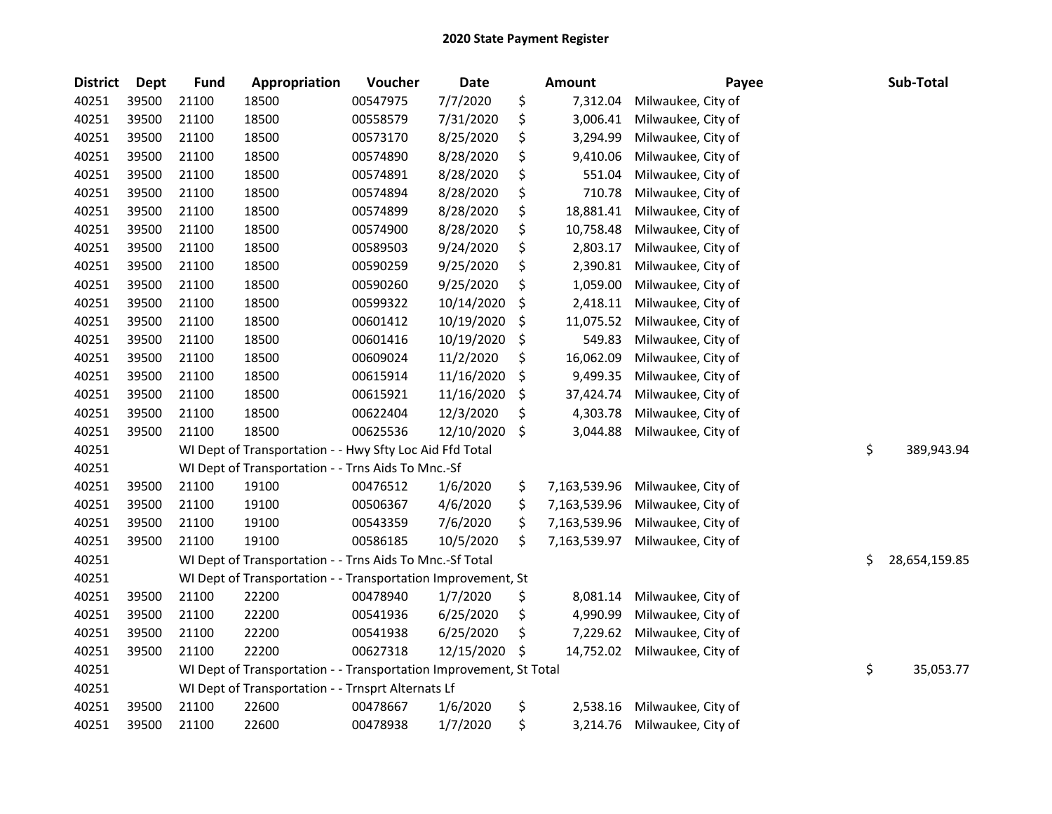# 2020 State Payment Register

| District | Dept | Fund | Appropriation | Voucher | Date | Amount | Payee | Sub-Total |
|---|---|---|---|---|---|---|---|---|
| 40251 | 39500 | 21100 | 18500 | 00547975 | 7/7/2020 | $ 7,312.04 | Milwaukee, City of | |
| 40251 | 39500 | 21100 | 18500 | 00558579 | 7/31/2020 | $ 3,006.41 | Milwaukee, City of | |
| 40251 | 39500 | 21100 | 18500 | 00573170 | 8/25/2020 | $ 3,294.99 | Milwaukee, City of | |
| 40251 | 39500 | 21100 | 18500 | 00574890 | 8/28/2020 | $ 9,410.06 | Milwaukee, City of | |
| 40251 | 39500 | 21100 | 18500 | 00574891 | 8/28/2020 | $ 551.04 | Milwaukee, City of | |
| 40251 | 39500 | 21100 | 18500 | 00574894 | 8/28/2020 | $ 710.78 | Milwaukee, City of | |
| 40251 | 39500 | 21100 | 18500 | 00574899 | 8/28/2020 | $ 18,881.41 | Milwaukee, City of | |
| 40251 | 39500 | 21100 | 18500 | 00574900 | 8/28/2020 | $ 10,758.48 | Milwaukee, City of | |
| 40251 | 39500 | 21100 | 18500 | 00589503 | 9/24/2020 | $ 2,803.17 | Milwaukee, City of | |
| 40251 | 39500 | 21100 | 18500 | 00590259 | 9/25/2020 | $ 2,390.81 | Milwaukee, City of | |
| 40251 | 39500 | 21100 | 18500 | 00590260 | 9/25/2020 | $ 1,059.00 | Milwaukee, City of | |
| 40251 | 39500 | 21100 | 18500 | 00599322 | 10/14/2020 | $ 2,418.11 | Milwaukee, City of | |
| 40251 | 39500 | 21100 | 18500 | 00601412 | 10/19/2020 | $ 11,075.52 | Milwaukee, City of | |
| 40251 | 39500 | 21100 | 18500 | 00601416 | 10/19/2020 | $ 549.83 | Milwaukee, City of | |
| 40251 | 39500 | 21100 | 18500 | 00609024 | 11/2/2020 | $ 16,062.09 | Milwaukee, City of | |
| 40251 | 39500 | 21100 | 18500 | 00615914 | 11/16/2020 | $ 9,499.35 | Milwaukee, City of | |
| 40251 | 39500 | 21100 | 18500 | 00615921 | 11/16/2020 | $ 37,424.74 | Milwaukee, City of | |
| 40251 | 39500 | 21100 | 18500 | 00622404 | 12/3/2020 | $ 4,303.78 | Milwaukee, City of | |
| 40251 | 39500 | 21100 | 18500 | 00625536 | 12/10/2020 | $ 3,044.88 | Milwaukee, City of | |
| 40251 | | WI Dept of Transportation - - Hwy Sfty Loc Aid Ffd Total | | | | | | $ 389,943.94 |
| 40251 | | WI Dept of Transportation - - Trns Aids To Mnc.-Sf | | | | | | |
| 40251 | 39500 | 21100 | 19100 | 00476512 | 1/6/2020 | $ 7,163,539.96 | Milwaukee, City of | |
| 40251 | 39500 | 21100 | 19100 | 00506367 | 4/6/2020 | $ 7,163,539.96 | Milwaukee, City of | |
| 40251 | 39500 | 21100 | 19100 | 00543359 | 7/6/2020 | $ 7,163,539.96 | Milwaukee, City of | |
| 40251 | 39500 | 21100 | 19100 | 00586185 | 10/5/2020 | $ 7,163,539.97 | Milwaukee, City of | |
| 40251 | | WI Dept of Transportation - - Trns Aids To Mnc.-Sf Total | | | | | | $ 28,654,159.85 |
| 40251 | | WI Dept of Transportation - - Transportation Improvement, St | | | | | | |
| 40251 | 39500 | 21100 | 22200 | 00478940 | 1/7/2020 | $ 8,081.14 | Milwaukee, City of | |
| 40251 | 39500 | 21100 | 22200 | 00541936 | 6/25/2020 | $ 4,990.99 | Milwaukee, City of | |
| 40251 | 39500 | 21100 | 22200 | 00541938 | 6/25/2020 | $ 7,229.62 | Milwaukee, City of | |
| 40251 | 39500 | 21100 | 22200 | 00627318 | 12/15/2020 | $ 14,752.02 | Milwaukee, City of | |
| 40251 | | WI Dept of Transportation - - Transportation Improvement, St Total | | | | | | $ 35,053.77 |
| 40251 | | WI Dept of Transportation - - Trnsprt Alternats Lf | | | | | | |
| 40251 | 39500 | 21100 | 22600 | 00478667 | 1/6/2020 | $ 2,538.16 | Milwaukee, City of | |
| 40251 | 39500 | 21100 | 22600 | 00478938 | 1/7/2020 | $ 3,214.76 | Milwaukee, City of | |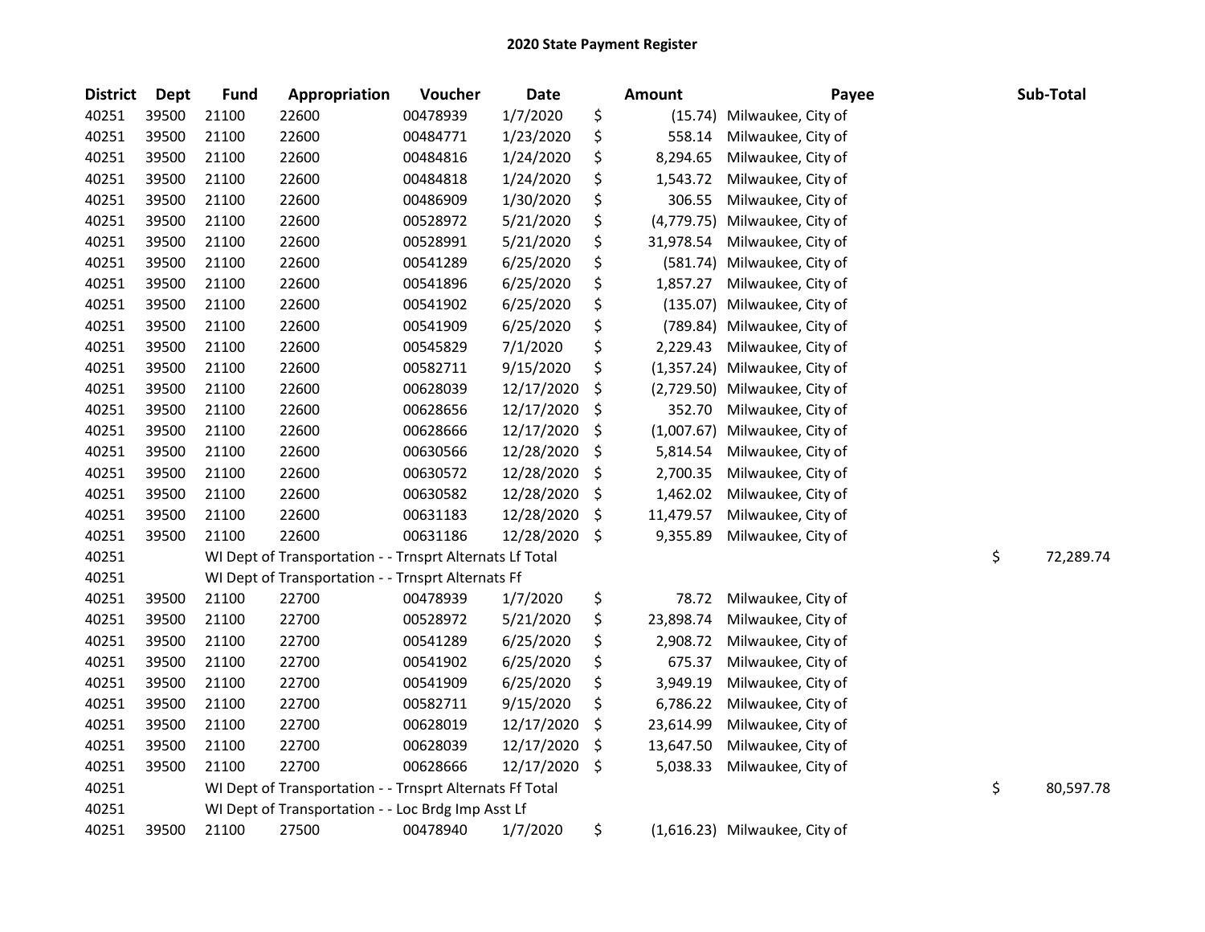# 2020 State Payment Register

| District | Dept | Fund | Appropriation | Voucher | Date | Amount | Payee | Sub-Total |
|---|---|---|---|---|---|---|---|---|
| 40251 | 39500 | 21100 | 22600 | 00478939 | 1/7/2020 | $ (15.74) | Milwaukee, City of | |
| 40251 | 39500 | 21100 | 22600 | 00484771 | 1/23/2020 | $ 558.14 | Milwaukee, City of | |
| 40251 | 39500 | 21100 | 22600 | 00484816 | 1/24/2020 | $ 8,294.65 | Milwaukee, City of | |
| 40251 | 39500 | 21100 | 22600 | 00484818 | 1/24/2020 | $ 1,543.72 | Milwaukee, City of | |
| 40251 | 39500 | 21100 | 22600 | 00486909 | 1/30/2020 | $ 306.55 | Milwaukee, City of | |
| 40251 | 39500 | 21100 | 22600 | 00528972 | 5/21/2020 | $ (4,779.75) | Milwaukee, City of | |
| 40251 | 39500 | 21100 | 22600 | 00528991 | 5/21/2020 | $ 31,978.54 | Milwaukee, City of | |
| 40251 | 39500 | 21100 | 22600 | 00541289 | 6/25/2020 | $ (581.74) | Milwaukee, City of | |
| 40251 | 39500 | 21100 | 22600 | 00541896 | 6/25/2020 | $ 1,857.27 | Milwaukee, City of | |
| 40251 | 39500 | 21100 | 22600 | 00541902 | 6/25/2020 | $ (135.07) | Milwaukee, City of | |
| 40251 | 39500 | 21100 | 22600 | 00541909 | 6/25/2020 | $ (789.84) | Milwaukee, City of | |
| 40251 | 39500 | 21100 | 22600 | 00545829 | 7/1/2020 | $ 2,229.43 | Milwaukee, City of | |
| 40251 | 39500 | 21100 | 22600 | 00582711 | 9/15/2020 | $ (1,357.24) | Milwaukee, City of | |
| 40251 | 39500 | 21100 | 22600 | 00628039 | 12/17/2020 | $ (2,729.50) | Milwaukee, City of | |
| 40251 | 39500 | 21100 | 22600 | 00628656 | 12/17/2020 | $ 352.70 | Milwaukee, City of | |
| 40251 | 39500 | 21100 | 22600 | 00628666 | 12/17/2020 | $ (1,007.67) | Milwaukee, City of | |
| 40251 | 39500 | 21100 | 22600 | 00630566 | 12/28/2020 | $ 5,814.54 | Milwaukee, City of | |
| 40251 | 39500 | 21100 | 22600 | 00630572 | 12/28/2020 | $ 2,700.35 | Milwaukee, City of | |
| 40251 | 39500 | 21100 | 22600 | 00630582 | 12/28/2020 | $ 1,462.02 | Milwaukee, City of | |
| 40251 | 39500 | 21100 | 22600 | 00631183 | 12/28/2020 | $ 11,479.57 | Milwaukee, City of | |
| 40251 | 39500 | 21100 | 22600 | 00631186 | 12/28/2020 | $ 9,355.89 | Milwaukee, City of | |
| 40251 | | WI Dept of Transportation - - Trnsprt Alternats Lf Total | | | | | | $ 72,289.74 |
| 40251 | | WI Dept of Transportation - - Trnsprt Alternats Ff | | | | | | |
| 40251 | 39500 | 21100 | 22700 | 00478939 | 1/7/2020 | $ 78.72 | Milwaukee, City of | |
| 40251 | 39500 | 21100 | 22700 | 00528972 | 5/21/2020 | $ 23,898.74 | Milwaukee, City of | |
| 40251 | 39500 | 21100 | 22700 | 00541289 | 6/25/2020 | $ 2,908.72 | Milwaukee, City of | |
| 40251 | 39500 | 21100 | 22700 | 00541902 | 6/25/2020 | $ 675.37 | Milwaukee, City of | |
| 40251 | 39500 | 21100 | 22700 | 00541909 | 6/25/2020 | $ 3,949.19 | Milwaukee, City of | |
| 40251 | 39500 | 21100 | 22700 | 00582711 | 9/15/2020 | $ 6,786.22 | Milwaukee, City of | |
| 40251 | 39500 | 21100 | 22700 | 00628019 | 12/17/2020 | $ 23,614.99 | Milwaukee, City of | |
| 40251 | 39500 | 21100 | 22700 | 00628039 | 12/17/2020 | $ 13,647.50 | Milwaukee, City of | |
| 40251 | 39500 | 21100 | 22700 | 00628666 | 12/17/2020 | $ 5,038.33 | Milwaukee, City of | |
| 40251 | | WI Dept of Transportation - - Trnsprt Alternats Ff Total | | | | | | $ 80,597.78 |
| 40251 | | WI Dept of Transportation - - Loc Brdg Imp Asst Lf | | | | | | |
| 40251 | 39500 | 21100 | 27500 | 00478940 | 1/7/2020 | $ (1,616.23) | Milwaukee, City of | |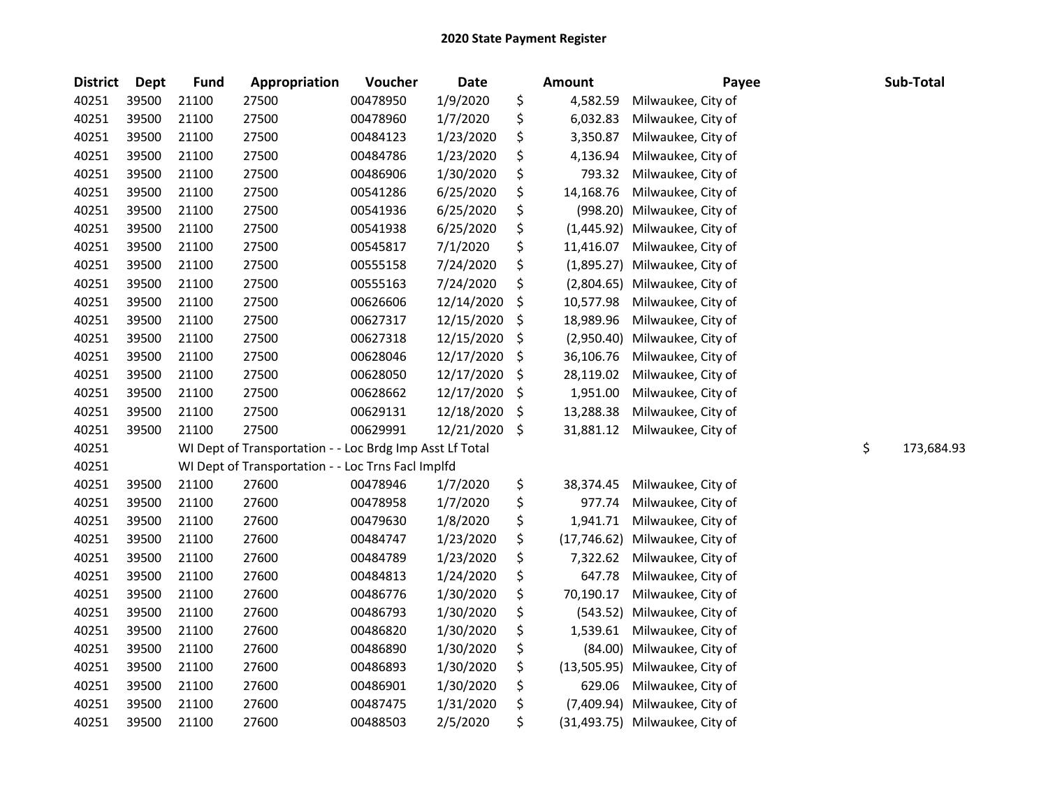# 2020 State Payment Register

| District | Dept | Fund | Appropriation | Voucher | Date | Amount | Payee | Sub-Total |
|---|---|---|---|---|---|---|---|---|
| 40251 | 39500 | 21100 | 27500 | 00478950 | 1/9/2020 | $ 4,582.59 | Milwaukee, City of | |
| 40251 | 39500 | 21100 | 27500 | 00478960 | 1/7/2020 | $ 6,032.83 | Milwaukee, City of | |
| 40251 | 39500 | 21100 | 27500 | 00484123 | 1/23/2020 | $ 3,350.87 | Milwaukee, City of | |
| 40251 | 39500 | 21100 | 27500 | 00484786 | 1/23/2020 | $ 4,136.94 | Milwaukee, City of | |
| 40251 | 39500 | 21100 | 27500 | 00486906 | 1/30/2020 | $ 793.32 | Milwaukee, City of | |
| 40251 | 39500 | 21100 | 27500 | 00541286 | 6/25/2020 | $ 14,168.76 | Milwaukee, City of | |
| 40251 | 39500 | 21100 | 27500 | 00541936 | 6/25/2020 | $ (998.20) | Milwaukee, City of | |
| 40251 | 39500 | 21100 | 27500 | 00541938 | 6/25/2020 | $ (1,445.92) | Milwaukee, City of | |
| 40251 | 39500 | 21100 | 27500 | 00545817 | 7/1/2020 | $ 11,416.07 | Milwaukee, City of | |
| 40251 | 39500 | 21100 | 27500 | 00555158 | 7/24/2020 | $ (1,895.27) | Milwaukee, City of | |
| 40251 | 39500 | 21100 | 27500 | 00555163 | 7/24/2020 | $ (2,804.65) | Milwaukee, City of | |
| 40251 | 39500 | 21100 | 27500 | 00626606 | 12/14/2020 | $ 10,577.98 | Milwaukee, City of | |
| 40251 | 39500 | 21100 | 27500 | 00627317 | 12/15/2020 | $ 18,989.96 | Milwaukee, City of | |
| 40251 | 39500 | 21100 | 27500 | 00627318 | 12/15/2020 | $ (2,950.40) | Milwaukee, City of | |
| 40251 | 39500 | 21100 | 27500 | 00628046 | 12/17/2020 | $ 36,106.76 | Milwaukee, City of | |
| 40251 | 39500 | 21100 | 27500 | 00628050 | 12/17/2020 | $ 28,119.02 | Milwaukee, City of | |
| 40251 | 39500 | 21100 | 27500 | 00628662 | 12/17/2020 | $ 1,951.00 | Milwaukee, City of | |
| 40251 | 39500 | 21100 | 27500 | 00629131 | 12/18/2020 | $ 13,288.38 | Milwaukee, City of | |
| 40251 | 39500 | 21100 | 27500 | 00629991 | 12/21/2020 | $ 31,881.12 | Milwaukee, City of | |
| 40251 | | WI Dept of Transportation - - Loc Brdg Imp Asst Lf Total | | | | | | $ 173,684.93 |
| 40251 | | WI Dept of Transportation - - Loc Trns Facl Implfd | | | | | | |
| 40251 | 39500 | 21100 | 27600 | 00478946 | 1/7/2020 | $ 38,374.45 | Milwaukee, City of | |
| 40251 | 39500 | 21100 | 27600 | 00478958 | 1/7/2020 | $ 977.74 | Milwaukee, City of | |
| 40251 | 39500 | 21100 | 27600 | 00479630 | 1/8/2020 | $ 1,941.71 | Milwaukee, City of | |
| 40251 | 39500 | 21100 | 27600 | 00484747 | 1/23/2020 | $ (17,746.62) | Milwaukee, City of | |
| 40251 | 39500 | 21100 | 27600 | 00484789 | 1/23/2020 | $ 7,322.62 | Milwaukee, City of | |
| 40251 | 39500 | 21100 | 27600 | 00484813 | 1/24/2020 | $ 647.78 | Milwaukee, City of | |
| 40251 | 39500 | 21100 | 27600 | 00486776 | 1/30/2020 | $ 70,190.17 | Milwaukee, City of | |
| 40251 | 39500 | 21100 | 27600 | 00486793 | 1/30/2020 | $ (543.52) | Milwaukee, City of | |
| 40251 | 39500 | 21100 | 27600 | 00486820 | 1/30/2020 | $ 1,539.61 | Milwaukee, City of | |
| 40251 | 39500 | 21100 | 27600 | 00486890 | 1/30/2020 | $ (84.00) | Milwaukee, City of | |
| 40251 | 39500 | 21100 | 27600 | 00486893 | 1/30/2020 | $ (13,505.95) | Milwaukee, City of | |
| 40251 | 39500 | 21100 | 27600 | 00486901 | 1/30/2020 | $ 629.06 | Milwaukee, City of | |
| 40251 | 39500 | 21100 | 27600 | 00487475 | 1/31/2020 | $ (7,409.94) | Milwaukee, City of | |
| 40251 | 39500 | 21100 | 27600 | 00488503 | 2/5/2020 | $ (31,493.75) | Milwaukee, City of | |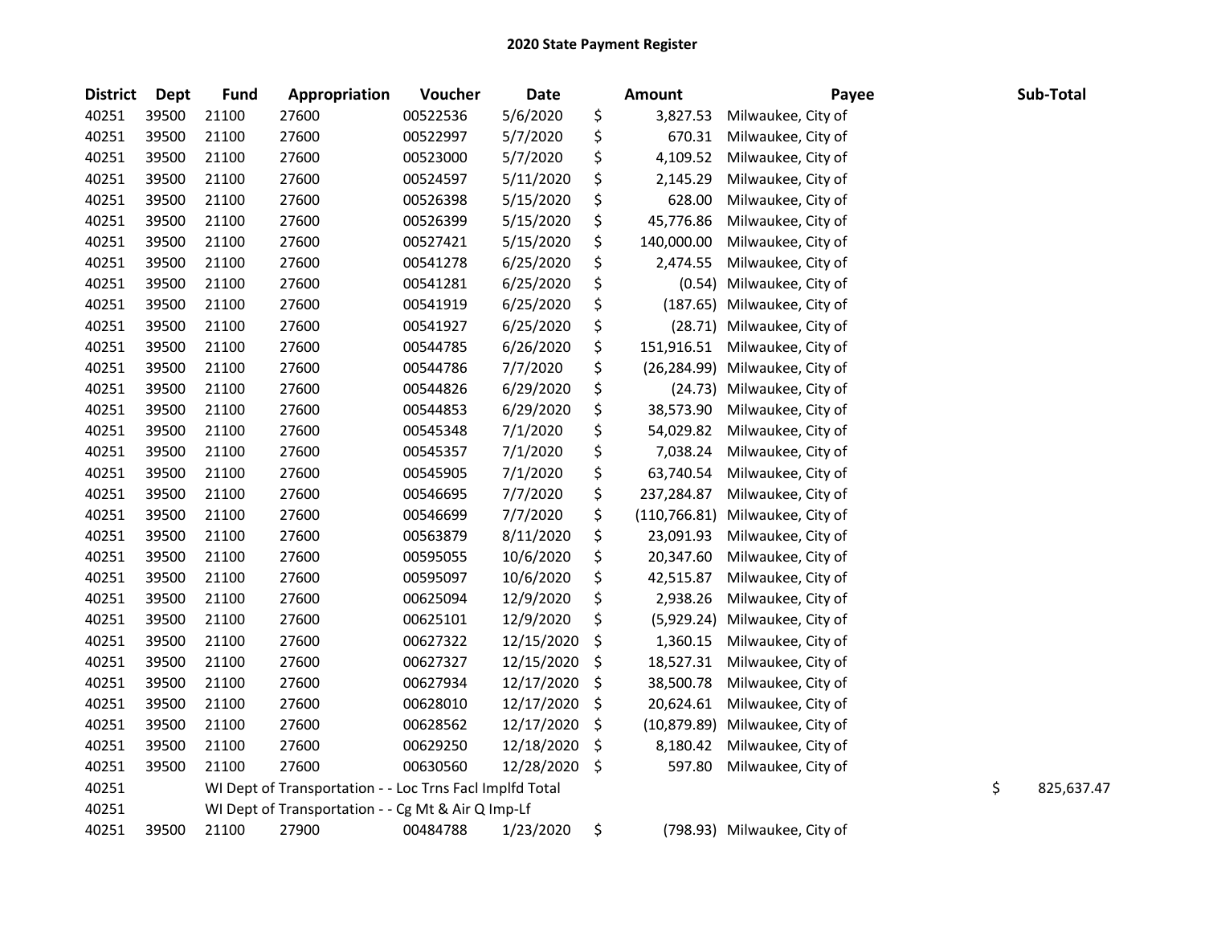# 2020 State Payment Register

| District | Dept | Fund | Appropriation | Voucher | Date | Amount | Payee | Sub-Total |
|---|---|---|---|---|---|---|---|---|
| 40251 | 39500 | 21100 | 27600 | 00522536 | 5/6/2020 | $ 3,827.53 | Milwaukee, City of | |
| 40251 | 39500 | 21100 | 27600 | 00522997 | 5/7/2020 | $ 670.31 | Milwaukee, City of | |
| 40251 | 39500 | 21100 | 27600 | 00523000 | 5/7/2020 | $ 4,109.52 | Milwaukee, City of | |
| 40251 | 39500 | 21100 | 27600 | 00524597 | 5/11/2020 | $ 2,145.29 | Milwaukee, City of | |
| 40251 | 39500 | 21100 | 27600 | 00526398 | 5/15/2020 | $ 628.00 | Milwaukee, City of | |
| 40251 | 39500 | 21100 | 27600 | 00526399 | 5/15/2020 | $ 45,776.86 | Milwaukee, City of | |
| 40251 | 39500 | 21100 | 27600 | 00527421 | 5/15/2020 | $ 140,000.00 | Milwaukee, City of | |
| 40251 | 39500 | 21100 | 27600 | 00541278 | 6/25/2020 | $ 2,474.55 | Milwaukee, City of | |
| 40251 | 39500 | 21100 | 27600 | 00541281 | 6/25/2020 | $ (0.54) | Milwaukee, City of | |
| 40251 | 39500 | 21100 | 27600 | 00541919 | 6/25/2020 | $ (187.65) | Milwaukee, City of | |
| 40251 | 39500 | 21100 | 27600 | 00541927 | 6/25/2020 | $ (28.71) | Milwaukee, City of | |
| 40251 | 39500 | 21100 | 27600 | 00544785 | 6/26/2020 | $ 151,916.51 | Milwaukee, City of | |
| 40251 | 39500 | 21100 | 27600 | 00544786 | 7/7/2020 | $ (26,284.99) | Milwaukee, City of | |
| 40251 | 39500 | 21100 | 27600 | 00544826 | 6/29/2020 | $ (24.73) | Milwaukee, City of | |
| 40251 | 39500 | 21100 | 27600 | 00544853 | 6/29/2020 | $ 38,573.90 | Milwaukee, City of | |
| 40251 | 39500 | 21100 | 27600 | 00545348 | 7/1/2020 | $ 54,029.82 | Milwaukee, City of | |
| 40251 | 39500 | 21100 | 27600 | 00545357 | 7/1/2020 | $ 7,038.24 | Milwaukee, City of | |
| 40251 | 39500 | 21100 | 27600 | 00545905 | 7/1/2020 | $ 63,740.54 | Milwaukee, City of | |
| 40251 | 39500 | 21100 | 27600 | 00546695 | 7/7/2020 | $ 237,284.87 | Milwaukee, City of | |
| 40251 | 39500 | 21100 | 27600 | 00546699 | 7/7/2020 | $ (110,766.81) | Milwaukee, City of | |
| 40251 | 39500 | 21100 | 27600 | 00563879 | 8/11/2020 | $ 23,091.93 | Milwaukee, City of | |
| 40251 | 39500 | 21100 | 27600 | 00595055 | 10/6/2020 | $ 20,347.60 | Milwaukee, City of | |
| 40251 | 39500 | 21100 | 27600 | 00595097 | 10/6/2020 | $ 42,515.87 | Milwaukee, City of | |
| 40251 | 39500 | 21100 | 27600 | 00625094 | 12/9/2020 | $ 2,938.26 | Milwaukee, City of | |
| 40251 | 39500 | 21100 | 27600 | 00625101 | 12/9/2020 | $ (5,929.24) | Milwaukee, City of | |
| 40251 | 39500 | 21100 | 27600 | 00627322 | 12/15/2020 | $ 1,360.15 | Milwaukee, City of | |
| 40251 | 39500 | 21100 | 27600 | 00627327 | 12/15/2020 | $ 18,527.31 | Milwaukee, City of | |
| 40251 | 39500 | 21100 | 27600 | 00627934 | 12/17/2020 | $ 38,500.78 | Milwaukee, City of | |
| 40251 | 39500 | 21100 | 27600 | 00628010 | 12/17/2020 | $ 20,624.61 | Milwaukee, City of | |
| 40251 | 39500 | 21100 | 27600 | 00628562 | 12/17/2020 | $ (10,879.89) | Milwaukee, City of | |
| 40251 | 39500 | 21100 | 27600 | 00629250 | 12/18/2020 | $ 8,180.42 | Milwaukee, City of | |
| 40251 | 39500 | 21100 | 27600 | 00630560 | 12/28/2020 | $ 597.80 | Milwaukee, City of | |
| 40251 | | WI Dept of Transportation - - Loc Trns Facl Implfd Total | | | | | | $ 825,637.47 |
| 40251 | | WI Dept of Transportation - - Cg Mt & Air Q Imp-Lf | | | | | | |
| 40251 | 39500 | 21100 | 27900 | 00484788 | 1/23/2020 | $ (798.93) | Milwaukee, City of | |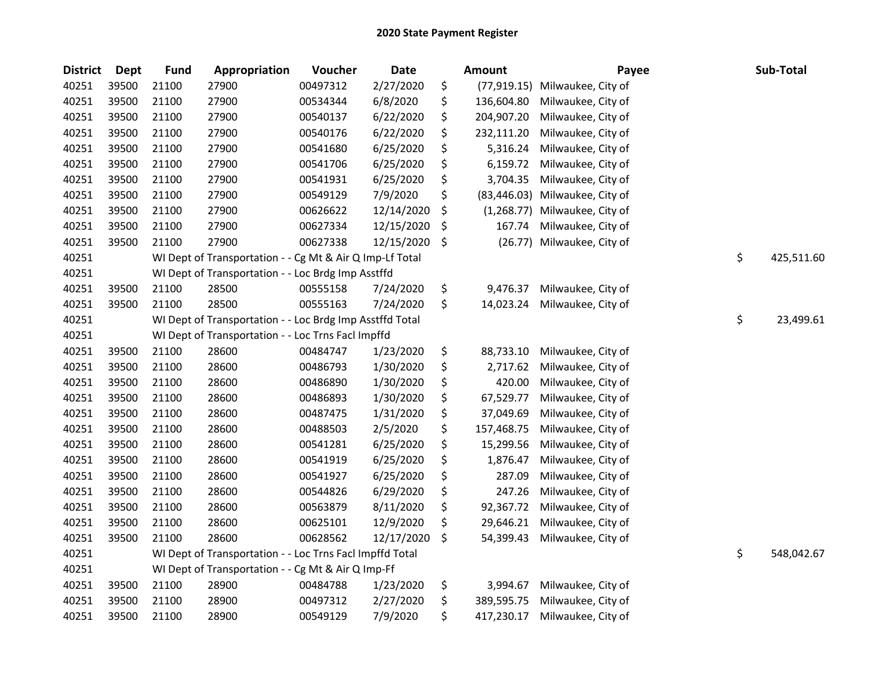# 2020 State Payment Register

| District | Dept | Fund | Appropriation | Voucher | Date | Amount | Payee | Sub-Total |
|---|---|---|---|---|---|---|---|---|
| 40251 | 39500 | 21100 | 27900 | 00497312 | 2/27/2020 | $ (77,919.15) | Milwaukee, City of | |
| 40251 | 39500 | 21100 | 27900 | 00534344 | 6/8/2020 | $ 136,604.80 | Milwaukee, City of | |
| 40251 | 39500 | 21100 | 27900 | 00540137 | 6/22/2020 | $ 204,907.20 | Milwaukee, City of | |
| 40251 | 39500 | 21100 | 27900 | 00540176 | 6/22/2020 | $ 232,111.20 | Milwaukee, City of | |
| 40251 | 39500 | 21100 | 27900 | 00541680 | 6/25/2020 | $ 5,316.24 | Milwaukee, City of | |
| 40251 | 39500 | 21100 | 27900 | 00541706 | 6/25/2020 | $ 6,159.72 | Milwaukee, City of | |
| 40251 | 39500 | 21100 | 27900 | 00541931 | 6/25/2020 | $ 3,704.35 | Milwaukee, City of | |
| 40251 | 39500 | 21100 | 27900 | 00549129 | 7/9/2020 | $ (83,446.03) | Milwaukee, City of | |
| 40251 | 39500 | 21100 | 27900 | 00626622 | 12/14/2020 | $ (1,268.77) | Milwaukee, City of | |
| 40251 | 39500 | 21100 | 27900 | 00627334 | 12/15/2020 | $ 167.74 | Milwaukee, City of | |
| 40251 | 39500 | 21100 | 27900 | 00627338 | 12/15/2020 | $ (26.77) | Milwaukee, City of | |
| 40251 | | WI Dept of Transportation - - Cg Mt & Air Q Imp-Lf Total | | | | | | $ 425,511.60 |
| 40251 | | WI Dept of Transportation - - Loc Brdg Imp Asstffd | | | | | | |
| 40251 | 39500 | 21100 | 28500 | 00555158 | 7/24/2020 | $ 9,476.37 | Milwaukee, City of | |
| 40251 | 39500 | 21100 | 28500 | 00555163 | 7/24/2020 | $ 14,023.24 | Milwaukee, City of | |
| 40251 | | WI Dept of Transportation - - Loc Brdg Imp Asstffd Total | | | | | | $ 23,499.61 |
| 40251 | | WI Dept of Transportation - - Loc Trns Facl Impffd | | | | | | |
| 40251 | 39500 | 21100 | 28600 | 00484747 | 1/23/2020 | $ 88,733.10 | Milwaukee, City of | |
| 40251 | 39500 | 21100 | 28600 | 00486793 | 1/30/2020 | $ 2,717.62 | Milwaukee, City of | |
| 40251 | 39500 | 21100 | 28600 | 00486890 | 1/30/2020 | $ 420.00 | Milwaukee, City of | |
| 40251 | 39500 | 21100 | 28600 | 00486893 | 1/30/2020 | $ 67,529.77 | Milwaukee, City of | |
| 40251 | 39500 | 21100 | 28600 | 00487475 | 1/31/2020 | $ 37,049.69 | Milwaukee, City of | |
| 40251 | 39500 | 21100 | 28600 | 00488503 | 2/5/2020 | $ 157,468.75 | Milwaukee, City of | |
| 40251 | 39500 | 21100 | 28600 | 00541281 | 6/25/2020 | $ 15,299.56 | Milwaukee, City of | |
| 40251 | 39500 | 21100 | 28600 | 00541919 | 6/25/2020 | $ 1,876.47 | Milwaukee, City of | |
| 40251 | 39500 | 21100 | 28600 | 00541927 | 6/25/2020 | $ 287.09 | Milwaukee, City of | |
| 40251 | 39500 | 21100 | 28600 | 00544826 | 6/29/2020 | $ 247.26 | Milwaukee, City of | |
| 40251 | 39500 | 21100 | 28600 | 00563879 | 8/11/2020 | $ 92,367.72 | Milwaukee, City of | |
| 40251 | 39500 | 21100 | 28600 | 00625101 | 12/9/2020 | $ 29,646.21 | Milwaukee, City of | |
| 40251 | 39500 | 21100 | 28600 | 00628562 | 12/17/2020 | $ 54,399.43 | Milwaukee, City of | |
| 40251 | | WI Dept of Transportation - - Loc Trns Facl Impffd Total | | | | | | $ 548,042.67 |
| 40251 | | WI Dept of Transportation - - Cg Mt & Air Q Imp-Ff | | | | | | |
| 40251 | 39500 | 21100 | 28900 | 00484788 | 1/23/2020 | $ 3,994.67 | Milwaukee, City of | |
| 40251 | 39500 | 21100 | 28900 | 00497312 | 2/27/2020 | $ 389,595.75 | Milwaukee, City of | |
| 40251 | 39500 | 21100 | 28900 | 00549129 | 7/9/2020 | $ 417,230.17 | Milwaukee, City of | |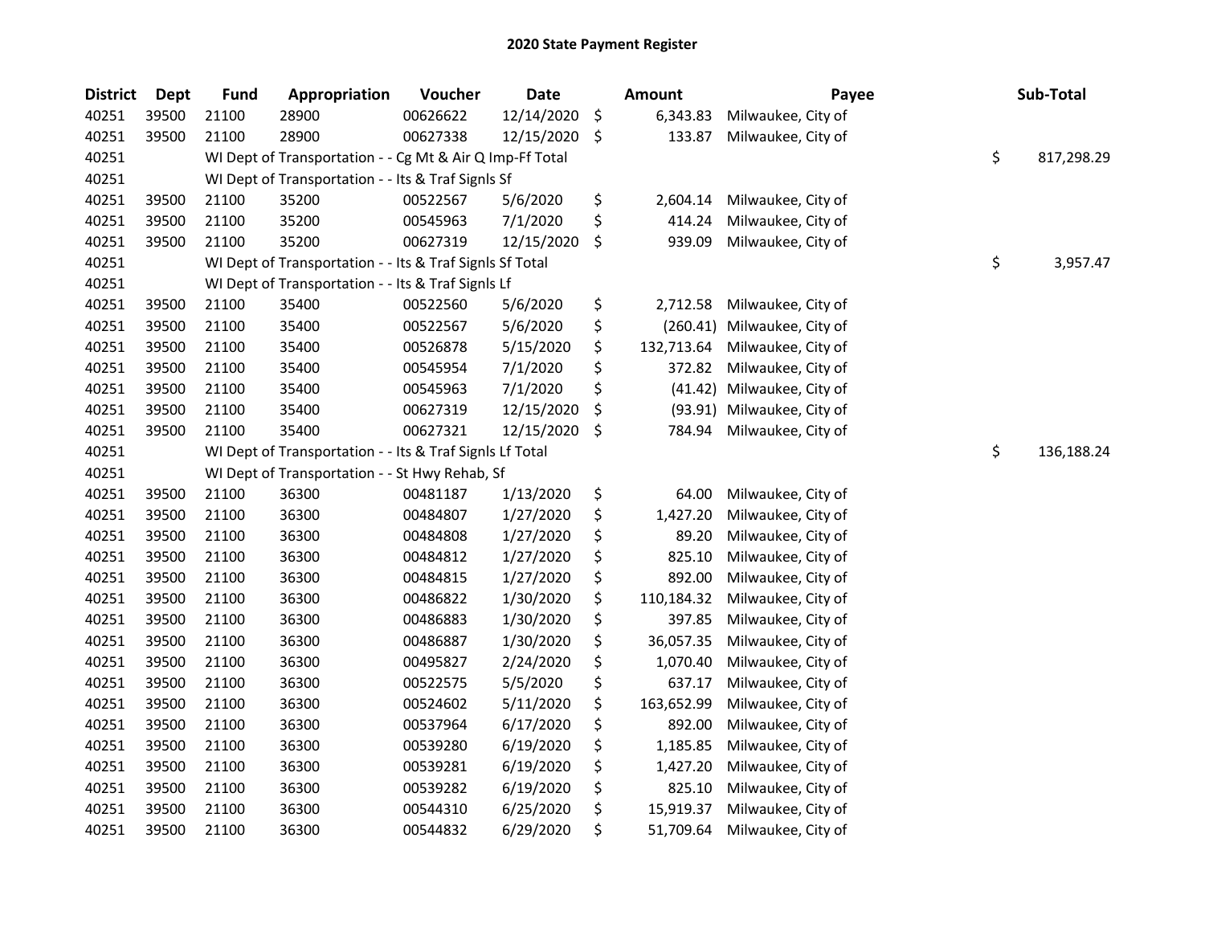## 2020 State Payment Register

| District | Dept | Fund | Appropriation | Voucher | Date | Amount | Payee | Sub-Total |
|---|---|---|---|---|---|---|---|---|
| 40251 | 39500 | 21100 | 28900 | 00626622 | 12/14/2020 | $ 6,343.83 | Milwaukee, City of | |
| 40251 | 39500 | 21100 | 28900 | 00627338 | 12/15/2020 | $ 133.87 | Milwaukee, City of | |
| 40251 | | WI Dept of Transportation - - Cg Mt & Air Q Imp-Ff Total | | | | | | $ 817,298.29 |
| 40251 | | WI Dept of Transportation - - Its & Traf Signls Sf | | | | | | |
| 40251 | 39500 | 21100 | 35200 | 00522567 | 5/6/2020 | $ 2,604.14 | Milwaukee, City of | |
| 40251 | 39500 | 21100 | 35200 | 00545963 | 7/1/2020 | $ 414.24 | Milwaukee, City of | |
| 40251 | 39500 | 21100 | 35200 | 00627319 | 12/15/2020 | $ 939.09 | Milwaukee, City of | |
| 40251 | | WI Dept of Transportation - - Its & Traf Signls Sf Total | | | | | | $ 3,957.47 |
| 40251 | | WI Dept of Transportation - - Its & Traf Signls Lf | | | | | | |
| 40251 | 39500 | 21100 | 35400 | 00522560 | 5/6/2020 | $ 2,712.58 | Milwaukee, City of | |
| 40251 | 39500 | 21100 | 35400 | 00522567 | 5/6/2020 | $ (260.41) | Milwaukee, City of | |
| 40251 | 39500 | 21100 | 35400 | 00526878 | 5/15/2020 | $ 132,713.64 | Milwaukee, City of | |
| 40251 | 39500 | 21100 | 35400 | 00545954 | 7/1/2020 | $ 372.82 | Milwaukee, City of | |
| 40251 | 39500 | 21100 | 35400 | 00545963 | 7/1/2020 | $ (41.42) | Milwaukee, City of | |
| 40251 | 39500 | 21100 | 35400 | 00627319 | 12/15/2020 | $ (93.91) | Milwaukee, City of | |
| 40251 | 39500 | 21100 | 35400 | 00627321 | 12/15/2020 | $ 784.94 | Milwaukee, City of | |
| 40251 | | WI Dept of Transportation - - Its & Traf Signls Lf Total | | | | | | $ 136,188.24 |
| 40251 | | WI Dept of Transportation - - St Hwy Rehab, Sf | | | | | | |
| 40251 | 39500 | 21100 | 36300 | 00481187 | 1/13/2020 | $ 64.00 | Milwaukee, City of | |
| 40251 | 39500 | 21100 | 36300 | 00484807 | 1/27/2020 | $ 1,427.20 | Milwaukee, City of | |
| 40251 | 39500 | 21100 | 36300 | 00484808 | 1/27/2020 | $ 89.20 | Milwaukee, City of | |
| 40251 | 39500 | 21100 | 36300 | 00484812 | 1/27/2020 | $ 825.10 | Milwaukee, City of | |
| 40251 | 39500 | 21100 | 36300 | 00484815 | 1/27/2020 | $ 892.00 | Milwaukee, City of | |
| 40251 | 39500 | 21100 | 36300 | 00486822 | 1/30/2020 | $ 110,184.32 | Milwaukee, City of | |
| 40251 | 39500 | 21100 | 36300 | 00486883 | 1/30/2020 | $ 397.85 | Milwaukee, City of | |
| 40251 | 39500 | 21100 | 36300 | 00486887 | 1/30/2020 | $ 36,057.35 | Milwaukee, City of | |
| 40251 | 39500 | 21100 | 36300 | 00495827 | 2/24/2020 | $ 1,070.40 | Milwaukee, City of | |
| 40251 | 39500 | 21100 | 36300 | 00522575 | 5/5/2020 | $ 637.17 | Milwaukee, City of | |
| 40251 | 39500 | 21100 | 36300 | 00524602 | 5/11/2020 | $ 163,652.99 | Milwaukee, City of | |
| 40251 | 39500 | 21100 | 36300 | 00537964 | 6/17/2020 | $ 892.00 | Milwaukee, City of | |
| 40251 | 39500 | 21100 | 36300 | 00539280 | 6/19/2020 | $ 1,185.85 | Milwaukee, City of | |
| 40251 | 39500 | 21100 | 36300 | 00539281 | 6/19/2020 | $ 1,427.20 | Milwaukee, City of | |
| 40251 | 39500 | 21100 | 36300 | 00539282 | 6/19/2020 | $ 825.10 | Milwaukee, City of | |
| 40251 | 39500 | 21100 | 36300 | 00544310 | 6/25/2020 | $ 15,919.37 | Milwaukee, City of | |
| 40251 | 39500 | 21100 | 36300 | 00544832 | 6/29/2020 | $ 51,709.64 | Milwaukee, City of | |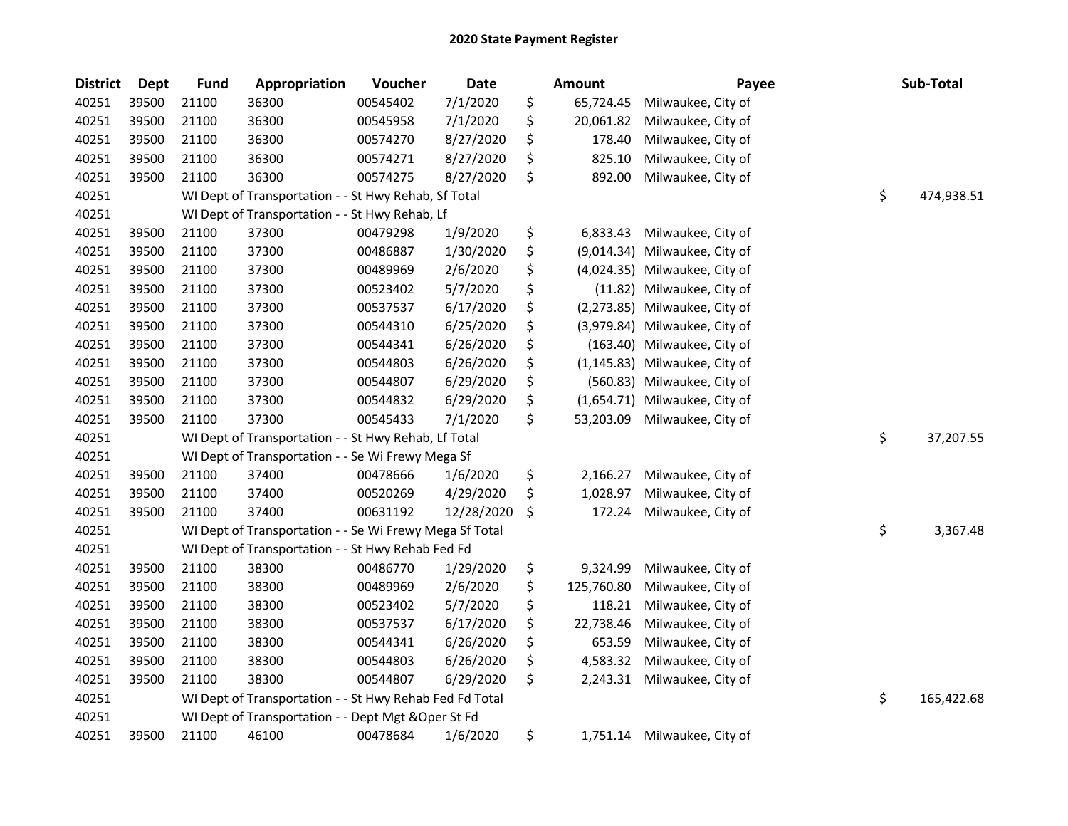# 2020 State Payment Register

| District | Dept | Fund | Appropriation | Voucher | Date | Amount | Payee | Sub-Total |
|---|---|---|---|---|---|---|---|---|
| 40251 | 39500 | 21100 | 36300 | 00545402 | 7/1/2020 | $ 65,724.45 | Milwaukee, City of | |
| 40251 | 39500 | 21100 | 36300 | 00545958 | 7/1/2020 | $ 20,061.82 | Milwaukee, City of | |
| 40251 | 39500 | 21100 | 36300 | 00574270 | 8/27/2020 | $ 178.40 | Milwaukee, City of | |
| 40251 | 39500 | 21100 | 36300 | 00574271 | 8/27/2020 | $ 825.10 | Milwaukee, City of | |
| 40251 | 39500 | 21100 | 36300 | 00574275 | 8/27/2020 | $ 892.00 | Milwaukee, City of | |
| 40251 | | WI Dept of Transportation - - St Hwy Rehab, Sf Total | | | | | | $ 474,938.51 |
| 40251 | | WI Dept of Transportation - - St Hwy Rehab, Lf | | | | | | |
| 40251 | 39500 | 21100 | 37300 | 00479298 | 1/9/2020 | $ 6,833.43 | Milwaukee, City of | |
| 40251 | 39500 | 21100 | 37300 | 00486887 | 1/30/2020 | $ (9,014.34) | Milwaukee, City of | |
| 40251 | 39500 | 21100 | 37300 | 00489969 | 2/6/2020 | $ (4,024.35) | Milwaukee, City of | |
| 40251 | 39500 | 21100 | 37300 | 00523402 | 5/7/2020 | $ (11.82) | Milwaukee, City of | |
| 40251 | 39500 | 21100 | 37300 | 00537537 | 6/17/2020 | $ (2,273.85) | Milwaukee, City of | |
| 40251 | 39500 | 21100 | 37300 | 00544310 | 6/25/2020 | $ (3,979.84) | Milwaukee, City of | |
| 40251 | 39500 | 21100 | 37300 | 00544341 | 6/26/2020 | $ (163.40) | Milwaukee, City of | |
| 40251 | 39500 | 21100 | 37300 | 00544803 | 6/26/2020 | $ (1,145.83) | Milwaukee, City of | |
| 40251 | 39500 | 21100 | 37300 | 00544807 | 6/29/2020 | $ (560.83) | Milwaukee, City of | |
| 40251 | 39500 | 21100 | 37300 | 00544832 | 6/29/2020 | $ (1,654.71) | Milwaukee, City of | |
| 40251 | 39500 | 21100 | 37300 | 00545433 | 7/1/2020 | $ 53,203.09 | Milwaukee, City of | |
| 40251 | | WI Dept of Transportation - - St Hwy Rehab, Lf Total | | | | | | $ 37,207.55 |
| 40251 | | WI Dept of Transportation - - Se Wi Frewy Mega Sf | | | | | | |
| 40251 | 39500 | 21100 | 37400 | 00478666 | 1/6/2020 | $ 2,166.27 | Milwaukee, City of | |
| 40251 | 39500 | 21100 | 37400 | 00520269 | 4/29/2020 | $ 1,028.97 | Milwaukee, City of | |
| 40251 | 39500 | 21100 | 37400 | 00631192 | 12/28/2020 | $ 172.24 | Milwaukee, City of | |
| 40251 | | WI Dept of Transportation - - Se Wi Frewy Mega Sf Total | | | | | | $ 3,367.48 |
| 40251 | | WI Dept of Transportation - - St Hwy Rehab Fed Fd | | | | | | |
| 40251 | 39500 | 21100 | 38300 | 00486770 | 1/29/2020 | $ 9,324.99 | Milwaukee, City of | |
| 40251 | 39500 | 21100 | 38300 | 00489969 | 2/6/2020 | $ 125,760.80 | Milwaukee, City of | |
| 40251 | 39500 | 21100 | 38300 | 00523402 | 5/7/2020 | $ 118.21 | Milwaukee, City of | |
| 40251 | 39500 | 21100 | 38300 | 00537537 | 6/17/2020 | $ 22,738.46 | Milwaukee, City of | |
| 40251 | 39500 | 21100 | 38300 | 00544341 | 6/26/2020 | $ 653.59 | Milwaukee, City of | |
| 40251 | 39500 | 21100 | 38300 | 00544803 | 6/26/2020 | $ 4,583.32 | Milwaukee, City of | |
| 40251 | 39500 | 21100 | 38300 | 00544807 | 6/29/2020 | $ 2,243.31 | Milwaukee, City of | |
| 40251 | | WI Dept of Transportation - - St Hwy Rehab Fed Fd Total | | | | | | $ 165,422.68 |
| 40251 | | WI Dept of Transportation - - Dept Mgt &Oper St Fd | | | | | | |
| 40251 | 39500 | 21100 | 46100 | 00478684 | 1/6/2020 | $ 1,751.14 | Milwaukee, City of | |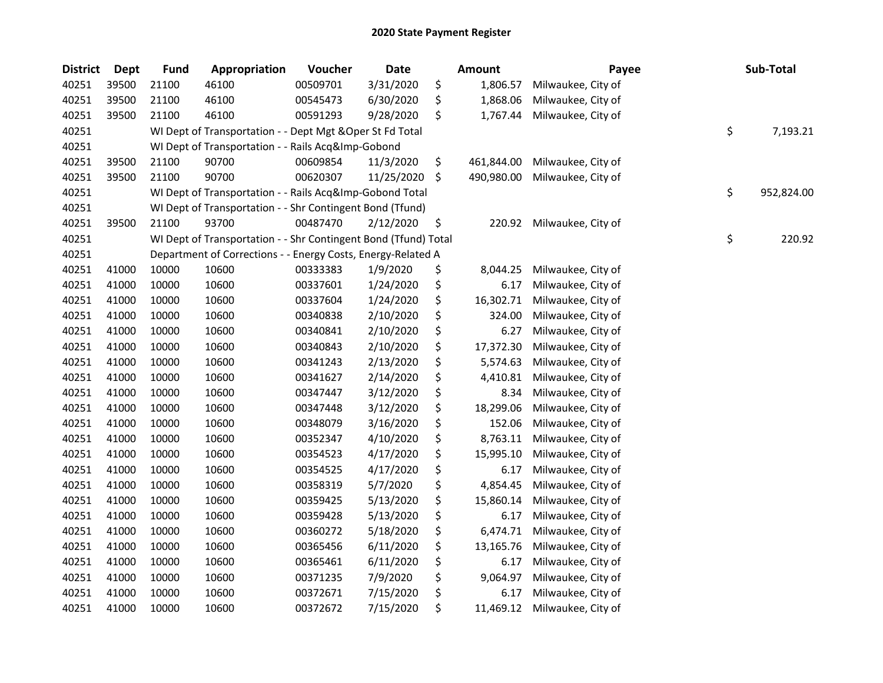# 2020 State Payment Register

| District | Dept | Fund | Appropriation | Voucher | Date | Amount | Payee | Sub-Total |
|---|---|---|---|---|---|---|---|---|
| 40251 | 39500 | 21100 | 46100 | 00509701 | 3/31/2020 | $ 1,806.57 | Milwaukee, City of | |
| 40251 | 39500 | 21100 | 46100 | 00545473 | 6/30/2020 | $ 1,868.06 | Milwaukee, City of | |
| 40251 | 39500 | 21100 | 46100 | 00591293 | 9/28/2020 | $ 1,767.44 | Milwaukee, City of | |
| 40251 | | WI Dept of Transportation - - Dept Mgt &Oper St Fd Total | | | | | | $ 7,193.21 |
| 40251 | | WI Dept of Transportation - - Rails Acq&Imp-Gobond | | | | | | |
| 40251 | 39500 | 21100 | 90700 | 00609854 | 11/3/2020 | $ 461,844.00 | Milwaukee, City of | |
| 40251 | 39500 | 21100 | 90700 | 00620307 | 11/25/2020 | $ 490,980.00 | Milwaukee, City of | |
| 40251 | | WI Dept of Transportation - - Rails Acq&Imp-Gobond Total | | | | | | $ 952,824.00 |
| 40251 | | WI Dept of Transportation - - Shr Contingent Bond (Tfund) | | | | | | |
| 40251 | 39500 | 21100 | 93700 | 00487470 | 2/12/2020 | $ 220.92 | Milwaukee, City of | |
| 40251 | | WI Dept of Transportation - - Shr Contingent Bond (Tfund) Total | | | | | | $ 220.92 |
| 40251 | | Department of Corrections - - Energy Costs, Energy-Related A | | | | | | |
| 40251 | 41000 | 10000 | 10600 | 00333383 | 1/9/2020 | $ 8,044.25 | Milwaukee, City of | |
| 40251 | 41000 | 10000 | 10600 | 00337601 | 1/24/2020 | $ 6.17 | Milwaukee, City of | |
| 40251 | 41000 | 10000 | 10600 | 00337604 | 1/24/2020 | $ 16,302.71 | Milwaukee, City of | |
| 40251 | 41000 | 10000 | 10600 | 00340838 | 2/10/2020 | $ 324.00 | Milwaukee, City of | |
| 40251 | 41000 | 10000 | 10600 | 00340841 | 2/10/2020 | $ 6.27 | Milwaukee, City of | |
| 40251 | 41000 | 10000 | 10600 | 00340843 | 2/10/2020 | $ 17,372.30 | Milwaukee, City of | |
| 40251 | 41000 | 10000 | 10600 | 00341243 | 2/13/2020 | $ 5,574.63 | Milwaukee, City of | |
| 40251 | 41000 | 10000 | 10600 | 00341627 | 2/14/2020 | $ 4,410.81 | Milwaukee, City of | |
| 40251 | 41000 | 10000 | 10600 | 00347447 | 3/12/2020 | $ 8.34 | Milwaukee, City of | |
| 40251 | 41000 | 10000 | 10600 | 00347448 | 3/12/2020 | $ 18,299.06 | Milwaukee, City of | |
| 40251 | 41000 | 10000 | 10600 | 00348079 | 3/16/2020 | $ 152.06 | Milwaukee, City of | |
| 40251 | 41000 | 10000 | 10600 | 00352347 | 4/10/2020 | $ 8,763.11 | Milwaukee, City of | |
| 40251 | 41000 | 10000 | 10600 | 00354523 | 4/17/2020 | $ 15,995.10 | Milwaukee, City of | |
| 40251 | 41000 | 10000 | 10600 | 00354525 | 4/17/2020 | $ 6.17 | Milwaukee, City of | |
| 40251 | 41000 | 10000 | 10600 | 00358319 | 5/7/2020 | $ 4,854.45 | Milwaukee, City of | |
| 40251 | 41000 | 10000 | 10600 | 00359425 | 5/13/2020 | $ 15,860.14 | Milwaukee, City of | |
| 40251 | 41000 | 10000 | 10600 | 00359428 | 5/13/2020 | $ 6.17 | Milwaukee, City of | |
| 40251 | 41000 | 10000 | 10600 | 00360272 | 5/18/2020 | $ 6,474.71 | Milwaukee, City of | |
| 40251 | 41000 | 10000 | 10600 | 00365456 | 6/11/2020 | $ 13,165.76 | Milwaukee, City of | |
| 40251 | 41000 | 10000 | 10600 | 00365461 | 6/11/2020 | $ 6.17 | Milwaukee, City of | |
| 40251 | 41000 | 10000 | 10600 | 00371235 | 7/9/2020 | $ 9,064.97 | Milwaukee, City of | |
| 40251 | 41000 | 10000 | 10600 | 00372671 | 7/15/2020 | $ 6.17 | Milwaukee, City of | |
| 40251 | 41000 | 10000 | 10600 | 00372672 | 7/15/2020 | $ 11,469.12 | Milwaukee, City of | |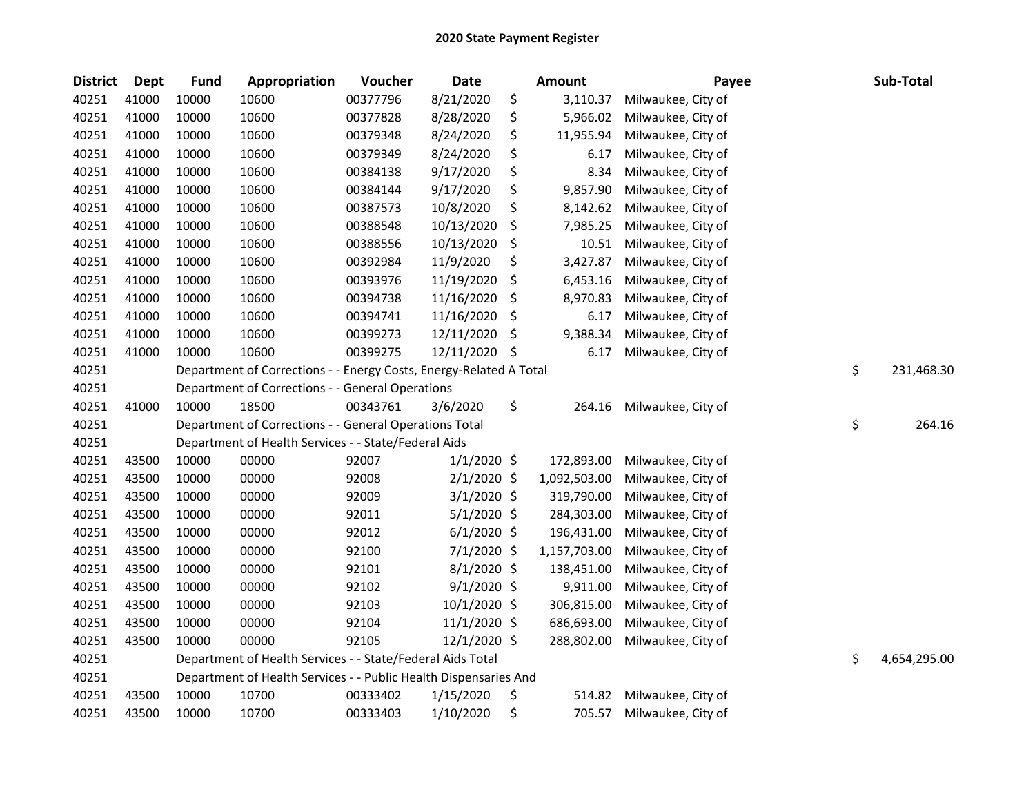# 2020 State Payment Register

| District | Dept | Fund | Appropriation | Voucher | Date | Amount | Payee | Sub-Total |
|---|---|---|---|---|---|---|---|---|
| 40251 | 41000 | 10000 | 10600 | 00377796 | 8/21/2020 | $ 3,110.37 | Milwaukee, City of | |
| 40251 | 41000 | 10000 | 10600 | 00377828 | 8/28/2020 | $ 5,966.02 | Milwaukee, City of | |
| 40251 | 41000 | 10000 | 10600 | 00379348 | 8/24/2020 | $ 11,955.94 | Milwaukee, City of | |
| 40251 | 41000 | 10000 | 10600 | 00379349 | 8/24/2020 | $ 6.17 | Milwaukee, City of | |
| 40251 | 41000 | 10000 | 10600 | 00384138 | 9/17/2020 | $ 8.34 | Milwaukee, City of | |
| 40251 | 41000 | 10000 | 10600 | 00384144 | 9/17/2020 | $ 9,857.90 | Milwaukee, City of | |
| 40251 | 41000 | 10000 | 10600 | 00387573 | 10/8/2020 | $ 8,142.62 | Milwaukee, City of | |
| 40251 | 41000 | 10000 | 10600 | 00388548 | 10/13/2020 | $ 7,985.25 | Milwaukee, City of | |
| 40251 | 41000 | 10000 | 10600 | 00388556 | 10/13/2020 | $ 10.51 | Milwaukee, City of | |
| 40251 | 41000 | 10000 | 10600 | 00392984 | 11/9/2020 | $ 3,427.87 | Milwaukee, City of | |
| 40251 | 41000 | 10000 | 10600 | 00393976 | 11/19/2020 | $ 6,453.16 | Milwaukee, City of | |
| 40251 | 41000 | 10000 | 10600 | 00394738 | 11/16/2020 | $ 8,970.83 | Milwaukee, City of | |
| 40251 | 41000 | 10000 | 10600 | 00394741 | 11/16/2020 | $ 6.17 | Milwaukee, City of | |
| 40251 | 41000 | 10000 | 10600 | 00399273 | 12/11/2020 | $ 9,388.34 | Milwaukee, City of | |
| 40251 | 41000 | 10000 | 10600 | 00399275 | 12/11/2020 | $ 6.17 | Milwaukee, City of | |
| 40251 | | Department of Corrections - - Energy Costs, Energy-Related A Total | | | | | | $ 231,468.30 |
| 40251 | | Department of Corrections - - General Operations | | | | | | |
| 40251 | 41000 | 10000 | 18500 | 00343761 | 3/6/2020 | $ 264.16 | Milwaukee, City of | |
| 40251 | | Department of Corrections - - General Operations Total | | | | | | $ 264.16 |
| 40251 | | Department of Health Services - - State/Federal Aids | | | | | | |
| 40251 | 43500 | 10000 | 00000 | 92007 | 1/1/2020 | $ 172,893.00 | Milwaukee, City of | |
| 40251 | 43500 | 10000 | 00000 | 92008 | 2/1/2020 | $ 1,092,503.00 | Milwaukee, City of | |
| 40251 | 43500 | 10000 | 00000 | 92009 | 3/1/2020 | $ 319,790.00 | Milwaukee, City of | |
| 40251 | 43500 | 10000 | 00000 | 92011 | 5/1/2020 | $ 284,303.00 | Milwaukee, City of | |
| 40251 | 43500 | 10000 | 00000 | 92012 | 6/1/2020 | $ 196,431.00 | Milwaukee, City of | |
| 40251 | 43500 | 10000 | 00000 | 92100 | 7/1/2020 | $ 1,157,703.00 | Milwaukee, City of | |
| 40251 | 43500 | 10000 | 00000 | 92101 | 8/1/2020 | $ 138,451.00 | Milwaukee, City of | |
| 40251 | 43500 | 10000 | 00000 | 92102 | 9/1/2020 | $ 9,911.00 | Milwaukee, City of | |
| 40251 | 43500 | 10000 | 00000 | 92103 | 10/1/2020 | $ 306,815.00 | Milwaukee, City of | |
| 40251 | 43500 | 10000 | 00000 | 92104 | 11/1/2020 | $ 686,693.00 | Milwaukee, City of | |
| 40251 | 43500 | 10000 | 00000 | 92105 | 12/1/2020 | $ 288,802.00 | Milwaukee, City of | |
| 40251 | | Department of Health Services - - State/Federal Aids Total | | | | | | $ 4,654,295.00 |
| 40251 | | Department of Health Services - - Public Health Dispensaries And | | | | | | |
| 40251 | 43500 | 10000 | 10700 | 00333402 | 1/15/2020 | $ 514.82 | Milwaukee, City of | |
| 40251 | 43500 | 10000 | 10700 | 00333403 | 1/10/2020 | $ 705.57 | Milwaukee, City of | |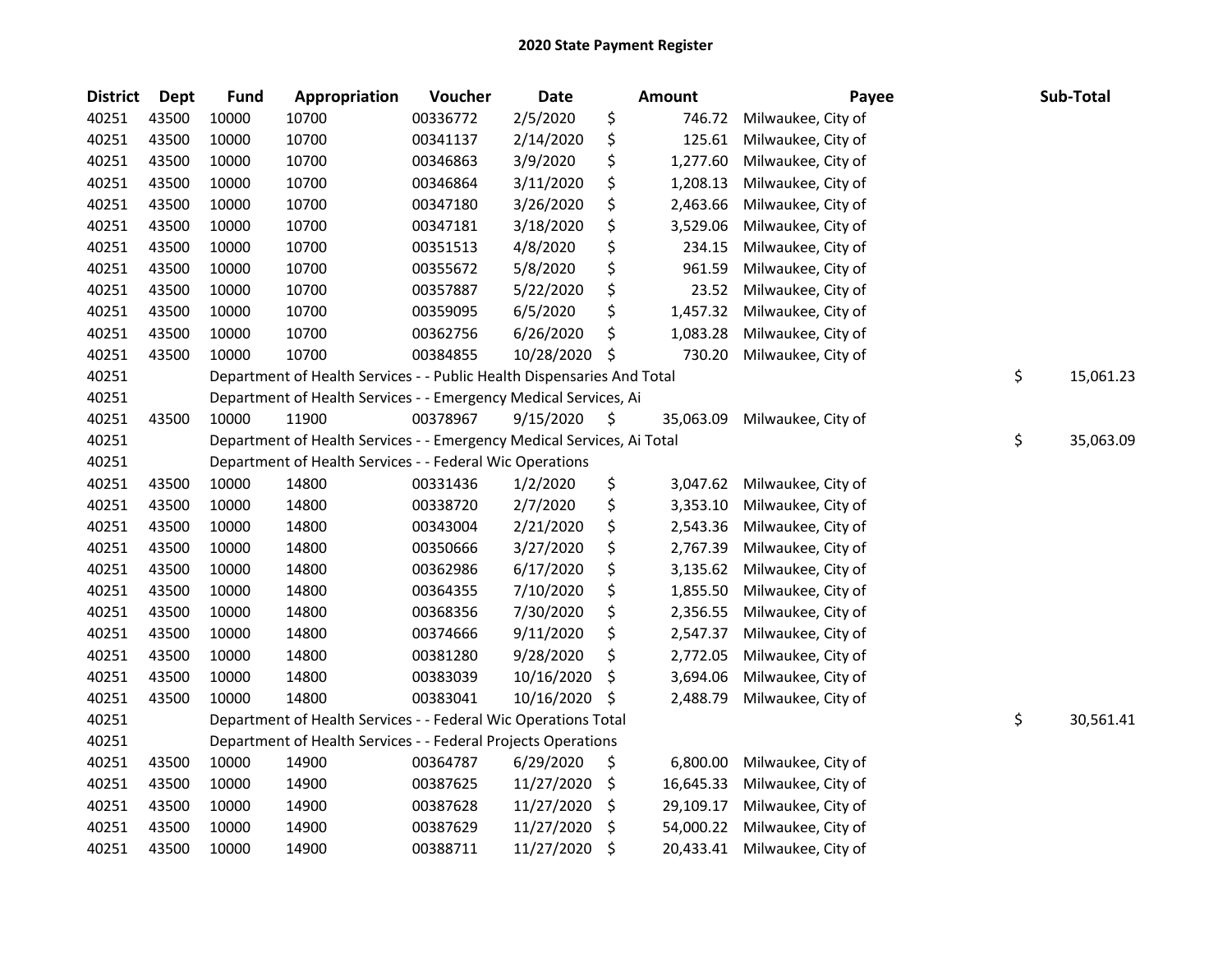# 2020 State Payment Register

| District | Dept | Fund | Appropriation | Voucher | Date | Amount | Payee | Sub-Total |
|---|---|---|---|---|---|---|---|---|
| 40251 | 43500 | 10000 | 10700 | 00336772 | 2/5/2020 | $ 746.72 | Milwaukee, City of | |
| 40251 | 43500 | 10000 | 10700 | 00341137 | 2/14/2020 | $ 125.61 | Milwaukee, City of | |
| 40251 | 43500 | 10000 | 10700 | 00346863 | 3/9/2020 | $ 1,277.60 | Milwaukee, City of | |
| 40251 | 43500 | 10000 | 10700 | 00346864 | 3/11/2020 | $ 1,208.13 | Milwaukee, City of | |
| 40251 | 43500 | 10000 | 10700 | 00347180 | 3/26/2020 | $ 2,463.66 | Milwaukee, City of | |
| 40251 | 43500 | 10000 | 10700 | 00347181 | 3/18/2020 | $ 3,529.06 | Milwaukee, City of | |
| 40251 | 43500 | 10000 | 10700 | 00351513 | 4/8/2020 | $ 234.15 | Milwaukee, City of | |
| 40251 | 43500 | 10000 | 10700 | 00355672 | 5/8/2020 | $ 961.59 | Milwaukee, City of | |
| 40251 | 43500 | 10000 | 10700 | 00357887 | 5/22/2020 | $ 23.52 | Milwaukee, City of | |
| 40251 | 43500 | 10000 | 10700 | 00359095 | 6/5/2020 | $ 1,457.32 | Milwaukee, City of | |
| 40251 | 43500 | 10000 | 10700 | 00362756 | 6/26/2020 | $ 1,083.28 | Milwaukee, City of | |
| 40251 | 43500 | 10000 | 10700 | 00384855 | 10/28/2020 | $ 730.20 | Milwaukee, City of | |
| 40251 | | Department of Health Services - - Public Health Dispensaries And Total | | | | | | $ 15,061.23 |
| 40251 | | Department of Health Services - - Emergency Medical Services, Ai | | | | | | |
| 40251 | 43500 | 10000 | 11900 | 00378967 | 9/15/2020 | $ 35,063.09 | Milwaukee, City of | |
| 40251 | | Department of Health Services - - Emergency Medical Services, Ai Total | | | | | | $ 35,063.09 |
| 40251 | | Department of Health Services - - Federal Wic Operations | | | | | | |
| 40251 | 43500 | 10000 | 14800 | 00331436 | 1/2/2020 | $ 3,047.62 | Milwaukee, City of | |
| 40251 | 43500 | 10000 | 14800 | 00338720 | 2/7/2020 | $ 3,353.10 | Milwaukee, City of | |
| 40251 | 43500 | 10000 | 14800 | 00343004 | 2/21/2020 | $ 2,543.36 | Milwaukee, City of | |
| 40251 | 43500 | 10000 | 14800 | 00350666 | 3/27/2020 | $ 2,767.39 | Milwaukee, City of | |
| 40251 | 43500 | 10000 | 14800 | 00362986 | 6/17/2020 | $ 3,135.62 | Milwaukee, City of | |
| 40251 | 43500 | 10000 | 14800 | 00364355 | 7/10/2020 | $ 1,855.50 | Milwaukee, City of | |
| 40251 | 43500 | 10000 | 14800 | 00368356 | 7/30/2020 | $ 2,356.55 | Milwaukee, City of | |
| 40251 | 43500 | 10000 | 14800 | 00374666 | 9/11/2020 | $ 2,547.37 | Milwaukee, City of | |
| 40251 | 43500 | 10000 | 14800 | 00381280 | 9/28/2020 | $ 2,772.05 | Milwaukee, City of | |
| 40251 | 43500 | 10000 | 14800 | 00383039 | 10/16/2020 | $ 3,694.06 | Milwaukee, City of | |
| 40251 | 43500 | 10000 | 14800 | 00383041 | 10/16/2020 | $ 2,488.79 | Milwaukee, City of | |
| 40251 | | Department of Health Services - - Federal Wic Operations Total | | | | | | $ 30,561.41 |
| 40251 | | Department of Health Services - - Federal Projects Operations | | | | | | |
| 40251 | 43500 | 10000 | 14900 | 00364787 | 6/29/2020 | $ 6,800.00 | Milwaukee, City of | |
| 40251 | 43500 | 10000 | 14900 | 00387625 | 11/27/2020 | $ 16,645.33 | Milwaukee, City of | |
| 40251 | 43500 | 10000 | 14900 | 00387628 | 11/27/2020 | $ 29,109.17 | Milwaukee, City of | |
| 40251 | 43500 | 10000 | 14900 | 00387629 | 11/27/2020 | $ 54,000.22 | Milwaukee, City of | |
| 40251 | 43500 | 10000 | 14900 | 00388711 | 11/27/2020 | $ 20,433.41 | Milwaukee, City of | |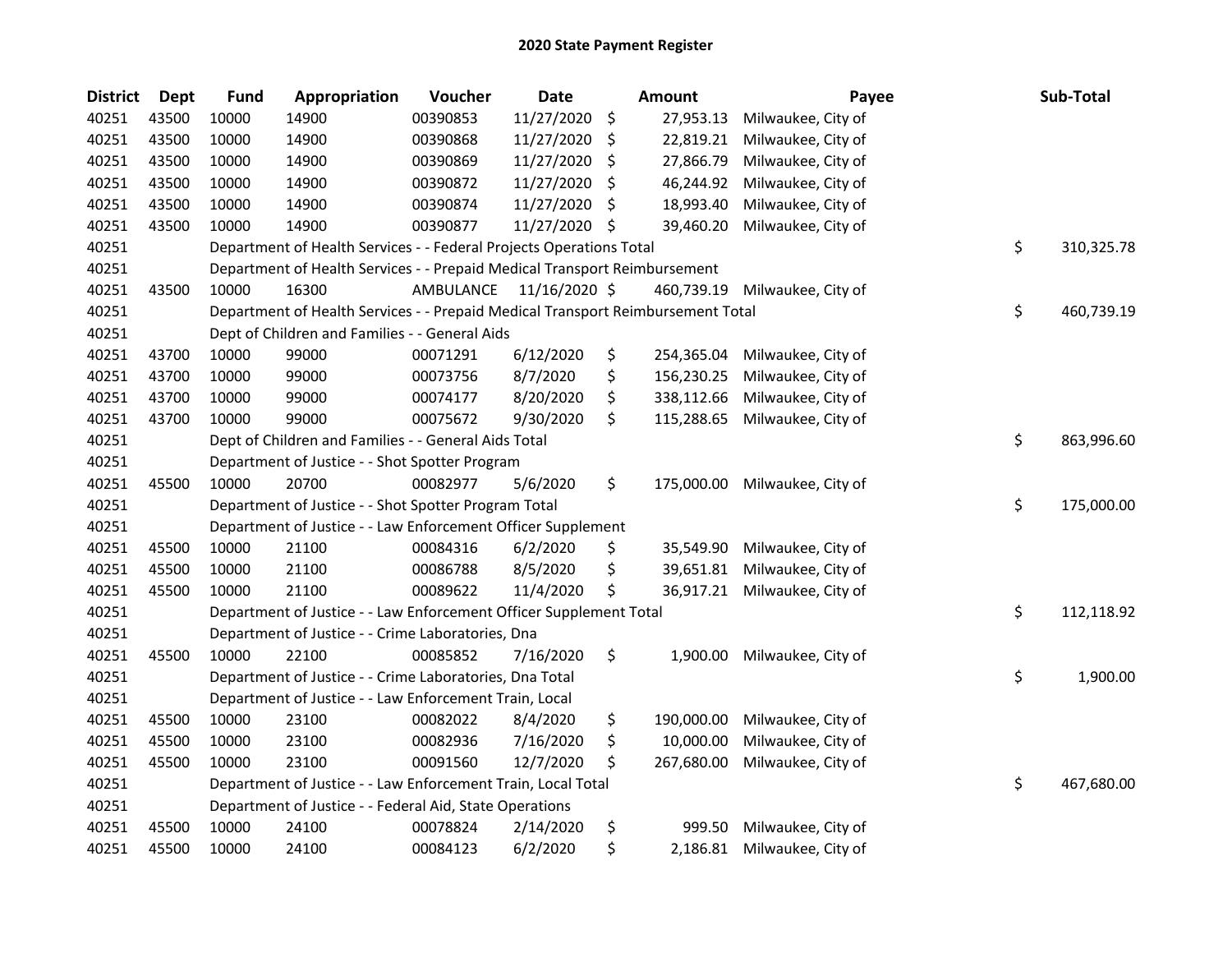# 2020 State Payment Register

| District | Dept | Fund | Appropriation | Voucher | Date | Amount | Payee | Sub-Total |
|---|---|---|---|---|---|---|---|---|
| 40251 | 43500 | 10000 | 14900 | 00390853 | 11/27/2020 | $ 27,953.13 | Milwaukee, City of | |
| 40251 | 43500 | 10000 | 14900 | 00390868 | 11/27/2020 | $ 22,819.21 | Milwaukee, City of | |
| 40251 | 43500 | 10000 | 14900 | 00390869 | 11/27/2020 | $ 27,866.79 | Milwaukee, City of | |
| 40251 | 43500 | 10000 | 14900 | 00390872 | 11/27/2020 | $ 46,244.92 | Milwaukee, City of | |
| 40251 | 43500 | 10000 | 14900 | 00390874 | 11/27/2020 | $ 18,993.40 | Milwaukee, City of | |
| 40251 | 43500 | 10000 | 14900 | 00390877 | 11/27/2020 | $ 39,460.20 | Milwaukee, City of | |
| 40251 | | Department of Health Services - - Federal Projects Operations Total | | | | | | $ 310,325.78 |
| 40251 | | Department of Health Services - - Prepaid Medical Transport Reimbursement | | | | | | |
| 40251 | 43500 | 10000 | 16300 | AMBULANCE | 11/16/2020 | $ 460,739.19 | Milwaukee, City of | |
| 40251 | | Department of Health Services - - Prepaid Medical Transport Reimbursement Total | | | | | | $ 460,739.19 |
| 40251 | | Dept of Children and Families - - General Aids | | | | | | |
| 40251 | 43700 | 10000 | 99000 | 00071291 | 6/12/2020 | $ 254,365.04 | Milwaukee, City of | |
| 40251 | 43700 | 10000 | 99000 | 00073756 | 8/7/2020 | $ 156,230.25 | Milwaukee, City of | |
| 40251 | 43700 | 10000 | 99000 | 00074177 | 8/20/2020 | $ 338,112.66 | Milwaukee, City of | |
| 40251 | 43700 | 10000 | 99000 | 00075672 | 9/30/2020 | $ 115,288.65 | Milwaukee, City of | |
| 40251 | | Dept of Children and Families - - General Aids Total | | | | | | $ 863,996.60 |
| 40251 | | Department of Justice - - Shot Spotter Program | | | | | | |
| 40251 | 45500 | 10000 | 20700 | 00082977 | 5/6/2020 | $ 175,000.00 | Milwaukee, City of | |
| 40251 | | Department of Justice - - Shot Spotter Program Total | | | | | | $ 175,000.00 |
| 40251 | | Department of Justice - - Law Enforcement Officer Supplement | | | | | | |
| 40251 | 45500 | 10000 | 21100 | 00084316 | 6/2/2020 | $ 35,549.90 | Milwaukee, City of | |
| 40251 | 45500 | 10000 | 21100 | 00086788 | 8/5/2020 | $ 39,651.81 | Milwaukee, City of | |
| 40251 | 45500 | 10000 | 21100 | 00089622 | 11/4/2020 | $ 36,917.21 | Milwaukee, City of | |
| 40251 | | Department of Justice - - Law Enforcement Officer Supplement Total | | | | | | $ 112,118.92 |
| 40251 | | Department of Justice - - Crime Laboratories, Dna | | | | | | |
| 40251 | 45500 | 10000 | 22100 | 00085852 | 7/16/2020 | $ 1,900.00 | Milwaukee, City of | |
| 40251 | | Department of Justice - - Crime Laboratories, Dna Total | | | | | | $ 1,900.00 |
| 40251 | | Department of Justice - - Law Enforcement Train, Local | | | | | | |
| 40251 | 45500 | 10000 | 23100 | 00082022 | 8/4/2020 | $ 190,000.00 | Milwaukee, City of | |
| 40251 | 45500 | 10000 | 23100 | 00082936 | 7/16/2020 | $ 10,000.00 | Milwaukee, City of | |
| 40251 | 45500 | 10000 | 23100 | 00091560 | 12/7/2020 | $ 267,680.00 | Milwaukee, City of | |
| 40251 | | Department of Justice - - Law Enforcement Train, Local Total | | | | | | $ 467,680.00 |
| 40251 | | Department of Justice - - Federal Aid, State Operations | | | | | | |
| 40251 | 45500 | 10000 | 24100 | 00078824 | 2/14/2020 | $ 999.50 | Milwaukee, City of | |
| 40251 | 45500 | 10000 | 24100 | 00084123 | 6/2/2020 | $ 2,186.81 | Milwaukee, City of | |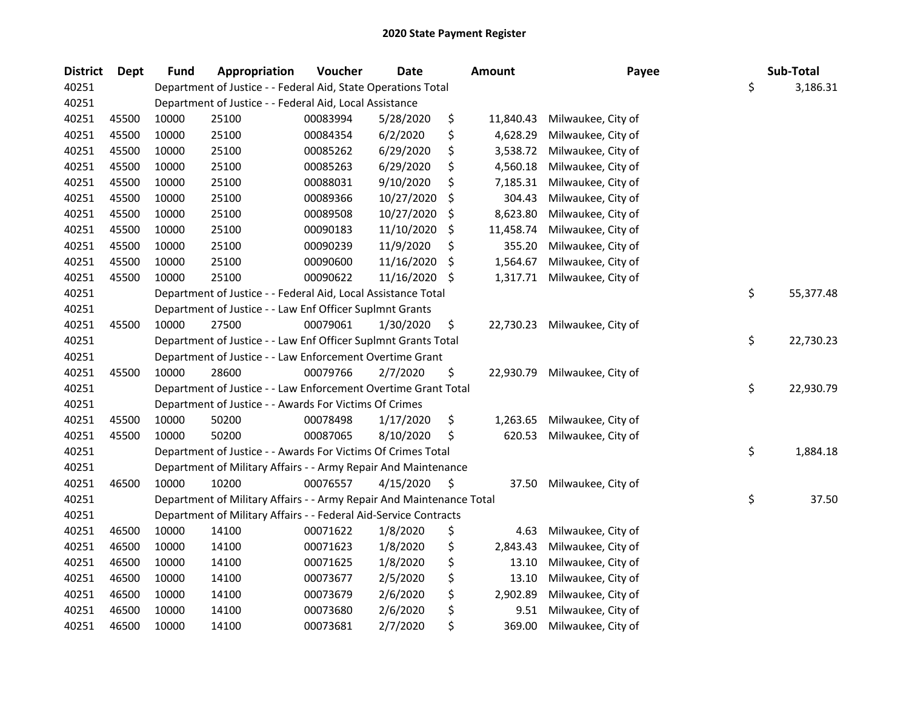# 2020 State Payment Register

| District | Dept | Fund | Appropriation | Voucher | Date | Amount | Payee | Sub-Total |
|---|---|---|---|---|---|---|---|---|
| 40251 | | Department of Justice - - Federal Aid, State Operations Total | | | | | | $ 3,186.31 |
| 40251 | | Department of Justice - - Federal Aid, Local Assistance | | | | | | |
| 40251 | 45500 | 10000 | 25100 | 00083994 | 5/28/2020 | $ 11,840.43 | Milwaukee, City of | |
| 40251 | 45500 | 10000 | 25100 | 00084354 | 6/2/2020 | $ 4,628.29 | Milwaukee, City of | |
| 40251 | 45500 | 10000 | 25100 | 00085262 | 6/29/2020 | $ 3,538.72 | Milwaukee, City of | |
| 40251 | 45500 | 10000 | 25100 | 00085263 | 6/29/2020 | $ 4,560.18 | Milwaukee, City of | |
| 40251 | 45500 | 10000 | 25100 | 00088031 | 9/10/2020 | $ 7,185.31 | Milwaukee, City of | |
| 40251 | 45500 | 10000 | 25100 | 00089366 | 10/27/2020 | $ 304.43 | Milwaukee, City of | |
| 40251 | 45500 | 10000 | 25100 | 00089508 | 10/27/2020 | $ 8,623.80 | Milwaukee, City of | |
| 40251 | 45500 | 10000 | 25100 | 00090183 | 11/10/2020 | $ 11,458.74 | Milwaukee, City of | |
| 40251 | 45500 | 10000 | 25100 | 00090239 | 11/9/2020 | $ 355.20 | Milwaukee, City of | |
| 40251 | 45500 | 10000 | 25100 | 00090600 | 11/16/2020 | $ 1,564.67 | Milwaukee, City of | |
| 40251 | 45500 | 10000 | 25100 | 00090622 | 11/16/2020 | $ 1,317.71 | Milwaukee, City of | |
| 40251 | | Department of Justice - - Federal Aid, Local Assistance Total | | | | | | $ 55,377.48 |
| 40251 | | Department of Justice - - Law Enf Officer Suplmnt Grants | | | | | | |
| 40251 | 45500 | 10000 | 27500 | 00079061 | 1/30/2020 | $ 22,730.23 | Milwaukee, City of | |
| 40251 | | Department of Justice - - Law Enf Officer Suplmnt Grants Total | | | | | | $ 22,730.23 |
| 40251 | | Department of Justice - - Law Enforcement Overtime Grant | | | | | | |
| 40251 | 45500 | 10000 | 28600 | 00079766 | 2/7/2020 | $ 22,930.79 | Milwaukee, City of | |
| 40251 | | Department of Justice - - Law Enforcement Overtime Grant Total | | | | | | $ 22,930.79 |
| 40251 | | Department of Justice - - Awards For Victims Of Crimes | | | | | | |
| 40251 | 45500 | 10000 | 50200 | 00078498 | 1/17/2020 | $ 1,263.65 | Milwaukee, City of | |
| 40251 | 45500 | 10000 | 50200 | 00087065 | 8/10/2020 | $ 620.53 | Milwaukee, City of | |
| 40251 | | Department of Justice - - Awards For Victims Of Crimes Total | | | | | | $ 1,884.18 |
| 40251 | | Department of Military Affairs - - Army Repair And Maintenance | | | | | | |
| 40251 | 46500 | 10000 | 10200 | 00076557 | 4/15/2020 | $ 37.50 | Milwaukee, City of | |
| 40251 | | Department of Military Affairs - - Army Repair And Maintenance Total | | | | | | $ 37.50 |
| 40251 | | Department of Military Affairs - - Federal Aid-Service Contracts | | | | | | |
| 40251 | 46500 | 10000 | 14100 | 00071622 | 1/8/2020 | $ 4.63 | Milwaukee, City of | |
| 40251 | 46500 | 10000 | 14100 | 00071623 | 1/8/2020 | $ 2,843.43 | Milwaukee, City of | |
| 40251 | 46500 | 10000 | 14100 | 00071625 | 1/8/2020 | $ 13.10 | Milwaukee, City of | |
| 40251 | 46500 | 10000 | 14100 | 00073677 | 2/5/2020 | $ 13.10 | Milwaukee, City of | |
| 40251 | 46500 | 10000 | 14100 | 00073679 | 2/6/2020 | $ 2,902.89 | Milwaukee, City of | |
| 40251 | 46500 | 10000 | 14100 | 00073680 | 2/6/2020 | $ 9.51 | Milwaukee, City of | |
| 40251 | 46500 | 10000 | 14100 | 00073681 | 2/7/2020 | $ 369.00 | Milwaukee, City of | |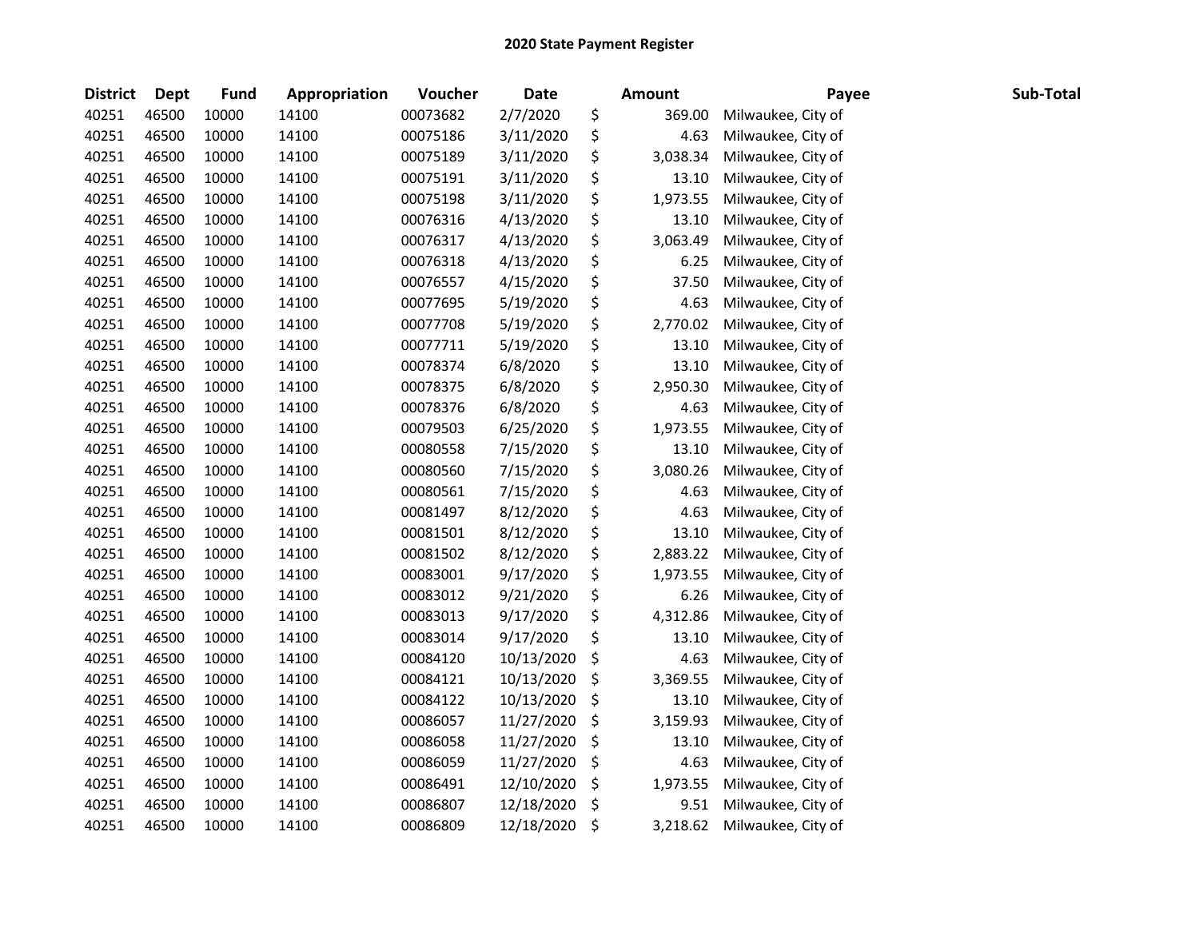# 2020 State Payment Register

| District | Dept | Fund | Appropriation | Voucher | Date | Amount | Payee | Sub-Total |
|---|---|---|---|---|---|---|---|---|
| 40251 | 46500 | 10000 | 14100 | 00073682 | 2/7/2020 | $ 369.00 | Milwaukee, City of | |
| 40251 | 46500 | 10000 | 14100 | 00075186 | 3/11/2020 | $ 4.63 | Milwaukee, City of | |
| 40251 | 46500 | 10000 | 14100 | 00075189 | 3/11/2020 | $ 3,038.34 | Milwaukee, City of | |
| 40251 | 46500 | 10000 | 14100 | 00075191 | 3/11/2020 | $ 13.10 | Milwaukee, City of | |
| 40251 | 46500 | 10000 | 14100 | 00075198 | 3/11/2020 | $ 1,973.55 | Milwaukee, City of | |
| 40251 | 46500 | 10000 | 14100 | 00076316 | 4/13/2020 | $ 13.10 | Milwaukee, City of | |
| 40251 | 46500 | 10000 | 14100 | 00076317 | 4/13/2020 | $ 3,063.49 | Milwaukee, City of | |
| 40251 | 46500 | 10000 | 14100 | 00076318 | 4/13/2020 | $ 6.25 | Milwaukee, City of | |
| 40251 | 46500 | 10000 | 14100 | 00076557 | 4/15/2020 | $ 37.50 | Milwaukee, City of | |
| 40251 | 46500 | 10000 | 14100 | 00077695 | 5/19/2020 | $ 4.63 | Milwaukee, City of | |
| 40251 | 46500 | 10000 | 14100 | 00077708 | 5/19/2020 | $ 2,770.02 | Milwaukee, City of | |
| 40251 | 46500 | 10000 | 14100 | 00077711 | 5/19/2020 | $ 13.10 | Milwaukee, City of | |
| 40251 | 46500 | 10000 | 14100 | 00078374 | 6/8/2020 | $ 13.10 | Milwaukee, City of | |
| 40251 | 46500 | 10000 | 14100 | 00078375 | 6/8/2020 | $ 2,950.30 | Milwaukee, City of | |
| 40251 | 46500 | 10000 | 14100 | 00078376 | 6/8/2020 | $ 4.63 | Milwaukee, City of | |
| 40251 | 46500 | 10000 | 14100 | 00079503 | 6/25/2020 | $ 1,973.55 | Milwaukee, City of | |
| 40251 | 46500 | 10000 | 14100 | 00080558 | 7/15/2020 | $ 13.10 | Milwaukee, City of | |
| 40251 | 46500 | 10000 | 14100 | 00080560 | 7/15/2020 | $ 3,080.26 | Milwaukee, City of | |
| 40251 | 46500 | 10000 | 14100 | 00080561 | 7/15/2020 | $ 4.63 | Milwaukee, City of | |
| 40251 | 46500 | 10000 | 14100 | 00081497 | 8/12/2020 | $ 4.63 | Milwaukee, City of | |
| 40251 | 46500 | 10000 | 14100 | 00081501 | 8/12/2020 | $ 13.10 | Milwaukee, City of | |
| 40251 | 46500 | 10000 | 14100 | 00081502 | 8/12/2020 | $ 2,883.22 | Milwaukee, City of | |
| 40251 | 46500 | 10000 | 14100 | 00083001 | 9/17/2020 | $ 1,973.55 | Milwaukee, City of | |
| 40251 | 46500 | 10000 | 14100 | 00083012 | 9/21/2020 | $ 6.26 | Milwaukee, City of | |
| 40251 | 46500 | 10000 | 14100 | 00083013 | 9/17/2020 | $ 4,312.86 | Milwaukee, City of | |
| 40251 | 46500 | 10000 | 14100 | 00083014 | 9/17/2020 | $ 13.10 | Milwaukee, City of | |
| 40251 | 46500 | 10000 | 14100 | 00084120 | 10/13/2020 | $ 4.63 | Milwaukee, City of | |
| 40251 | 46500 | 10000 | 14100 | 00084121 | 10/13/2020 | $ 3,369.55 | Milwaukee, City of | |
| 40251 | 46500 | 10000 | 14100 | 00084122 | 10/13/2020 | $ 13.10 | Milwaukee, City of | |
| 40251 | 46500 | 10000 | 14100 | 00086057 | 11/27/2020 | $ 3,159.93 | Milwaukee, City of | |
| 40251 | 46500 | 10000 | 14100 | 00086058 | 11/27/2020 | $ 13.10 | Milwaukee, City of | |
| 40251 | 46500 | 10000 | 14100 | 00086059 | 11/27/2020 | $ 4.63 | Milwaukee, City of | |
| 40251 | 46500 | 10000 | 14100 | 00086491 | 12/10/2020 | $ 1,973.55 | Milwaukee, City of | |
| 40251 | 46500 | 10000 | 14100 | 00086807 | 12/18/2020 | $ 9.51 | Milwaukee, City of | |
| 40251 | 46500 | 10000 | 14100 | 00086809 | 12/18/2020 | $ 3,218.62 | Milwaukee, City of | |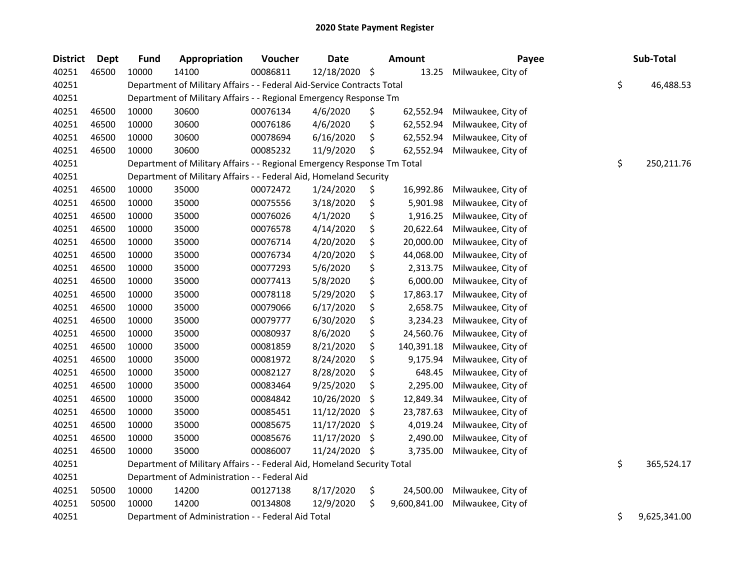# 2020 State Payment Register

| District | Dept | Fund | Appropriation | Voucher | Date | Amount | Payee | Sub-Total |
|---|---|---|---|---|---|---|---|---|
| 40251 | 46500 | 10000 | 14100 | 00086811 | 12/18/2020 | $ 13.25 | Milwaukee, City of | |
| 40251 | | Department of Military Affairs - - Federal Aid-Service Contracts Total | | | | | | $ 46,488.53 |
| 40251 | | Department of Military Affairs - - Regional Emergency Response Tm | | | | | | |
| 40251 | 46500 | 10000 | 30600 | 00076134 | 4/6/2020 | $ 62,552.94 | Milwaukee, City of | |
| 40251 | 46500 | 10000 | 30600 | 00076186 | 4/6/2020 | $ 62,552.94 | Milwaukee, City of | |
| 40251 | 46500 | 10000 | 30600 | 00078694 | 6/16/2020 | $ 62,552.94 | Milwaukee, City of | |
| 40251 | 46500 | 10000 | 30600 | 00085232 | 11/9/2020 | $ 62,552.94 | Milwaukee, City of | |
| 40251 | | Department of Military Affairs - - Regional Emergency Response Tm Total | | | | | | $ 250,211.76 |
| 40251 | | Department of Military Affairs - - Federal Aid, Homeland Security | | | | | | |
| 40251 | 46500 | 10000 | 35000 | 00072472 | 1/24/2020 | $ 16,992.86 | Milwaukee, City of | |
| 40251 | 46500 | 10000 | 35000 | 00075556 | 3/18/2020 | $ 5,901.98 | Milwaukee, City of | |
| 40251 | 46500 | 10000 | 35000 | 00076026 | 4/1/2020 | $ 1,916.25 | Milwaukee, City of | |
| 40251 | 46500 | 10000 | 35000 | 00076578 | 4/14/2020 | $ 20,622.64 | Milwaukee, City of | |
| 40251 | 46500 | 10000 | 35000 | 00076714 | 4/20/2020 | $ 20,000.00 | Milwaukee, City of | |
| 40251 | 46500 | 10000 | 35000 | 00076734 | 4/20/2020 | $ 44,068.00 | Milwaukee, City of | |
| 40251 | 46500 | 10000 | 35000 | 00077293 | 5/6/2020 | $ 2,313.75 | Milwaukee, City of | |
| 40251 | 46500 | 10000 | 35000 | 00077413 | 5/8/2020 | $ 6,000.00 | Milwaukee, City of | |
| 40251 | 46500 | 10000 | 35000 | 00078118 | 5/29/2020 | $ 17,863.17 | Milwaukee, City of | |
| 40251 | 46500 | 10000 | 35000 | 00079066 | 6/17/2020 | $ 2,658.75 | Milwaukee, City of | |
| 40251 | 46500 | 10000 | 35000 | 00079777 | 6/30/2020 | $ 3,234.23 | Milwaukee, City of | |
| 40251 | 46500 | 10000 | 35000 | 00080937 | 8/6/2020 | $ 24,560.76 | Milwaukee, City of | |
| 40251 | 46500 | 10000 | 35000 | 00081859 | 8/21/2020 | $ 140,391.18 | Milwaukee, City of | |
| 40251 | 46500 | 10000 | 35000 | 00081972 | 8/24/2020 | $ 9,175.94 | Milwaukee, City of | |
| 40251 | 46500 | 10000 | 35000 | 00082127 | 8/28/2020 | $ 648.45 | Milwaukee, City of | |
| 40251 | 46500 | 10000 | 35000 | 00083464 | 9/25/2020 | $ 2,295.00 | Milwaukee, City of | |
| 40251 | 46500 | 10000 | 35000 | 00084842 | 10/26/2020 | $ 12,849.34 | Milwaukee, City of | |
| 40251 | 46500 | 10000 | 35000 | 00085451 | 11/12/2020 | $ 23,787.63 | Milwaukee, City of | |
| 40251 | 46500 | 10000 | 35000 | 00085675 | 11/17/2020 | $ 4,019.24 | Milwaukee, City of | |
| 40251 | 46500 | 10000 | 35000 | 00085676 | 11/17/2020 | $ 2,490.00 | Milwaukee, City of | |
| 40251 | 46500 | 10000 | 35000 | 00086007 | 11/24/2020 | $ 3,735.00 | Milwaukee, City of | |
| 40251 | | Department of Military Affairs - - Federal Aid, Homeland Security Total | | | | | | $ 365,524.17 |
| 40251 | | Department of Administration - - Federal Aid | | | | | | |
| 40251 | 50500 | 10000 | 14200 | 00127138 | 8/17/2020 | $ 24,500.00 | Milwaukee, City of | |
| 40251 | 50500 | 10000 | 14200 | 00134808 | 12/9/2020 | $ 9,600,841.00 | Milwaukee, City of | |
| 40251 | | Department of Administration - - Federal Aid Total | | | | | | $ 9,625,341.00 |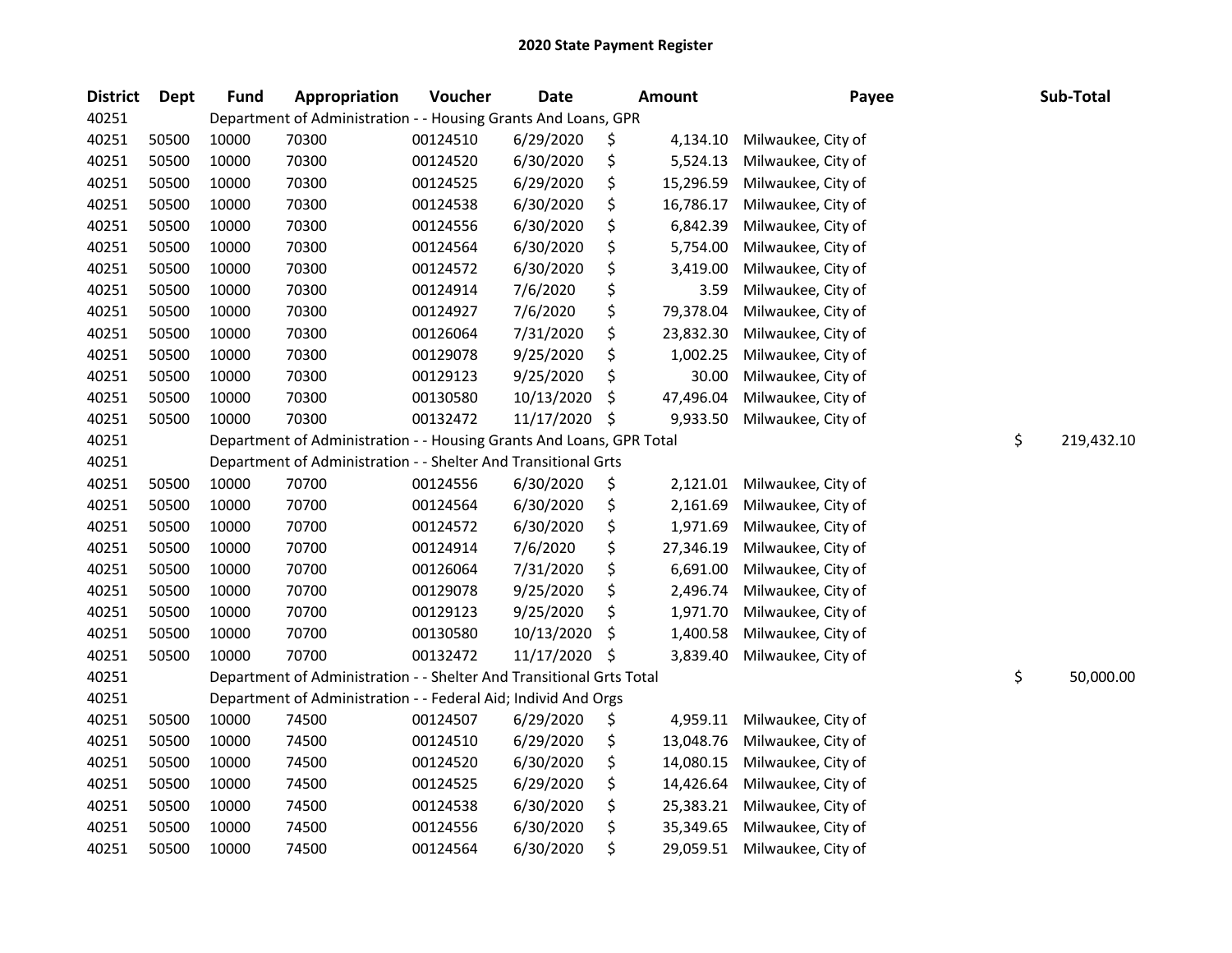# 2020 State Payment Register

| District | Dept | Fund | Appropriation | Voucher | Date | Amount | Payee | Sub-Total |
|---|---|---|---|---|---|---|---|---|
| 40251 | | Department of Administration - - Housing Grants And Loans, GPR | | | | | | |
| 40251 | 50500 | 10000 | 70300 | 00124510 | 6/29/2020 | $ 4,134.10 | Milwaukee, City of | |
| 40251 | 50500 | 10000 | 70300 | 00124520 | 6/30/2020 | $ 5,524.13 | Milwaukee, City of | |
| 40251 | 50500 | 10000 | 70300 | 00124525 | 6/29/2020 | $ 15,296.59 | Milwaukee, City of | |
| 40251 | 50500 | 10000 | 70300 | 00124538 | 6/30/2020 | $ 16,786.17 | Milwaukee, City of | |
| 40251 | 50500 | 10000 | 70300 | 00124556 | 6/30/2020 | $ 6,842.39 | Milwaukee, City of | |
| 40251 | 50500 | 10000 | 70300 | 00124564 | 6/30/2020 | $ 5,754.00 | Milwaukee, City of | |
| 40251 | 50500 | 10000 | 70300 | 00124572 | 6/30/2020 | $ 3,419.00 | Milwaukee, City of | |
| 40251 | 50500 | 10000 | 70300 | 00124914 | 7/6/2020 | $ 3.59 | Milwaukee, City of | |
| 40251 | 50500 | 10000 | 70300 | 00124927 | 7/6/2020 | $ 79,378.04 | Milwaukee, City of | |
| 40251 | 50500 | 10000 | 70300 | 00126064 | 7/31/2020 | $ 23,832.30 | Milwaukee, City of | |
| 40251 | 50500 | 10000 | 70300 | 00129078 | 9/25/2020 | $ 1,002.25 | Milwaukee, City of | |
| 40251 | 50500 | 10000 | 70300 | 00129123 | 9/25/2020 | $ 30.00 | Milwaukee, City of | |
| 40251 | 50500 | 10000 | 70300 | 00130580 | 10/13/2020 | $ 47,496.04 | Milwaukee, City of | |
| 40251 | 50500 | 10000 | 70300 | 00132472 | 11/17/2020 | $ 9,933.50 | Milwaukee, City of | |
| 40251 | | Department of Administration - - Housing Grants And Loans, GPR Total | | | | | | $ 219,432.10 |
| 40251 | | Department of Administration - - Shelter And Transitional Grts | | | | | | |
| 40251 | 50500 | 10000 | 70700 | 00124556 | 6/30/2020 | $ 2,121.01 | Milwaukee, City of | |
| 40251 | 50500 | 10000 | 70700 | 00124564 | 6/30/2020 | $ 2,161.69 | Milwaukee, City of | |
| 40251 | 50500 | 10000 | 70700 | 00124572 | 6/30/2020 | $ 1,971.69 | Milwaukee, City of | |
| 40251 | 50500 | 10000 | 70700 | 00124914 | 7/6/2020 | $ 27,346.19 | Milwaukee, City of | |
| 40251 | 50500 | 10000 | 70700 | 00126064 | 7/31/2020 | $ 6,691.00 | Milwaukee, City of | |
| 40251 | 50500 | 10000 | 70700 | 00129078 | 9/25/2020 | $ 2,496.74 | Milwaukee, City of | |
| 40251 | 50500 | 10000 | 70700 | 00129123 | 9/25/2020 | $ 1,971.70 | Milwaukee, City of | |
| 40251 | 50500 | 10000 | 70700 | 00130580 | 10/13/2020 | $ 1,400.58 | Milwaukee, City of | |
| 40251 | 50500 | 10000 | 70700 | 00132472 | 11/17/2020 | $ 3,839.40 | Milwaukee, City of | |
| 40251 | | Department of Administration - - Shelter And Transitional Grts Total | | | | | | $ 50,000.00 |
| 40251 | | Department of Administration - - Federal Aid; Individ And Orgs | | | | | | |
| 40251 | 50500 | 10000 | 74500 | 00124507 | 6/29/2020 | $ 4,959.11 | Milwaukee, City of | |
| 40251 | 50500 | 10000 | 74500 | 00124510 | 6/29/2020 | $ 13,048.76 | Milwaukee, City of | |
| 40251 | 50500 | 10000 | 74500 | 00124520 | 6/30/2020 | $ 14,080.15 | Milwaukee, City of | |
| 40251 | 50500 | 10000 | 74500 | 00124525 | 6/29/2020 | $ 14,426.64 | Milwaukee, City of | |
| 40251 | 50500 | 10000 | 74500 | 00124538 | 6/30/2020 | $ 25,383.21 | Milwaukee, City of | |
| 40251 | 50500 | 10000 | 74500 | 00124556 | 6/30/2020 | $ 35,349.65 | Milwaukee, City of | |
| 40251 | 50500 | 10000 | 74500 | 00124564 | 6/30/2020 | $ 29,059.51 | Milwaukee, City of | |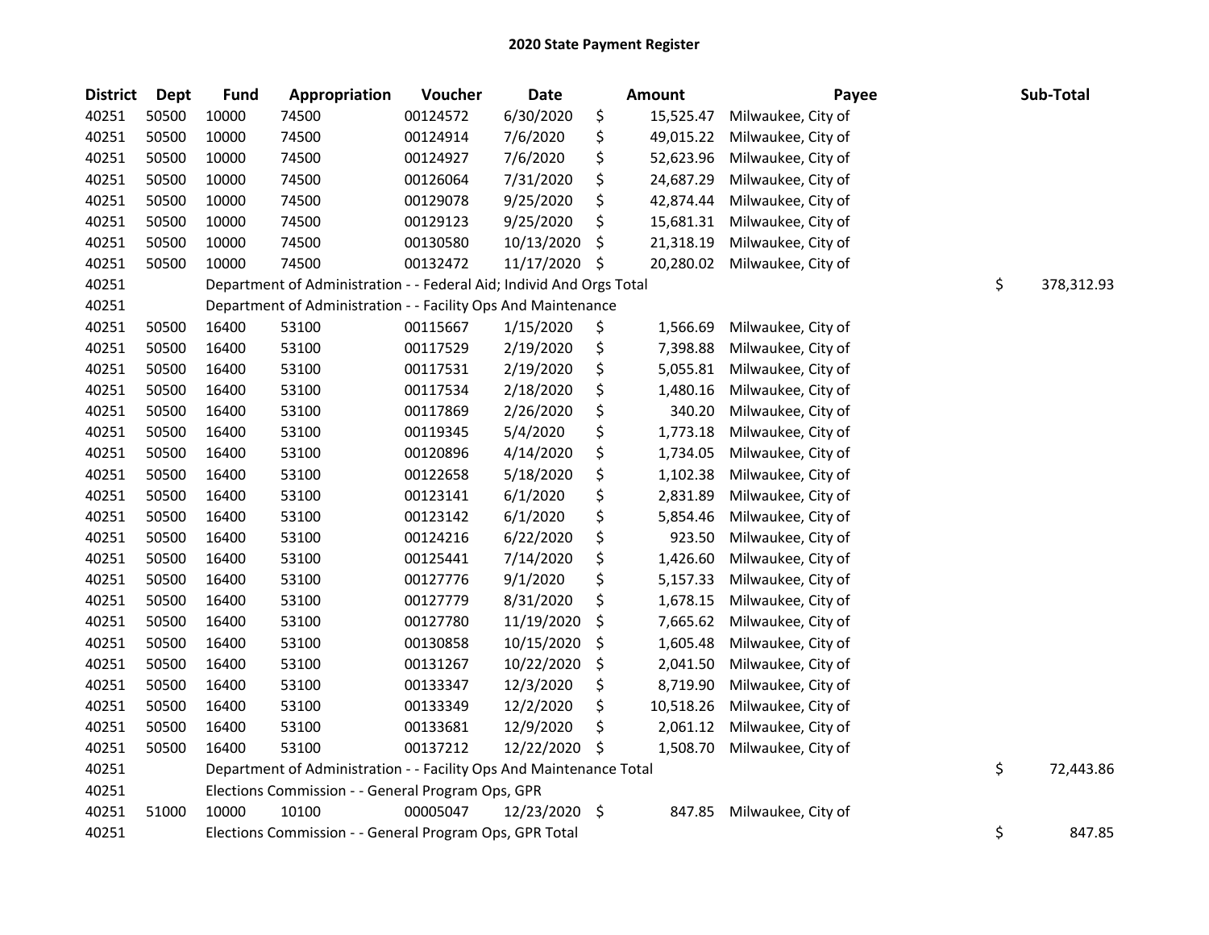# 2020 State Payment Register

| District | Dept | Fund | Appropriation | Voucher | Date | Amount | Payee | Sub-Total |
|---|---|---|---|---|---|---|---|---|
| 40251 | 50500 | 10000 | 74500 | 00124572 | 6/30/2020 | $ 15,525.47 | Milwaukee, City of | |
| 40251 | 50500 | 10000 | 74500 | 00124914 | 7/6/2020 | $ 49,015.22 | Milwaukee, City of | |
| 40251 | 50500 | 10000 | 74500 | 00124927 | 7/6/2020 | $ 52,623.96 | Milwaukee, City of | |
| 40251 | 50500 | 10000 | 74500 | 00126064 | 7/31/2020 | $ 24,687.29 | Milwaukee, City of | |
| 40251 | 50500 | 10000 | 74500 | 00129078 | 9/25/2020 | $ 42,874.44 | Milwaukee, City of | |
| 40251 | 50500 | 10000 | 74500 | 00129123 | 9/25/2020 | $ 15,681.31 | Milwaukee, City of | |
| 40251 | 50500 | 10000 | 74500 | 00130580 | 10/13/2020 | $ 21,318.19 | Milwaukee, City of | |
| 40251 | 50500 | 10000 | 74500 | 00132472 | 11/17/2020 | $ 20,280.02 | Milwaukee, City of | |
| 40251 | | Department of Administration - - Federal Aid; Individ And Orgs Total | | | | | | $ 378,312.93 |
| 40251 | | Department of Administration - - Facility Ops And Maintenance | | | | | | |
| 40251 | 50500 | 16400 | 53100 | 00115667 | 1/15/2020 | $ 1,566.69 | Milwaukee, City of | |
| 40251 | 50500 | 16400 | 53100 | 00117529 | 2/19/2020 | $ 7,398.88 | Milwaukee, City of | |
| 40251 | 50500 | 16400 | 53100 | 00117531 | 2/19/2020 | $ 5,055.81 | Milwaukee, City of | |
| 40251 | 50500 | 16400 | 53100 | 00117534 | 2/18/2020 | $ 1,480.16 | Milwaukee, City of | |
| 40251 | 50500 | 16400 | 53100 | 00117869 | 2/26/2020 | $ 340.20 | Milwaukee, City of | |
| 40251 | 50500 | 16400 | 53100 | 00119345 | 5/4/2020 | $ 1,773.18 | Milwaukee, City of | |
| 40251 | 50500 | 16400 | 53100 | 00120896 | 4/14/2020 | $ 1,734.05 | Milwaukee, City of | |
| 40251 | 50500 | 16400 | 53100 | 00122658 | 5/18/2020 | $ 1,102.38 | Milwaukee, City of | |
| 40251 | 50500 | 16400 | 53100 | 00123141 | 6/1/2020 | $ 2,831.89 | Milwaukee, City of | |
| 40251 | 50500 | 16400 | 53100 | 00123142 | 6/1/2020 | $ 5,854.46 | Milwaukee, City of | |
| 40251 | 50500 | 16400 | 53100 | 00124216 | 6/22/2020 | $ 923.50 | Milwaukee, City of | |
| 40251 | 50500 | 16400 | 53100 | 00125441 | 7/14/2020 | $ 1,426.60 | Milwaukee, City of | |
| 40251 | 50500 | 16400 | 53100 | 00127776 | 9/1/2020 | $ 5,157.33 | Milwaukee, City of | |
| 40251 | 50500 | 16400 | 53100 | 00127779 | 8/31/2020 | $ 1,678.15 | Milwaukee, City of | |
| 40251 | 50500 | 16400 | 53100 | 00127780 | 11/19/2020 | $ 7,665.62 | Milwaukee, City of | |
| 40251 | 50500 | 16400 | 53100 | 00130858 | 10/15/2020 | $ 1,605.48 | Milwaukee, City of | |
| 40251 | 50500 | 16400 | 53100 | 00131267 | 10/22/2020 | $ 2,041.50 | Milwaukee, City of | |
| 40251 | 50500 | 16400 | 53100 | 00133347 | 12/3/2020 | $ 8,719.90 | Milwaukee, City of | |
| 40251 | 50500 | 16400 | 53100 | 00133349 | 12/2/2020 | $ 10,518.26 | Milwaukee, City of | |
| 40251 | 50500 | 16400 | 53100 | 00133681 | 12/9/2020 | $ 2,061.12 | Milwaukee, City of | |
| 40251 | 50500 | 16400 | 53100 | 00137212 | 12/22/2020 | $ 1,508.70 | Milwaukee, City of | |
| 40251 | | Department of Administration - - Facility Ops And Maintenance Total | | | | | | $ 72,443.86 |
| 40251 | | Elections Commission - - General Program Ops, GPR | | | | | | |
| 40251 | 51000 | 10000 | 10100 | 00005047 | 12/23/2020 | $ 847.85 | Milwaukee, City of | |
| 40251 | | Elections Commission - - General Program Ops, GPR Total | | | | | | $ 847.85 |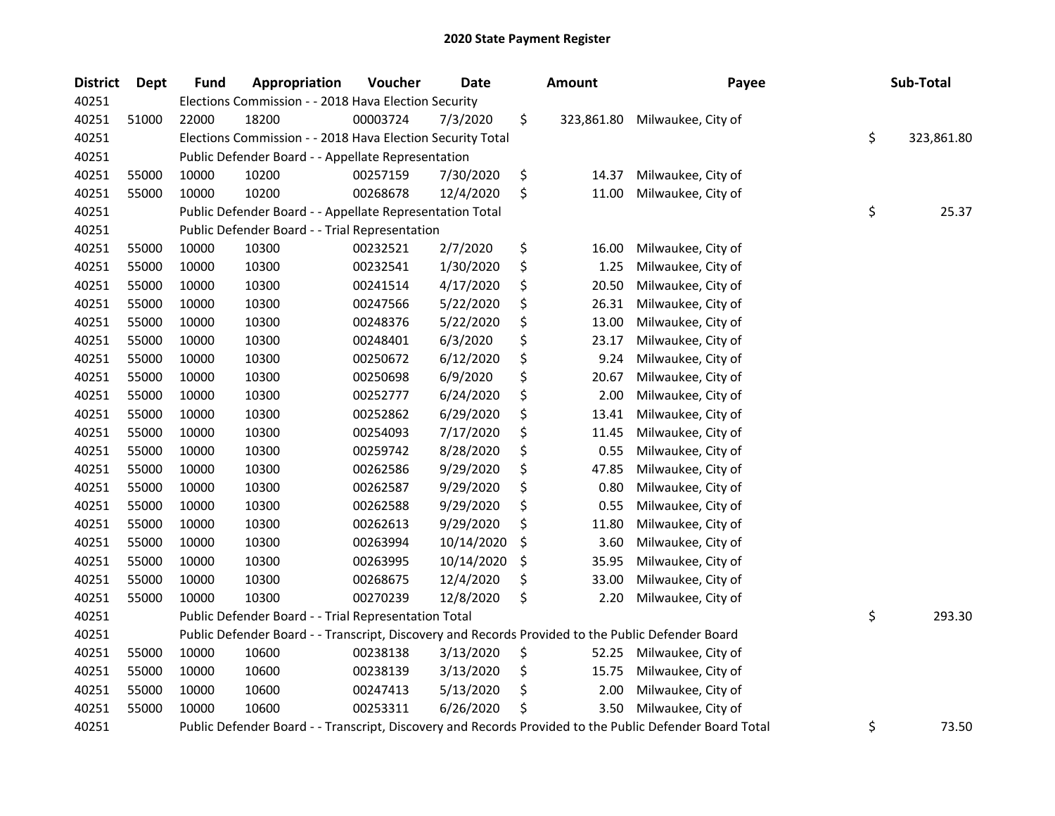# 2020 State Payment Register

| District | Dept | Fund | Appropriation | Voucher | Date | Amount | Payee | Sub-Total |
|---|---|---|---|---|---|---|---|---|
| 40251 | | Elections Commission - - 2018 Hava Election Security | | | | | | |
| 40251 | 51000 | 22000 | 18200 | 00003724 | 7/3/2020 | $ 323,861.80 | Milwaukee, City of | |
| 40251 | | Elections Commission - - 2018 Hava Election Security Total | | | | | | $ 323,861.80 |
| 40251 | | Public Defender Board - - Appellate Representation | | | | | | |
| 40251 | 55000 | 10000 | 10200 | 00257159 | 7/30/2020 | $ 14.37 | Milwaukee, City of | |
| 40251 | 55000 | 10000 | 10200 | 00268678 | 12/4/2020 | $ 11.00 | Milwaukee, City of | |
| 40251 | | Public Defender Board - - Appellate Representation Total | | | | | | $ 25.37 |
| 40251 | | Public Defender Board - - Trial Representation | | | | | | |
| 40251 | 55000 | 10000 | 10300 | 00232521 | 2/7/2020 | $ 16.00 | Milwaukee, City of | |
| 40251 | 55000 | 10000 | 10300 | 00232541 | 1/30/2020 | $ 1.25 | Milwaukee, City of | |
| 40251 | 55000 | 10000 | 10300 | 00241514 | 4/17/2020 | $ 20.50 | Milwaukee, City of | |
| 40251 | 55000 | 10000 | 10300 | 00247566 | 5/22/2020 | $ 26.31 | Milwaukee, City of | |
| 40251 | 55000 | 10000 | 10300 | 00248376 | 5/22/2020 | $ 13.00 | Milwaukee, City of | |
| 40251 | 55000 | 10000 | 10300 | 00248401 | 6/3/2020 | $ 23.17 | Milwaukee, City of | |
| 40251 | 55000 | 10000 | 10300 | 00250672 | 6/12/2020 | $ 9.24 | Milwaukee, City of | |
| 40251 | 55000 | 10000 | 10300 | 00250698 | 6/9/2020 | $ 20.67 | Milwaukee, City of | |
| 40251 | 55000 | 10000 | 10300 | 00252777 | 6/24/2020 | $ 2.00 | Milwaukee, City of | |
| 40251 | 55000 | 10000 | 10300 | 00252862 | 6/29/2020 | $ 13.41 | Milwaukee, City of | |
| 40251 | 55000 | 10000 | 10300 | 00254093 | 7/17/2020 | $ 11.45 | Milwaukee, City of | |
| 40251 | 55000 | 10000 | 10300 | 00259742 | 8/28/2020 | $ 0.55 | Milwaukee, City of | |
| 40251 | 55000 | 10000 | 10300 | 00262586 | 9/29/2020 | $ 47.85 | Milwaukee, City of | |
| 40251 | 55000 | 10000 | 10300 | 00262587 | 9/29/2020 | $ 0.80 | Milwaukee, City of | |
| 40251 | 55000 | 10000 | 10300 | 00262588 | 9/29/2020 | $ 0.55 | Milwaukee, City of | |
| 40251 | 55000 | 10000 | 10300 | 00262613 | 9/29/2020 | $ 11.80 | Milwaukee, City of | |
| 40251 | 55000 | 10000 | 10300 | 00263994 | 10/14/2020 | $ 3.60 | Milwaukee, City of | |
| 40251 | 55000 | 10000 | 10300 | 00263995 | 10/14/2020 | $ 35.95 | Milwaukee, City of | |
| 40251 | 55000 | 10000 | 10300 | 00268675 | 12/4/2020 | $ 33.00 | Milwaukee, City of | |
| 40251 | 55000 | 10000 | 10300 | 00270239 | 12/8/2020 | $ 2.20 | Milwaukee, City of | |
| 40251 | | Public Defender Board - - Trial Representation Total | | | | | | $ 293.30 |
| 40251 | | Public Defender Board - - Transcript, Discovery and Records Provided to the Public Defender Board | | | | | | |
| 40251 | 55000 | 10000 | 10600 | 00238138 | 3/13/2020 | $ 52.25 | Milwaukee, City of | |
| 40251 | 55000 | 10000 | 10600 | 00238139 | 3/13/2020 | $ 15.75 | Milwaukee, City of | |
| 40251 | 55000 | 10000 | 10600 | 00247413 | 5/13/2020 | $ 2.00 | Milwaukee, City of | |
| 40251 | 55000 | 10000 | 10600 | 00253311 | 6/26/2020 | $ 3.50 | Milwaukee, City of | |
| 40251 | | Public Defender Board - - Transcript, Discovery and Records Provided to the Public Defender Board Total | | | | | | $ 73.50 |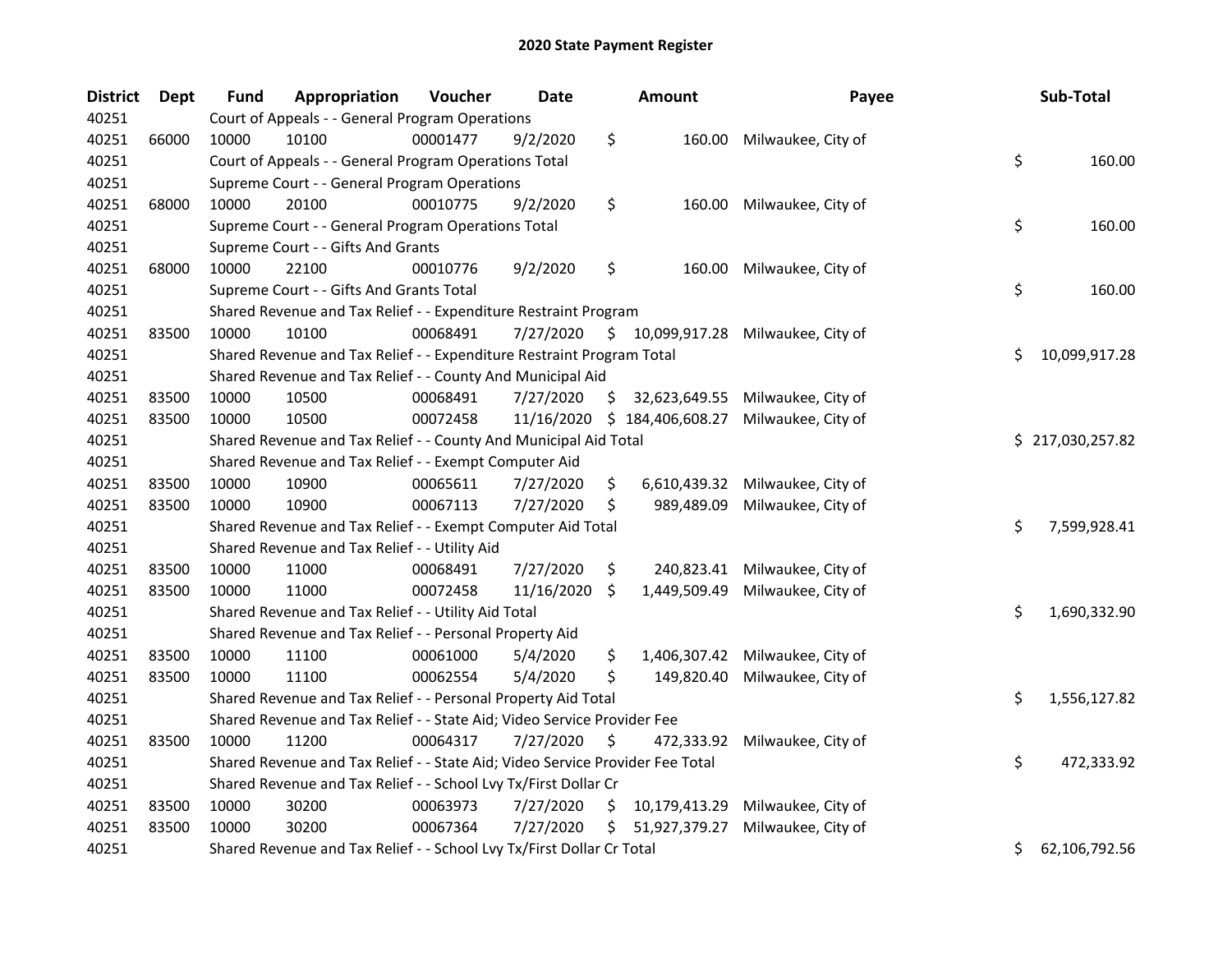# 2020 State Payment Register

| District | Dept | Fund | Appropriation | Voucher | Date | Amount | Payee | Sub-Total |
|---|---|---|---|---|---|---|---|---|
| 40251 | | Court of Appeals - - General Program Operations | | | | | | |
| 40251 | 66000 | 10000 | 10100 | 00001477 | 9/2/2020 | $ 160.00 | Milwaukee, City of | |
| 40251 | | Court of Appeals - - General Program Operations Total | | | | | | $ 160.00 |
| 40251 | | Supreme Court - - General Program Operations | | | | | | |
| 40251 | 68000 | 10000 | 20100 | 00010775 | 9/2/2020 | $ 160.00 | Milwaukee, City of | |
| 40251 | | Supreme Court - - General Program Operations Total | | | | | | $ 160.00 |
| 40251 | | Supreme Court - - Gifts And Grants | | | | | | |
| 40251 | 68000 | 10000 | 22100 | 00010776 | 9/2/2020 | $ 160.00 | Milwaukee, City of | |
| 40251 | | Supreme Court - - Gifts And Grants Total | | | | | | $ 160.00 |
| 40251 | | Shared Revenue and Tax Relief - - Expenditure Restraint Program | | | | | | |
| 40251 | 83500 | 10000 | 10100 | 00068491 | 7/27/2020 | $ 10,099,917.28 | Milwaukee, City of | |
| 40251 | | Shared Revenue and Tax Relief - - Expenditure Restraint Program Total | | | | | | $ 10,099,917.28 |
| 40251 | | Shared Revenue and Tax Relief - - County And Municipal Aid | | | | | | |
| 40251 | 83500 | 10000 | 10500 | 00068491 | 7/27/2020 | $ 32,623,649.55 | Milwaukee, City of | |
| 40251 | 83500 | 10000 | 10500 | 00072458 | 11/16/2020 | $ 184,406,608.27 | Milwaukee, City of | |
| 40251 | | Shared Revenue and Tax Relief - - County And Municipal Aid Total | | | | | | $ 217,030,257.82 |
| 40251 | | Shared Revenue and Tax Relief - - Exempt Computer Aid | | | | | | |
| 40251 | 83500 | 10000 | 10900 | 00065611 | 7/27/2020 | $ 6,610,439.32 | Milwaukee, City of | |
| 40251 | 83500 | 10000 | 10900 | 00067113 | 7/27/2020 | $ 989,489.09 | Milwaukee, City of | |
| 40251 | | Shared Revenue and Tax Relief - - Exempt Computer Aid Total | | | | | | $ 7,599,928.41 |
| 40251 | | Shared Revenue and Tax Relief - - Utility Aid | | | | | | |
| 40251 | 83500 | 10000 | 11000 | 00068491 | 7/27/2020 | $ 240,823.41 | Milwaukee, City of | |
| 40251 | 83500 | 10000 | 11000 | 00072458 | 11/16/2020 | $ 1,449,509.49 | Milwaukee, City of | |
| 40251 | | Shared Revenue and Tax Relief - - Utility Aid Total | | | | | | $ 1,690,332.90 |
| 40251 | | Shared Revenue and Tax Relief - - Personal Property Aid | | | | | | |
| 40251 | 83500 | 10000 | 11100 | 00061000 | 5/4/2020 | $ 1,406,307.42 | Milwaukee, City of | |
| 40251 | 83500 | 10000 | 11100 | 00062554 | 5/4/2020 | $ 149,820.40 | Milwaukee, City of | |
| 40251 | | Shared Revenue and Tax Relief - - Personal Property Aid Total | | | | | | $ 1,556,127.82 |
| 40251 | | Shared Revenue and Tax Relief - - State Aid; Video Service Provider Fee | | | | | | |
| 40251 | 83500 | 10000 | 11200 | 00064317 | 7/27/2020 | $ 472,333.92 | Milwaukee, City of | |
| 40251 | | Shared Revenue and Tax Relief - - State Aid; Video Service Provider Fee Total | | | | | | $ 472,333.92 |
| 40251 | | Shared Revenue and Tax Relief - - School Lvy Tx/First Dollar Cr | | | | | | |
| 40251 | 83500 | 10000 | 30200 | 00063973 | 7/27/2020 | $ 10,179,413.29 | Milwaukee, City of | |
| 40251 | 83500 | 10000 | 30200 | 00067364 | 7/27/2020 | $ 51,927,379.27 | Milwaukee, City of | |
| 40251 | | Shared Revenue and Tax Relief - - School Lvy Tx/First Dollar Cr Total | | | | | | $ 62,106,792.56 |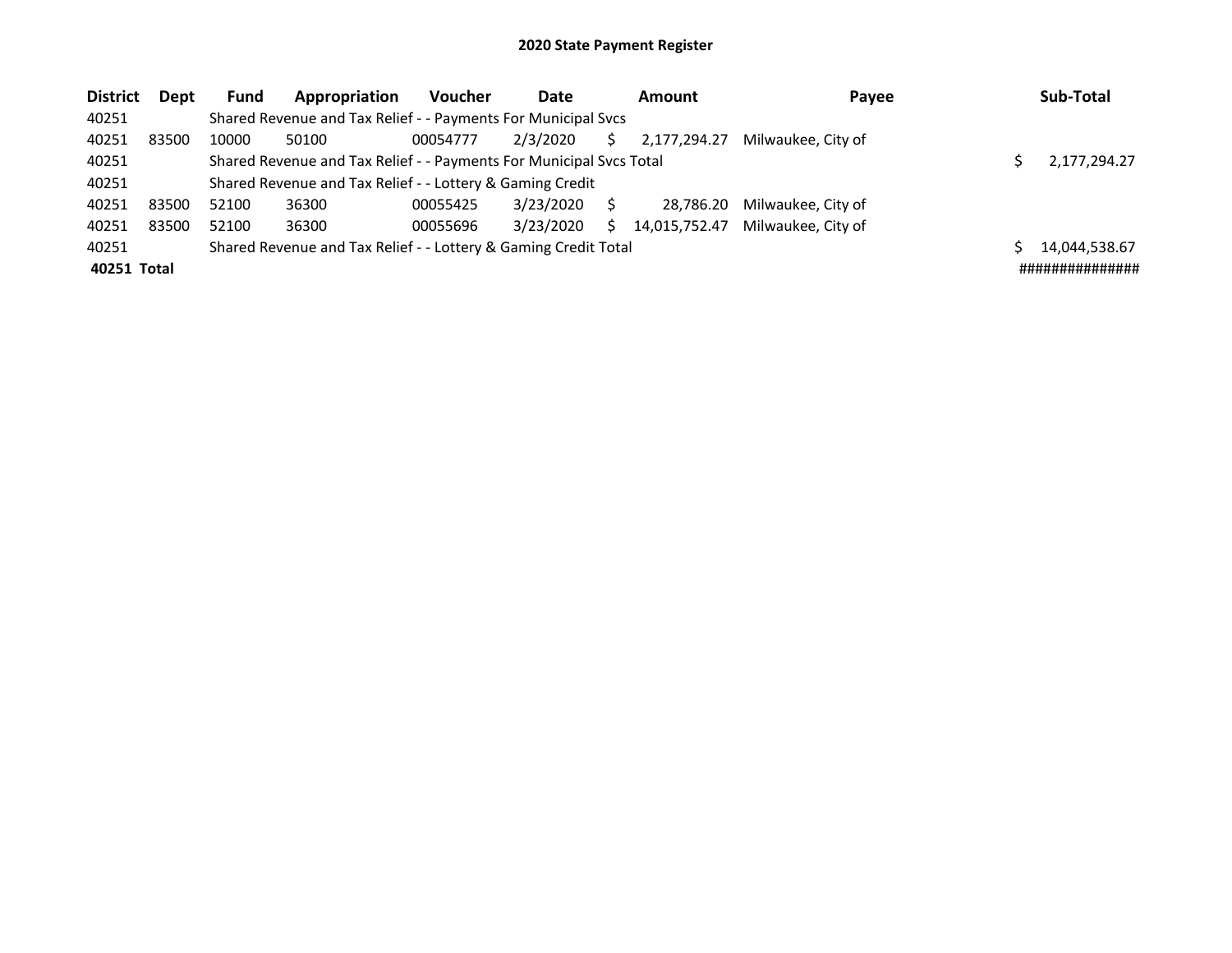# 2020 State Payment Register

| District | Dept | Fund | Appropriation | Voucher | Date | Amount | Payee | Sub-Total |
|---|---|---|---|---|---|---|---|---|
| 40251 | | Shared Revenue and Tax Relief - - Payments For Municipal Svcs | | | | | | |
| 40251 | 83500 | 10000 | 50100 | 00054777 | 2/3/2020 | $ 2,177,294.27 | Milwaukee, City of | |
| 40251 | | Shared Revenue and Tax Relief - - Payments For Municipal Svcs Total | | | | | | $ 2,177,294.27 |
| 40251 | | Shared Revenue and Tax Relief - - Lottery & Gaming Credit | | | | | | |
| 40251 | 83500 | 52100 | 36300 | 00055425 | 3/23/2020 | $ 28,786.20 | Milwaukee, City of | |
| 40251 | 83500 | 52100 | 36300 | 00055696 | 3/23/2020 | $ 14,015,752.47 | Milwaukee, City of | |
| 40251 | | Shared Revenue and Tax Relief - - Lottery & Gaming Credit Total | | | | | | $ 14,044,538.67 |
| **40251 Total** | | | | | | | | ############### |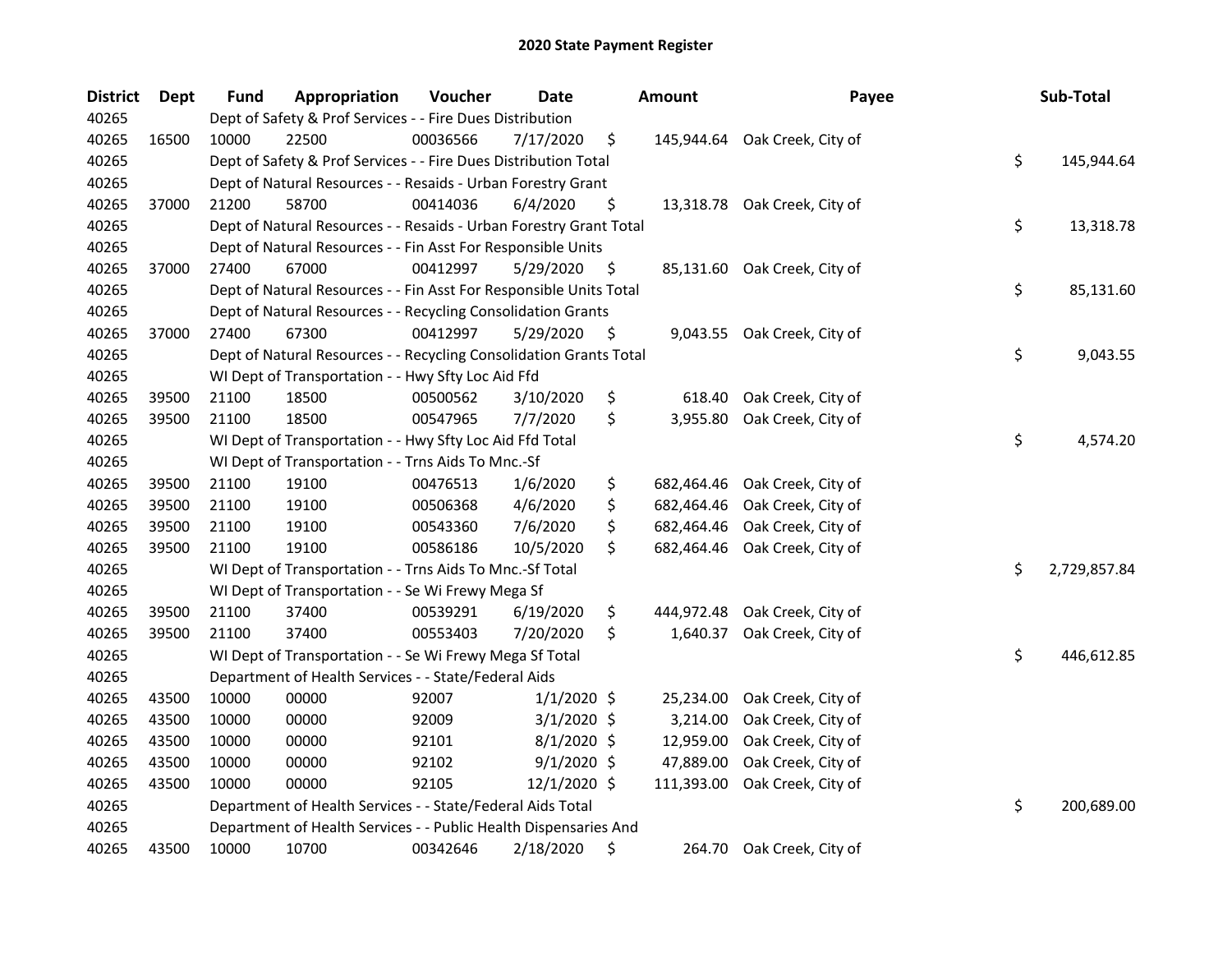# 2020 State Payment Register

| District | Dept | Fund | Appropriation | Voucher | Date | Amount | Payee | Sub-Total |
|---|---|---|---|---|---|---|---|---|
| 40265 | | Dept of Safety & Prof Services - - Fire Dues Distribution | | | | | | |
| 40265 | 16500 | 10000 | 22500 | 00036566 | 7/17/2020 | $ 145,944.64 | Oak Creek, City of | |
| 40265 | | Dept of Safety & Prof Services - - Fire Dues Distribution Total | | | | | | $ 145,944.64 |
| 40265 | | Dept of Natural Resources - - Resaids - Urban Forestry Grant | | | | | | |
| 40265 | 37000 | 21200 | 58700 | 00414036 | 6/4/2020 | $ 13,318.78 | Oak Creek, City of | |
| 40265 | | Dept of Natural Resources - - Resaids - Urban Forestry Grant Total | | | | | | $ 13,318.78 |
| 40265 | | Dept of Natural Resources - - Fin Asst For Responsible Units | | | | | | |
| 40265 | 37000 | 27400 | 67000 | 00412997 | 5/29/2020 | $ 85,131.60 | Oak Creek, City of | |
| 40265 | | Dept of Natural Resources - - Fin Asst For Responsible Units Total | | | | | | $ 85,131.60 |
| 40265 | | Dept of Natural Resources - - Recycling Consolidation Grants | | | | | | |
| 40265 | 37000 | 27400 | 67300 | 00412997 | 5/29/2020 | $ 9,043.55 | Oak Creek, City of | |
| 40265 | | Dept of Natural Resources - - Recycling Consolidation Grants Total | | | | | | $ 9,043.55 |
| 40265 | | WI Dept of Transportation - - Hwy Sfty Loc Aid Ffd | | | | | | |
| 40265 | 39500 | 21100 | 18500 | 00500562 | 3/10/2020 | $ 618.40 | Oak Creek, City of | |
| 40265 | 39500 | 21100 | 18500 | 00547965 | 7/7/2020 | $ 3,955.80 | Oak Creek, City of | |
| 40265 | | WI Dept of Transportation - - Hwy Sfty Loc Aid Ffd Total | | | | | | $ 4,574.20 |
| 40265 | | WI Dept of Transportation - - Trns Aids To Mnc.-Sf | | | | | | |
| 40265 | 39500 | 21100 | 19100 | 00476513 | 1/6/2020 | $ 682,464.46 | Oak Creek, City of | |
| 40265 | 39500 | 21100 | 19100 | 00506368 | 4/6/2020 | $ 682,464.46 | Oak Creek, City of | |
| 40265 | 39500 | 21100 | 19100 | 00543360 | 7/6/2020 | $ 682,464.46 | Oak Creek, City of | |
| 40265 | 39500 | 21100 | 19100 | 00586186 | 10/5/2020 | $ 682,464.46 | Oak Creek, City of | |
| 40265 | | WI Dept of Transportation - - Trns Aids To Mnc.-Sf Total | | | | | | $ 2,729,857.84 |
| 40265 | | WI Dept of Transportation - - Se Wi Frewy Mega Sf | | | | | | |
| 40265 | 39500 | 21100 | 37400 | 00539291 | 6/19/2020 | $ 444,972.48 | Oak Creek, City of | |
| 40265 | 39500 | 21100 | 37400 | 00553403 | 7/20/2020 | $ 1,640.37 | Oak Creek, City of | |
| 40265 | | WI Dept of Transportation - - Se Wi Frewy Mega Sf Total | | | | | | $ 446,612.85 |
| 40265 | | Department of Health Services - - State/Federal Aids | | | | | | |
| 40265 | 43500 | 10000 | 00000 | 92007 | 1/1/2020 | $ 25,234.00 | Oak Creek, City of | |
| 40265 | 43500 | 10000 | 00000 | 92009 | 3/1/2020 | $ 3,214.00 | Oak Creek, City of | |
| 40265 | 43500 | 10000 | 00000 | 92101 | 8/1/2020 | $ 12,959.00 | Oak Creek, City of | |
| 40265 | 43500 | 10000 | 00000 | 92102 | 9/1/2020 | $ 47,889.00 | Oak Creek, City of | |
| 40265 | 43500 | 10000 | 00000 | 92105 | 12/1/2020 | $ 111,393.00 | Oak Creek, City of | |
| 40265 | | Department of Health Services - - State/Federal Aids Total | | | | | | $ 200,689.00 |
| 40265 | | Department of Health Services - - Public Health Dispensaries And | | | | | | |
| 40265 | 43500 | 10000 | 10700 | 00342646 | 2/18/2020 | $ 264.70 | Oak Creek, City of | |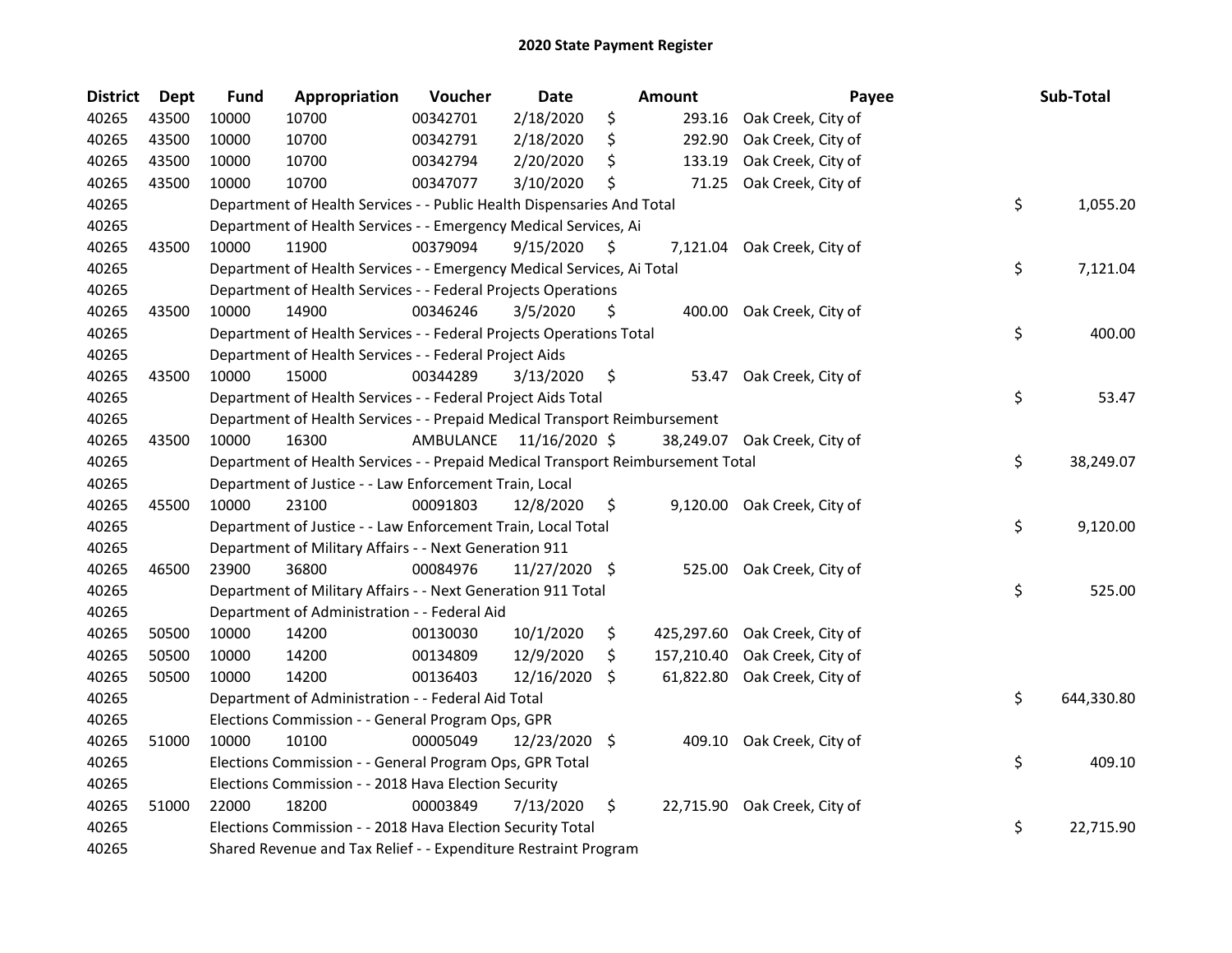# 2020 State Payment Register

| District | Dept | Fund | Appropriation | Voucher | Date | Amount | Payee | Sub-Total |
|---|---|---|---|---|---|---|---|---|
| 40265 | 43500 | 10000 | 10700 | 00342701 | 2/18/2020 | $ 293.16 | Oak Creek, City of | |
| 40265 | 43500 | 10000 | 10700 | 00342791 | 2/18/2020 | $ 292.90 | Oak Creek, City of | |
| 40265 | 43500 | 10000 | 10700 | 00342794 | 2/20/2020 | $ 133.19 | Oak Creek, City of | |
| 40265 | 43500 | 10000 | 10700 | 00347077 | 3/10/2020 | $ 71.25 | Oak Creek, City of | |
| 40265 | | Department of Health Services - - Public Health Dispensaries And Total | | | | | | $ 1,055.20 |
| 40265 | | Department of Health Services - - Emergency Medical Services, Ai | | | | | | |
| 40265 | 43500 | 10000 | 11900 | 00379094 | 9/15/2020 | $ 7,121.04 | Oak Creek, City of | |
| 40265 | | Department of Health Services - - Emergency Medical Services, Ai Total | | | | | | $ 7,121.04 |
| 40265 | | Department of Health Services - - Federal Projects Operations | | | | | | |
| 40265 | 43500 | 10000 | 14900 | 00346246 | 3/5/2020 | $ 400.00 | Oak Creek, City of | |
| 40265 | | Department of Health Services - - Federal Projects Operations Total | | | | | | $ 400.00 |
| 40265 | | Department of Health Services - - Federal Project Aids | | | | | | |
| 40265 | 43500 | 10000 | 15000 | 00344289 | 3/13/2020 | $ 53.47 | Oak Creek, City of | |
| 40265 | | Department of Health Services - - Federal Project Aids Total | | | | | | $ 53.47 |
| 40265 | | Department of Health Services - - Prepaid Medical Transport Reimbursement | | | | | | |
| 40265 | 43500 | 10000 | 16300 | AMBULANCE | 11/16/2020 | $ 38,249.07 | Oak Creek, City of | |
| 40265 | | Department of Health Services - - Prepaid Medical Transport Reimbursement Total | | | | | | $ 38,249.07 |
| 40265 | | Department of Justice - - Law Enforcement Train, Local | | | | | | |
| 40265 | 45500 | 10000 | 23100 | 00091803 | 12/8/2020 | $ 9,120.00 | Oak Creek, City of | |
| 40265 | | Department of Justice - - Law Enforcement Train, Local Total | | | | | | $ 9,120.00 |
| 40265 | | Department of Military Affairs - - Next Generation 911 | | | | | | |
| 40265 | 46500 | 23900 | 36800 | 00084976 | 11/27/2020 | $ 525.00 | Oak Creek, City of | |
| 40265 | | Department of Military Affairs - - Next Generation 911 Total | | | | | | $ 525.00 |
| 40265 | | Department of Administration - - Federal Aid | | | | | | |
| 40265 | 50500 | 10000 | 14200 | 00130030 | 10/1/2020 | $ 425,297.60 | Oak Creek, City of | |
| 40265 | 50500 | 10000 | 14200 | 00134809 | 12/9/2020 | $ 157,210.40 | Oak Creek, City of | |
| 40265 | 50500 | 10000 | 14200 | 00136403 | 12/16/2020 | $ 61,822.80 | Oak Creek, City of | |
| 40265 | | Department of Administration - - Federal Aid Total | | | | | | $ 644,330.80 |
| 40265 | | Elections Commission - - General Program Ops, GPR | | | | | | |
| 40265 | 51000 | 10000 | 10100 | 00005049 | 12/23/2020 | $ 409.10 | Oak Creek, City of | |
| 40265 | | Elections Commission - - General Program Ops, GPR Total | | | | | | $ 409.10 |
| 40265 | | Elections Commission - - 2018 Hava Election Security | | | | | | |
| 40265 | 51000 | 22000 | 18200 | 00003849 | 7/13/2020 | $ 22,715.90 | Oak Creek, City of | |
| 40265 | | Elections Commission - - 2018 Hava Election Security Total | | | | | | $ 22,715.90 |
| 40265 | | Shared Revenue and Tax Relief - - Expenditure Restraint Program | | | | | | |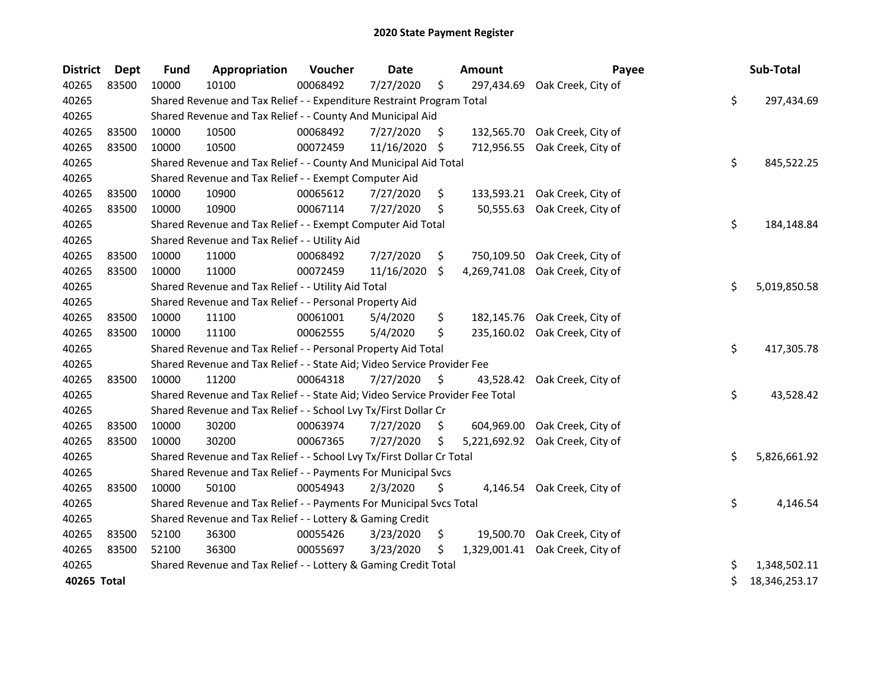# 2020 State Payment Register

| District | Dept | Fund | Appropriation | Voucher | Date | Amount | Payee | Sub-Total |
|---|---|---|---|---|---|---|---|---|
| 40265 | 83500 | 10000 | 10100 | 00068492 | 7/27/2020 | $ 297,434.69 | Oak Creek, City of | |
| 40265 | | Shared Revenue and Tax Relief - - Expenditure Restraint Program Total | | | | | | $ 297,434.69 |
| 40265 | | Shared Revenue and Tax Relief - - County And Municipal Aid | | | | | | |
| 40265 | 83500 | 10000 | 10500 | 00068492 | 7/27/2020 | $ 132,565.70 | Oak Creek, City of | |
| 40265 | 83500 | 10000 | 10500 | 00072459 | 11/16/2020 | $ 712,956.55 | Oak Creek, City of | |
| 40265 | | Shared Revenue and Tax Relief - - County And Municipal Aid Total | | | | | | $ 845,522.25 |
| 40265 | | Shared Revenue and Tax Relief - - Exempt Computer Aid | | | | | | |
| 40265 | 83500 | 10000 | 10900 | 00065612 | 7/27/2020 | $ 133,593.21 | Oak Creek, City of | |
| 40265 | 83500 | 10000 | 10900 | 00067114 | 7/27/2020 | $ 50,555.63 | Oak Creek, City of | |
| 40265 | | Shared Revenue and Tax Relief - - Exempt Computer Aid Total | | | | | | $ 184,148.84 |
| 40265 | | Shared Revenue and Tax Relief - - Utility Aid | | | | | | |
| 40265 | 83500 | 10000 | 11000 | 00068492 | 7/27/2020 | $ 750,109.50 | Oak Creek, City of | |
| 40265 | 83500 | 10000 | 11000 | 00072459 | 11/16/2020 | $ 4,269,741.08 | Oak Creek, City of | |
| 40265 | | Shared Revenue and Tax Relief - - Utility Aid Total | | | | | | $ 5,019,850.58 |
| 40265 | | Shared Revenue and Tax Relief - - Personal Property Aid | | | | | | |
| 40265 | 83500 | 10000 | 11100 | 00061001 | 5/4/2020 | $ 182,145.76 | Oak Creek, City of | |
| 40265 | 83500 | 10000 | 11100 | 00062555 | 5/4/2020 | $ 235,160.02 | Oak Creek, City of | |
| 40265 | | Shared Revenue and Tax Relief - - Personal Property Aid Total | | | | | | $ 417,305.78 |
| 40265 | | Shared Revenue and Tax Relief - - State Aid; Video Service Provider Fee | | | | | | |
| 40265 | 83500 | 10000 | 11200 | 00064318 | 7/27/2020 | $ 43,528.42 | Oak Creek, City of | |
| 40265 | | Shared Revenue and Tax Relief - - State Aid; Video Service Provider Fee Total | | | | | | $ 43,528.42 |
| 40265 | | Shared Revenue and Tax Relief - - School Lvy Tx/First Dollar Cr | | | | | | |
| 40265 | 83500 | 10000 | 30200 | 00063974 | 7/27/2020 | $ 604,969.00 | Oak Creek, City of | |
| 40265 | 83500 | 10000 | 30200 | 00067365 | 7/27/2020 | $ 5,221,692.92 | Oak Creek, City of | |
| 40265 | | Shared Revenue and Tax Relief - - School Lvy Tx/First Dollar Cr Total | | | | | | $ 5,826,661.92 |
| 40265 | | Shared Revenue and Tax Relief - - Payments For Municipal Svcs | | | | | | |
| 40265 | 83500 | 10000 | 50100 | 00054943 | 2/3/2020 | $ 4,146.54 | Oak Creek, City of | |
| 40265 | | Shared Revenue and Tax Relief - - Payments For Municipal Svcs Total | | | | | | $ 4,146.54 |
| 40265 | | Shared Revenue and Tax Relief - - Lottery & Gaming Credit | | | | | | |
| 40265 | 83500 | 52100 | 36300 | 00055426 | 3/23/2020 | $ 19,500.70 | Oak Creek, City of | |
| 40265 | 83500 | 52100 | 36300 | 00055697 | 3/23/2020 | $ 1,329,001.41 | Oak Creek, City of | |
| 40265 | | Shared Revenue and Tax Relief - - Lottery & Gaming Credit Total | | | | | | $ 1,348,502.11 |
| **40265 Total** | | | | | | | | $ 18,346,253.17 |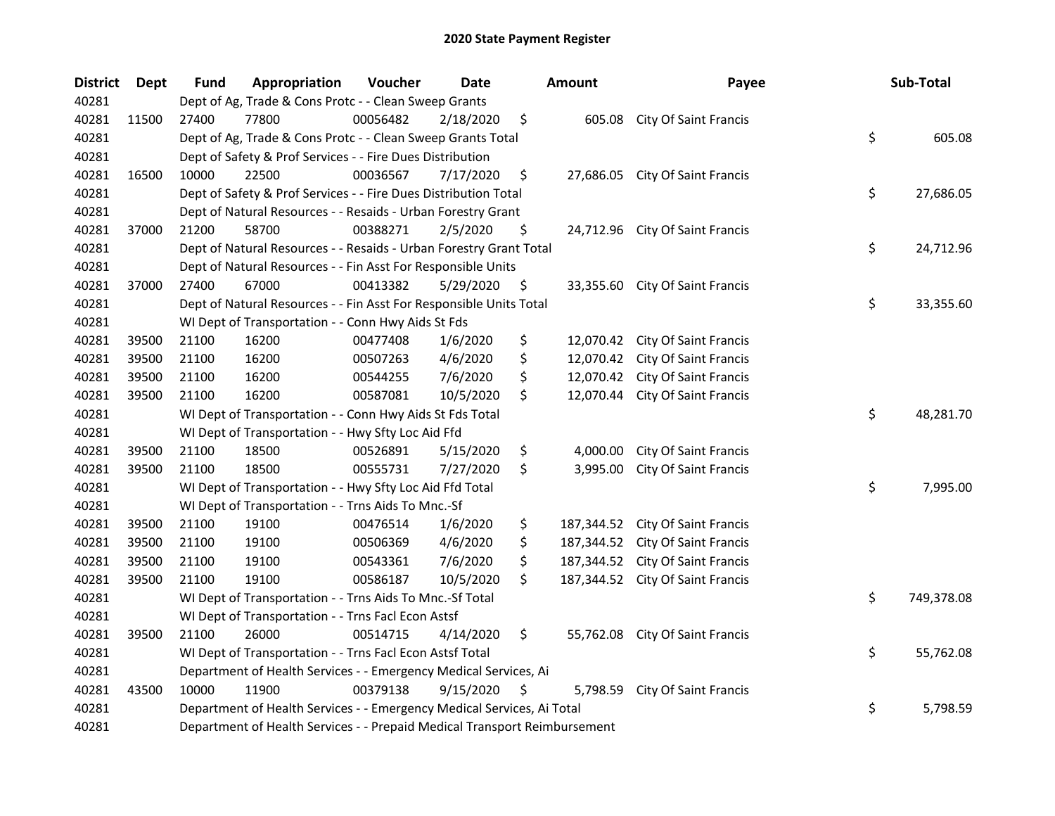# 2020 State Payment Register

| District | Dept | Fund | Appropriation | Voucher | Date | Amount | Payee | Sub-Total |
|---|---|---|---|---|---|---|---|---|
| 40281 | | Dept of Ag, Trade & Cons Protc - - Clean Sweep Grants | | | | | | |
| 40281 | 11500 | 27400 | 77800 | 00056482 | 2/18/2020 | $ 605.08 | City Of Saint Francis | |
| 40281 | | Dept of Ag, Trade & Cons Protc - - Clean Sweep Grants Total | | | | | | $ 605.08 |
| 40281 | | Dept of Safety & Prof Services - - Fire Dues Distribution | | | | | | |
| 40281 | 16500 | 10000 | 22500 | 00036567 | 7/17/2020 | $ 27,686.05 | City Of Saint Francis | |
| 40281 | | Dept of Safety & Prof Services - - Fire Dues Distribution Total | | | | | | $ 27,686.05 |
| 40281 | | Dept of Natural Resources - - Resaids - Urban Forestry Grant | | | | | | |
| 40281 | 37000 | 21200 | 58700 | 00388271 | 2/5/2020 | $ 24,712.96 | City Of Saint Francis | |
| 40281 | | Dept of Natural Resources - - Resaids - Urban Forestry Grant Total | | | | | | $ 24,712.96 |
| 40281 | | Dept of Natural Resources - - Fin Asst For Responsible Units | | | | | | |
| 40281 | 37000 | 27400 | 67000 | 00413382 | 5/29/2020 | $ 33,355.60 | City Of Saint Francis | |
| 40281 | | Dept of Natural Resources - - Fin Asst For Responsible Units Total | | | | | | $ 33,355.60 |
| 40281 | | WI Dept of Transportation - - Conn Hwy Aids St Fds | | | | | | |
| 40281 | 39500 | 21100 | 16200 | 00477408 | 1/6/2020 | $ 12,070.42 | City Of Saint Francis | |
| 40281 | 39500 | 21100 | 16200 | 00507263 | 4/6/2020 | $ 12,070.42 | City Of Saint Francis | |
| 40281 | 39500 | 21100 | 16200 | 00544255 | 7/6/2020 | $ 12,070.42 | City Of Saint Francis | |
| 40281 | 39500 | 21100 | 16200 | 00587081 | 10/5/2020 | $ 12,070.44 | City Of Saint Francis | |
| 40281 | | WI Dept of Transportation - - Conn Hwy Aids St Fds Total | | | | | | $ 48,281.70 |
| 40281 | | WI Dept of Transportation - - Hwy Sfty Loc Aid Ffd | | | | | | |
| 40281 | 39500 | 21100 | 18500 | 00526891 | 5/15/2020 | $ 4,000.00 | City Of Saint Francis | |
| 40281 | 39500 | 21100 | 18500 | 00555731 | 7/27/2020 | $ 3,995.00 | City Of Saint Francis | |
| 40281 | | WI Dept of Transportation - - Hwy Sfty Loc Aid Ffd Total | | | | | | $ 7,995.00 |
| 40281 | | WI Dept of Transportation - - Trns Aids To Mnc.-Sf | | | | | | |
| 40281 | 39500 | 21100 | 19100 | 00476514 | 1/6/2020 | $ 187,344.52 | City Of Saint Francis | |
| 40281 | 39500 | 21100 | 19100 | 00506369 | 4/6/2020 | $ 187,344.52 | City Of Saint Francis | |
| 40281 | 39500 | 21100 | 19100 | 00543361 | 7/6/2020 | $ 187,344.52 | City Of Saint Francis | |
| 40281 | 39500 | 21100 | 19100 | 00586187 | 10/5/2020 | $ 187,344.52 | City Of Saint Francis | |
| 40281 | | WI Dept of Transportation - - Trns Aids To Mnc.-Sf Total | | | | | | $ 749,378.08 |
| 40281 | | WI Dept of Transportation - - Trns Facl Econ Astsf | | | | | | |
| 40281 | 39500 | 21100 | 26000 | 00514715 | 4/14/2020 | $ 55,762.08 | City Of Saint Francis | |
| 40281 | | WI Dept of Transportation - - Trns Facl Econ Astsf Total | | | | | | $ 55,762.08 |
| 40281 | | Department of Health Services - - Emergency Medical Services, Ai | | | | | | |
| 40281 | 43500 | 10000 | 11900 | 00379138 | 9/15/2020 | $ 5,798.59 | City Of Saint Francis | |
| 40281 | | Department of Health Services - - Emergency Medical Services, Ai Total | | | | | | $ 5,798.59 |
| 40281 | | Department of Health Services - - Prepaid Medical Transport Reimbursement | | | | | | |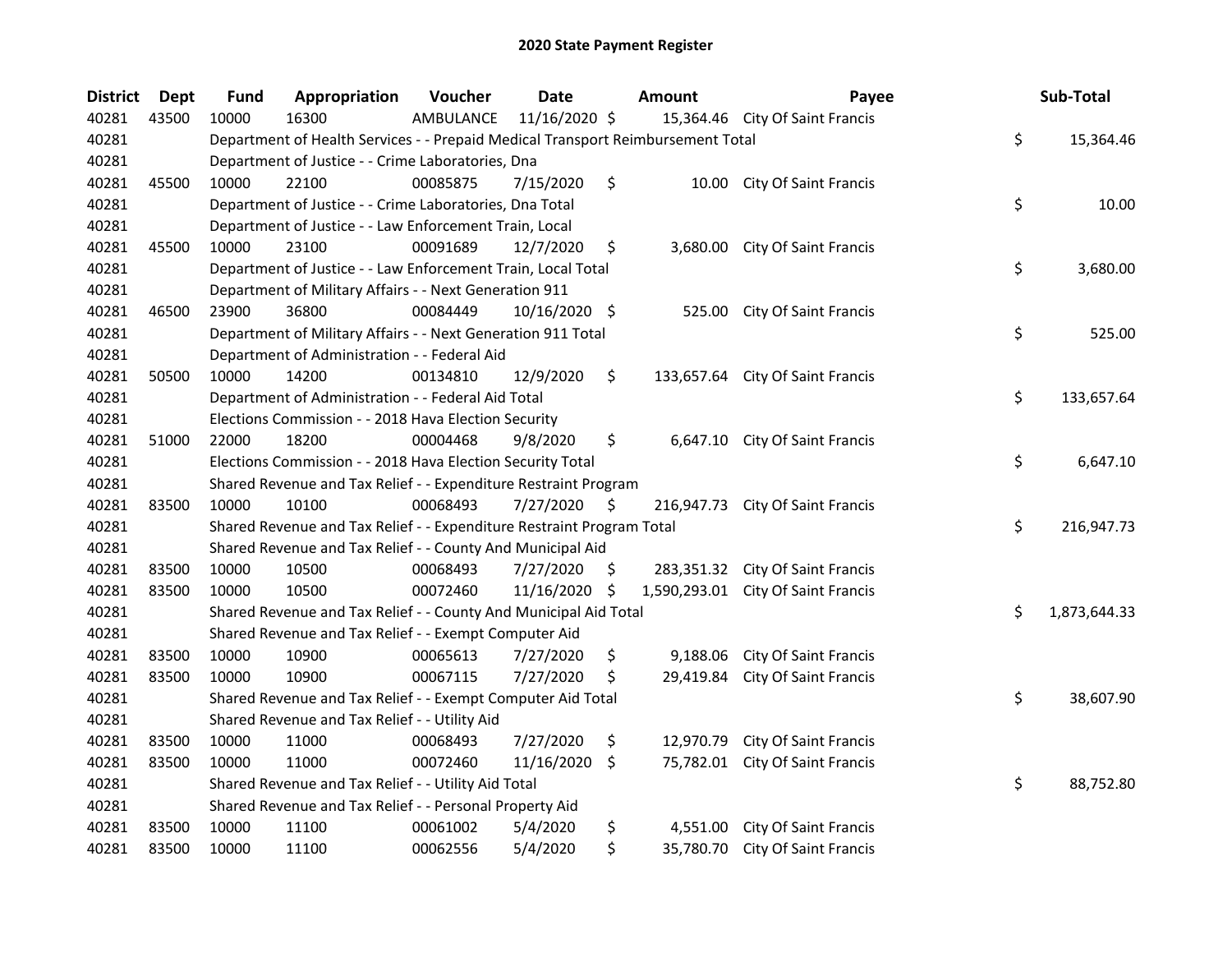# 2020 State Payment Register

| District | Dept | Fund | Appropriation | Voucher | Date | Amount | Payee | Sub-Total |
|---|---|---|---|---|---|---|---|---|
| 40281 | 43500 | 10000 | 16300 | AMBULANCE | 11/16/2020 | $ 15,364.46 | City Of Saint Francis | |
| 40281 | | Department of Health Services - - Prepaid Medical Transport Reimbursement Total | | | | | | $ 15,364.46 |
| 40281 | | Department of Justice - - Crime Laboratories, Dna | | | | | | |
| 40281 | 45500 | 10000 | 22100 | 00085875 | 7/15/2020 | $ 10.00 | City Of Saint Francis | |
| 40281 | | Department of Justice - - Crime Laboratories, Dna Total | | | | | | $ 10.00 |
| 40281 | | Department of Justice - - Law Enforcement Train, Local | | | | | | |
| 40281 | 45500 | 10000 | 23100 | 00091689 | 12/7/2020 | $ 3,680.00 | City Of Saint Francis | |
| 40281 | | Department of Justice - - Law Enforcement Train, Local Total | | | | | | $ 3,680.00 |
| 40281 | | Department of Military Affairs - - Next Generation 911 | | | | | | |
| 40281 | 46500 | 23900 | 36800 | 00084449 | 10/16/2020 | $ 525.00 | City Of Saint Francis | |
| 40281 | | Department of Military Affairs - - Next Generation 911 Total | | | | | | $ 525.00 |
| 40281 | | Department of Administration - - Federal Aid | | | | | | |
| 40281 | 50500 | 10000 | 14200 | 00134810 | 12/9/2020 | $ 133,657.64 | City Of Saint Francis | |
| 40281 | | Department of Administration - - Federal Aid Total | | | | | | $ 133,657.64 |
| 40281 | | Elections Commission - - 2018 Hava Election Security | | | | | | |
| 40281 | 51000 | 22000 | 18200 | 00004468 | 9/8/2020 | $ 6,647.10 | City Of Saint Francis | |
| 40281 | | Elections Commission - - 2018 Hava Election Security Total | | | | | | $ 6,647.10 |
| 40281 | | Shared Revenue and Tax Relief - - Expenditure Restraint Program | | | | | | |
| 40281 | 83500 | 10000 | 10100 | 00068493 | 7/27/2020 | $ 216,947.73 | City Of Saint Francis | |
| 40281 | | Shared Revenue and Tax Relief - - Expenditure Restraint Program Total | | | | | | $ 216,947.73 |
| 40281 | | Shared Revenue and Tax Relief - - County And Municipal Aid | | | | | | |
| 40281 | 83500 | 10000 | 10500 | 00068493 | 7/27/2020 | $ 283,351.32 | City Of Saint Francis | |
| 40281 | 83500 | 10000 | 10500 | 00072460 | 11/16/2020 | $ 1,590,293.01 | City Of Saint Francis | |
| 40281 | | Shared Revenue and Tax Relief - - County And Municipal Aid Total | | | | | | $ 1,873,644.33 |
| 40281 | | Shared Revenue and Tax Relief - - Exempt Computer Aid | | | | | | |
| 40281 | 83500 | 10000 | 10900 | 00065613 | 7/27/2020 | $ 9,188.06 | City Of Saint Francis | |
| 40281 | 83500 | 10000 | 10900 | 00067115 | 7/27/2020 | $ 29,419.84 | City Of Saint Francis | |
| 40281 | | Shared Revenue and Tax Relief - - Exempt Computer Aid Total | | | | | | $ 38,607.90 |
| 40281 | | Shared Revenue and Tax Relief - - Utility Aid | | | | | | |
| 40281 | 83500 | 10000 | 11000 | 00068493 | 7/27/2020 | $ 12,970.79 | City Of Saint Francis | |
| 40281 | 83500 | 10000 | 11000 | 00072460 | 11/16/2020 | $ 75,782.01 | City Of Saint Francis | |
| 40281 | | Shared Revenue and Tax Relief - - Utility Aid Total | | | | | | $ 88,752.80 |
| 40281 | | Shared Revenue and Tax Relief - - Personal Property Aid | | | | | | |
| 40281 | 83500 | 10000 | 11100 | 00061002 | 5/4/2020 | $ 4,551.00 | City Of Saint Francis | |
| 40281 | 83500 | 10000 | 11100 | 00062556 | 5/4/2020 | $ 35,780.70 | City Of Saint Francis | |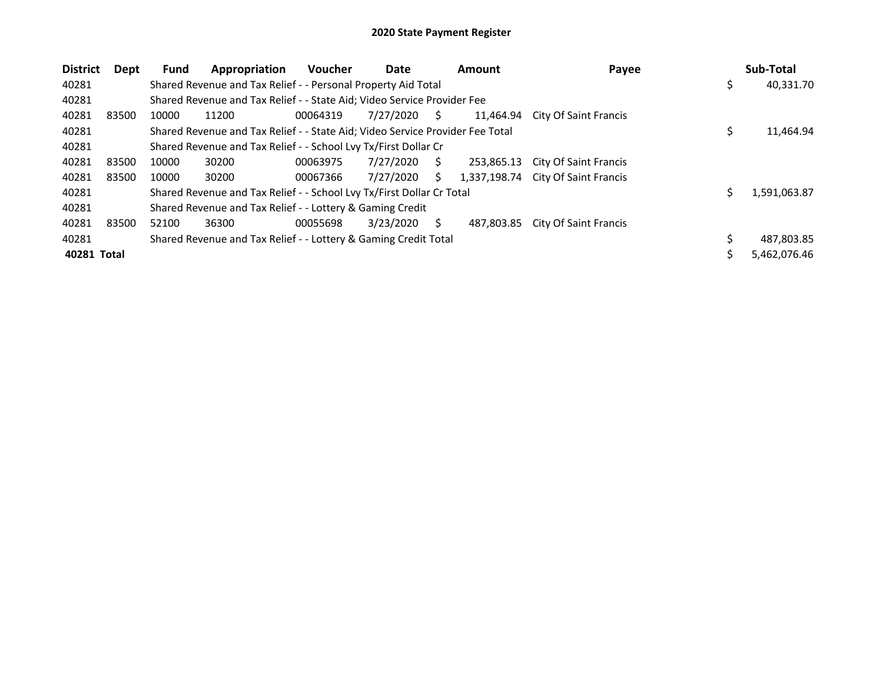# 2020 State Payment Register

| District | Dept | Fund | Appropriation | Voucher | Date | Amount | Payee | Sub-Total |
|---|---|---|---|---|---|---|---|---|
| 40281 | | Shared Revenue and Tax Relief - - Personal Property Aid Total | | | | | | $ 40,331.70 |
| 40281 | | Shared Revenue and Tax Relief - - State Aid; Video Service Provider Fee | | | | | | |
| 40281 | 83500 | 10000 | 11200 | 00064319 | 7/27/2020 | $ 11,464.94 | City Of Saint Francis | |
| 40281 | | Shared Revenue and Tax Relief - - State Aid; Video Service Provider Fee Total | | | | | | $ 11,464.94 |
| 40281 | | Shared Revenue and Tax Relief - - School Lvy Tx/First Dollar Cr | | | | | | |
| 40281 | 83500 | 10000 | 30200 | 00063975 | 7/27/2020 | $ 253,865.13 | City Of Saint Francis | |
| 40281 | 83500 | 10000 | 30200 | 00067366 | 7/27/2020 | $ 1,337,198.74 | City Of Saint Francis | |
| 40281 | | Shared Revenue and Tax Relief - - School Lvy Tx/First Dollar Cr Total | | | | | | $ 1,591,063.87 |
| 40281 | | Shared Revenue and Tax Relief - - Lottery & Gaming Credit | | | | | | |
| 40281 | 83500 | 52100 | 36300 | 00055698 | 3/23/2020 | $ 487,803.85 | City Of Saint Francis | |
| 40281 | | Shared Revenue and Tax Relief - - Lottery & Gaming Credit Total | | | | | | $ 487,803.85 |
| **40281 Total** | | | | | | | | $ 5,462,076.46 |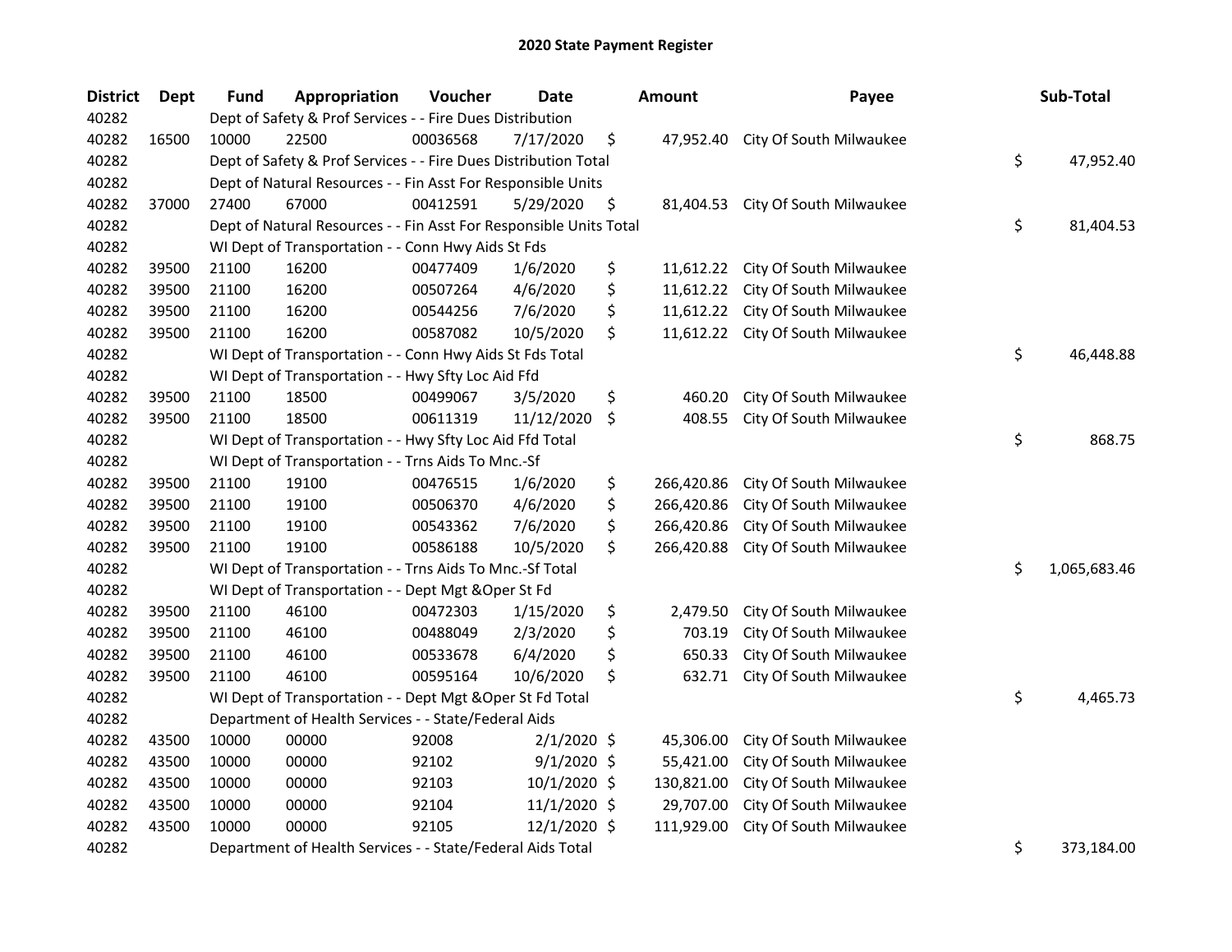# 2020 State Payment Register

| District | Dept | Fund | Appropriation | Voucher | Date | Amount | Payee | Sub-Total |
|---|---|---|---|---|---|---|---|---|
| 40282 | | Dept of Safety & Prof Services - - Fire Dues Distribution | | | | | | |
| 40282 | 16500 | 10000 | 22500 | 00036568 | 7/17/2020 | $ 47,952.40 | City Of South Milwaukee | |
| 40282 | | Dept of Safety & Prof Services - - Fire Dues Distribution Total | | | | | | $ 47,952.40 |
| 40282 | | Dept of Natural Resources - - Fin Asst For Responsible Units | | | | | | |
| 40282 | 37000 | 27400 | 67000 | 00412591 | 5/29/2020 | $ 81,404.53 | City Of South Milwaukee | |
| 40282 | | Dept of Natural Resources - - Fin Asst For Responsible Units Total | | | | | | $ 81,404.53 |
| 40282 | | WI Dept of Transportation - - Conn Hwy Aids St Fds | | | | | | |
| 40282 | 39500 | 21100 | 16200 | 00477409 | 1/6/2020 | $ 11,612.22 | City Of South Milwaukee | |
| 40282 | 39500 | 21100 | 16200 | 00507264 | 4/6/2020 | $ 11,612.22 | City Of South Milwaukee | |
| 40282 | 39500 | 21100 | 16200 | 00544256 | 7/6/2020 | $ 11,612.22 | City Of South Milwaukee | |
| 40282 | 39500 | 21100 | 16200 | 00587082 | 10/5/2020 | $ 11,612.22 | City Of South Milwaukee | |
| 40282 | | WI Dept of Transportation - - Conn Hwy Aids St Fds Total | | | | | | $ 46,448.88 |
| 40282 | | WI Dept of Transportation - - Hwy Sfty Loc Aid Ffd | | | | | | |
| 40282 | 39500 | 21100 | 18500 | 00499067 | 3/5/2020 | $ 460.20 | City Of South Milwaukee | |
| 40282 | 39500 | 21100 | 18500 | 00611319 | 11/12/2020 | $ 408.55 | City Of South Milwaukee | |
| 40282 | | WI Dept of Transportation - - Hwy Sfty Loc Aid Ffd Total | | | | | | $ 868.75 |
| 40282 | | WI Dept of Transportation - - Trns Aids To Mnc.-Sf | | | | | | |
| 40282 | 39500 | 21100 | 19100 | 00476515 | 1/6/2020 | $ 266,420.86 | City Of South Milwaukee | |
| 40282 | 39500 | 21100 | 19100 | 00506370 | 4/6/2020 | $ 266,420.86 | City Of South Milwaukee | |
| 40282 | 39500 | 21100 | 19100 | 00543362 | 7/6/2020 | $ 266,420.86 | City Of South Milwaukee | |
| 40282 | 39500 | 21100 | 19100 | 00586188 | 10/5/2020 | $ 266,420.88 | City Of South Milwaukee | |
| 40282 | | WI Dept of Transportation - - Trns Aids To Mnc.-Sf Total | | | | | | $ 1,065,683.46 |
| 40282 | | WI Dept of Transportation - - Dept Mgt &Oper St Fd | | | | | | |
| 40282 | 39500 | 21100 | 46100 | 00472303 | 1/15/2020 | $ 2,479.50 | City Of South Milwaukee | |
| 40282 | 39500 | 21100 | 46100 | 00488049 | 2/3/2020 | $ 703.19 | City Of South Milwaukee | |
| 40282 | 39500 | 21100 | 46100 | 00533678 | 6/4/2020 | $ 650.33 | City Of South Milwaukee | |
| 40282 | 39500 | 21100 | 46100 | 00595164 | 10/6/2020 | $ 632.71 | City Of South Milwaukee | |
| 40282 | | WI Dept of Transportation - - Dept Mgt &Oper St Fd Total | | | | | | $ 4,465.73 |
| 40282 | | Department of Health Services - - State/Federal Aids | | | | | | |
| 40282 | 43500 | 10000 | 00000 | 92008 | 2/1/2020 | $ 45,306.00 | City Of South Milwaukee | |
| 40282 | 43500 | 10000 | 00000 | 92102 | 9/1/2020 | $ 55,421.00 | City Of South Milwaukee | |
| 40282 | 43500 | 10000 | 00000 | 92103 | 10/1/2020 | $ 130,821.00 | City Of South Milwaukee | |
| 40282 | 43500 | 10000 | 00000 | 92104 | 11/1/2020 | $ 29,707.00 | City Of South Milwaukee | |
| 40282 | 43500 | 10000 | 00000 | 92105 | 12/1/2020 | $ 111,929.00 | City Of South Milwaukee | |
| 40282 | | Department of Health Services - - State/Federal Aids Total | | | | | | $ 373,184.00 |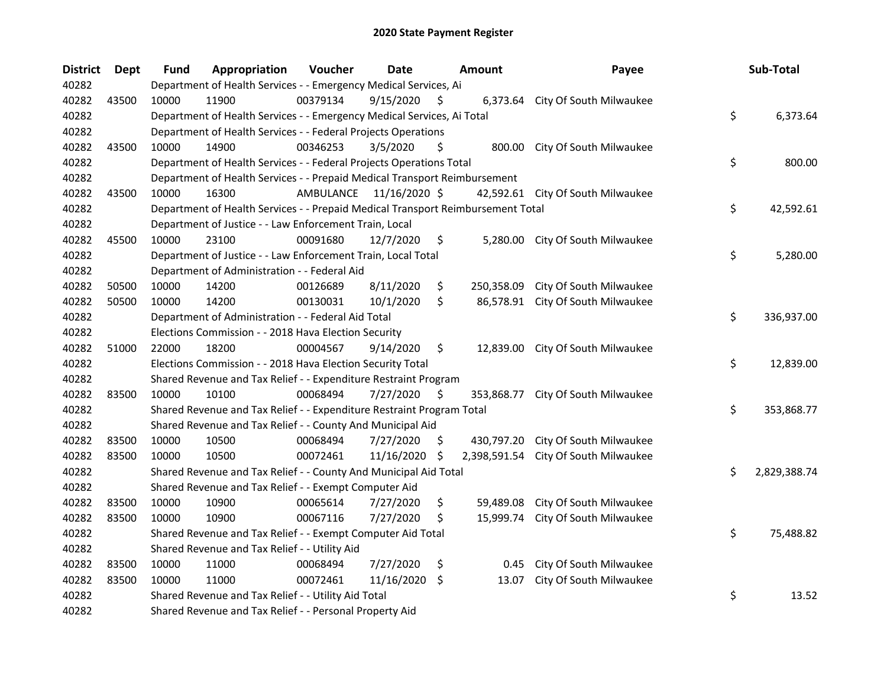# 2020 State Payment Register

| District | Dept | Fund | Appropriation | Voucher | Date | Amount | Payee | Sub-Total |
|---|---|---|---|---|---|---|---|---|
| 40282 | | Department of Health Services - - Emergency Medical Services, Ai | | | | | | |
| 40282 | 43500 | 10000 | 11900 | 00379134 | 9/15/2020 | $ 6,373.64 | City Of South Milwaukee | |
| 40282 | | Department of Health Services - - Emergency Medical Services, Ai Total | | | | | | $ 6,373.64 |
| 40282 | | Department of Health Services - - Federal Projects Operations | | | | | | |
| 40282 | 43500 | 10000 | 14900 | 00346253 | 3/5/2020 | $ 800.00 | City Of South Milwaukee | |
| 40282 | | Department of Health Services - - Federal Projects Operations Total | | | | | | $ 800.00 |
| 40282 | | Department of Health Services - - Prepaid Medical Transport Reimbursement | | | | | | |
| 40282 | 43500 | 10000 | 16300 | AMBULANCE | 11/16/2020 | $ 42,592.61 | City Of South Milwaukee | |
| 40282 | | Department of Health Services - - Prepaid Medical Transport Reimbursement Total | | | | | | $ 42,592.61 |
| 40282 | | Department of Justice - - Law Enforcement Train, Local | | | | | | |
| 40282 | 45500 | 10000 | 23100 | 00091680 | 12/7/2020 | $ 5,280.00 | City Of South Milwaukee | |
| 40282 | | Department of Justice - - Law Enforcement Train, Local Total | | | | | | $ 5,280.00 |
| 40282 | | Department of Administration - - Federal Aid | | | | | | |
| 40282 | 50500 | 10000 | 14200 | 00126689 | 8/11/2020 | $ 250,358.09 | City Of South Milwaukee | |
| 40282 | 50500 | 10000 | 14200 | 00130031 | 10/1/2020 | $ 86,578.91 | City Of South Milwaukee | |
| 40282 | | Department of Administration - - Federal Aid Total | | | | | | $ 336,937.00 |
| 40282 | | Elections Commission - - 2018 Hava Election Security | | | | | | |
| 40282 | 51000 | 22000 | 18200 | 00004567 | 9/14/2020 | $ 12,839.00 | City Of South Milwaukee | |
| 40282 | | Elections Commission - - 2018 Hava Election Security Total | | | | | | $ 12,839.00 |
| 40282 | | Shared Revenue and Tax Relief - - Expenditure Restraint Program | | | | | | |
| 40282 | 83500 | 10000 | 10100 | 00068494 | 7/27/2020 | $ 353,868.77 | City Of South Milwaukee | |
| 40282 | | Shared Revenue and Tax Relief - - Expenditure Restraint Program Total | | | | | | $ 353,868.77 |
| 40282 | | Shared Revenue and Tax Relief - - County And Municipal Aid | | | | | | |
| 40282 | 83500 | 10000 | 10500 | 00068494 | 7/27/2020 | $ 430,797.20 | City Of South Milwaukee | |
| 40282 | 83500 | 10000 | 10500 | 00072461 | 11/16/2020 | $ 2,398,591.54 | City Of South Milwaukee | |
| 40282 | | Shared Revenue and Tax Relief - - County And Municipal Aid Total | | | | | | $ 2,829,388.74 |
| 40282 | | Shared Revenue and Tax Relief - - Exempt Computer Aid | | | | | | |
| 40282 | 83500 | 10000 | 10900 | 00065614 | 7/27/2020 | $ 59,489.08 | City Of South Milwaukee | |
| 40282 | 83500 | 10000 | 10900 | 00067116 | 7/27/2020 | $ 15,999.74 | City Of South Milwaukee | |
| 40282 | | Shared Revenue and Tax Relief - - Exempt Computer Aid Total | | | | | | $ 75,488.82 |
| 40282 | | Shared Revenue and Tax Relief - - Utility Aid | | | | | | |
| 40282 | 83500 | 10000 | 11000 | 00068494 | 7/27/2020 | $ 0.45 | City Of South Milwaukee | |
| 40282 | 83500 | 10000 | 11000 | 00072461 | 11/16/2020 | $ 13.07 | City Of South Milwaukee | |
| 40282 | | Shared Revenue and Tax Relief - - Utility Aid Total | | | | | | $ 13.52 |
| 40282 | | Shared Revenue and Tax Relief - - Personal Property Aid | | | | | | |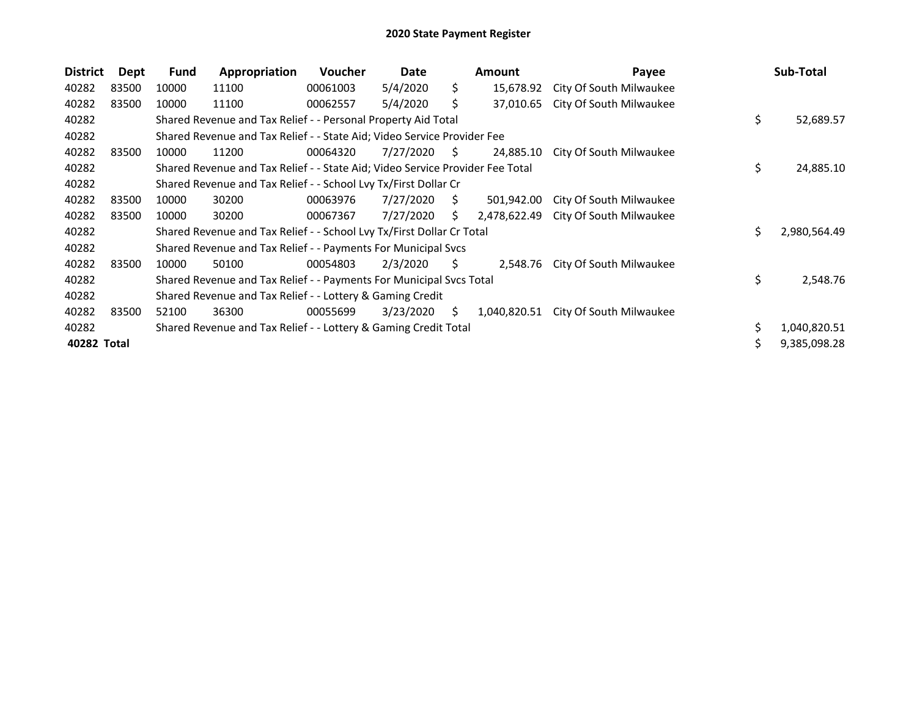# 2020 State Payment Register

| District | Dept | Fund | Appropriation | Voucher | Date | Amount | Payee | Sub-Total |
|---|---|---|---|---|---|---|---|---|
| 40282 | 83500 | 10000 | 11100 | 00061003 | 5/4/2020 | $ 15,678.92 | City Of South Milwaukee | |
| 40282 | 83500 | 10000 | 11100 | 00062557 | 5/4/2020 | $ 37,010.65 | City Of South Milwaukee | |
| 40282 | | Shared Revenue and Tax Relief - - Personal Property Aid Total | | | | | | $ 52,689.57 |
| 40282 | | Shared Revenue and Tax Relief - - State Aid; Video Service Provider Fee | | | | | | |
| 40282 | 83500 | 10000 | 11200 | 00064320 | 7/27/2020 | $ 24,885.10 | City Of South Milwaukee | |
| 40282 | | Shared Revenue and Tax Relief - - State Aid; Video Service Provider Fee Total | | | | | | $ 24,885.10 |
| 40282 | | Shared Revenue and Tax Relief - - School Lvy Tx/First Dollar Cr | | | | | | |
| 40282 | 83500 | 10000 | 30200 | 00063976 | 7/27/2020 | $ 501,942.00 | City Of South Milwaukee | |
| 40282 | 83500 | 10000 | 30200 | 00067367 | 7/27/2020 | $ 2,478,622.49 | City Of South Milwaukee | |
| 40282 | | Shared Revenue and Tax Relief - - School Lvy Tx/First Dollar Cr Total | | | | | | $ 2,980,564.49 |
| 40282 | | Shared Revenue and Tax Relief - - Payments For Municipal Svcs | | | | | | |
| 40282 | 83500 | 10000 | 50100 | 00054803 | 2/3/2020 | $ 2,548.76 | City Of South Milwaukee | |
| 40282 | | Shared Revenue and Tax Relief - - Payments For Municipal Svcs Total | | | | | | $ 2,548.76 |
| 40282 | | Shared Revenue and Tax Relief - - Lottery & Gaming Credit | | | | | | |
| 40282 | 83500 | 52100 | 36300 | 00055699 | 3/23/2020 | $ 1,040,820.51 | City Of South Milwaukee | |
| 40282 | | Shared Revenue and Tax Relief - - Lottery & Gaming Credit Total | | | | | | $ 1,040,820.51 |
| **40282 Total** | | | | | | | | $ 9,385,098.28 |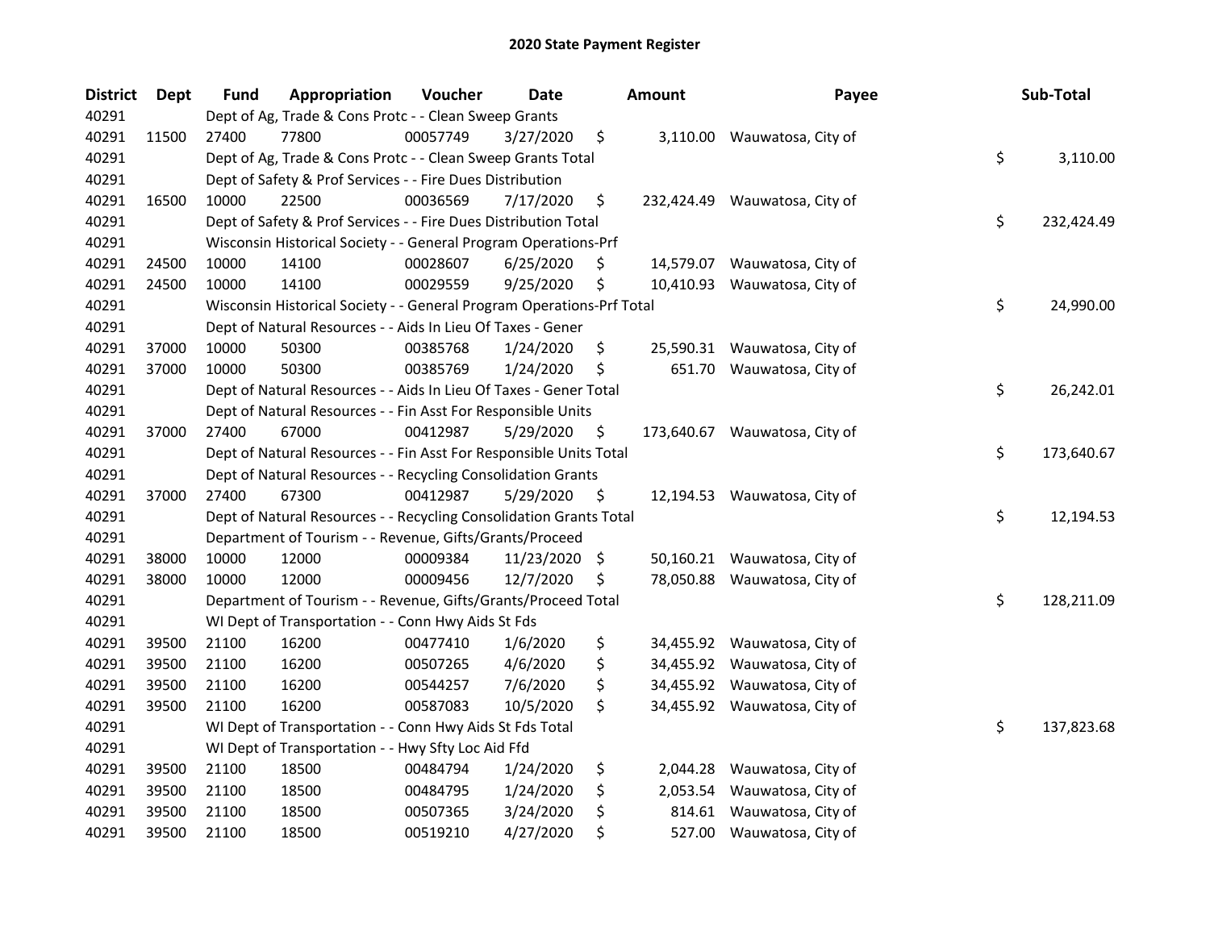# 2020 State Payment Register

| District | Dept | Fund | Appropriation | Voucher | Date | Amount | Payee | Sub-Total |
|---|---|---|---|---|---|---|---|---|
| 40291 | | Dept of Ag, Trade & Cons Protc - - Clean Sweep Grants | | | | | | |
| 40291 | 11500 | 27400 | 77800 | 00057749 | 3/27/2020 | $ 3,110.00 | Wauwatosa, City of | |
| 40291 | | Dept of Ag, Trade & Cons Protc - - Clean Sweep Grants Total | | | | | | $ 3,110.00 |
| 40291 | | Dept of Safety & Prof Services - - Fire Dues Distribution | | | | | | |
| 40291 | 16500 | 10000 | 22500 | 00036569 | 7/17/2020 | $ 232,424.49 | Wauwatosa, City of | |
| 40291 | | Dept of Safety & Prof Services - - Fire Dues Distribution Total | | | | | | $ 232,424.49 |
| 40291 | | Wisconsin Historical Society - - General Program Operations-Prf | | | | | | |
| 40291 | 24500 | 10000 | 14100 | 00028607 | 6/25/2020 | $ 14,579.07 | Wauwatosa, City of | |
| 40291 | 24500 | 10000 | 14100 | 00029559 | 9/25/2020 | $ 10,410.93 | Wauwatosa, City of | |
| 40291 | | Wisconsin Historical Society - - General Program Operations-Prf Total | | | | | | $ 24,990.00 |
| 40291 | | Dept of Natural Resources - - Aids In Lieu Of Taxes - Gener | | | | | | |
| 40291 | 37000 | 10000 | 50300 | 00385768 | 1/24/2020 | $ 25,590.31 | Wauwatosa, City of | |
| 40291 | 37000 | 10000 | 50300 | 00385769 | 1/24/2020 | $ 651.70 | Wauwatosa, City of | |
| 40291 | | Dept of Natural Resources - - Aids In Lieu Of Taxes - Gener Total | | | | | | $ 26,242.01 |
| 40291 | | Dept of Natural Resources - - Fin Asst For Responsible Units | | | | | | |
| 40291 | 37000 | 27400 | 67000 | 00412987 | 5/29/2020 | $ 173,640.67 | Wauwatosa, City of | |
| 40291 | | Dept of Natural Resources - - Fin Asst For Responsible Units Total | | | | | | $ 173,640.67 |
| 40291 | | Dept of Natural Resources - - Recycling Consolidation Grants | | | | | | |
| 40291 | 37000 | 27400 | 67300 | 00412987 | 5/29/2020 | $ 12,194.53 | Wauwatosa, City of | |
| 40291 | | Dept of Natural Resources - - Recycling Consolidation Grants Total | | | | | | $ 12,194.53 |
| 40291 | | Department of Tourism - - Revenue, Gifts/Grants/Proceed | | | | | | |
| 40291 | 38000 | 10000 | 12000 | 00009384 | 11/23/2020 | $ 50,160.21 | Wauwatosa, City of | |
| 40291 | 38000 | 10000 | 12000 | 00009456 | 12/7/2020 | $ 78,050.88 | Wauwatosa, City of | |
| 40291 | | Department of Tourism - - Revenue, Gifts/Grants/Proceed Total | | | | | | $ 128,211.09 |
| 40291 | | WI Dept of Transportation - - Conn Hwy Aids St Fds | | | | | | |
| 40291 | 39500 | 21100 | 16200 | 00477410 | 1/6/2020 | $ 34,455.92 | Wauwatosa, City of | |
| 40291 | 39500 | 21100 | 16200 | 00507265 | 4/6/2020 | $ 34,455.92 | Wauwatosa, City of | |
| 40291 | 39500 | 21100 | 16200 | 00544257 | 7/6/2020 | $ 34,455.92 | Wauwatosa, City of | |
| 40291 | 39500 | 21100 | 16200 | 00587083 | 10/5/2020 | $ 34,455.92 | Wauwatosa, City of | |
| 40291 | | WI Dept of Transportation - - Conn Hwy Aids St Fds Total | | | | | | $ 137,823.68 |
| 40291 | | WI Dept of Transportation - - Hwy Sfty Loc Aid Ffd | | | | | | |
| 40291 | 39500 | 21100 | 18500 | 00484794 | 1/24/2020 | $ 2,044.28 | Wauwatosa, City of | |
| 40291 | 39500 | 21100 | 18500 | 00484795 | 1/24/2020 | $ 2,053.54 | Wauwatosa, City of | |
| 40291 | 39500 | 21100 | 18500 | 00507365 | 3/24/2020 | $ 814.61 | Wauwatosa, City of | |
| 40291 | 39500 | 21100 | 18500 | 00519210 | 4/27/2020 | $ 527.00 | Wauwatosa, City of | |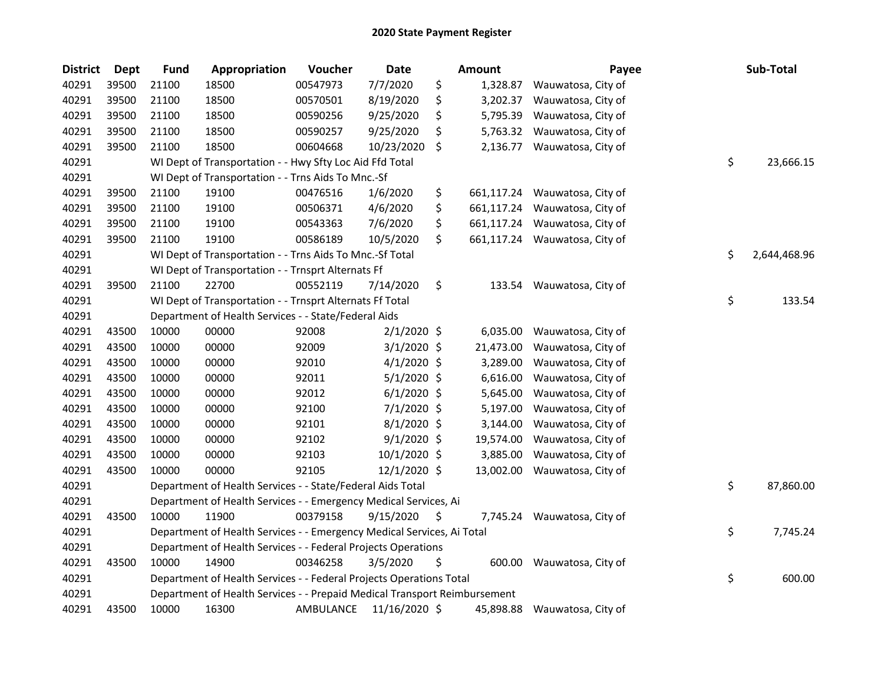# 2020 State Payment Register

| District | Dept | Fund | Appropriation | Voucher | Date | Amount | Payee | Sub-Total |
|---|---|---|---|---|---|---|---|---|
| 40291 | 39500 | 21100 | 18500 | 00547973 | 7/7/2020 | $ 1,328.87 | Wauwatosa, City of | |
| 40291 | 39500 | 21100 | 18500 | 00570501 | 8/19/2020 | $ 3,202.37 | Wauwatosa, City of | |
| 40291 | 39500 | 21100 | 18500 | 00590256 | 9/25/2020 | $ 5,795.39 | Wauwatosa, City of | |
| 40291 | 39500 | 21100 | 18500 | 00590257 | 9/25/2020 | $ 5,763.32 | Wauwatosa, City of | |
| 40291 | 39500 | 21100 | 18500 | 00604668 | 10/23/2020 | $ 2,136.77 | Wauwatosa, City of | |
| 40291 | | WI Dept of Transportation - - Hwy Sfty Loc Aid Ffd Total | | | | | | $ 23,666.15 |
| 40291 | | WI Dept of Transportation - - Trns Aids To Mnc.-Sf | | | | | | |
| 40291 | 39500 | 21100 | 19100 | 00476516 | 1/6/2020 | $ 661,117.24 | Wauwatosa, City of | |
| 40291 | 39500 | 21100 | 19100 | 00506371 | 4/6/2020 | $ 661,117.24 | Wauwatosa, City of | |
| 40291 | 39500 | 21100 | 19100 | 00543363 | 7/6/2020 | $ 661,117.24 | Wauwatosa, City of | |
| 40291 | 39500 | 21100 | 19100 | 00586189 | 10/5/2020 | $ 661,117.24 | Wauwatosa, City of | |
| 40291 | | WI Dept of Transportation - - Trns Aids To Mnc.-Sf Total | | | | | | $ 2,644,468.96 |
| 40291 | | WI Dept of Transportation - - Trnsprt Alternats Ff | | | | | | |
| 40291 | 39500 | 21100 | 22700 | 00552119 | 7/14/2020 | $ 133.54 | Wauwatosa, City of | |
| 40291 | | WI Dept of Transportation - - Trnsprt Alternats Ff Total | | | | | | $ 133.54 |
| 40291 | | Department of Health Services - - State/Federal Aids | | | | | | |
| 40291 | 43500 | 10000 | 00000 | 92008 | 2/1/2020 | $ 6,035.00 | Wauwatosa, City of | |
| 40291 | 43500 | 10000 | 00000 | 92009 | 3/1/2020 | $ 21,473.00 | Wauwatosa, City of | |
| 40291 | 43500 | 10000 | 00000 | 92010 | 4/1/2020 | $ 3,289.00 | Wauwatosa, City of | |
| 40291 | 43500 | 10000 | 00000 | 92011 | 5/1/2020 | $ 6,616.00 | Wauwatosa, City of | |
| 40291 | 43500 | 10000 | 00000 | 92012 | 6/1/2020 | $ 5,645.00 | Wauwatosa, City of | |
| 40291 | 43500 | 10000 | 00000 | 92100 | 7/1/2020 | $ 5,197.00 | Wauwatosa, City of | |
| 40291 | 43500 | 10000 | 00000 | 92101 | 8/1/2020 | $ 3,144.00 | Wauwatosa, City of | |
| 40291 | 43500 | 10000 | 00000 | 92102 | 9/1/2020 | $ 19,574.00 | Wauwatosa, City of | |
| 40291 | 43500 | 10000 | 00000 | 92103 | 10/1/2020 | $ 3,885.00 | Wauwatosa, City of | |
| 40291 | 43500 | 10000 | 00000 | 92105 | 12/1/2020 | $ 13,002.00 | Wauwatosa, City of | |
| 40291 | | Department of Health Services - - State/Federal Aids Total | | | | | | $ 87,860.00 |
| 40291 | | Department of Health Services - - Emergency Medical Services, Ai | | | | | | |
| 40291 | 43500 | 10000 | 11900 | 00379158 | 9/15/2020 | $ 7,745.24 | Wauwatosa, City of | |
| 40291 | | Department of Health Services - - Emergency Medical Services, Ai Total | | | | | | $ 7,745.24 |
| 40291 | | Department of Health Services - - Federal Projects Operations | | | | | | |
| 40291 | 43500 | 10000 | 14900 | 00346258 | 3/5/2020 | $ 600.00 | Wauwatosa, City of | |
| 40291 | | Department of Health Services - - Federal Projects Operations Total | | | | | | $ 600.00 |
| 40291 | | Department of Health Services - - Prepaid Medical Transport Reimbursement | | | | | | |
| 40291 | 43500 | 10000 | 16300 | AMBULANCE | 11/16/2020 | $ 45,898.88 | Wauwatosa, City of | |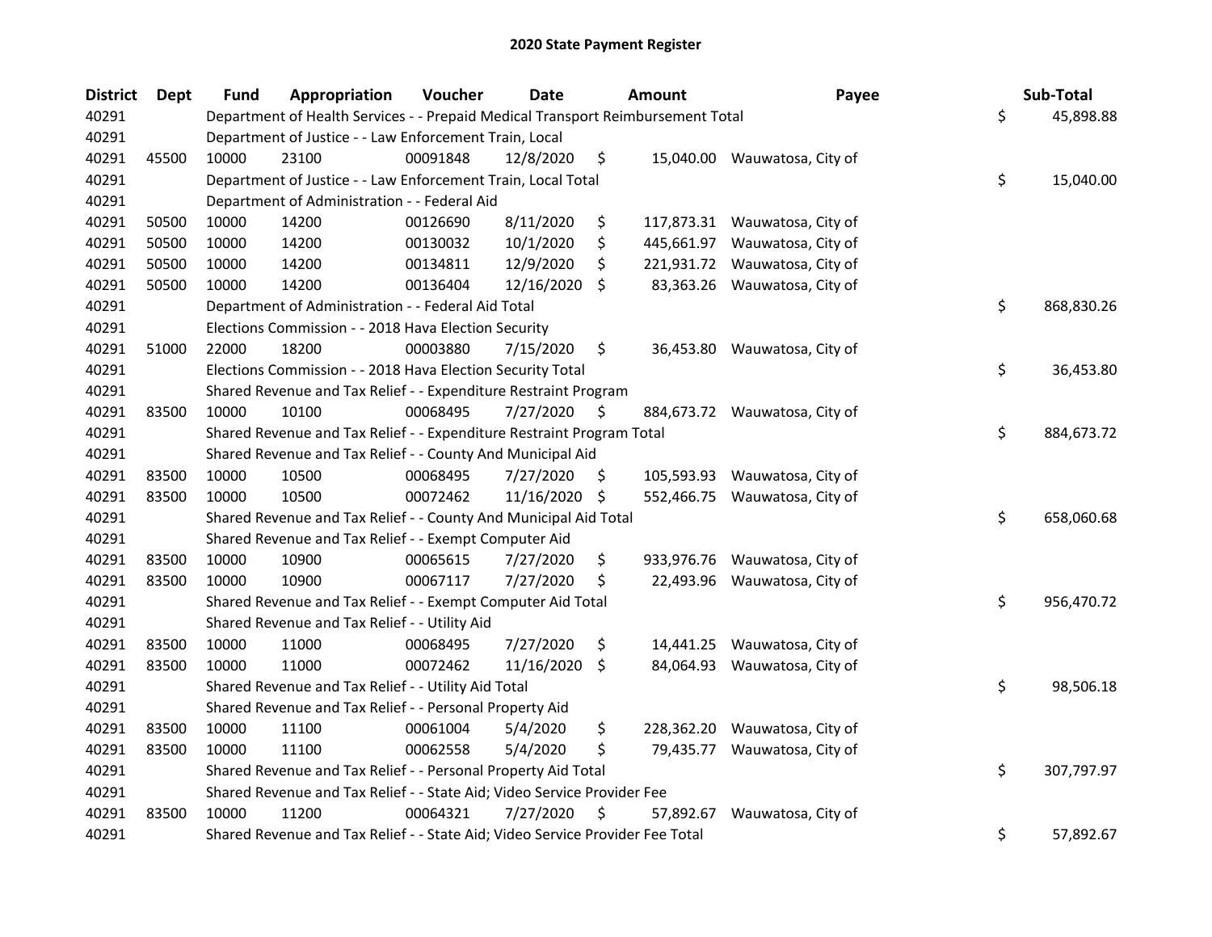# 2020 State Payment Register

| District | Dept | Fund | Appropriation | Voucher | Date | Amount | Payee | Sub-Total |
|---|---|---|---|---|---|---|---|---|
| 40291 | | Department of Health Services - - Prepaid Medical Transport Reimbursement Total | | | | | | $ 45,898.88 |
| 40291 | | Department of Justice - - Law Enforcement Train, Local | | | | | | |
| 40291 | 45500 | 10000 | 23100 | 00091848 | 12/8/2020 | $ 15,040.00 | Wauwatosa, City of | |
| 40291 | | Department of Justice - - Law Enforcement Train, Local Total | | | | | | $ 15,040.00 |
| 40291 | | Department of Administration - - Federal Aid | | | | | | |
| 40291 | 50500 | 10000 | 14200 | 00126690 | 8/11/2020 | $ 117,873.31 | Wauwatosa, City of | |
| 40291 | 50500 | 10000 | 14200 | 00130032 | 10/1/2020 | $ 445,661.97 | Wauwatosa, City of | |
| 40291 | 50500 | 10000 | 14200 | 00134811 | 12/9/2020 | $ 221,931.72 | Wauwatosa, City of | |
| 40291 | 50500 | 10000 | 14200 | 00136404 | 12/16/2020 | $ 83,363.26 | Wauwatosa, City of | |
| 40291 | | Department of Administration - - Federal Aid Total | | | | | | $ 868,830.26 |
| 40291 | | Elections Commission - - 2018 Hava Election Security | | | | | | |
| 40291 | 51000 | 22000 | 18200 | 00003880 | 7/15/2020 | $ 36,453.80 | Wauwatosa, City of | |
| 40291 | | Elections Commission - - 2018 Hava Election Security Total | | | | | | $ 36,453.80 |
| 40291 | | Shared Revenue and Tax Relief - - Expenditure Restraint Program | | | | | | |
| 40291 | 83500 | 10000 | 10100 | 00068495 | 7/27/2020 | $ 884,673.72 | Wauwatosa, City of | |
| 40291 | | Shared Revenue and Tax Relief - - Expenditure Restraint Program Total | | | | | | $ 884,673.72 |
| 40291 | | Shared Revenue and Tax Relief - - County And Municipal Aid | | | | | | |
| 40291 | 83500 | 10000 | 10500 | 00068495 | 7/27/2020 | $ 105,593.93 | Wauwatosa, City of | |
| 40291 | 83500 | 10000 | 10500 | 00072462 | 11/16/2020 | $ 552,466.75 | Wauwatosa, City of | |
| 40291 | | Shared Revenue and Tax Relief - - County And Municipal Aid Total | | | | | | $ 658,060.68 |
| 40291 | | Shared Revenue and Tax Relief - - Exempt Computer Aid | | | | | | |
| 40291 | 83500 | 10000 | 10900 | 00065615 | 7/27/2020 | $ 933,976.76 | Wauwatosa, City of | |
| 40291 | 83500 | 10000 | 10900 | 00067117 | 7/27/2020 | $ 22,493.96 | Wauwatosa, City of | |
| 40291 | | Shared Revenue and Tax Relief - - Exempt Computer Aid Total | | | | | | $ 956,470.72 |
| 40291 | | Shared Revenue and Tax Relief - - Utility Aid | | | | | | |
| 40291 | 83500 | 10000 | 11000 | 00068495 | 7/27/2020 | $ 14,441.25 | Wauwatosa, City of | |
| 40291 | 83500 | 10000 | 11000 | 00072462 | 11/16/2020 | $ 84,064.93 | Wauwatosa, City of | |
| 40291 | | Shared Revenue and Tax Relief - - Utility Aid Total | | | | | | $ 98,506.18 |
| 40291 | | Shared Revenue and Tax Relief - - Personal Property Aid | | | | | | |
| 40291 | 83500 | 10000 | 11100 | 00061004 | 5/4/2020 | $ 228,362.20 | Wauwatosa, City of | |
| 40291 | 83500 | 10000 | 11100 | 00062558 | 5/4/2020 | $ 79,435.77 | Wauwatosa, City of | |
| 40291 | | Shared Revenue and Tax Relief - - Personal Property Aid Total | | | | | | $ 307,797.97 |
| 40291 | | Shared Revenue and Tax Relief - - State Aid; Video Service Provider Fee | | | | | | |
| 40291 | 83500 | 10000 | 11200 | 00064321 | 7/27/2020 | $ 57,892.67 | Wauwatosa, City of | |
| 40291 | | Shared Revenue and Tax Relief - - State Aid; Video Service Provider Fee Total | | | | | | $ 57,892.67 |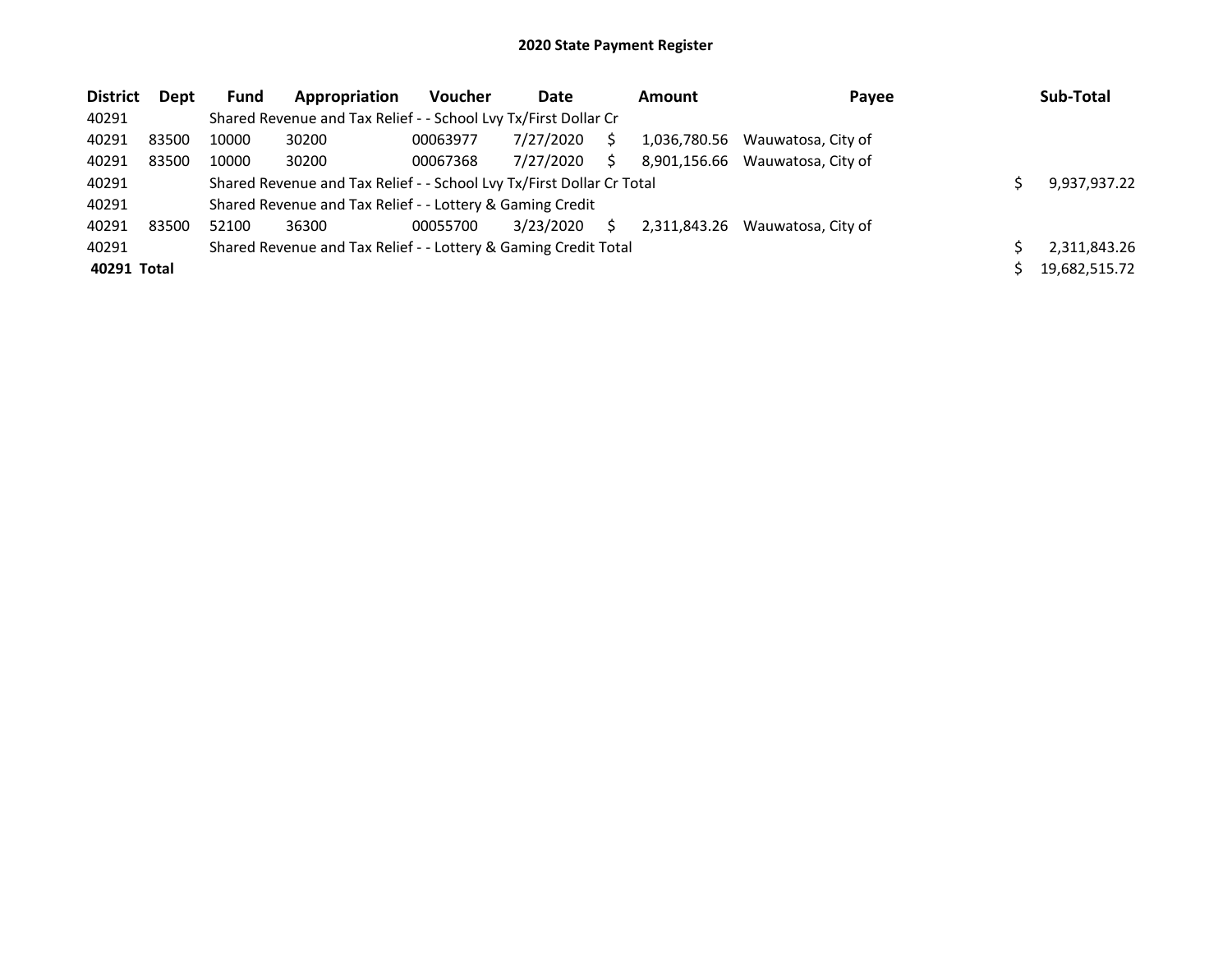# 2020 State Payment Register

| District | Dept | Fund | Appropriation | Voucher | Date | Amount | Payee | Sub-Total |
|---|---|---|---|---|---|---|---|---|
| 40291 | | Shared Revenue and Tax Relief - - School Lvy Tx/First Dollar Cr | | | | | | |
| 40291 | 83500 | 10000 | 30200 | 00063977 | 7/27/2020 | $ 1,036,780.56 | Wauwatosa, City of | |
| 40291 | 83500 | 10000 | 30200 | 00067368 | 7/27/2020 | $ 8,901,156.66 | Wauwatosa, City of | |
| 40291 | | Shared Revenue and Tax Relief - - School Lvy Tx/First Dollar Cr Total | | | | | | $ 9,937,937.22 |
| 40291 | | Shared Revenue and Tax Relief - - Lottery & Gaming Credit | | | | | | |
| 40291 | 83500 | 52100 | 36300 | 00055700 | 3/23/2020 | $ 2,311,843.26 | Wauwatosa, City of | |
| 40291 | | Shared Revenue and Tax Relief - - Lottery & Gaming Credit Total | | | | | | $ 2,311,843.26 |
| **40291 Total** | | | | | | | | $ 19,682,515.72 |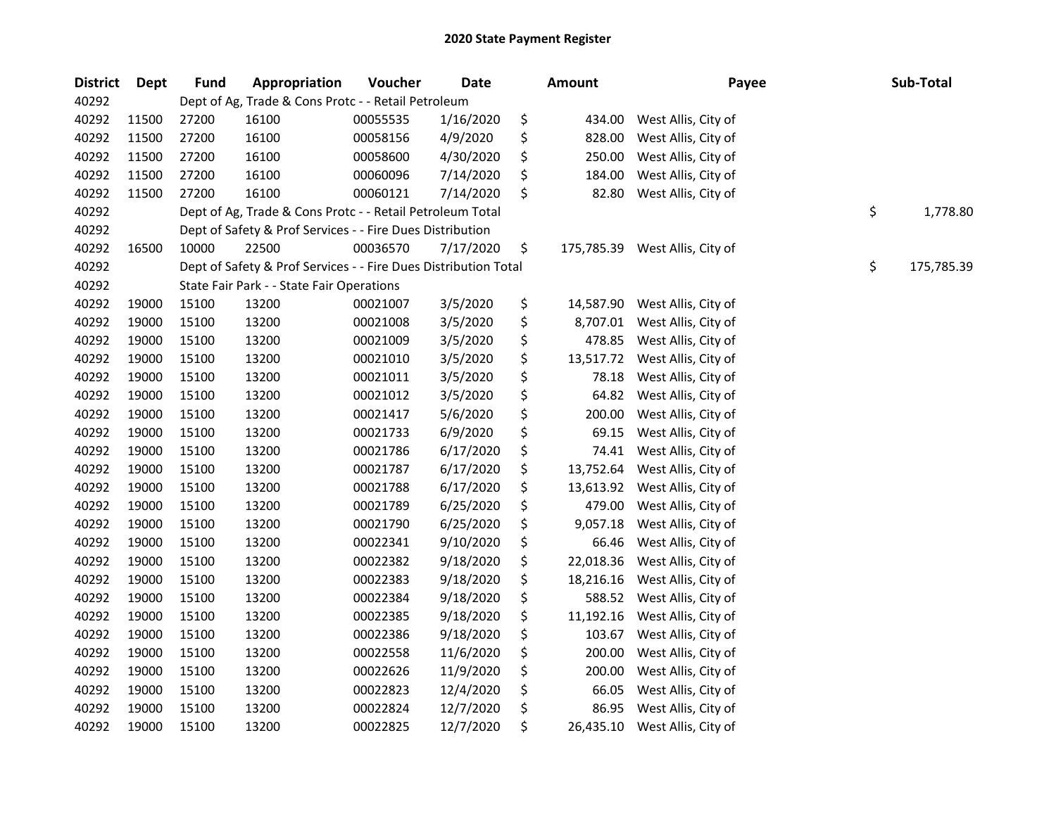# 2020 State Payment Register

| District | Dept | Fund | Appropriation | Voucher | Date | Amount | Payee | Sub-Total |
|---|---|---|---|---|---|---|---|---|
| 40292 | | Dept of Ag, Trade & Cons Protc - - Retail Petroleum | | | | | | |
| 40292 | 11500 | 27200 | 16100 | 00055535 | 1/16/2020 | $ 434.00 | West Allis, City of | |
| 40292 | 11500 | 27200 | 16100 | 00058156 | 4/9/2020 | $ 828.00 | West Allis, City of | |
| 40292 | 11500 | 27200 | 16100 | 00058600 | 4/30/2020 | $ 250.00 | West Allis, City of | |
| 40292 | 11500 | 27200 | 16100 | 00060096 | 7/14/2020 | $ 184.00 | West Allis, City of | |
| 40292 | 11500 | 27200 | 16100 | 00060121 | 7/14/2020 | $ 82.80 | West Allis, City of | |
| 40292 | | Dept of Ag, Trade & Cons Protc - - Retail Petroleum Total | | | | | | $ 1,778.80 |
| 40292 | | Dept of Safety & Prof Services - - Fire Dues Distribution | | | | | | |
| 40292 | 16500 | 10000 | 22500 | 00036570 | 7/17/2020 | $ 175,785.39 | West Allis, City of | |
| 40292 | | Dept of Safety & Prof Services - - Fire Dues Distribution Total | | | | | | $ 175,785.39 |
| 40292 | | State Fair Park - - State Fair Operations | | | | | | |
| 40292 | 19000 | 15100 | 13200 | 00021007 | 3/5/2020 | $ 14,587.90 | West Allis, City of | |
| 40292 | 19000 | 15100 | 13200 | 00021008 | 3/5/2020 | $ 8,707.01 | West Allis, City of | |
| 40292 | 19000 | 15100 | 13200 | 00021009 | 3/5/2020 | $ 478.85 | West Allis, City of | |
| 40292 | 19000 | 15100 | 13200 | 00021010 | 3/5/2020 | $ 13,517.72 | West Allis, City of | |
| 40292 | 19000 | 15100 | 13200 | 00021011 | 3/5/2020 | $ 78.18 | West Allis, City of | |
| 40292 | 19000 | 15100 | 13200 | 00021012 | 3/5/2020 | $ 64.82 | West Allis, City of | |
| 40292 | 19000 | 15100 | 13200 | 00021417 | 5/6/2020 | $ 200.00 | West Allis, City of | |
| 40292 | 19000 | 15100 | 13200 | 00021733 | 6/9/2020 | $ 69.15 | West Allis, City of | |
| 40292 | 19000 | 15100 | 13200 | 00021786 | 6/17/2020 | $ 74.41 | West Allis, City of | |
| 40292 | 19000 | 15100 | 13200 | 00021787 | 6/17/2020 | $ 13,752.64 | West Allis, City of | |
| 40292 | 19000 | 15100 | 13200 | 00021788 | 6/17/2020 | $ 13,613.92 | West Allis, City of | |
| 40292 | 19000 | 15100 | 13200 | 00021789 | 6/25/2020 | $ 479.00 | West Allis, City of | |
| 40292 | 19000 | 15100 | 13200 | 00021790 | 6/25/2020 | $ 9,057.18 | West Allis, City of | |
| 40292 | 19000 | 15100 | 13200 | 00022341 | 9/10/2020 | $ 66.46 | West Allis, City of | |
| 40292 | 19000 | 15100 | 13200 | 00022382 | 9/18/2020 | $ 22,018.36 | West Allis, City of | |
| 40292 | 19000 | 15100 | 13200 | 00022383 | 9/18/2020 | $ 18,216.16 | West Allis, City of | |
| 40292 | 19000 | 15100 | 13200 | 00022384 | 9/18/2020 | $ 588.52 | West Allis, City of | |
| 40292 | 19000 | 15100 | 13200 | 00022385 | 9/18/2020 | $ 11,192.16 | West Allis, City of | |
| 40292 | 19000 | 15100 | 13200 | 00022386 | 9/18/2020 | $ 103.67 | West Allis, City of | |
| 40292 | 19000 | 15100 | 13200 | 00022558 | 11/6/2020 | $ 200.00 | West Allis, City of | |
| 40292 | 19000 | 15100 | 13200 | 00022626 | 11/9/2020 | $ 200.00 | West Allis, City of | |
| 40292 | 19000 | 15100 | 13200 | 00022823 | 12/4/2020 | $ 66.05 | West Allis, City of | |
| 40292 | 19000 | 15100 | 13200 | 00022824 | 12/7/2020 | $ 86.95 | West Allis, City of | |
| 40292 | 19000 | 15100 | 13200 | 00022825 | 12/7/2020 | $ 26,435.10 | West Allis, City of | |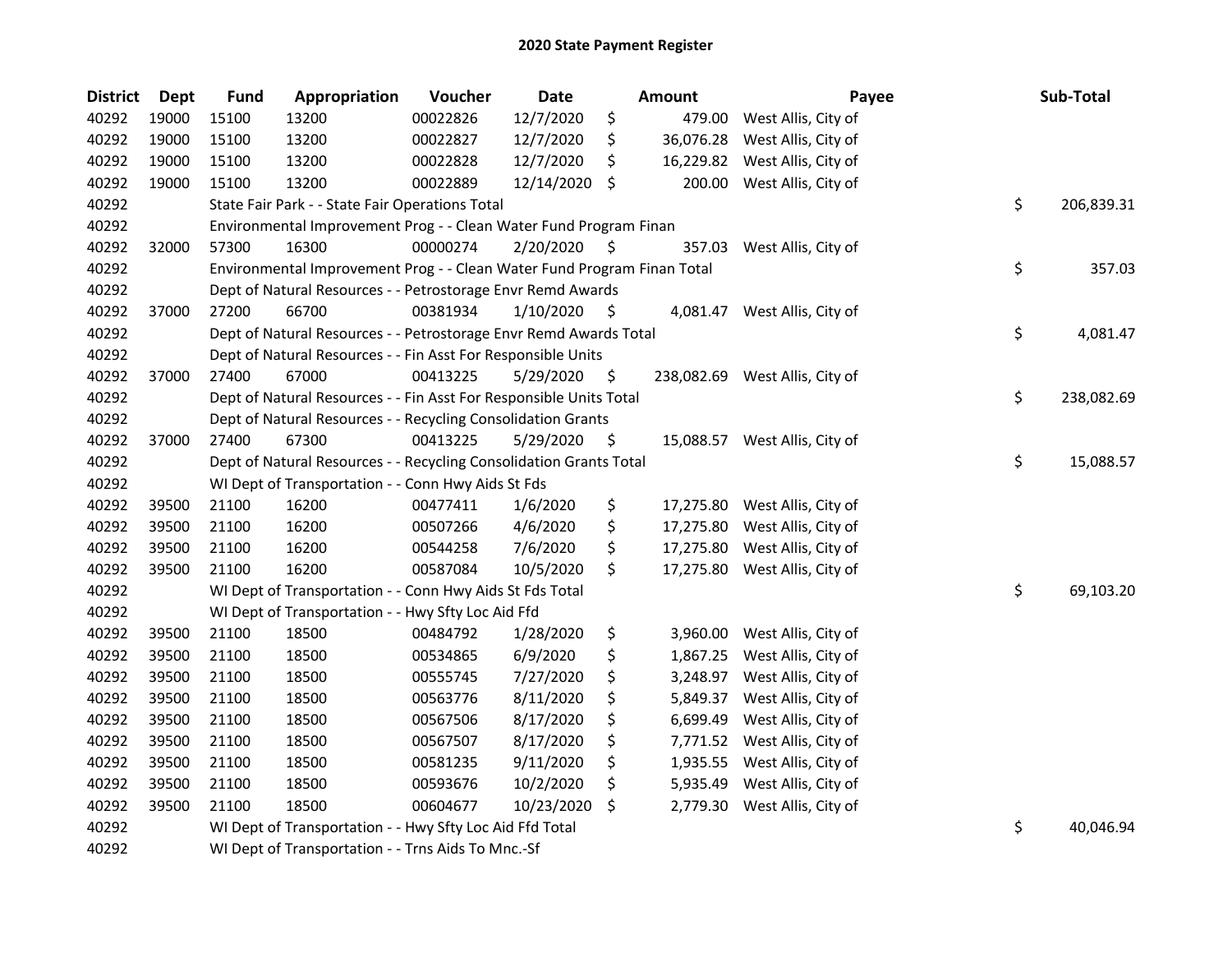# 2020 State Payment Register

| District | Dept | Fund | Appropriation | Voucher | Date | Amount | Payee | Sub-Total |
|---|---|---|---|---|---|---|---|---|
| 40292 | 19000 | 15100 | 13200 | 00022826 | 12/7/2020 | $ 479.00 | West Allis, City of | |
| 40292 | 19000 | 15100 | 13200 | 00022827 | 12/7/2020 | $ 36,076.28 | West Allis, City of | |
| 40292 | 19000 | 15100 | 13200 | 00022828 | 12/7/2020 | $ 16,229.82 | West Allis, City of | |
| 40292 | 19000 | 15100 | 13200 | 00022889 | 12/14/2020 | $ 200.00 | West Allis, City of | |
| 40292 | | State Fair Park - - State Fair Operations Total | | | | | | $ 206,839.31 |
| 40292 | | Environmental Improvement Prog - - Clean Water Fund Program Finan | | | | | | |
| 40292 | 32000 | 57300 | 16300 | 00000274 | 2/20/2020 | $ 357.03 | West Allis, City of | |
| 40292 | | Environmental Improvement Prog - - Clean Water Fund Program Finan Total | | | | | | $ 357.03 |
| 40292 | | Dept of Natural Resources - - Petrostorage Envr Remd Awards | | | | | | |
| 40292 | 37000 | 27200 | 66700 | 00381934 | 1/10/2020 | $ 4,081.47 | West Allis, City of | |
| 40292 | | Dept of Natural Resources - - Petrostorage Envr Remd Awards Total | | | | | | $ 4,081.47 |
| 40292 | | Dept of Natural Resources - - Fin Asst For Responsible Units | | | | | | |
| 40292 | 37000 | 27400 | 67000 | 00413225 | 5/29/2020 | $ 238,082.69 | West Allis, City of | |
| 40292 | | Dept of Natural Resources - - Fin Asst For Responsible Units Total | | | | | | $ 238,082.69 |
| 40292 | | Dept of Natural Resources - - Recycling Consolidation Grants | | | | | | |
| 40292 | 37000 | 27400 | 67300 | 00413225 | 5/29/2020 | $ 15,088.57 | West Allis, City of | |
| 40292 | | Dept of Natural Resources - - Recycling Consolidation Grants Total | | | | | | $ 15,088.57 |
| 40292 | | WI Dept of Transportation - - Conn Hwy Aids St Fds | | | | | | |
| 40292 | 39500 | 21100 | 16200 | 00477411 | 1/6/2020 | $ 17,275.80 | West Allis, City of | |
| 40292 | 39500 | 21100 | 16200 | 00507266 | 4/6/2020 | $ 17,275.80 | West Allis, City of | |
| 40292 | 39500 | 21100 | 16200 | 00544258 | 7/6/2020 | $ 17,275.80 | West Allis, City of | |
| 40292 | 39500 | 21100 | 16200 | 00587084 | 10/5/2020 | $ 17,275.80 | West Allis, City of | |
| 40292 | | WI Dept of Transportation - - Conn Hwy Aids St Fds Total | | | | | | $ 69,103.20 |
| 40292 | | WI Dept of Transportation - - Hwy Sfty Loc Aid Ffd | | | | | | |
| 40292 | 39500 | 21100 | 18500 | 00484792 | 1/28/2020 | $ 3,960.00 | West Allis, City of | |
| 40292 | 39500 | 21100 | 18500 | 00534865 | 6/9/2020 | $ 1,867.25 | West Allis, City of | |
| 40292 | 39500 | 21100 | 18500 | 00555745 | 7/27/2020 | $ 3,248.97 | West Allis, City of | |
| 40292 | 39500 | 21100 | 18500 | 00563776 | 8/11/2020 | $ 5,849.37 | West Allis, City of | |
| 40292 | 39500 | 21100 | 18500 | 00567506 | 8/17/2020 | $ 6,699.49 | West Allis, City of | |
| 40292 | 39500 | 21100 | 18500 | 00567507 | 8/17/2020 | $ 7,771.52 | West Allis, City of | |
| 40292 | 39500 | 21100 | 18500 | 00581235 | 9/11/2020 | $ 1,935.55 | West Allis, City of | |
| 40292 | 39500 | 21100 | 18500 | 00593676 | 10/2/2020 | $ 5,935.49 | West Allis, City of | |
| 40292 | 39500 | 21100 | 18500 | 00604677 | 10/23/2020 | $ 2,779.30 | West Allis, City of | |
| 40292 | | WI Dept of Transportation - - Hwy Sfty Loc Aid Ffd Total | | | | | | $ 40,046.94 |
| 40292 | | WI Dept of Transportation - - Trns Aids To Mnc.-Sf | | | | | | |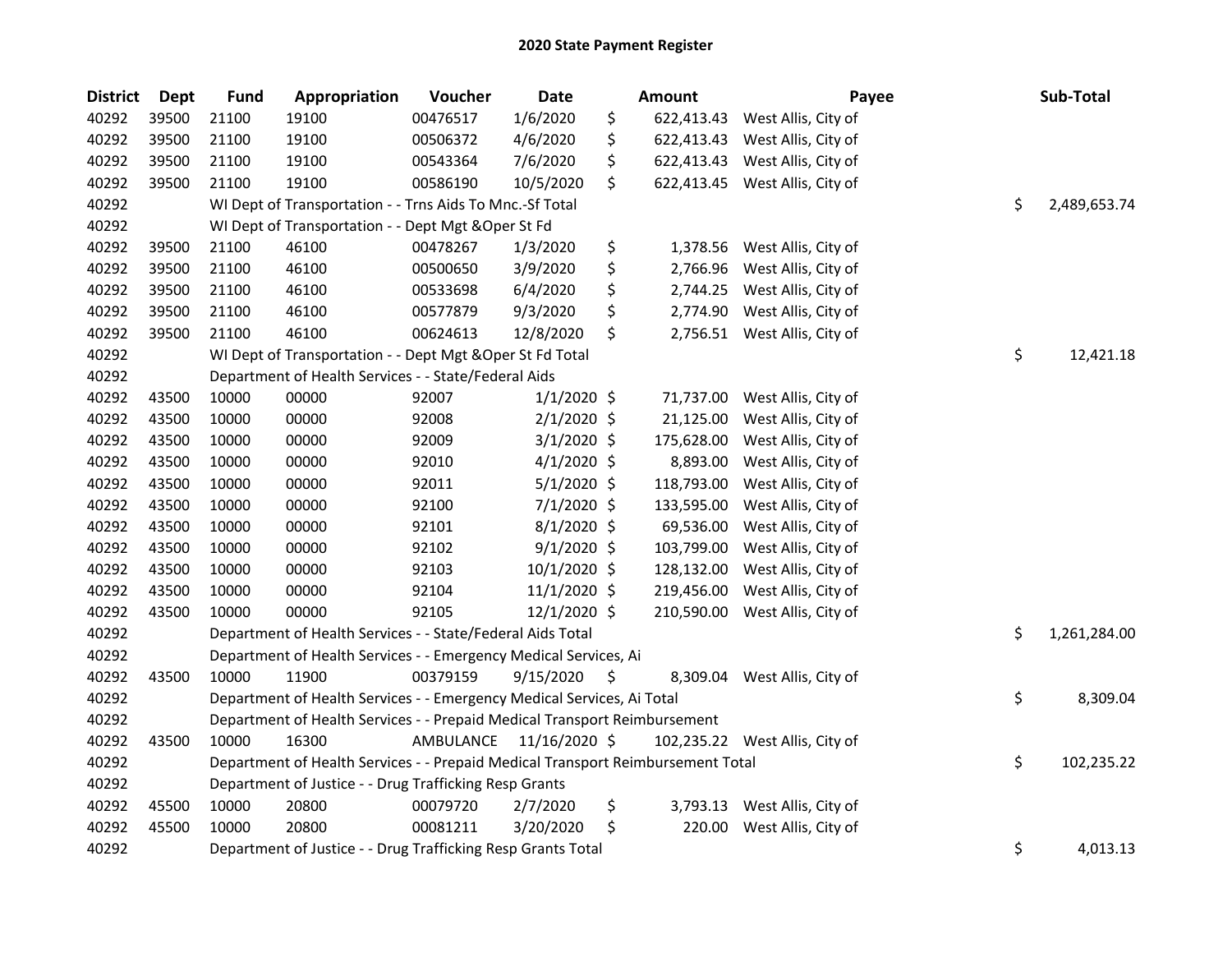# 2020 State Payment Register

| District | Dept | Fund | Appropriation | Voucher | Date | Amount | Payee | Sub-Total |
|---|---|---|---|---|---|---|---|---|
| 40292 | 39500 | 21100 | 19100 | 00476517 | 1/6/2020 | $ 622,413.43 | West Allis, City of | |
| 40292 | 39500 | 21100 | 19100 | 00506372 | 4/6/2020 | $ 622,413.43 | West Allis, City of | |
| 40292 | 39500 | 21100 | 19100 | 00543364 | 7/6/2020 | $ 622,413.43 | West Allis, City of | |
| 40292 | 39500 | 21100 | 19100 | 00586190 | 10/5/2020 | $ 622,413.45 | West Allis, City of | |
| 40292 | | WI Dept of Transportation - - Trns Aids To Mnc.-Sf Total | | | | | | $ 2,489,653.74 |
| 40292 | | WI Dept of Transportation - - Dept Mgt &Oper St Fd | | | | | | |
| 40292 | 39500 | 21100 | 46100 | 00478267 | 1/3/2020 | $ 1,378.56 | West Allis, City of | |
| 40292 | 39500 | 21100 | 46100 | 00500650 | 3/9/2020 | $ 2,766.96 | West Allis, City of | |
| 40292 | 39500 | 21100 | 46100 | 00533698 | 6/4/2020 | $ 2,744.25 | West Allis, City of | |
| 40292 | 39500 | 21100 | 46100 | 00577879 | 9/3/2020 | $ 2,774.90 | West Allis, City of | |
| 40292 | 39500 | 21100 | 46100 | 00624613 | 12/8/2020 | $ 2,756.51 | West Allis, City of | |
| 40292 | | WI Dept of Transportation - - Dept Mgt &Oper St Fd Total | | | | | | $ 12,421.18 |
| 40292 | | Department of Health Services - - State/Federal Aids | | | | | | |
| 40292 | 43500 | 10000 | 00000 | 92007 | 1/1/2020 | $ 71,737.00 | West Allis, City of | |
| 40292 | 43500 | 10000 | 00000 | 92008 | 2/1/2020 | $ 21,125.00 | West Allis, City of | |
| 40292 | 43500 | 10000 | 00000 | 92009 | 3/1/2020 | $ 175,628.00 | West Allis, City of | |
| 40292 | 43500 | 10000 | 00000 | 92010 | 4/1/2020 | $ 8,893.00 | West Allis, City of | |
| 40292 | 43500 | 10000 | 00000 | 92011 | 5/1/2020 | $ 118,793.00 | West Allis, City of | |
| 40292 | 43500 | 10000 | 00000 | 92100 | 7/1/2020 | $ 133,595.00 | West Allis, City of | |
| 40292 | 43500 | 10000 | 00000 | 92101 | 8/1/2020 | $ 69,536.00 | West Allis, City of | |
| 40292 | 43500 | 10000 | 00000 | 92102 | 9/1/2020 | $ 103,799.00 | West Allis, City of | |
| 40292 | 43500 | 10000 | 00000 | 92103 | 10/1/2020 | $ 128,132.00 | West Allis, City of | |
| 40292 | 43500 | 10000 | 00000 | 92104 | 11/1/2020 | $ 219,456.00 | West Allis, City of | |
| 40292 | 43500 | 10000 | 00000 | 92105 | 12/1/2020 | $ 210,590.00 | West Allis, City of | |
| 40292 | | Department of Health Services - - State/Federal Aids Total | | | | | | $ 1,261,284.00 |
| 40292 | | Department of Health Services - - Emergency Medical Services, Ai | | | | | | |
| 40292 | 43500 | 10000 | 11900 | 00379159 | 9/15/2020 | $ 8,309.04 | West Allis, City of | |
| 40292 | | Department of Health Services - - Emergency Medical Services, Ai Total | | | | | | $ 8,309.04 |
| 40292 | | Department of Health Services - - Prepaid Medical Transport Reimbursement | | | | | | |
| 40292 | 43500 | 10000 | 16300 | AMBULANCE | 11/16/2020 | $ 102,235.22 | West Allis, City of | |
| 40292 | | Department of Health Services - - Prepaid Medical Transport Reimbursement Total | | | | | | $ 102,235.22 |
| 40292 | | Department of Justice - - Drug Trafficking Resp Grants | | | | | | |
| 40292 | 45500 | 10000 | 20800 | 00079720 | 2/7/2020 | $ 3,793.13 | West Allis, City of | |
| 40292 | 45500 | 10000 | 20800 | 00081211 | 3/20/2020 | $ 220.00 | West Allis, City of | |
| 40292 | | Department of Justice - - Drug Trafficking Resp Grants Total | | | | | | $ 4,013.13 |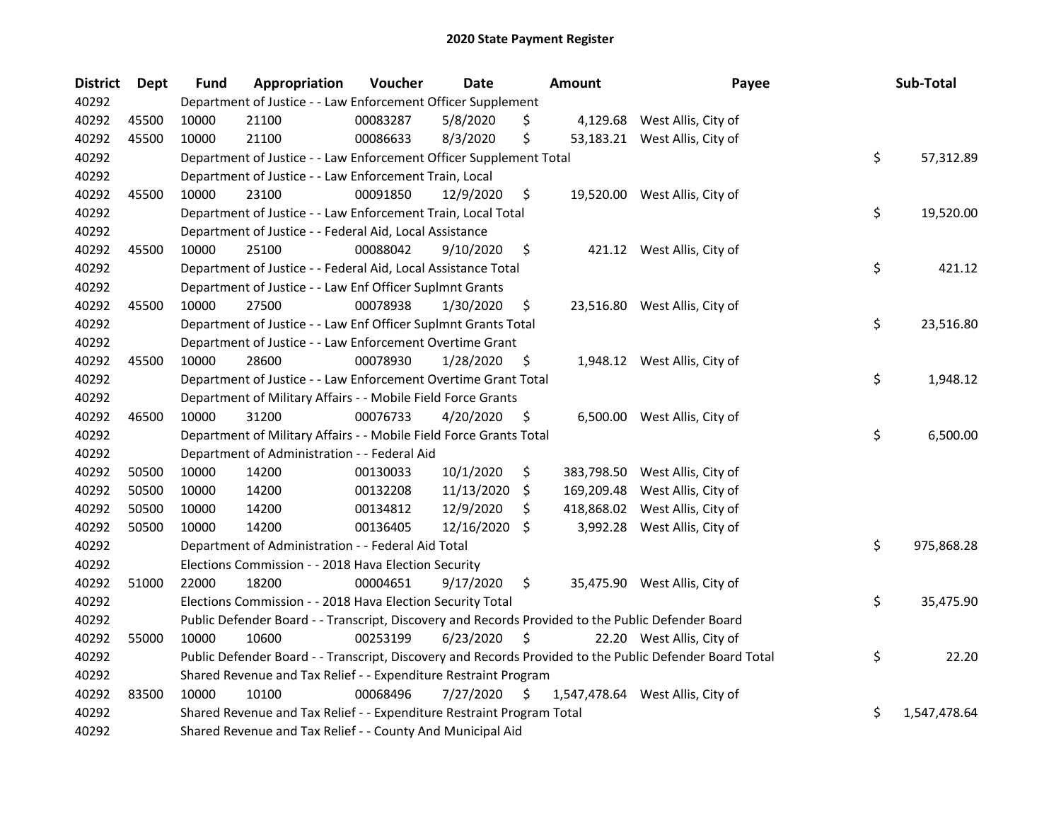# 2020 State Payment Register

| District | Dept | Fund | Appropriation | Voucher | Date | Amount | Payee | Sub-Total |
|---|---|---|---|---|---|---|---|---|
| 40292 | | Department of Justice - - Law Enforcement Officer Supplement | | | | | | |
| 40292 | 45500 | 10000 | 21100 | 00083287 | 5/8/2020 | $ 4,129.68 | West Allis, City of | |
| 40292 | 45500 | 10000 | 21100 | 00086633 | 8/3/2020 | $ 53,183.21 | West Allis, City of | |
| 40292 | | Department of Justice - - Law Enforcement Officer Supplement Total | | | | | | $ 57,312.89 |
| 40292 | | Department of Justice - - Law Enforcement Train, Local | | | | | | |
| 40292 | 45500 | 10000 | 23100 | 00091850 | 12/9/2020 | $ 19,520.00 | West Allis, City of | |
| 40292 | | Department of Justice - - Law Enforcement Train, Local Total | | | | | | $ 19,520.00 |
| 40292 | | Department of Justice - - Federal Aid, Local Assistance | | | | | | |
| 40292 | 45500 | 10000 | 25100 | 00088042 | 9/10/2020 | $ 421.12 | West Allis, City of | |
| 40292 | | Department of Justice - - Federal Aid, Local Assistance Total | | | | | | $ 421.12 |
| 40292 | | Department of Justice - - Law Enf Officer Suplmnt Grants | | | | | | |
| 40292 | 45500 | 10000 | 27500 | 00078938 | 1/30/2020 | $ 23,516.80 | West Allis, City of | |
| 40292 | | Department of Justice - - Law Enf Officer Suplmnt Grants Total | | | | | | $ 23,516.80 |
| 40292 | | Department of Justice - - Law Enforcement Overtime Grant | | | | | | |
| 40292 | 45500 | 10000 | 28600 | 00078930 | 1/28/2020 | $ 1,948.12 | West Allis, City of | |
| 40292 | | Department of Justice - - Law Enforcement Overtime Grant Total | | | | | | $ 1,948.12 |
| 40292 | | Department of Military Affairs - - Mobile Field Force Grants | | | | | | |
| 40292 | 46500 | 10000 | 31200 | 00076733 | 4/20/2020 | $ 6,500.00 | West Allis, City of | |
| 40292 | | Department of Military Affairs - - Mobile Field Force Grants Total | | | | | | $ 6,500.00 |
| 40292 | | Department of Administration - - Federal Aid | | | | | | |
| 40292 | 50500 | 10000 | 14200 | 00130033 | 10/1/2020 | $ 383,798.50 | West Allis, City of | |
| 40292 | 50500 | 10000 | 14200 | 00132208 | 11/13/2020 | $ 169,209.48 | West Allis, City of | |
| 40292 | 50500 | 10000 | 14200 | 00134812 | 12/9/2020 | $ 418,868.02 | West Allis, City of | |
| 40292 | 50500 | 10000 | 14200 | 00136405 | 12/16/2020 | $ 3,992.28 | West Allis, City of | |
| 40292 | | Department of Administration - - Federal Aid Total | | | | | | $ 975,868.28 |
| 40292 | | Elections Commission - - 2018 Hava Election Security | | | | | | |
| 40292 | 51000 | 22000 | 18200 | 00004651 | 9/17/2020 | $ 35,475.90 | West Allis, City of | |
| 40292 | | Elections Commission - - 2018 Hava Election Security Total | | | | | | $ 35,475.90 |
| 40292 | | Public Defender Board - - Transcript, Discovery and Records Provided to the Public Defender Board | | | | | | |
| 40292 | 55000 | 10000 | 10600 | 00253199 | 6/23/2020 | $ 22.20 | West Allis, City of | |
| 40292 | | Public Defender Board - - Transcript, Discovery and Records Provided to the Public Defender Board Total | | | | | | $ 22.20 |
| 40292 | | Shared Revenue and Tax Relief - - Expenditure Restraint Program | | | | | | |
| 40292 | 83500 | 10000 | 10100 | 00068496 | 7/27/2020 | $ 1,547,478.64 | West Allis, City of | |
| 40292 | | Shared Revenue and Tax Relief - - Expenditure Restraint Program Total | | | | | | $ 1,547,478.64 |
| 40292 | | Shared Revenue and Tax Relief - - County And Municipal Aid | | | | | | |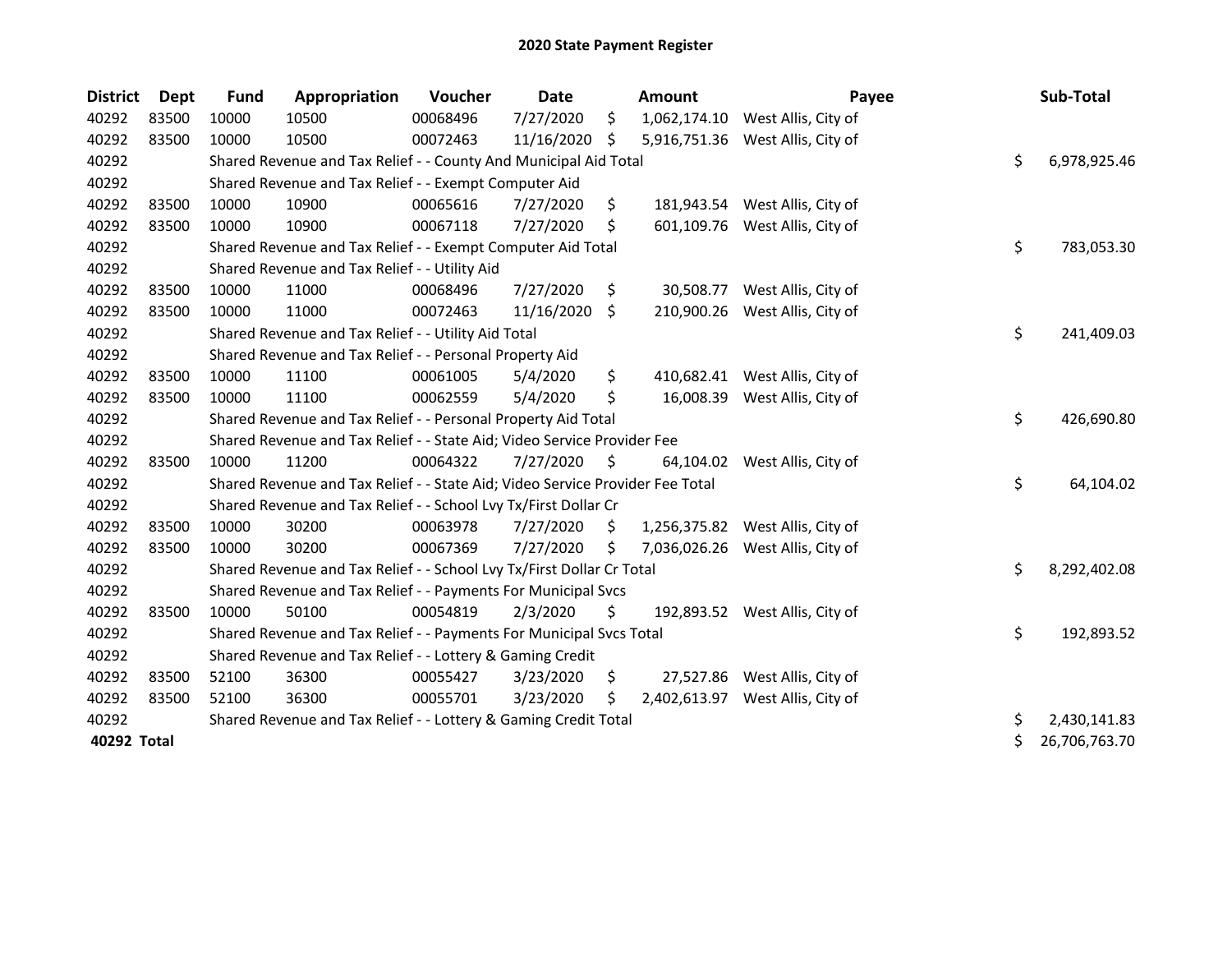# 2020 State Payment Register

| District | Dept | Fund | Appropriation | Voucher | Date | Amount | Payee | Sub-Total |
|---|---|---|---|---|---|---|---|---|
| 40292 | 83500 | 10000 | 10500 | 00068496 | 7/27/2020 | $ 1,062,174.10 | West Allis, City of | |
| 40292 | 83500 | 10000 | 10500 | 00072463 | 11/16/2020 | $ 5,916,751.36 | West Allis, City of | |
| 40292 | | Shared Revenue and Tax Relief - - County And Municipal Aid Total | | | | | | $ 6,978,925.46 |
| 40292 | | Shared Revenue and Tax Relief - - Exempt Computer Aid | | | | | | |
| 40292 | 83500 | 10000 | 10900 | 00065616 | 7/27/2020 | $ 181,943.54 | West Allis, City of | |
| 40292 | 83500 | 10000 | 10900 | 00067118 | 7/27/2020 | $ 601,109.76 | West Allis, City of | |
| 40292 | | Shared Revenue and Tax Relief - - Exempt Computer Aid Total | | | | | | $ 783,053.30 |
| 40292 | | Shared Revenue and Tax Relief - - Utility Aid | | | | | | |
| 40292 | 83500 | 10000 | 11000 | 00068496 | 7/27/2020 | $ 30,508.77 | West Allis, City of | |
| 40292 | 83500 | 10000 | 11000 | 00072463 | 11/16/2020 | $ 210,900.26 | West Allis, City of | |
| 40292 | | Shared Revenue and Tax Relief - - Utility Aid Total | | | | | | $ 241,409.03 |
| 40292 | | Shared Revenue and Tax Relief - - Personal Property Aid | | | | | | |
| 40292 | 83500 | 10000 | 11100 | 00061005 | 5/4/2020 | $ 410,682.41 | West Allis, City of | |
| 40292 | 83500 | 10000 | 11100 | 00062559 | 5/4/2020 | $ 16,008.39 | West Allis, City of | |
| 40292 | | Shared Revenue and Tax Relief - - Personal Property Aid Total | | | | | | $ 426,690.80 |
| 40292 | | Shared Revenue and Tax Relief - - State Aid; Video Service Provider Fee | | | | | | |
| 40292 | 83500 | 10000 | 11200 | 00064322 | 7/27/2020 | $ 64,104.02 | West Allis, City of | |
| 40292 | | Shared Revenue and Tax Relief - - State Aid; Video Service Provider Fee Total | | | | | | $ 64,104.02 |
| 40292 | | Shared Revenue and Tax Relief - - School Lvy Tx/First Dollar Cr | | | | | | |
| 40292 | 83500 | 10000 | 30200 | 00063978 | 7/27/2020 | $ 1,256,375.82 | West Allis, City of | |
| 40292 | 83500 | 10000 | 30200 | 00067369 | 7/27/2020 | $ 7,036,026.26 | West Allis, City of | |
| 40292 | | Shared Revenue and Tax Relief - - School Lvy Tx/First Dollar Cr Total | | | | | | $ 8,292,402.08 |
| 40292 | | Shared Revenue and Tax Relief - - Payments For Municipal Svcs | | | | | | |
| 40292 | 83500 | 10000 | 50100 | 00054819 | 2/3/2020 | $ 192,893.52 | West Allis, City of | |
| 40292 | | Shared Revenue and Tax Relief - - Payments For Municipal Svcs Total | | | | | | $ 192,893.52 |
| 40292 | | Shared Revenue and Tax Relief - - Lottery & Gaming Credit | | | | | | |
| 40292 | 83500 | 52100 | 36300 | 00055427 | 3/23/2020 | $ 27,527.86 | West Allis, City of | |
| 40292 | 83500 | 52100 | 36300 | 00055701 | 3/23/2020 | $ 2,402,613.97 | West Allis, City of | |
| 40292 | | Shared Revenue and Tax Relief - - Lottery & Gaming Credit Total | | | | | | $ 2,430,141.83 |
| **40292 Total** | | | | | | | | $ 26,706,763.70 |